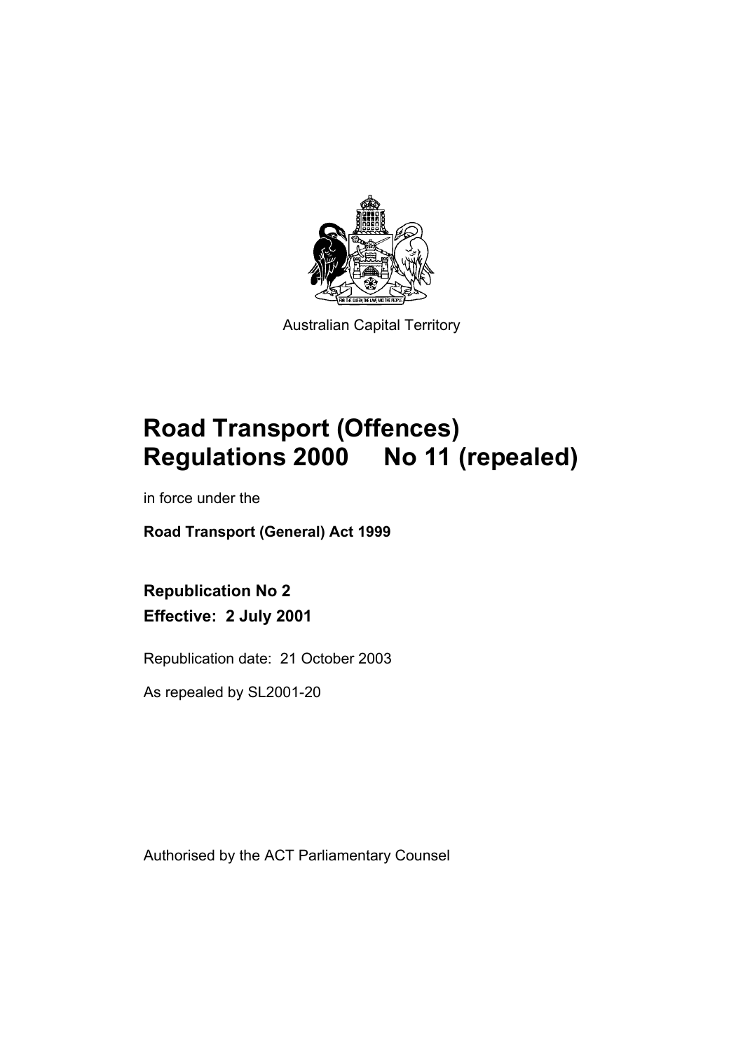Australian Capital Territory

# Road Transport (Offences) Regulations 2000 No 11 (repealed)

in force under the

**Road Transport (General) Act 1999**

**Republication No 2**
**Effective: 2 July 2001**

Republication date: 21 October 2003

As repealed by SL2001-20

Authorised by the ACT Parliamentary Counsel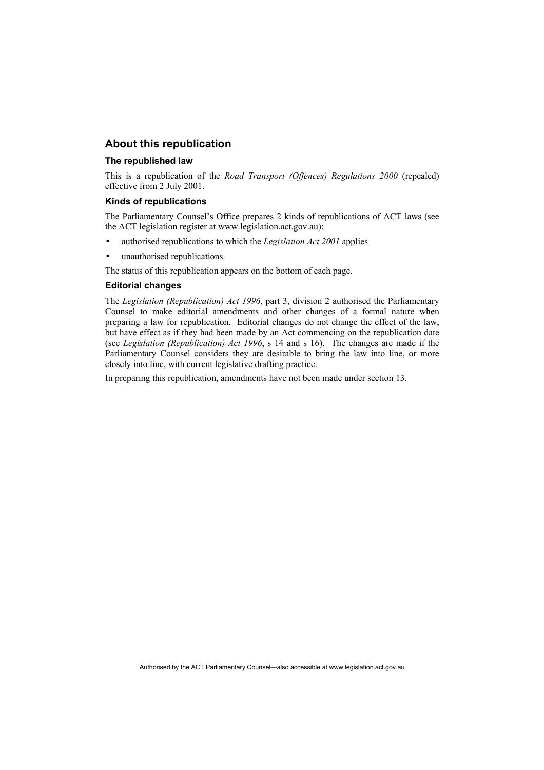## About this republication

### The republished law

This is a republication of the *Road Transport (Offences) Regulations 2000* (repealed) effective from 2 July 2001.

### Kinds of republications

The Parliamentary Counsel's Office prepares 2 kinds of republications of ACT laws (see the ACT legislation register at www.legislation.act.gov.au):

- authorised republications to which the *Legislation Act 2001* applies
- unauthorised republications.

The status of this republication appears on the bottom of each page.

### Editorial changes

The *Legislation (Republication) Act 1996*, part 3, division 2 authorised the Parliamentary Counsel to make editorial amendments and other changes of a formal nature when preparing a law for republication. Editorial changes do not change the effect of the law, but have effect as if they had been made by an Act commencing on the republication date (see *Legislation (Republication) Act 1996*, s 14 and s 16). The changes are made if the Parliamentary Counsel considers they are desirable to bring the law into line, or more closely into line, with current legislative drafting practice.

In preparing this republication, amendments have not been made under section 13.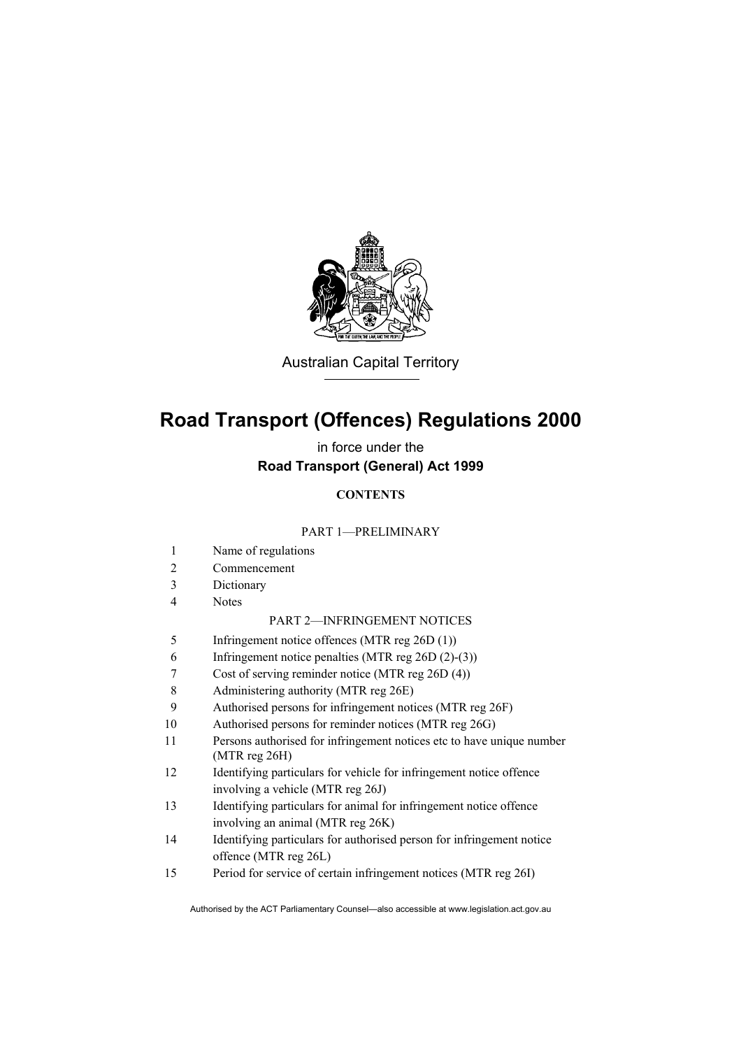Australian Capital Territory

# Road Transport (Offences) Regulations 2000

in force under the

**Road Transport (General) Act 1999**

**CONTENTS**

PART 1—PRELIMINARY

1 Name of regulations
2 Commencement
3 Dictionary
4 Notes

PART 2—INFRINGEMENT NOTICES

5 Infringement notice offences (MTR reg 26D (1))
6 Infringement notice penalties (MTR reg 26D (2)-(3))
7 Cost of serving reminder notice (MTR reg 26D (4))
8 Administering authority (MTR reg 26E)
9 Authorised persons for infringement notices (MTR reg 26F)
10 Authorised persons for reminder notices (MTR reg 26G)
11 Persons authorised for infringement notices etc to have unique number (MTR reg 26H)
12 Identifying particulars for vehicle for infringement notice offence involving a vehicle (MTR reg 26J)
13 Identifying particulars for animal for infringement notice offence involving an animal (MTR reg 26K)
14 Identifying particulars for authorised person for infringement notice offence (MTR reg 26L)
15 Period for service of certain infringement notices (MTR reg 26I)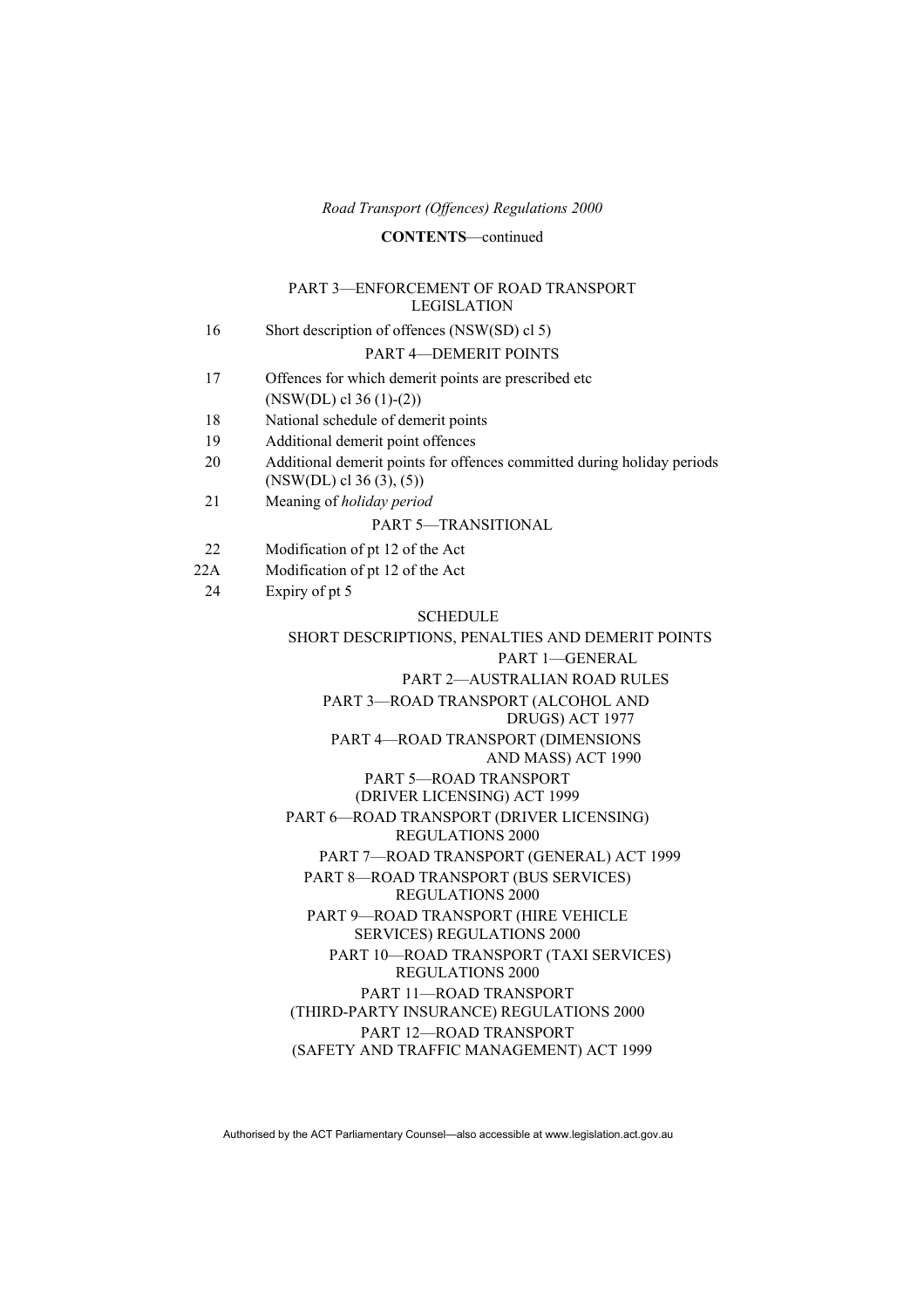*Road Transport (Offences) Regulations 2000*

**CONTENTS**—continued

PART 3—ENFORCEMENT OF ROAD TRANSPORT LEGISLATION

16 Short description of offences (NSW(SD) cl 5)

PART 4—DEMERIT POINTS

17 Offences for which demerit points are prescribed etc (NSW(DL) cl 36 (1)-(2))

18 National schedule of demerit points

19 Additional demerit point offences

20 Additional demerit points for offences committed during holiday periods (NSW(DL) cl 36 (3), (5))

21 Meaning of *holiday period*

PART 5—TRANSITIONAL

22 Modification of pt 12 of the Act

22A Modification of pt 12 of the Act

24 Expiry of pt 5

SCHEDULE

SHORT DESCRIPTIONS, PENALTIES AND DEMERIT POINTS

PART 1—GENERAL

PART 2—AUSTRALIAN ROAD RULES

PART 3—ROAD TRANSPORT (ALCOHOL AND DRUGS) ACT 1977

PART 4—ROAD TRANSPORT (DIMENSIONS AND MASS) ACT 1990

PART 5—ROAD TRANSPORT (DRIVER LICENSING) ACT 1999

PART 6—ROAD TRANSPORT (DRIVER LICENSING) REGULATIONS 2000

PART 7—ROAD TRANSPORT (GENERAL) ACT 1999

PART 8—ROAD TRANSPORT (BUS SERVICES) REGULATIONS 2000

PART 9—ROAD TRANSPORT (HIRE VEHICLE SERVICES) REGULATIONS 2000

PART 10—ROAD TRANSPORT (TAXI SERVICES) REGULATIONS 2000

PART 11—ROAD TRANSPORT (THIRD-PARTY INSURANCE) REGULATIONS 2000

PART 12—ROAD TRANSPORT (SAFETY AND TRAFFIC MANAGEMENT) ACT 1999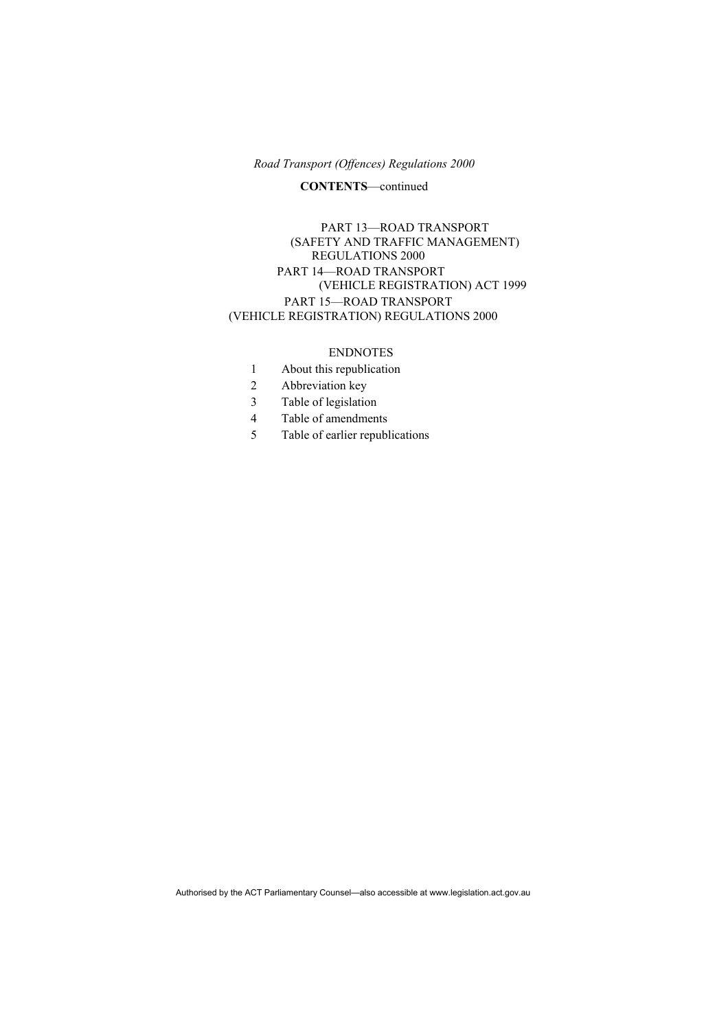**CONTENTS**—continued

PART 13—ROAD TRANSPORT (SAFETY AND TRAFFIC MANAGEMENT) REGULATIONS 2000

PART 14—ROAD TRANSPORT (VEHICLE REGISTRATION) ACT 1999

PART 15—ROAD TRANSPORT (VEHICLE REGISTRATION) REGULATIONS 2000

ENDNOTES

1 About this republication

2 Abbreviation key

3 Table of legislation

4 Table of amendments

5 Table of earlier republications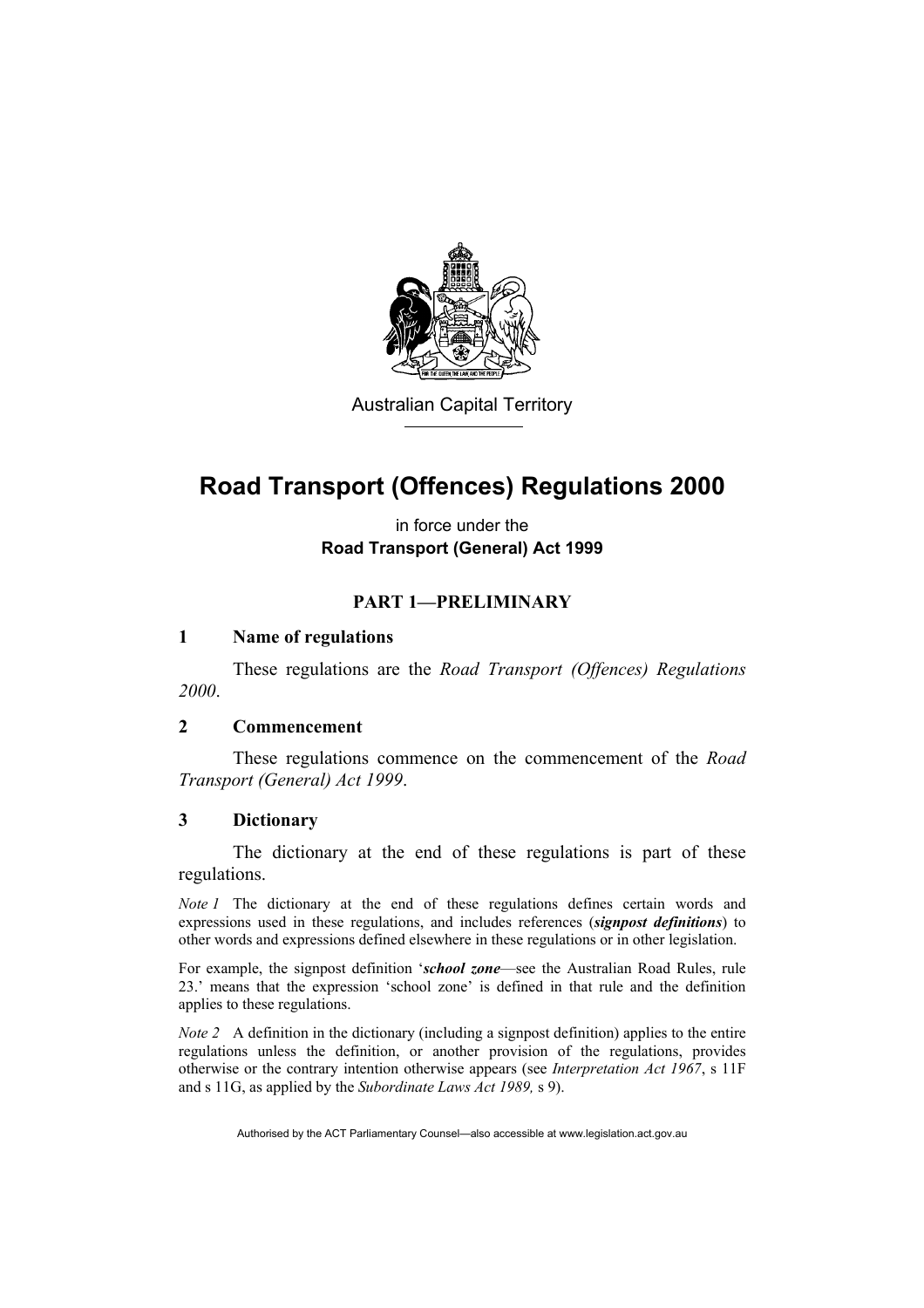Australian Capital Territory

# Road Transport (Offences) Regulations 2000

in force under the

**Road Transport (General) Act 1999**

## PART 1—PRELIMINARY

### 1 Name of regulations

These regulations are the *Road Transport (Offences) Regulations 2000*.

### 2 Commencement

These regulations commence on the commencement of the *Road Transport (General) Act 1999*.

### 3 Dictionary

The dictionary at the end of these regulations is part of these regulations.

*Note 1* The dictionary at the end of these regulations defines certain words and expressions used in these regulations, and includes references (***signpost definitions***) to other words and expressions defined elsewhere in these regulations or in other legislation.

For example, the signpost definition '***school zone***—see the Australian Road Rules, rule 23.' means that the expression 'school zone' is defined in that rule and the definition applies to these regulations.

*Note 2* A definition in the dictionary (including a signpost definition) applies to the entire regulations unless the definition, or another provision of the regulations, provides otherwise or the contrary intention otherwise appears (see *Interpretation Act 1967*, s 11F and s 11G, as applied by the *Subordinate Laws Act 1989,* s 9).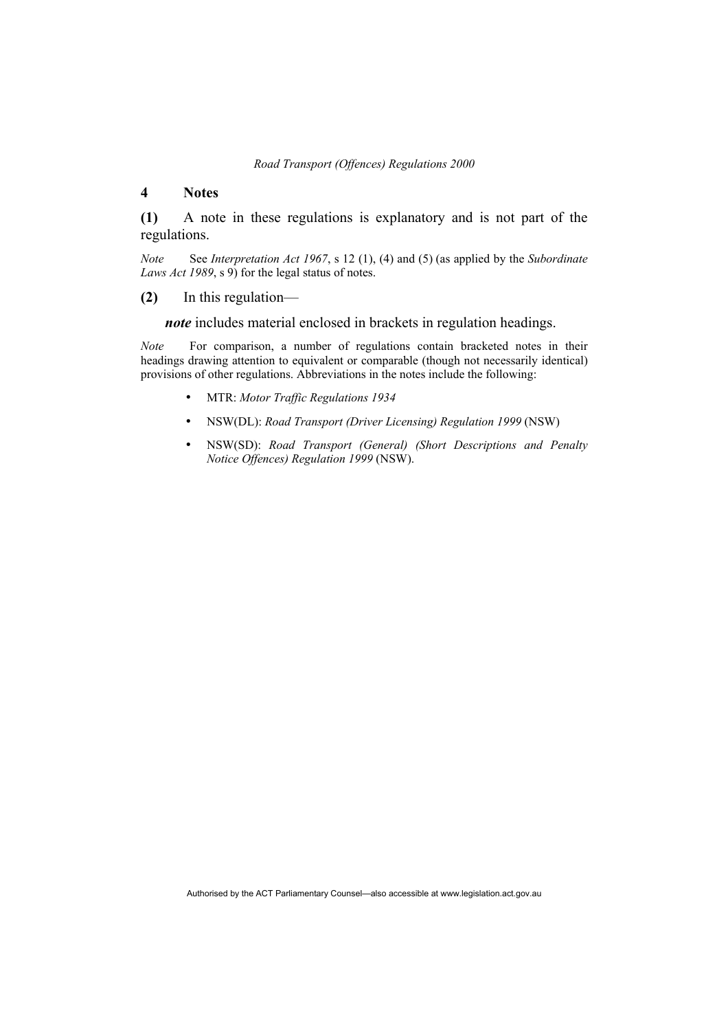## 4 Notes

**(1)** A note in these regulations is explanatory and is not part of the regulations.

*Note* See *Interpretation Act 1967*, s 12 (1), (4) and (5) (as applied by the *Subordinate Laws Act 1989*, s 9) for the legal status of notes.

**(2)** In this regulation—

***note*** includes material enclosed in brackets in regulation headings.

*Note* For comparison, a number of regulations contain bracketed notes in their headings drawing attention to equivalent or comparable (though not necessarily identical) provisions of other regulations. Abbreviations in the notes include the following:

- MTR: *Motor Traffic Regulations 1934*
- NSW(DL): *Road Transport (Driver Licensing) Regulation 1999* (NSW)
- NSW(SD): *Road Transport (General) (Short Descriptions and Penalty Notice Offences) Regulation 1999* (NSW).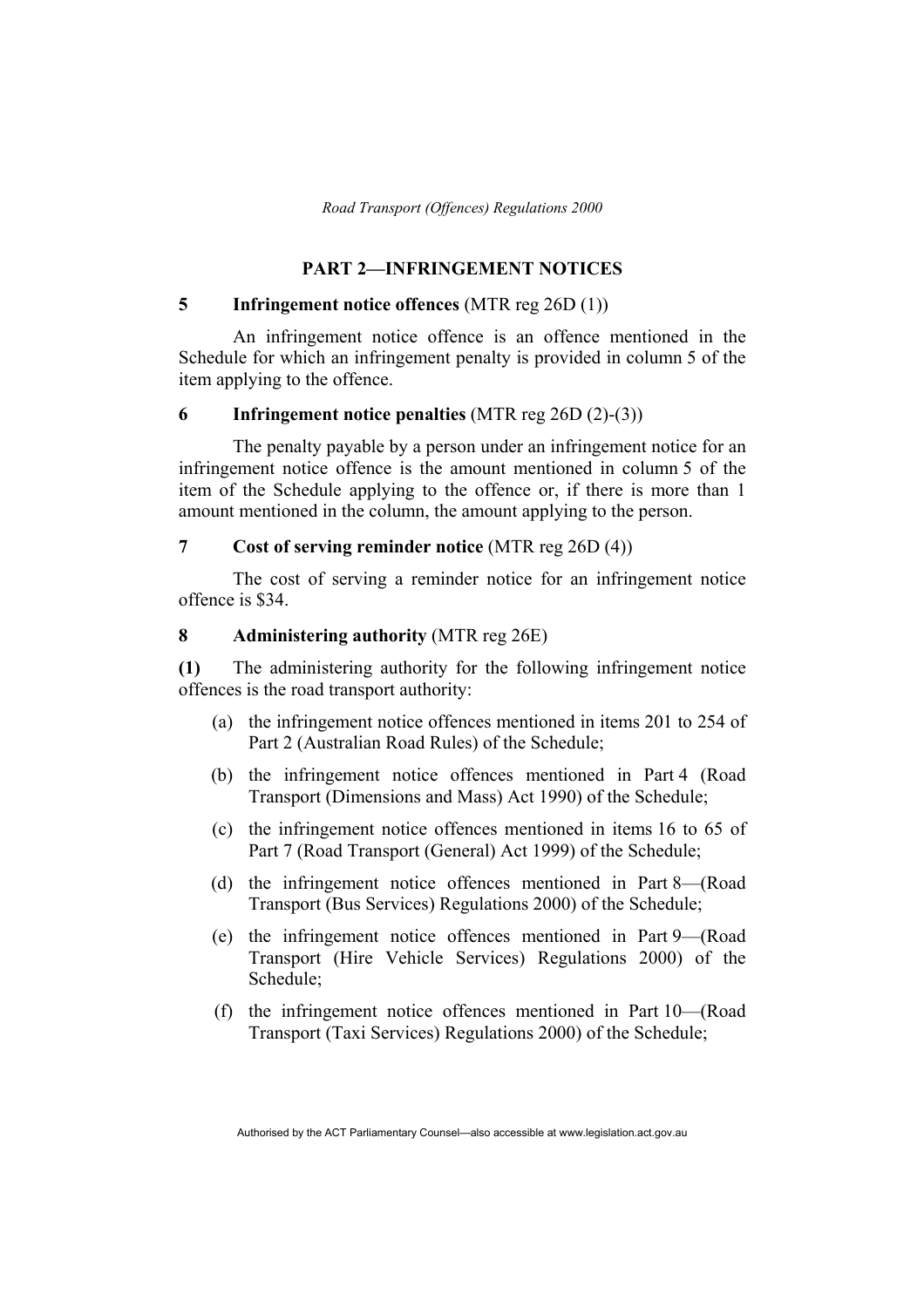## PART 2—INFRINGEMENT NOTICES

### 5 Infringement notice offences (MTR reg 26D (1))

An infringement notice offence is an offence mentioned in the Schedule for which an infringement penalty is provided in column 5 of the item applying to the offence.

### 6 Infringement notice penalties (MTR reg 26D (2)-(3))

The penalty payable by a person under an infringement notice for an infringement notice offence is the amount mentioned in column 5 of the item of the Schedule applying to the offence or, if there is more than 1 amount mentioned in the column, the amount applying to the person.

### 7 Cost of serving reminder notice (MTR reg 26D (4))

The cost of serving a reminder notice for an infringement notice offence is $34.

### 8 Administering authority (MTR reg 26E)

**(1)** The administering authority for the following infringement notice offences is the road transport authority:

(a) the infringement notice offences mentioned in items 201 to 254 of Part 2 (Australian Road Rules) of the Schedule;

(b) the infringement notice offences mentioned in Part 4 (Road Transport (Dimensions and Mass) Act 1990) of the Schedule;

(c) the infringement notice offences mentioned in items 16 to 65 of Part 7 (Road Transport (General) Act 1999) of the Schedule;

(d) the infringement notice offences mentioned in Part 8—(Road Transport (Bus Services) Regulations 2000) of the Schedule;

(e) the infringement notice offences mentioned in Part 9—(Road Transport (Hire Vehicle Services) Regulations 2000) of the Schedule;

(f) the infringement notice offences mentioned in Part 10—(Road Transport (Taxi Services) Regulations 2000) of the Schedule;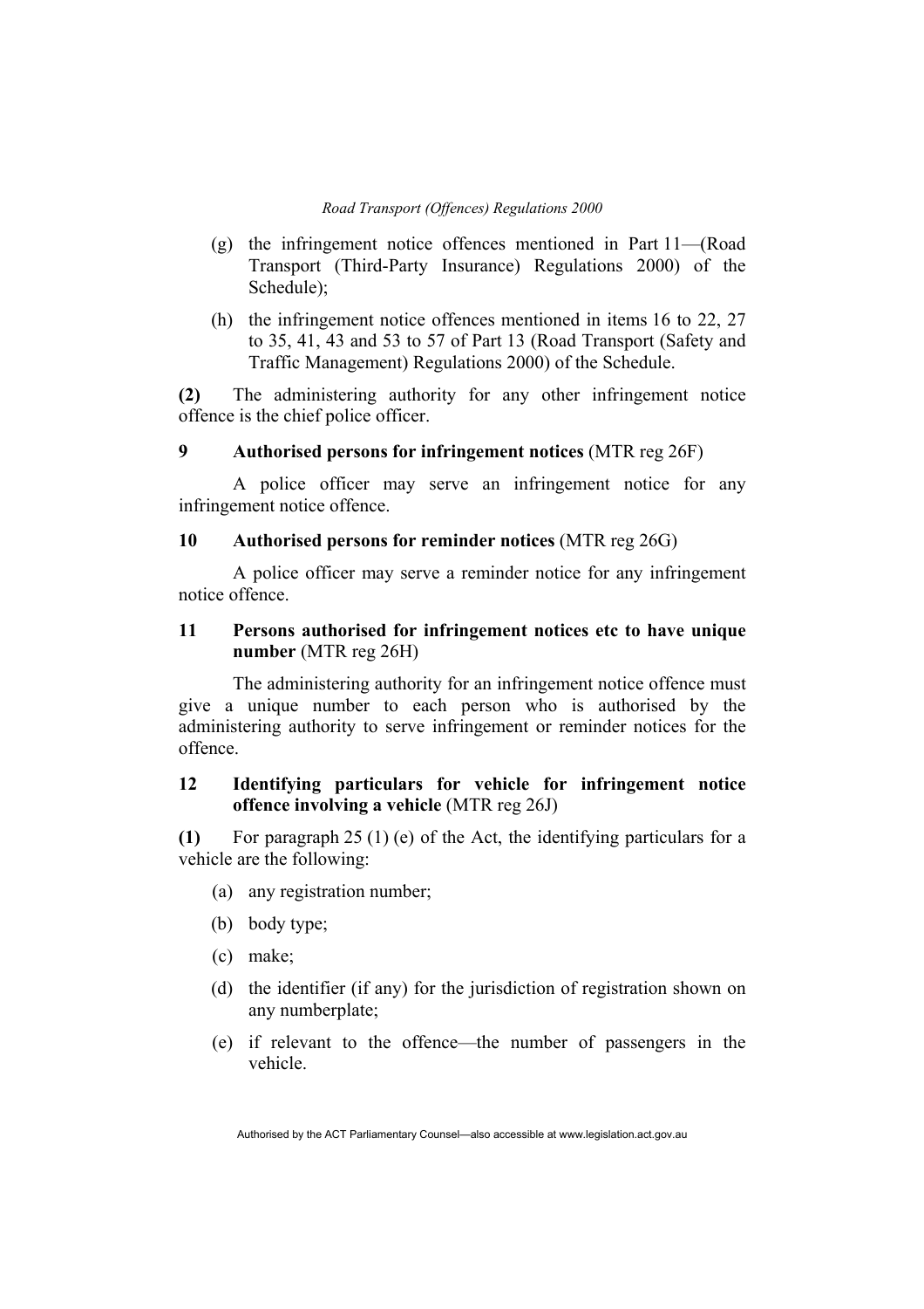(g) the infringement notice offences mentioned in Part 11—(Road Transport (Third-Party Insurance) Regulations 2000) of the Schedule);

(h) the infringement notice offences mentioned in items 16 to 22, 27 to 35, 41, 43 and 53 to 57 of Part 13 (Road Transport (Safety and Traffic Management) Regulations 2000) of the Schedule.

**(2)** The administering authority for any other infringement notice offence is the chief police officer.

### 9 Authorised persons for infringement notices (MTR reg 26F)

A police officer may serve an infringement notice for any infringement notice offence.

### 10 Authorised persons for reminder notices (MTR reg 26G)

A police officer may serve a reminder notice for any infringement notice offence.

### 11 Persons authorised for infringement notices etc to have unique number (MTR reg 26H)

The administering authority for an infringement notice offence must give a unique number to each person who is authorised by the administering authority to serve infringement or reminder notices for the offence.

### 12 Identifying particulars for vehicle for infringement notice offence involving a vehicle (MTR reg 26J)

**(1)** For paragraph 25 (1) (e) of the Act, the identifying particulars for a vehicle are the following:

(a) any registration number;

(b) body type;

(c) make;

(d) the identifier (if any) for the jurisdiction of registration shown on any numberplate;

(e) if relevant to the offence—the number of passengers in the vehicle.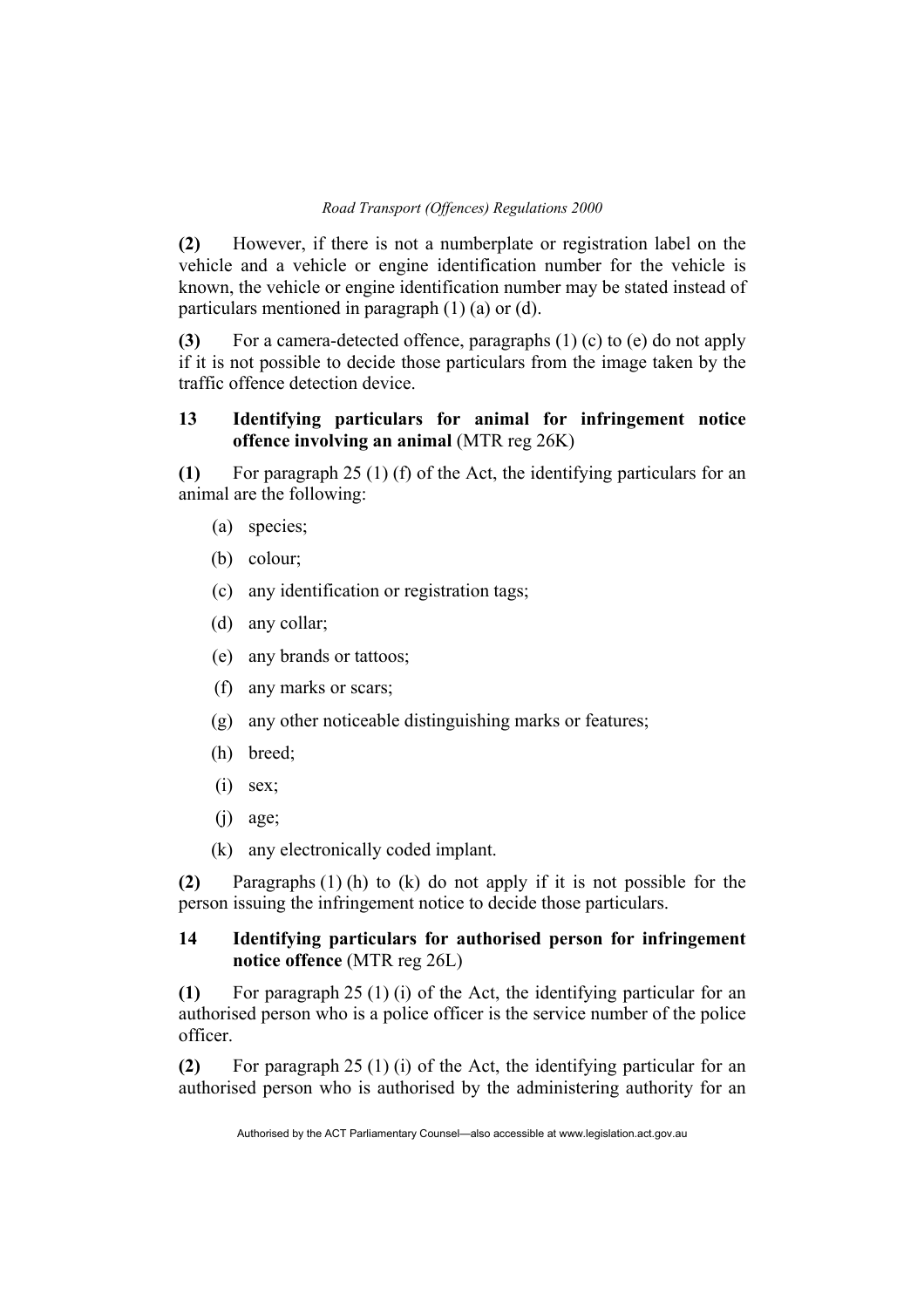**(2)** However, if there is not a numberplate or registration label on the vehicle and a vehicle or engine identification number for the vehicle is known, the vehicle or engine identification number may be stated instead of particulars mentioned in paragraph (1) (a) or (d).

**(3)** For a camera-detected offence, paragraphs (1) (c) to (e) do not apply if it is not possible to decide those particulars from the image taken by the traffic offence detection device.

### 13 Identifying particulars for animal for infringement notice offence involving an animal (MTR reg 26K)

**(1)** For paragraph 25 (1) (f) of the Act, the identifying particulars for an animal are the following:

(a) species;

(b) colour;

(c) any identification or registration tags;

(d) any collar;

(e) any brands or tattoos;

(f) any marks or scars;

(g) any other noticeable distinguishing marks or features;

(h) breed;

(i) sex;

(j) age;

(k) any electronically coded implant.

**(2)** Paragraphs (1) (h) to (k) do not apply if it is not possible for the person issuing the infringement notice to decide those particulars.

### 14 Identifying particulars for authorised person for infringement notice offence (MTR reg 26L)

**(1)** For paragraph 25 (1) (i) of the Act, the identifying particular for an authorised person who is a police officer is the service number of the police officer.

**(2)** For paragraph 25 (1) (i) of the Act, the identifying particular for an authorised person who is authorised by the administering authority for an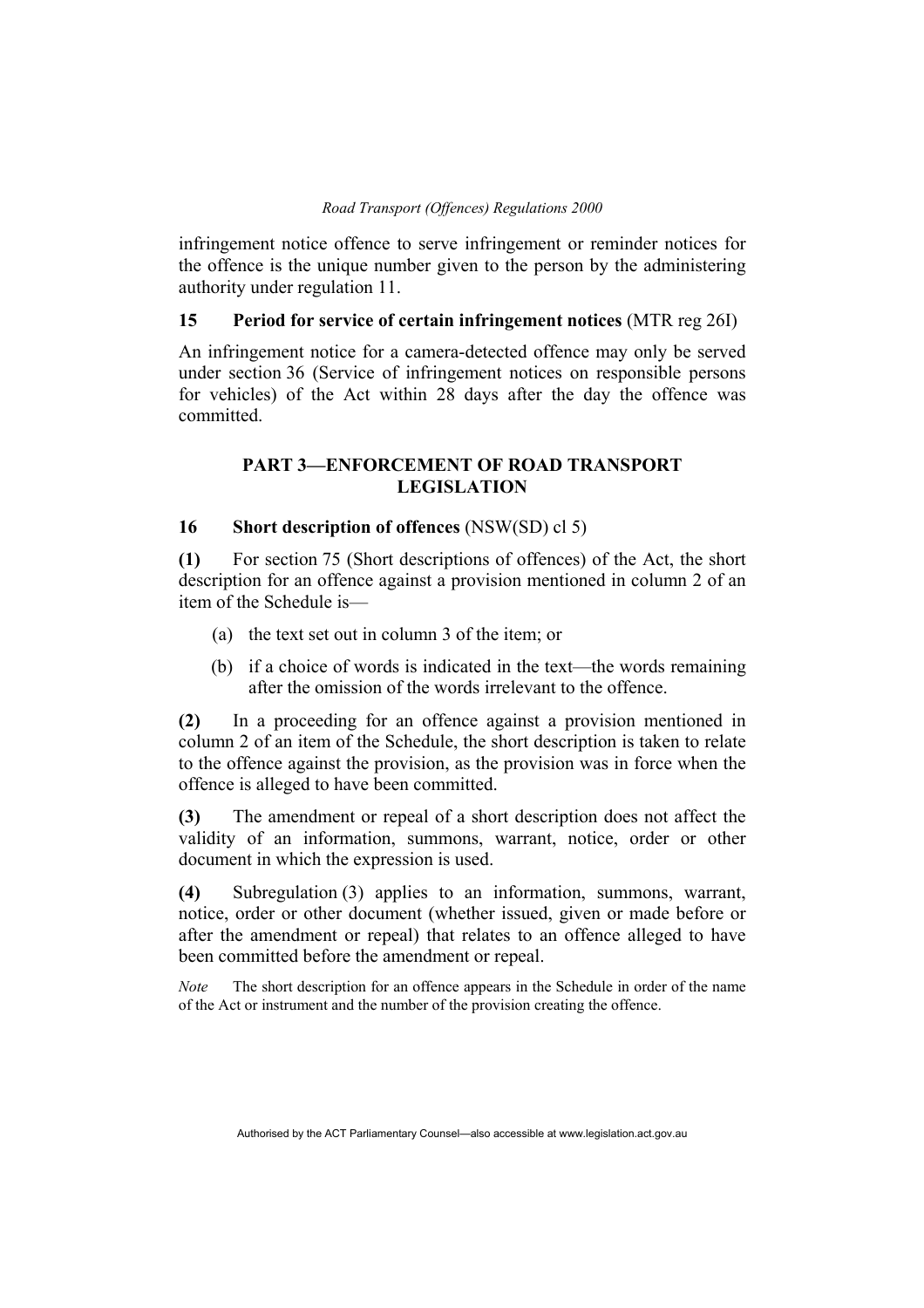infringement notice offence to serve infringement or reminder notices for the offence is the unique number given to the person by the administering authority under regulation 11.

### 15 Period for service of certain infringement notices (MTR reg 26I)

An infringement notice for a camera-detected offence may only be served under section 36 (Service of infringement notices on responsible persons for vehicles) of the Act within 28 days after the day the offence was committed.

## PART 3—ENFORCEMENT OF ROAD TRANSPORT LEGISLATION

### 16 Short description of offences (NSW(SD) cl 5)

**(1)** For section 75 (Short descriptions of offences) of the Act, the short description for an offence against a provision mentioned in column 2 of an item of the Schedule is—

- (a) the text set out in column 3 of the item; or
- (b) if a choice of words is indicated in the text—the words remaining after the omission of the words irrelevant to the offence.

**(2)** In a proceeding for an offence against a provision mentioned in column 2 of an item of the Schedule, the short description is taken to relate to the offence against the provision, as the provision was in force when the offence is alleged to have been committed.

**(3)** The amendment or repeal of a short description does not affect the validity of an information, summons, warrant, notice, order or other document in which the expression is used.

**(4)** Subregulation (3) applies to an information, summons, warrant, notice, order or other document (whether issued, given or made before or after the amendment or repeal) that relates to an offence alleged to have been committed before the amendment or repeal.

*Note* The short description for an offence appears in the Schedule in order of the name of the Act or instrument and the number of the provision creating the offence.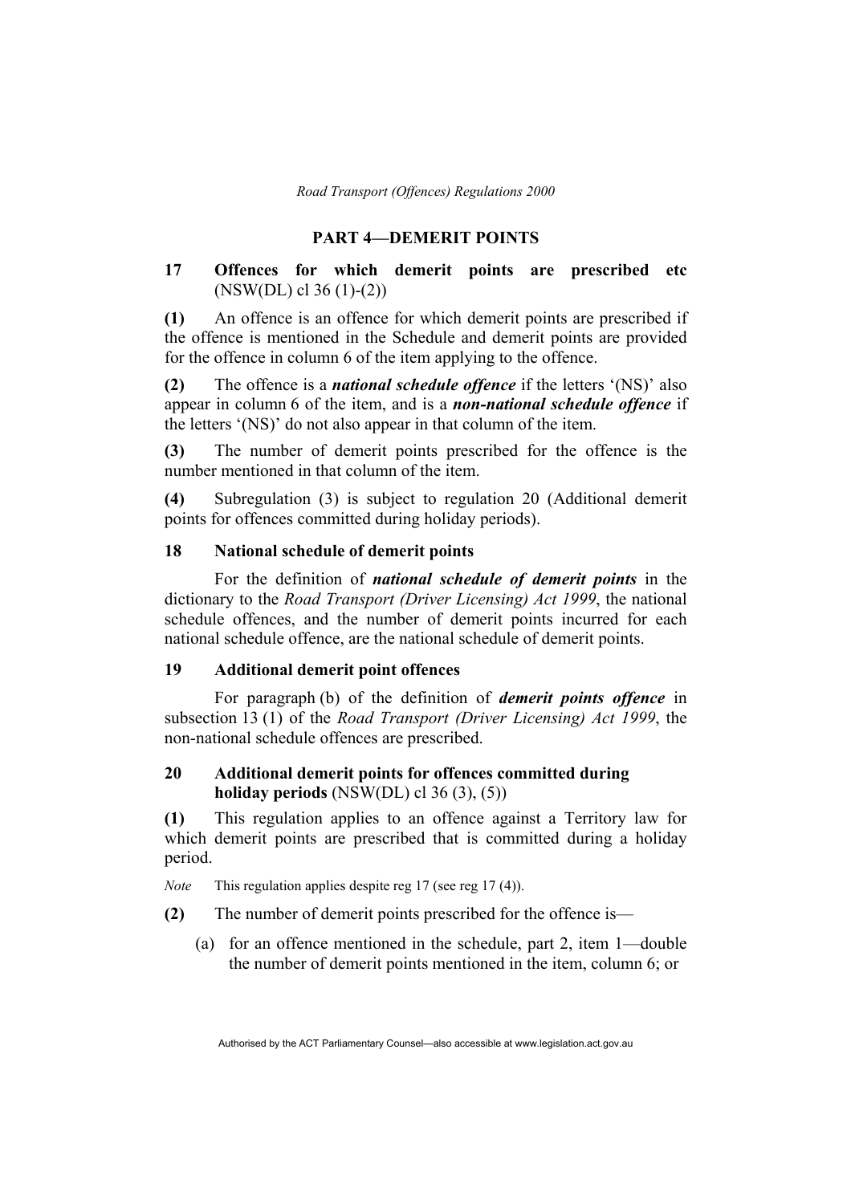## PART 4—DEMERIT POINTS

### 17 Offences for which demerit points are prescribed etc (NSW(DL) cl 36 (1)-(2))

**(1)** An offence is an offence for which demerit points are prescribed if the offence is mentioned in the Schedule and demerit points are provided for the offence in column 6 of the item applying to the offence.

**(2)** The offence is a ***national schedule offence*** if the letters '(NS)' also appear in column 6 of the item, and is a ***non-national schedule offence*** if the letters '(NS)' do not also appear in that column of the item.

**(3)** The number of demerit points prescribed for the offence is the number mentioned in that column of the item.

**(4)** Subregulation (3) is subject to regulation 20 (Additional demerit points for offences committed during holiday periods).

### 18 National schedule of demerit points

For the definition of ***national schedule of demerit points*** in the dictionary to the *Road Transport (Driver Licensing) Act 1999*, the national schedule offences, and the number of demerit points incurred for each national schedule offence, are the national schedule of demerit points.

### 19 Additional demerit point offences

For paragraph (b) of the definition of ***demerit points offence*** in subsection 13 (1) of the *Road Transport (Driver Licensing) Act 1999*, the non-national schedule offences are prescribed.

### 20 Additional demerit points for offences committed during holiday periods (NSW(DL) cl 36 (3), (5))

**(1)** This regulation applies to an offence against a Territory law for which demerit points are prescribed that is committed during a holiday period.

*Note* This regulation applies despite reg 17 (see reg 17 (4)).

**(2)** The number of demerit points prescribed for the offence is—

(a) for an offence mentioned in the schedule, part 2, item 1—double the number of demerit points mentioned in the item, column 6; or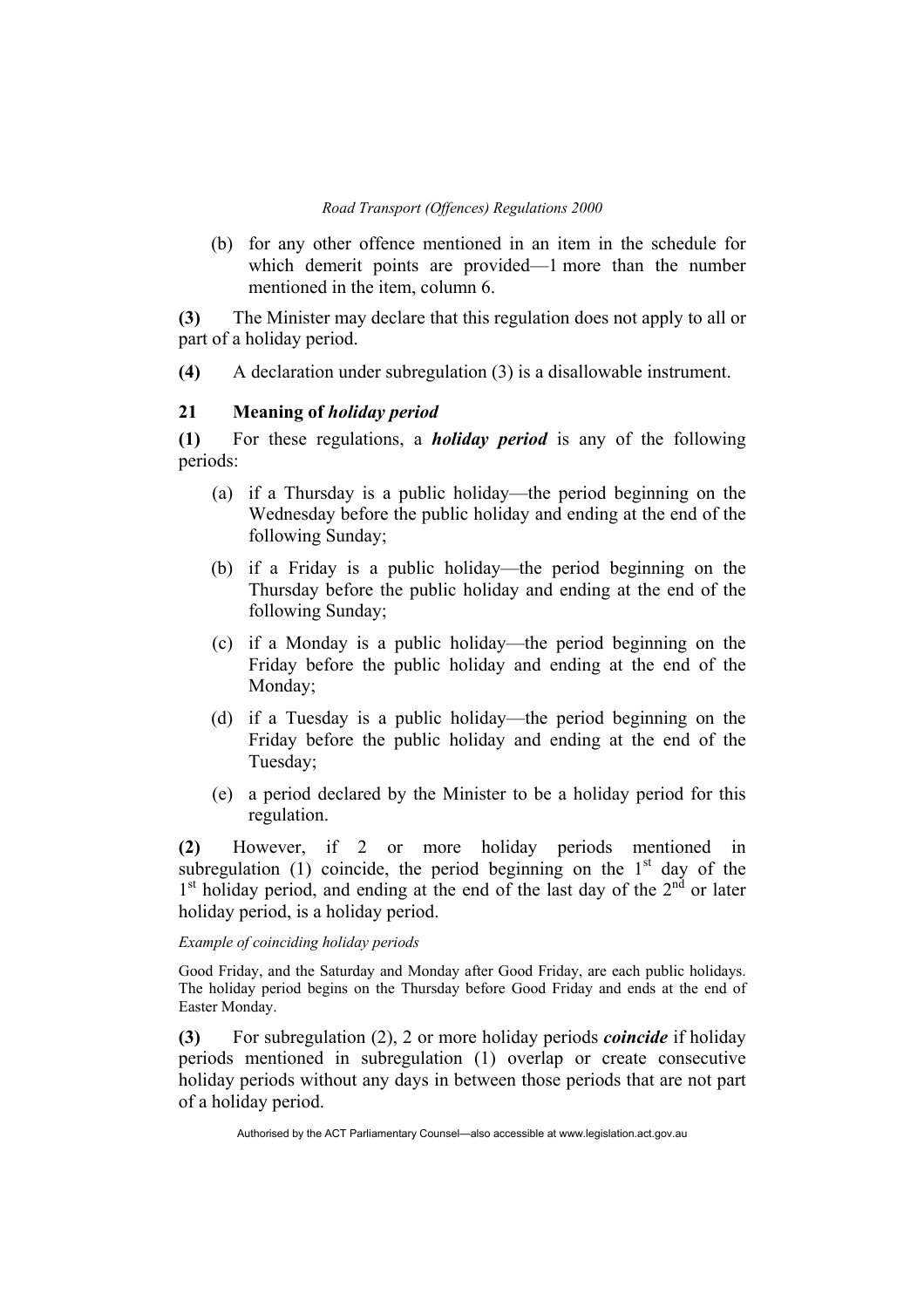(b) for any other offence mentioned in an item in the schedule for which demerit points are provided—1 more than the number mentioned in the item, column 6.

**(3)** The Minister may declare that this regulation does not apply to all or part of a holiday period.

**(4)** A declaration under subregulation (3) is a disallowable instrument.

### 21 Meaning of *holiday period*

**(1)** For these regulations, a ***holiday period*** is any of the following periods:

(a) if a Thursday is a public holiday—the period beginning on the Wednesday before the public holiday and ending at the end of the following Sunday;

(b) if a Friday is a public holiday—the period beginning on the Thursday before the public holiday and ending at the end of the following Sunday;

(c) if a Monday is a public holiday—the period beginning on the Friday before the public holiday and ending at the end of the Monday;

(d) if a Tuesday is a public holiday—the period beginning on the Friday before the public holiday and ending at the end of the Tuesday;

(e) a period declared by the Minister to be a holiday period for this regulation.

**(2)** However, if 2 or more holiday periods mentioned in subregulation (1) coincide, the period beginning on the 1st day of the 1st holiday period, and ending at the end of the last day of the 2nd or later holiday period, is a holiday period.

*Example of coinciding holiday periods*

Good Friday, and the Saturday and Monday after Good Friday, are each public holidays. The holiday period begins on the Thursday before Good Friday and ends at the end of Easter Monday.

**(3)** For subregulation (2), 2 or more holiday periods ***coincide*** if holiday periods mentioned in subregulation (1) overlap or create consecutive holiday periods without any days in between those periods that are not part of a holiday period.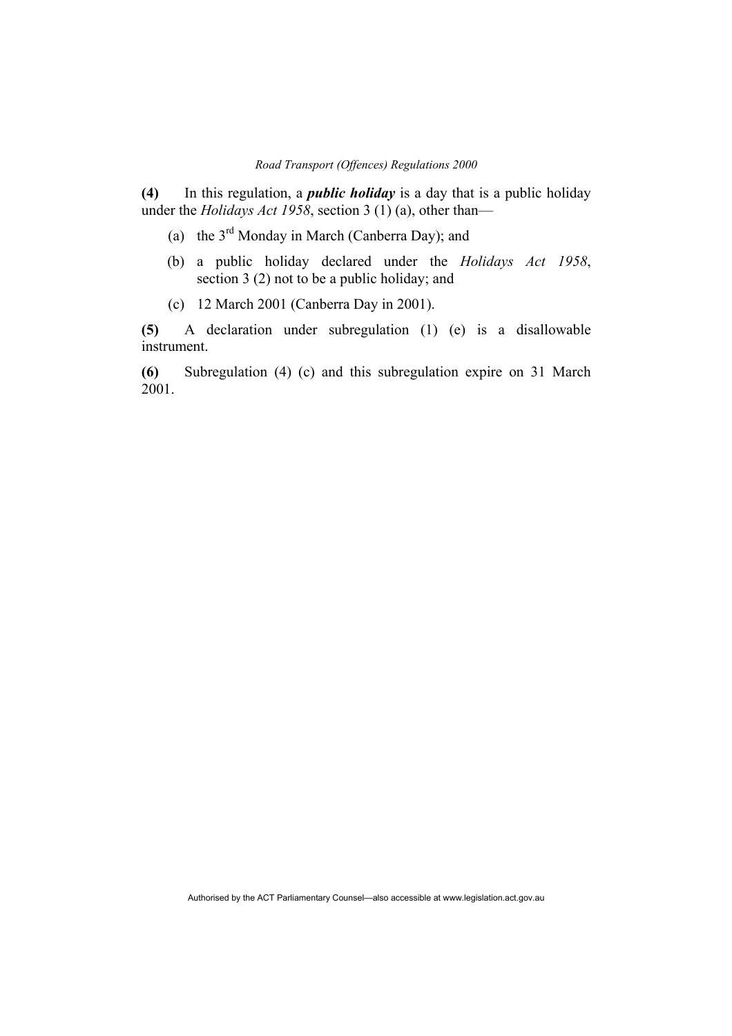**(4)** In this regulation, a ***public holiday*** is a day that is a public holiday under the *Holidays Act 1958*, section 3 (1) (a), other than—

(a) the 3rd Monday in March (Canberra Day); and

(b) a public holiday declared under the *Holidays Act 1958*, section 3 (2) not to be a public holiday; and

(c) 12 March 2001 (Canberra Day in 2001).

**(5)** A declaration under subregulation (1) (e) is a disallowable instrument.

**(6)** Subregulation (4) (c) and this subregulation expire on 31 March 2001.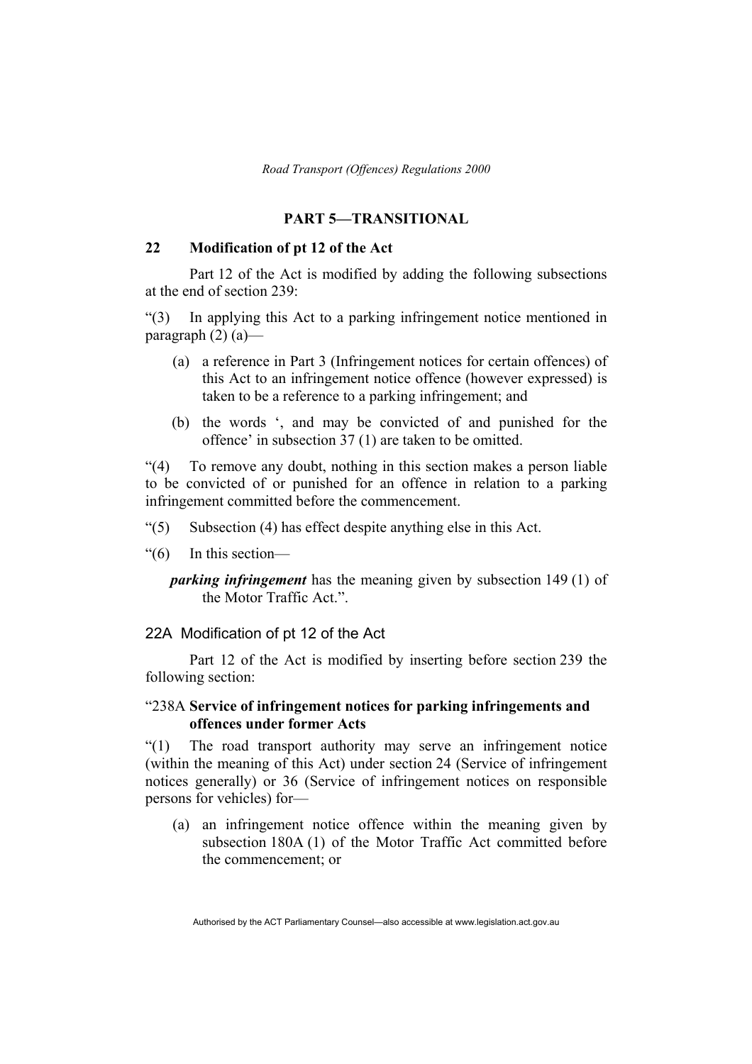## PART 5—TRANSITIONAL

### 22 Modification of pt 12 of the Act

Part 12 of the Act is modified by adding the following subsections at the end of section 239:

"(3) In applying this Act to a parking infringement notice mentioned in paragraph (2) (a)—

- (a) a reference in Part 3 (Infringement notices for certain offences) of this Act to an infringement notice offence (however expressed) is taken to be a reference to a parking infringement; and
- (b) the words ', and may be convicted of and punished for the offence' in subsection 37 (1) are taken to be omitted.

"(4) To remove any doubt, nothing in this section makes a person liable to be convicted of or punished for an offence in relation to a parking infringement committed before the commencement.

"(5) Subsection (4) has effect despite anything else in this Act.

"(6) In this section—

***parking infringement*** has the meaning given by subsection 149 (1) of the Motor Traffic Act.".

### 22A Modification of pt 12 of the Act

Part 12 of the Act is modified by inserting before section 239 the following section:

"238A **Service of infringement notices for parking infringements and offences under former Acts**

"(1) The road transport authority may serve an infringement notice (within the meaning of this Act) under section 24 (Service of infringement notices generally) or 36 (Service of infringement notices on responsible persons for vehicles) for—

- (a) an infringement notice offence within the meaning given by subsection 180A (1) of the Motor Traffic Act committed before the commencement; or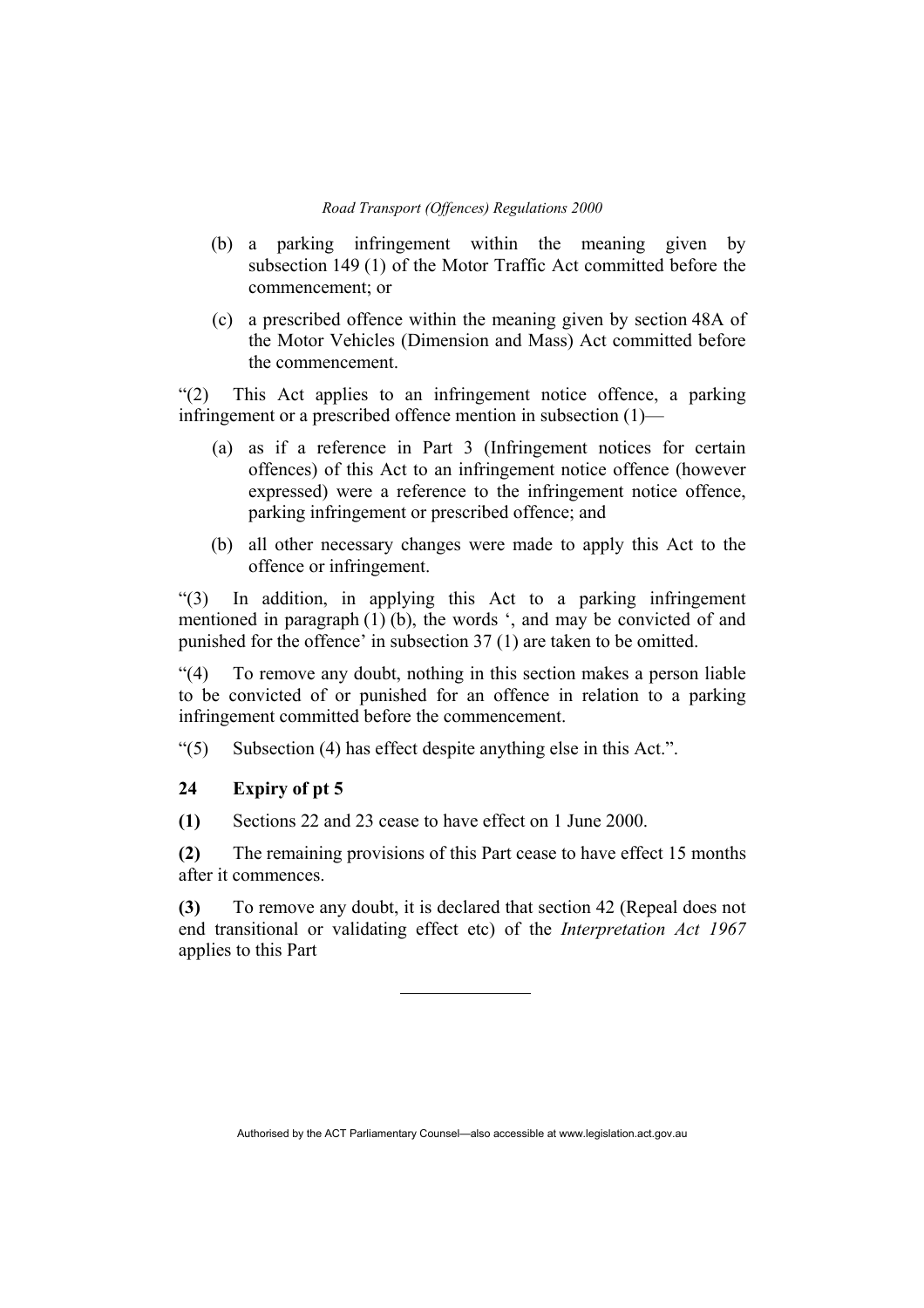(b) a parking infringement within the meaning given by subsection 149 (1) of the Motor Traffic Act committed before the commencement; or

(c) a prescribed offence within the meaning given by section 48A of the Motor Vehicles (Dimension and Mass) Act committed before the commencement.

"(2) This Act applies to an infringement notice offence, a parking infringement or a prescribed offence mention in subsection (1)—

(a) as if a reference in Part 3 (Infringement notices for certain offences) of this Act to an infringement notice offence (however expressed) were a reference to the infringement notice offence, parking infringement or prescribed offence; and

(b) all other necessary changes were made to apply this Act to the offence or infringement.

"(3) In addition, in applying this Act to a parking infringement mentioned in paragraph (1) (b), the words ', and may be convicted of and punished for the offence' in subsection 37 (1) are taken to be omitted.

"(4) To remove any doubt, nothing in this section makes a person liable to be convicted of or punished for an offence in relation to a parking infringement committed before the commencement.

"(5) Subsection (4) has effect despite anything else in this Act.".

### 24 Expiry of pt 5

**(1)** Sections 22 and 23 cease to have effect on 1 June 2000.

**(2)** The remaining provisions of this Part cease to have effect 15 months after it commences.

**(3)** To remove any doubt, it is declared that section 42 (Repeal does not end transitional or validating effect etc) of the *Interpretation Act 1967* applies to this Part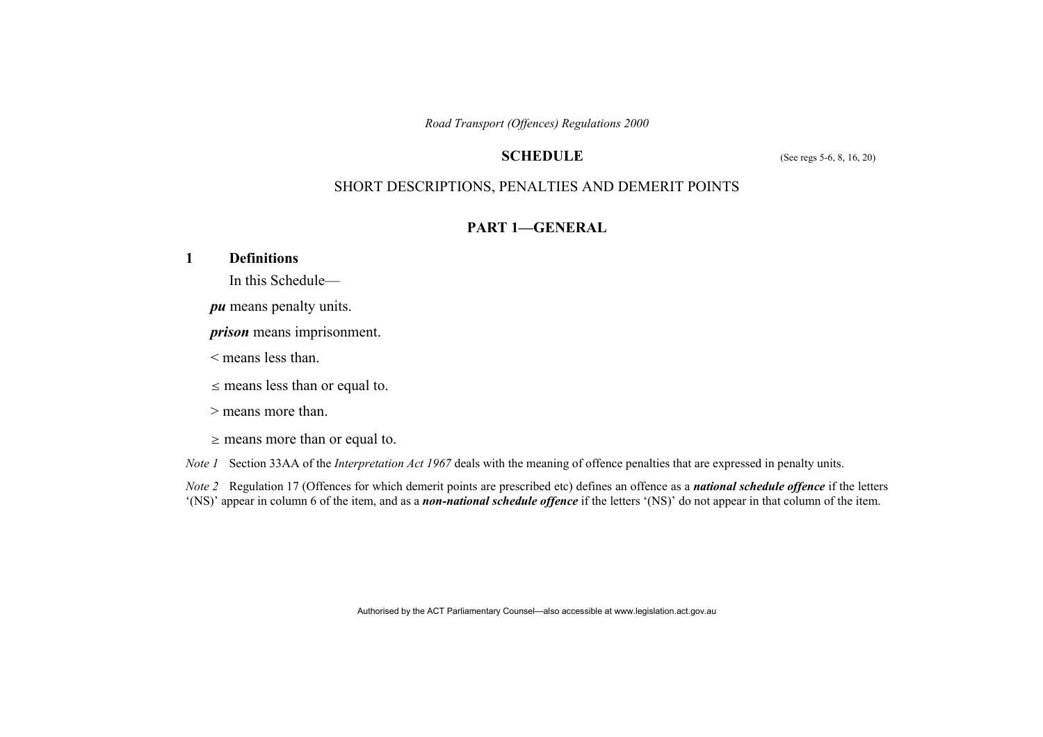## SCHEDULE

(See regs 5-6, 8, 16, 20)

## SHORT DESCRIPTIONS, PENALTIES AND DEMERIT POINTS

## PART 1—GENERAL

### 1 Definitions

In this Schedule—

***pu*** means penalty units.

***prison*** means imprisonment.

< means less than.

≤ means less than or equal to.

> means more than.

≥ means more than or equal to.

*Note 1* Section 33AA of the *Interpretation Act 1967* deals with the meaning of offence penalties that are expressed in penalty units.

*Note 2* Regulation 17 (Offences for which demerit points are prescribed etc) defines an offence as a ***national schedule offence*** if the letters '(NS)' appear in column 6 of the item, and as a ***non-national schedule offence*** if the letters '(NS)' do not appear in that column of the item.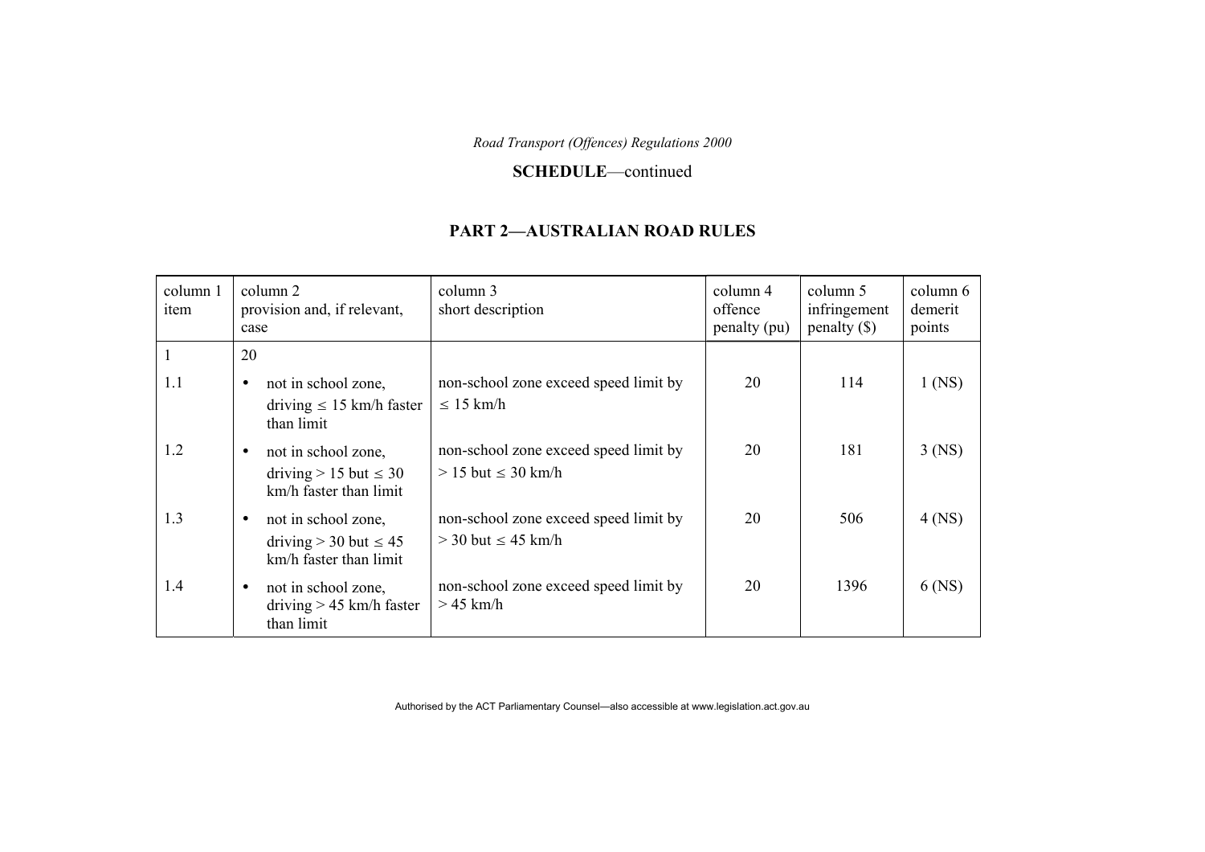SCHEDULE—continued

## PART 2—AUSTRALIAN ROAD RULES

| column 1 item | column 2 provision and, if relevant, case | column 3 short description | column 4 offence penalty (pu) | column 5 infringement penalty ($) | column 6 demerit points |
|---|---|---|---|---|---|
| 1 | 20 | | | | |
| 1.1 | • not in school zone, driving ≤ 15 km/h faster than limit | non-school zone exceed speed limit by ≤ 15 km/h | 20 | 114 | 1 (NS) |
| 1.2 | • not in school zone, driving > 15 but ≤ 30 km/h faster than limit | non-school zone exceed speed limit by > 15 but ≤ 30 km/h | 20 | 181 | 3 (NS) |
| 1.3 | • not in school zone, driving > 30 but ≤ 45 km/h faster than limit | non-school zone exceed speed limit by > 30 but ≤ 45 km/h | 20 | 506 | 4 (NS) |
| 1.4 | • not in school zone, driving > 45 km/h faster than limit | non-school zone exceed speed limit by > 45 km/h | 20 | 1396 | 6 (NS) |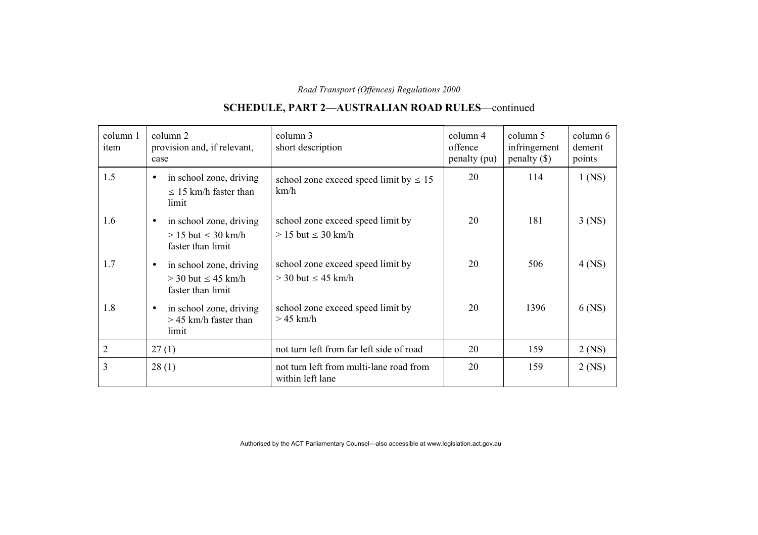## SCHEDULE, PART 2—AUSTRALIAN ROAD RULES—continued

| column 1 item | column 2 provision and, if relevant, case | column 3 short description | column 4 offence penalty (pu) | column 5 infringement penalty ($) | column 6 demerit points |
|---|---|---|---|---|---|
| 1.5 | • in school zone, driving ≤ 15 km/h faster than limit | school zone exceed speed limit by ≤ 15 km/h | 20 | 114 | 1 (NS) |
| 1.6 | • in school zone, driving > 15 but ≤ 30 km/h faster than limit | school zone exceed speed limit by > 15 but ≤ 30 km/h | 20 | 181 | 3 (NS) |
| 1.7 | • in school zone, driving > 30 but ≤ 45 km/h faster than limit | school zone exceed speed limit by > 30 but ≤ 45 km/h | 20 | 506 | 4 (NS) |
| 1.8 | • in school zone, driving > 45 km/h faster than limit | school zone exceed speed limit by > 45 km/h | 20 | 1396 | 6 (NS) |
| 2 | 27 (1) | not turn left from far left side of road | 20 | 159 | 2 (NS) |
| 3 | 28 (1) | not turn left from multi-lane road from within left lane | 20 | 159 | 2 (NS) |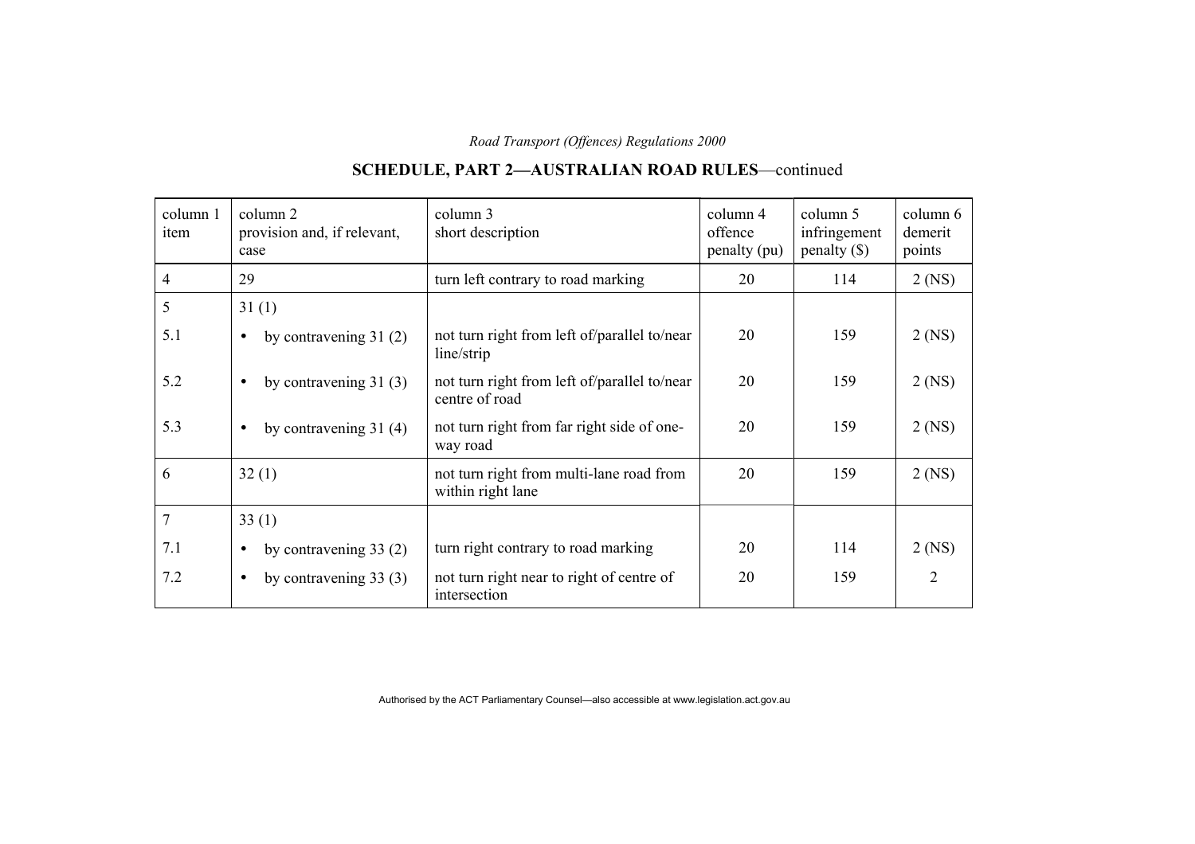## SCHEDULE, PART 2—AUSTRALIAN ROAD RULES—continued

| column 1 item | column 2 provision and, if relevant, case | column 3 short description | column 4 offence penalty (pu) | column 5 infringement penalty ($) | column 6 demerit points |
|---|---|---|---|---|---|
| 4 | 29 | turn left contrary to road marking | 20 | 114 | 2 (NS) |
| 5 | 31 (1) | | | | |
| 5.1 | • by contravening 31 (2) | not turn right from left of/parallel to/near line/strip | 20 | 159 | 2 (NS) |
| 5.2 | • by contravening 31 (3) | not turn right from left of/parallel to/near centre of road | 20 | 159 | 2 (NS) |
| 5.3 | • by contravening 31 (4) | not turn right from far right side of one-way road | 20 | 159 | 2 (NS) |
| 6 | 32 (1) | not turn right from multi-lane road from within right lane | 20 | 159 | 2 (NS) |
| 7 | 33 (1) | | | | |
| 7.1 | • by contravening 33 (2) | turn right contrary to road marking | 20 | 114 | 2 (NS) |
| 7.2 | • by contravening 33 (3) | not turn right near to right of centre of intersection | 20 | 159 | 2 |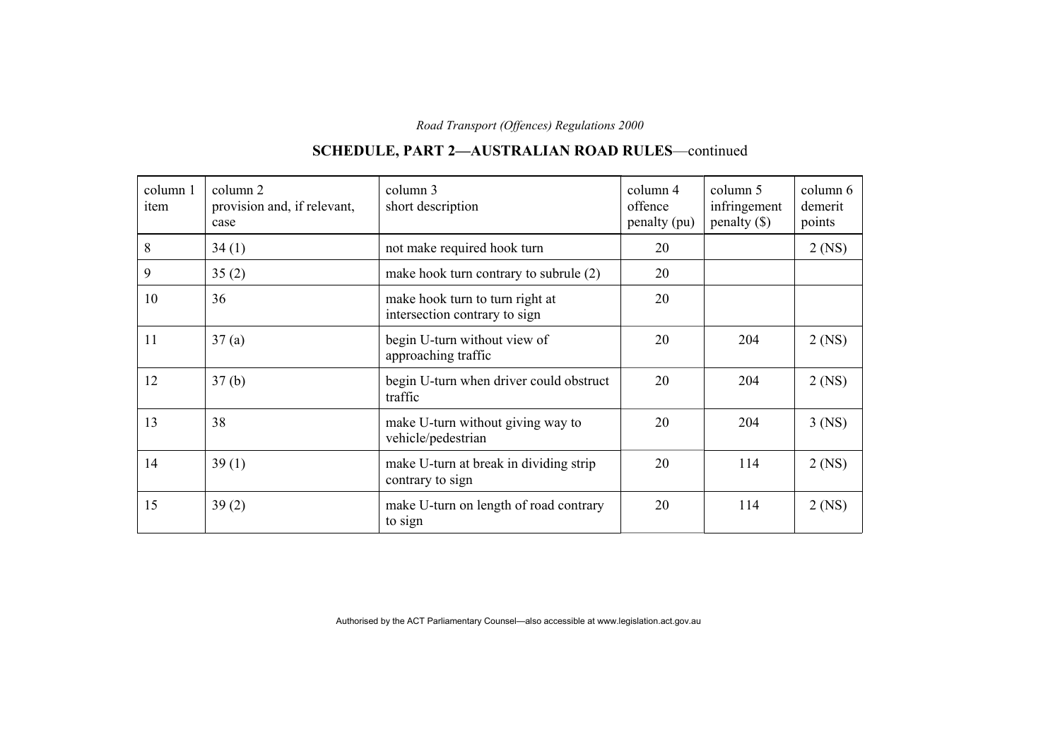## SCHEDULE, PART 2—AUSTRALIAN ROAD RULES—continued

| column 1 item | column 2 provision and, if relevant, case | column 3 short description | column 4 offence penalty (pu) | column 5 infringement penalty ($) | column 6 demerit points |
|---|---|---|---|---|---|
| 8 | 34 (1) | not make required hook turn | 20 | | 2 (NS) |
| 9 | 35 (2) | make hook turn contrary to subrule (2) | 20 | | |
| 10 | 36 | make hook turn to turn right at intersection contrary to sign | 20 | | |
| 11 | 37 (a) | begin U-turn without view of approaching traffic | 20 | 204 | 2 (NS) |
| 12 | 37 (b) | begin U-turn when driver could obstruct traffic | 20 | 204 | 2 (NS) |
| 13 | 38 | make U-turn without giving way to vehicle/pedestrian | 20 | 204 | 3 (NS) |
| 14 | 39 (1) | make U-turn at break in dividing strip contrary to sign | 20 | 114 | 2 (NS) |
| 15 | 39 (2) | make U-turn on length of road contrary to sign | 20 | 114 | 2 (NS) |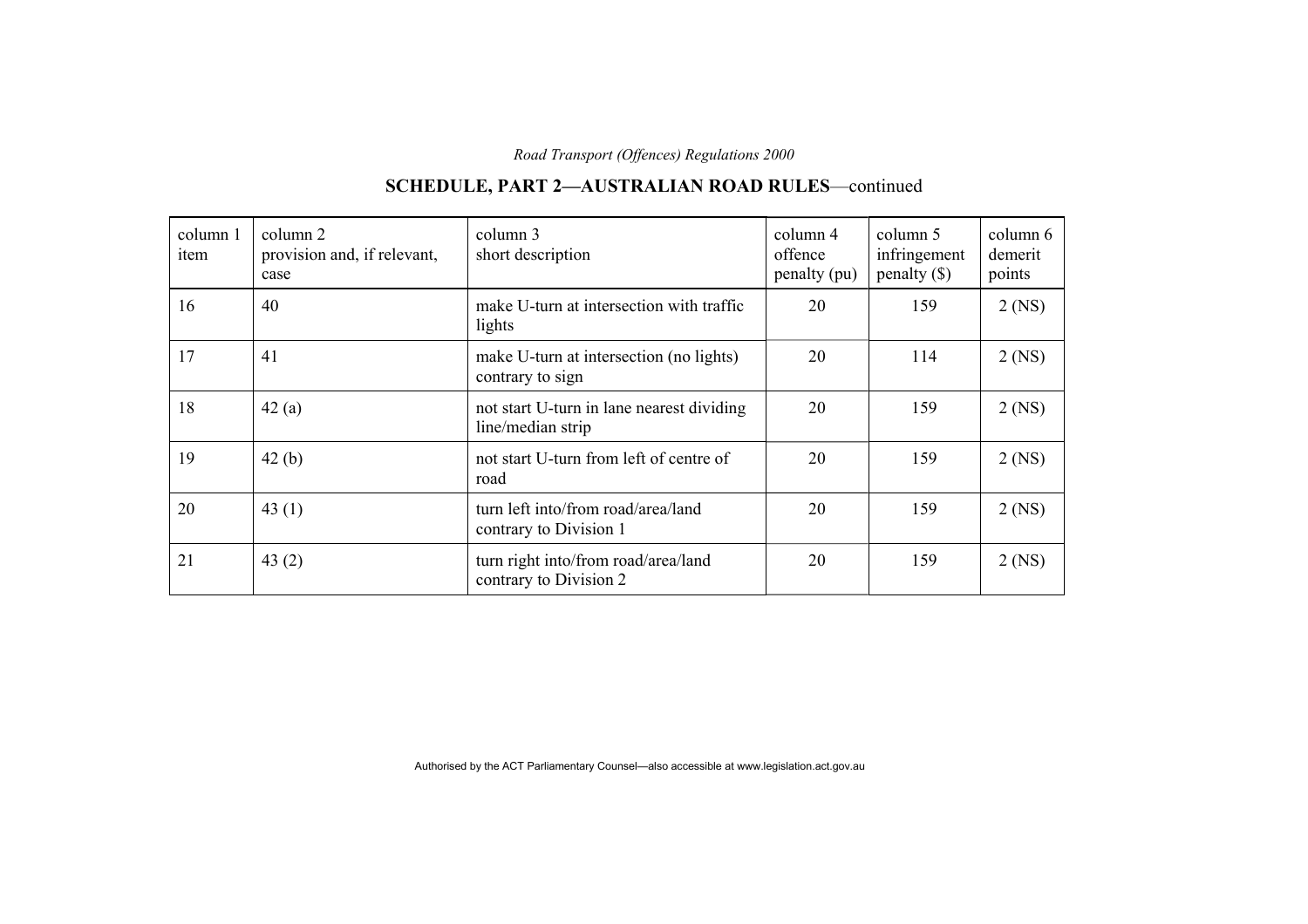## SCHEDULE, PART 2—AUSTRALIAN ROAD RULES—continued

| column 1 item | column 2 provision and, if relevant, case | column 3 short description | column 4 offence penalty (pu) | column 5 infringement penalty ($) | column 6 demerit points |
|---|---|---|---|---|---|
| 16 | 40 | make U-turn at intersection with traffic lights | 20 | 159 | 2 (NS) |
| 17 | 41 | make U-turn at intersection (no lights) contrary to sign | 20 | 114 | 2 (NS) |
| 18 | 42 (a) | not start U-turn in lane nearest dividing line/median strip | 20 | 159 | 2 (NS) |
| 19 | 42 (b) | not start U-turn from left of centre of road | 20 | 159 | 2 (NS) |
| 20 | 43 (1) | turn left into/from road/area/land contrary to Division 1 | 20 | 159 | 2 (NS) |
| 21 | 43 (2) | turn right into/from road/area/land contrary to Division 2 | 20 | 159 | 2 (NS) |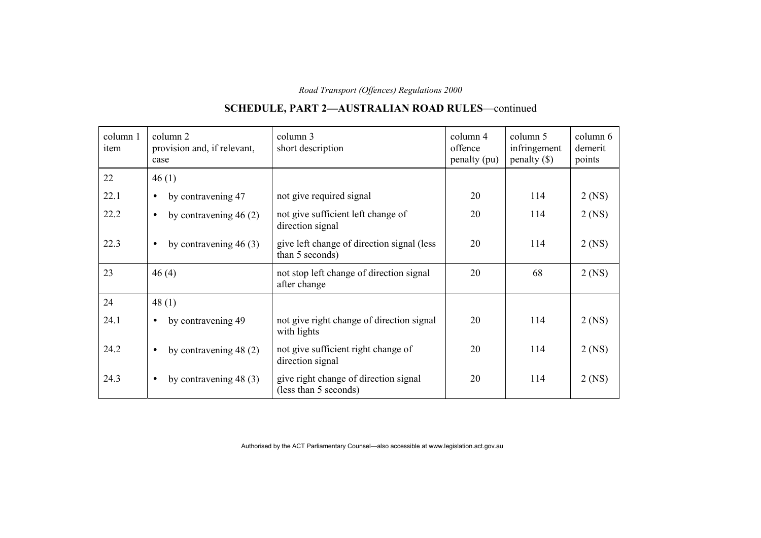## SCHEDULE, PART 2—AUSTRALIAN ROAD RULES—continued

| column 1 item | column 2 provision and, if relevant, case | column 3 short description | column 4 offence penalty (pu) | column 5 infringement penalty ($) | column 6 demerit points |
|---|---|---|---|---|---|
| 22 | 46 (1) | | | | |
| 22.1 | • by contravening 47 | not give required signal | 20 | 114 | 2 (NS) |
| 22.2 | • by contravening 46 (2) | not give sufficient left change of direction signal | 20 | 114 | 2 (NS) |
| 22.3 | • by contravening 46 (3) | give left change of direction signal (less than 5 seconds) | 20 | 114 | 2 (NS) |
| 23 | 46 (4) | not stop left change of direction signal after change | 20 | 68 | 2 (NS) |
| 24 | 48 (1) | | | | |
| 24.1 | • by contravening 49 | not give right change of direction signal with lights | 20 | 114 | 2 (NS) |
| 24.2 | • by contravening 48 (2) | not give sufficient right change of direction signal | 20 | 114 | 2 (NS) |
| 24.3 | • by contravening 48 (3) | give right change of direction signal (less than 5 seconds) | 20 | 114 | 2 (NS) |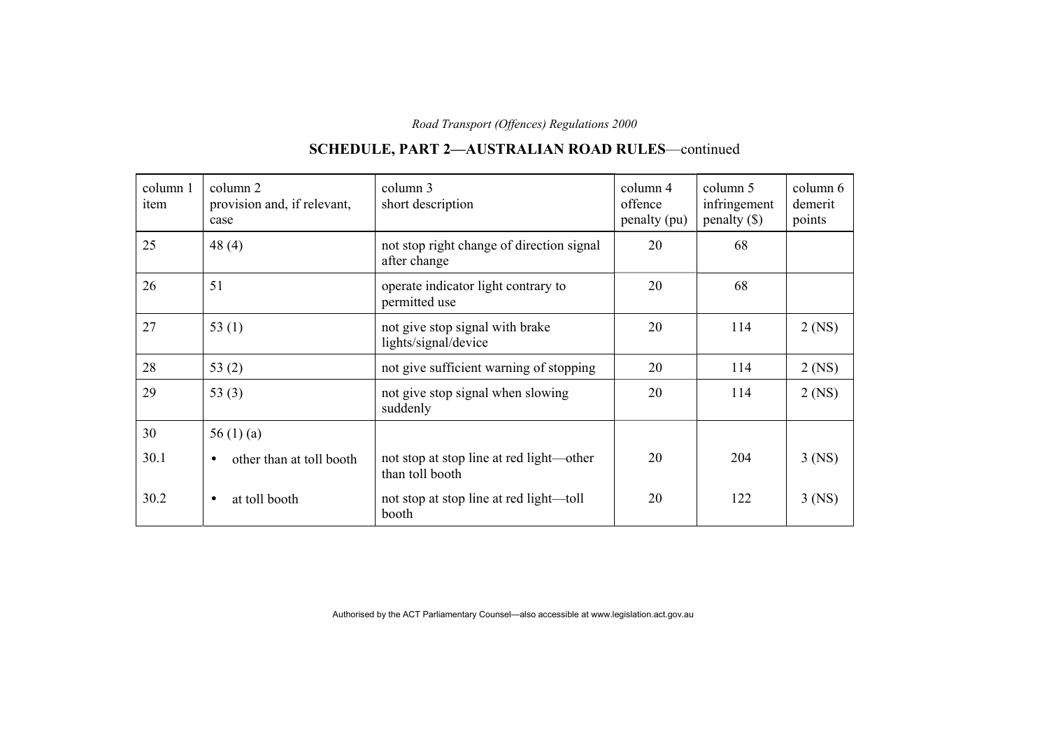## SCHEDULE, PART 2—AUSTRALIAN ROAD RULES—continued

| column 1 item | column 2 provision and, if relevant, case | column 3 short description | column 4 offence penalty (pu) | column 5 infringement penalty ($) | column 6 demerit points |
|---|---|---|---|---|---|
| 25 | 48 (4) | not stop right change of direction signal after change | 20 | 68 | |
| 26 | 51 | operate indicator light contrary to permitted use | 20 | 68 | |
| 27 | 53 (1) | not give stop signal with brake lights/signal/device | 20 | 114 | 2 (NS) |
| 28 | 53 (2) | not give sufficient warning of stopping | 20 | 114 | 2 (NS) |
| 29 | 53 (3) | not give stop signal when slowing suddenly | 20 | 114 | 2 (NS) |
| 30 | 56 (1) (a) | | | | |
| 30.1 | • other than at toll booth | not stop at stop line at red light—other than toll booth | 20 | 204 | 3 (NS) |
| 30.2 | • at toll booth | not stop at stop line at red light—toll booth | 20 | 122 | 3 (NS) |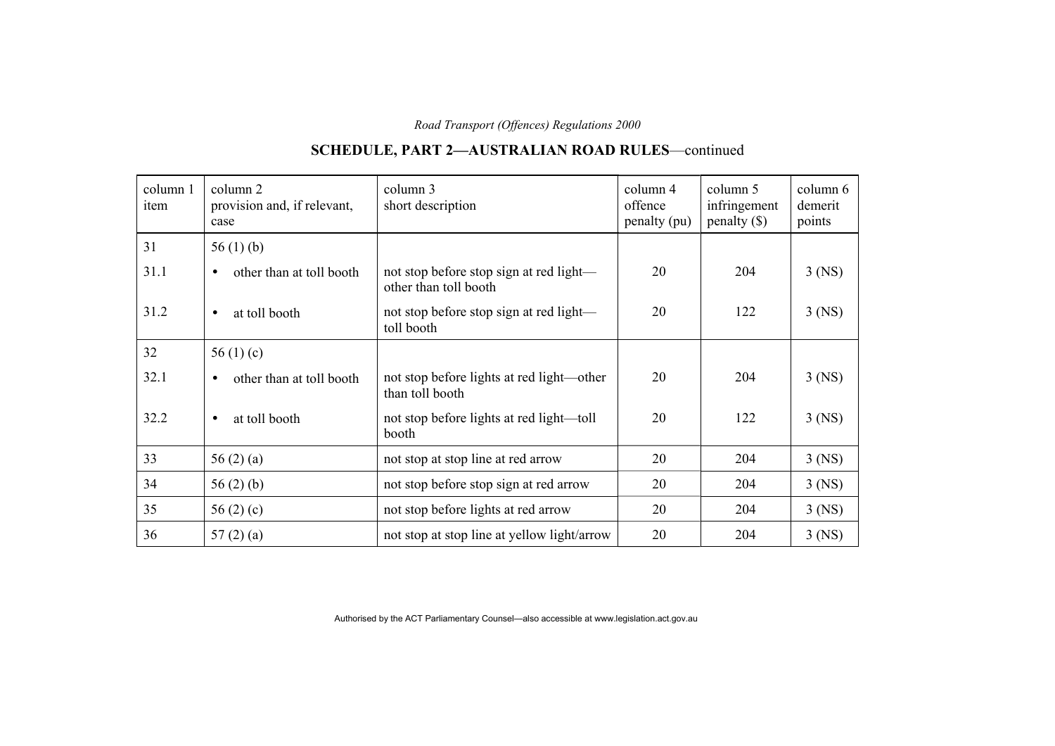## SCHEDULE, PART 2—AUSTRALIAN ROAD RULES—continued

| column 1 item | column 2 provision and, if relevant, case | column 3 short description | column 4 offence penalty (pu) | column 5 infringement penalty ($) | column 6 demerit points |
|---|---|---|---|---|---|
| 31 | 56 (1) (b) | | | | |
| 31.1 | • other than at toll booth | not stop before stop sign at red light—other than toll booth | 20 | 204 | 3 (NS) |
| 31.2 | • at toll booth | not stop before stop sign at red light—toll booth | 20 | 122 | 3 (NS) |
| 32 | 56 (1) (c) | | | | |
| 32.1 | • other than at toll booth | not stop before lights at red light—other than toll booth | 20 | 204 | 3 (NS) |
| 32.2 | • at toll booth | not stop before lights at red light—toll booth | 20 | 122 | 3 (NS) |
| 33 | 56 (2) (a) | not stop at stop line at red arrow | 20 | 204 | 3 (NS) |
| 34 | 56 (2) (b) | not stop before stop sign at red arrow | 20 | 204 | 3 (NS) |
| 35 | 56 (2) (c) | not stop before lights at red arrow | 20 | 204 | 3 (NS) |
| 36 | 57 (2) (a) | not stop at stop line at yellow light/arrow | 20 | 204 | 3 (NS) |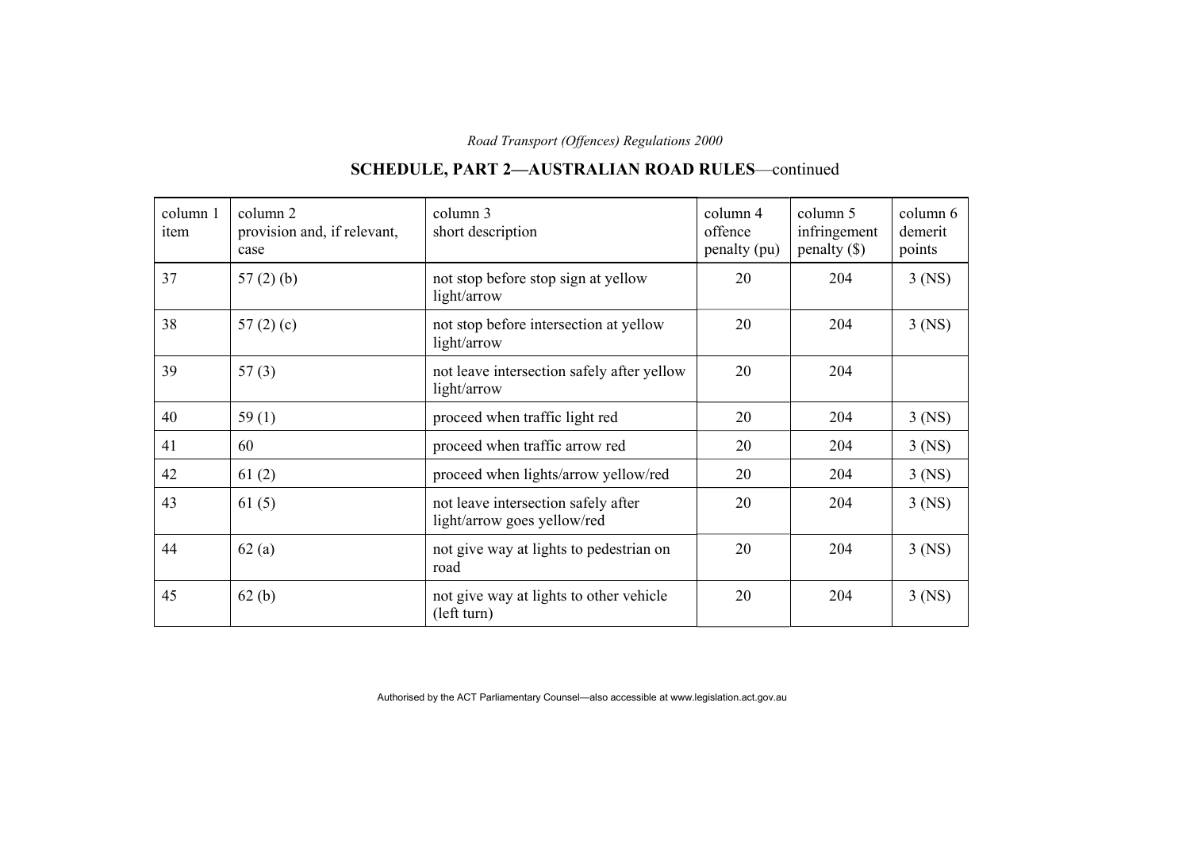## SCHEDULE, PART 2—AUSTRALIAN ROAD RULES—continued

| column 1 item | column 2 provision and, if relevant, case | column 3 short description | column 4 offence penalty (pu) | column 5 infringement penalty ($) | column 6 demerit points |
|---|---|---|---|---|---|
| 37 | 57 (2) (b) | not stop before stop sign at yellow light/arrow | 20 | 204 | 3 (NS) |
| 38 | 57 (2) (c) | not stop before intersection at yellow light/arrow | 20 | 204 | 3 (NS) |
| 39 | 57 (3) | not leave intersection safely after yellow light/arrow | 20 | 204 | |
| 40 | 59 (1) | proceed when traffic light red | 20 | 204 | 3 (NS) |
| 41 | 60 | proceed when traffic arrow red | 20 | 204 | 3 (NS) |
| 42 | 61 (2) | proceed when lights/arrow yellow/red | 20 | 204 | 3 (NS) |
| 43 | 61 (5) | not leave intersection safely after light/arrow goes yellow/red | 20 | 204 | 3 (NS) |
| 44 | 62 (a) | not give way at lights to pedestrian on road | 20 | 204 | 3 (NS) |
| 45 | 62 (b) | not give way at lights to other vehicle (left turn) | 20 | 204 | 3 (NS) |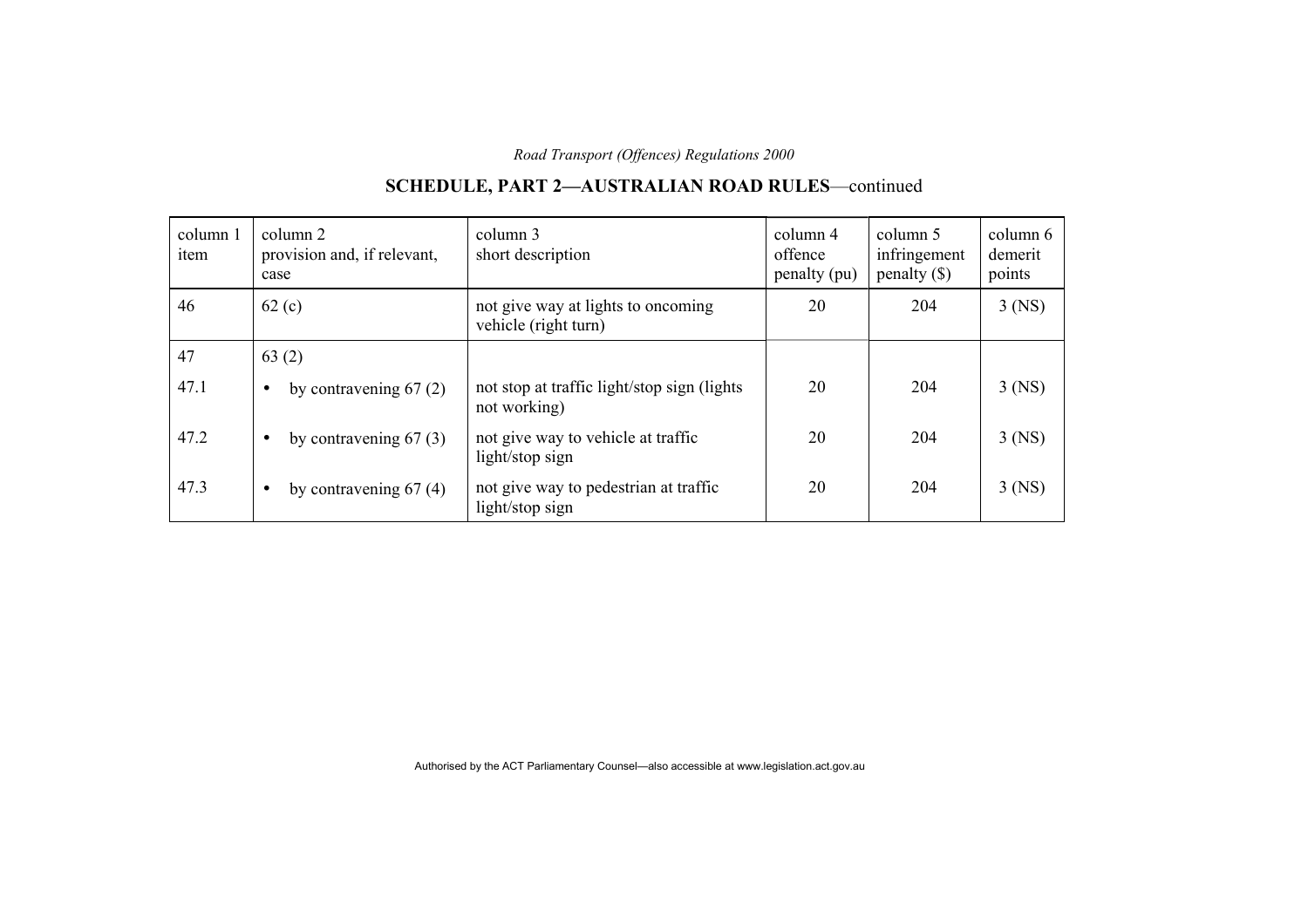## SCHEDULE, PART 2—AUSTRALIAN ROAD RULES—continued

| column 1 item | column 2 provision and, if relevant, case | column 3 short description | column 4 offence penalty (pu) | column 5 infringement penalty ($) | column 6 demerit points |
|---|---|---|---|---|---|
| 46 | 62 (c) | not give way at lights to oncoming vehicle (right turn) | 20 | 204 | 3 (NS) |
| 47 | 63 (2) | | | | |
| 47.1 | • by contravening 67 (2) | not stop at traffic light/stop sign (lights not working) | 20 | 204 | 3 (NS) |
| 47.2 | • by contravening 67 (3) | not give way to vehicle at traffic light/stop sign | 20 | 204 | 3 (NS) |
| 47.3 | • by contravening 67 (4) | not give way to pedestrian at traffic light/stop sign | 20 | 204 | 3 (NS) |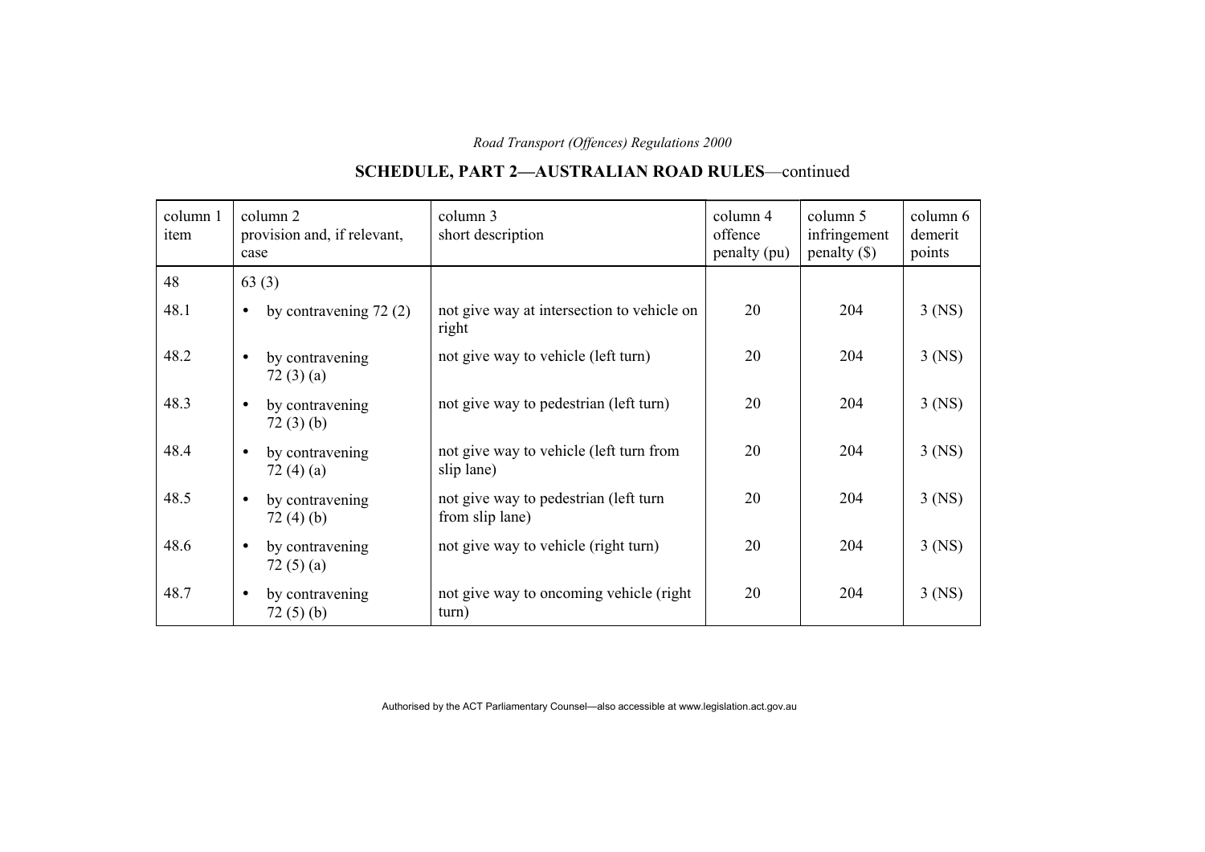## SCHEDULE, PART 2—AUSTRALIAN ROAD RULES—continued

| column 1 item | column 2 provision and, if relevant, case | column 3 short description | column 4 offence penalty (pu) | column 5 infringement penalty ($) | column 6 demerit points |
|---|---|---|---|---|---|
| 48 | 63 (3) | | | | |
| 48.1 | • by contravening 72 (2) | not give way at intersection to vehicle on right | 20 | 204 | 3 (NS) |
| 48.2 | • by contravening 72 (3) (a) | not give way to vehicle (left turn) | 20 | 204 | 3 (NS) |
| 48.3 | • by contravening 72 (3) (b) | not give way to pedestrian (left turn) | 20 | 204 | 3 (NS) |
| 48.4 | • by contravening 72 (4) (a) | not give way to vehicle (left turn from slip lane) | 20 | 204 | 3 (NS) |
| 48.5 | • by contravening 72 (4) (b) | not give way to pedestrian (left turn from slip lane) | 20 | 204 | 3 (NS) |
| 48.6 | • by contravening 72 (5) (a) | not give way to vehicle (right turn) | 20 | 204 | 3 (NS) |
| 48.7 | • by contravening 72 (5) (b) | not give way to oncoming vehicle (right turn) | 20 | 204 | 3 (NS) |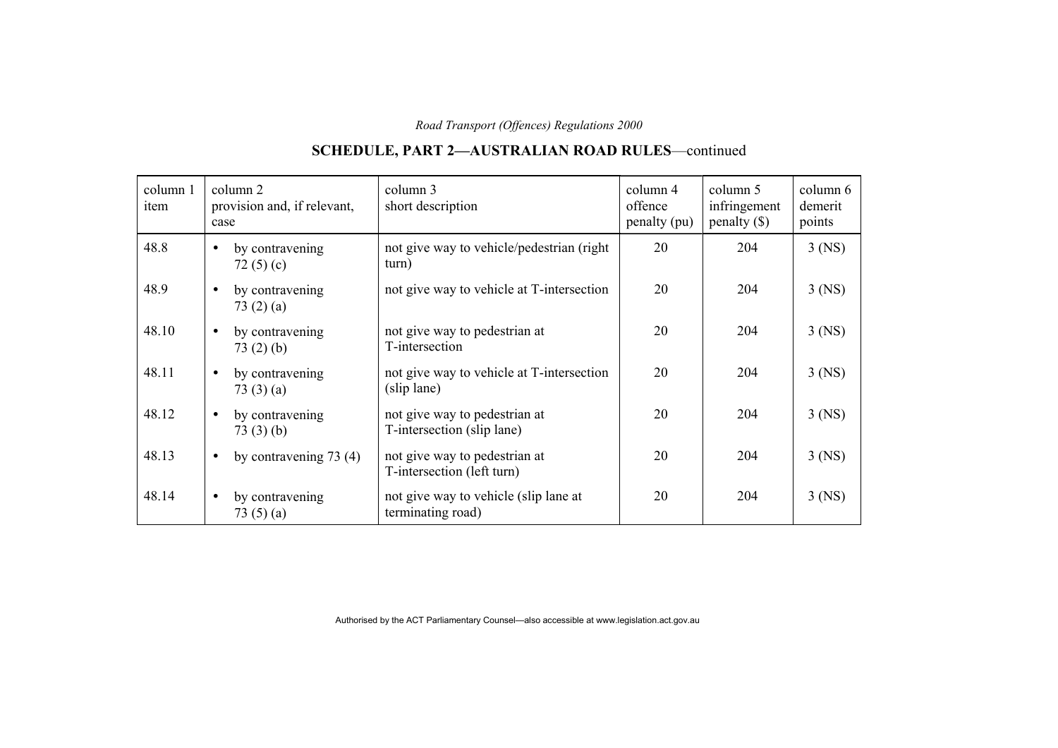## SCHEDULE, PART 2—AUSTRALIAN ROAD RULES—continued

| column 1 item | column 2 provision and, if relevant, case | column 3 short description | column 4 offence penalty (pu) | column 5 infringement penalty ($) | column 6 demerit points |
|---|---|---|---|---|---|
| 48.8 | • by contravening 72 (5) (c) | not give way to vehicle/pedestrian (right turn) | 20 | 204 | 3 (NS) |
| 48.9 | • by contravening 73 (2) (a) | not give way to vehicle at T-intersection | 20 | 204 | 3 (NS) |
| 48.10 | • by contravening 73 (2) (b) | not give way to pedestrian at T-intersection | 20 | 204 | 3 (NS) |
| 48.11 | • by contravening 73 (3) (a) | not give way to vehicle at T-intersection (slip lane) | 20 | 204 | 3 (NS) |
| 48.12 | • by contravening 73 (3) (b) | not give way to pedestrian at T-intersection (slip lane) | 20 | 204 | 3 (NS) |
| 48.13 | • by contravening 73 (4) | not give way to pedestrian at T-intersection (left turn) | 20 | 204 | 3 (NS) |
| 48.14 | • by contravening 73 (5) (a) | not give way to vehicle (slip lane at terminating road) | 20 | 204 | 3 (NS) |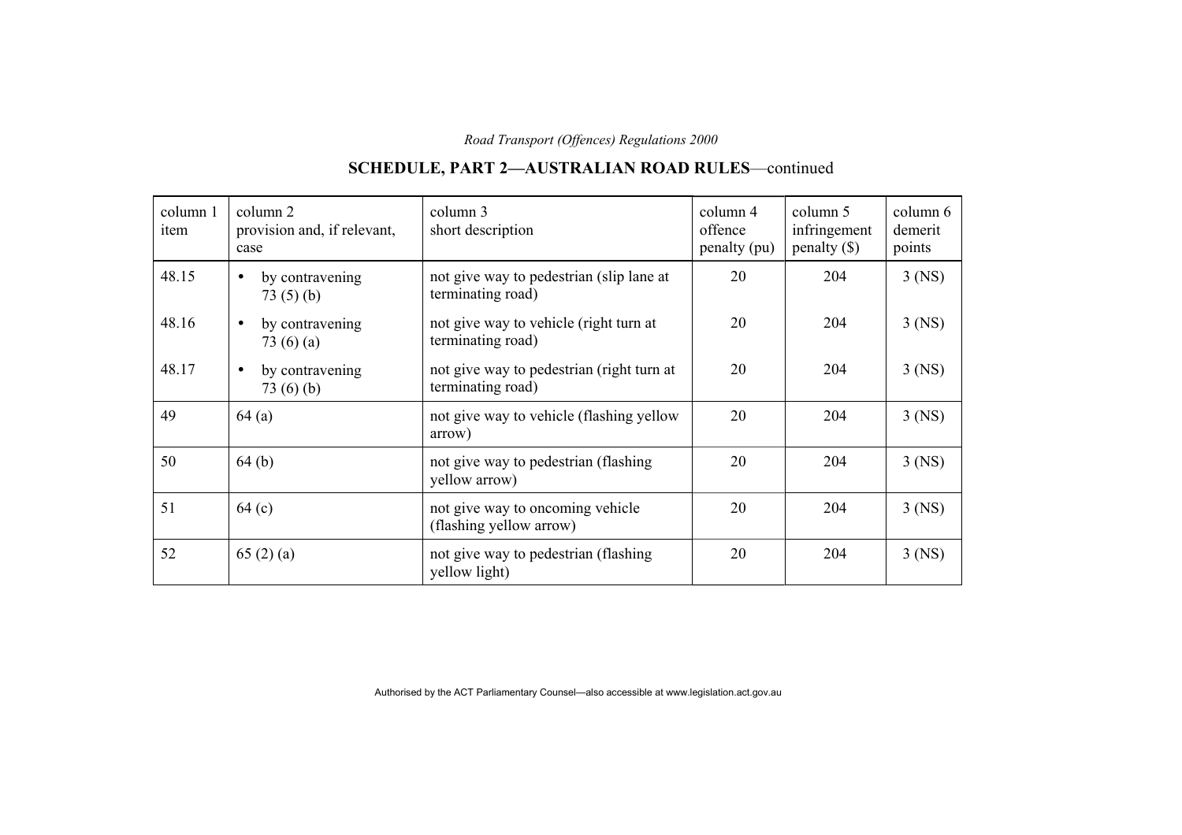## SCHEDULE, PART 2—AUSTRALIAN ROAD RULES—continued

| column 1 item | column 2 provision and, if relevant, case | column 3 short description | column 4 offence penalty (pu) | column 5 infringement penalty ($) | column 6 demerit points |
|---|---|---|---|---|---|
| 48.15 | • by contravening 73 (5) (b) | not give way to pedestrian (slip lane at terminating road) | 20 | 204 | 3 (NS) |
| 48.16 | • by contravening 73 (6) (a) | not give way to vehicle (right turn at terminating road) | 20 | 204 | 3 (NS) |
| 48.17 | • by contravening 73 (6) (b) | not give way to pedestrian (right turn at terminating road) | 20 | 204 | 3 (NS) |
| 49 | 64 (a) | not give way to vehicle (flashing yellow arrow) | 20 | 204 | 3 (NS) |
| 50 | 64 (b) | not give way to pedestrian (flashing yellow arrow) | 20 | 204 | 3 (NS) |
| 51 | 64 (c) | not give way to oncoming vehicle (flashing yellow arrow) | 20 | 204 | 3 (NS) |
| 52 | 65 (2) (a) | not give way to pedestrian (flashing yellow light) | 20 | 204 | 3 (NS) |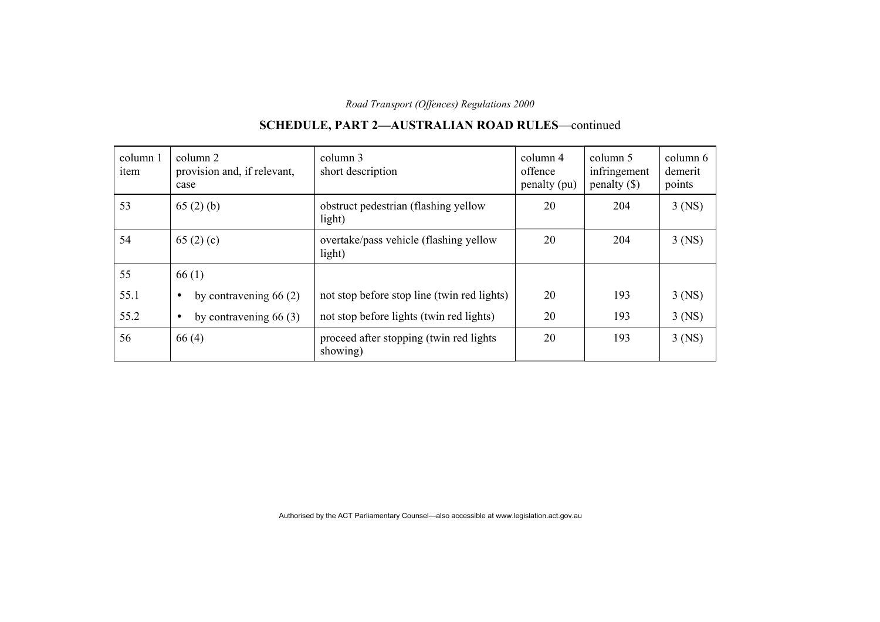## SCHEDULE, PART 2—AUSTRALIAN ROAD RULES—continued

| column 1 item | column 2 provision and, if relevant, case | column 3 short description | column 4 offence penalty (pu) | column 5 infringement penalty ($) | column 6 demerit points |
|---|---|---|---|---|---|
| 53 | 65 (2) (b) | obstruct pedestrian (flashing yellow light) | 20 | 204 | 3 (NS) |
| 54 | 65 (2) (c) | overtake/pass vehicle (flashing yellow light) | 20 | 204 | 3 (NS) |
| 55 | 66 (1) | | | | |
| 55.1 | • by contravening 66 (2) | not stop before stop line (twin red lights) | 20 | 193 | 3 (NS) |
| 55.2 | • by contravening 66 (3) | not stop before lights (twin red lights) | 20 | 193 | 3 (NS) |
| 56 | 66 (4) | proceed after stopping (twin red lights showing) | 20 | 193 | 3 (NS) |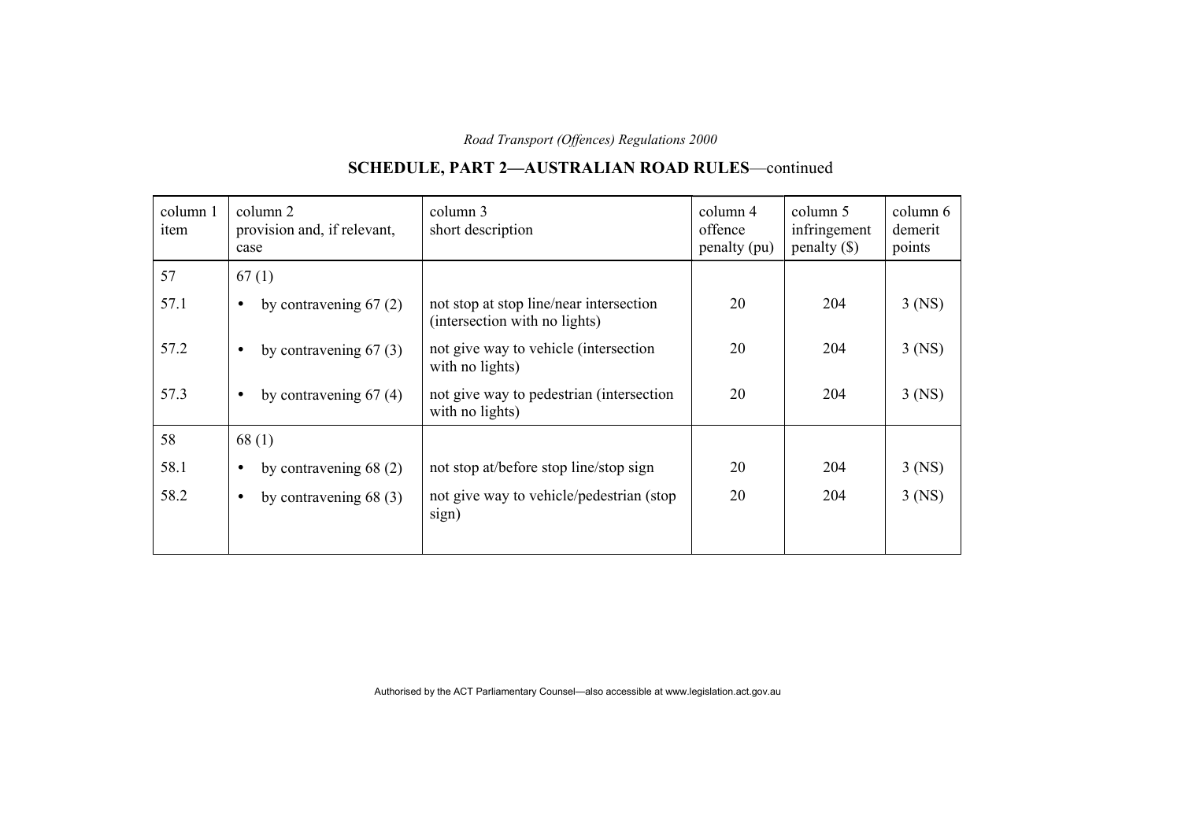## SCHEDULE, PART 2—AUSTRALIAN ROAD RULES—continued

| column 1 item | column 2 provision and, if relevant, case | column 3 short description | column 4 offence penalty (pu) | column 5 infringement penalty ($) | column 6 demerit points |
|---|---|---|---|---|---|
| 57 | 67 (1) | | | | |
| 57.1 | • by contravening 67 (2) | not stop at stop line/near intersection (intersection with no lights) | 20 | 204 | 3 (NS) |
| 57.2 | • by contravening 67 (3) | not give way to vehicle (intersection with no lights) | 20 | 204 | 3 (NS) |
| 57.3 | • by contravening 67 (4) | not give way to pedestrian (intersection with no lights) | 20 | 204 | 3 (NS) |
| 58 | 68 (1) | | | | |
| 58.1 | • by contravening 68 (2) | not stop at/before stop line/stop sign | 20 | 204 | 3 (NS) |
| 58.2 | • by contravening 68 (3) | not give way to vehicle/pedestrian (stop sign) | 20 | 204 | 3 (NS) |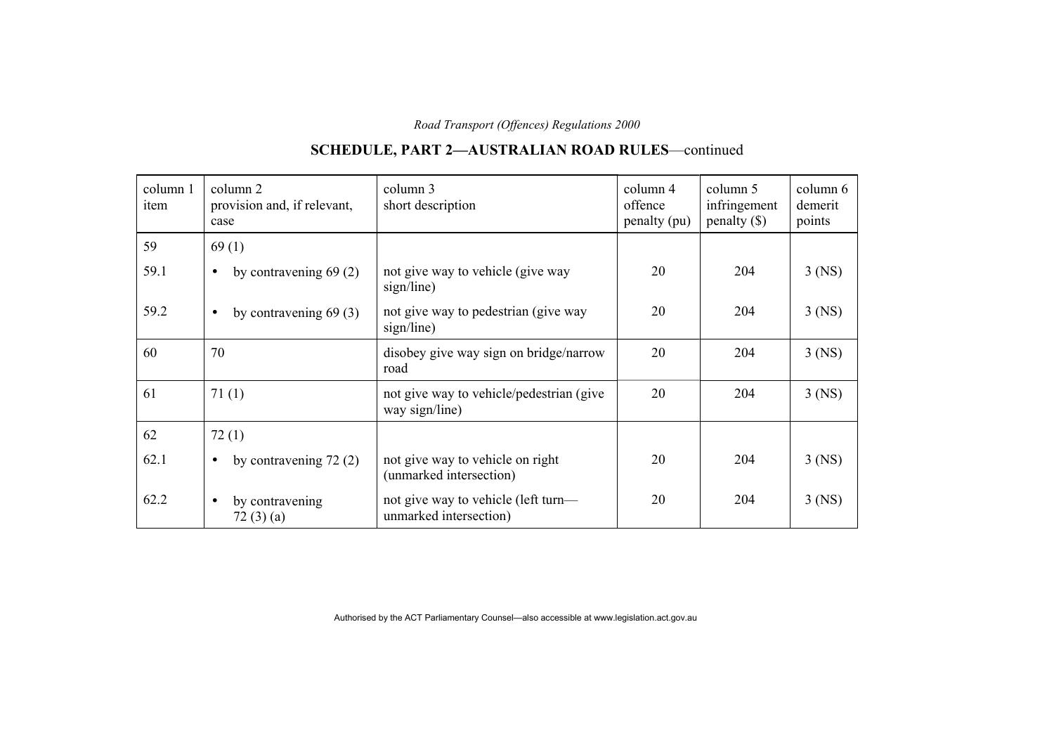## SCHEDULE, PART 2—AUSTRALIAN ROAD RULES—continued

| column 1 item | column 2 provision and, if relevant, case | column 3 short description | column 4 offence penalty (pu) | column 5 infringement penalty ($) | column 6 demerit points |
|---|---|---|---|---|---|
| 59 | 69 (1) | | | | |
| 59.1 | • by contravening 69 (2) | not give way to vehicle (give way sign/line) | 20 | 204 | 3 (NS) |
| 59.2 | • by contravening 69 (3) | not give way to pedestrian (give way sign/line) | 20 | 204 | 3 (NS) |
| 60 | 70 | disobey give way sign on bridge/narrow road | 20 | 204 | 3 (NS) |
| 61 | 71 (1) | not give way to vehicle/pedestrian (give way sign/line) | 20 | 204 | 3 (NS) |
| 62 | 72 (1) | | | | |
| 62.1 | • by contravening 72 (2) | not give way to vehicle on right (unmarked intersection) | 20 | 204 | 3 (NS) |
| 62.2 | • by contravening 72 (3) (a) | not give way to vehicle (left turn—unmarked intersection) | 20 | 204 | 3 (NS) |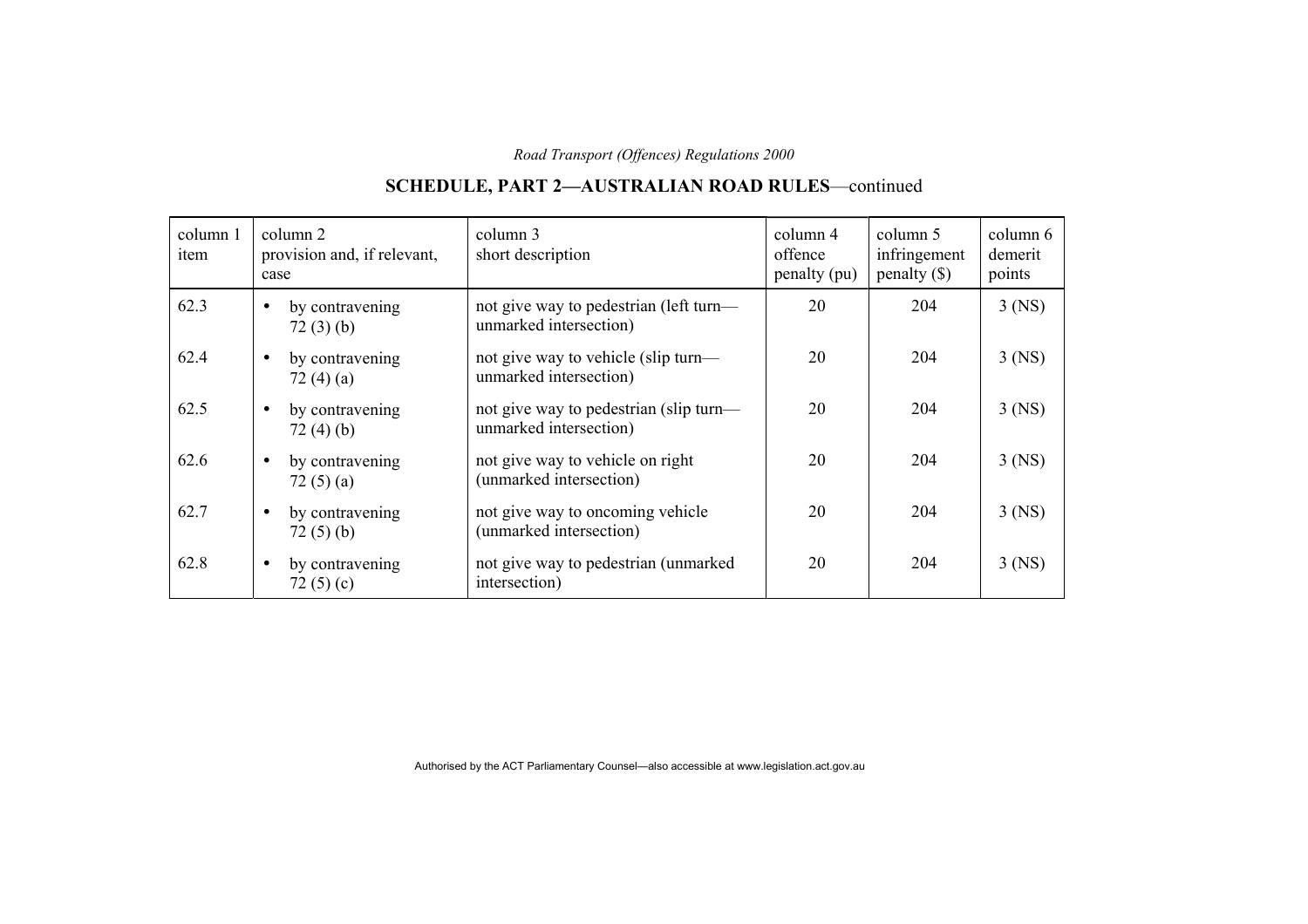## SCHEDULE, PART 2—AUSTRALIAN ROAD RULES—continued

| column 1 item | column 2 provision and, if relevant, case | column 3 short description | column 4 offence penalty (pu) | column 5 infringement penalty ($) | column 6 demerit points |
|---|---|---|---|---|---|
| 62.3 | • by contravening 72 (3) (b) | not give way to pedestrian (left turn—unmarked intersection) | 20 | 204 | 3 (NS) |
| 62.4 | • by contravening 72 (4) (a) | not give way to vehicle (slip turn—unmarked intersection) | 20 | 204 | 3 (NS) |
| 62.5 | • by contravening 72 (4) (b) | not give way to pedestrian (slip turn—unmarked intersection) | 20 | 204 | 3 (NS) |
| 62.6 | • by contravening 72 (5) (a) | not give way to vehicle on right (unmarked intersection) | 20 | 204 | 3 (NS) |
| 62.7 | • by contravening 72 (5) (b) | not give way to oncoming vehicle (unmarked intersection) | 20 | 204 | 3 (NS) |
| 62.8 | • by contravening 72 (5) (c) | not give way to pedestrian (unmarked intersection) | 20 | 204 | 3 (NS) |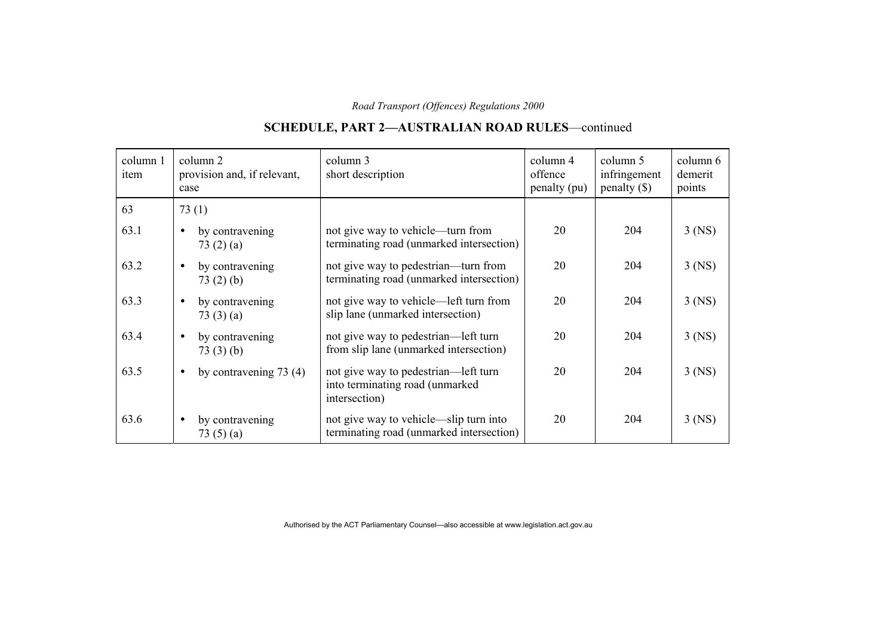## SCHEDULE, PART 2—AUSTRALIAN ROAD RULES—continued

| column 1 item | column 2 provision and, if relevant, case | column 3 short description | column 4 offence penalty (pu) | column 5 infringement penalty ($) | column 6 demerit points |
|---|---|---|---|---|---|
| 63 | 73 (1) | | | | |
| 63.1 | • by contravening 73 (2) (a) | not give way to vehicle—turn from terminating road (unmarked intersection) | 20 | 204 | 3 (NS) |
| 63.2 | • by contravening 73 (2) (b) | not give way to pedestrian—turn from terminating road (unmarked intersection) | 20 | 204 | 3 (NS) |
| 63.3 | • by contravening 73 (3) (a) | not give way to vehicle—left turn from slip lane (unmarked intersection) | 20 | 204 | 3 (NS) |
| 63.4 | • by contravening 73 (3) (b) | not give way to pedestrian—left turn from slip lane (unmarked intersection) | 20 | 204 | 3 (NS) |
| 63.5 | • by contravening 73 (4) | not give way to pedestrian—left turn into terminating road (unmarked intersection) | 20 | 204 | 3 (NS) |
| 63.6 | • by contravening 73 (5) (a) | not give way to vehicle—slip turn into terminating road (unmarked intersection) | 20 | 204 | 3 (NS) |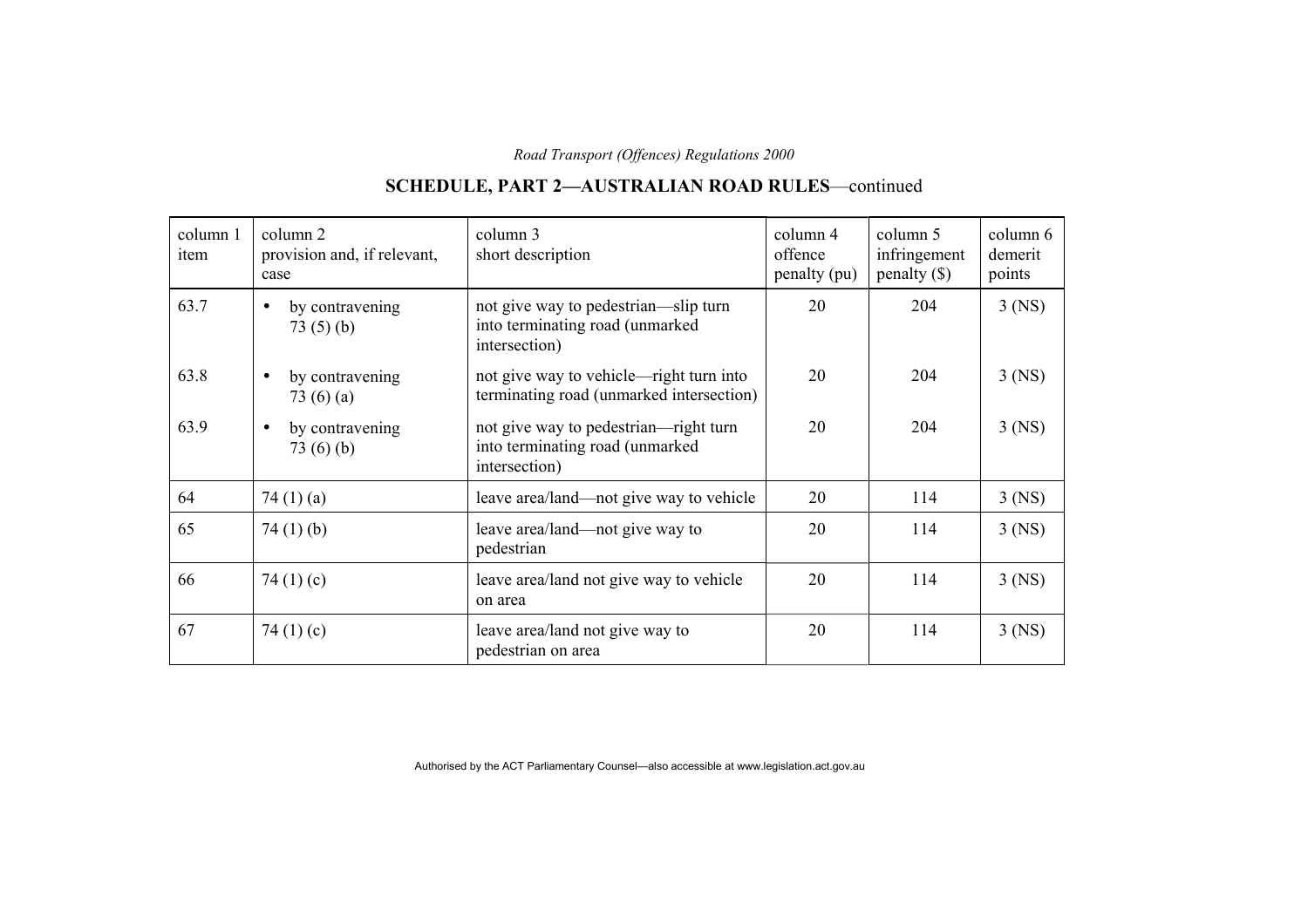## SCHEDULE, PART 2—AUSTRALIAN ROAD RULES—continued

| column 1 item | column 2 provision and, if relevant, case | column 3 short description | column 4 offence penalty (pu) | column 5 infringement penalty ($) | column 6 demerit points |
|---|---|---|---|---|---|
| 63.7 | • by contravening 73 (5) (b) | not give way to pedestrian—slip turn into terminating road (unmarked intersection) | 20 | 204 | 3 (NS) |
| 63.8 | • by contravening 73 (6) (a) | not give way to vehicle—right turn into terminating road (unmarked intersection) | 20 | 204 | 3 (NS) |
| 63.9 | • by contravening 73 (6) (b) | not give way to pedestrian—right turn into terminating road (unmarked intersection) | 20 | 204 | 3 (NS) |
| 64 | 74 (1) (a) | leave area/land—not give way to vehicle | 20 | 114 | 3 (NS) |
| 65 | 74 (1) (b) | leave area/land—not give way to pedestrian | 20 | 114 | 3 (NS) |
| 66 | 74 (1) (c) | leave area/land not give way to vehicle on area | 20 | 114 | 3 (NS) |
| 67 | 74 (1) (c) | leave area/land not give way to pedestrian on area | 20 | 114 | 3 (NS) |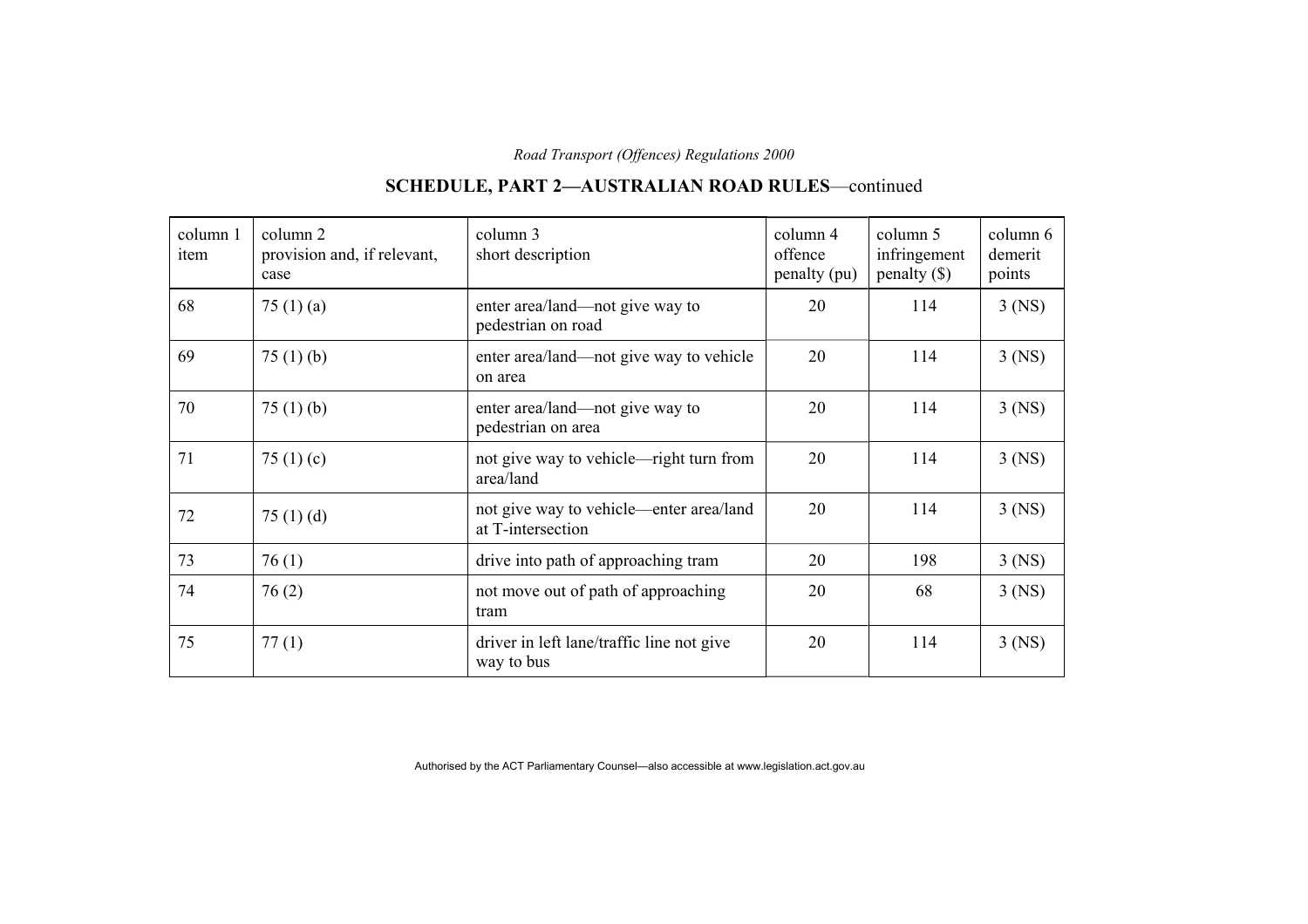## SCHEDULE, PART 2—AUSTRALIAN ROAD RULES—continued

| column 1 item | column 2 provision and, if relevant, case | column 3 short description | column 4 offence penalty (pu) | column 5 infringement penalty ($) | column 6 demerit points |
|---|---|---|---|---|---|
| 68 | 75 (1) (a) | enter area/land—not give way to pedestrian on road | 20 | 114 | 3 (NS) |
| 69 | 75 (1) (b) | enter area/land—not give way to vehicle on area | 20 | 114 | 3 (NS) |
| 70 | 75 (1) (b) | enter area/land—not give way to pedestrian on area | 20 | 114 | 3 (NS) |
| 71 | 75 (1) (c) | not give way to vehicle—right turn from area/land | 20 | 114 | 3 (NS) |
| 72 | 75 (1) (d) | not give way to vehicle—enter area/land at T-intersection | 20 | 114 | 3 (NS) |
| 73 | 76 (1) | drive into path of approaching tram | 20 | 198 | 3 (NS) |
| 74 | 76 (2) | not move out of path of approaching tram | 20 | 68 | 3 (NS) |
| 75 | 77 (1) | driver in left lane/traffic line not give way to bus | 20 | 114 | 3 (NS) |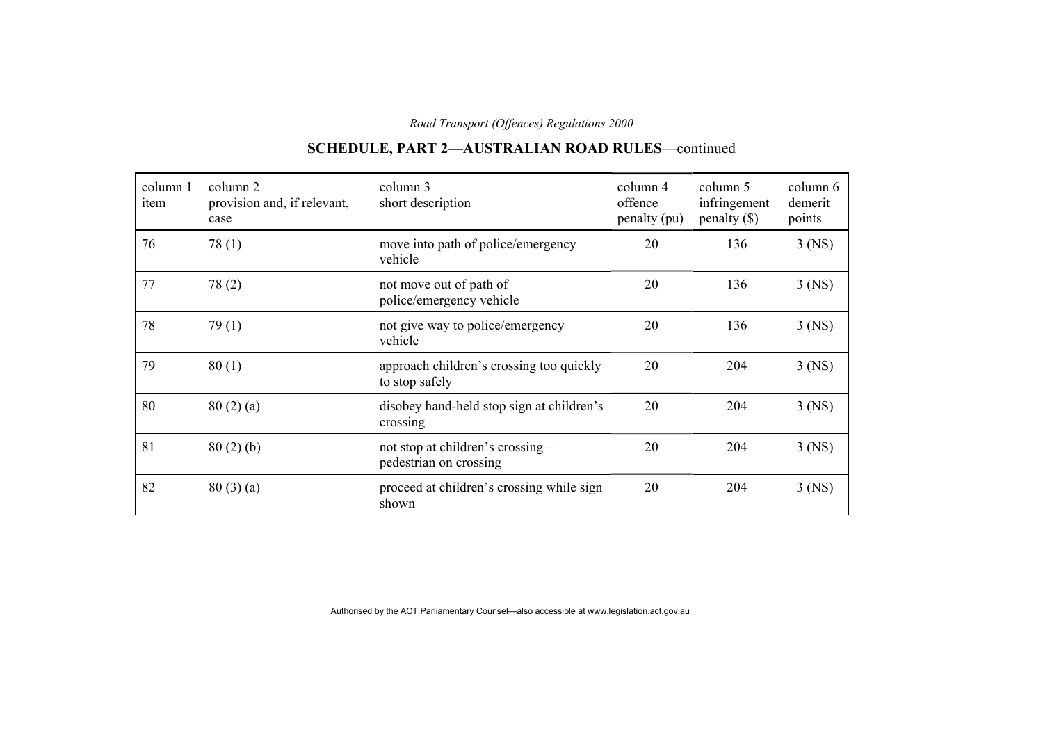## SCHEDULE, PART 2—AUSTRALIAN ROAD RULES—continued

| column 1 item | column 2 provision and, if relevant, case | column 3 short description | column 4 offence penalty (pu) | column 5 infringement penalty ($) | column 6 demerit points |
|---|---|---|---|---|---|
| 76 | 78 (1) | move into path of police/emergency vehicle | 20 | 136 | 3 (NS) |
| 77 | 78 (2) | not move out of path of police/emergency vehicle | 20 | 136 | 3 (NS) |
| 78 | 79 (1) | not give way to police/emergency vehicle | 20 | 136 | 3 (NS) |
| 79 | 80 (1) | approach children's crossing too quickly to stop safely | 20 | 204 | 3 (NS) |
| 80 | 80 (2) (a) | disobey hand-held stop sign at children's crossing | 20 | 204 | 3 (NS) |
| 81 | 80 (2) (b) | not stop at children's crossing—pedestrian on crossing | 20 | 204 | 3 (NS) |
| 82 | 80 (3) (a) | proceed at children's crossing while sign shown | 20 | 204 | 3 (NS) |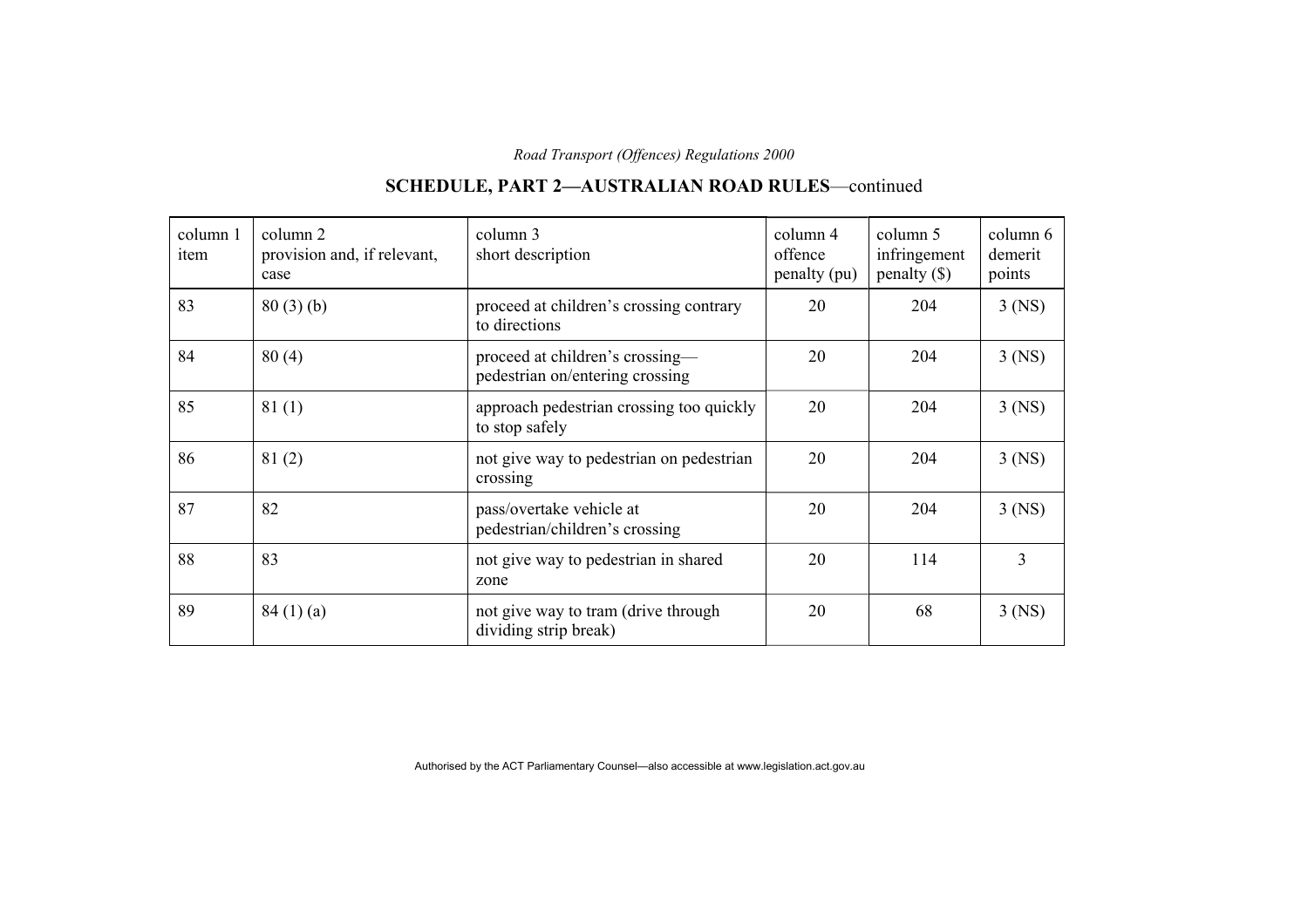## SCHEDULE, PART 2—AUSTRALIAN ROAD RULES—continued

| column 1 item | column 2 provision and, if relevant, case | column 3 short description | column 4 offence penalty (pu) | column 5 infringement penalty ($) | column 6 demerit points |
|---|---|---|---|---|---|
| 83 | 80 (3) (b) | proceed at children's crossing contrary to directions | 20 | 204 | 3 (NS) |
| 84 | 80 (4) | proceed at children's crossing—pedestrian on/entering crossing | 20 | 204 | 3 (NS) |
| 85 | 81 (1) | approach pedestrian crossing too quickly to stop safely | 20 | 204 | 3 (NS) |
| 86 | 81 (2) | not give way to pedestrian on pedestrian crossing | 20 | 204 | 3 (NS) |
| 87 | 82 | pass/overtake vehicle at pedestrian/children's crossing | 20 | 204 | 3 (NS) |
| 88 | 83 | not give way to pedestrian in shared zone | 20 | 114 | 3 |
| 89 | 84 (1) (a) | not give way to tram (drive through dividing strip break) | 20 | 68 | 3 (NS) |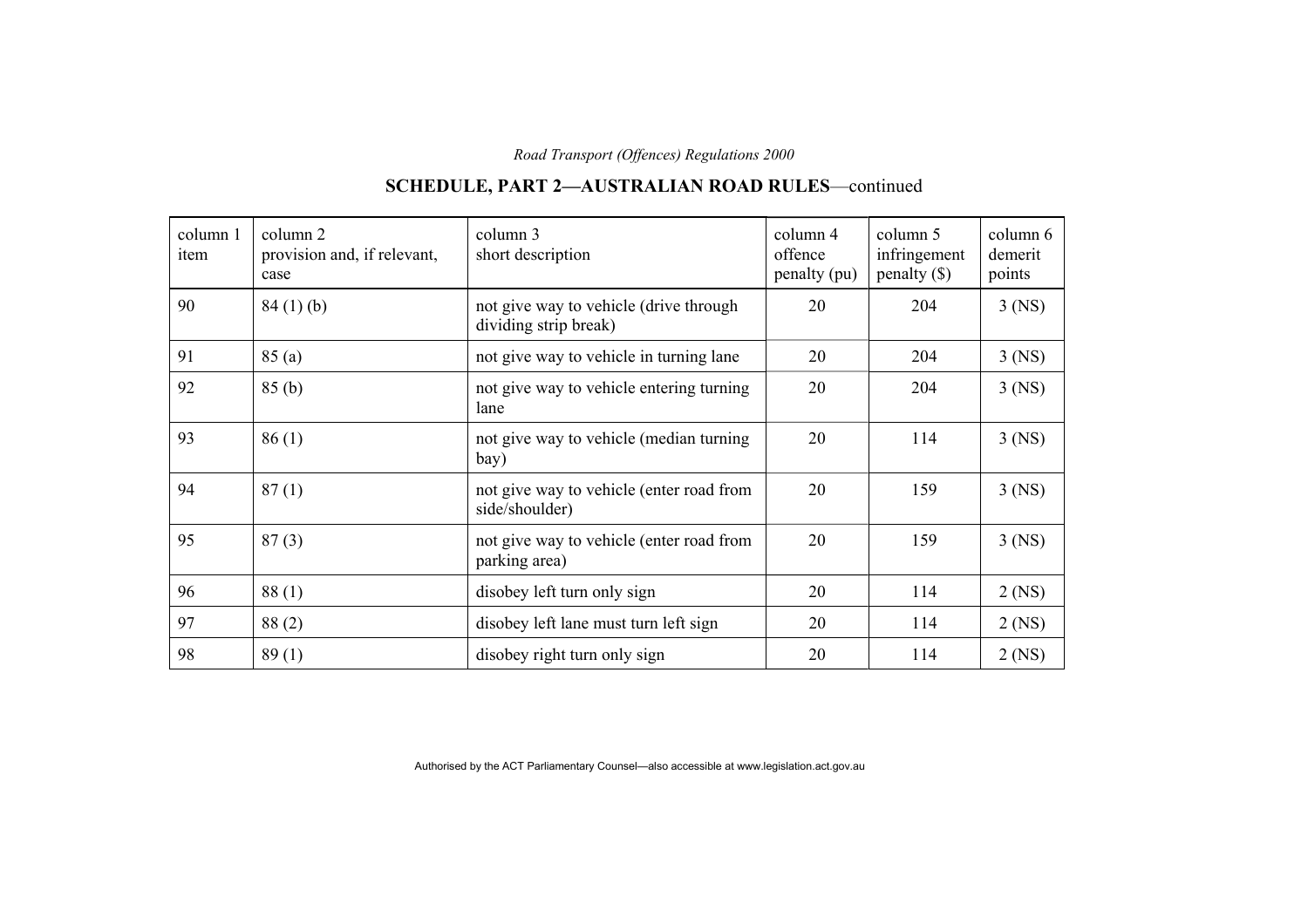## SCHEDULE, PART 2—AUSTRALIAN ROAD RULES—continued

| column 1 item | column 2 provision and, if relevant, case | column 3 short description | column 4 offence penalty (pu) | column 5 infringement penalty ($) | column 6 demerit points |
|---|---|---|---|---|---|
| 90 | 84 (1) (b) | not give way to vehicle (drive through dividing strip break) | 20 | 204 | 3 (NS) |
| 91 | 85 (a) | not give way to vehicle in turning lane | 20 | 204 | 3 (NS) |
| 92 | 85 (b) | not give way to vehicle entering turning lane | 20 | 204 | 3 (NS) |
| 93 | 86 (1) | not give way to vehicle (median turning bay) | 20 | 114 | 3 (NS) |
| 94 | 87 (1) | not give way to vehicle (enter road from side/shoulder) | 20 | 159 | 3 (NS) |
| 95 | 87 (3) | not give way to vehicle (enter road from parking area) | 20 | 159 | 3 (NS) |
| 96 | 88 (1) | disobey left turn only sign | 20 | 114 | 2 (NS) |
| 97 | 88 (2) | disobey left lane must turn left sign | 20 | 114 | 2 (NS) |
| 98 | 89 (1) | disobey right turn only sign | 20 | 114 | 2 (NS) |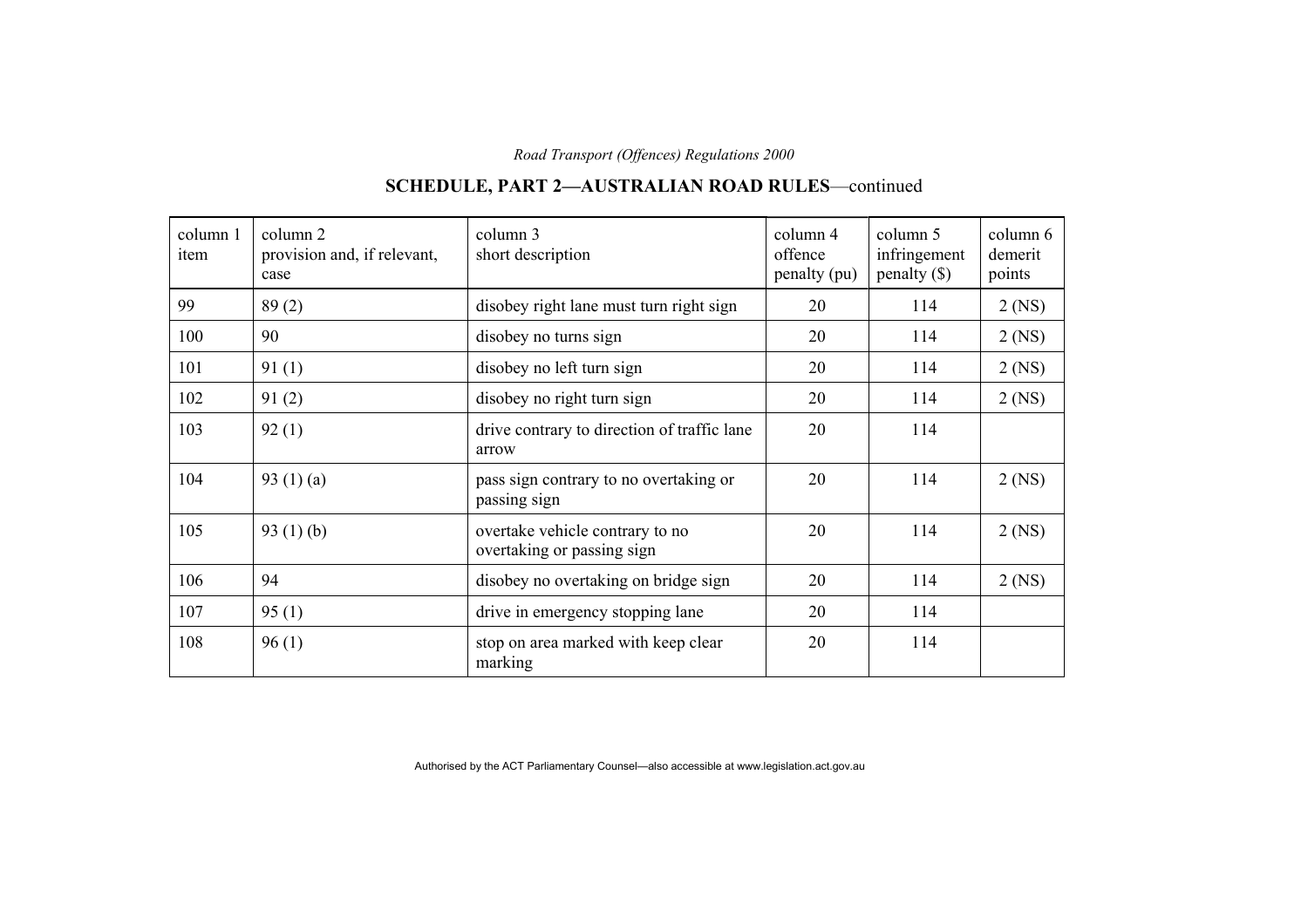## SCHEDULE, PART 2—AUSTRALIAN ROAD RULES—continued

| column 1 item | column 2 provision and, if relevant, case | column 3 short description | column 4 offence penalty (pu) | column 5 infringement penalty ($) | column 6 demerit points |
|---|---|---|---|---|---|
| 99 | 89 (2) | disobey right lane must turn right sign | 20 | 114 | 2 (NS) |
| 100 | 90 | disobey no turns sign | 20 | 114 | 2 (NS) |
| 101 | 91 (1) | disobey no left turn sign | 20 | 114 | 2 (NS) |
| 102 | 91 (2) | disobey no right turn sign | 20 | 114 | 2 (NS) |
| 103 | 92 (1) | drive contrary to direction of traffic lane arrow | 20 | 114 | |
| 104 | 93 (1) (a) | pass sign contrary to no overtaking or passing sign | 20 | 114 | 2 (NS) |
| 105 | 93 (1) (b) | overtake vehicle contrary to no overtaking or passing sign | 20 | 114 | 2 (NS) |
| 106 | 94 | disobey no overtaking on bridge sign | 20 | 114 | 2 (NS) |
| 107 | 95 (1) | drive in emergency stopping lane | 20 | 114 | |
| 108 | 96 (1) | stop on area marked with keep clear marking | 20 | 114 | |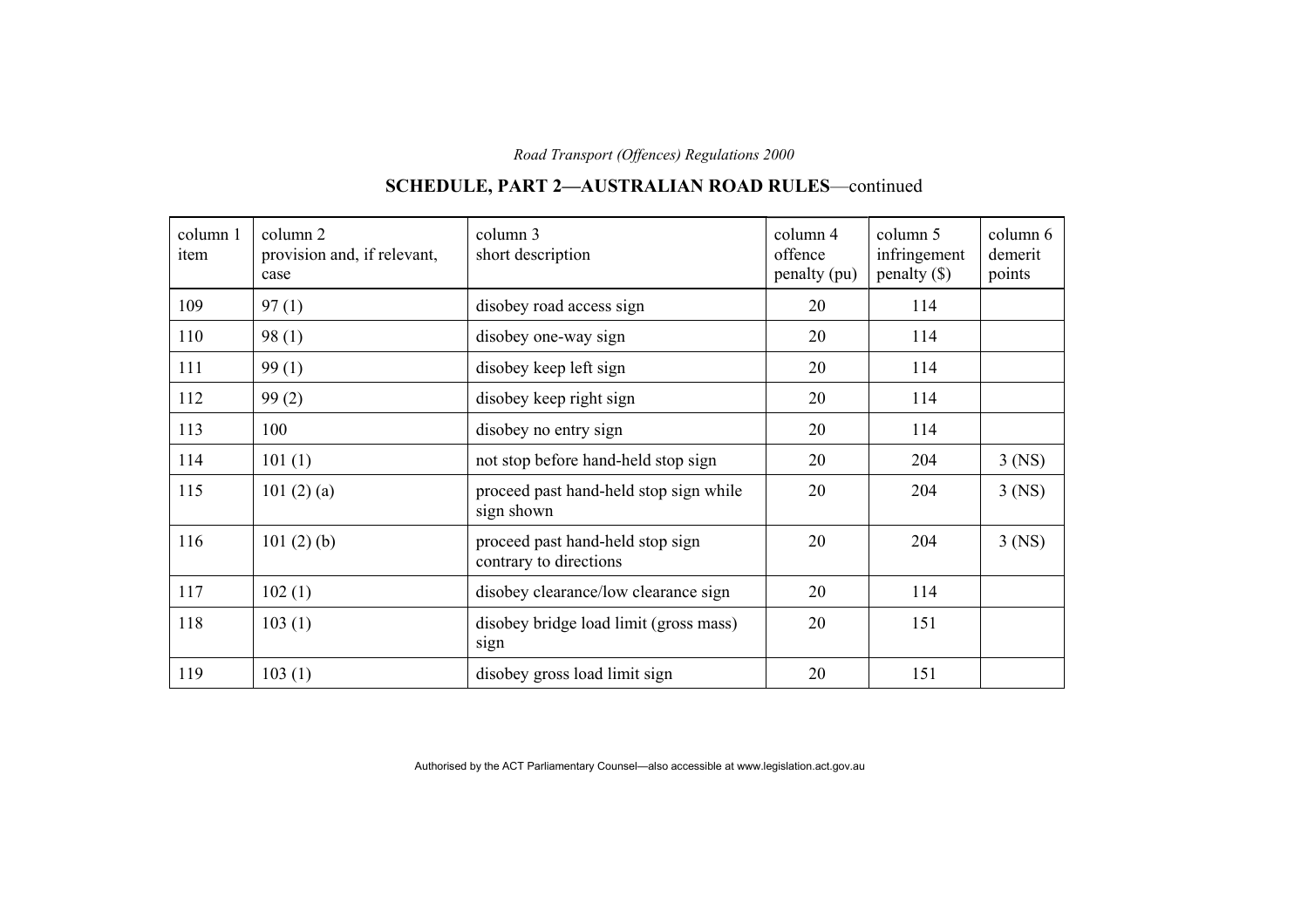## SCHEDULE, PART 2—AUSTRALIAN ROAD RULES—continued

| column 1 item | column 2 provision and, if relevant, case | column 3 short description | column 4 offence penalty (pu) | column 5 infringement penalty ($) | column 6 demerit points |
|---|---|---|---|---|---|
| 109 | 97 (1) | disobey road access sign | 20 | 114 | |
| 110 | 98 (1) | disobey one-way sign | 20 | 114 | |
| 111 | 99 (1) | disobey keep left sign | 20 | 114 | |
| 112 | 99 (2) | disobey keep right sign | 20 | 114 | |
| 113 | 100 | disobey no entry sign | 20 | 114 | |
| 114 | 101 (1) | not stop before hand-held stop sign | 20 | 204 | 3 (NS) |
| 115 | 101 (2) (a) | proceed past hand-held stop sign while sign shown | 20 | 204 | 3 (NS) |
| 116 | 101 (2) (b) | proceed past hand-held stop sign contrary to directions | 20 | 204 | 3 (NS) |
| 117 | 102 (1) | disobey clearance/low clearance sign | 20 | 114 | |
| 118 | 103 (1) | disobey bridge load limit (gross mass) sign | 20 | 151 | |
| 119 | 103 (1) | disobey gross load limit sign | 20 | 151 | |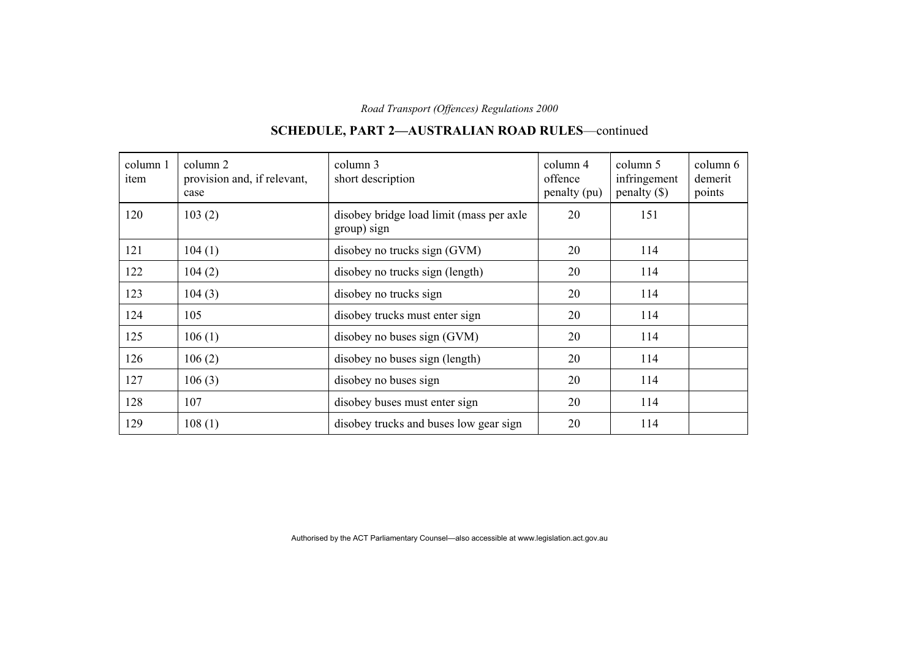## SCHEDULE, PART 2—AUSTRALIAN ROAD RULES—continued

| column 1 item | column 2 provision and, if relevant, case | column 3 short description | column 4 offence penalty (pu) | column 5 infringement penalty ($) | column 6 demerit points |
|---|---|---|---|---|---|
| 120 | 103 (2) | disobey bridge load limit (mass per axle group) sign | 20 | 151 | |
| 121 | 104 (1) | disobey no trucks sign (GVM) | 20 | 114 | |
| 122 | 104 (2) | disobey no trucks sign (length) | 20 | 114 | |
| 123 | 104 (3) | disobey no trucks sign | 20 | 114 | |
| 124 | 105 | disobey trucks must enter sign | 20 | 114 | |
| 125 | 106 (1) | disobey no buses sign (GVM) | 20 | 114 | |
| 126 | 106 (2) | disobey no buses sign (length) | 20 | 114 | |
| 127 | 106 (3) | disobey no buses sign | 20 | 114 | |
| 128 | 107 | disobey buses must enter sign | 20 | 114 | |
| 129 | 108 (1) | disobey trucks and buses low gear sign | 20 | 114 | |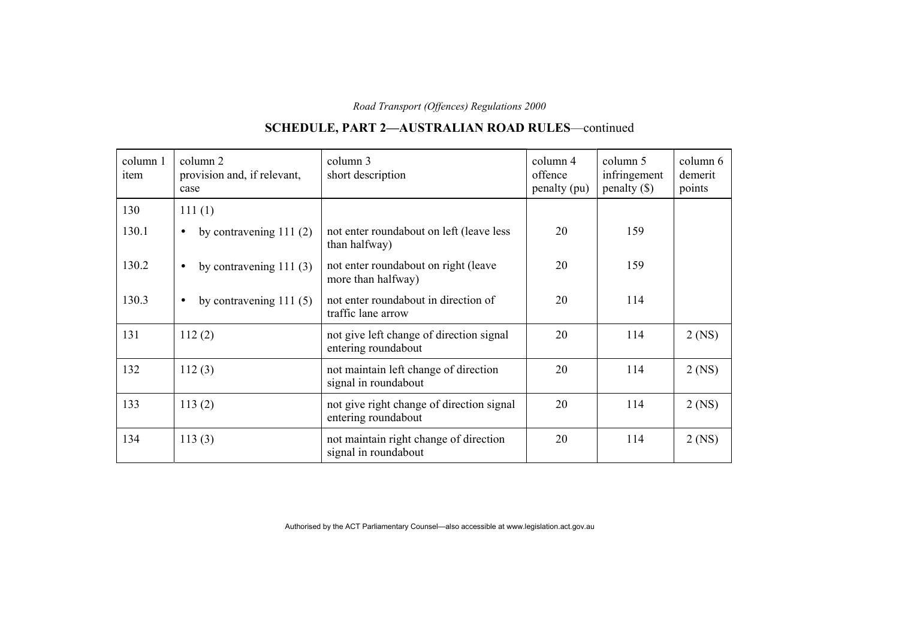## SCHEDULE, PART 2—AUSTRALIAN ROAD RULES—continued

| column 1 item | column 2 provision and, if relevant, case | column 3 short description | column 4 offence penalty (pu) | column 5 infringement penalty ($) | column 6 demerit points |
|---|---|---|---|---|---|
| 130 | 111 (1) | | | | |
| 130.1 | • by contravening 111 (2) | not enter roundabout on left (leave less than halfway) | 20 | 159 | |
| 130.2 | • by contravening 111 (3) | not enter roundabout on right (leave more than halfway) | 20 | 159 | |
| 130.3 | • by contravening 111 (5) | not enter roundabout in direction of traffic lane arrow | 20 | 114 | |
| 131 | 112 (2) | not give left change of direction signal entering roundabout | 20 | 114 | 2 (NS) |
| 132 | 112 (3) | not maintain left change of direction signal in roundabout | 20 | 114 | 2 (NS) |
| 133 | 113 (2) | not give right change of direction signal entering roundabout | 20 | 114 | 2 (NS) |
| 134 | 113 (3) | not maintain right change of direction signal in roundabout | 20 | 114 | 2 (NS) |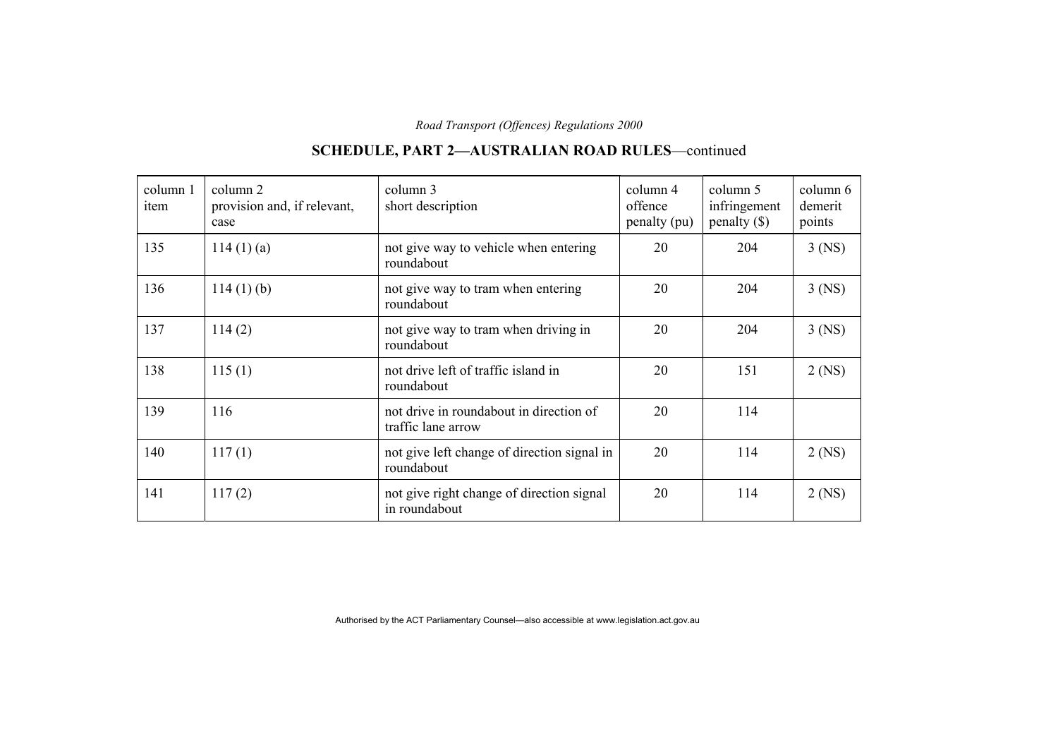## SCHEDULE, PART 2—AUSTRALIAN ROAD RULES—continued

| column 1 item | column 2 provision and, if relevant, case | column 3 short description | column 4 offence penalty (pu) | column 5 infringement penalty ($) | column 6 demerit points |
|---|---|---|---|---|---|
| 135 | 114 (1) (a) | not give way to vehicle when entering roundabout | 20 | 204 | 3 (NS) |
| 136 | 114 (1) (b) | not give way to tram when entering roundabout | 20 | 204 | 3 (NS) |
| 137 | 114 (2) | not give way to tram when driving in roundabout | 20 | 204 | 3 (NS) |
| 138 | 115 (1) | not drive left of traffic island in roundabout | 20 | 151 | 2 (NS) |
| 139 | 116 | not drive in roundabout in direction of traffic lane arrow | 20 | 114 | |
| 140 | 117 (1) | not give left change of direction signal in roundabout | 20 | 114 | 2 (NS) |
| 141 | 117 (2) | not give right change of direction signal in roundabout | 20 | 114 | 2 (NS) |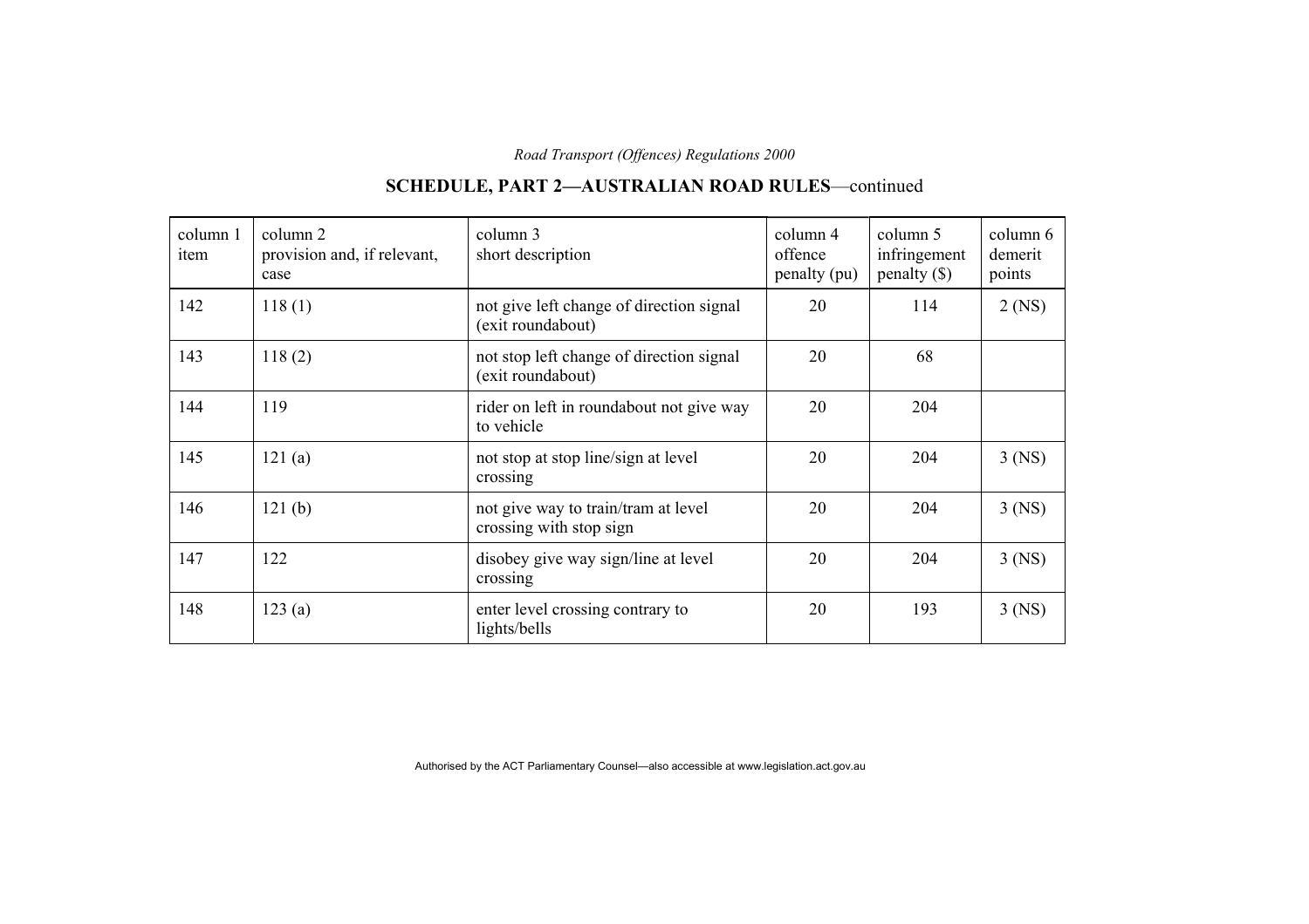## SCHEDULE, PART 2—AUSTRALIAN ROAD RULES—continued

| column 1 item | column 2 provision and, if relevant, case | column 3 short description | column 4 offence penalty (pu) | column 5 infringement penalty ($) | column 6 demerit points |
|---|---|---|---|---|---|
| 142 | 118 (1) | not give left change of direction signal (exit roundabout) | 20 | 114 | 2 (NS) |
| 143 | 118 (2) | not stop left change of direction signal (exit roundabout) | 20 | 68 | |
| 144 | 119 | rider on left in roundabout not give way to vehicle | 20 | 204 | |
| 145 | 121 (a) | not stop at stop line/sign at level crossing | 20 | 204 | 3 (NS) |
| 146 | 121 (b) | not give way to train/tram at level crossing with stop sign | 20 | 204 | 3 (NS) |
| 147 | 122 | disobey give way sign/line at level crossing | 20 | 204 | 3 (NS) |
| 148 | 123 (a) | enter level crossing contrary to lights/bells | 20 | 193 | 3 (NS) |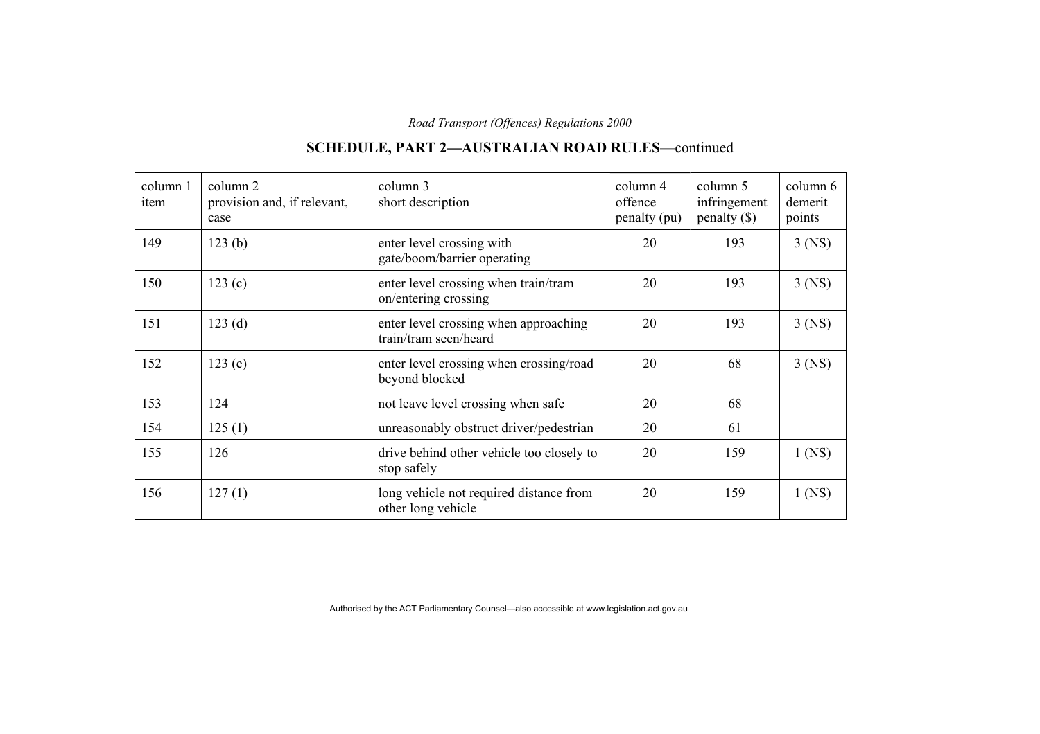## SCHEDULE, PART 2—AUSTRALIAN ROAD RULES—continued

| column 1 item | column 2 provision and, if relevant, case | column 3 short description | column 4 offence penalty (pu) | column 5 infringement penalty ($) | column 6 demerit points |
|---|---|---|---|---|---|
| 149 | 123 (b) | enter level crossing with gate/boom/barrier operating | 20 | 193 | 3 (NS) |
| 150 | 123 (c) | enter level crossing when train/tram on/entering crossing | 20 | 193 | 3 (NS) |
| 151 | 123 (d) | enter level crossing when approaching train/tram seen/heard | 20 | 193 | 3 (NS) |
| 152 | 123 (e) | enter level crossing when crossing/road beyond blocked | 20 | 68 | 3 (NS) |
| 153 | 124 | not leave level crossing when safe | 20 | 68 | |
| 154 | 125 (1) | unreasonably obstruct driver/pedestrian | 20 | 61 | |
| 155 | 126 | drive behind other vehicle too closely to stop safely | 20 | 159 | 1 (NS) |
| 156 | 127 (1) | long vehicle not required distance from other long vehicle | 20 | 159 | 1 (NS) |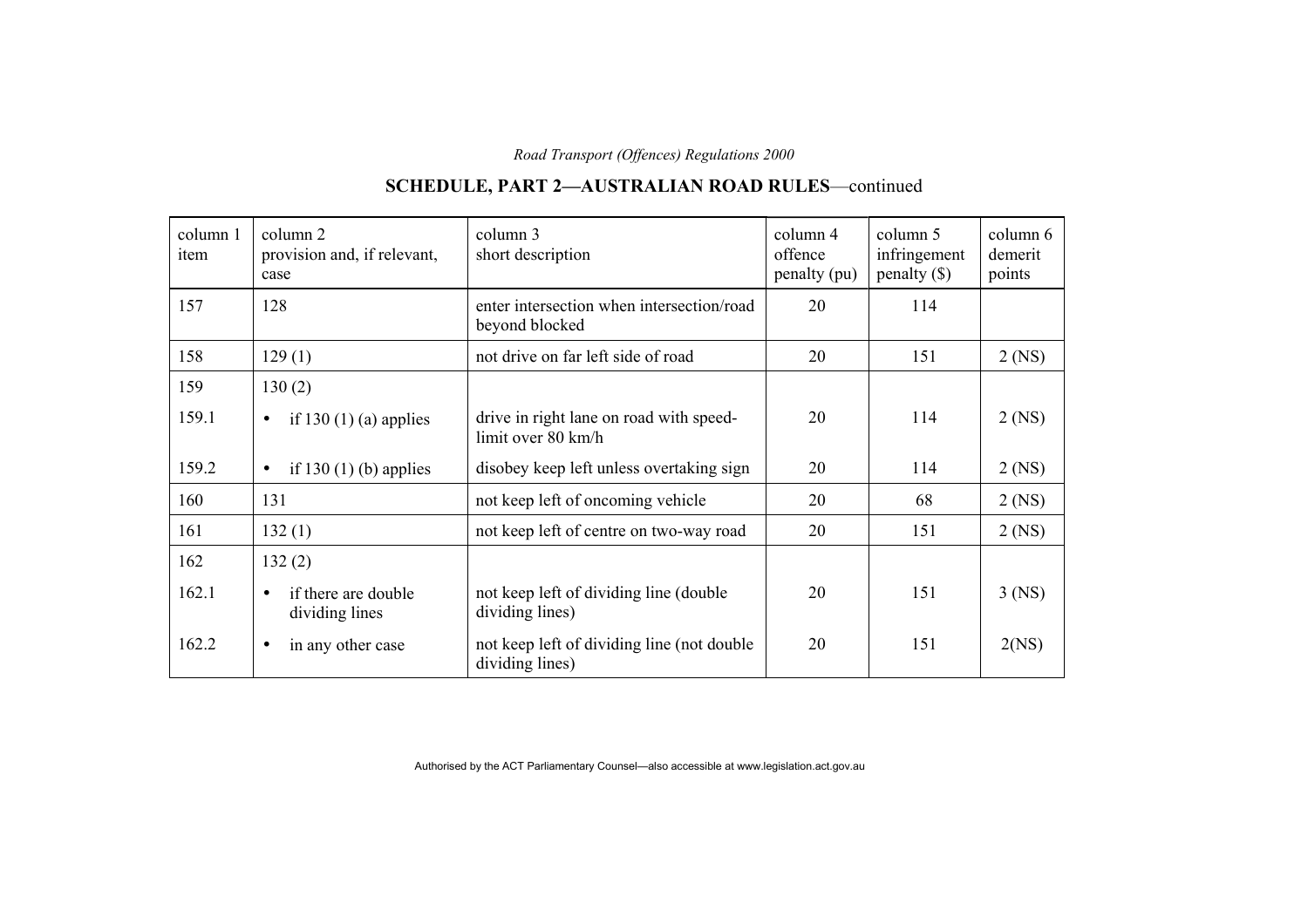## SCHEDULE, PART 2—AUSTRALIAN ROAD RULES—continued

| column 1 item | column 2 provision and, if relevant, case | column 3 short description | column 4 offence penalty (pu) | column 5 infringement penalty ($) | column 6 demerit points |
|---|---|---|---|---|---|
| 157 | 128 | enter intersection when intersection/road beyond blocked | 20 | 114 | |
| 158 | 129 (1) | not drive on far left side of road | 20 | 151 | 2 (NS) |
| 159 | 130 (2) | | | | |
| 159.1 | • if 130 (1) (a) applies | drive in right lane on road with speed-limit over 80 km/h | 20 | 114 | 2 (NS) |
| 159.2 | • if 130 (1) (b) applies | disobey keep left unless overtaking sign | 20 | 114 | 2 (NS) |
| 160 | 131 | not keep left of oncoming vehicle | 20 | 68 | 2 (NS) |
| 161 | 132 (1) | not keep left of centre on two-way road | 20 | 151 | 2 (NS) |
| 162 | 132 (2) | | | | |
| 162.1 | • if there are double dividing lines | not keep left of dividing line (double dividing lines) | 20 | 151 | 3 (NS) |
| 162.2 | • in any other case | not keep left of dividing line (not double dividing lines) | 20 | 151 | 2(NS) |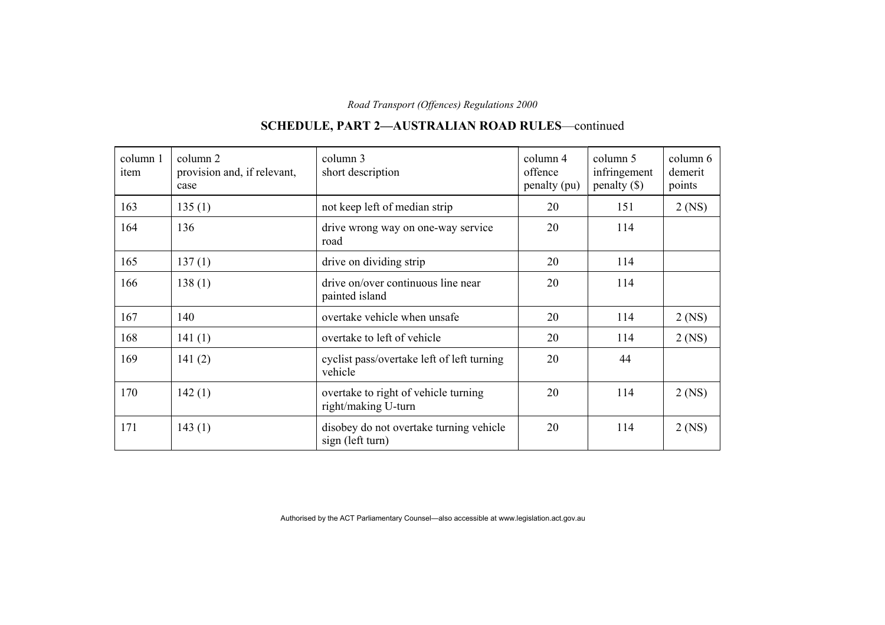## SCHEDULE, PART 2—AUSTRALIAN ROAD RULES—continued

| column 1 item | column 2 provision and, if relevant, case | column 3 short description | column 4 offence penalty (pu) | column 5 infringement penalty ($) | column 6 demerit points |
|---|---|---|---|---|---|
| 163 | 135 (1) | not keep left of median strip | 20 | 151 | 2 (NS) |
| 164 | 136 | drive wrong way on one-way service road | 20 | 114 | |
| 165 | 137 (1) | drive on dividing strip | 20 | 114 | |
| 166 | 138 (1) | drive on/over continuous line near painted island | 20 | 114 | |
| 167 | 140 | overtake vehicle when unsafe | 20 | 114 | 2 (NS) |
| 168 | 141 (1) | overtake to left of vehicle | 20 | 114 | 2 (NS) |
| 169 | 141 (2) | cyclist pass/overtake left of left turning vehicle | 20 | 44 | |
| 170 | 142 (1) | overtake to right of vehicle turning right/making U-turn | 20 | 114 | 2 (NS) |
| 171 | 143 (1) | disobey do not overtake turning vehicle sign (left turn) | 20 | 114 | 2 (NS) |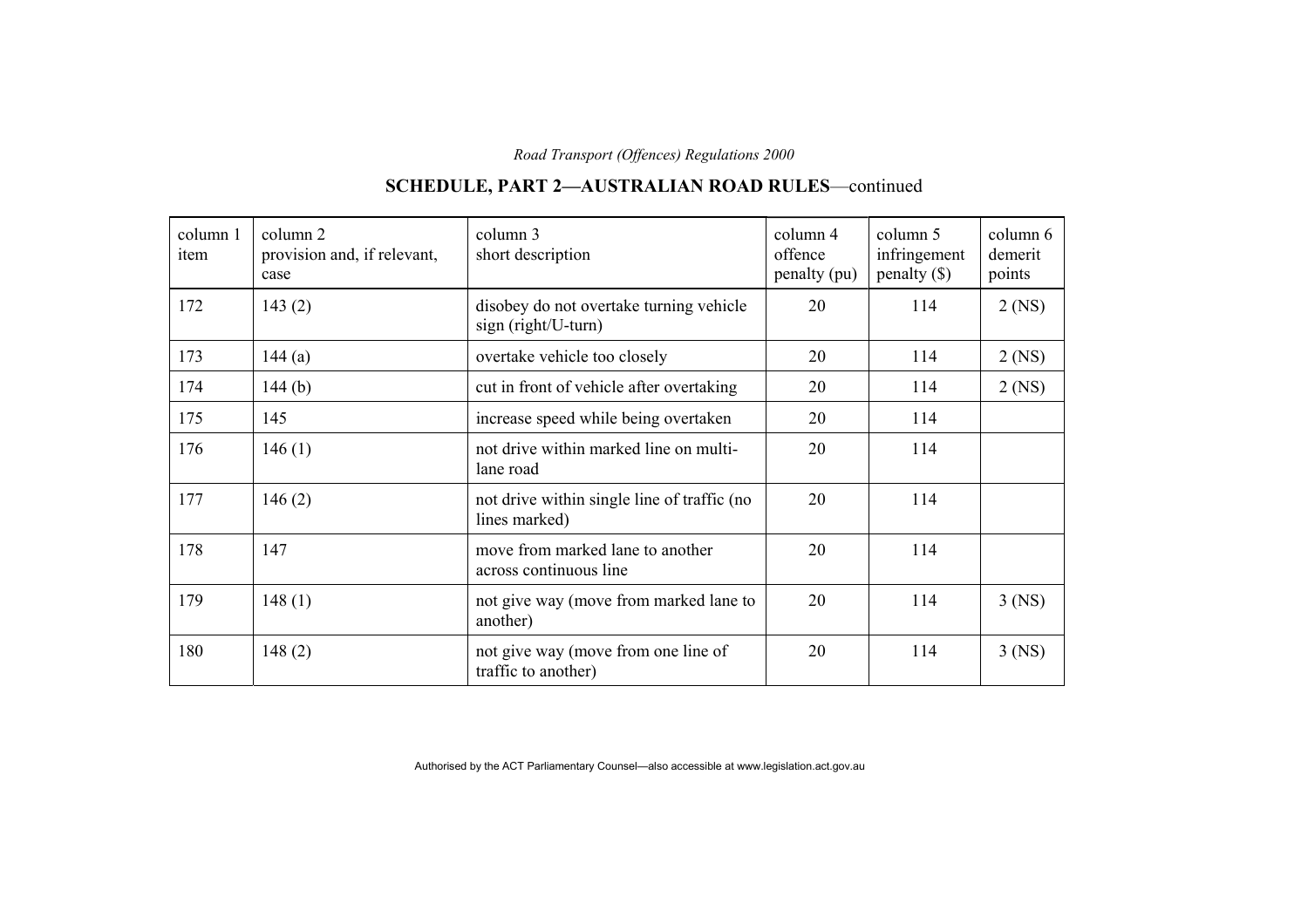## SCHEDULE, PART 2—AUSTRALIAN ROAD RULES—continued

| column 1 item | column 2 provision and, if relevant, case | column 3 short description | column 4 offence penalty (pu) | column 5 infringement penalty ($) | column 6 demerit points |
|---|---|---|---|---|---|
| 172 | 143 (2) | disobey do not overtake turning vehicle sign (right/U-turn) | 20 | 114 | 2 (NS) |
| 173 | 144 (a) | overtake vehicle too closely | 20 | 114 | 2 (NS) |
| 174 | 144 (b) | cut in front of vehicle after overtaking | 20 | 114 | 2 (NS) |
| 175 | 145 | increase speed while being overtaken | 20 | 114 | |
| 176 | 146 (1) | not drive within marked line on multi-lane road | 20 | 114 | |
| 177 | 146 (2) | not drive within single line of traffic (no lines marked) | 20 | 114 | |
| 178 | 147 | move from marked lane to another across continuous line | 20 | 114 | |
| 179 | 148 (1) | not give way (move from marked lane to another) | 20 | 114 | 3 (NS) |
| 180 | 148 (2) | not give way (move from one line of traffic to another) | 20 | 114 | 3 (NS) |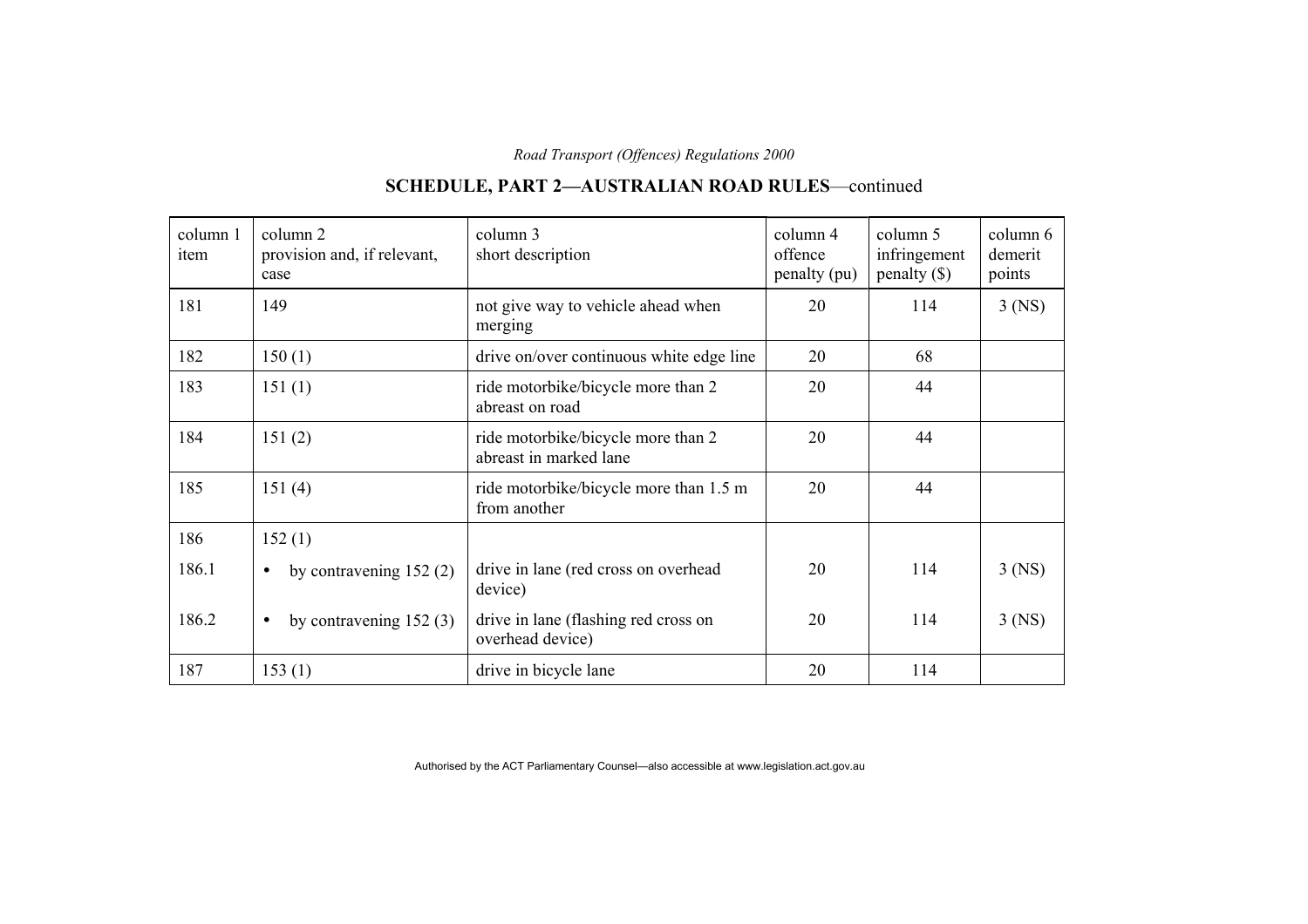## SCHEDULE, PART 2—AUSTRALIAN ROAD RULES—continued

| column 1 item | column 2 provision and, if relevant, case | column 3 short description | column 4 offence penalty (pu) | column 5 infringement penalty ($) | column 6 demerit points |
|---|---|---|---|---|---|
| 181 | 149 | not give way to vehicle ahead when merging | 20 | 114 | 3 (NS) |
| 182 | 150 (1) | drive on/over continuous white edge line | 20 | 68 | |
| 183 | 151 (1) | ride motorbike/bicycle more than 2 abreast on road | 20 | 44 | |
| 184 | 151 (2) | ride motorbike/bicycle more than 2 abreast in marked lane | 20 | 44 | |
| 185 | 151 (4) | ride motorbike/bicycle more than 1.5 m from another | 20 | 44 | |
| 186 | 152 (1) | | | | |
| 186.1 | • by contravening 152 (2) | drive in lane (red cross on overhead device) | 20 | 114 | 3 (NS) |
| 186.2 | • by contravening 152 (3) | drive in lane (flashing red cross on overhead device) | 20 | 114 | 3 (NS) |
| 187 | 153 (1) | drive in bicycle lane | 20 | 114 | |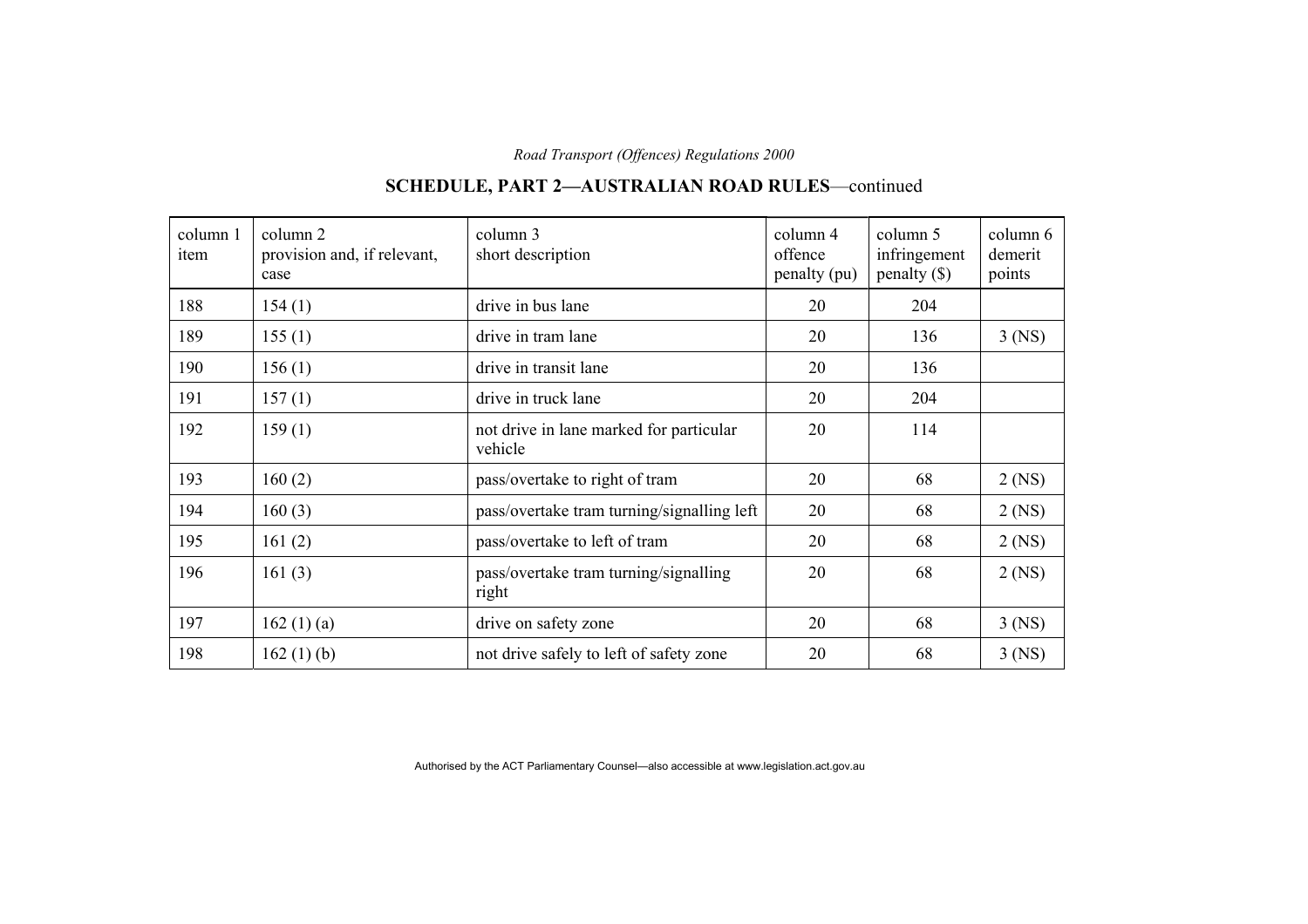## SCHEDULE, PART 2—AUSTRALIAN ROAD RULES—continued

| column 1 item | column 2 provision and, if relevant, case | column 3 short description | column 4 offence penalty (pu) | column 5 infringement penalty ($) | column 6 demerit points |
|---|---|---|---|---|---|
| 188 | 154 (1) | drive in bus lane | 20 | 204 | |
| 189 | 155 (1) | drive in tram lane | 20 | 136 | 3 (NS) |
| 190 | 156 (1) | drive in transit lane | 20 | 136 | |
| 191 | 157 (1) | drive in truck lane | 20 | 204 | |
| 192 | 159 (1) | not drive in lane marked for particular vehicle | 20 | 114 | |
| 193 | 160 (2) | pass/overtake to right of tram | 20 | 68 | 2 (NS) |
| 194 | 160 (3) | pass/overtake tram turning/signalling left | 20 | 68 | 2 (NS) |
| 195 | 161 (2) | pass/overtake to left of tram | 20 | 68 | 2 (NS) |
| 196 | 161 (3) | pass/overtake tram turning/signalling right | 20 | 68 | 2 (NS) |
| 197 | 162 (1) (a) | drive on safety zone | 20 | 68 | 3 (NS) |
| 198 | 162 (1) (b) | not drive safely to left of safety zone | 20 | 68 | 3 (NS) |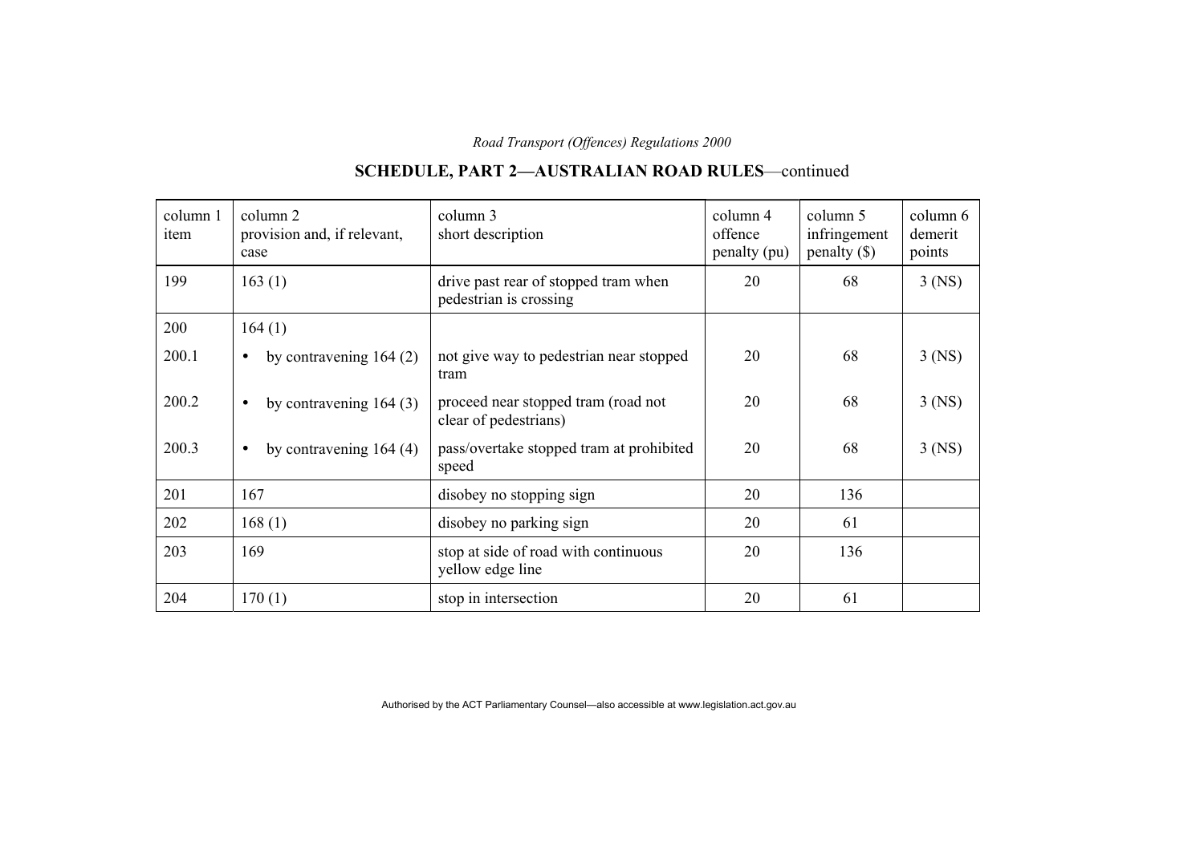## SCHEDULE, PART 2—AUSTRALIAN ROAD RULES—continued

| column 1 item | column 2 provision and, if relevant, case | column 3 short description | column 4 offence penalty (pu) | column 5 infringement penalty ($) | column 6 demerit points |
|---|---|---|---|---|---|
| 199 | 163 (1) | drive past rear of stopped tram when pedestrian is crossing | 20 | 68 | 3 (NS) |
| 200 | 164 (1) | | | | |
| 200.1 | • by contravening 164 (2) | not give way to pedestrian near stopped tram | 20 | 68 | 3 (NS) |
| 200.2 | • by contravening 164 (3) | proceed near stopped tram (road not clear of pedestrians) | 20 | 68 | 3 (NS) |
| 200.3 | • by contravening 164 (4) | pass/overtake stopped tram at prohibited speed | 20 | 68 | 3 (NS) |
| 201 | 167 | disobey no stopping sign | 20 | 136 | |
| 202 | 168 (1) | disobey no parking sign | 20 | 61 | |
| 203 | 169 | stop at side of road with continuous yellow edge line | 20 | 136 | |
| 204 | 170 (1) | stop in intersection | 20 | 61 | |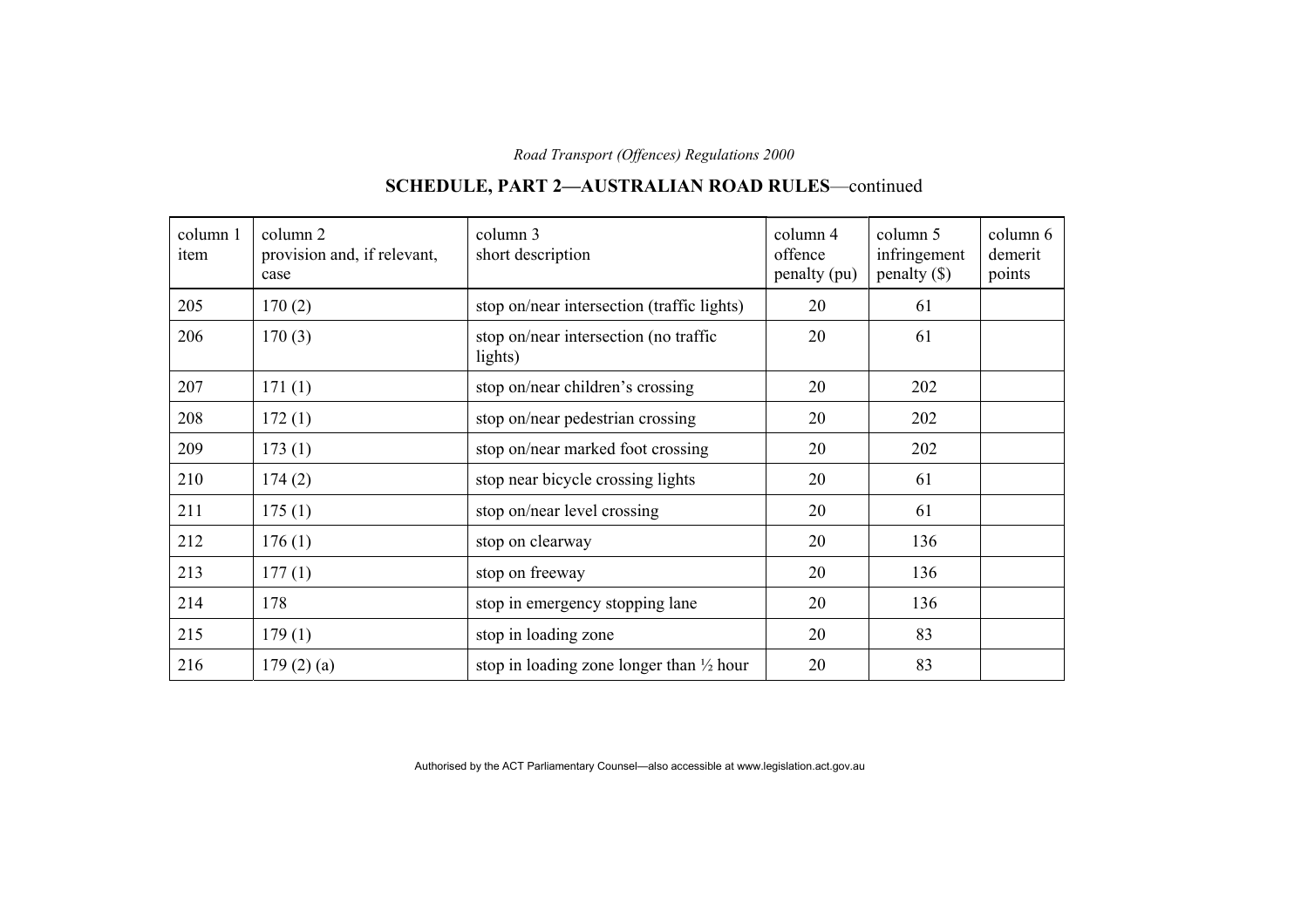## SCHEDULE, PART 2—AUSTRALIAN ROAD RULES—continued

| column 1 item | column 2 provision and, if relevant, case | column 3 short description | column 4 offence penalty (pu) | column 5 infringement penalty ($) | column 6 demerit points |
|---|---|---|---|---|---|
| 205 | 170 (2) | stop on/near intersection (traffic lights) | 20 | 61 | |
| 206 | 170 (3) | stop on/near intersection (no traffic lights) | 20 | 61 | |
| 207 | 171 (1) | stop on/near children’s crossing | 20 | 202 | |
| 208 | 172 (1) | stop on/near pedestrian crossing | 20 | 202 | |
| 209 | 173 (1) | stop on/near marked foot crossing | 20 | 202 | |
| 210 | 174 (2) | stop near bicycle crossing lights | 20 | 61 | |
| 211 | 175 (1) | stop on/near level crossing | 20 | 61 | |
| 212 | 176 (1) | stop on clearway | 20 | 136 | |
| 213 | 177 (1) | stop on freeway | 20 | 136 | |
| 214 | 178 | stop in emergency stopping lane | 20 | 136 | |
| 215 | 179 (1) | stop in loading zone | 20 | 83 | |
| 216 | 179 (2) (a) | stop in loading zone longer than ½ hour | 20 | 83 | |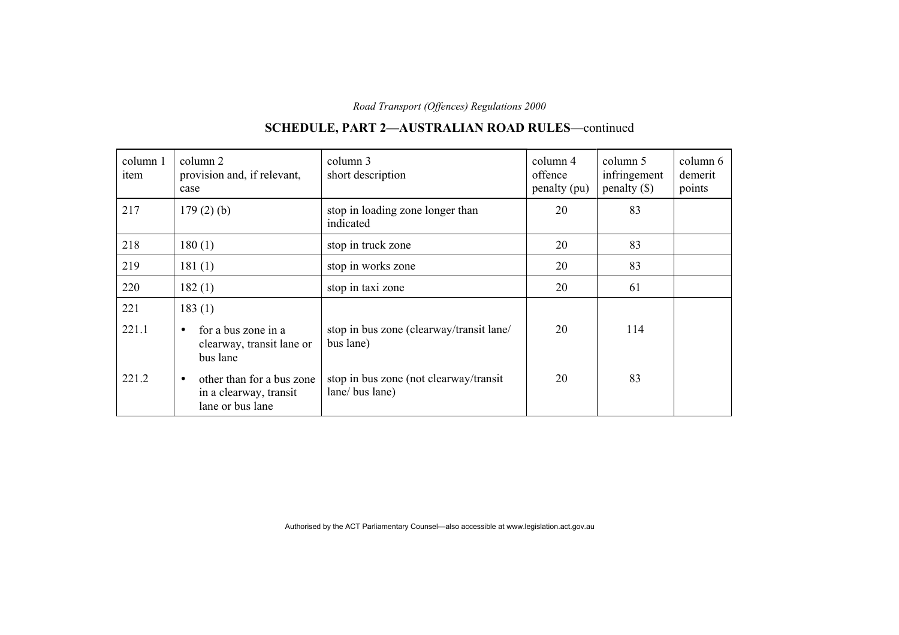## SCHEDULE, PART 2—AUSTRALIAN ROAD RULES—continued

| column 1 item | column 2 provision and, if relevant, case | column 3 short description | column 4 offence penalty (pu) | column 5 infringement penalty ($) | column 6 demerit points |
|---|---|---|---|---|---|
| 217 | 179 (2) (b) | stop in loading zone longer than indicated | 20 | 83 | |
| 218 | 180 (1) | stop in truck zone | 20 | 83 | |
| 219 | 181 (1) | stop in works zone | 20 | 83 | |
| 220 | 182 (1) | stop in taxi zone | 20 | 61 | |
| 221 | 183 (1) | | | | |
| 221.1 | • for a bus zone in a clearway, transit lane or bus lane | stop in bus zone (clearway/transit lane/ bus lane) | 20 | 114 | |
| 221.2 | • other than for a bus zone in a clearway, transit lane or bus lane | stop in bus zone (not clearway/transit lane/ bus lane) | 20 | 83 | |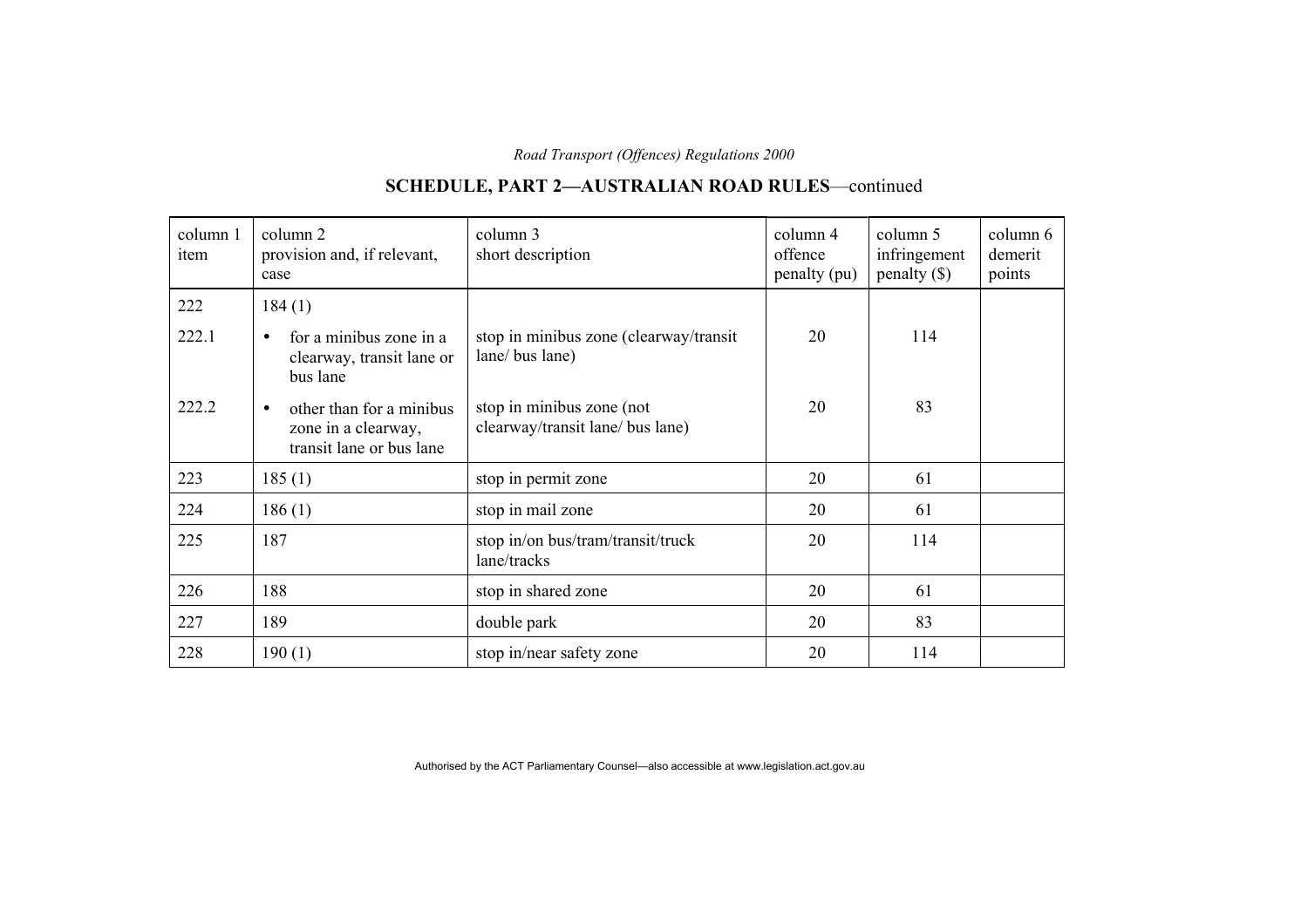## SCHEDULE, PART 2—AUSTRALIAN ROAD RULES—continued

| column 1 item | column 2 provision and, if relevant, case | column 3 short description | column 4 offence penalty (pu) | column 5 infringement penalty ($) | column 6 demerit points |
|---|---|---|---|---|---|
| 222 | 184 (1) | | | | |
| 222.1 | • for a minibus zone in a clearway, transit lane or bus lane | stop in minibus zone (clearway/transit lane/ bus lane) | 20 | 114 | |
| 222.2 | • other than for a minibus zone in a clearway, transit lane or bus lane | stop in minibus zone (not clearway/transit lane/ bus lane) | 20 | 83 | |
| 223 | 185 (1) | stop in permit zone | 20 | 61 | |
| 224 | 186 (1) | stop in mail zone | 20 | 61 | |
| 225 | 187 | stop in/on bus/tram/transit/truck lane/tracks | 20 | 114 | |
| 226 | 188 | stop in shared zone | 20 | 61 | |
| 227 | 189 | double park | 20 | 83 | |
| 228 | 190 (1) | stop in/near safety zone | 20 | 114 | |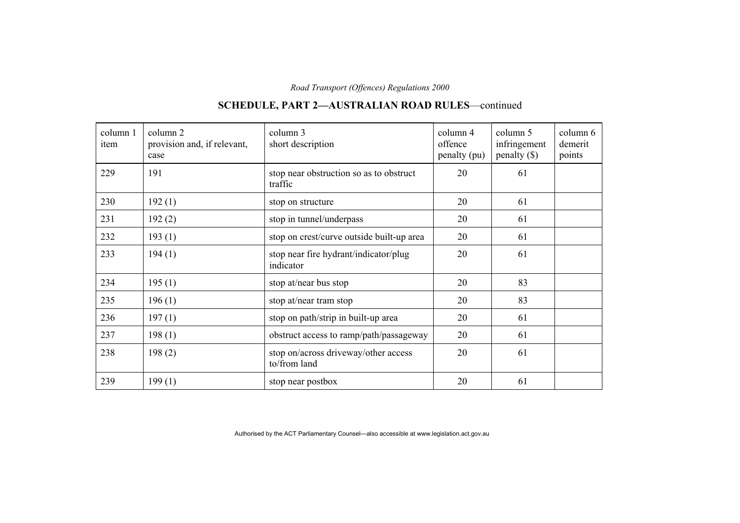## SCHEDULE, PART 2—AUSTRALIAN ROAD RULES—continued

| column 1 item | column 2 provision and, if relevant, case | column 3 short description | column 4 offence penalty (pu) | column 5 infringement penalty ($) | column 6 demerit points |
|---|---|---|---|---|---|
| 229 | 191 | stop near obstruction so as to obstruct traffic | 20 | 61 | |
| 230 | 192 (1) | stop on structure | 20 | 61 | |
| 231 | 192 (2) | stop in tunnel/underpass | 20 | 61 | |
| 232 | 193 (1) | stop on crest/curve outside built-up area | 20 | 61 | |
| 233 | 194 (1) | stop near fire hydrant/indicator/plug indicator | 20 | 61 | |
| 234 | 195 (1) | stop at/near bus stop | 20 | 83 | |
| 235 | 196 (1) | stop at/near tram stop | 20 | 83 | |
| 236 | 197 (1) | stop on path/strip in built-up area | 20 | 61 | |
| 237 | 198 (1) | obstruct access to ramp/path/passageway | 20 | 61 | |
| 238 | 198 (2) | stop on/across driveway/other access to/from land | 20 | 61 | |
| 239 | 199 (1) | stop near postbox | 20 | 61 | |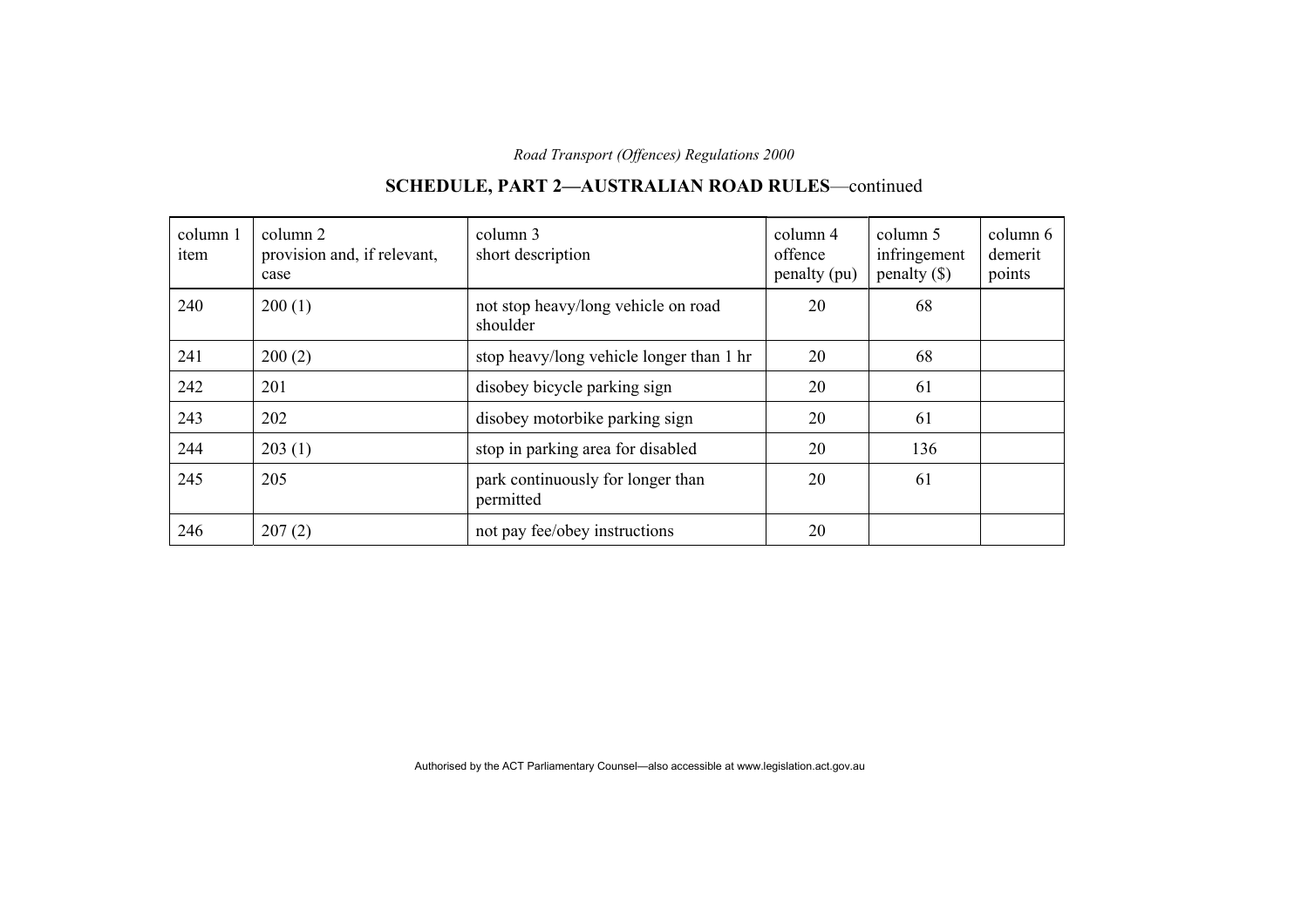## SCHEDULE, PART 2—AUSTRALIAN ROAD RULES—continued

| column 1 item | column 2 provision and, if relevant, case | column 3 short description | column 4 offence penalty (pu) | column 5 infringement penalty ($) | column 6 demerit points |
|---|---|---|---|---|---|
| 240 | 200 (1) | not stop heavy/long vehicle on road shoulder | 20 | 68 | |
| 241 | 200 (2) | stop heavy/long vehicle longer than 1 hr | 20 | 68 | |
| 242 | 201 | disobey bicycle parking sign | 20 | 61 | |
| 243 | 202 | disobey motorbike parking sign | 20 | 61 | |
| 244 | 203 (1) | stop in parking area for disabled | 20 | 136 | |
| 245 | 205 | park continuously for longer than permitted | 20 | 61 | |
| 246 | 207 (2) | not pay fee/obey instructions | 20 | | |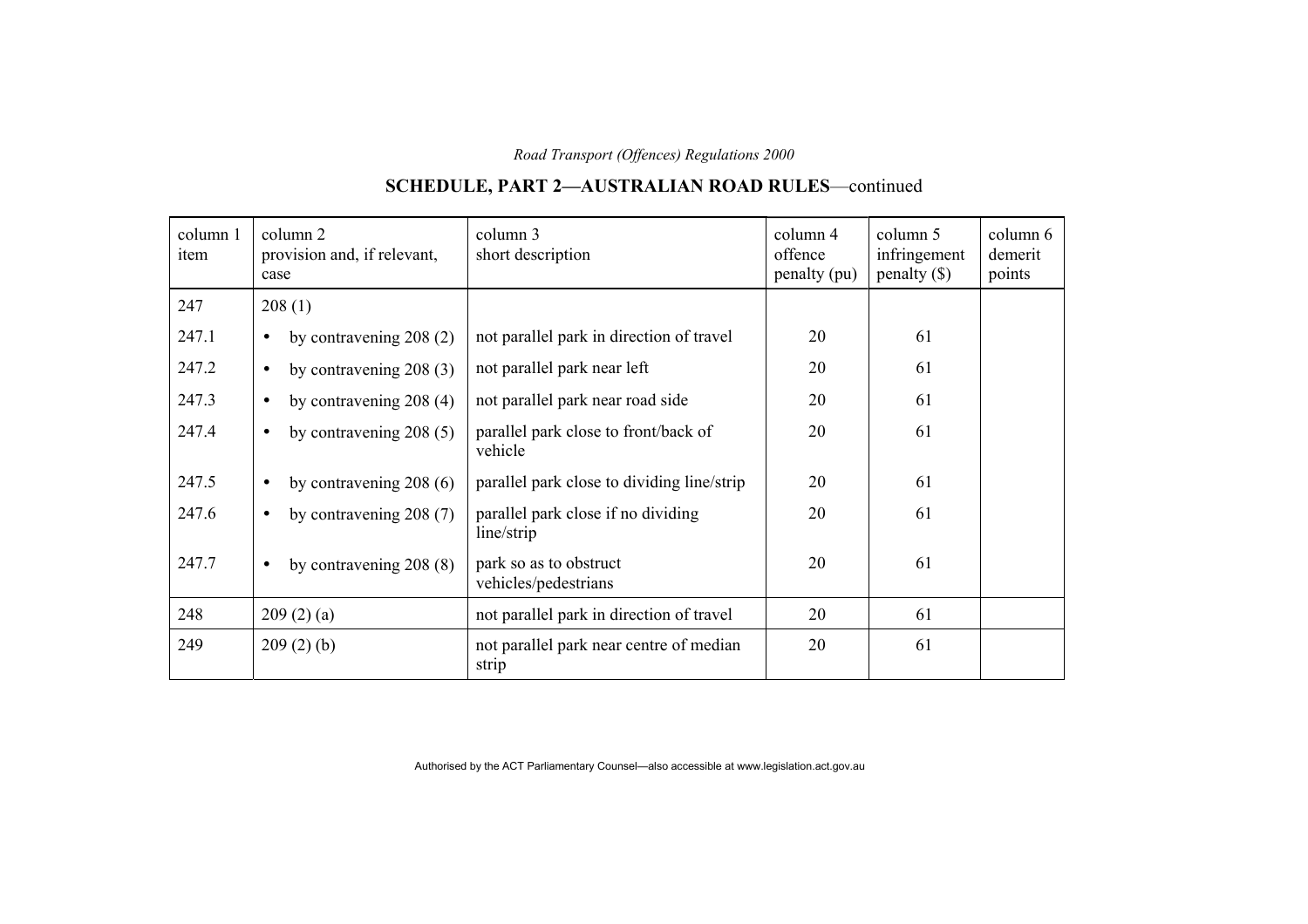## SCHEDULE, PART 2—AUSTRALIAN ROAD RULES—continued

| column 1 item | column 2 provision and, if relevant, case | column 3 short description | column 4 offence penalty (pu) | column 5 infringement penalty ($) | column 6 demerit points |
|---|---|---|---|---|---|
| 247 | 208 (1) | | | | |
| 247.1 | • by contravening 208 (2) | not parallel park in direction of travel | 20 | 61 | |
| 247.2 | • by contravening 208 (3) | not parallel park near left | 20 | 61 | |
| 247.3 | • by contravening 208 (4) | not parallel park near road side | 20 | 61 | |
| 247.4 | • by contravening 208 (5) | parallel park close to front/back of vehicle | 20 | 61 | |
| 247.5 | • by contravening 208 (6) | parallel park close to dividing line/strip | 20 | 61 | |
| 247.6 | • by contravening 208 (7) | parallel park close if no dividing line/strip | 20 | 61 | |
| 247.7 | • by contravening 208 (8) | park so as to obstruct vehicles/pedestrians | 20 | 61 | |
| 248 | 209 (2) (a) | not parallel park in direction of travel | 20 | 61 | |
| 249 | 209 (2) (b) | not parallel park near centre of median strip | 20 | 61 | |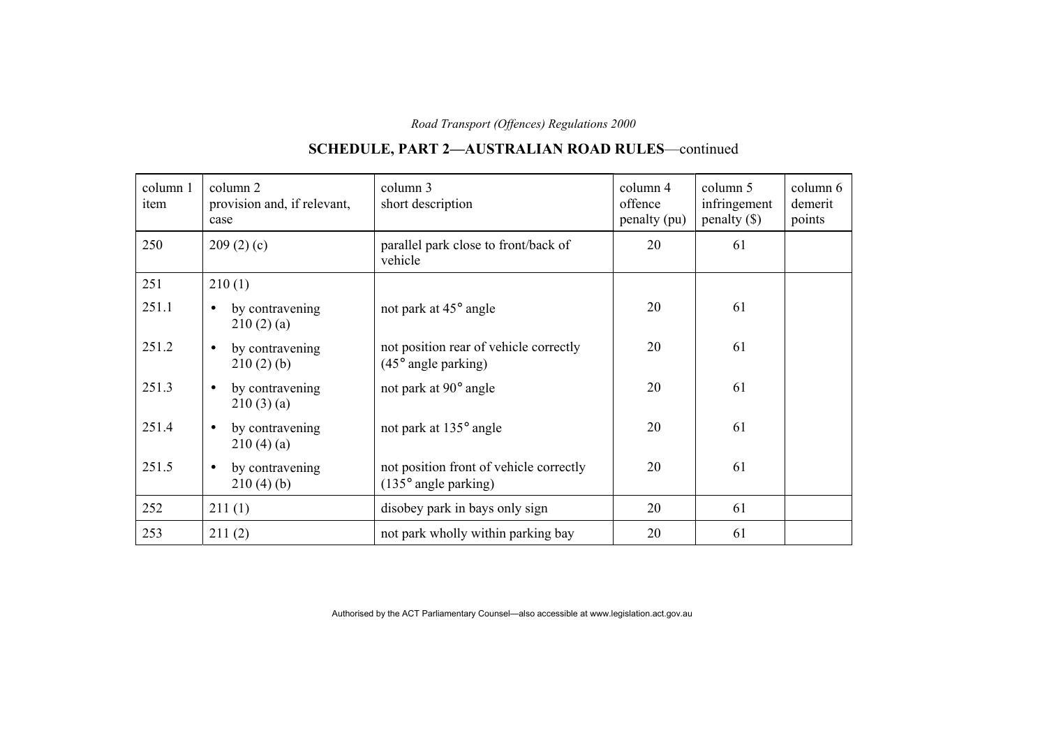## SCHEDULE, PART 2—AUSTRALIAN ROAD RULES—continued

| column 1 item | column 2 provision and, if relevant, case | column 3 short description | column 4 offence penalty (pu) | column 5 infringement penalty ($) | column 6 demerit points |
|---|---|---|---|---|---|
| 250 | 209 (2) (c) | parallel park close to front/back of vehicle | 20 | 61 | |
| 251 | 210 (1) | | | | |
| 251.1 | • by contravening 210 (2) (a) | not park at 45° angle | 20 | 61 | |
| 251.2 | • by contravening 210 (2) (b) | not position rear of vehicle correctly (45° angle parking) | 20 | 61 | |
| 251.3 | • by contravening 210 (3) (a) | not park at 90° angle | 20 | 61 | |
| 251.4 | • by contravening 210 (4) (a) | not park at 135° angle | 20 | 61 | |
| 251.5 | • by contravening 210 (4) (b) | not position front of vehicle correctly (135° angle parking) | 20 | 61 | |
| 252 | 211 (1) | disobey park in bays only sign | 20 | 61 | |
| 253 | 211 (2) | not park wholly within parking bay | 20 | 61 | |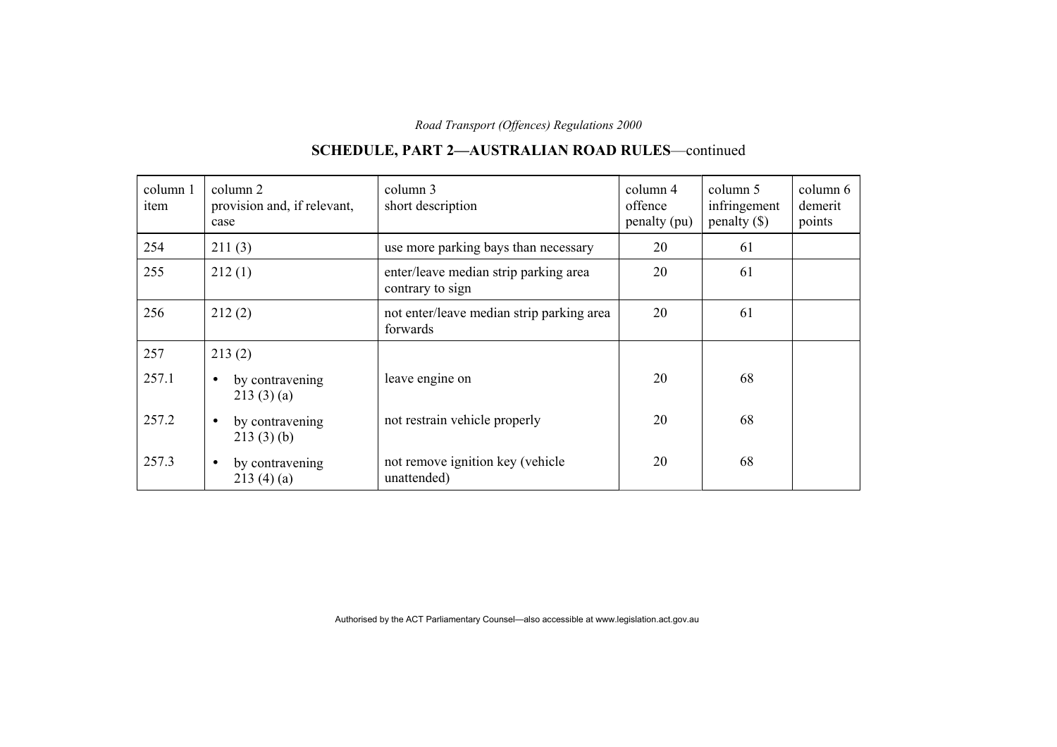## SCHEDULE, PART 2—AUSTRALIAN ROAD RULES—continued

| column 1 item | column 2 provision and, if relevant, case | column 3 short description | column 4 offence penalty (pu) | column 5 infringement penalty ($) | column 6 demerit points |
|---|---|---|---|---|---|
| 254 | 211 (3) | use more parking bays than necessary | 20 | 61 | |
| 255 | 212 (1) | enter/leave median strip parking area contrary to sign | 20 | 61 | |
| 256 | 212 (2) | not enter/leave median strip parking area forwards | 20 | 61 | |
| 257 | 213 (2) | | | | |
| 257.1 | • by contravening 213 (3) (a) | leave engine on | 20 | 68 | |
| 257.2 | • by contravening 213 (3) (b) | not restrain vehicle properly | 20 | 68 | |
| 257.3 | • by contravening 213 (4) (a) | not remove ignition key (vehicle unattended) | 20 | 68 | |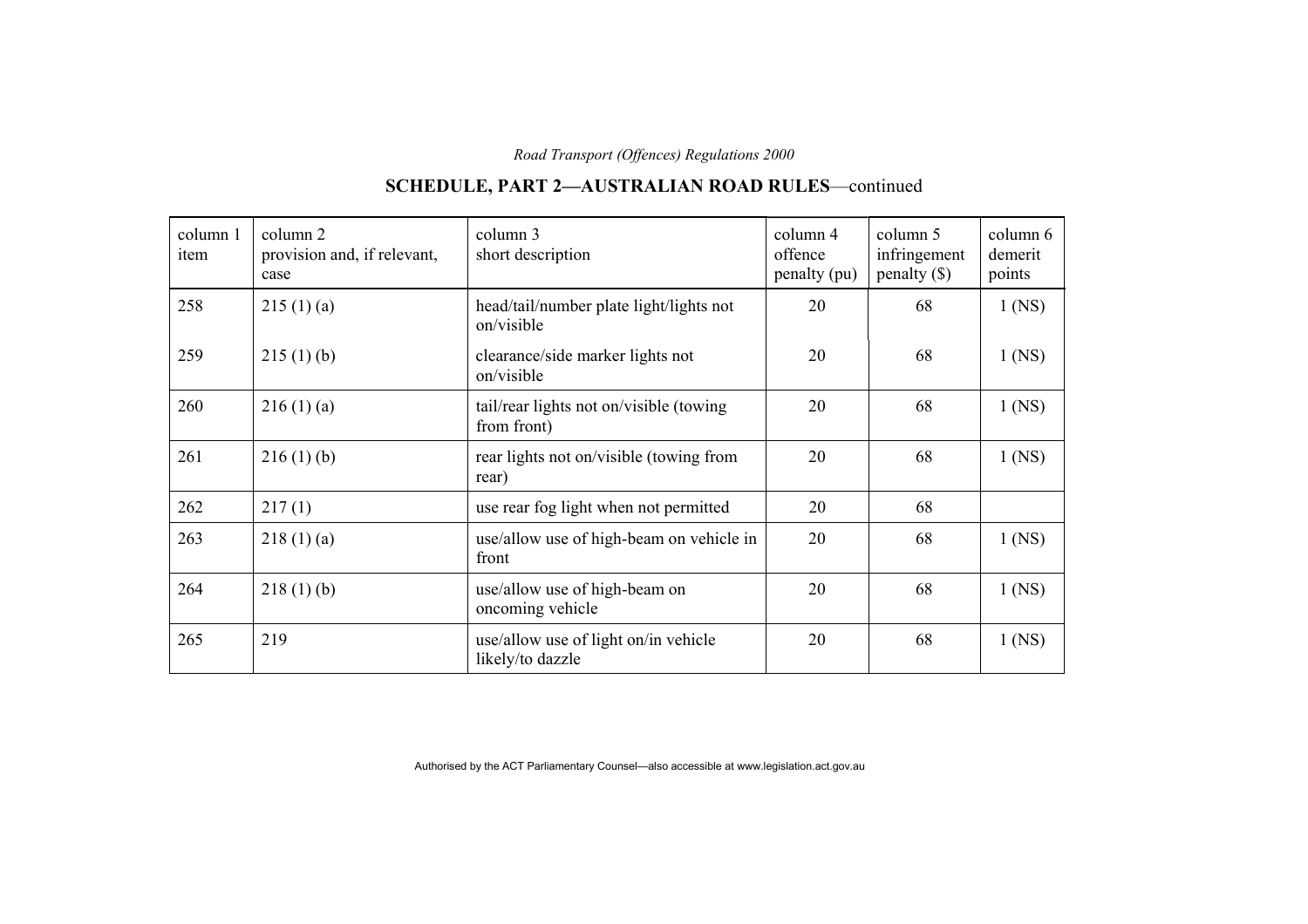## SCHEDULE, PART 2—AUSTRALIAN ROAD RULES—continued

| column 1 item | column 2 provision and, if relevant, case | column 3 short description | column 4 offence penalty (pu) | column 5 infringement penalty ($) | column 6 demerit points |
|---|---|---|---|---|---|
| 258 | 215 (1) (a) | head/tail/number plate light/lights not on/visible | 20 | 68 | 1 (NS) |
| 259 | 215 (1) (b) | clearance/side marker lights not on/visible | 20 | 68 | 1 (NS) |
| 260 | 216 (1) (a) | tail/rear lights not on/visible (towing from front) | 20 | 68 | 1 (NS) |
| 261 | 216 (1) (b) | rear lights not on/visible (towing from rear) | 20 | 68 | 1 (NS) |
| 262 | 217 (1) | use rear fog light when not permitted | 20 | 68 | |
| 263 | 218 (1) (a) | use/allow use of high-beam on vehicle in front | 20 | 68 | 1 (NS) |
| 264 | 218 (1) (b) | use/allow use of high-beam on oncoming vehicle | 20 | 68 | 1 (NS) |
| 265 | 219 | use/allow use of light on/in vehicle likely/to dazzle | 20 | 68 | 1 (NS) |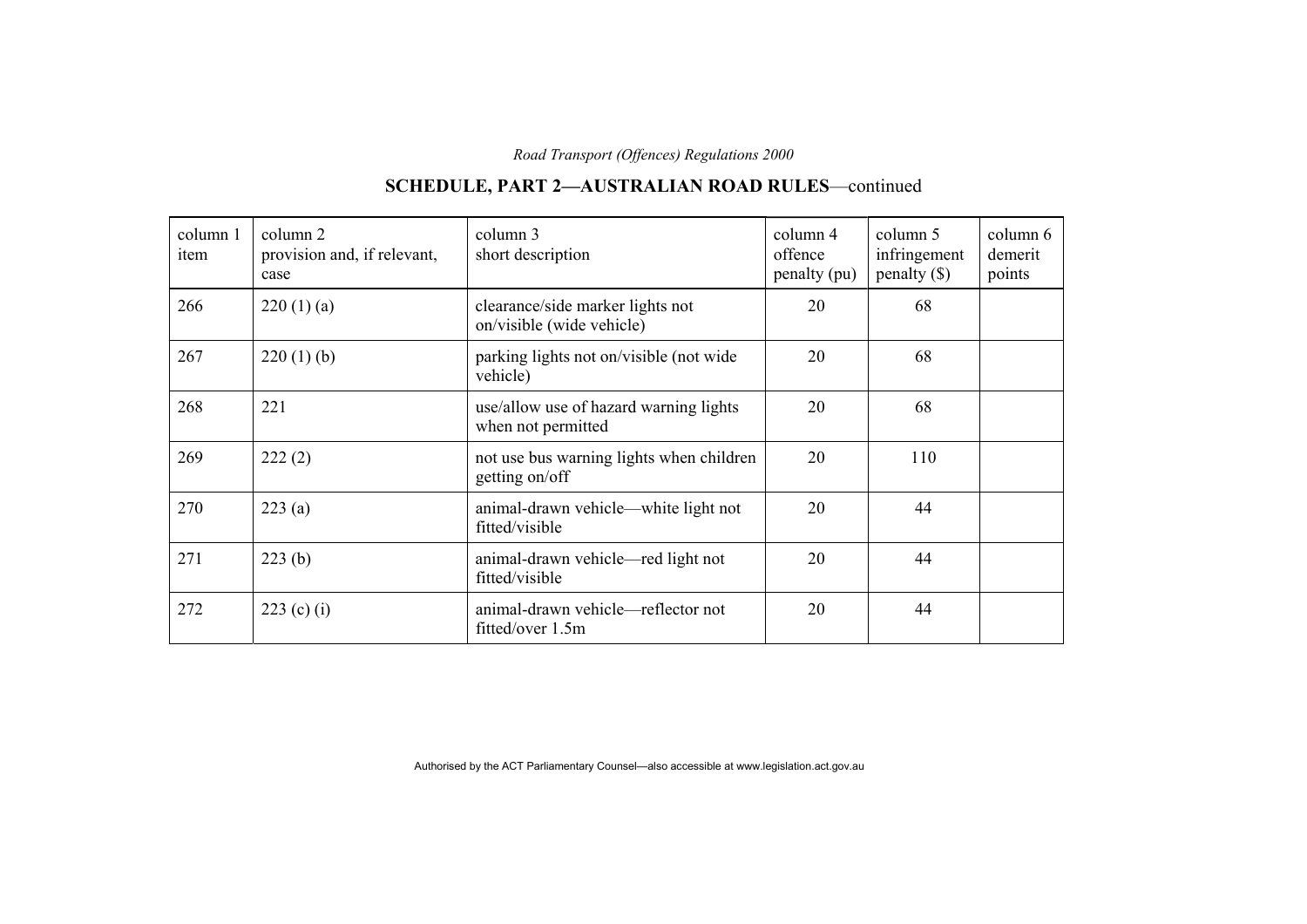## SCHEDULE, PART 2—AUSTRALIAN ROAD RULES—continued

| column 1 item | column 2 provision and, if relevant, case | column 3 short description | column 4 offence penalty (pu) | column 5 infringement penalty ($) | column 6 demerit points |
|---|---|---|---|---|---|
| 266 | 220 (1) (a) | clearance/side marker lights not on/visible (wide vehicle) | 20 | 68 | |
| 267 | 220 (1) (b) | parking lights not on/visible (not wide vehicle) | 20 | 68 | |
| 268 | 221 | use/allow use of hazard warning lights when not permitted | 20 | 68 | |
| 269 | 222 (2) | not use bus warning lights when children getting on/off | 20 | 110 | |
| 270 | 223 (a) | animal-drawn vehicle—white light not fitted/visible | 20 | 44 | |
| 271 | 223 (b) | animal-drawn vehicle—red light not fitted/visible | 20 | 44 | |
| 272 | 223 (c) (i) | animal-drawn vehicle—reflector not fitted/over 1.5m | 20 | 44 | |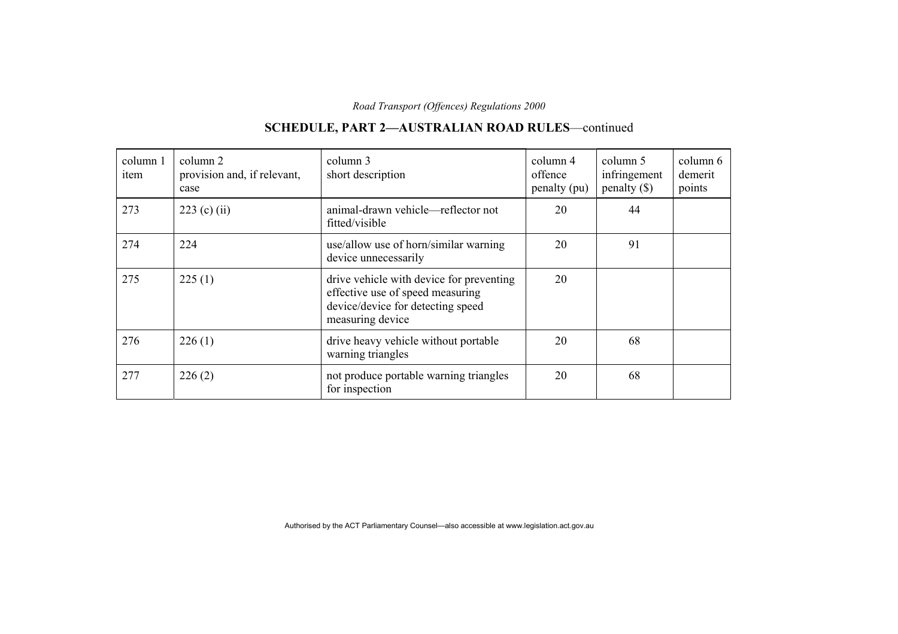## SCHEDULE, PART 2—AUSTRALIAN ROAD RULES—continued

| column 1 item | column 2 provision and, if relevant, case | column 3 short description | column 4 offence penalty (pu) | column 5 infringement penalty ($) | column 6 demerit points |
|---|---|---|---|---|---|
| 273 | 223 (c) (ii) | animal-drawn vehicle—reflector not fitted/visible | 20 | 44 | |
| 274 | 224 | use/allow use of horn/similar warning device unnecessarily | 20 | 91 | |
| 275 | 225 (1) | drive vehicle with device for preventing effective use of speed measuring device/device for detecting speed measuring device | 20 | | |
| 276 | 226 (1) | drive heavy vehicle without portable warning triangles | 20 | 68 | |
| 277 | 226 (2) | not produce portable warning triangles for inspection | 20 | 68 | |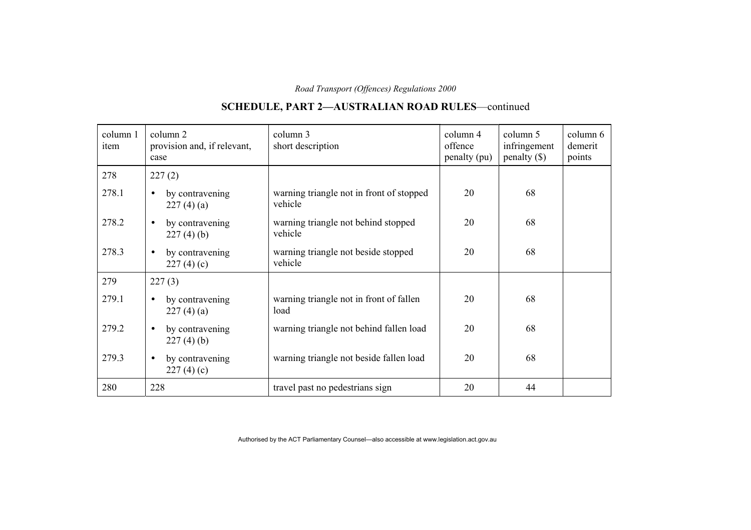## SCHEDULE, PART 2—AUSTRALIAN ROAD RULES—continued

| column 1 item | column 2 provision and, if relevant, case | column 3 short description | column 4 offence penalty (pu) | column 5 infringement penalty ($) | column 6 demerit points |
|---|---|---|---|---|---|
| 278 | 227 (2) | | | | |
| 278.1 | • by contravening 227 (4) (a) | warning triangle not in front of stopped vehicle | 20 | 68 | |
| 278.2 | • by contravening 227 (4) (b) | warning triangle not behind stopped vehicle | 20 | 68 | |
| 278.3 | • by contravening 227 (4) (c) | warning triangle not beside stopped vehicle | 20 | 68 | |
| 279 | 227 (3) | | | | |
| 279.1 | • by contravening 227 (4) (a) | warning triangle not in front of fallen load | 20 | 68 | |
| 279.2 | • by contravening 227 (4) (b) | warning triangle not behind fallen load | 20 | 68 | |
| 279.3 | • by contravening 227 (4) (c) | warning triangle not beside fallen load | 20 | 68 | |
| 280 | 228 | travel past no pedestrians sign | 20 | 44 | |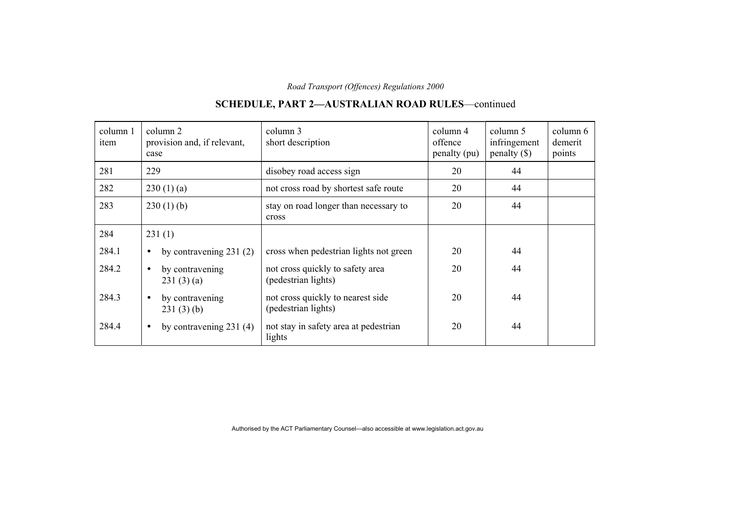## SCHEDULE, PART 2—AUSTRALIAN ROAD RULES—continued

| column 1 item | column 2 provision and, if relevant, case | column 3 short description | column 4 offence penalty (pu) | column 5 infringement penalty ($) | column 6 demerit points |
|---|---|---|---|---|---|
| 281 | 229 | disobey road access sign | 20 | 44 | |
| 282 | 230 (1) (a) | not cross road by shortest safe route | 20 | 44 | |
| 283 | 230 (1) (b) | stay on road longer than necessary to cross | 20 | 44 | |
| 284 | 231 (1) | | | | |
| 284.1 | • by contravening 231 (2) | cross when pedestrian lights not green | 20 | 44 | |
| 284.2 | • by contravening 231 (3) (a) | not cross quickly to safety area (pedestrian lights) | 20 | 44 | |
| 284.3 | • by contravening 231 (3) (b) | not cross quickly to nearest side (pedestrian lights) | 20 | 44 | |
| 284.4 | • by contravening 231 (4) | not stay in safety area at pedestrian lights | 20 | 44 | |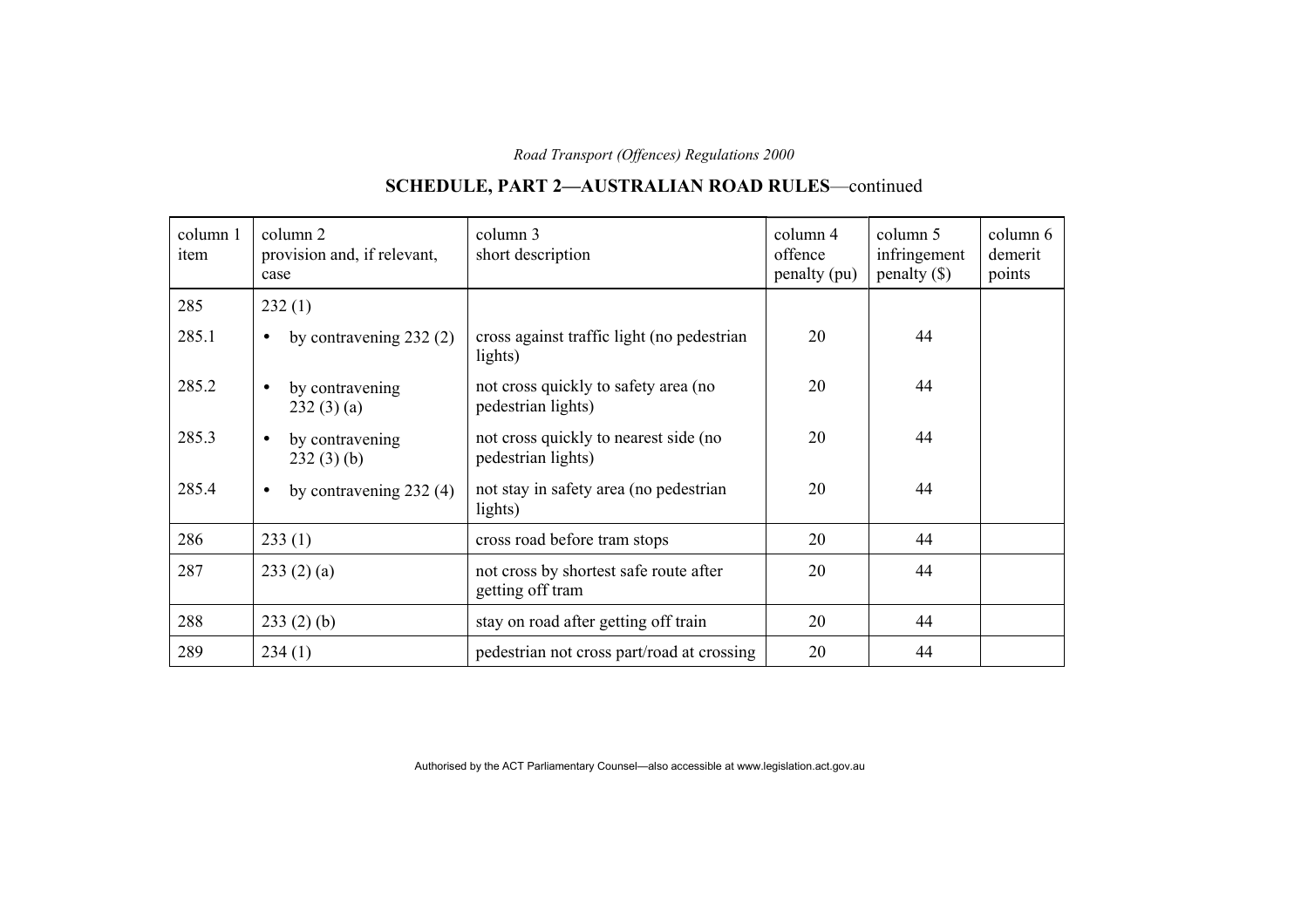## SCHEDULE, PART 2—AUSTRALIAN ROAD RULES—continued

| column 1 item | column 2 provision and, if relevant, case | column 3 short description | column 4 offence penalty (pu) | column 5 infringement penalty ($) | column 6 demerit points |
|---|---|---|---|---|---|
| 285 | 232 (1) | | | | |
| 285.1 | • by contravening 232 (2) | cross against traffic light (no pedestrian lights) | 20 | 44 | |
| 285.2 | • by contravening 232 (3) (a) | not cross quickly to safety area (no pedestrian lights) | 20 | 44 | |
| 285.3 | • by contravening 232 (3) (b) | not cross quickly to nearest side (no pedestrian lights) | 20 | 44 | |
| 285.4 | • by contravening 232 (4) | not stay in safety area (no pedestrian lights) | 20 | 44 | |
| 286 | 233 (1) | cross road before tram stops | 20 | 44 | |
| 287 | 233 (2) (a) | not cross by shortest safe route after getting off tram | 20 | 44 | |
| 288 | 233 (2) (b) | stay on road after getting off train | 20 | 44 | |
| 289 | 234 (1) | pedestrian not cross part/road at crossing | 20 | 44 | |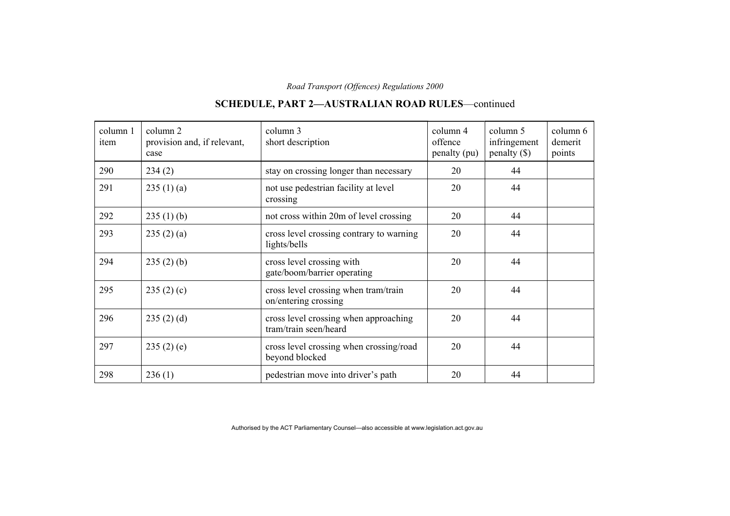## SCHEDULE, PART 2—AUSTRALIAN ROAD RULES—continued

| column 1 item | column 2 provision and, if relevant, case | column 3 short description | column 4 offence penalty (pu) | column 5 infringement penalty ($) | column 6 demerit points |
|---|---|---|---|---|---|
| 290 | 234 (2) | stay on crossing longer than necessary | 20 | 44 | |
| 291 | 235 (1) (a) | not use pedestrian facility at level crossing | 20 | 44 | |
| 292 | 235 (1) (b) | not cross within 20m of level crossing | 20 | 44 | |
| 293 | 235 (2) (a) | cross level crossing contrary to warning lights/bells | 20 | 44 | |
| 294 | 235 (2) (b) | cross level crossing with gate/boom/barrier operating | 20 | 44 | |
| 295 | 235 (2) (c) | cross level crossing when tram/train on/entering crossing | 20 | 44 | |
| 296 | 235 (2) (d) | cross level crossing when approaching tram/train seen/heard | 20 | 44 | |
| 297 | 235 (2) (e) | cross level crossing when crossing/road beyond blocked | 20 | 44 | |
| 298 | 236 (1) | pedestrian move into driver's path | 20 | 44 | |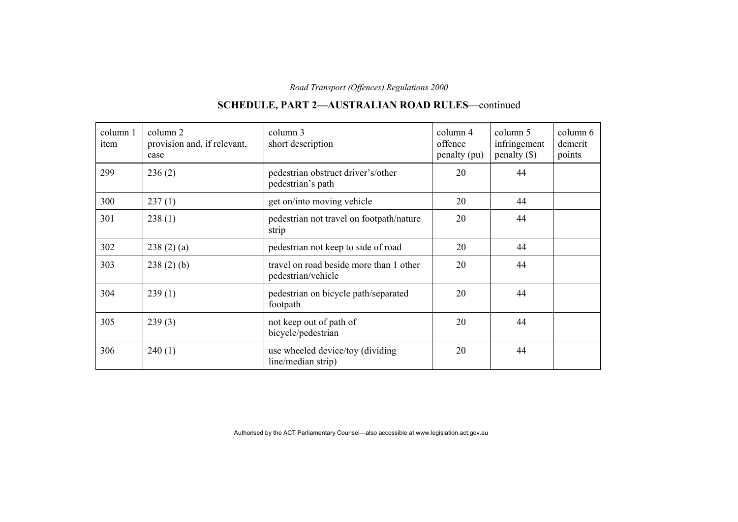## SCHEDULE, PART 2—AUSTRALIAN ROAD RULES—continued

| column 1 item | column 2 provision and, if relevant, case | column 3 short description | column 4 offence penalty (pu) | column 5 infringement penalty ($) | column 6 demerit points |
|---|---|---|---|---|---|
| 299 | 236 (2) | pedestrian obstruct driver's/other pedestrian's path | 20 | 44 | |
| 300 | 237 (1) | get on/into moving vehicle | 20 | 44 | |
| 301 | 238 (1) | pedestrian not travel on footpath/nature strip | 20 | 44 | |
| 302 | 238 (2) (a) | pedestrian not keep to side of road | 20 | 44 | |
| 303 | 238 (2) (b) | travel on road beside more than 1 other pedestrian/vehicle | 20 | 44 | |
| 304 | 239 (1) | pedestrian on bicycle path/separated footpath | 20 | 44 | |
| 305 | 239 (3) | not keep out of path of bicycle/pedestrian | 20 | 44 | |
| 306 | 240 (1) | use wheeled device/toy (dividing line/median strip) | 20 | 44 | |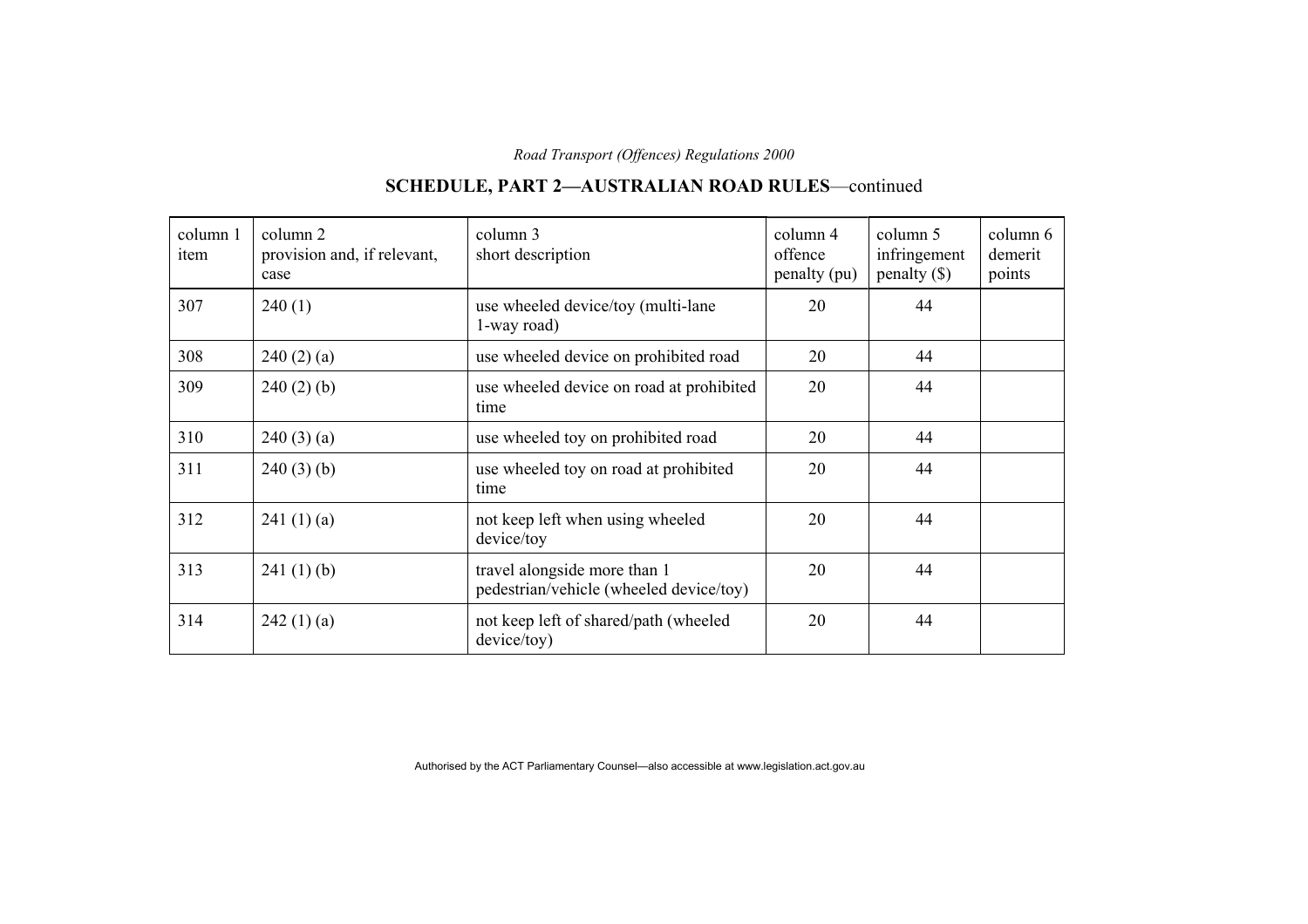## SCHEDULE, PART 2—AUSTRALIAN ROAD RULES—continued

| column 1 item | column 2 provision and, if relevant, case | column 3 short description | column 4 offence penalty (pu) | column 5 infringement penalty ($) | column 6 demerit points |
|---|---|---|---|---|---|
| 307 | 240 (1) | use wheeled device/toy (multi-lane 1-way road) | 20 | 44 | |
| 308 | 240 (2) (a) | use wheeled device on prohibited road | 20 | 44 | |
| 309 | 240 (2) (b) | use wheeled device on road at prohibited time | 20 | 44 | |
| 310 | 240 (3) (a) | use wheeled toy on prohibited road | 20 | 44 | |
| 311 | 240 (3) (b) | use wheeled toy on road at prohibited time | 20 | 44 | |
| 312 | 241 (1) (a) | not keep left when using wheeled device/toy | 20 | 44 | |
| 313 | 241 (1) (b) | travel alongside more than 1 pedestrian/vehicle (wheeled device/toy) | 20 | 44 | |
| 314 | 242 (1) (a) | not keep left of shared/path (wheeled device/toy) | 20 | 44 | |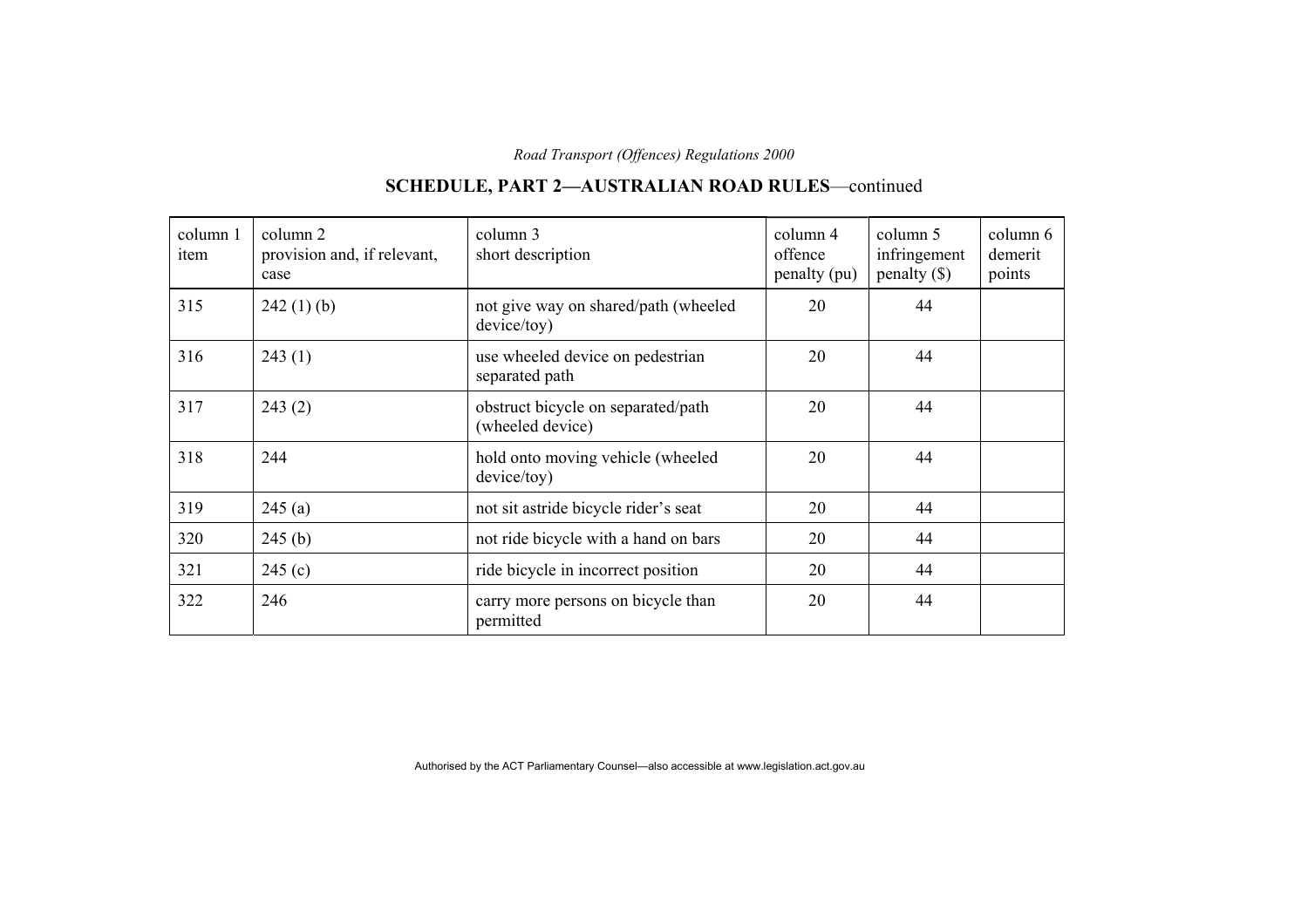## SCHEDULE, PART 2—AUSTRALIAN ROAD RULES—continued

| column 1 item | column 2 provision and, if relevant, case | column 3 short description | column 4 offence penalty (pu) | column 5 infringement penalty ($) | column 6 demerit points |
|---|---|---|---|---|---|
| 315 | 242 (1) (b) | not give way on shared/path (wheeled device/toy) | 20 | 44 | |
| 316 | 243 (1) | use wheeled device on pedestrian separated path | 20 | 44 | |
| 317 | 243 (2) | obstruct bicycle on separated/path (wheeled device) | 20 | 44 | |
| 318 | 244 | hold onto moving vehicle (wheeled device/toy) | 20 | 44 | |
| 319 | 245 (a) | not sit astride bicycle rider's seat | 20 | 44 | |
| 320 | 245 (b) | not ride bicycle with a hand on bars | 20 | 44 | |
| 321 | 245 (c) | ride bicycle in incorrect position | 20 | 44 | |
| 322 | 246 | carry more persons on bicycle than permitted | 20 | 44 | |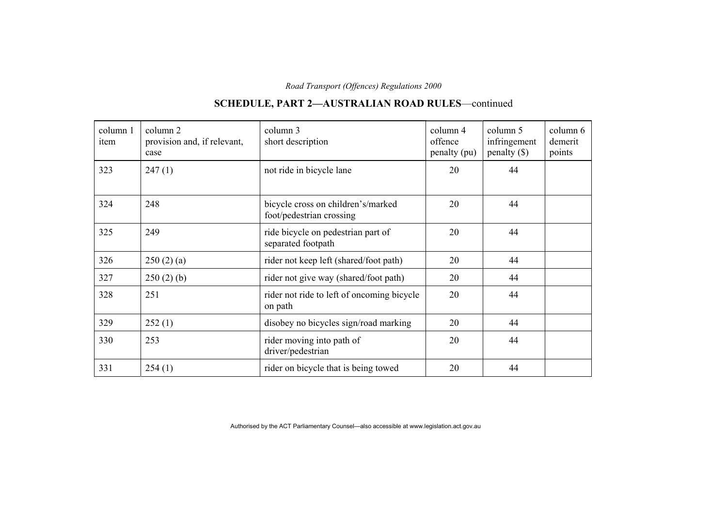## SCHEDULE, PART 2—AUSTRALIAN ROAD RULES—continued

| column 1 item | column 2 provision and, if relevant, case | column 3 short description | column 4 offence penalty (pu) | column 5 infringement penalty ($) | column 6 demerit points |
|---|---|---|---|---|---|
| 323 | 247 (1) | not ride in bicycle lane | 20 | 44 | |
| 324 | 248 | bicycle cross on children's/marked foot/pedestrian crossing | 20 | 44 | |
| 325 | 249 | ride bicycle on pedestrian part of separated footpath | 20 | 44 | |
| 326 | 250 (2) (a) | rider not keep left (shared/foot path) | 20 | 44 | |
| 327 | 250 (2) (b) | rider not give way (shared/foot path) | 20 | 44 | |
| 328 | 251 | rider not ride to left of oncoming bicycle on path | 20 | 44 | |
| 329 | 252 (1) | disobey no bicycles sign/road marking | 20 | 44 | |
| 330 | 253 | rider moving into path of driver/pedestrian | 20 | 44 | |
| 331 | 254 (1) | rider on bicycle that is being towed | 20 | 44 | |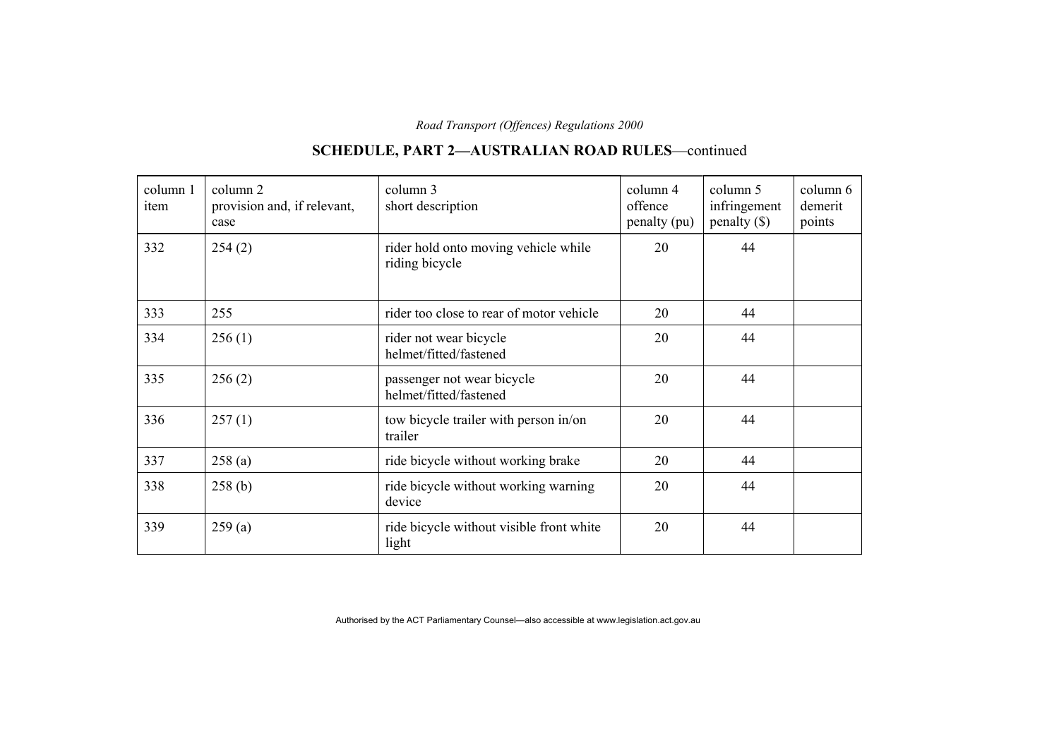## SCHEDULE, PART 2—AUSTRALIAN ROAD RULES—continued

| column 1 item | column 2 provision and, if relevant, case | column 3 short description | column 4 offence penalty (pu) | column 5 infringement penalty ($) | column 6 demerit points |
|---|---|---|---|---|---|
| 332 | 254 (2) | rider hold onto moving vehicle while riding bicycle | 20 | 44 | |
| 333 | 255 | rider too close to rear of motor vehicle | 20 | 44 | |
| 334 | 256 (1) | rider not wear bicycle helmet/fitted/fastened | 20 | 44 | |
| 335 | 256 (2) | passenger not wear bicycle helmet/fitted/fastened | 20 | 44 | |
| 336 | 257 (1) | tow bicycle trailer with person in/on trailer | 20 | 44 | |
| 337 | 258 (a) | ride bicycle without working brake | 20 | 44 | |
| 338 | 258 (b) | ride bicycle without working warning device | 20 | 44 | |
| 339 | 259 (a) | ride bicycle without visible front white light | 20 | 44 | |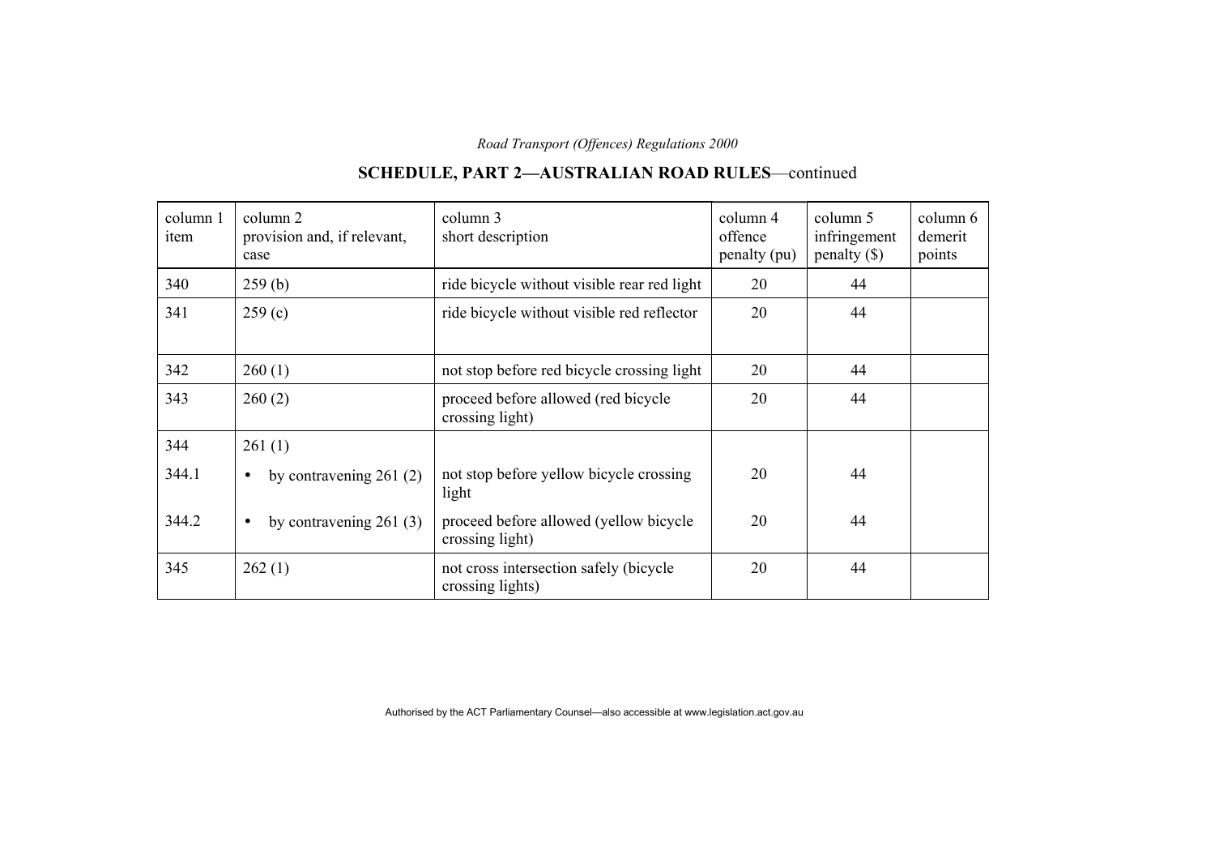## SCHEDULE, PART 2—AUSTRALIAN ROAD RULES—continued

| column 1 item | column 2 provision and, if relevant, case | column 3 short description | column 4 offence penalty (pu) | column 5 infringement penalty ($) | column 6 demerit points |
|---|---|---|---|---|---|
| 340 | 259 (b) | ride bicycle without visible rear red light | 20 | 44 | |
| 341 | 259 (c) | ride bicycle without visible red reflector | 20 | 44 | |
| 342 | 260 (1) | not stop before red bicycle crossing light | 20 | 44 | |
| 343 | 260 (2) | proceed before allowed (red bicycle crossing light) | 20 | 44 | |
| 344 | 261 (1) | | | | |
| 344.1 | • by contravening 261 (2) | not stop before yellow bicycle crossing light | 20 | 44 | |
| 344.2 | • by contravening 261 (3) | proceed before allowed (yellow bicycle crossing light) | 20 | 44 | |
| 345 | 262 (1) | not cross intersection safely (bicycle crossing lights) | 20 | 44 | |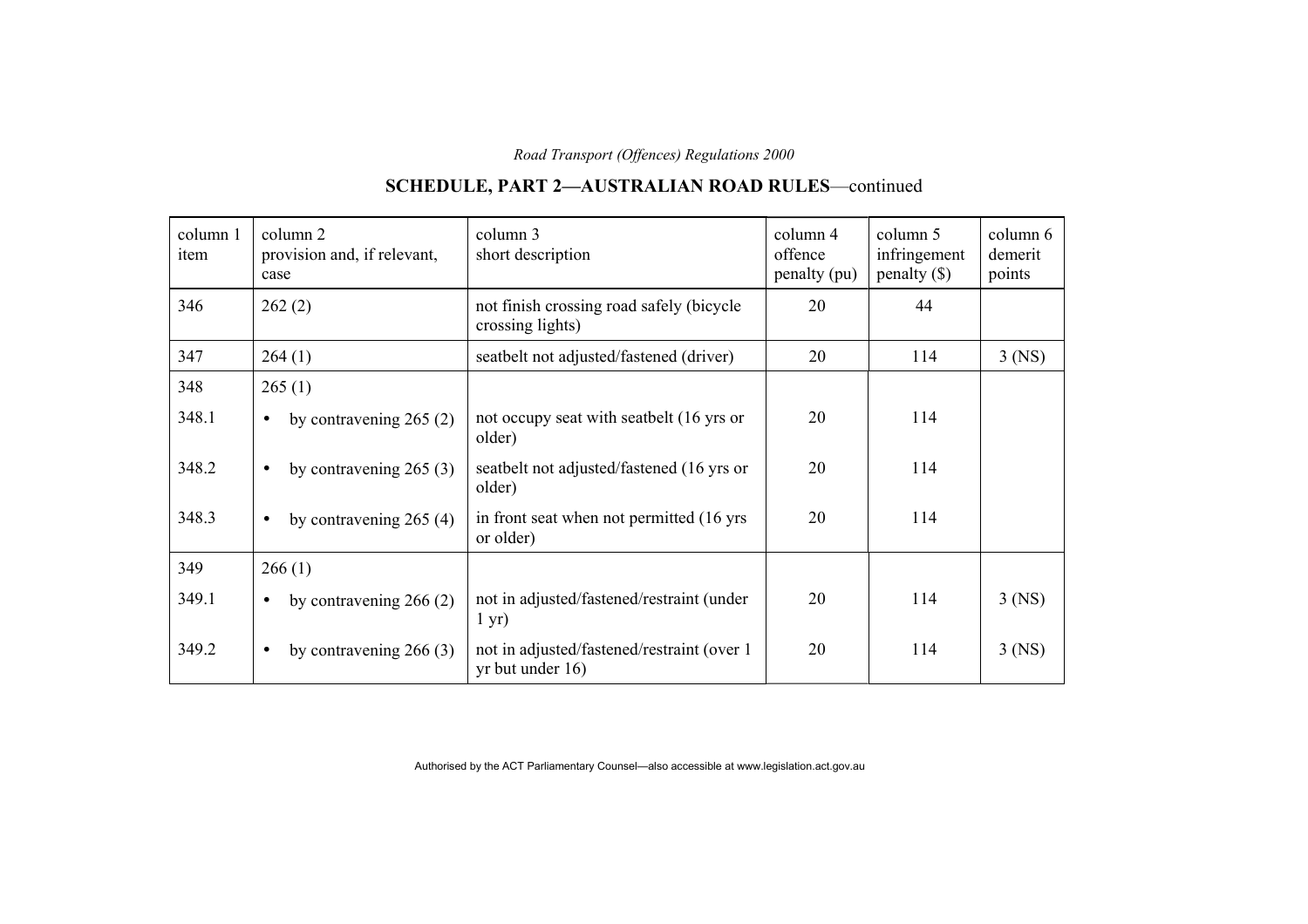## SCHEDULE, PART 2—AUSTRALIAN ROAD RULES—continued

| column 1 item | column 2 provision and, if relevant, case | column 3 short description | column 4 offence penalty (pu) | column 5 infringement penalty ($) | column 6 demerit points |
|---|---|---|---|---|---|
| 346 | 262 (2) | not finish crossing road safely (bicycle crossing lights) | 20 | 44 | |
| 347 | 264 (1) | seatbelt not adjusted/fastened (driver) | 20 | 114 | 3 (NS) |
| 348 | 265 (1) | | | | |
| 348.1 | • by contravening 265 (2) | not occupy seat with seatbelt (16 yrs or older) | 20 | 114 | |
| 348.2 | • by contravening 265 (3) | seatbelt not adjusted/fastened (16 yrs or older) | 20 | 114 | |
| 348.3 | • by contravening 265 (4) | in front seat when not permitted (16 yrs or older) | 20 | 114 | |
| 349 | 266 (1) | | | | |
| 349.1 | • by contravening 266 (2) | not in adjusted/fastened/restraint (under 1 yr) | 20 | 114 | 3 (NS) |
| 349.2 | • by contravening 266 (3) | not in adjusted/fastened/restraint (over 1 yr but under 16) | 20 | 114 | 3 (NS) |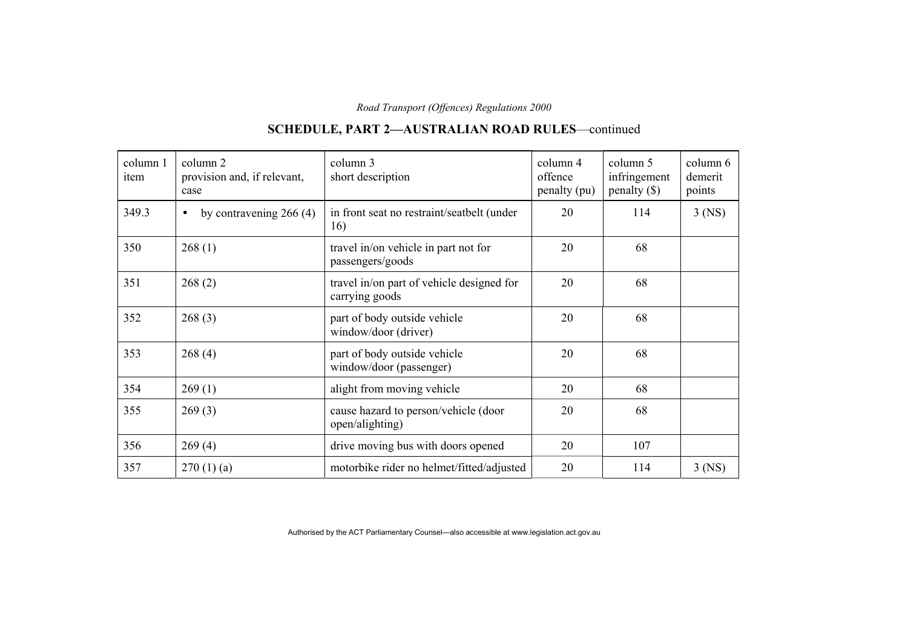## SCHEDULE, PART 2—AUSTRALIAN ROAD RULES—continued

| column 1 item | column 2 provision and, if relevant, case | column 3 short description | column 4 offence penalty (pu) | column 5 infringement penalty ($) | column 6 demerit points |
|---|---|---|---|---|---|
| 349.3 | • by contravening 266 (4) | in front seat no restraint/seatbelt (under 16) | 20 | 114 | 3 (NS) |
| 350 | 268 (1) | travel in/on vehicle in part not for passengers/goods | 20 | 68 | |
| 351 | 268 (2) | travel in/on part of vehicle designed for carrying goods | 20 | 68 | |
| 352 | 268 (3) | part of body outside vehicle window/door (driver) | 20 | 68 | |
| 353 | 268 (4) | part of body outside vehicle window/door (passenger) | 20 | 68 | |
| 354 | 269 (1) | alight from moving vehicle | 20 | 68 | |
| 355 | 269 (3) | cause hazard to person/vehicle (door open/alighting) | 20 | 68 | |
| 356 | 269 (4) | drive moving bus with doors opened | 20 | 107 | |
| 357 | 270 (1) (a) | motorbike rider no helmet/fitted/adjusted | 20 | 114 | 3 (NS) |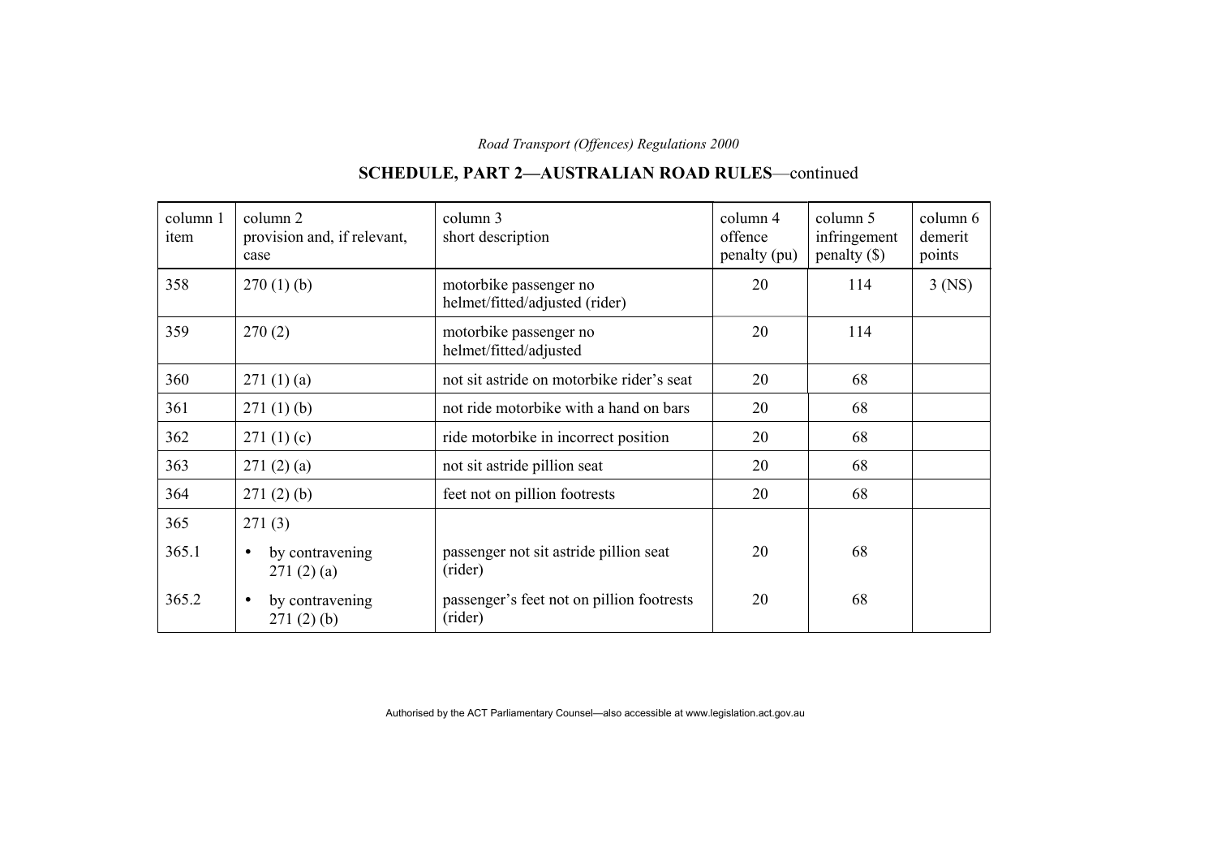## SCHEDULE, PART 2—AUSTRALIAN ROAD RULES—continued

| column 1 item | column 2 provision and, if relevant, case | column 3 short description | column 4 offence penalty (pu) | column 5 infringement penalty ($) | column 6 demerit points |
|---|---|---|---|---|---|
| 358 | 270 (1) (b) | motorbike passenger no helmet/fitted/adjusted (rider) | 20 | 114 | 3 (NS) |
| 359 | 270 (2) | motorbike passenger no helmet/fitted/adjusted | 20 | 114 | |
| 360 | 271 (1) (a) | not sit astride on motorbike rider's seat | 20 | 68 | |
| 361 | 271 (1) (b) | not ride motorbike with a hand on bars | 20 | 68 | |
| 362 | 271 (1) (c) | ride motorbike in incorrect position | 20 | 68 | |
| 363 | 271 (2) (a) | not sit astride pillion seat | 20 | 68 | |
| 364 | 271 (2) (b) | feet not on pillion footrests | 20 | 68 | |
| 365 | 271 (3) | | | | |
| 365.1 | • by contravening 271 (2) (a) | passenger not sit astride pillion seat (rider) | 20 | 68 | |
| 365.2 | • by contravening 271 (2) (b) | passenger's feet not on pillion footrests (rider) | 20 | 68 | |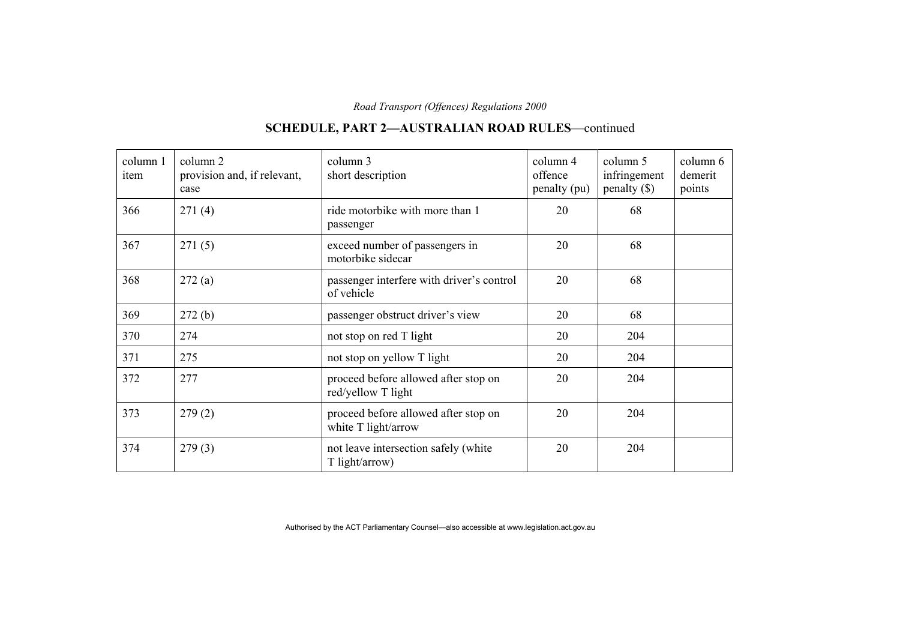## SCHEDULE, PART 2—AUSTRALIAN ROAD RULES—continued

| column 1 item | column 2 provision and, if relevant, case | column 3 short description | column 4 offence penalty (pu) | column 5 infringement penalty ($) | column 6 demerit points |
|---|---|---|---|---|---|
| 366 | 271 (4) | ride motorbike with more than 1 passenger | 20 | 68 | |
| 367 | 271 (5) | exceed number of passengers in motorbike sidecar | 20 | 68 | |
| 368 | 272 (a) | passenger interfere with driver's control of vehicle | 20 | 68 | |
| 369 | 272 (b) | passenger obstruct driver's view | 20 | 68 | |
| 370 | 274 | not stop on red T light | 20 | 204 | |
| 371 | 275 | not stop on yellow T light | 20 | 204 | |
| 372 | 277 | proceed before allowed after stop on red/yellow T light | 20 | 204 | |
| 373 | 279 (2) | proceed before allowed after stop on white T light/arrow | 20 | 204 | |
| 374 | 279 (3) | not leave intersection safely (white T light/arrow) | 20 | 204 | |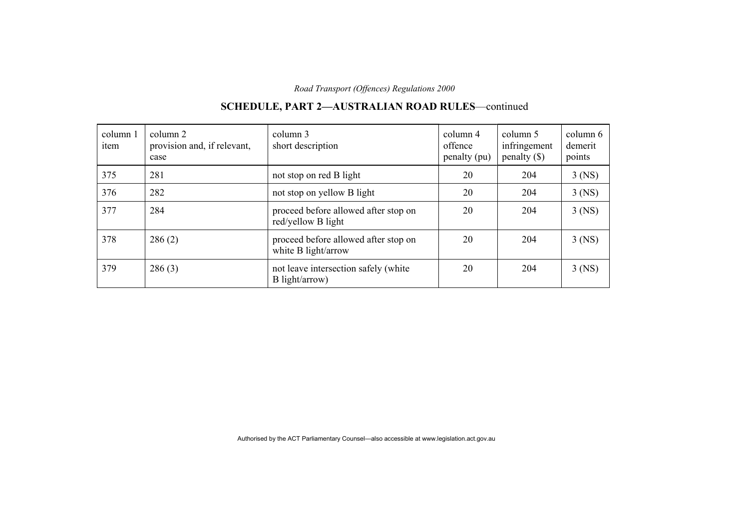## SCHEDULE, PART 2—AUSTRALIAN ROAD RULES—continued

| column 1 item | column 2 provision and, if relevant, case | column 3 short description | column 4 offence penalty (pu) | column 5 infringement penalty ($) | column 6 demerit points |
|---|---|---|---|---|---|
| 375 | 281 | not stop on red B light | 20 | 204 | 3 (NS) |
| 376 | 282 | not stop on yellow B light | 20 | 204 | 3 (NS) |
| 377 | 284 | proceed before allowed after stop on red/yellow B light | 20 | 204 | 3 (NS) |
| 378 | 286 (2) | proceed before allowed after stop on white B light/arrow | 20 | 204 | 3 (NS) |
| 379 | 286 (3) | not leave intersection safely (white B light/arrow) | 20 | 204 | 3 (NS) |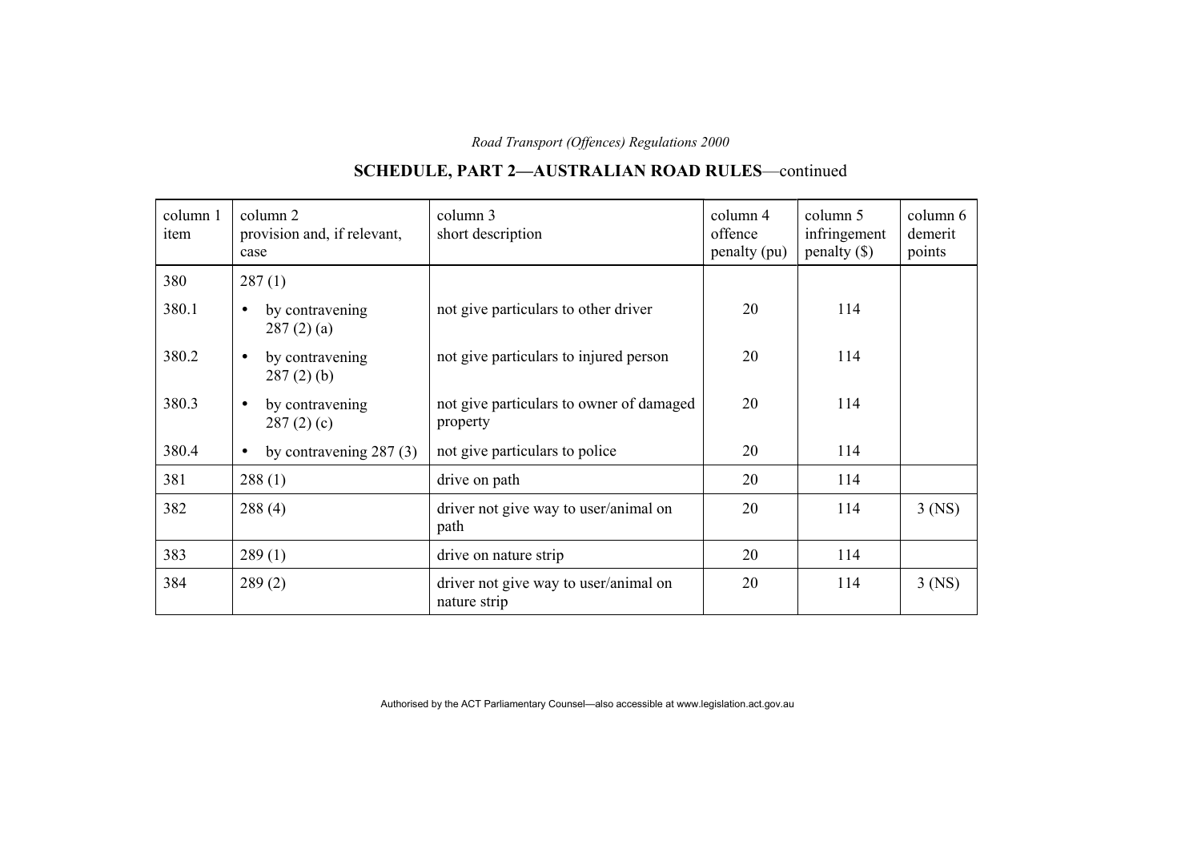## SCHEDULE, PART 2—AUSTRALIAN ROAD RULES—continued

| column 1 item | column 2 provision and, if relevant, case | column 3 short description | column 4 offence penalty (pu) | column 5 infringement penalty ($) | column 6 demerit points |
|---|---|---|---|---|---|
| 380 | 287 (1) | | | | |
| 380.1 | • by contravening 287 (2) (a) | not give particulars to other driver | 20 | 114 | |
| 380.2 | • by contravening 287 (2) (b) | not give particulars to injured person | 20 | 114 | |
| 380.3 | • by contravening 287 (2) (c) | not give particulars to owner of damaged property | 20 | 114 | |
| 380.4 | • by contravening 287 (3) | not give particulars to police | 20 | 114 | |
| 381 | 288 (1) | drive on path | 20 | 114 | |
| 382 | 288 (4) | driver not give way to user/animal on path | 20 | 114 | 3 (NS) |
| 383 | 289 (1) | drive on nature strip | 20 | 114 | |
| 384 | 289 (2) | driver not give way to user/animal on nature strip | 20 | 114 | 3 (NS) |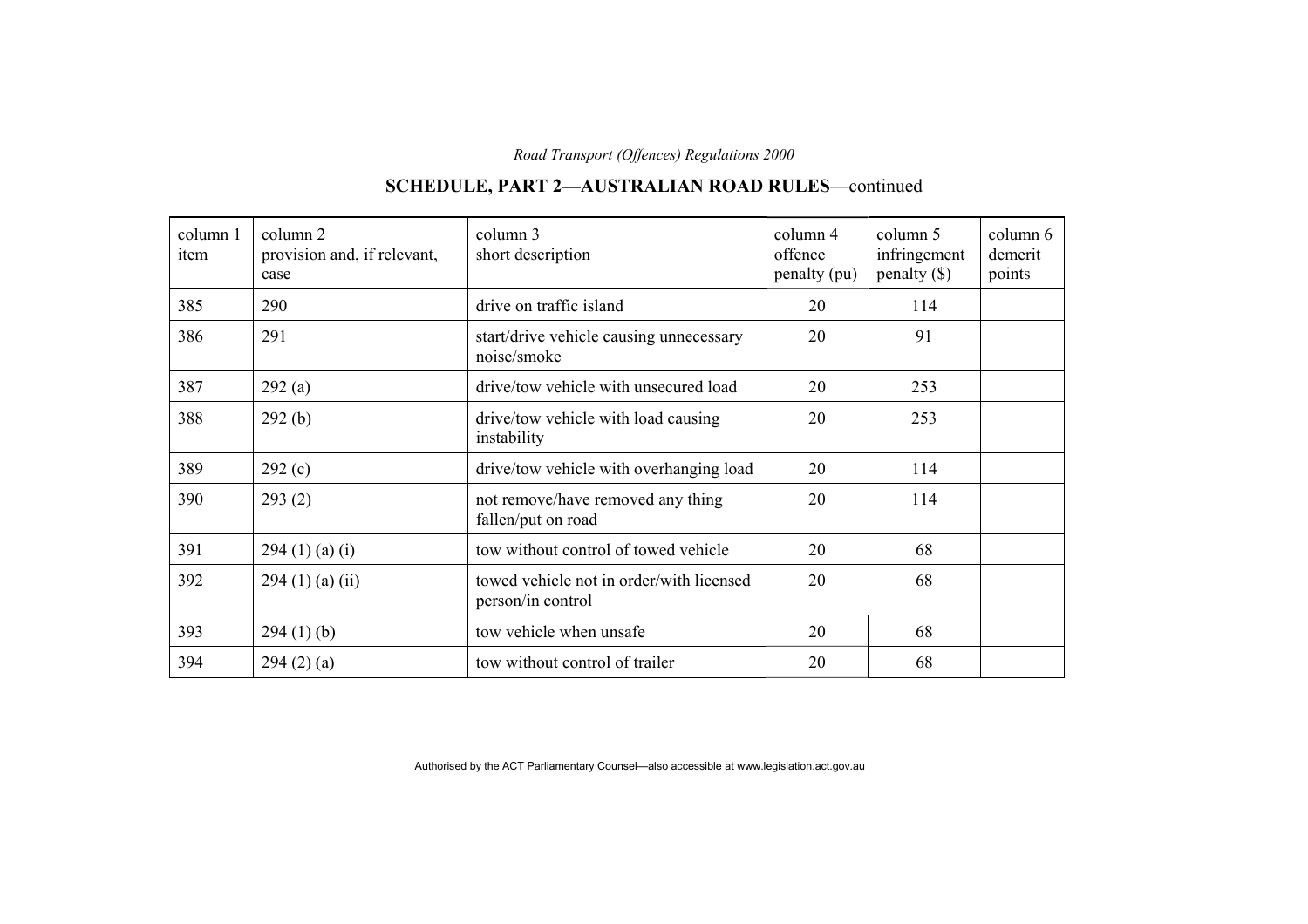## SCHEDULE, PART 2—AUSTRALIAN ROAD RULES—continued

| column 1 item | column 2 provision and, if relevant, case | column 3 short description | column 4 offence penalty (pu) | column 5 infringement penalty ($) | column 6 demerit points |
|---|---|---|---|---|---|
| 385 | 290 | drive on traffic island | 20 | 114 | |
| 386 | 291 | start/drive vehicle causing unnecessary noise/smoke | 20 | 91 | |
| 387 | 292 (a) | drive/tow vehicle with unsecured load | 20 | 253 | |
| 388 | 292 (b) | drive/tow vehicle with load causing instability | 20 | 253 | |
| 389 | 292 (c) | drive/tow vehicle with overhanging load | 20 | 114 | |
| 390 | 293 (2) | not remove/have removed any thing fallen/put on road | 20 | 114 | |
| 391 | 294 (1) (a) (i) | tow without control of towed vehicle | 20 | 68 | |
| 392 | 294 (1) (a) (ii) | towed vehicle not in order/with licensed person/in control | 20 | 68 | |
| 393 | 294 (1) (b) | tow vehicle when unsafe | 20 | 68 | |
| 394 | 294 (2) (a) | tow without control of trailer | 20 | 68 | |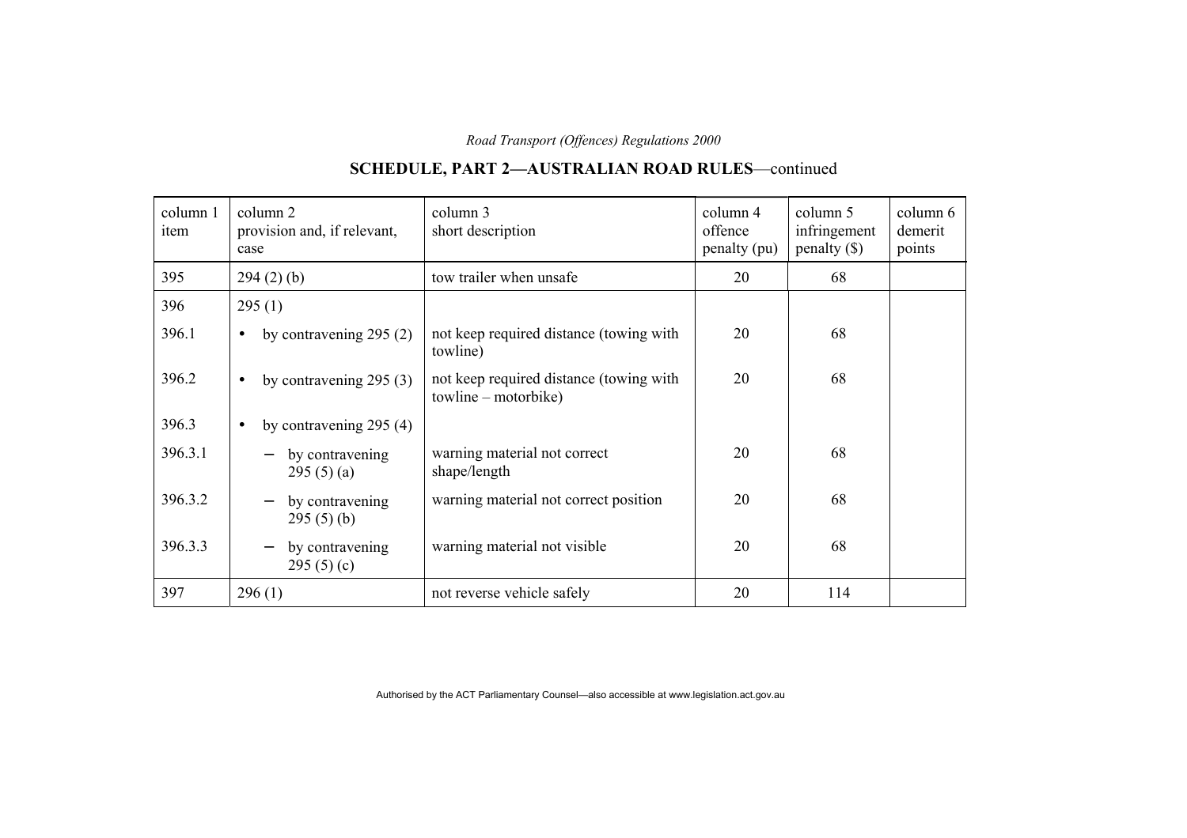## SCHEDULE, PART 2—AUSTRALIAN ROAD RULES—continued

| column 1 item | column 2 provision and, if relevant, case | column 3 short description | column 4 offence penalty (pu) | column 5 infringement penalty ($) | column 6 demerit points |
|---|---|---|---|---|---|
| 395 | 294 (2) (b) | tow trailer when unsafe | 20 | 68 | |
| 396 | 295 (1) | | | | |
| 396.1 | • by contravening 295 (2) | not keep required distance (towing with towline) | 20 | 68 | |
| 396.2 | • by contravening 295 (3) | not keep required distance (towing with towline – motorbike) | 20 | 68 | |
| 396.3 | • by contravening 295 (4) | | | | |
| 396.3.1 | – by contravening 295 (5) (a) | warning material not correct shape/length | 20 | 68 | |
| 396.3.2 | – by contravening 295 (5) (b) | warning material not correct position | 20 | 68 | |
| 396.3.3 | – by contravening 295 (5) (c) | warning material not visible | 20 | 68 | |
| 397 | 296 (1) | not reverse vehicle safely | 20 | 114 | |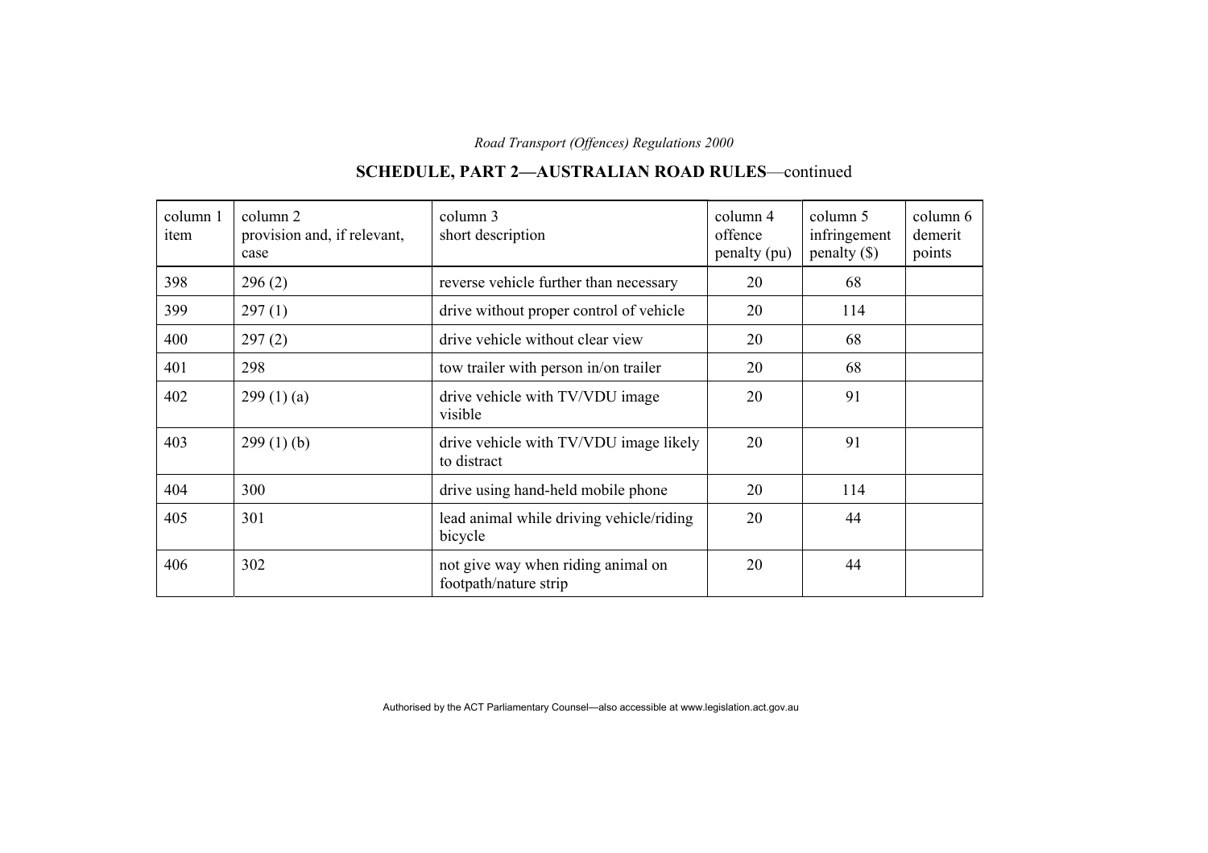## SCHEDULE, PART 2—AUSTRALIAN ROAD RULES—continued

| column 1 item | column 2 provision and, if relevant, case | column 3 short description | column 4 offence penalty (pu) | column 5 infringement penalty ($) | column 6 demerit points |
|---|---|---|---|---|---|
| 398 | 296 (2) | reverse vehicle further than necessary | 20 | 68 | |
| 399 | 297 (1) | drive without proper control of vehicle | 20 | 114 | |
| 400 | 297 (2) | drive vehicle without clear view | 20 | 68 | |
| 401 | 298 | tow trailer with person in/on trailer | 20 | 68 | |
| 402 | 299 (1) (a) | drive vehicle with TV/VDU image visible | 20 | 91 | |
| 403 | 299 (1) (b) | drive vehicle with TV/VDU image likely to distract | 20 | 91 | |
| 404 | 300 | drive using hand-held mobile phone | 20 | 114 | |
| 405 | 301 | lead animal while driving vehicle/riding bicycle | 20 | 44 | |
| 406 | 302 | not give way when riding animal on footpath/nature strip | 20 | 44 | |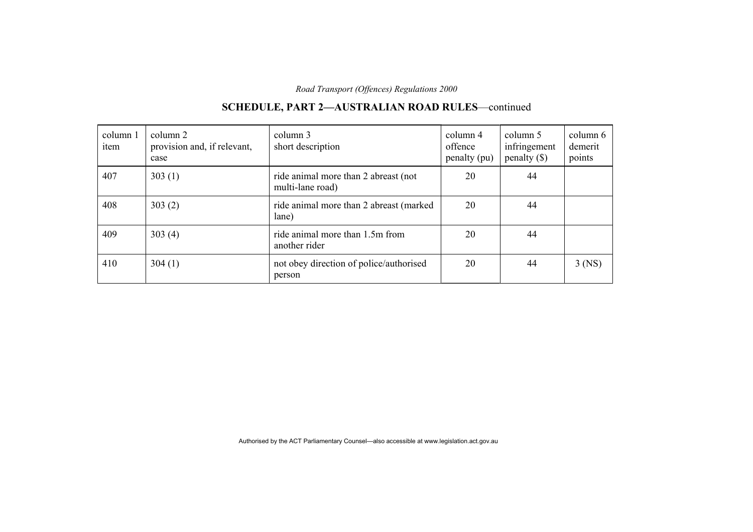## SCHEDULE, PART 2—AUSTRALIAN ROAD RULES—continued

| column 1 item | column 2 provision and, if relevant, case | column 3 short description | column 4 offence penalty (pu) | column 5 infringement penalty ($) | column 6 demerit points |
|---|---|---|---|---|---|
| 407 | 303 (1) | ride animal more than 2 abreast (not multi-lane road) | 20 | 44 | |
| 408 | 303 (2) | ride animal more than 2 abreast (marked lane) | 20 | 44 | |
| 409 | 303 (4) | ride animal more than 1.5m from another rider | 20 | 44 | |
| 410 | 304 (1) | not obey direction of police/authorised person | 20 | 44 | 3 (NS) |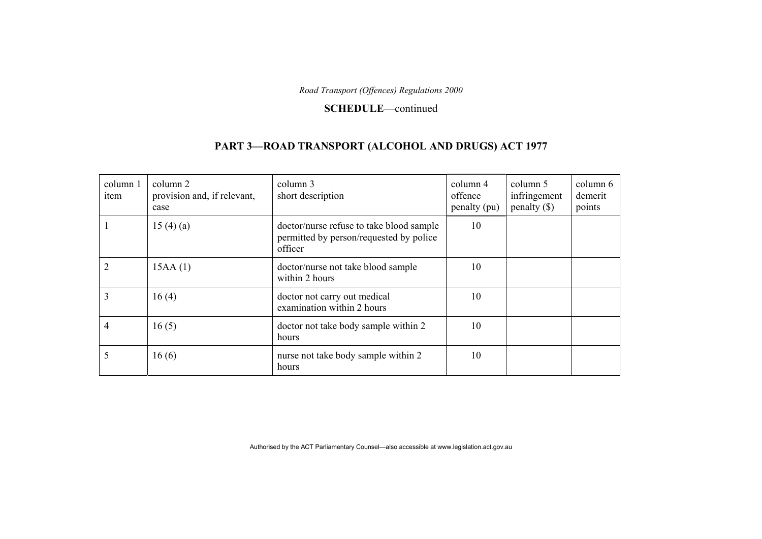**SCHEDULE**—continued

## PART 3—ROAD TRANSPORT (ALCOHOL AND DRUGS) ACT 1977

| column 1 item | column 2 provision and, if relevant, case | column 3 short description | column 4 offence penalty (pu) | column 5 infringement penalty ($) | column 6 demerit points |
|---|---|---|---|---|---|
| 1 | 15 (4) (a) | doctor/nurse refuse to take blood sample permitted by person/requested by police officer | 10 | | |
| 2 | 15AA (1) | doctor/nurse not take blood sample within 2 hours | 10 | | |
| 3 | 16 (4) | doctor not carry out medical examination within 2 hours | 10 | | |
| 4 | 16 (5) | doctor not take body sample within 2 hours | 10 | | |
| 5 | 16 (6) | nurse not take body sample within 2 hours | 10 | | |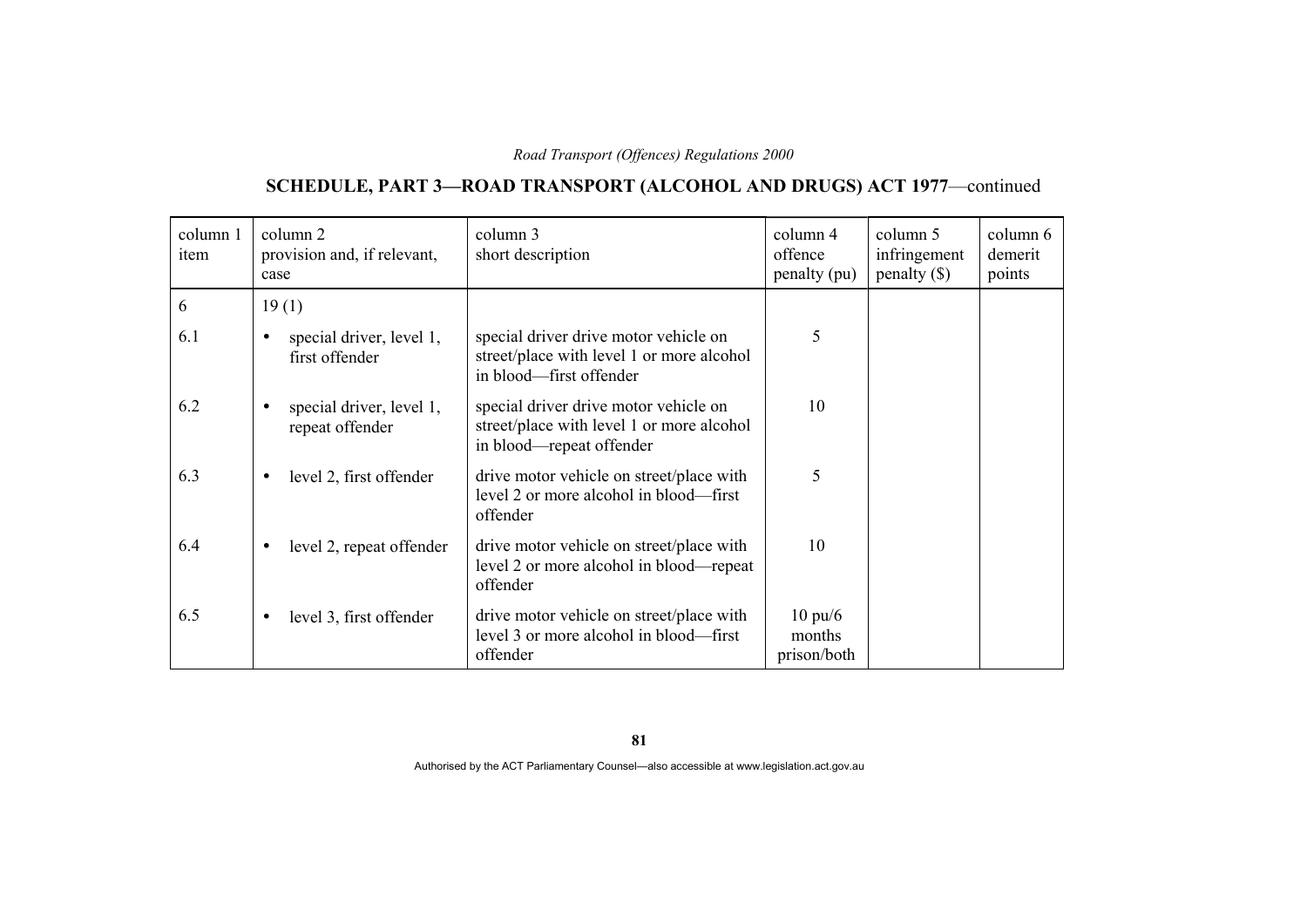## SCHEDULE, PART 3—ROAD TRANSPORT (ALCOHOL AND DRUGS) ACT 1977—continued

| column 1 item | column 2 provision and, if relevant, case | column 3 short description | column 4 offence penalty (pu) | column 5 infringement penalty ($) | column 6 demerit points |
|---|---|---|---|---|---|
| 6 | 19 (1) | | | | |
| 6.1 | • special driver, level 1, first offender | special driver drive motor vehicle on street/place with level 1 or more alcohol in blood—first offender | 5 | | |
| 6.2 | • special driver, level 1, repeat offender | special driver drive motor vehicle on street/place with level 1 or more alcohol in blood—repeat offender | 10 | | |
| 6.3 | • level 2, first offender | drive motor vehicle on street/place with level 2 or more alcohol in blood—first offender | 5 | | |
| 6.4 | • level 2, repeat offender | drive motor vehicle on street/place with level 2 or more alcohol in blood—repeat offender | 10 | | |
| 6.5 | • level 3, first offender | drive motor vehicle on street/place with level 3 or more alcohol in blood—first offender | 10 pu/6 months prison/both | | |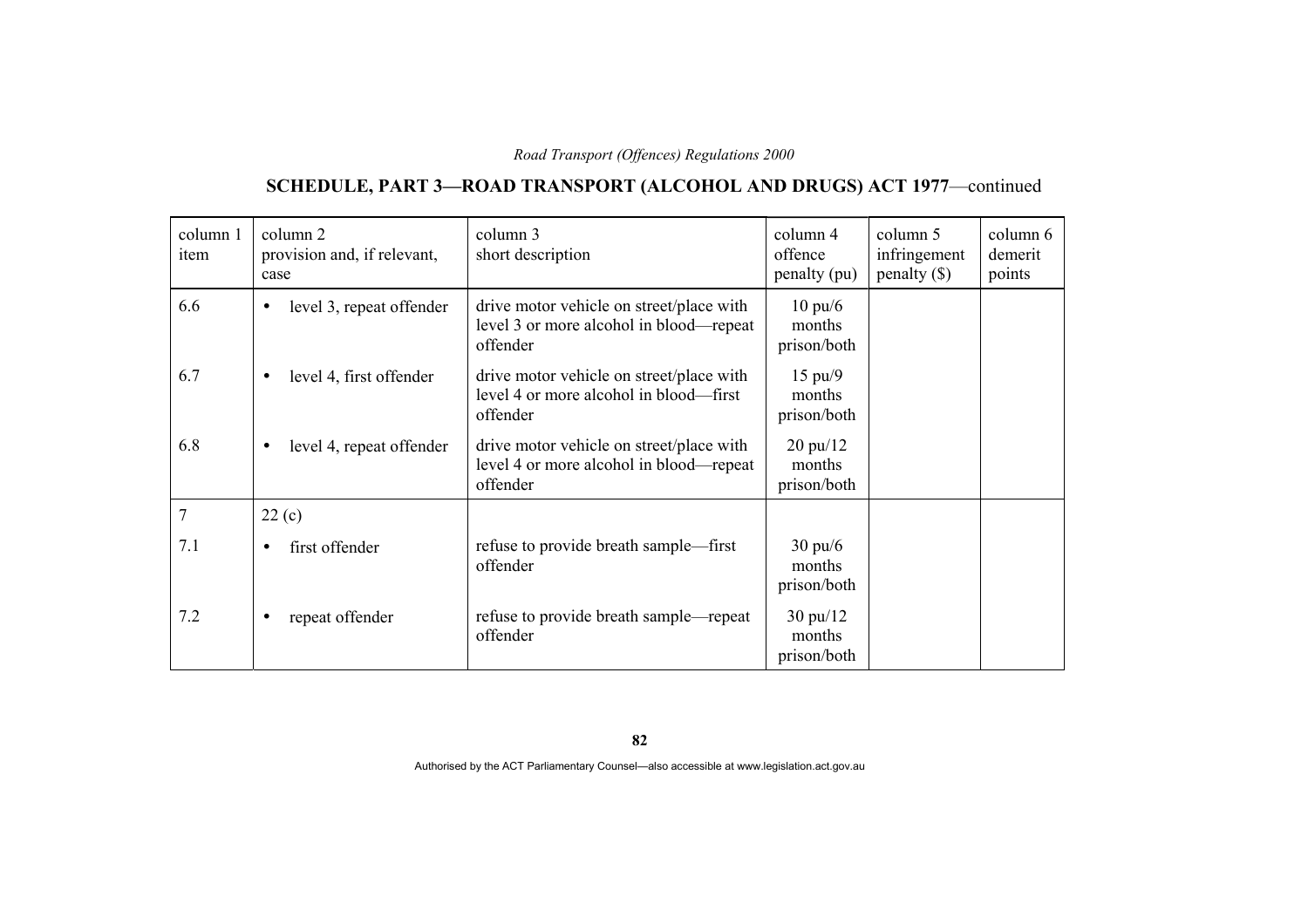## SCHEDULE, PART 3—ROAD TRANSPORT (ALCOHOL AND DRUGS) ACT 1977—continued

| column 1 item | column 2 provision and, if relevant, case | column 3 short description | column 4 offence penalty (pu) | column 5 infringement penalty ($) | column 6 demerit points |
|---|---|---|---|---|---|
| 6.6 | • level 3, repeat offender | drive motor vehicle on street/place with level 3 or more alcohol in blood—repeat offender | 10 pu/6 months prison/both | | |
| 6.7 | • level 4, first offender | drive motor vehicle on street/place with level 4 or more alcohol in blood—first offender | 15 pu/9 months prison/both | | |
| 6.8 | • level 4, repeat offender | drive motor vehicle on street/place with level 4 or more alcohol in blood—repeat offender | 20 pu/12 months prison/both | | |
| 7 | 22 (c) | | | | |
| 7.1 | • first offender | refuse to provide breath sample—first offender | 30 pu/6 months prison/both | | |
| 7.2 | • repeat offender | refuse to provide breath sample—repeat offender | 30 pu/12 months prison/both | | |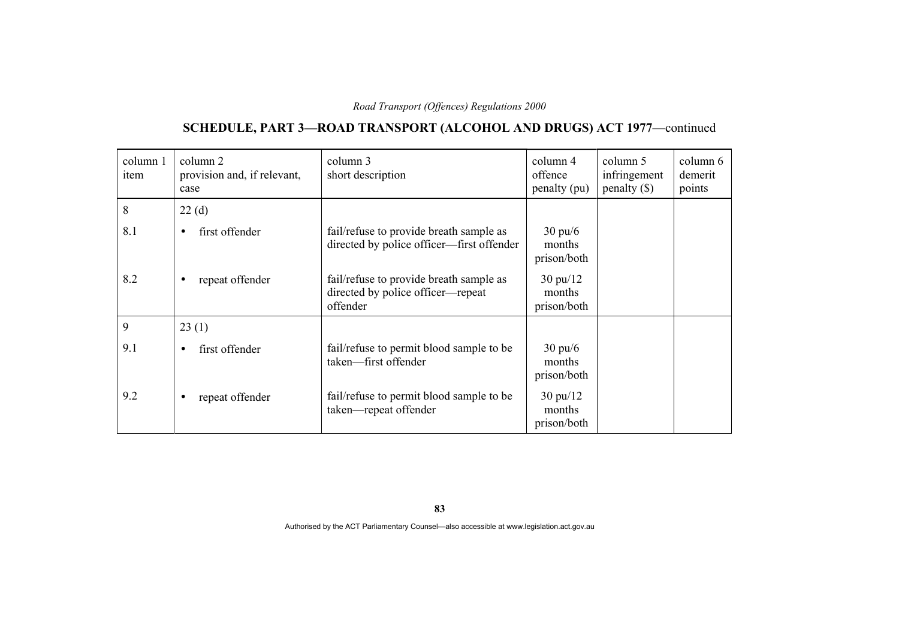## SCHEDULE, PART 3—ROAD TRANSPORT (ALCOHOL AND DRUGS) ACT 1977—continued

| column 1 item | column 2 provision and, if relevant, case | column 3 short description | column 4 offence penalty (pu) | column 5 infringement penalty ($) | column 6 demerit points |
|---|---|---|---|---|---|
| 8 | 22 (d) | | | | |
| 8.1 | • first offender | fail/refuse to provide breath sample as directed by police officer—first offender | 30 pu/6 months prison/both | | |
| 8.2 | • repeat offender | fail/refuse to provide breath sample as directed by police officer—repeat offender | 30 pu/12 months prison/both | | |
| 9 | 23 (1) | | | | |
| 9.1 | • first offender | fail/refuse to permit blood sample to be taken—first offender | 30 pu/6 months prison/both | | |
| 9.2 | • repeat offender | fail/refuse to permit blood sample to be taken—repeat offender | 30 pu/12 months prison/both | | |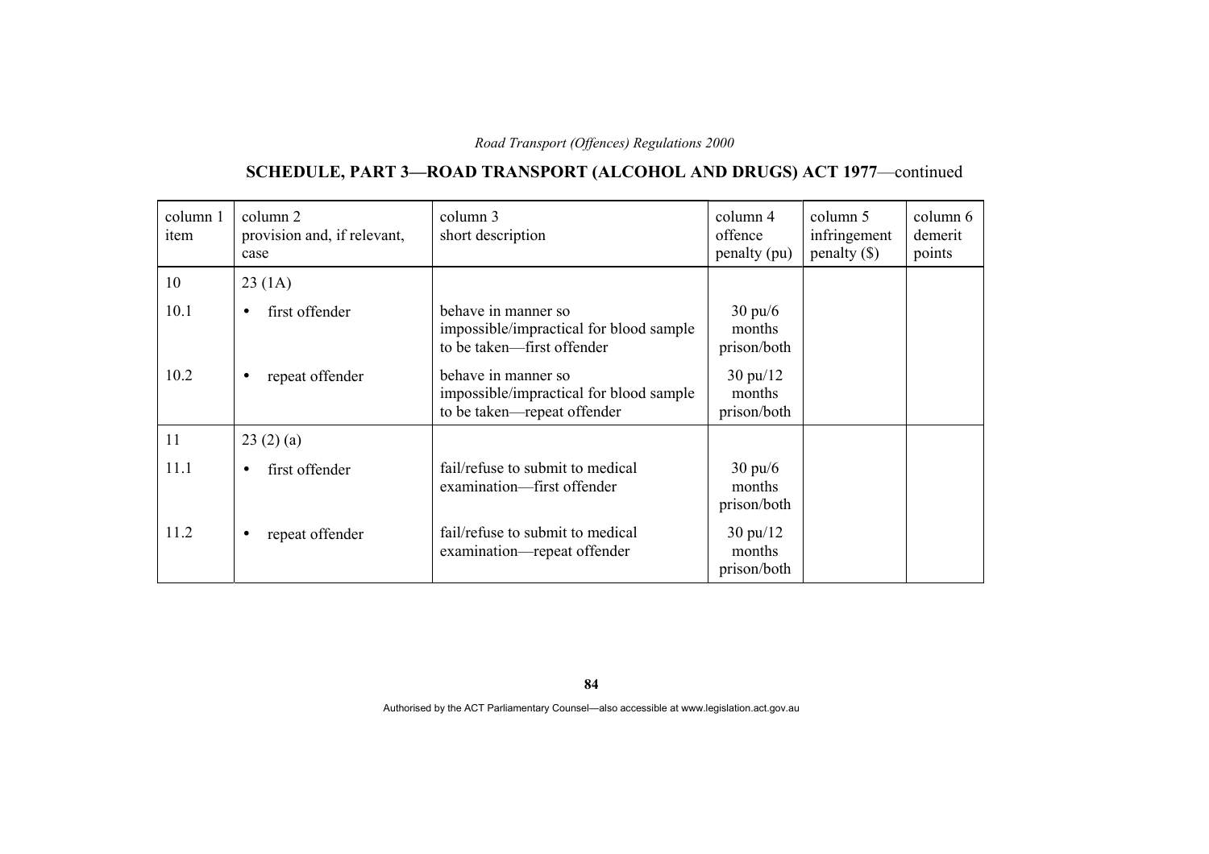## SCHEDULE, PART 3—ROAD TRANSPORT (ALCOHOL AND DRUGS) ACT 1977—continued

| column 1 item | column 2 provision and, if relevant, case | column 3 short description | column 4 offence penalty (pu) | column 5 infringement penalty ($) | column 6 demerit points |
|---|---|---|---|---|---|
| 10 | 23 (1A) | | | | |
| 10.1 | • first offender | behave in manner so impossible/impractical for blood sample to be taken—first offender | 30 pu/6 months prison/both | | |
| 10.2 | • repeat offender | behave in manner so impossible/impractical for blood sample to be taken—repeat offender | 30 pu/12 months prison/both | | |
| 11 | 23 (2) (a) | | | | |
| 11.1 | • first offender | fail/refuse to submit to medical examination—first offender | 30 pu/6 months prison/both | | |
| 11.2 | • repeat offender | fail/refuse to submit to medical examination—repeat offender | 30 pu/12 months prison/both | | |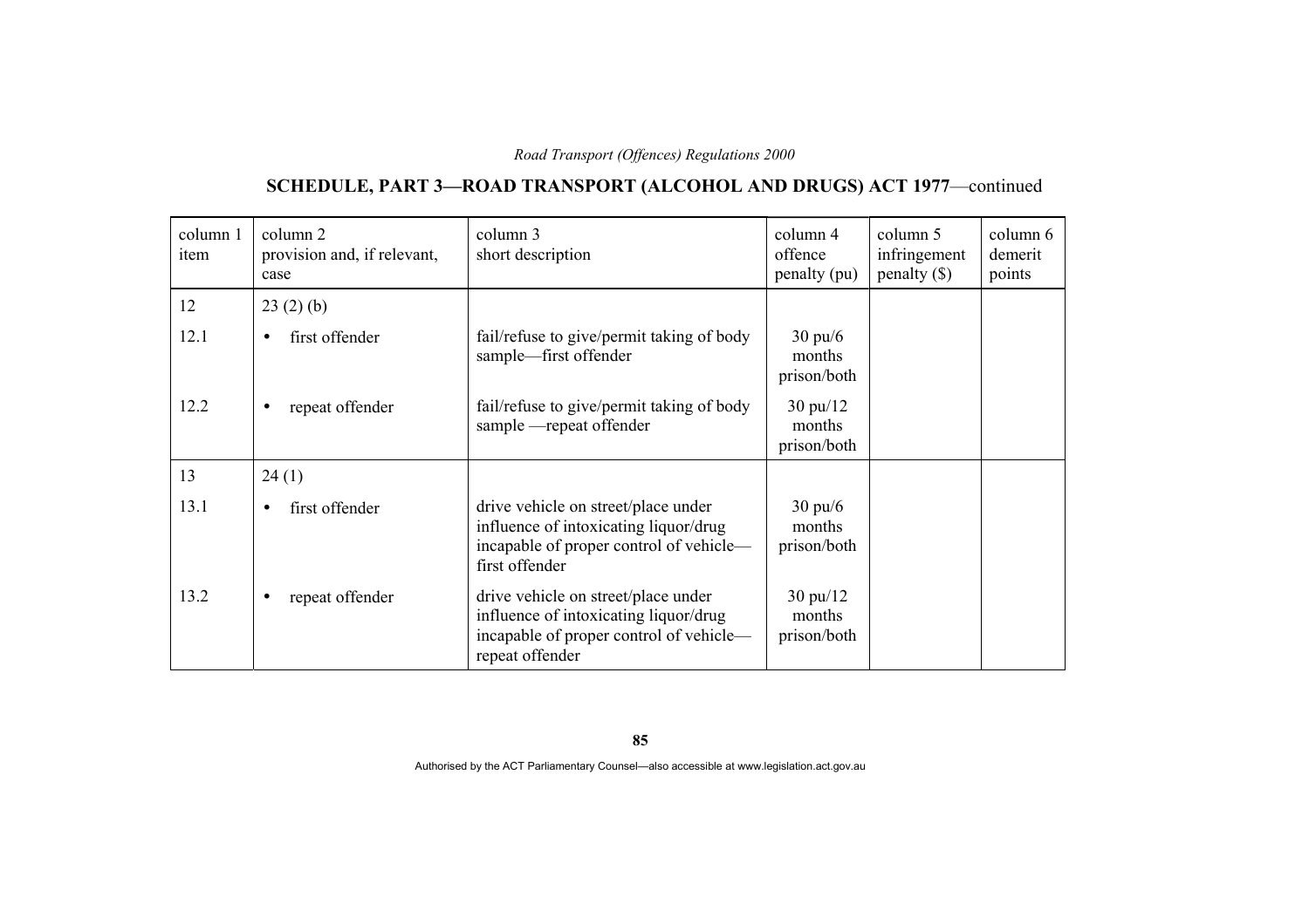## SCHEDULE, PART 3—ROAD TRANSPORT (ALCOHOL AND DRUGS) ACT 1977—continued

| column 1 item | column 2 provision and, if relevant, case | column 3 short description | column 4 offence penalty (pu) | column 5 infringement penalty ($) | column 6 demerit points |
|---|---|---|---|---|---|
| 12 | 23 (2) (b) | | | | |
| 12.1 | • first offender | fail/refuse to give/permit taking of body sample—first offender | 30 pu/6 months prison/both | | |
| 12.2 | • repeat offender | fail/refuse to give/permit taking of body sample —repeat offender | 30 pu/12 months prison/both | | |
| 13 | 24 (1) | | | | |
| 13.1 | • first offender | drive vehicle on street/place under influence of intoxicating liquor/drug incapable of proper control of vehicle—first offender | 30 pu/6 months prison/both | | |
| 13.2 | • repeat offender | drive vehicle on street/place under influence of intoxicating liquor/drug incapable of proper control of vehicle—repeat offender | 30 pu/12 months prison/both | | |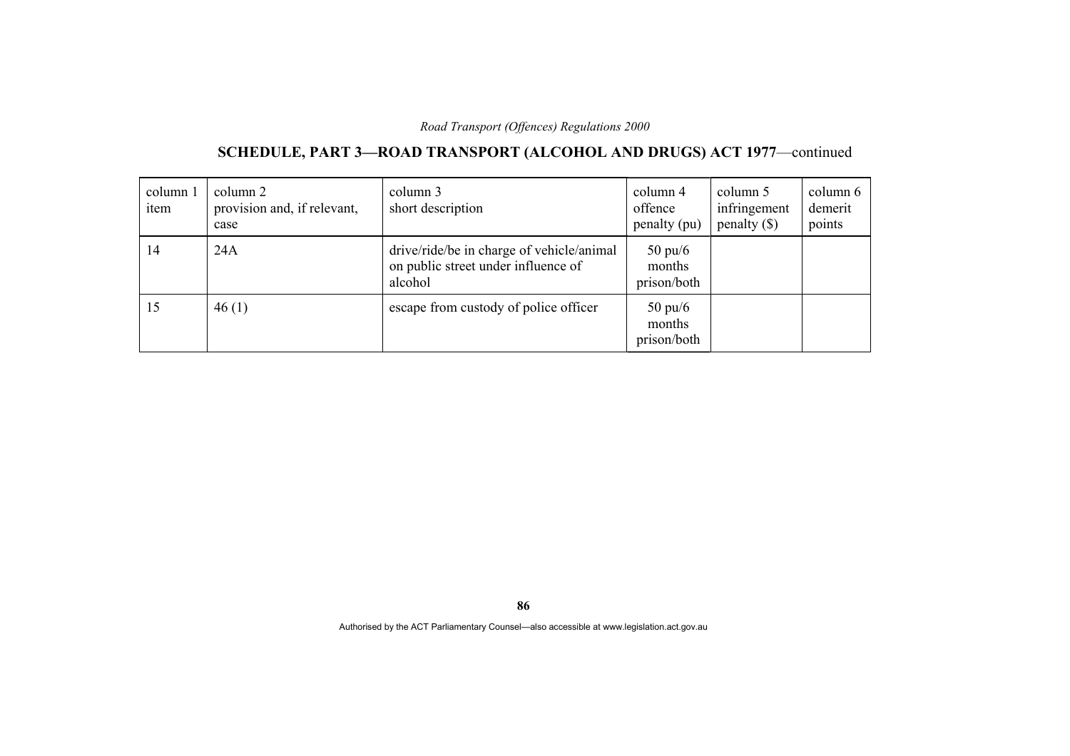## SCHEDULE, PART 3—ROAD TRANSPORT (ALCOHOL AND DRUGS) ACT 1977—continued

| column 1 item | column 2 provision and, if relevant, case | column 3 short description | column 4 offence penalty (pu) | column 5 infringement penalty ($) | column 6 demerit points |
|---|---|---|---|---|---|
| 14 | 24A | drive/ride/be in charge of vehicle/animal on public street under influence of alcohol | 50 pu/6 months prison/both | | |
| 15 | 46 (1) | escape from custody of police officer | 50 pu/6 months prison/both | | |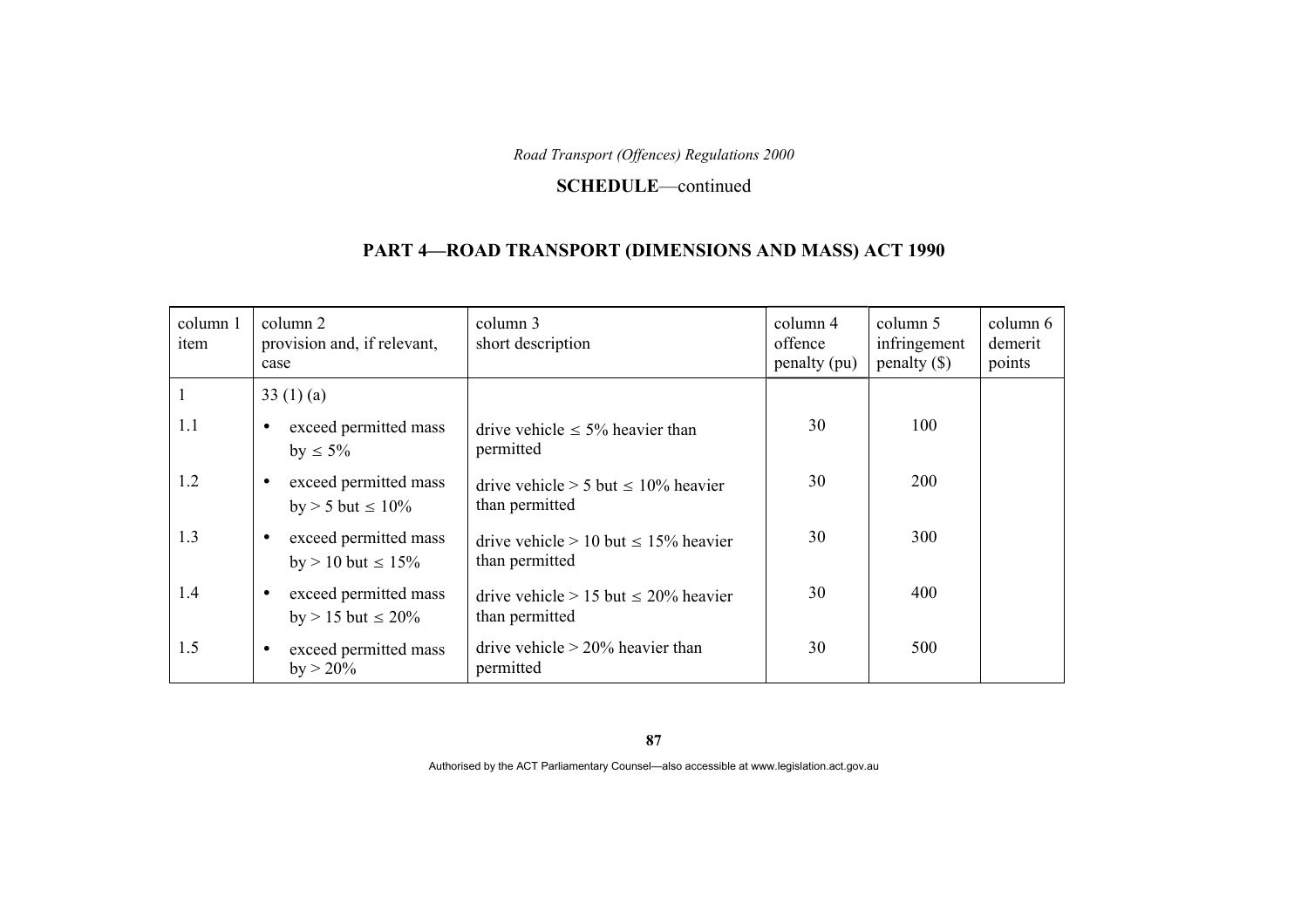**SCHEDULE**—continued

## PART 4—ROAD TRANSPORT (DIMENSIONS AND MASS) ACT 1990

| column 1 item | column 2 provision and, if relevant, case | column 3 short description | column 4 offence penalty (pu) | column 5 infringement penalty ($) | column 6 demerit points |
|---|---|---|---|---|---|
| 1 | 33 (1) (a) | | | | |
| 1.1 | • exceed permitted mass by ≤ 5% | drive vehicle ≤ 5% heavier than permitted | 30 | 100 | |
| 1.2 | • exceed permitted mass by > 5 but ≤ 10% | drive vehicle > 5 but ≤ 10% heavier than permitted | 30 | 200 | |
| 1.3 | • exceed permitted mass by > 10 but ≤ 15% | drive vehicle > 10 but ≤ 15% heavier than permitted | 30 | 300 | |
| 1.4 | • exceed permitted mass by > 15 but ≤ 20% | drive vehicle > 15 but ≤ 20% heavier than permitted | 30 | 400 | |
| 1.5 | • exceed permitted mass by > 20% | drive vehicle > 20% heavier than permitted | 30 | 500 | |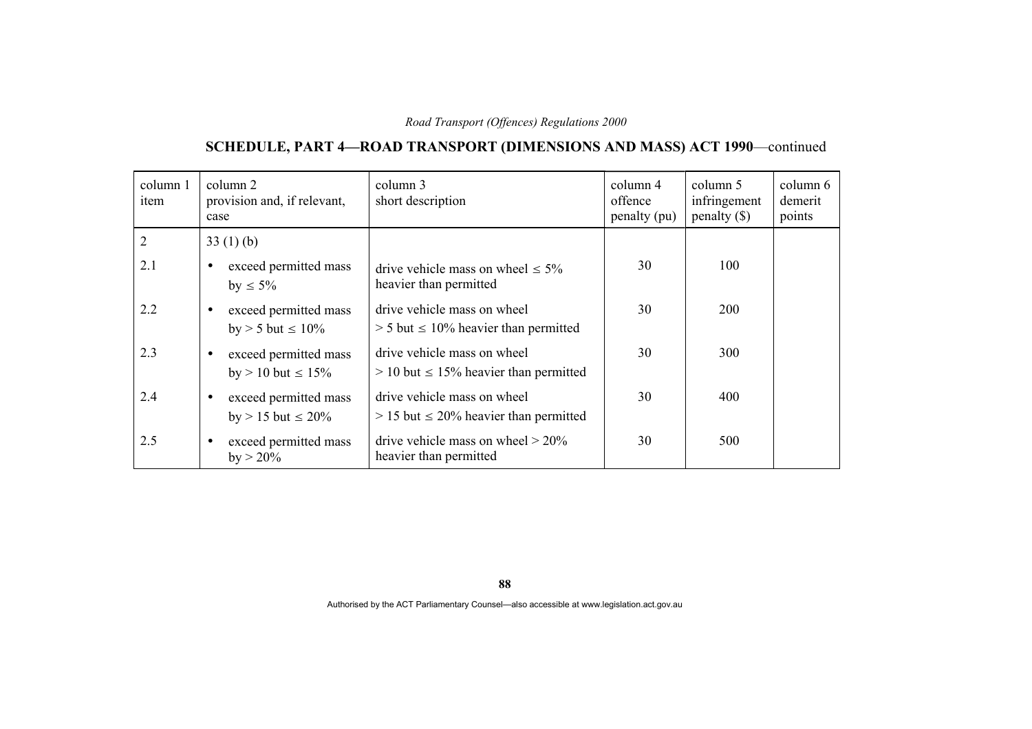## SCHEDULE, PART 4—ROAD TRANSPORT (DIMENSIONS AND MASS) ACT 1990—continued

| column 1 item | column 2 provision and, if relevant, case | column 3 short description | column 4 offence penalty (pu) | column 5 infringement penalty ($) | column 6 demerit points |
|---|---|---|---|---|---|
| 2 | 33 (1) (b) | | | | |
| 2.1 | • exceed permitted mass by ≤ 5% | drive vehicle mass on wheel ≤ 5% heavier than permitted | 30 | 100 | |
| 2.2 | • exceed permitted mass by > 5 but ≤ 10% | drive vehicle mass on wheel > 5 but ≤ 10% heavier than permitted | 30 | 200 | |
| 2.3 | • exceed permitted mass by > 10 but ≤ 15% | drive vehicle mass on wheel > 10 but ≤ 15% heavier than permitted | 30 | 300 | |
| 2.4 | • exceed permitted mass by > 15 but ≤ 20% | drive vehicle mass on wheel > 15 but ≤ 20% heavier than permitted | 30 | 400 | |
| 2.5 | • exceed permitted mass by > 20% | drive vehicle mass on wheel > 20% heavier than permitted | 30 | 500 | |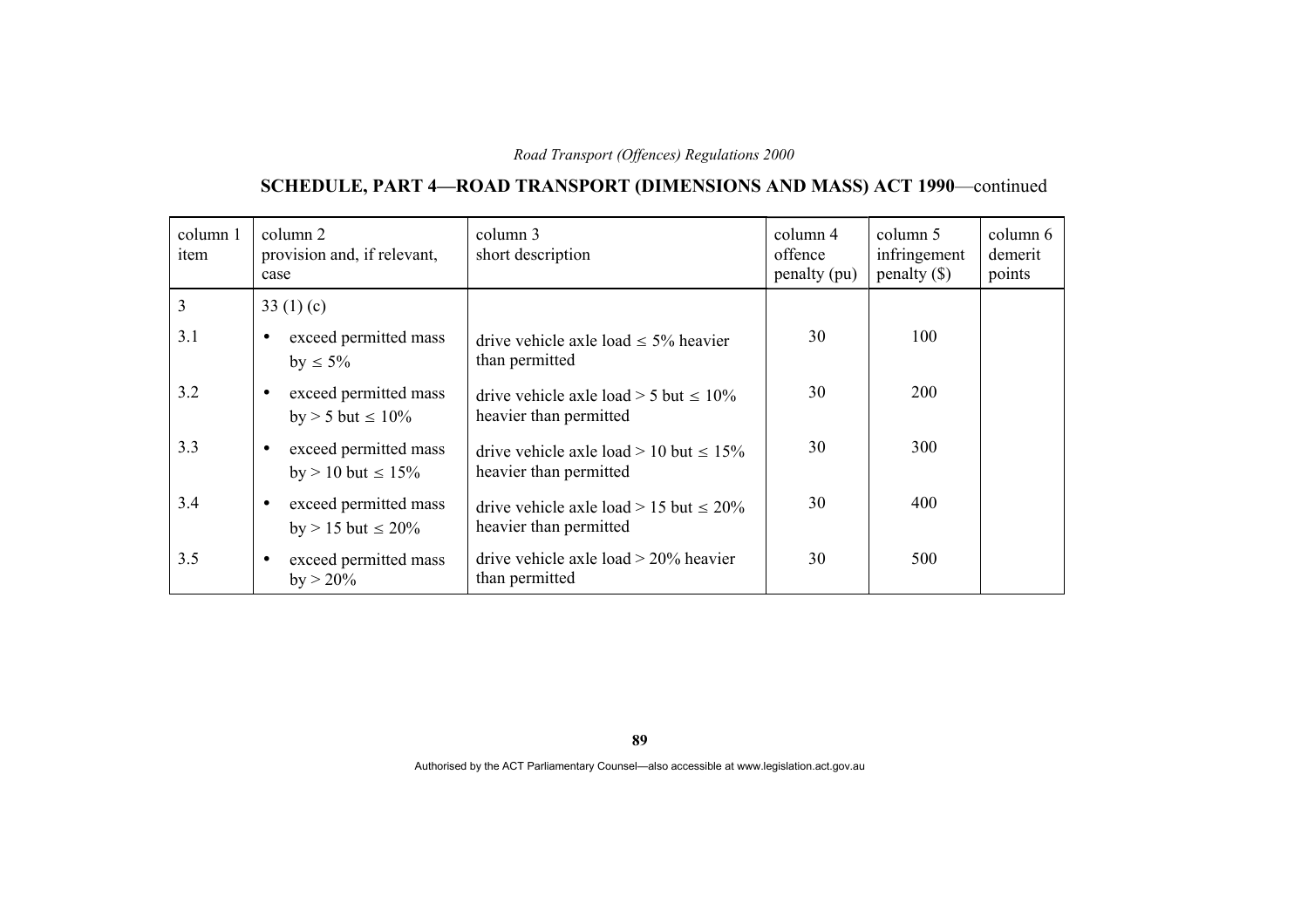## SCHEDULE, PART 4—ROAD TRANSPORT (DIMENSIONS AND MASS) ACT 1990—continued

| column 1 item | column 2 provision and, if relevant, case | column 3 short description | column 4 offence penalty (pu) | column 5 infringement penalty ($) | column 6 demerit points |
|---|---|---|---|---|---|
| 3 | 33 (1) (c) | | | | |
| 3.1 | • exceed permitted mass by ≤ 5% | drive vehicle axle load ≤ 5% heavier than permitted | 30 | 100 | |
| 3.2 | • exceed permitted mass by > 5 but ≤ 10% | drive vehicle axle load > 5 but ≤ 10% heavier than permitted | 30 | 200 | |
| 3.3 | • exceed permitted mass by > 10 but ≤ 15% | drive vehicle axle load > 10 but ≤ 15% heavier than permitted | 30 | 300 | |
| 3.4 | • exceed permitted mass by > 15 but ≤ 20% | drive vehicle axle load > 15 but ≤ 20% heavier than permitted | 30 | 400 | |
| 3.5 | • exceed permitted mass by > 20% | drive vehicle axle load > 20% heavier than permitted | 30 | 500 | |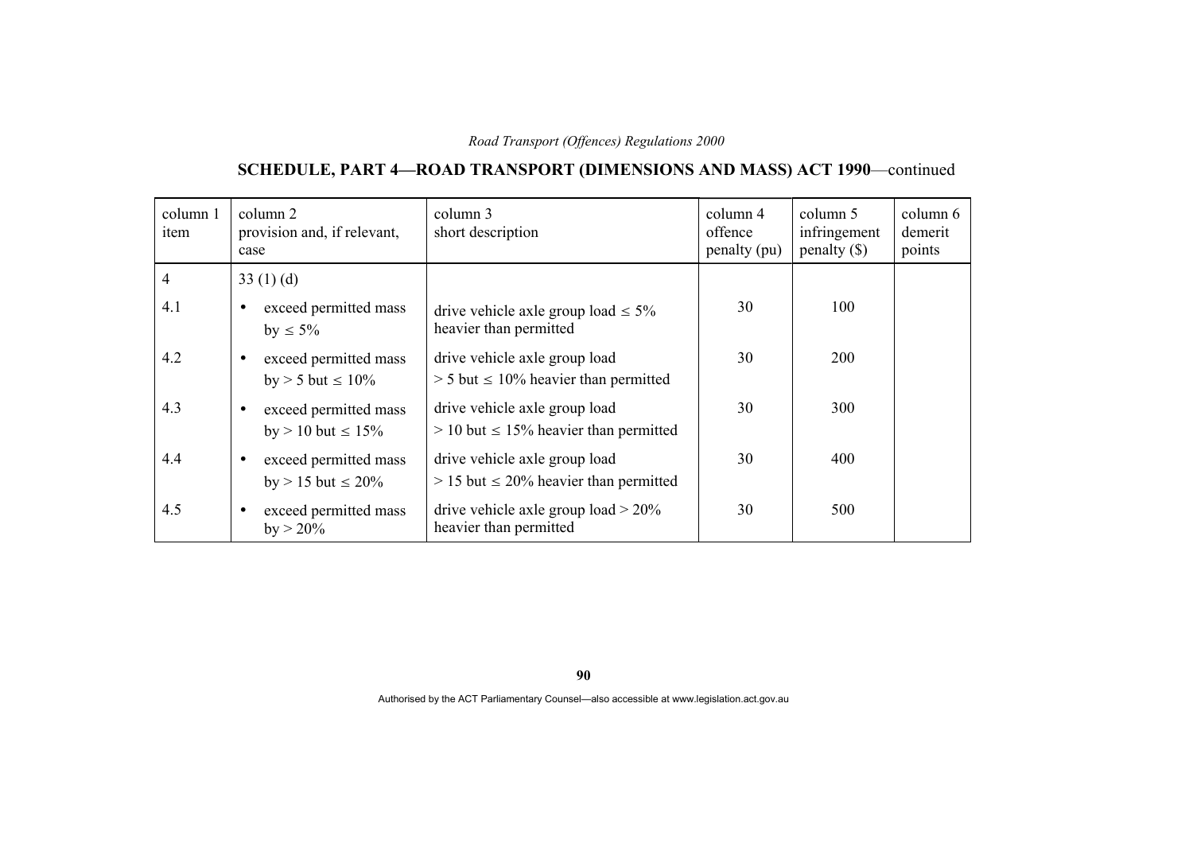## SCHEDULE, PART 4—ROAD TRANSPORT (DIMENSIONS AND MASS) ACT 1990—continued

| column 1 item | column 2 provision and, if relevant, case | column 3 short description | column 4 offence penalty (pu) | column 5 infringement penalty ($) | column 6 demerit points |
|---|---|---|---|---|---|
| 4 | 33 (1) (d) | | | | |
| 4.1 | • exceed permitted mass by ≤ 5% | drive vehicle axle group load ≤ 5% heavier than permitted | 30 | 100 | |
| 4.2 | • exceed permitted mass by > 5 but ≤ 10% | drive vehicle axle group load > 5 but ≤ 10% heavier than permitted | 30 | 200 | |
| 4.3 | • exceed permitted mass by > 10 but ≤ 15% | drive vehicle axle group load > 10 but ≤ 15% heavier than permitted | 30 | 300 | |
| 4.4 | • exceed permitted mass by > 15 but ≤ 20% | drive vehicle axle group load > 15 but ≤ 20% heavier than permitted | 30 | 400 | |
| 4.5 | • exceed permitted mass by > 20% | drive vehicle axle group load > 20% heavier than permitted | 30 | 500 | |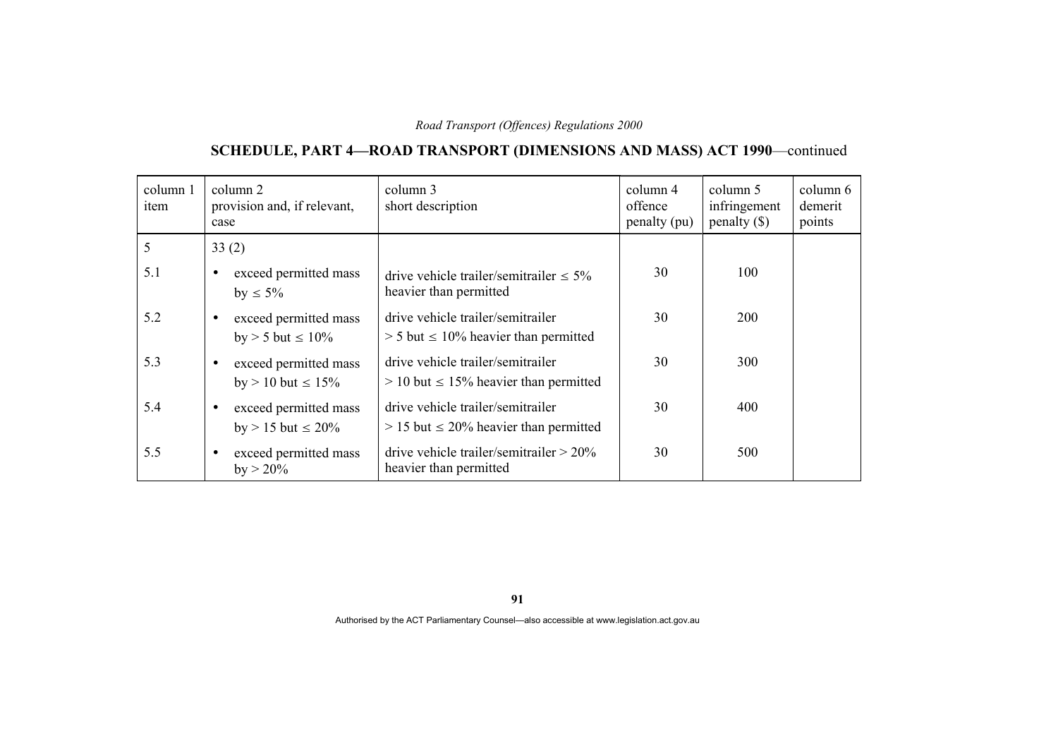## SCHEDULE, PART 4—ROAD TRANSPORT (DIMENSIONS AND MASS) ACT 1990—continued

| column 1 item | column 2 provision and, if relevant, case | column 3 short description | column 4 offence penalty (pu) | column 5 infringement penalty ($) | column 6 demerit points |
|---|---|---|---|---|---|
| 5 | 33 (2) | | | | |
| 5.1 | • exceed permitted mass by ≤ 5% | drive vehicle trailer/semitrailer ≤ 5% heavier than permitted | 30 | 100 | |
| 5.2 | • exceed permitted mass by > 5 but ≤ 10% | drive vehicle trailer/semitrailer > 5 but ≤ 10% heavier than permitted | 30 | 200 | |
| 5.3 | • exceed permitted mass by > 10 but ≤ 15% | drive vehicle trailer/semitrailer > 10 but ≤ 15% heavier than permitted | 30 | 300 | |
| 5.4 | • exceed permitted mass by > 15 but ≤ 20% | drive vehicle trailer/semitrailer > 15 but ≤ 20% heavier than permitted | 30 | 400 | |
| 5.5 | • exceed permitted mass by > 20% | drive vehicle trailer/semitrailer > 20% heavier than permitted | 30 | 500 | |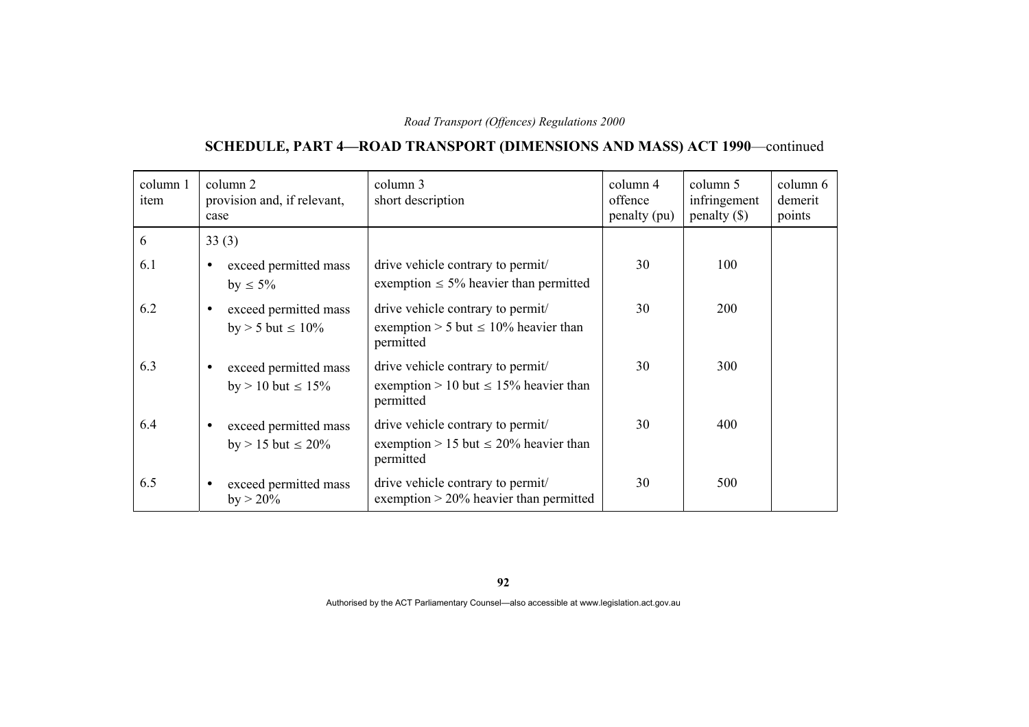## SCHEDULE, PART 4—ROAD TRANSPORT (DIMENSIONS AND MASS) ACT 1990—continued

| column 1 item | column 2 provision and, if relevant, case | column 3 short description | column 4 offence penalty (pu) | column 5 infringement penalty ($) | column 6 demerit points |
|---|---|---|---|---|---|
| 6 | 33 (3) | | | | |
| 6.1 | • exceed permitted mass by ≤ 5% | drive vehicle contrary to permit/ exemption ≤ 5% heavier than permitted | 30 | 100 | |
| 6.2 | • exceed permitted mass by > 5 but ≤ 10% | drive vehicle contrary to permit/ exemption > 5 but ≤ 10% heavier than permitted | 30 | 200 | |
| 6.3 | • exceed permitted mass by > 10 but ≤ 15% | drive vehicle contrary to permit/ exemption > 10 but ≤ 15% heavier than permitted | 30 | 300 | |
| 6.4 | • exceed permitted mass by > 15 but ≤ 20% | drive vehicle contrary to permit/ exemption > 15 but ≤ 20% heavier than permitted | 30 | 400 | |
| 6.5 | • exceed permitted mass by > 20% | drive vehicle contrary to permit/ exemption > 20% heavier than permitted | 30 | 500 | |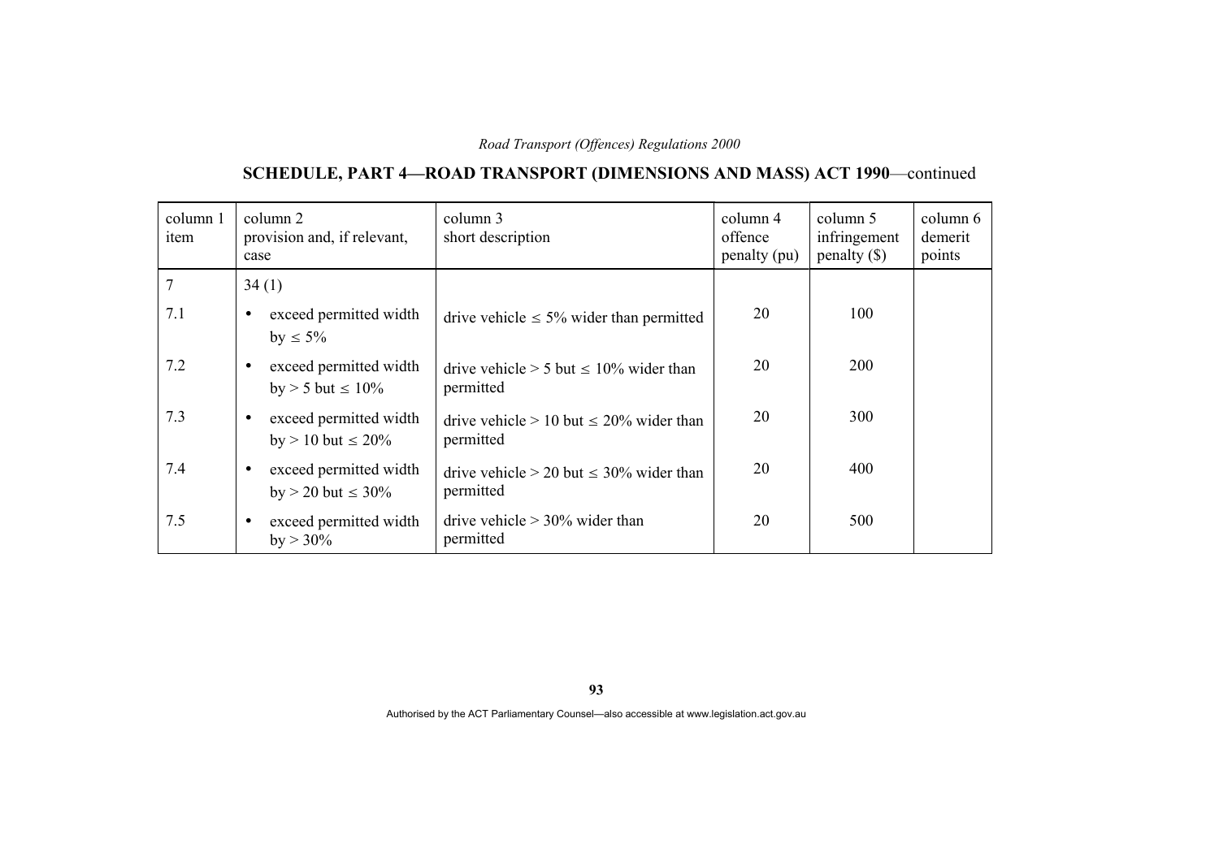## SCHEDULE, PART 4—ROAD TRANSPORT (DIMENSIONS AND MASS) ACT 1990—continued

| column 1 item | column 2 provision and, if relevant, case | column 3 short description | column 4 offence penalty (pu) | column 5 infringement penalty ($) | column 6 demerit points |
|---|---|---|---|---|---|
| 7 | 34 (1) | | | | |
| 7.1 | • exceed permitted width by ≤ 5% | drive vehicle ≤ 5% wider than permitted | 20 | 100 | |
| 7.2 | • exceed permitted width by > 5 but ≤ 10% | drive vehicle > 5 but ≤ 10% wider than permitted | 20 | 200 | |
| 7.3 | • exceed permitted width by > 10 but ≤ 20% | drive vehicle > 10 but ≤ 20% wider than permitted | 20 | 300 | |
| 7.4 | • exceed permitted width by > 20 but ≤ 30% | drive vehicle > 20 but ≤ 30% wider than permitted | 20 | 400 | |
| 7.5 | • exceed permitted width by > 30% | drive vehicle > 30% wider than permitted | 20 | 500 | |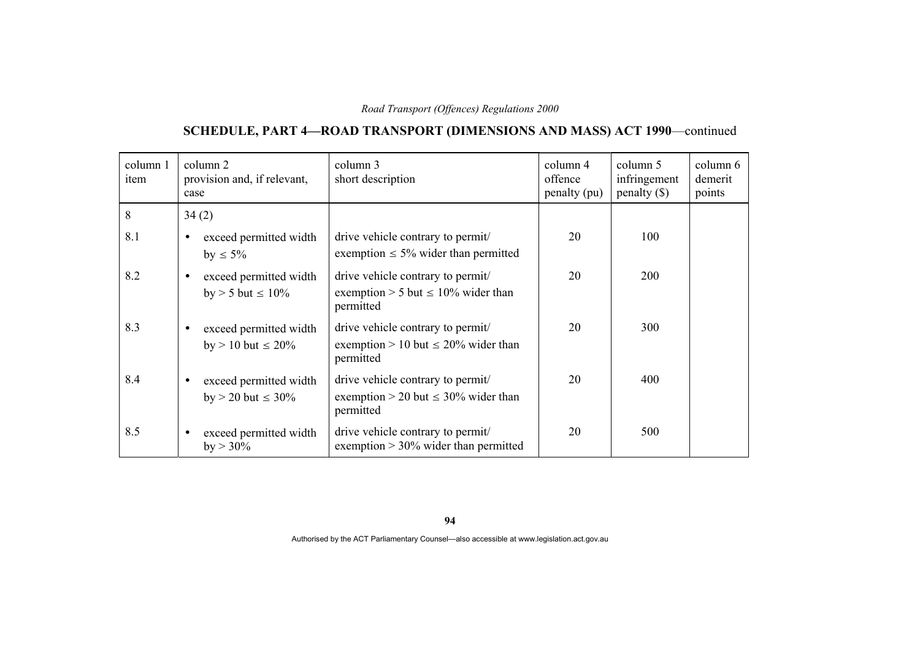## SCHEDULE, PART 4—ROAD TRANSPORT (DIMENSIONS AND MASS) ACT 1990—continued

| column 1 item | column 2 provision and, if relevant, case | column 3 short description | column 4 offence penalty (pu) | column 5 infringement penalty ($) | column 6 demerit points |
|---|---|---|---|---|---|
| 8 | 34 (2) | | | | |
| 8.1 | • exceed permitted width by ≤ 5% | drive vehicle contrary to permit/ exemption ≤ 5% wider than permitted | 20 | 100 | |
| 8.2 | • exceed permitted width by > 5 but ≤ 10% | drive vehicle contrary to permit/ exemption > 5 but ≤ 10% wider than permitted | 20 | 200 | |
| 8.3 | • exceed permitted width by > 10 but ≤ 20% | drive vehicle contrary to permit/ exemption > 10 but ≤ 20% wider than permitted | 20 | 300 | |
| 8.4 | • exceed permitted width by > 20 but ≤ 30% | drive vehicle contrary to permit/ exemption > 20 but ≤ 30% wider than permitted | 20 | 400 | |
| 8.5 | • exceed permitted width by > 30% | drive vehicle contrary to permit/ exemption > 30% wider than permitted | 20 | 500 | |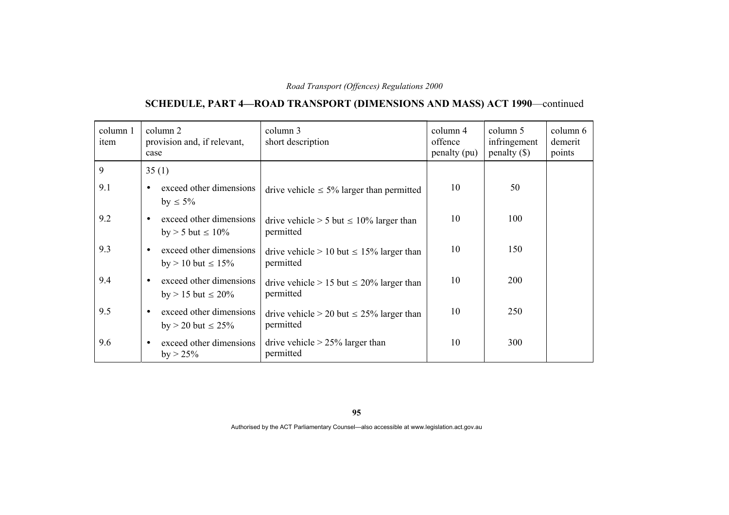## SCHEDULE, PART 4—ROAD TRANSPORT (DIMENSIONS AND MASS) ACT 1990—continued

| column 1 item | column 2 provision and, if relevant, case | column 3 short description | column 4 offence penalty (pu) | column 5 infringement penalty ($) | column 6 demerit points |
|---|---|---|---|---|---|
| 9 | 35 (1) | | | | |
| 9.1 | • exceed other dimensions by ≤ 5% | drive vehicle ≤ 5% larger than permitted | 10 | 50 | |
| 9.2 | • exceed other dimensions by > 5 but ≤ 10% | drive vehicle > 5 but ≤ 10% larger than permitted | 10 | 100 | |
| 9.3 | • exceed other dimensions by > 10 but ≤ 15% | drive vehicle > 10 but ≤ 15% larger than permitted | 10 | 150 | |
| 9.4 | • exceed other dimensions by > 15 but ≤ 20% | drive vehicle > 15 but ≤ 20% larger than permitted | 10 | 200 | |
| 9.5 | • exceed other dimensions by > 20 but ≤ 25% | drive vehicle > 20 but ≤ 25% larger than permitted | 10 | 250 | |
| 9.6 | • exceed other dimensions by > 25% | drive vehicle > 25% larger than permitted | 10 | 300 | |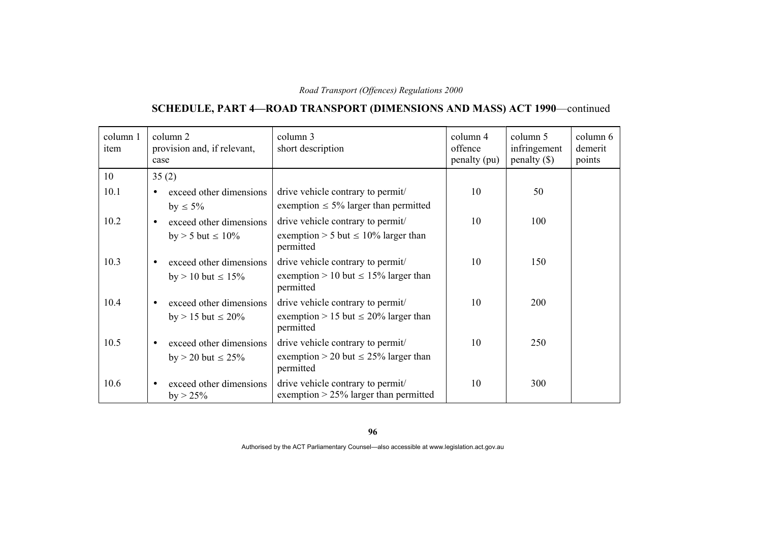## SCHEDULE, PART 4—ROAD TRANSPORT (DIMENSIONS AND MASS) ACT 1990—continued

| column 1 item | column 2 provision and, if relevant, case | column 3 short description | column 4 offence penalty (pu) | column 5 infringement penalty ($) | column 6 demerit points |
|---|---|---|---|---|---|
| 10 | 35 (2) | | | | |
| 10.1 | • exceed other dimensions by ≤ 5% | drive vehicle contrary to permit/ exemption ≤ 5% larger than permitted | 10 | 50 | |
| 10.2 | • exceed other dimensions by > 5 but ≤ 10% | drive vehicle contrary to permit/ exemption > 5 but ≤ 10% larger than permitted | 10 | 100 | |
| 10.3 | • exceed other dimensions by > 10 but ≤ 15% | drive vehicle contrary to permit/ exemption > 10 but ≤ 15% larger than permitted | 10 | 150 | |
| 10.4 | • exceed other dimensions by > 15 but ≤ 20% | drive vehicle contrary to permit/ exemption > 15 but ≤ 20% larger than permitted | 10 | 200 | |
| 10.5 | • exceed other dimensions by > 20 but ≤ 25% | drive vehicle contrary to permit/ exemption > 20 but ≤ 25% larger than permitted | 10 | 250 | |
| 10.6 | • exceed other dimensions by > 25% | drive vehicle contrary to permit/ exemption > 25% larger than permitted | 10 | 300 | |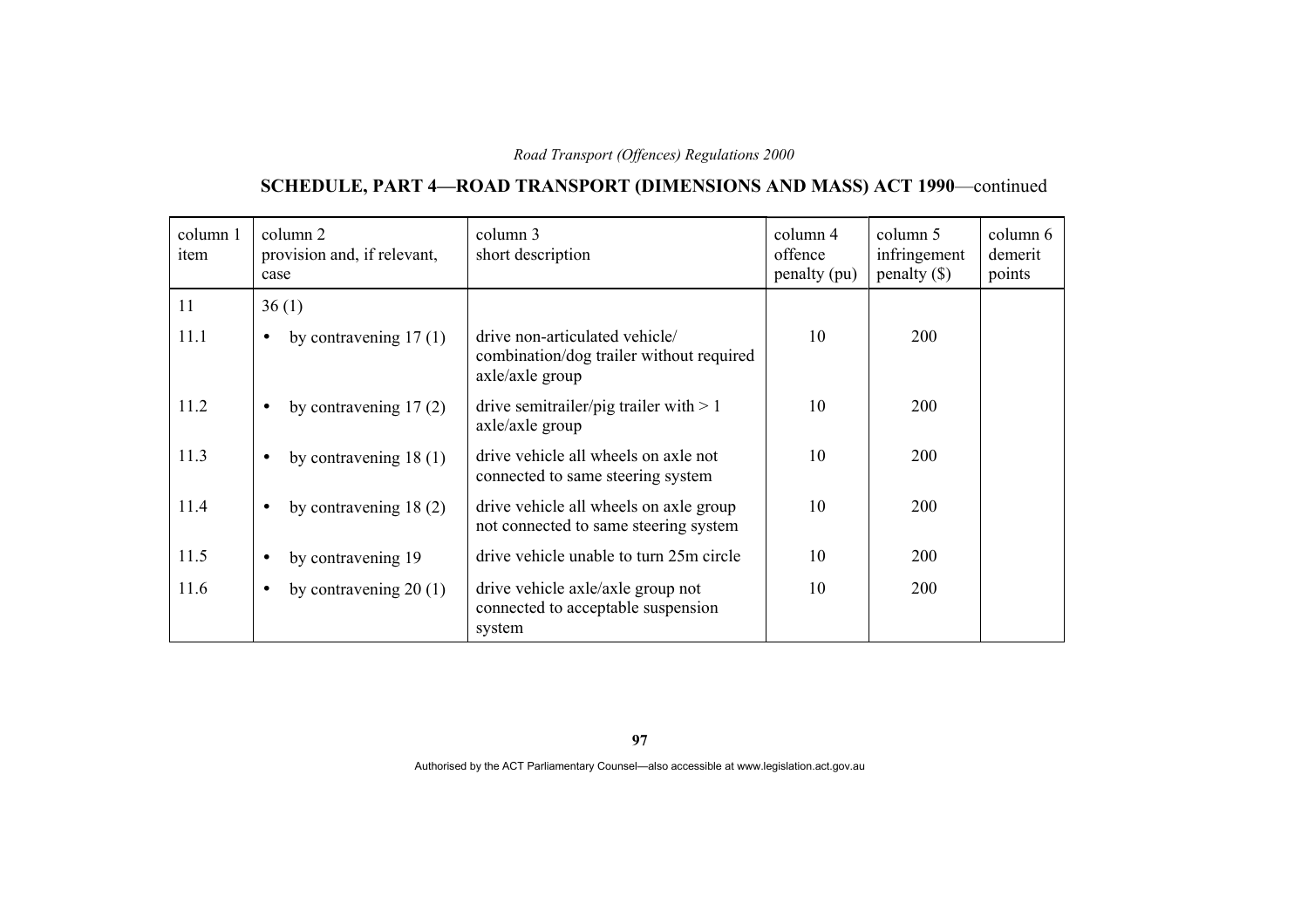## SCHEDULE, PART 4—ROAD TRANSPORT (DIMENSIONS AND MASS) ACT 1990—continued

| column 1 item | column 2 provision and, if relevant, case | column 3 short description | column 4 offence penalty (pu) | column 5 infringement penalty ($) | column 6 demerit points |
|---|---|---|---|---|---|
| 11 | 36 (1) | | | | |
| 11.1 | • by contravening 17 (1) | drive non-articulated vehicle/ combination/dog trailer without required axle/axle group | 10 | 200 | |
| 11.2 | • by contravening 17 (2) | drive semitrailer/pig trailer with > 1 axle/axle group | 10 | 200 | |
| 11.3 | • by contravening 18 (1) | drive vehicle all wheels on axle not connected to same steering system | 10 | 200 | |
| 11.4 | • by contravening 18 (2) | drive vehicle all wheels on axle group not connected to same steering system | 10 | 200 | |
| 11.5 | • by contravening 19 | drive vehicle unable to turn 25m circle | 10 | 200 | |
| 11.6 | • by contravening 20 (1) | drive vehicle axle/axle group not connected to acceptable suspension system | 10 | 200 | |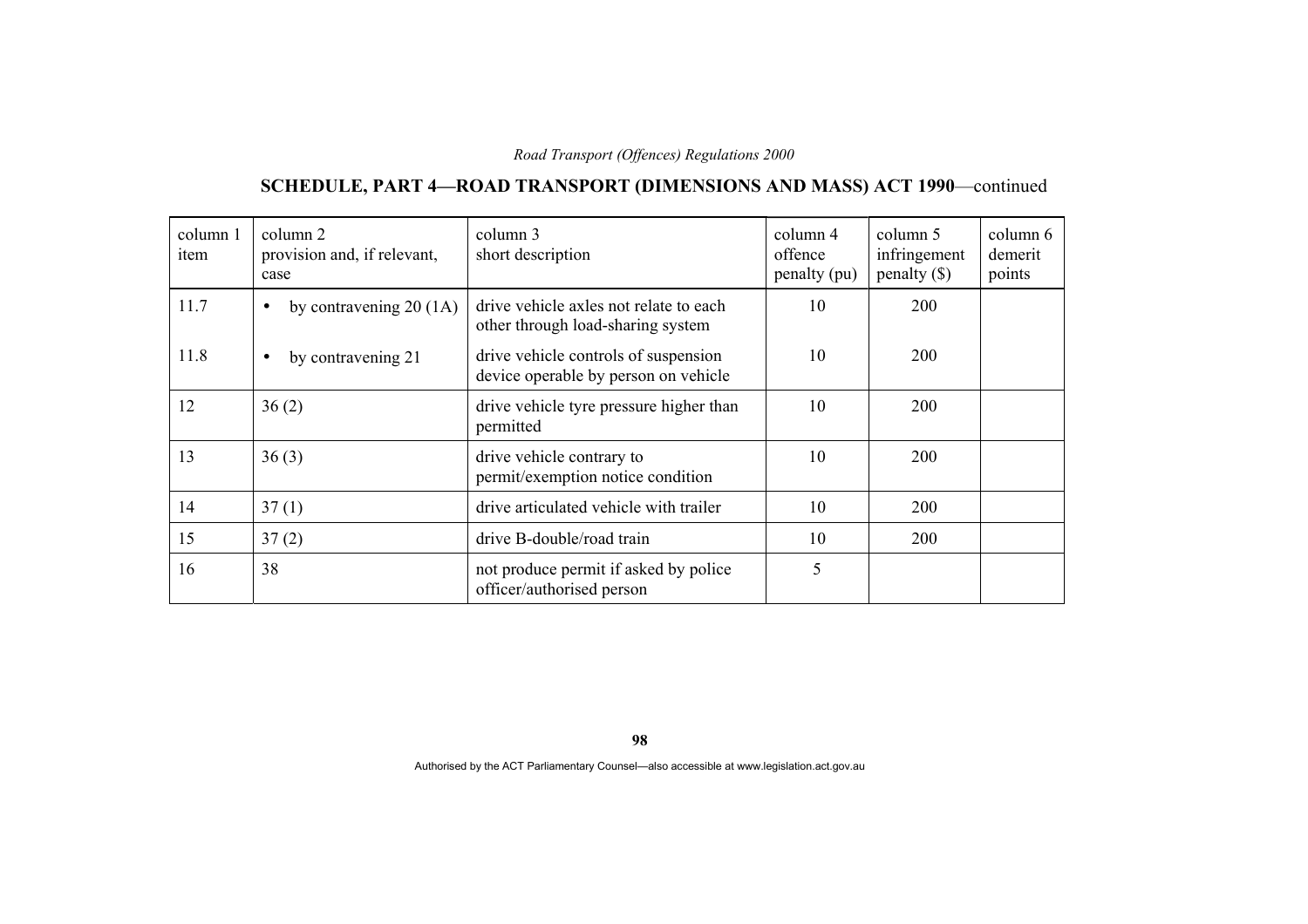## SCHEDULE, PART 4—ROAD TRANSPORT (DIMENSIONS AND MASS) ACT 1990—continued

| column 1 item | column 2 provision and, if relevant, case | column 3 short description | column 4 offence penalty (pu) | column 5 infringement penalty ($) | column 6 demerit points |
|---|---|---|---|---|---|
| 11.7 | • by contravening 20 (1A) | drive vehicle axles not relate to each other through load-sharing system | 10 | 200 | |
| 11.8 | • by contravening 21 | drive vehicle controls of suspension device operable by person on vehicle | 10 | 200 | |
| 12 | 36 (2) | drive vehicle tyre pressure higher than permitted | 10 | 200 | |
| 13 | 36 (3) | drive vehicle contrary to permit/exemption notice condition | 10 | 200 | |
| 14 | 37 (1) | drive articulated vehicle with trailer | 10 | 200 | |
| 15 | 37 (2) | drive B-double/road train | 10 | 200 | |
| 16 | 38 | not produce permit if asked by police officer/authorised person | 5 | | |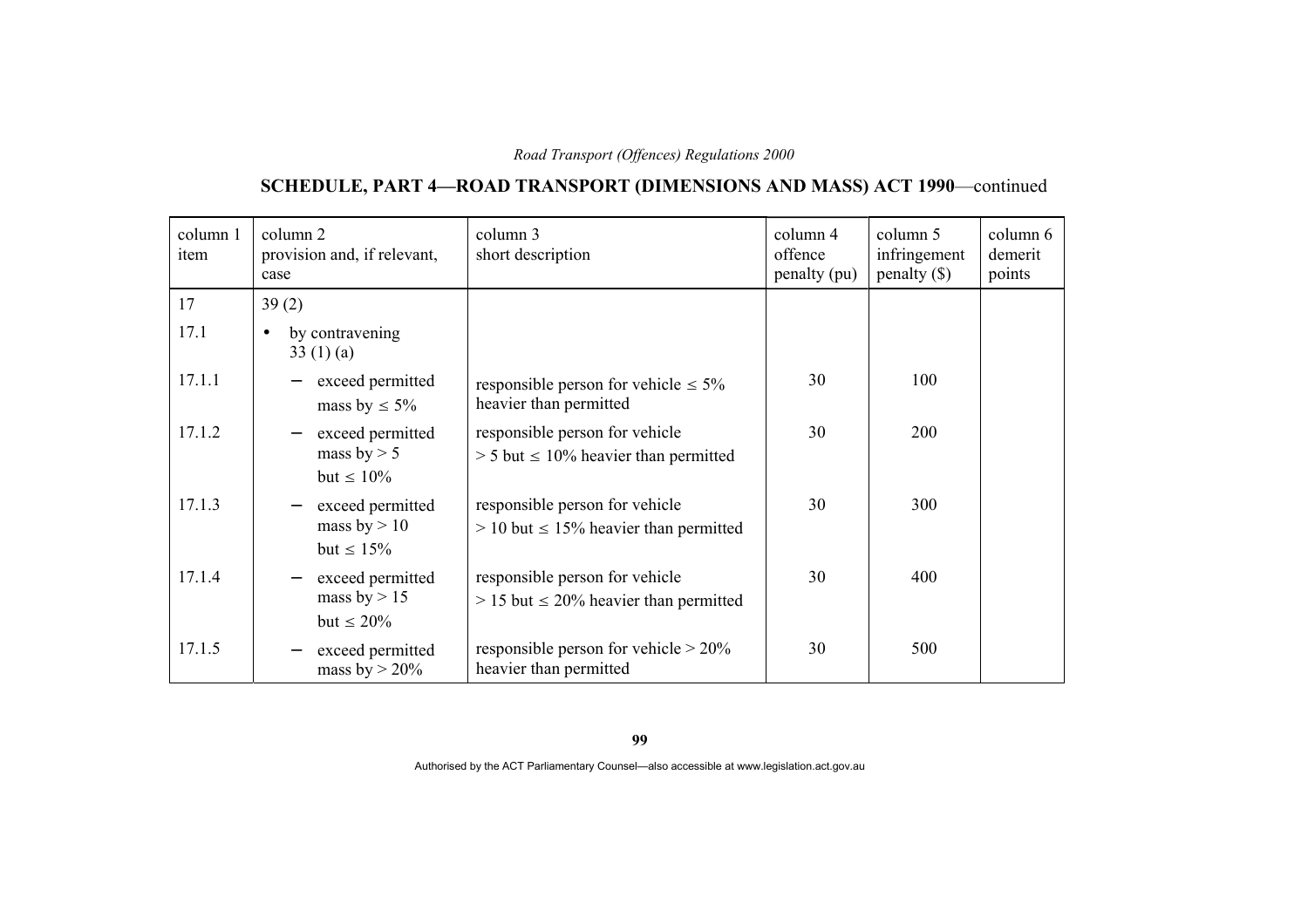## SCHEDULE, PART 4—ROAD TRANSPORT (DIMENSIONS AND MASS) ACT 1990—continued

| column 1 item | column 2 provision and, if relevant, case | column 3 short description | column 4 offence penalty (pu) | column 5 infringement penalty ($) | column 6 demerit points |
|---|---|---|---|---|---|
| 17 | 39 (2) | | | | |
| 17.1 | • by contravening 33 (1) (a) | | | | |
| 17.1.1 | – exceed permitted mass by ≤ 5% | responsible person for vehicle ≤ 5% heavier than permitted | 30 | 100 | |
| 17.1.2 | – exceed permitted mass by > 5 but ≤ 10% | responsible person for vehicle > 5 but ≤ 10% heavier than permitted | 30 | 200 | |
| 17.1.3 | – exceed permitted mass by > 10 but ≤ 15% | responsible person for vehicle > 10 but ≤ 15% heavier than permitted | 30 | 300 | |
| 17.1.4 | – exceed permitted mass by > 15 but ≤ 20% | responsible person for vehicle > 15 but ≤ 20% heavier than permitted | 30 | 400 | |
| 17.1.5 | – exceed permitted mass by > 20% | responsible person for vehicle > 20% heavier than permitted | 30 | 500 | |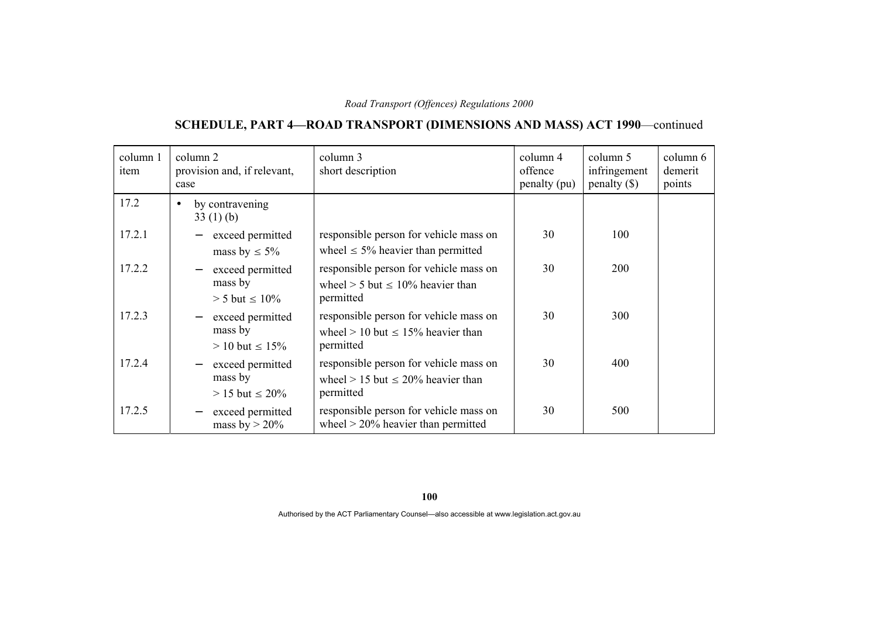## SCHEDULE, PART 4—ROAD TRANSPORT (DIMENSIONS AND MASS) ACT 1990—continued

| column 1 item | column 2 provision and, if relevant, case | column 3 short description | column 4 offence penalty (pu) | column 5 infringement penalty ($) | column 6 demerit points |
|---|---|---|---|---|---|
| 17.2 | • by contravening 33 (1) (b) | | | | |
| 17.2.1 | – exceed permitted mass by ≤ 5% | responsible person for vehicle mass on wheel ≤ 5% heavier than permitted | 30 | 100 | |
| 17.2.2 | – exceed permitted mass by > 5 but ≤ 10% | responsible person for vehicle mass on wheel > 5 but ≤ 10% heavier than permitted | 30 | 200 | |
| 17.2.3 | – exceed permitted mass by > 10 but ≤ 15% | responsible person for vehicle mass on wheel > 10 but ≤ 15% heavier than permitted | 30 | 300 | |
| 17.2.4 | – exceed permitted mass by > 15 but ≤ 20% | responsible person for vehicle mass on wheel > 15 but ≤ 20% heavier than permitted | 30 | 400 | |
| 17.2.5 | – exceed permitted mass by > 20% | responsible person for vehicle mass on wheel > 20% heavier than permitted | 30 | 500 | |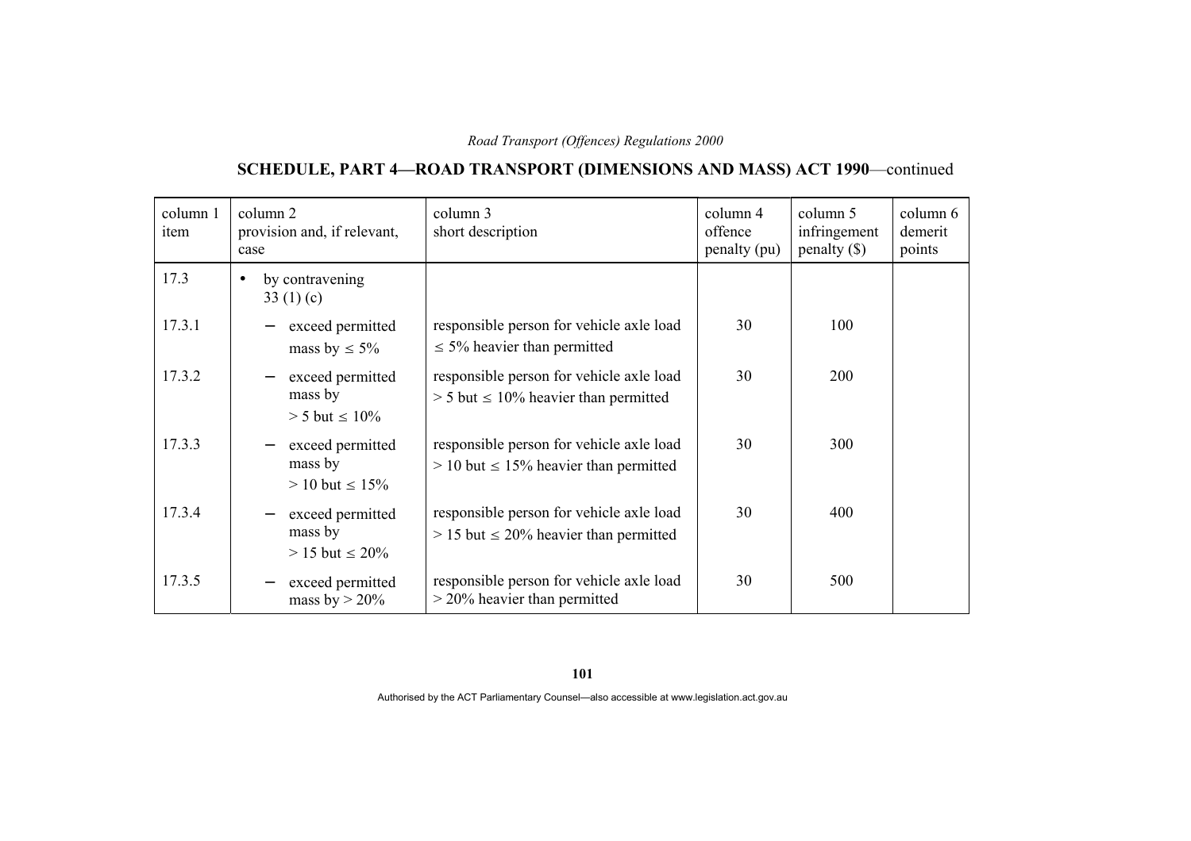## SCHEDULE, PART 4—ROAD TRANSPORT (DIMENSIONS AND MASS) ACT 1990—continued

| column 1 item | column 2 provision and, if relevant, case | column 3 short description | column 4 offence penalty (pu) | column 5 infringement penalty ($) | column 6 demerit points |
|---|---|---|---|---|---|
| 17.3 | • by contravening 33 (1) (c) | | | | |
| 17.3.1 | – exceed permitted mass by ≤ 5% | responsible person for vehicle axle load ≤ 5% heavier than permitted | 30 | 100 | |
| 17.3.2 | – exceed permitted mass by > 5 but ≤ 10% | responsible person for vehicle axle load > 5 but ≤ 10% heavier than permitted | 30 | 200 | |
| 17.3.3 | – exceed permitted mass by > 10 but ≤ 15% | responsible person for vehicle axle load > 10 but ≤ 15% heavier than permitted | 30 | 300 | |
| 17.3.4 | – exceed permitted mass by > 15 but ≤ 20% | responsible person for vehicle axle load > 15 but ≤ 20% heavier than permitted | 30 | 400 | |
| 17.3.5 | – exceed permitted mass by > 20% | responsible person for vehicle axle load > 20% heavier than permitted | 30 | 500 | |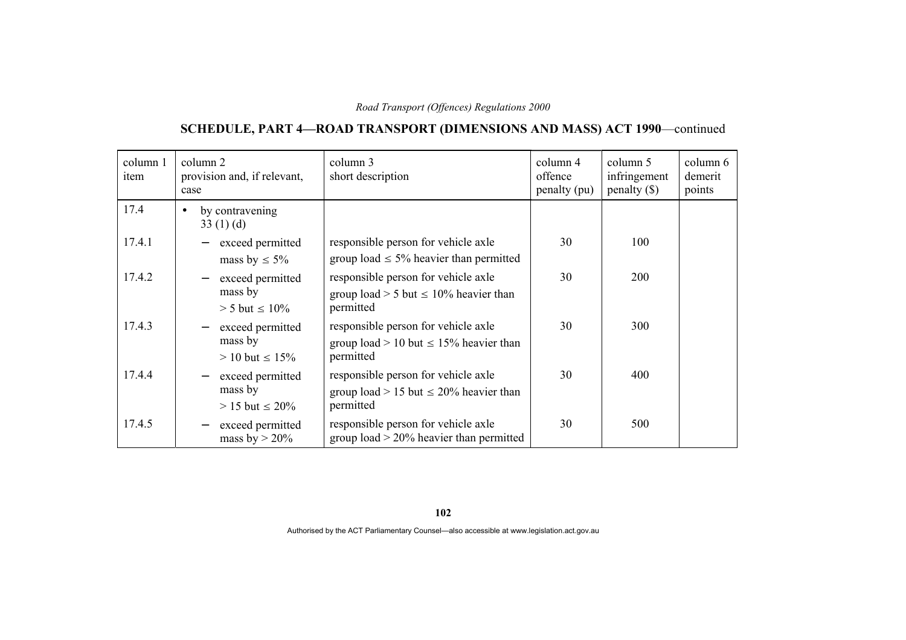## SCHEDULE, PART 4—ROAD TRANSPORT (DIMENSIONS AND MASS) ACT 1990—continued

| column 1 item | column 2 provision and, if relevant, case | column 3 short description | column 4 offence penalty (pu) | column 5 infringement penalty ($) | column 6 demerit points |
|---|---|---|---|---|---|
| 17.4 | • by contravening 33 (1) (d) | | | | |
| 17.4.1 | – exceed permitted mass by ≤ 5% | responsible person for vehicle axle group load ≤ 5% heavier than permitted | 30 | 100 | |
| 17.4.2 | – exceed permitted mass by > 5 but ≤ 10% | responsible person for vehicle axle group load > 5 but ≤ 10% heavier than permitted | 30 | 200 | |
| 17.4.3 | – exceed permitted mass by > 10 but ≤ 15% | responsible person for vehicle axle group load > 10 but ≤ 15% heavier than permitted | 30 | 300 | |
| 17.4.4 | – exceed permitted mass by > 15 but ≤ 20% | responsible person for vehicle axle group load > 15 but ≤ 20% heavier than permitted | 30 | 400 | |
| 17.4.5 | – exceed permitted mass by > 20% | responsible person for vehicle axle group load > 20% heavier than permitted | 30 | 500 | |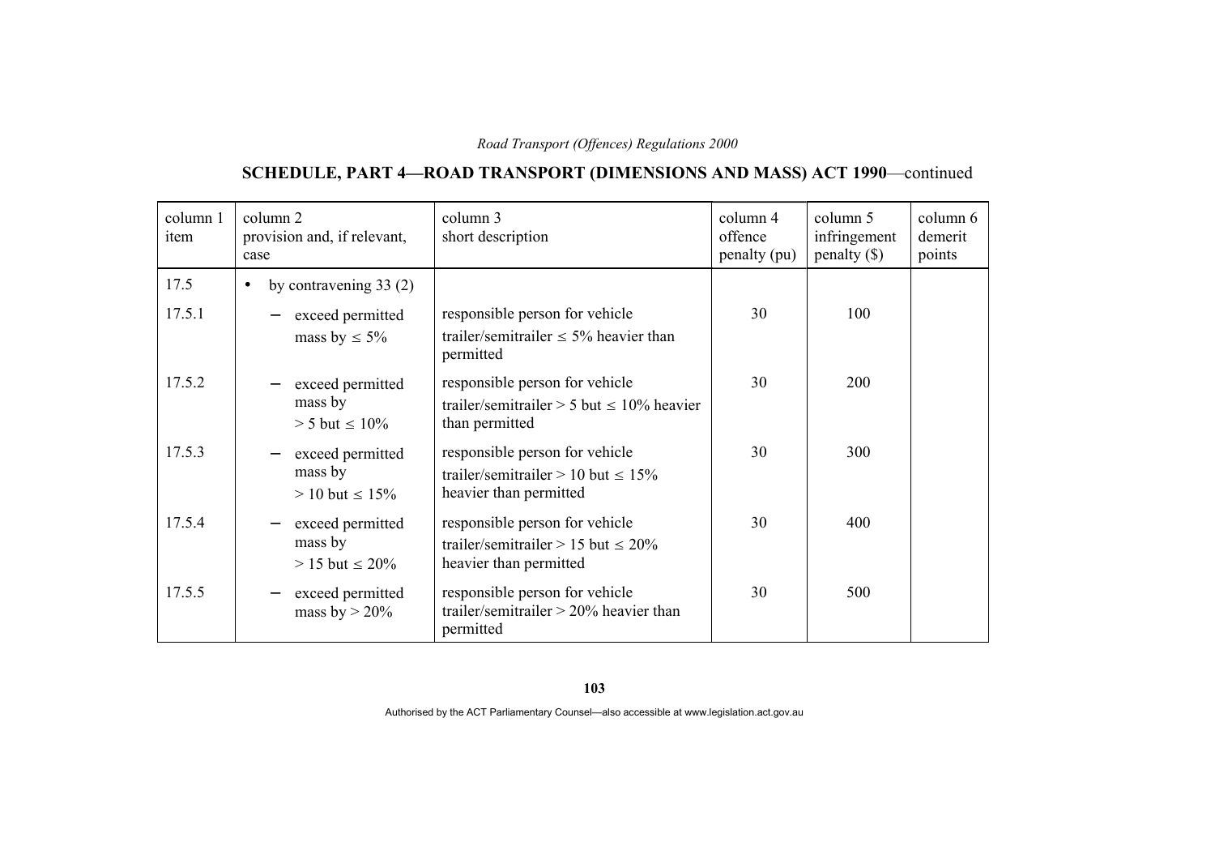## SCHEDULE, PART 4—ROAD TRANSPORT (DIMENSIONS AND MASS) ACT 1990—continued

| column 1 item | column 2 provision and, if relevant, case | column 3 short description | column 4 offence penalty (pu) | column 5 infringement penalty ($) | column 6 demerit points |
|---|---|---|---|---|---|
| 17.5 | • by contravening 33 (2) | | | | |
| 17.5.1 | – exceed permitted mass by ≤ 5% | responsible person for vehicle trailer/semitrailer ≤ 5% heavier than permitted | 30 | 100 | |
| 17.5.2 | – exceed permitted mass by > 5 but ≤ 10% | responsible person for vehicle trailer/semitrailer > 5 but ≤ 10% heavier than permitted | 30 | 200 | |
| 17.5.3 | – exceed permitted mass by > 10 but ≤ 15% | responsible person for vehicle trailer/semitrailer > 10 but ≤ 15% heavier than permitted | 30 | 300 | |
| 17.5.4 | – exceed permitted mass by > 15 but ≤ 20% | responsible person for vehicle trailer/semitrailer > 15 but ≤ 20% heavier than permitted | 30 | 400 | |
| 17.5.5 | – exceed permitted mass by > 20% | responsible person for vehicle trailer/semitrailer > 20% heavier than permitted | 30 | 500 | |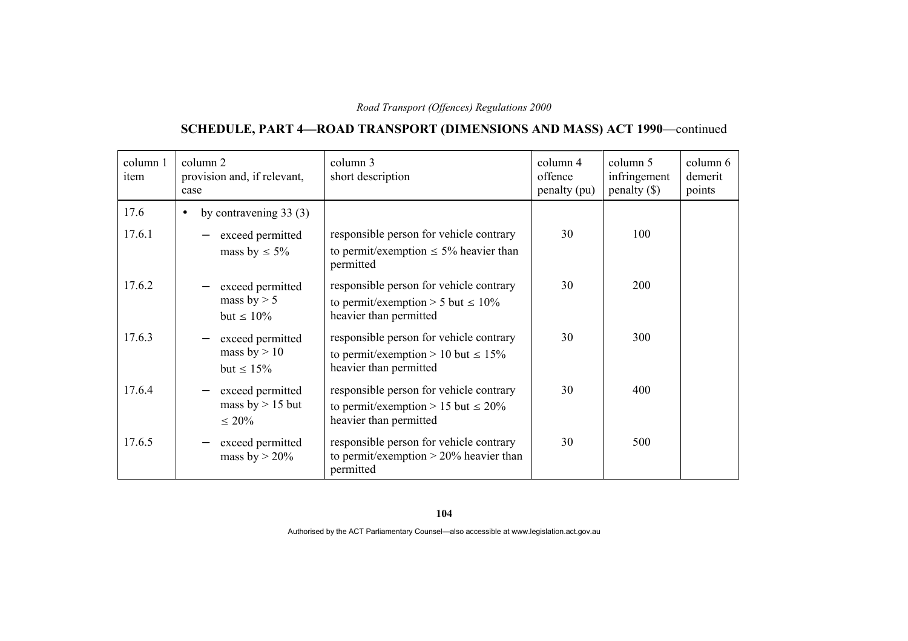## SCHEDULE, PART 4—ROAD TRANSPORT (DIMENSIONS AND MASS) ACT 1990—continued

| column 1 item | column 2 provision and, if relevant, case | column 3 short description | column 4 offence penalty (pu) | column 5 infringement penalty ($) | column 6 demerit points |
|---|---|---|---|---|---|
| 17.6 | • by contravening 33 (3) | | | | |
| 17.6.1 | – exceed permitted mass by ≤ 5% | responsible person for vehicle contrary to permit/exemption ≤ 5% heavier than permitted | 30 | 100 | |
| 17.6.2 | – exceed permitted mass by > 5 but ≤ 10% | responsible person for vehicle contrary to permit/exemption > 5 but ≤ 10% heavier than permitted | 30 | 200 | |
| 17.6.3 | – exceed permitted mass by > 10 but ≤ 15% | responsible person for vehicle contrary to permit/exemption > 10 but ≤ 15% heavier than permitted | 30 | 300 | |
| 17.6.4 | – exceed permitted mass by > 15 but ≤ 20% | responsible person for vehicle contrary to permit/exemption > 15 but ≤ 20% heavier than permitted | 30 | 400 | |
| 17.6.5 | – exceed permitted mass by > 20% | responsible person for vehicle contrary to permit/exemption > 20% heavier than permitted | 30 | 500 | |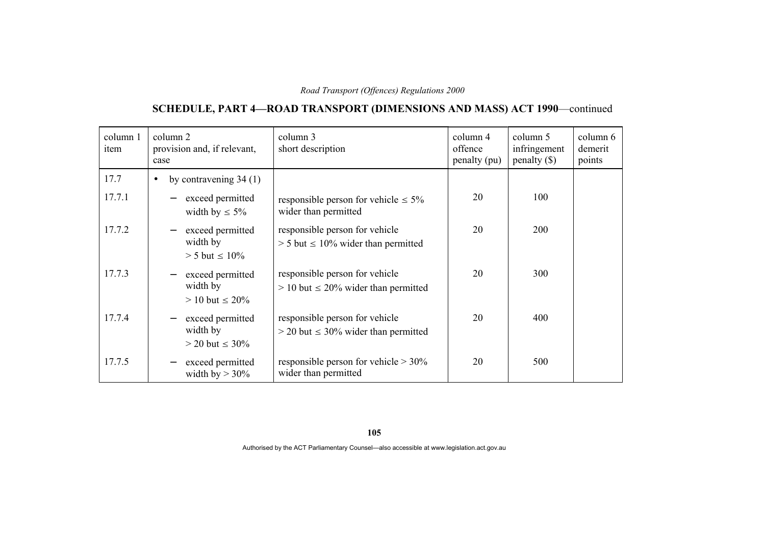## SCHEDULE, PART 4—ROAD TRANSPORT (DIMENSIONS AND MASS) ACT 1990—continued

| column 1 item | column 2 provision and, if relevant, case | column 3 short description | column 4 offence penalty (pu) | column 5 infringement penalty ($) | column 6 demerit points |
|---|---|---|---|---|---|
| 17.7 | • by contravening 34 (1) | | | | |
| 17.7.1 | – exceed permitted width by ≤ 5% | responsible person for vehicle ≤ 5% wider than permitted | 20 | 100 | |
| 17.7.2 | – exceed permitted width by > 5 but ≤ 10% | responsible person for vehicle > 5 but ≤ 10% wider than permitted | 20 | 200 | |
| 17.7.3 | – exceed permitted width by > 10 but ≤ 20% | responsible person for vehicle > 10 but ≤ 20% wider than permitted | 20 | 300 | |
| 17.7.4 | – exceed permitted width by > 20 but ≤ 30% | responsible person for vehicle > 20 but ≤ 30% wider than permitted | 20 | 400 | |
| 17.7.5 | – exceed permitted width by > 30% | responsible person for vehicle > 30% wider than permitted | 20 | 500 | |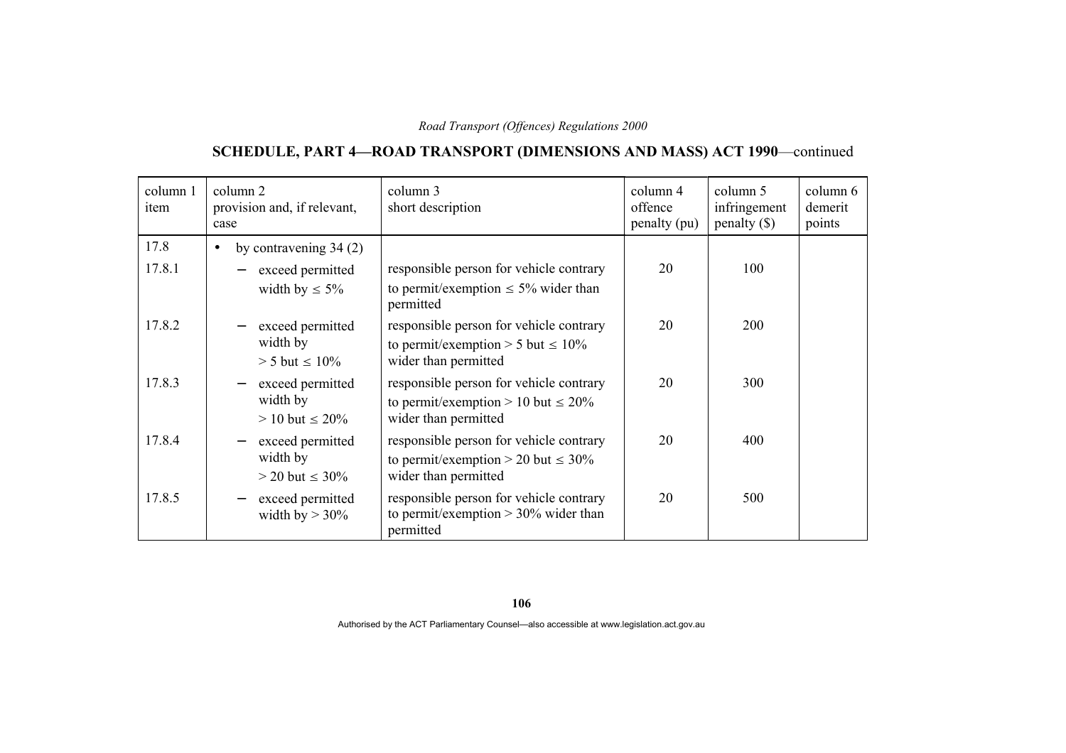## SCHEDULE, PART 4—ROAD TRANSPORT (DIMENSIONS AND MASS) ACT 1990—continued

| column 1 item | column 2 provision and, if relevant, case | column 3 short description | column 4 offence penalty (pu) | column 5 infringement penalty ($) | column 6 demerit points |
|---|---|---|---|---|---|
| 17.8 | • by contravening 34 (2) | | | | |
| 17.8.1 | – exceed permitted width by ≤ 5% | responsible person for vehicle contrary to permit/exemption ≤ 5% wider than permitted | 20 | 100 | |
| 17.8.2 | – exceed permitted width by > 5 but ≤ 10% | responsible person for vehicle contrary to permit/exemption > 5 but ≤ 10% wider than permitted | 20 | 200 | |
| 17.8.3 | – exceed permitted width by > 10 but ≤ 20% | responsible person for vehicle contrary to permit/exemption > 10 but ≤ 20% wider than permitted | 20 | 300 | |
| 17.8.4 | – exceed permitted width by > 20 but ≤ 30% | responsible person for vehicle contrary to permit/exemption > 20 but ≤ 30% wider than permitted | 20 | 400 | |
| 17.8.5 | – exceed permitted width by > 30% | responsible person for vehicle contrary to permit/exemption > 30% wider than permitted | 20 | 500 | |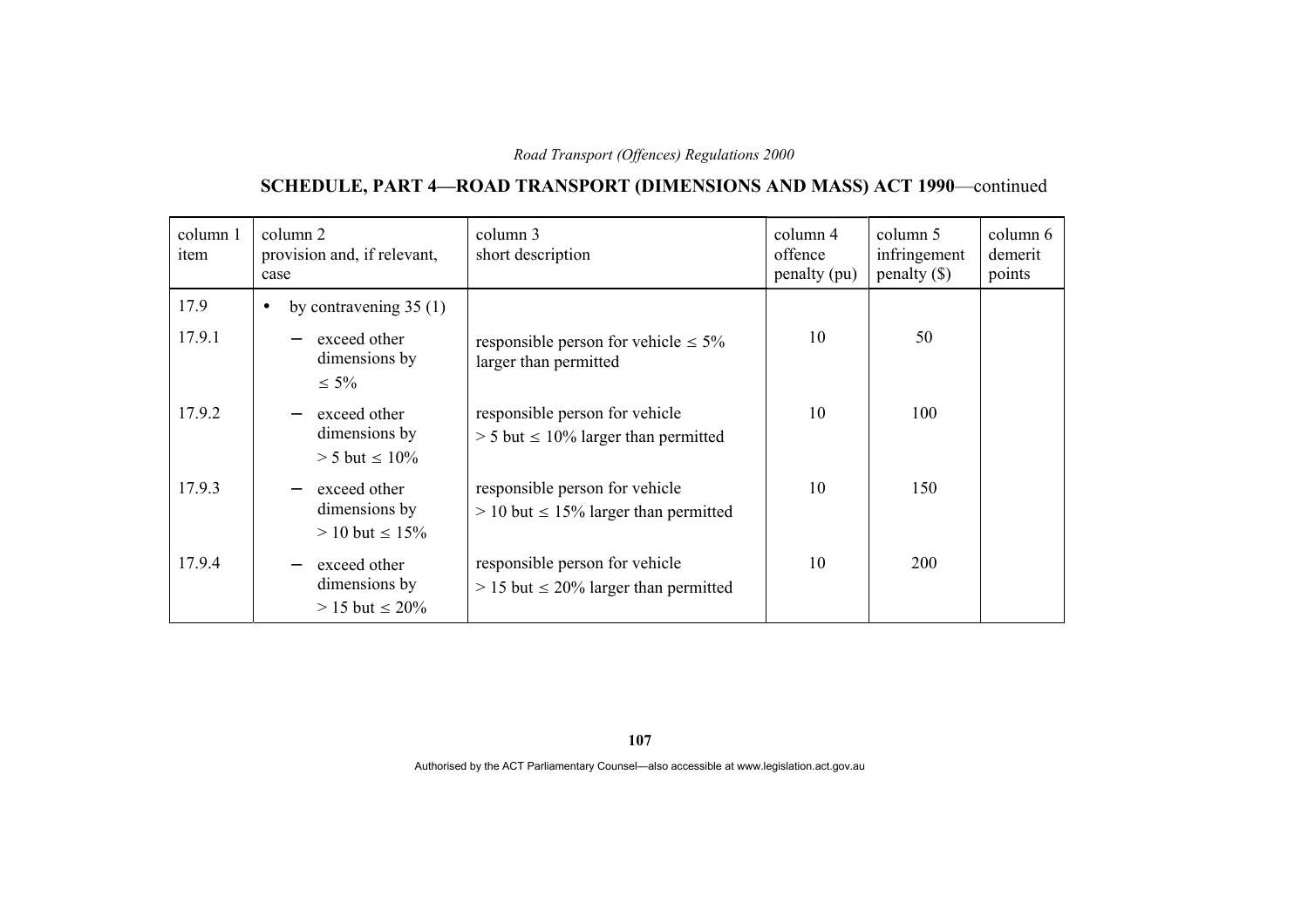## SCHEDULE, PART 4—ROAD TRANSPORT (DIMENSIONS AND MASS) ACT 1990—continued

| column 1 item | column 2 provision and, if relevant, case | column 3 short description | column 4 offence penalty (pu) | column 5 infringement penalty ($) | column 6 demerit points |
|---|---|---|---|---|---|
| 17.9 | • by contravening 35 (1) | | | | |
| 17.9.1 | – exceed other dimensions by ≤ 5% | responsible person for vehicle ≤ 5% larger than permitted | 10 | 50 | |
| 17.9.2 | – exceed other dimensions by > 5 but ≤ 10% | responsible person for vehicle > 5 but ≤ 10% larger than permitted | 10 | 100 | |
| 17.9.3 | – exceed other dimensions by > 10 but ≤ 15% | responsible person for vehicle > 10 but ≤ 15% larger than permitted | 10 | 150 | |
| 17.9.4 | – exceed other dimensions by > 15 but ≤ 20% | responsible person for vehicle > 15 but ≤ 20% larger than permitted | 10 | 200 | |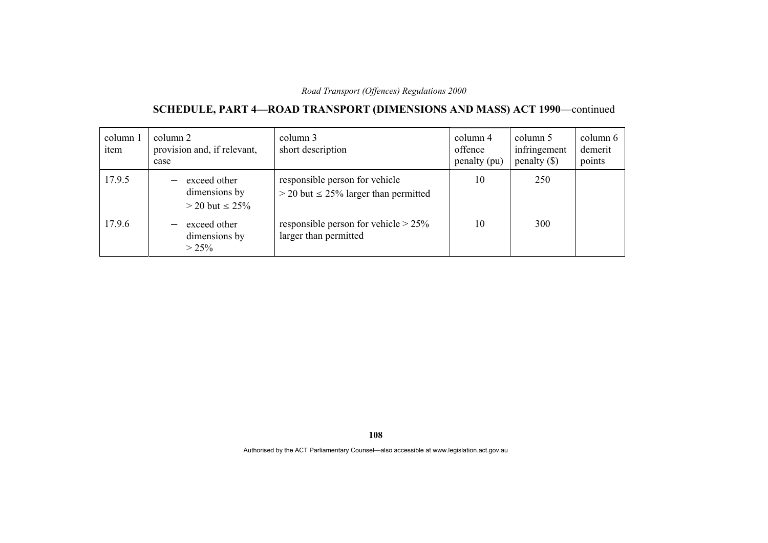## SCHEDULE, PART 4—ROAD TRANSPORT (DIMENSIONS AND MASS) ACT 1990—continued

| column 1 item | column 2 provision and, if relevant, case | column 3 short description | column 4 offence penalty (pu) | column 5 infringement penalty ($) | column 6 demerit points |
|---|---|---|---|---|---|
| 17.9.5 | – exceed other dimensions by > 20 but ≤ 25% | responsible person for vehicle > 20 but ≤ 25% larger than permitted | 10 | 250 | |
| 17.9.6 | – exceed other dimensions by > 25% | responsible person for vehicle > 25% larger than permitted | 10 | 300 | |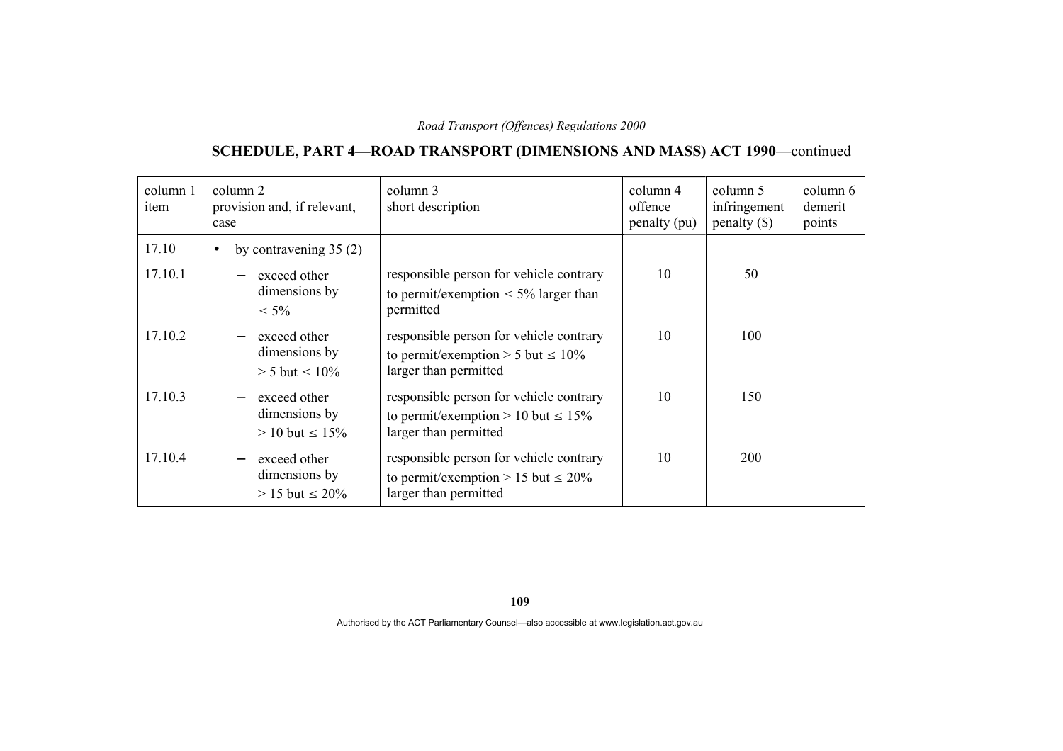## SCHEDULE, PART 4—ROAD TRANSPORT (DIMENSIONS AND MASS) ACT 1990—continued

| column 1 item | column 2 provision and, if relevant, case | column 3 short description | column 4 offence penalty (pu) | column 5 infringement penalty ($) | column 6 demerit points |
|---|---|---|---|---|---|
| 17.10 | • by contravening 35 (2) | | | | |
| 17.10.1 | – exceed other dimensions by ≤ 5% | responsible person for vehicle contrary to permit/exemption ≤ 5% larger than permitted | 10 | 50 | |
| 17.10.2 | – exceed other dimensions by > 5 but ≤ 10% | responsible person for vehicle contrary to permit/exemption > 5 but ≤ 10% larger than permitted | 10 | 100 | |
| 17.10.3 | – exceed other dimensions by > 10 but ≤ 15% | responsible person for vehicle contrary to permit/exemption > 10 but ≤ 15% larger than permitted | 10 | 150 | |
| 17.10.4 | – exceed other dimensions by > 15 but ≤ 20% | responsible person for vehicle contrary to permit/exemption > 15 but ≤ 20% larger than permitted | 10 | 200 | |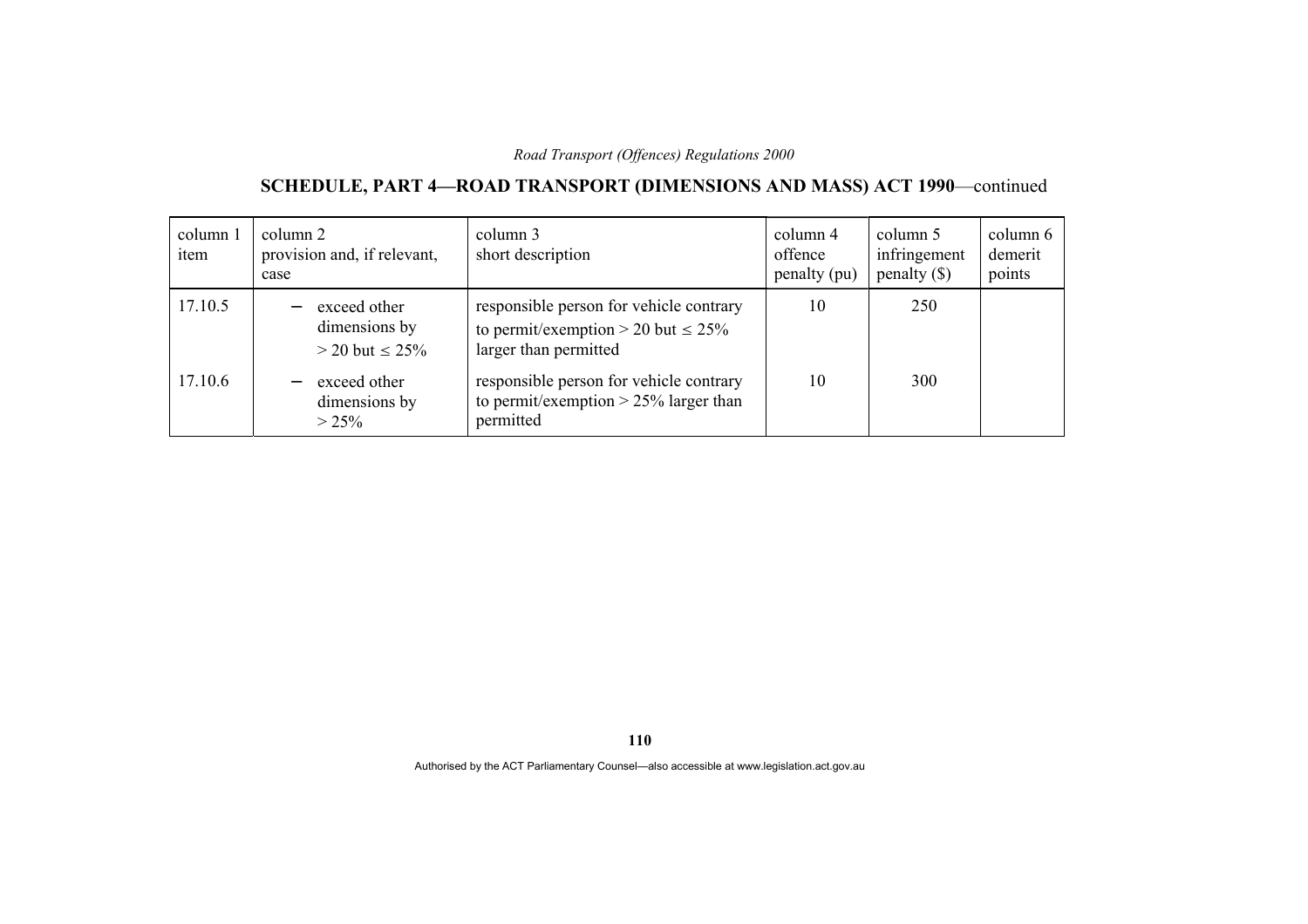## SCHEDULE, PART 4—ROAD TRANSPORT (DIMENSIONS AND MASS) ACT 1990—continued

| column 1 item | column 2 provision and, if relevant, case | column 3 short description | column 4 offence penalty (pu) | column 5 infringement penalty ($) | column 6 demerit points |
|---|---|---|---|---|---|
| 17.10.5 | − exceed other dimensions by > 20 but ≤ 25% | responsible person for vehicle contrary to permit/exemption > 20 but ≤ 25% larger than permitted | 10 | 250 | |
| 17.10.6 | − exceed other dimensions by > 25% | responsible person for vehicle contrary to permit/exemption > 25% larger than permitted | 10 | 300 | |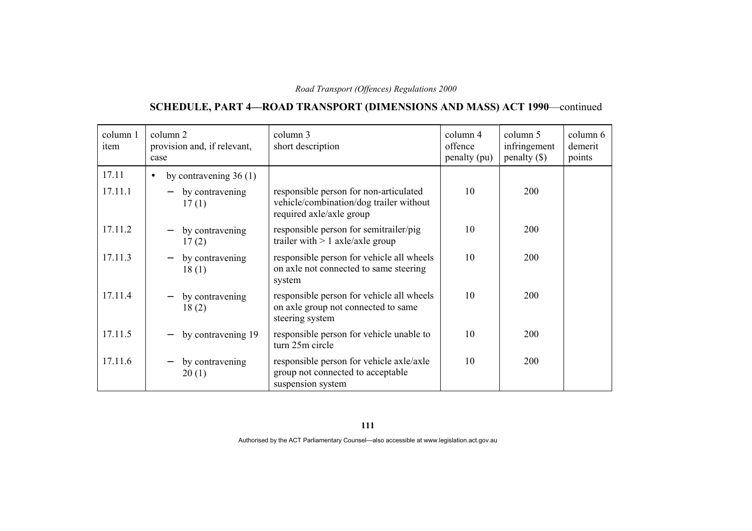## SCHEDULE, PART 4—ROAD TRANSPORT (DIMENSIONS AND MASS) ACT 1990—continued

| column 1 item | column 2 provision and, if relevant, case | column 3 short description | column 4 offence penalty (pu) | column 5 infringement penalty ($) | column 6 demerit points |
|---|---|---|---|---|---|
| 17.11 | • by contravening 36 (1) | | | | |
| 17.11.1 | – by contravening 17 (1) | responsible person for non-articulated vehicle/combination/dog trailer without required axle/axle group | 10 | 200 | |
| 17.11.2 | – by contravening 17 (2) | responsible person for semitrailer/pig trailer with > 1 axle/axle group | 10 | 200 | |
| 17.11.3 | – by contravening 18 (1) | responsible person for vehicle all wheels on axle not connected to same steering system | 10 | 200 | |
| 17.11.4 | – by contravening 18 (2) | responsible person for vehicle all wheels on axle group not connected to same steering system | 10 | 200 | |
| 17.11.5 | – by contravening 19 | responsible person for vehicle unable to turn 25m circle | 10 | 200 | |
| 17.11.6 | – by contravening 20 (1) | responsible person for vehicle axle/axle group not connected to acceptable suspension system | 10 | 200 | |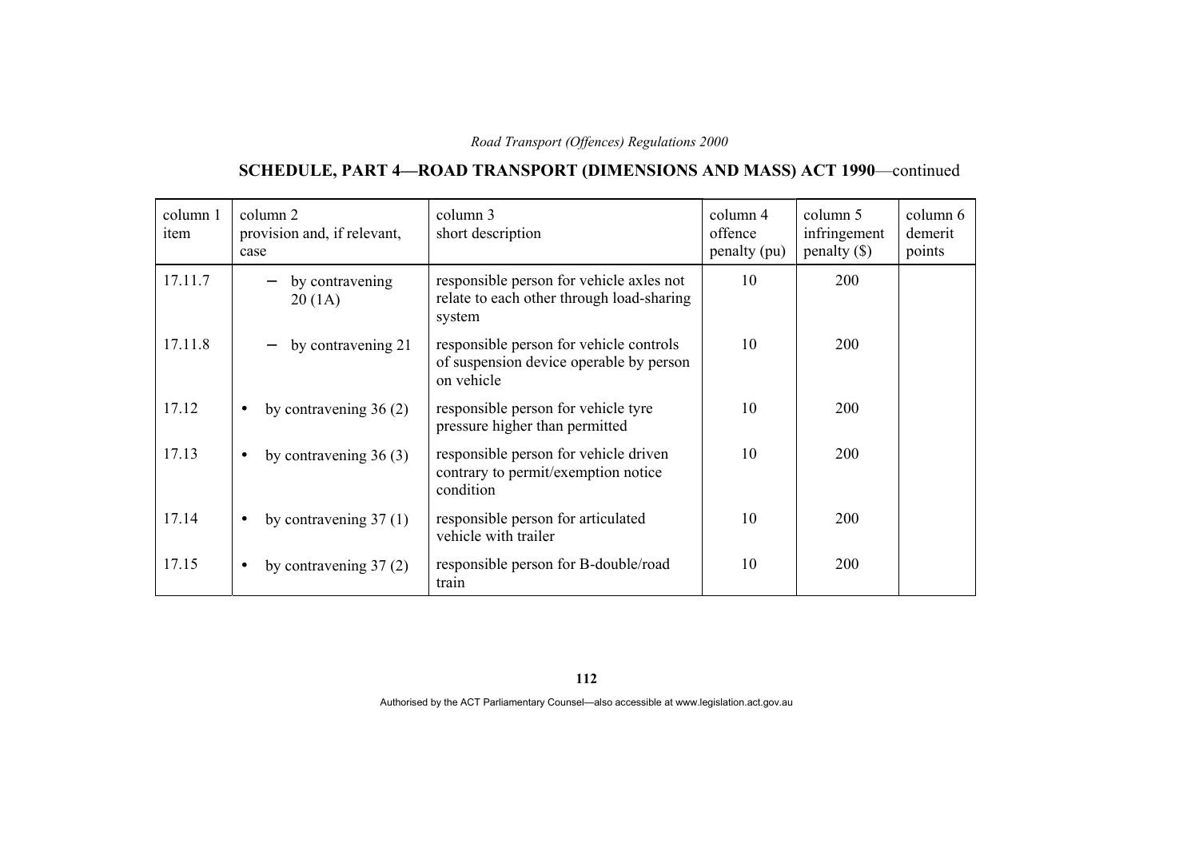## SCHEDULE, PART 4—ROAD TRANSPORT (DIMENSIONS AND MASS) ACT 1990—continued

| column 1 item | column 2 provision and, if relevant, case | column 3 short description | column 4 offence penalty (pu) | column 5 infringement penalty ($) | column 6 demerit points |
|---|---|---|---|---|---|
| 17.11.7 | – by contravening 20 (1A) | responsible person for vehicle axles not relate to each other through load-sharing system | 10 | 200 | |
| 17.11.8 | – by contravening 21 | responsible person for vehicle controls of suspension device operable by person on vehicle | 10 | 200 | |
| 17.12 | • by contravening 36 (2) | responsible person for vehicle tyre pressure higher than permitted | 10 | 200 | |
| 17.13 | • by contravening 36 (3) | responsible person for vehicle driven contrary to permit/exemption notice condition | 10 | 200 | |
| 17.14 | • by contravening 37 (1) | responsible person for articulated vehicle with trailer | 10 | 200 | |
| 17.15 | • by contravening 37 (2) | responsible person for B-double/road train | 10 | 200 | |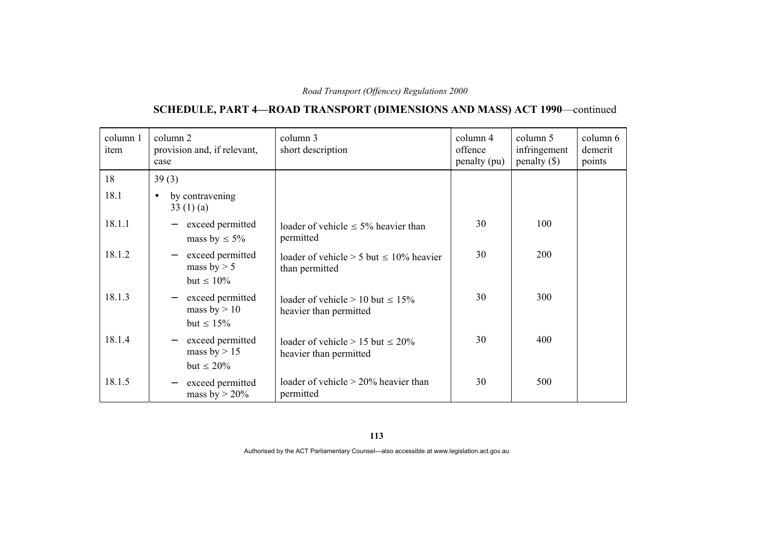## SCHEDULE, PART 4—ROAD TRANSPORT (DIMENSIONS AND MASS) ACT 1990—continued

| column 1 item | column 2 provision and, if relevant, case | column 3 short description | column 4 offence penalty (pu) | column 5 infringement penalty ($) | column 6 demerit points |
|---|---|---|---|---|---|
| 18 | 39 (3) | | | | |
| 18.1 | • by contravening 33 (1) (a) | | | | |
| 18.1.1 | – exceed permitted mass by ≤ 5% | loader of vehicle ≤ 5% heavier than permitted | 30 | 100 | |
| 18.1.2 | – exceed permitted mass by > 5 but ≤ 10% | loader of vehicle > 5 but ≤ 10% heavier than permitted | 30 | 200 | |
| 18.1.3 | – exceed permitted mass by > 10 but ≤ 15% | loader of vehicle > 10 but ≤ 15% heavier than permitted | 30 | 300 | |
| 18.1.4 | – exceed permitted mass by > 15 but ≤ 20% | loader of vehicle > 15 but ≤ 20% heavier than permitted | 30 | 400 | |
| 18.1.5 | – exceed permitted mass by > 20% | loader of vehicle > 20% heavier than permitted | 30 | 500 | |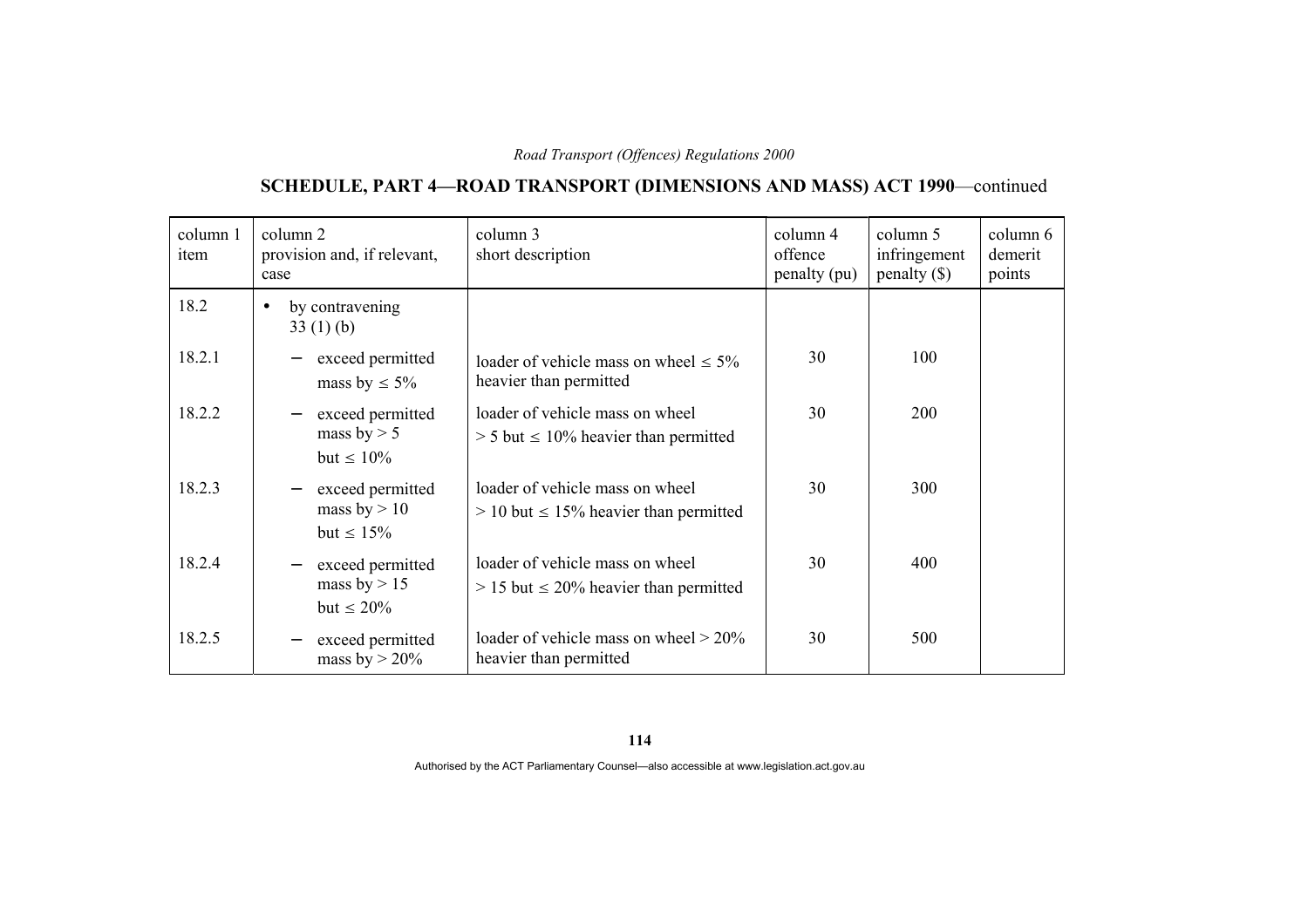## SCHEDULE, PART 4—ROAD TRANSPORT (DIMENSIONS AND MASS) ACT 1990—continued

| column 1 item | column 2 provision and, if relevant, case | column 3 short description | column 4 offence penalty (pu) | column 5 infringement penalty ($) | column 6 demerit points |
|---|---|---|---|---|---|
| 18.2 | • by contravening 33 (1) (b) | | | | |
| 18.2.1 | – exceed permitted mass by ≤ 5% | loader of vehicle mass on wheel ≤ 5% heavier than permitted | 30 | 100 | |
| 18.2.2 | – exceed permitted mass by > 5 but ≤ 10% | loader of vehicle mass on wheel > 5 but ≤ 10% heavier than permitted | 30 | 200 | |
| 18.2.3 | – exceed permitted mass by > 10 but ≤ 15% | loader of vehicle mass on wheel > 10 but ≤ 15% heavier than permitted | 30 | 300 | |
| 18.2.4 | – exceed permitted mass by > 15 but ≤ 20% | loader of vehicle mass on wheel > 15 but ≤ 20% heavier than permitted | 30 | 400 | |
| 18.2.5 | – exceed permitted mass by > 20% | loader of vehicle mass on wheel > 20% heavier than permitted | 30 | 500 | |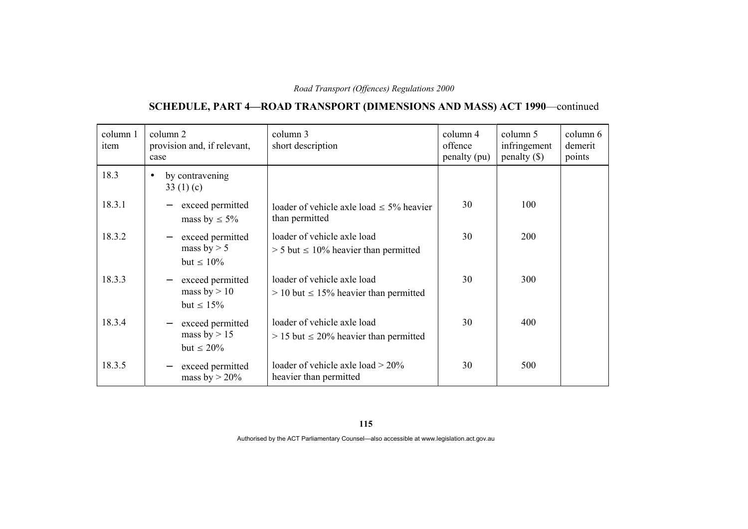## SCHEDULE, PART 4—ROAD TRANSPORT (DIMENSIONS AND MASS) ACT 1990—continued

| column 1 item | column 2 provision and, if relevant, case | column 3 short description | column 4 offence penalty (pu) | column 5 infringement penalty ($) | column 6 demerit points |
|---|---|---|---|---|---|
| 18.3 | • by contravening 33 (1) (c) | | | | |
| 18.3.1 | – exceed permitted mass by ≤ 5% | loader of vehicle axle load ≤ 5% heavier than permitted | 30 | 100 | |
| 18.3.2 | – exceed permitted mass by > 5 but ≤ 10% | loader of vehicle axle load > 5 but ≤ 10% heavier than permitted | 30 | 200 | |
| 18.3.3 | – exceed permitted mass by > 10 but ≤ 15% | loader of vehicle axle load > 10 but ≤ 15% heavier than permitted | 30 | 300 | |
| 18.3.4 | – exceed permitted mass by > 15 but ≤ 20% | loader of vehicle axle load > 15 but ≤ 20% heavier than permitted | 30 | 400 | |
| 18.3.5 | – exceed permitted mass by > 20% | loader of vehicle axle load > 20% heavier than permitted | 30 | 500 | |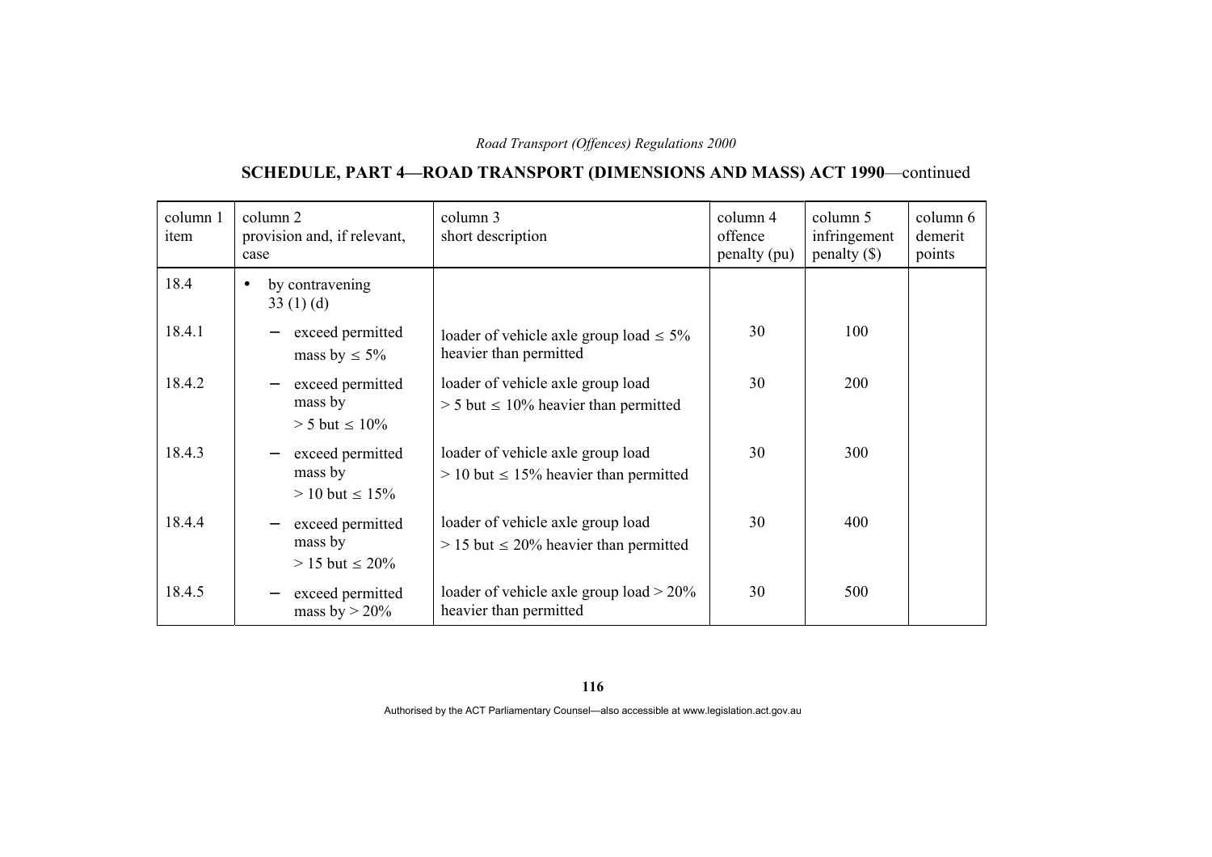## SCHEDULE, PART 4—ROAD TRANSPORT (DIMENSIONS AND MASS) ACT 1990—continued

| column 1 item | column 2 provision and, if relevant, case | column 3 short description | column 4 offence penalty (pu) | column 5 infringement penalty ($) | column 6 demerit points |
|---|---|---|---|---|---|
| 18.4 | • by contravening 33 (1) (d) | | | | |
| 18.4.1 | – exceed permitted mass by ≤ 5% | loader of vehicle axle group load ≤ 5% heavier than permitted | 30 | 100 | |
| 18.4.2 | – exceed permitted mass by > 5 but ≤ 10% | loader of vehicle axle group load > 5 but ≤ 10% heavier than permitted | 30 | 200 | |
| 18.4.3 | – exceed permitted mass by > 10 but ≤ 15% | loader of vehicle axle group load > 10 but ≤ 15% heavier than permitted | 30 | 300 | |
| 18.4.4 | – exceed permitted mass by > 15 but ≤ 20% | loader of vehicle axle group load > 15 but ≤ 20% heavier than permitted | 30 | 400 | |
| 18.4.5 | – exceed permitted mass by > 20% | loader of vehicle axle group load > 20% heavier than permitted | 30 | 500 | |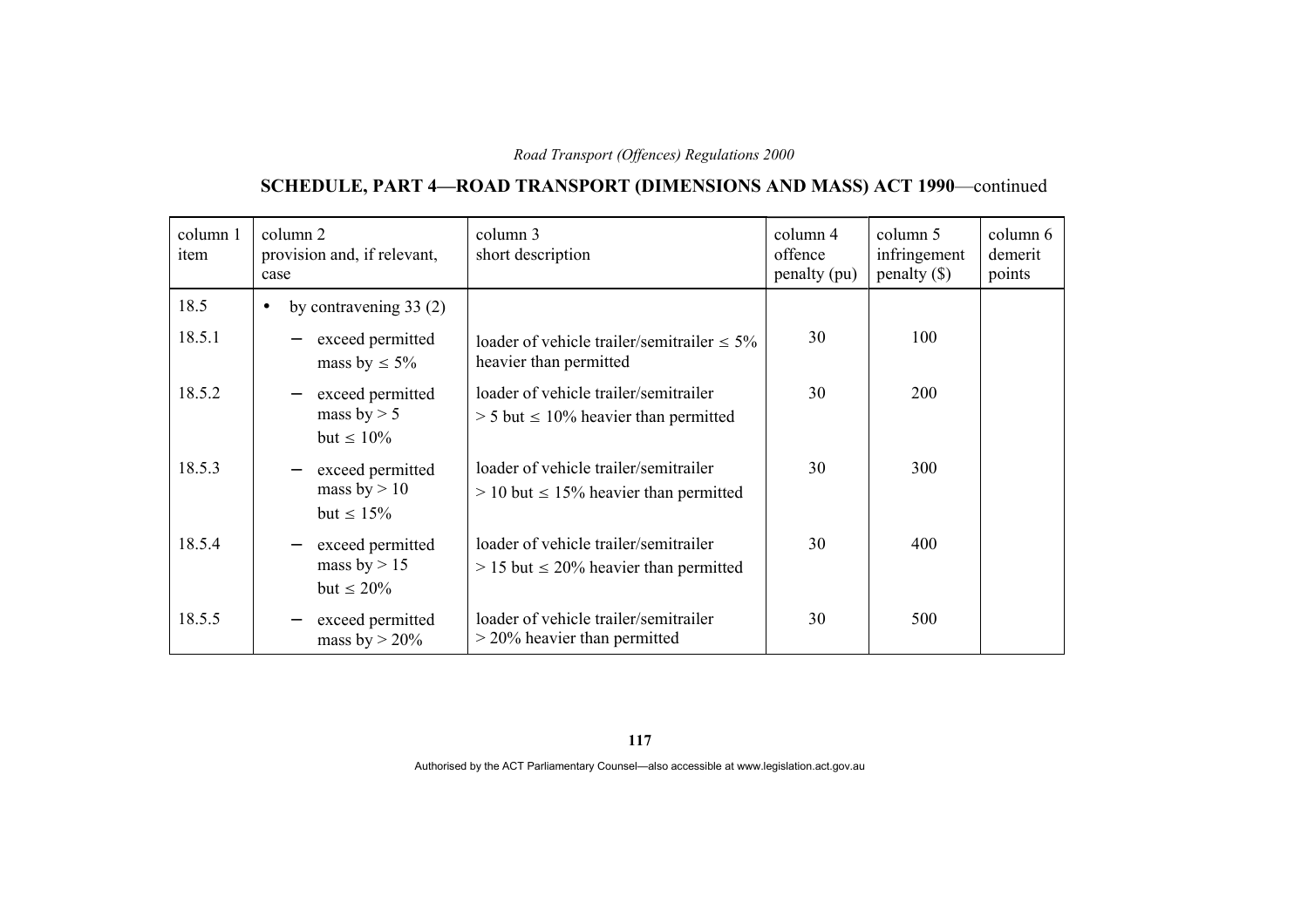## SCHEDULE, PART 4—ROAD TRANSPORT (DIMENSIONS AND MASS) ACT 1990—continued

| column 1 item | column 2 provision and, if relevant, case | column 3 short description | column 4 offence penalty (pu) | column 5 infringement penalty ($) | column 6 demerit points |
|---|---|---|---|---|---|
| 18.5 | • by contravening 33 (2) | | | | |
| 18.5.1 | – exceed permitted mass by ≤ 5% | loader of vehicle trailer/semitrailer ≤ 5% heavier than permitted | 30 | 100 | |
| 18.5.2 | – exceed permitted mass by > 5 but ≤ 10% | loader of vehicle trailer/semitrailer > 5 but ≤ 10% heavier than permitted | 30 | 200 | |
| 18.5.3 | – exceed permitted mass by > 10 but ≤ 15% | loader of vehicle trailer/semitrailer > 10 but ≤ 15% heavier than permitted | 30 | 300 | |
| 18.5.4 | – exceed permitted mass by > 15 but ≤ 20% | loader of vehicle trailer/semitrailer > 15 but ≤ 20% heavier than permitted | 30 | 400 | |
| 18.5.5 | – exceed permitted mass by > 20% | loader of vehicle trailer/semitrailer > 20% heavier than permitted | 30 | 500 | |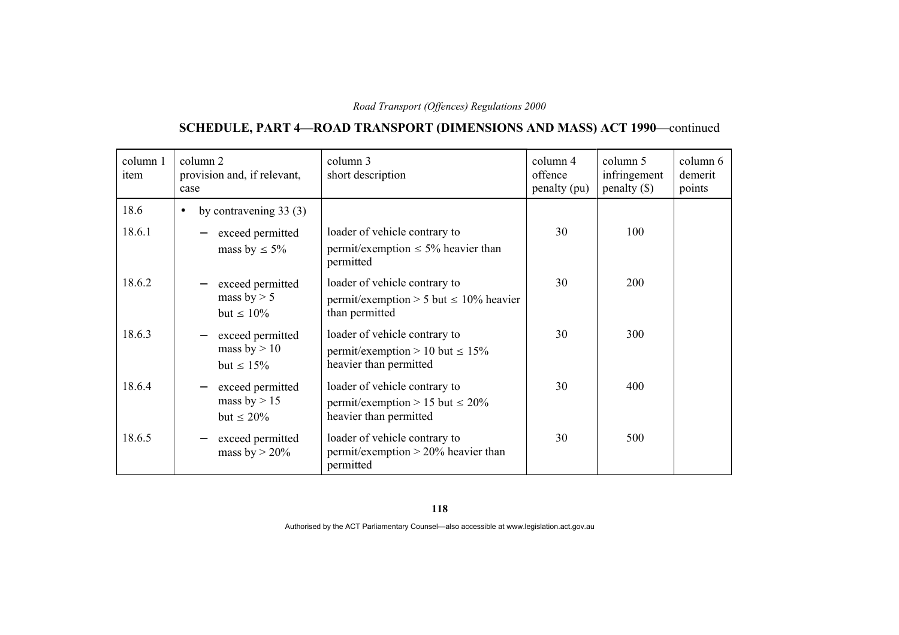## SCHEDULE, PART 4—ROAD TRANSPORT (DIMENSIONS AND MASS) ACT 1990—continued

| column 1 item | column 2 provision and, if relevant, case | column 3 short description | column 4 offence penalty (pu) | column 5 infringement penalty ($) | column 6 demerit points |
|---|---|---|---|---|---|
| 18.6 | • by contravening 33 (3) | | | | |
| 18.6.1 | – exceed permitted mass by ≤ 5% | loader of vehicle contrary to permit/exemption ≤ 5% heavier than permitted | 30 | 100 | |
| 18.6.2 | – exceed permitted mass by > 5 but ≤ 10% | loader of vehicle contrary to permit/exemption > 5 but ≤ 10% heavier than permitted | 30 | 200 | |
| 18.6.3 | – exceed permitted mass by > 10 but ≤ 15% | loader of vehicle contrary to permit/exemption > 10 but ≤ 15% heavier than permitted | 30 | 300 | |
| 18.6.4 | – exceed permitted mass by > 15 but ≤ 20% | loader of vehicle contrary to permit/exemption > 15 but ≤ 20% heavier than permitted | 30 | 400 | |
| 18.6.5 | – exceed permitted mass by > 20% | loader of vehicle contrary to permit/exemption > 20% heavier than permitted | 30 | 500 | |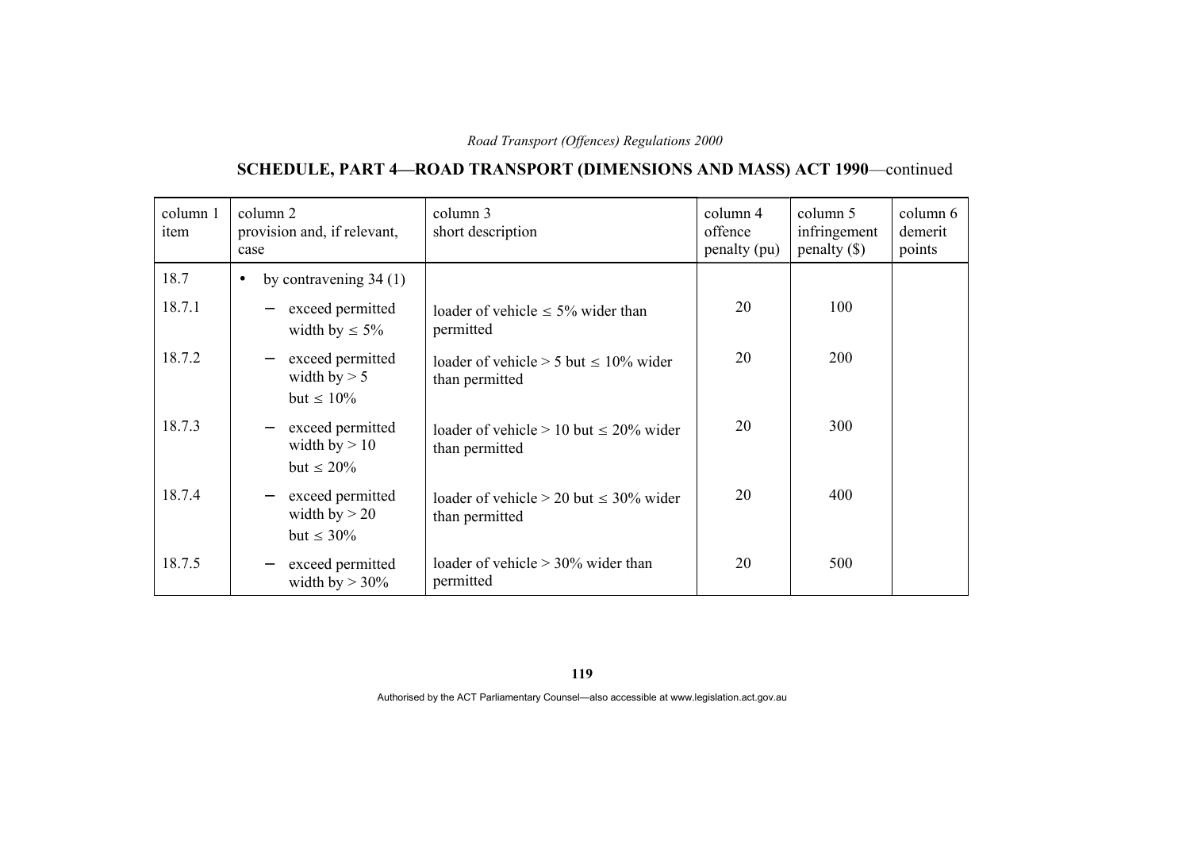## SCHEDULE, PART 4—ROAD TRANSPORT (DIMENSIONS AND MASS) ACT 1990—continued

| column 1 item | column 2 provision and, if relevant, case | column 3 short description | column 4 offence penalty (pu) | column 5 infringement penalty ($) | column 6 demerit points |
|---|---|---|---|---|---|
| 18.7 | • by contravening 34 (1) | | | | |
| 18.7.1 | – exceed permitted width by ≤ 5% | loader of vehicle ≤ 5% wider than permitted | 20 | 100 | |
| 18.7.2 | – exceed permitted width by > 5 but ≤ 10% | loader of vehicle > 5 but ≤ 10% wider than permitted | 20 | 200 | |
| 18.7.3 | – exceed permitted width by > 10 but ≤ 20% | loader of vehicle > 10 but ≤ 20% wider than permitted | 20 | 300 | |
| 18.7.4 | – exceed permitted width by > 20 but ≤ 30% | loader of vehicle > 20 but ≤ 30% wider than permitted | 20 | 400 | |
| 18.7.5 | – exceed permitted width by > 30% | loader of vehicle > 30% wider than permitted | 20 | 500 | |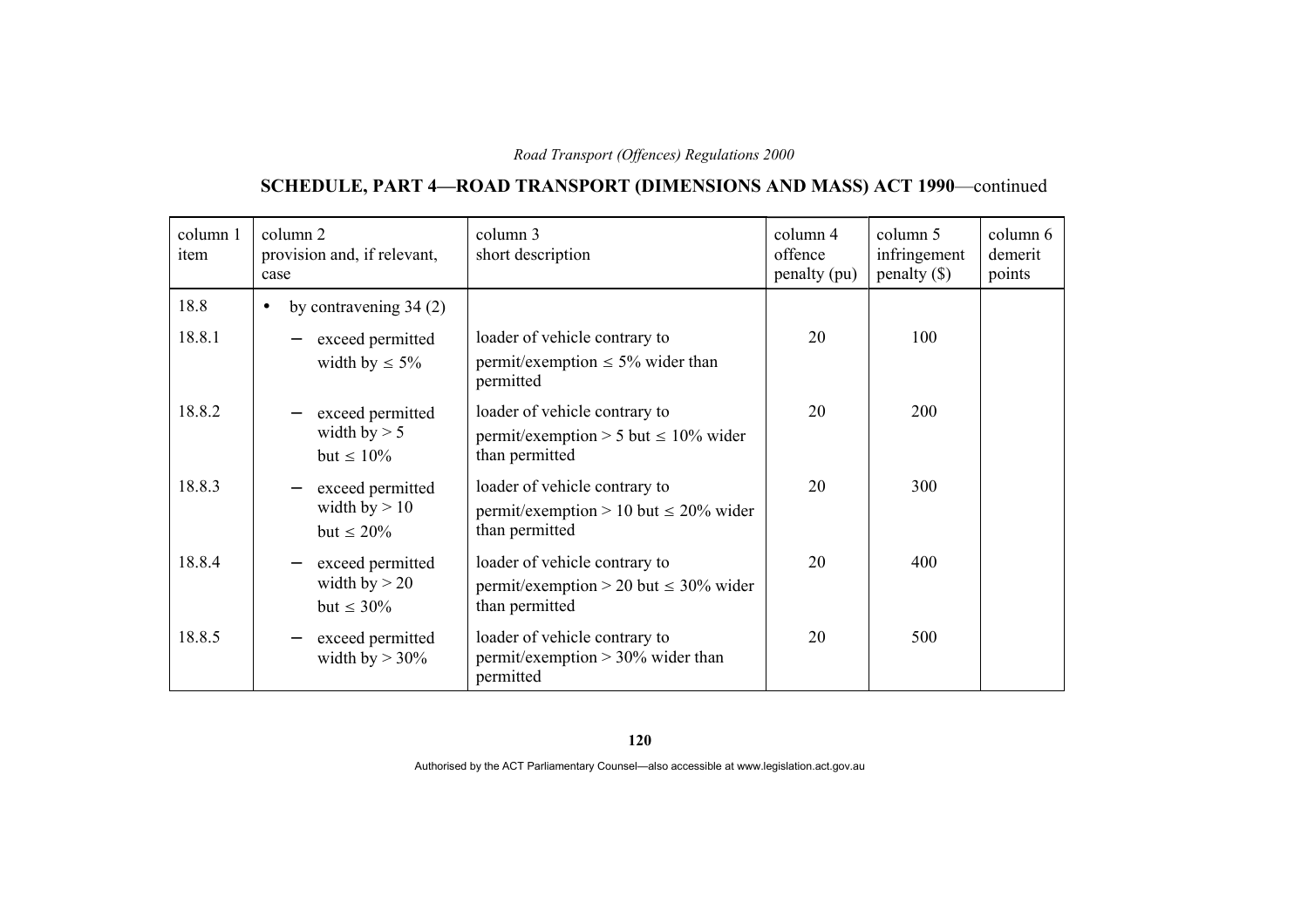## SCHEDULE, PART 4—ROAD TRANSPORT (DIMENSIONS AND MASS) ACT 1990—continued

| column 1 item | column 2 provision and, if relevant, case | column 3 short description | column 4 offence penalty (pu) | column 5 infringement penalty ($) | column 6 demerit points |
|---|---|---|---|---|---|
| 18.8 | • by contravening 34 (2) | | | | |
| 18.8.1 | – exceed permitted width by ≤ 5% | loader of vehicle contrary to permit/exemption ≤ 5% wider than permitted | 20 | 100 | |
| 18.8.2 | – exceed permitted width by > 5 but ≤ 10% | loader of vehicle contrary to permit/exemption > 5 but ≤ 10% wider than permitted | 20 | 200 | |
| 18.8.3 | – exceed permitted width by > 10 but ≤ 20% | loader of vehicle contrary to permit/exemption > 10 but ≤ 20% wider than permitted | 20 | 300 | |
| 18.8.4 | – exceed permitted width by > 20 but ≤ 30% | loader of vehicle contrary to permit/exemption > 20 but ≤ 30% wider than permitted | 20 | 400 | |
| 18.8.5 | – exceed permitted width by > 30% | loader of vehicle contrary to permit/exemption > 30% wider than permitted | 20 | 500 | |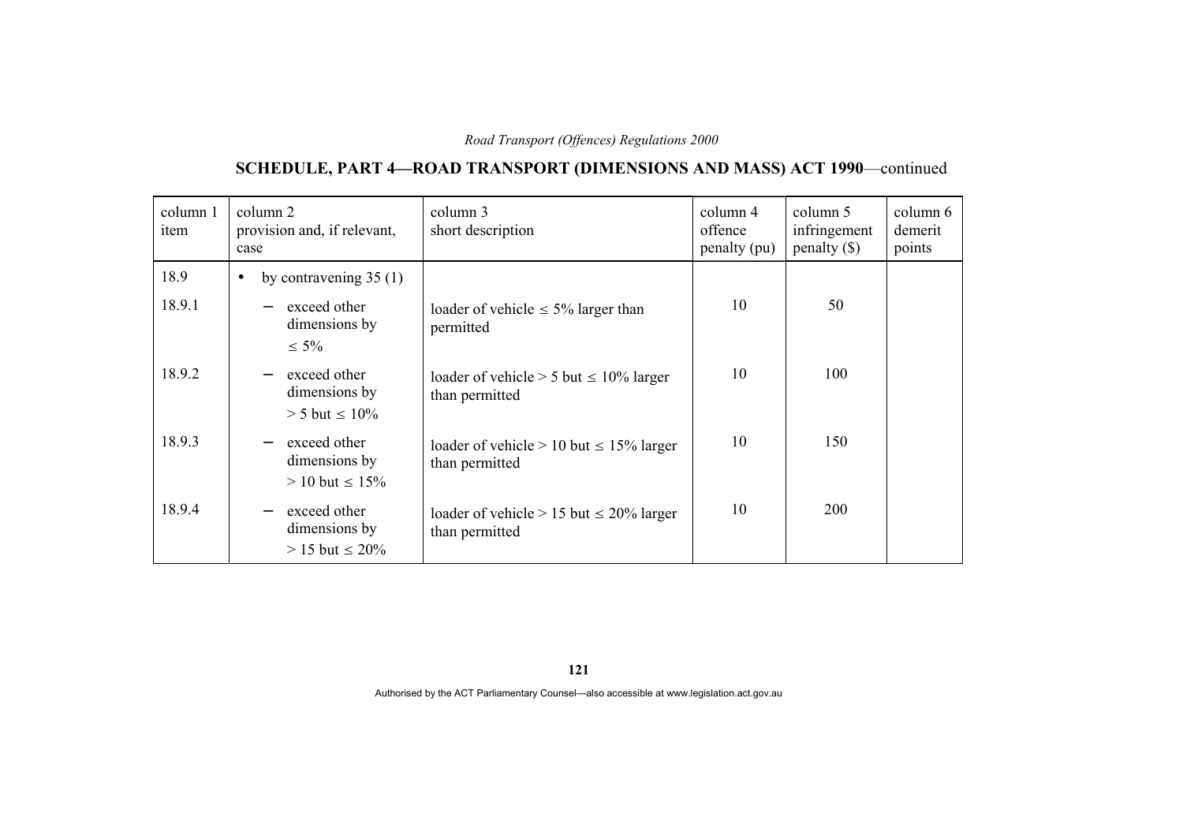## SCHEDULE, PART 4—ROAD TRANSPORT (DIMENSIONS AND MASS) ACT 1990—continued

| column 1 item | column 2 provision and, if relevant, case | column 3 short description | column 4 offence penalty (pu) | column 5 infringement penalty ($) | column 6 demerit points |
|---|---|---|---|---|---|
| 18.9 | • by contravening 35 (1) | | | | |
| 18.9.1 | – exceed other dimensions by ≤ 5% | loader of vehicle ≤ 5% larger than permitted | 10 | 50 | |
| 18.9.2 | – exceed other dimensions by > 5 but ≤ 10% | loader of vehicle > 5 but ≤ 10% larger than permitted | 10 | 100 | |
| 18.9.3 | – exceed other dimensions by > 10 but ≤ 15% | loader of vehicle > 10 but ≤ 15% larger than permitted | 10 | 150 | |
| 18.9.4 | – exceed other dimensions by > 15 but ≤ 20% | loader of vehicle > 15 but ≤ 20% larger than permitted | 10 | 200 | |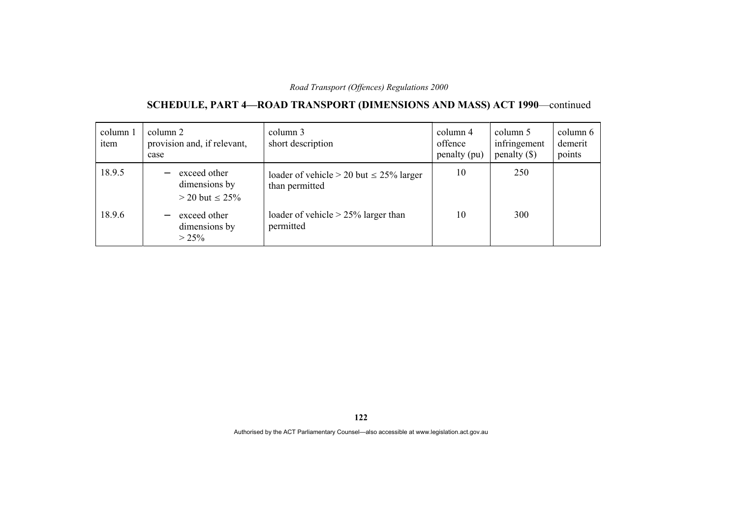## SCHEDULE, PART 4—ROAD TRANSPORT (DIMENSIONS AND MASS) ACT 1990—continued

| column 1 item | column 2 provision and, if relevant, case | column 3 short description | column 4 offence penalty (pu) | column 5 infringement penalty ($) | column 6 demerit points |
|---|---|---|---|---|---|
| 18.9.5 | – exceed other dimensions by > 20 but ≤ 25% | loader of vehicle > 20 but ≤ 25% larger than permitted | 10 | 250 | |
| 18.9.6 | – exceed other dimensions by > 25% | loader of vehicle > 25% larger than permitted | 10 | 300 | |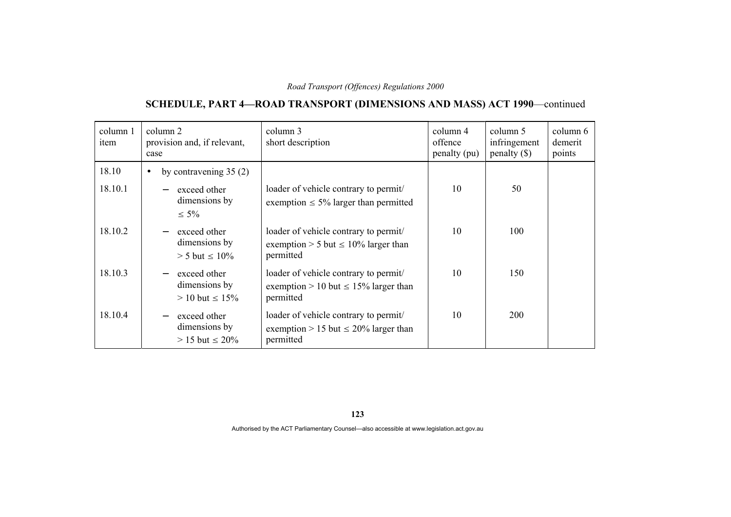## SCHEDULE, PART 4—ROAD TRANSPORT (DIMENSIONS AND MASS) ACT 1990—continued

| column 1 item | column 2 provision and, if relevant, case | column 3 short description | column 4 offence penalty (pu) | column 5 infringement penalty ($) | column 6 demerit points |
|---|---|---|---|---|---|
| 18.10 | • by contravening 35 (2) | | | | |
| 18.10.1 | – exceed other dimensions by ≤ 5% | loader of vehicle contrary to permit/ exemption ≤ 5% larger than permitted | 10 | 50 | |
| 18.10.2 | – exceed other dimensions by > 5 but ≤ 10% | loader of vehicle contrary to permit/ exemption > 5 but ≤ 10% larger than permitted | 10 | 100 | |
| 18.10.3 | – exceed other dimensions by > 10 but ≤ 15% | loader of vehicle contrary to permit/ exemption > 10 but ≤ 15% larger than permitted | 10 | 150 | |
| 18.10.4 | – exceed other dimensions by > 15 but ≤ 20% | loader of vehicle contrary to permit/ exemption > 15 but ≤ 20% larger than permitted | 10 | 200 | |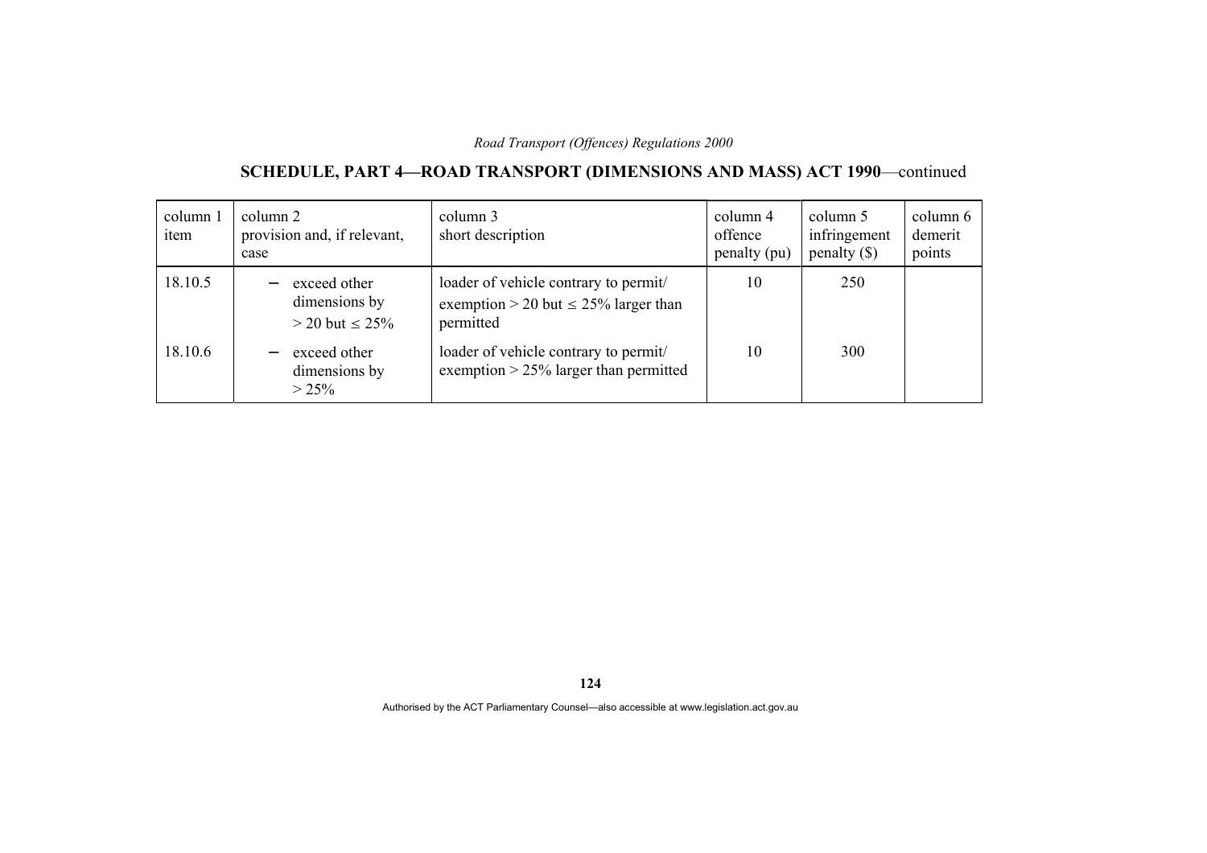**SCHEDULE, PART 4—ROAD TRANSPORT (DIMENSIONS AND MASS) ACT 1990**—continued

| column 1 item | column 2 provision and, if relevant, case | column 3 short description | column 4 offence penalty (pu) | column 5 infringement penalty ($) | column 6 demerit points |
|---|---|---|---|---|---|
| 18.10.5 | – exceed other dimensions by > 20 but ≤ 25% | loader of vehicle contrary to permit/ exemption > 20 but ≤ 25% larger than permitted | 10 | 250 | |
| 18.10.6 | – exceed other dimensions by > 25% | loader of vehicle contrary to permit/ exemption > 25% larger than permitted | 10 | 300 | |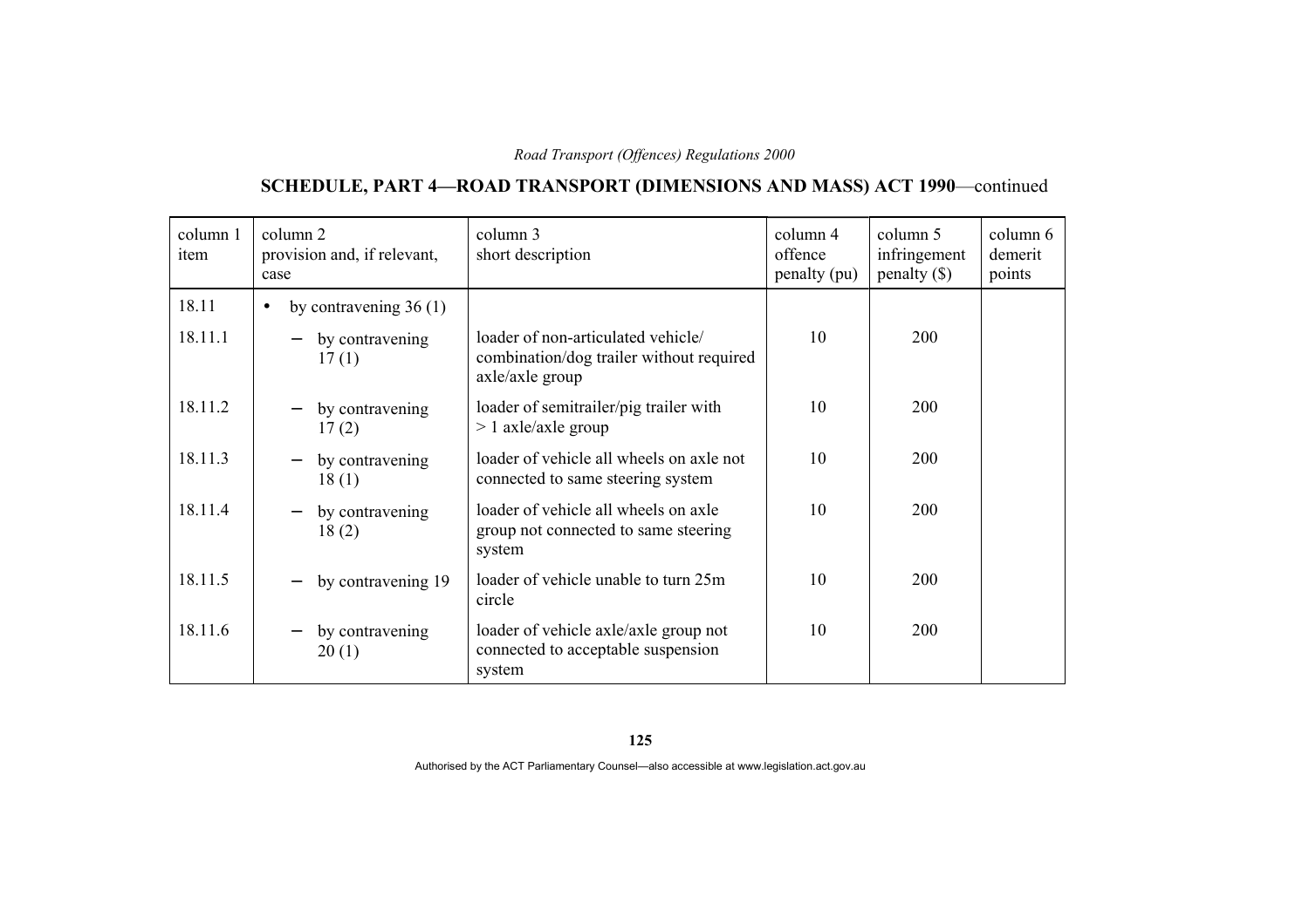## SCHEDULE, PART 4—ROAD TRANSPORT (DIMENSIONS AND MASS) ACT 1990—continued

| column 1 item | column 2 provision and, if relevant, case | column 3 short description | column 4 offence penalty (pu) | column 5 infringement penalty ($) | column 6 demerit points |
|---|---|---|---|---|---|
| 18.11 | • by contravening 36 (1) | | | | |
| 18.11.1 | – by contravening 17 (1) | loader of non-articulated vehicle/ combination/dog trailer without required axle/axle group | 10 | 200 | |
| 18.11.2 | – by contravening 17 (2) | loader of semitrailer/pig trailer with > 1 axle/axle group | 10 | 200 | |
| 18.11.3 | – by contravening 18 (1) | loader of vehicle all wheels on axle not connected to same steering system | 10 | 200 | |
| 18.11.4 | – by contravening 18 (2) | loader of vehicle all wheels on axle group not connected to same steering system | 10 | 200 | |
| 18.11.5 | – by contravening 19 | loader of vehicle unable to turn 25m circle | 10 | 200 | |
| 18.11.6 | – by contravening 20 (1) | loader of vehicle axle/axle group not connected to acceptable suspension system | 10 | 200 | |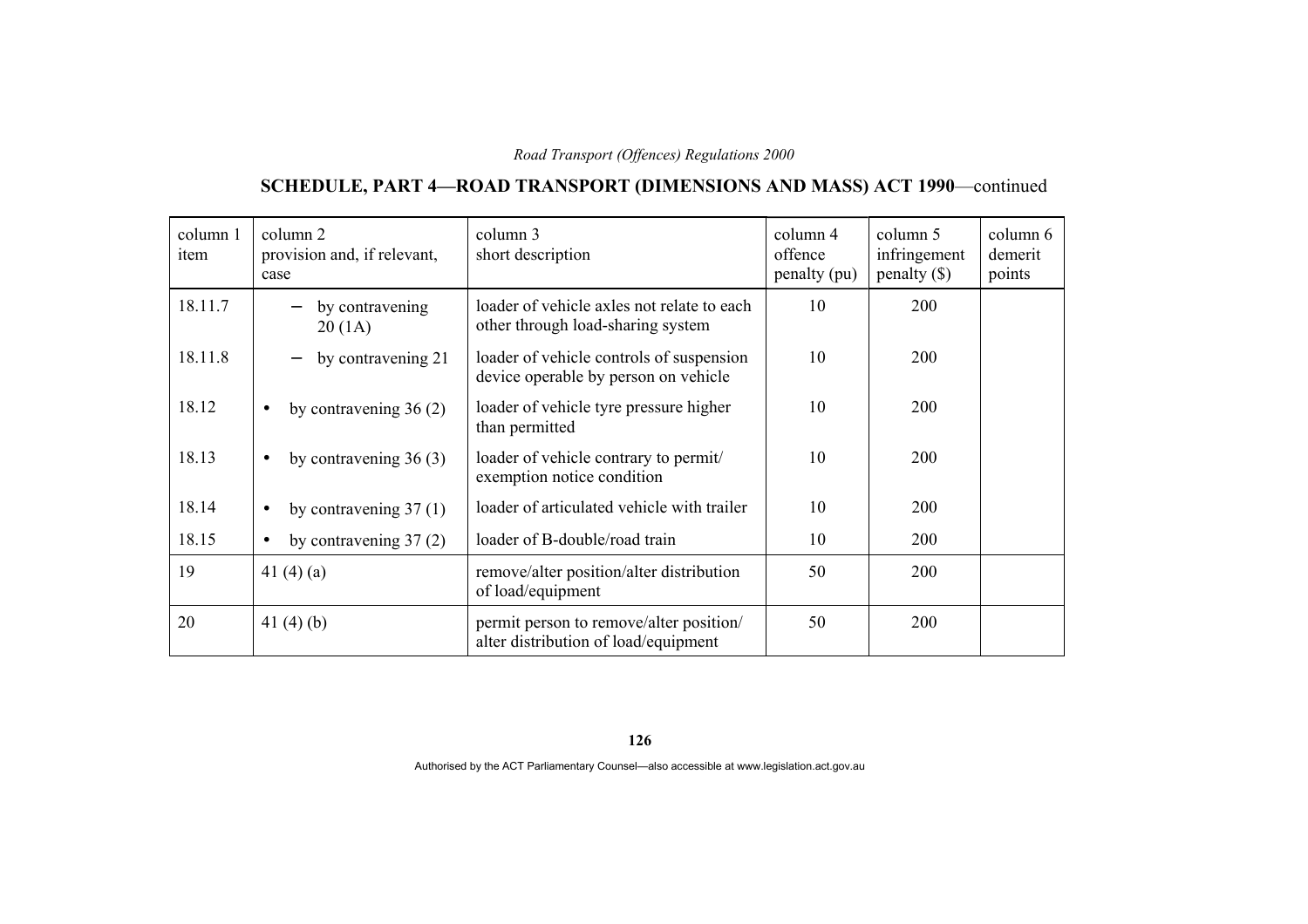## SCHEDULE, PART 4—ROAD TRANSPORT (DIMENSIONS AND MASS) ACT 1990—continued

| column 1 item | column 2 provision and, if relevant, case | column 3 short description | column 4 offence penalty (pu) | column 5 infringement penalty ($) | column 6 demerit points |
|---|---|---|---|---|---|
| 18.11.7 | – by contravening 20 (1A) | loader of vehicle axles not relate to each other through load-sharing system | 10 | 200 | |
| 18.11.8 | – by contravening 21 | loader of vehicle controls of suspension device operable by person on vehicle | 10 | 200 | |
| 18.12 | • by contravening 36 (2) | loader of vehicle tyre pressure higher than permitted | 10 | 200 | |
| 18.13 | • by contravening 36 (3) | loader of vehicle contrary to permit/ exemption notice condition | 10 | 200 | |
| 18.14 | • by contravening 37 (1) | loader of articulated vehicle with trailer | 10 | 200 | |
| 18.15 | • by contravening 37 (2) | loader of B-double/road train | 10 | 200 | |
| 19 | 41 (4) (a) | remove/alter position/alter distribution of load/equipment | 50 | 200 | |
| 20 | 41 (4) (b) | permit person to remove/alter position/ alter distribution of load/equipment | 50 | 200 | |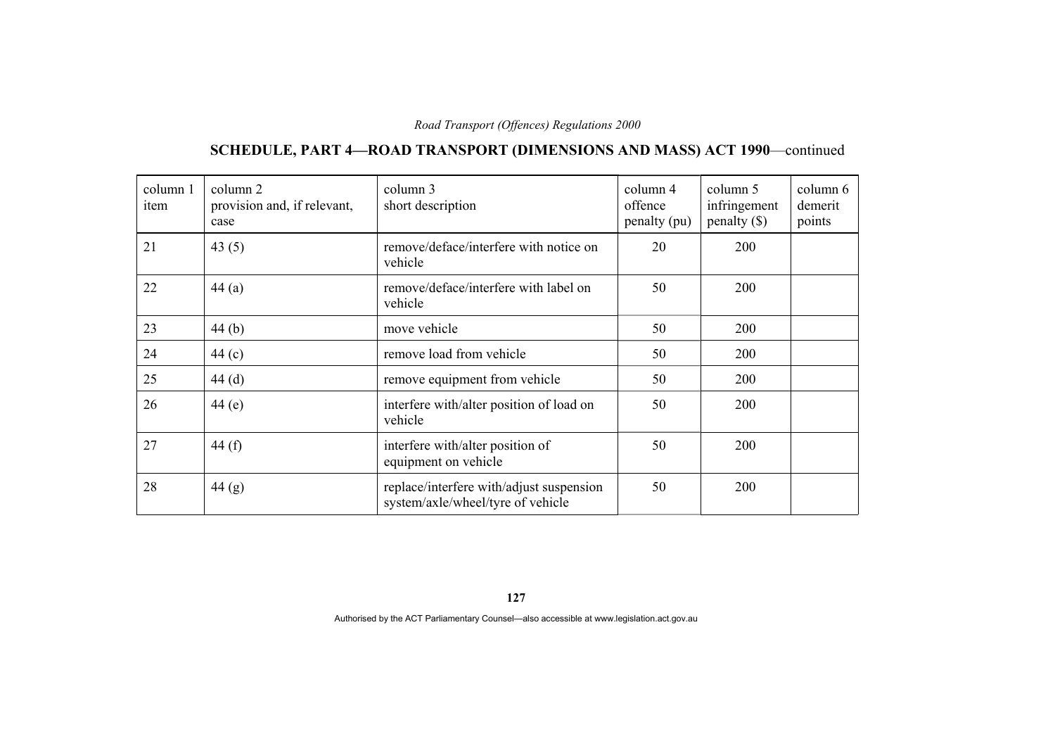## SCHEDULE, PART 4—ROAD TRANSPORT (DIMENSIONS AND MASS) ACT 1990—continued

| column 1 item | column 2 provision and, if relevant, case | column 3 short description | column 4 offence penalty (pu) | column 5 infringement penalty ($) | column 6 demerit points |
|---|---|---|---|---|---|
| 21 | 43 (5) | remove/deface/interfere with notice on vehicle | 20 | 200 | |
| 22 | 44 (a) | remove/deface/interfere with label on vehicle | 50 | 200 | |
| 23 | 44 (b) | move vehicle | 50 | 200 | |
| 24 | 44 (c) | remove load from vehicle | 50 | 200 | |
| 25 | 44 (d) | remove equipment from vehicle | 50 | 200 | |
| 26 | 44 (e) | interfere with/alter position of load on vehicle | 50 | 200 | |
| 27 | 44 (f) | interfere with/alter position of equipment on vehicle | 50 | 200 | |
| 28 | 44 (g) | replace/interfere with/adjust suspension system/axle/wheel/tyre of vehicle | 50 | 200 | |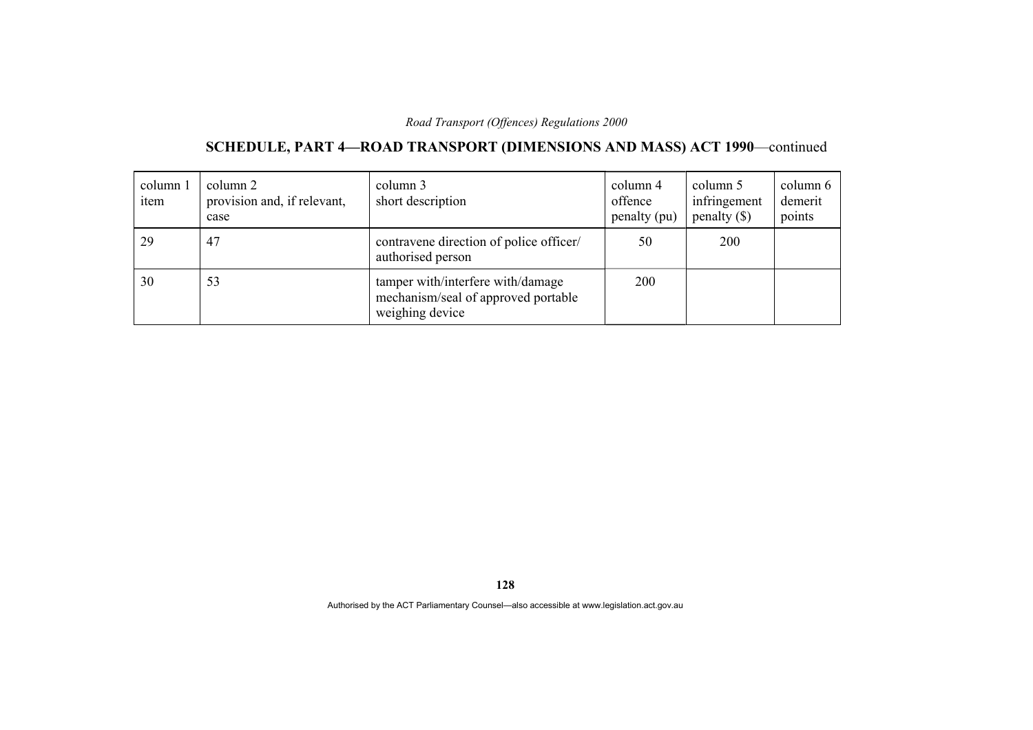## SCHEDULE, PART 4—ROAD TRANSPORT (DIMENSIONS AND MASS) ACT 1990—continued

| column 1 item | column 2 provision and, if relevant, case | column 3 short description | column 4 offence penalty (pu) | column 5 infringement penalty ($) | column 6 demerit points |
|---|---|---|---|---|---|
| 29 | 47 | contravene direction of police officer/ authorised person | 50 | 200 | |
| 30 | 53 | tamper with/interfere with/damage mechanism/seal of approved portable weighing device | 200 | | |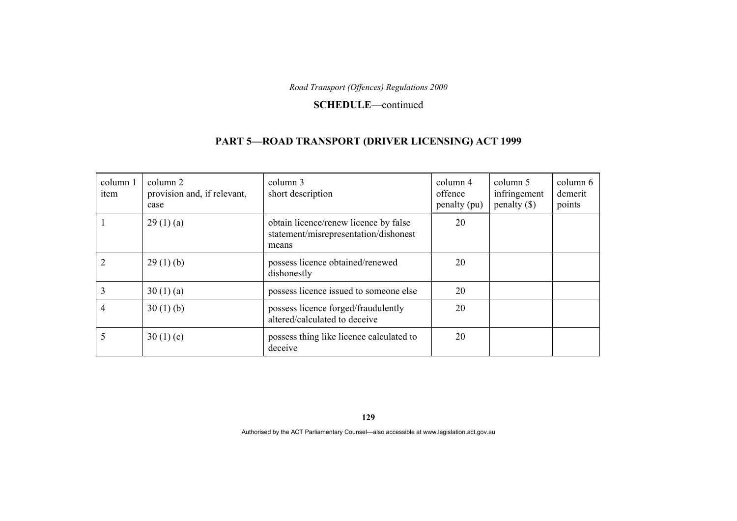**SCHEDULE**—continued

## PART 5—ROAD TRANSPORT (DRIVER LICENSING) ACT 1999

| column 1 item | column 2 provision and, if relevant, case | column 3 short description | column 4 offence penalty (pu) | column 5 infringement penalty ($) | column 6 demerit points |
|---|---|---|---|---|---|
| 1 | 29 (1) (a) | obtain licence/renew licence by false statement/misrepresentation/dishonest means | 20 | | |
| 2 | 29 (1) (b) | possess licence obtained/renewed dishonestly | 20 | | |
| 3 | 30 (1) (a) | possess licence issued to someone else | 20 | | |
| 4 | 30 (1) (b) | possess licence forged/fraudulently altered/calculated to deceive | 20 | | |
| 5 | 30 (1) (c) | possess thing like licence calculated to deceive | 20 | | |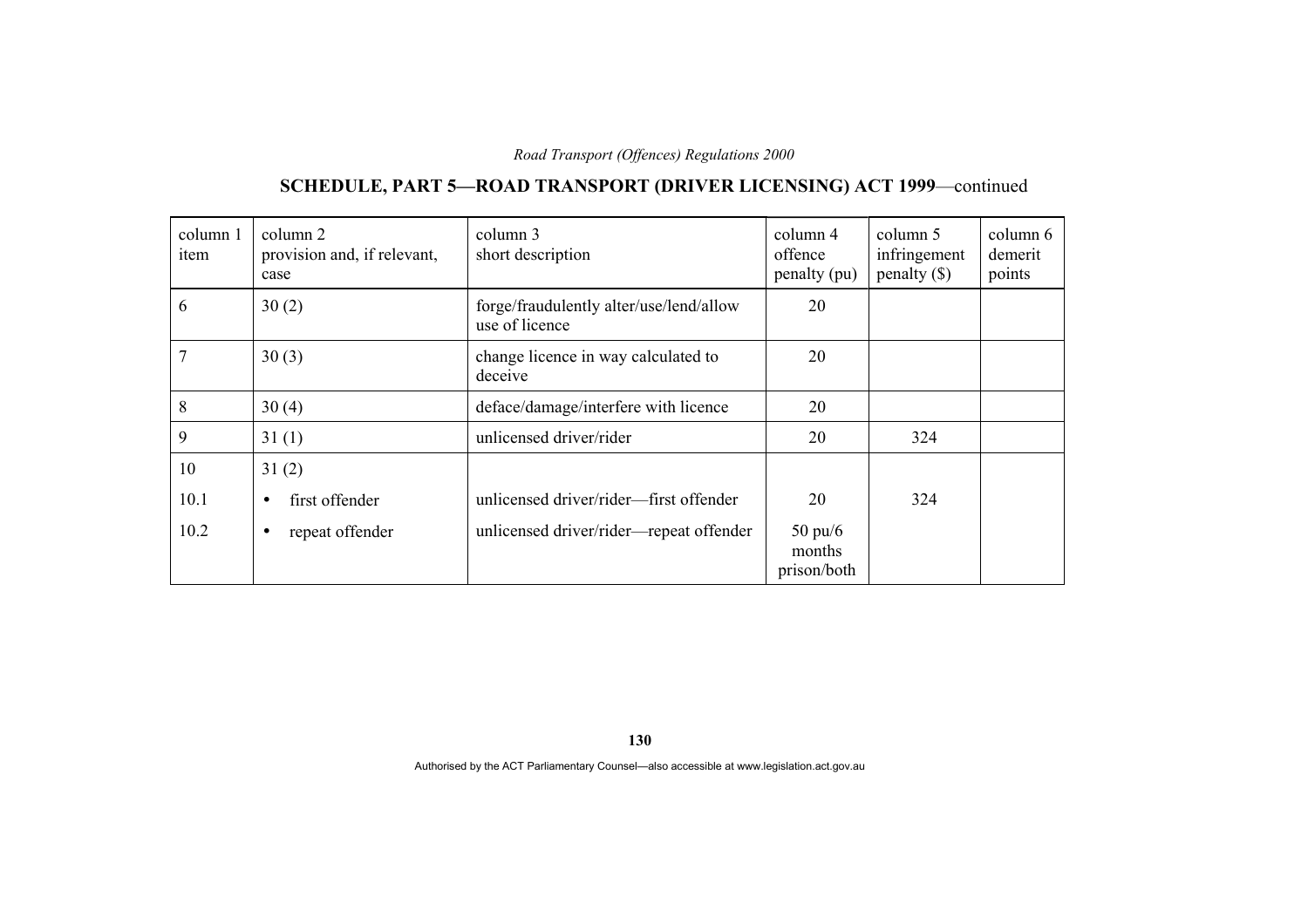## SCHEDULE, PART 5—ROAD TRANSPORT (DRIVER LICENSING) ACT 1999—continued

| column 1 item | column 2 provision and, if relevant, case | column 3 short description | column 4 offence penalty (pu) | column 5 infringement penalty ($) | column 6 demerit points |
|---|---|---|---|---|---|
| 6 | 30 (2) | forge/fraudulently alter/use/lend/allow use of licence | 20 | | |
| 7 | 30 (3) | change licence in way calculated to deceive | 20 | | |
| 8 | 30 (4) | deface/damage/interfere with licence | 20 | | |
| 9 | 31 (1) | unlicensed driver/rider | 20 | 324 | |
| 10 | 31 (2) | | | | |
| 10.1 | • first offender | unlicensed driver/rider—first offender | 20 | 324 | |
| 10.2 | • repeat offender | unlicensed driver/rider—repeat offender | 50 pu/6 months prison/both | | |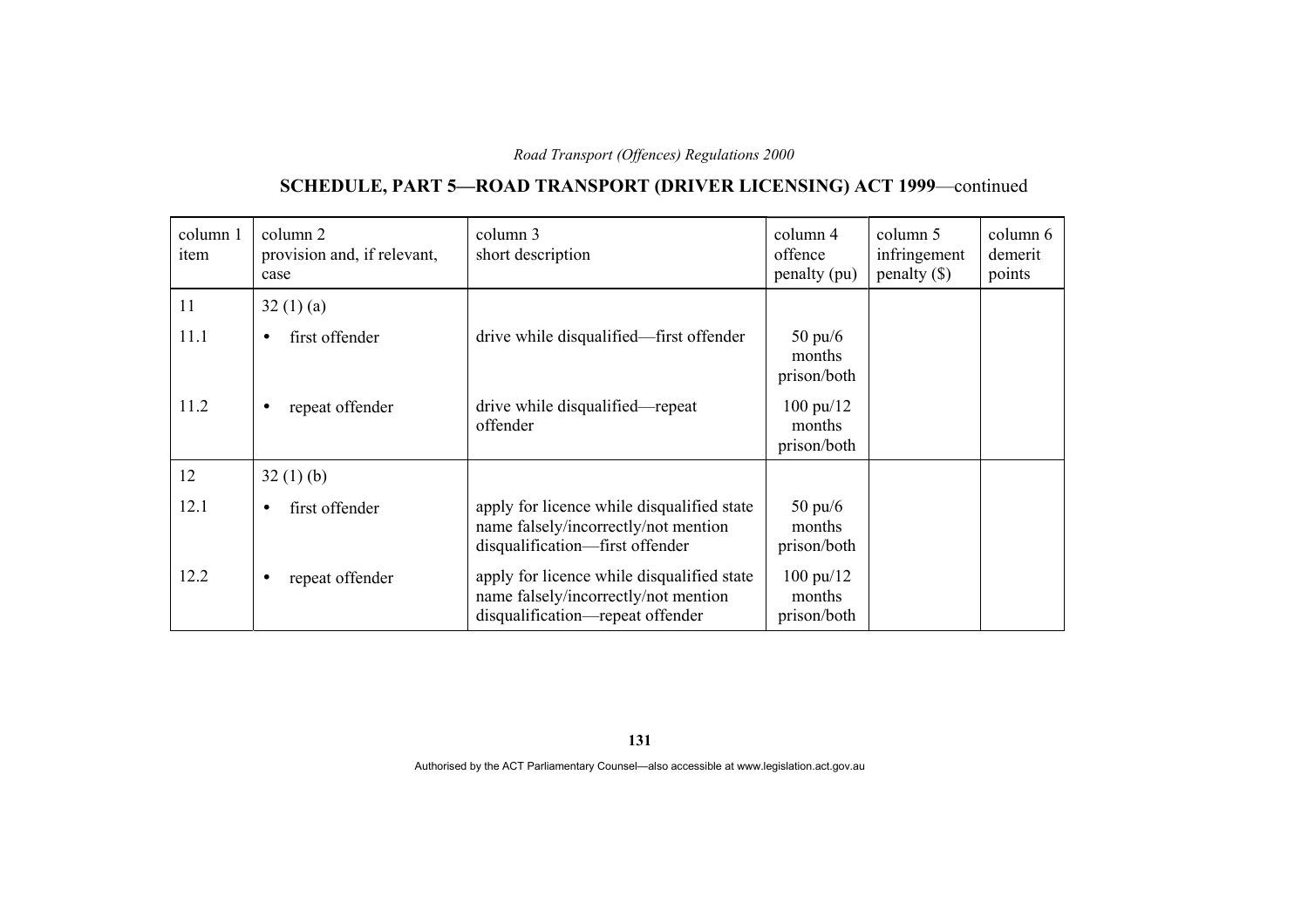## SCHEDULE, PART 5—ROAD TRANSPORT (DRIVER LICENSING) ACT 1999—continued

| column 1 item | column 2 provision and, if relevant, case | column 3 short description | column 4 offence penalty (pu) | column 5 infringement penalty ($) | column 6 demerit points |
|---|---|---|---|---|---|
| 11 | 32 (1) (a) | | | | |
| 11.1 | • first offender | drive while disqualified—first offender | 50 pu/6 months prison/both | | |
| 11.2 | • repeat offender | drive while disqualified—repeat offender | 100 pu/12 months prison/both | | |
| 12 | 32 (1) (b) | | | | |
| 12.1 | • first offender | apply for licence while disqualified state name falsely/incorrectly/not mention disqualification—first offender | 50 pu/6 months prison/both | | |
| 12.2 | • repeat offender | apply for licence while disqualified state name falsely/incorrectly/not mention disqualification—repeat offender | 100 pu/12 months prison/both | | |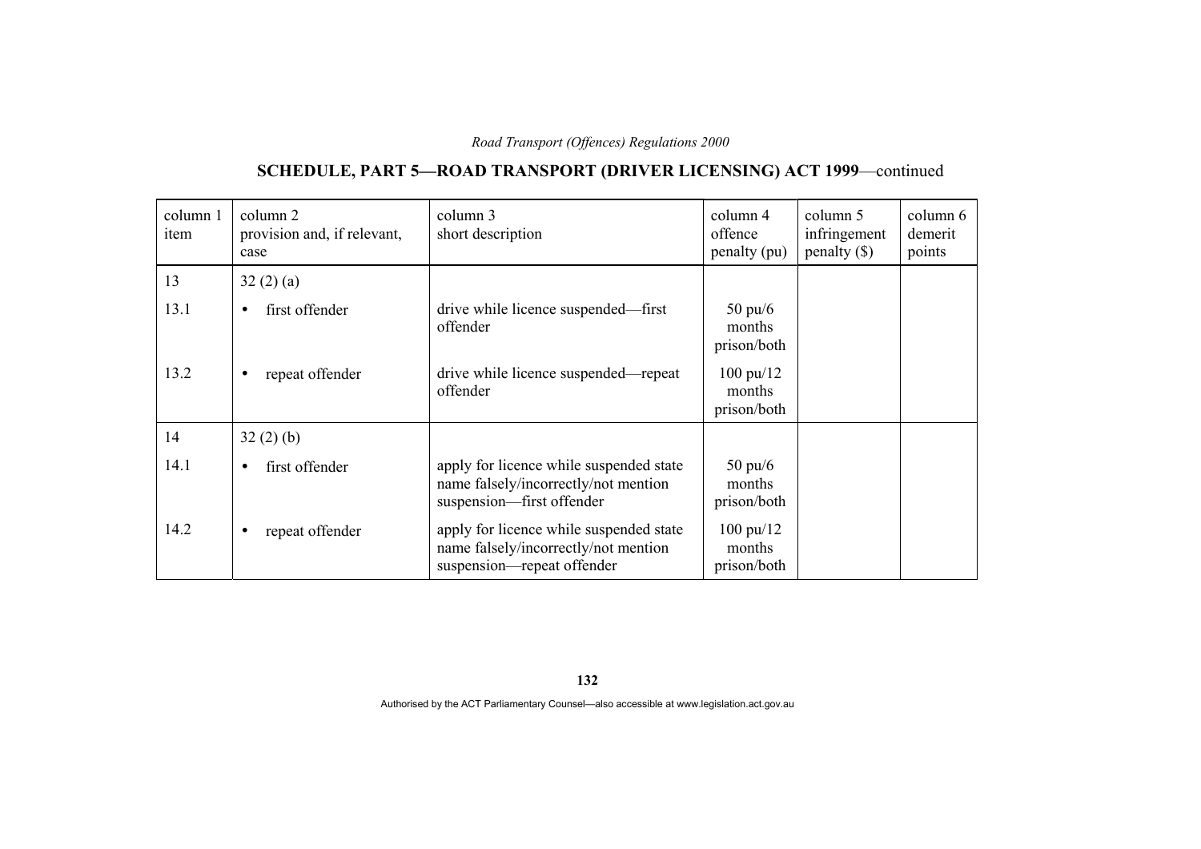## SCHEDULE, PART 5—ROAD TRANSPORT (DRIVER LICENSING) ACT 1999—continued

| column 1 item | column 2 provision and, if relevant, case | column 3 short description | column 4 offence penalty (pu) | column 5 infringement penalty ($) | column 6 demerit points |
|---|---|---|---|---|---|
| 13 | 32 (2) (a) | | | | |
| 13.1 | • first offender | drive while licence suspended—first offender | 50 pu/6 months prison/both | | |
| 13.2 | • repeat offender | drive while licence suspended—repeat offender | 100 pu/12 months prison/both | | |
| 14 | 32 (2) (b) | | | | |
| 14.1 | • first offender | apply for licence while suspended state name falsely/incorrectly/not mention suspension—first offender | 50 pu/6 months prison/both | | |
| 14.2 | • repeat offender | apply for licence while suspended state name falsely/incorrectly/not mention suspension—repeat offender | 100 pu/12 months prison/both | | |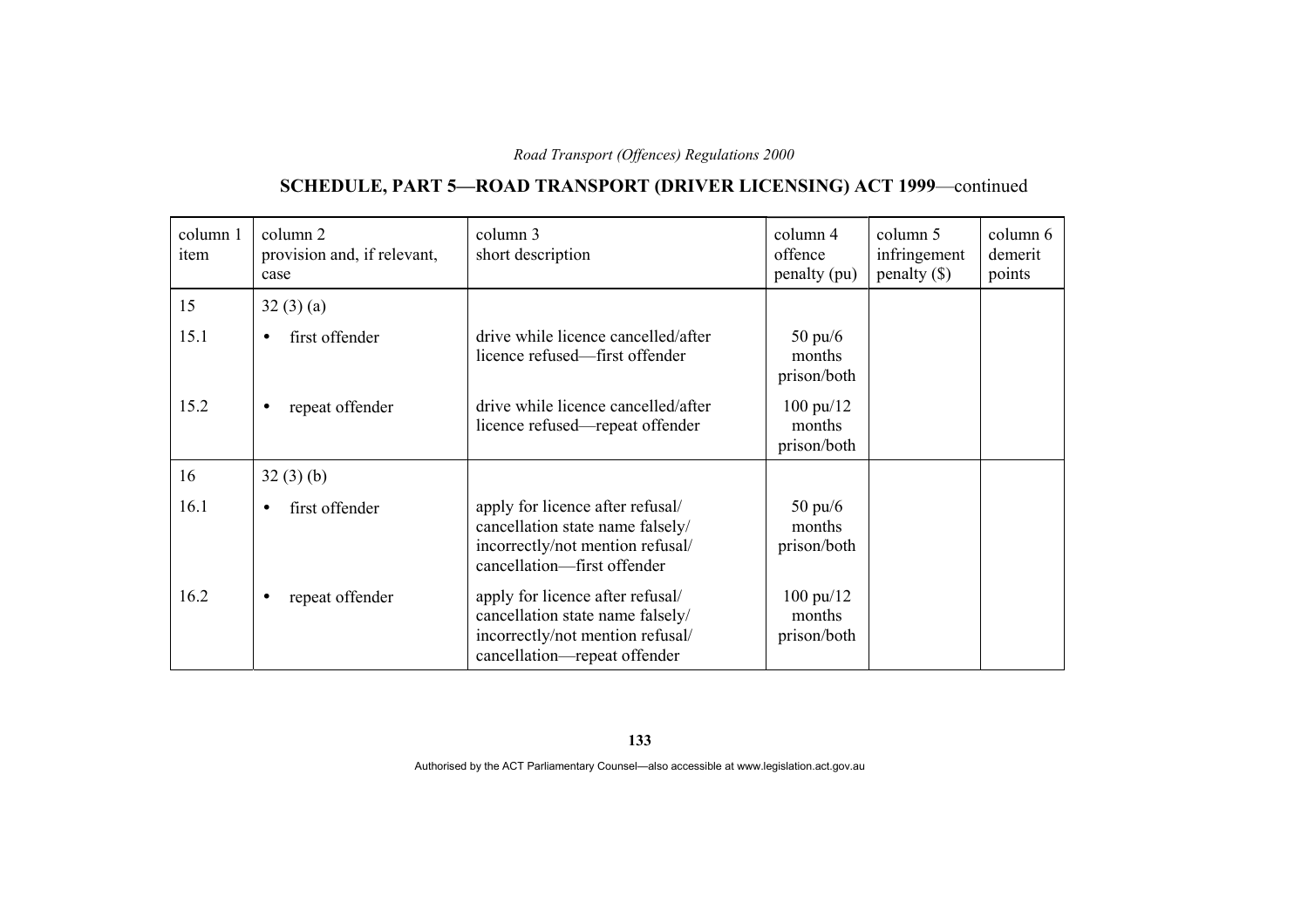## SCHEDULE, PART 5—ROAD TRANSPORT (DRIVER LICENSING) ACT 1999—continued

| column 1 item | column 2 provision and, if relevant, case | column 3 short description | column 4 offence penalty (pu) | column 5 infringement penalty ($) | column 6 demerit points |
|---|---|---|---|---|---|
| 15 | 32 (3) (a) | | | | |
| 15.1 | • first offender | drive while licence cancelled/after licence refused—first offender | 50 pu/6 months prison/both | | |
| 15.2 | • repeat offender | drive while licence cancelled/after licence refused—repeat offender | 100 pu/12 months prison/both | | |
| 16 | 32 (3) (b) | | | | |
| 16.1 | • first offender | apply for licence after refusal/ cancellation state name falsely/ incorrectly/not mention refusal/ cancellation—first offender | 50 pu/6 months prison/both | | |
| 16.2 | • repeat offender | apply for licence after refusal/ cancellation state name falsely/ incorrectly/not mention refusal/ cancellation—repeat offender | 100 pu/12 months prison/both | | |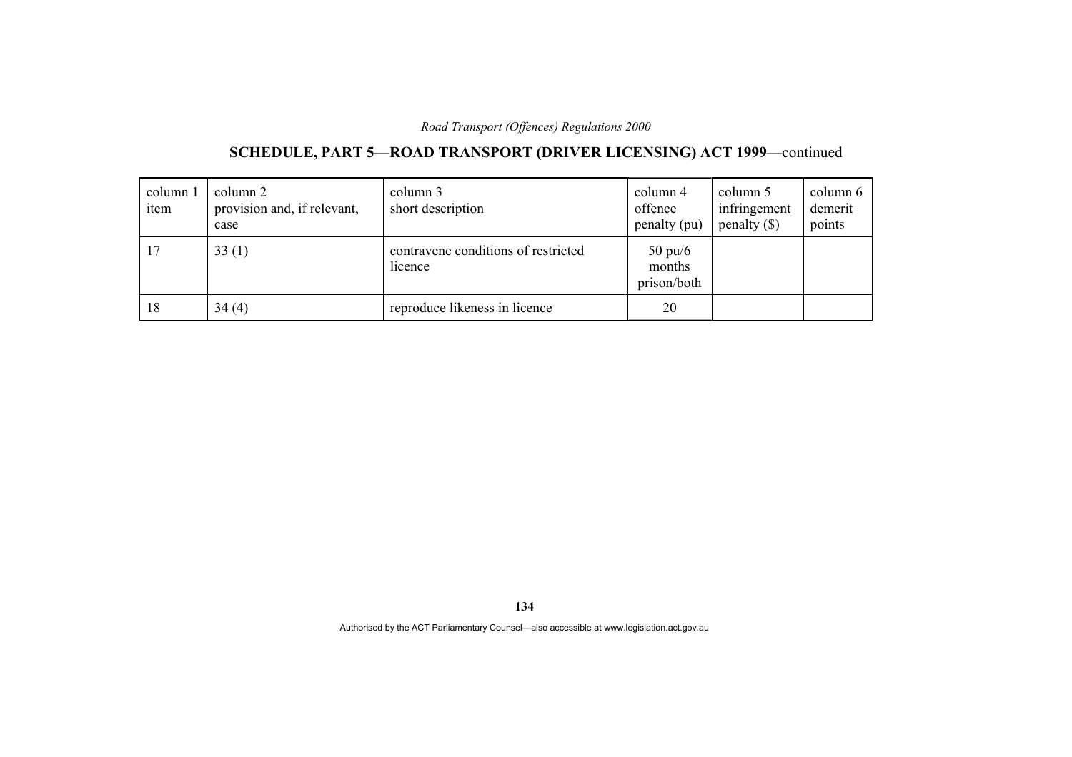## SCHEDULE, PART 5—ROAD TRANSPORT (DRIVER LICENSING) ACT 1999—continued

| column 1 item | column 2 provision and, if relevant, case | column 3 short description | column 4 offence penalty (pu) | column 5 infringement penalty ($) | column 6 demerit points |
|---|---|---|---|---|---|
| 17 | 33 (1) | contravene conditions of restricted licence | 50 pu/6 months prison/both | | |
| 18 | 34 (4) | reproduce likeness in licence | 20 | | |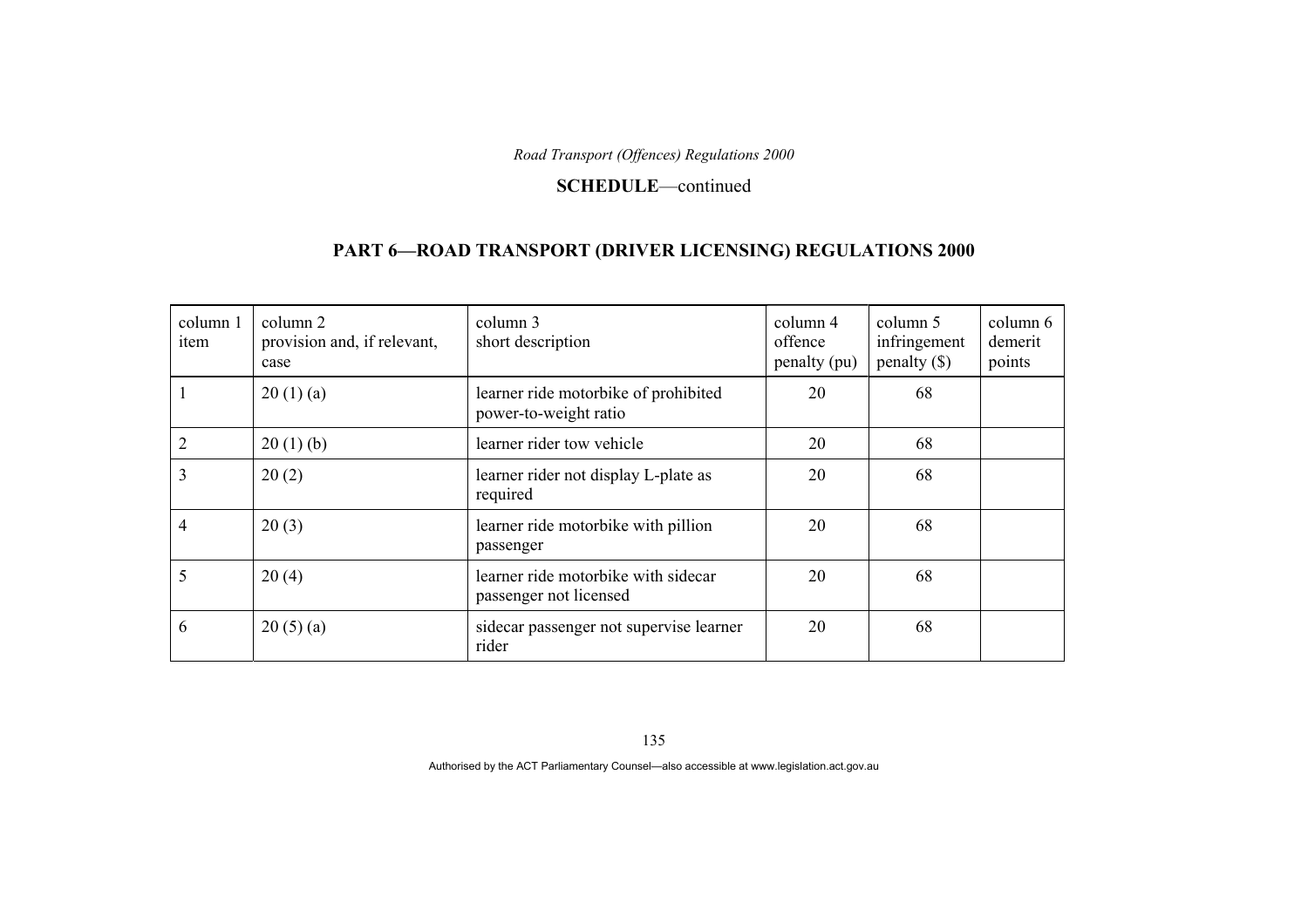**SCHEDULE**—continued

## PART 6—ROAD TRANSPORT (DRIVER LICENSING) REGULATIONS 2000

| column 1 item | column 2 provision and, if relevant, case | column 3 short description | column 4 offence penalty (pu) | column 5 infringement penalty ($) | column 6 demerit points |
|---|---|---|---|---|---|
| 1 | 20 (1) (a) | learner ride motorbike of prohibited power-to-weight ratio | 20 | 68 | |
| 2 | 20 (1) (b) | learner rider tow vehicle | 20 | 68 | |
| 3 | 20 (2) | learner rider not display L-plate as required | 20 | 68 | |
| 4 | 20 (3) | learner ride motorbike with pillion passenger | 20 | 68 | |
| 5 | 20 (4) | learner ride motorbike with sidecar passenger not licensed | 20 | 68 | |
| 6 | 20 (5) (a) | sidecar passenger not supervise learner rider | 20 | 68 | |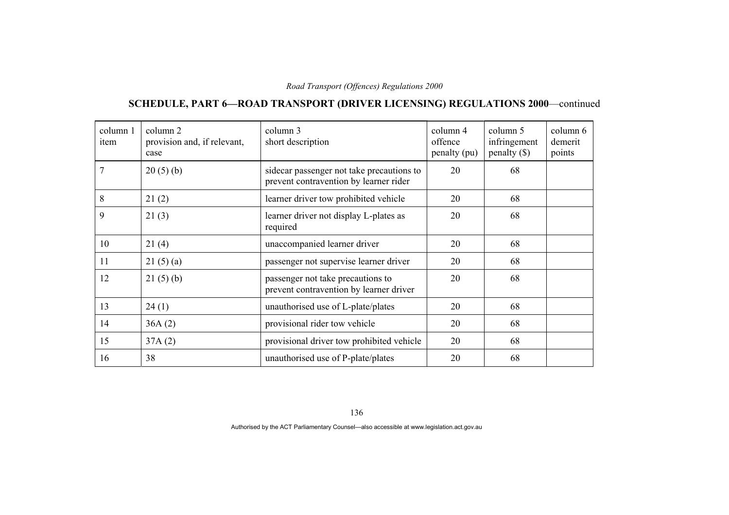## SCHEDULE, PART 6—ROAD TRANSPORT (DRIVER LICENSING) REGULATIONS 2000—continued

| column 1 item | column 2 provision and, if relevant, case | column 3 short description | column 4 offence penalty (pu) | column 5 infringement penalty ($) | column 6 demerit points |
|---|---|---|---|---|---|
| 7 | 20 (5) (b) | sidecar passenger not take precautions to prevent contravention by learner rider | 20 | 68 | |
| 8 | 21 (2) | learner driver tow prohibited vehicle | 20 | 68 | |
| 9 | 21 (3) | learner driver not display L-plates as required | 20 | 68 | |
| 10 | 21 (4) | unaccompanied learner driver | 20 | 68 | |
| 11 | 21 (5) (a) | passenger not supervise learner driver | 20 | 68 | |
| 12 | 21 (5) (b) | passenger not take precautions to prevent contravention by learner driver | 20 | 68 | |
| 13 | 24 (1) | unauthorised use of L-plate/plates | 20 | 68 | |
| 14 | 36A (2) | provisional rider tow vehicle | 20 | 68 | |
| 15 | 37A (2) | provisional driver tow prohibited vehicle | 20 | 68 | |
| 16 | 38 | unauthorised use of P-plate/plates | 20 | 68 | |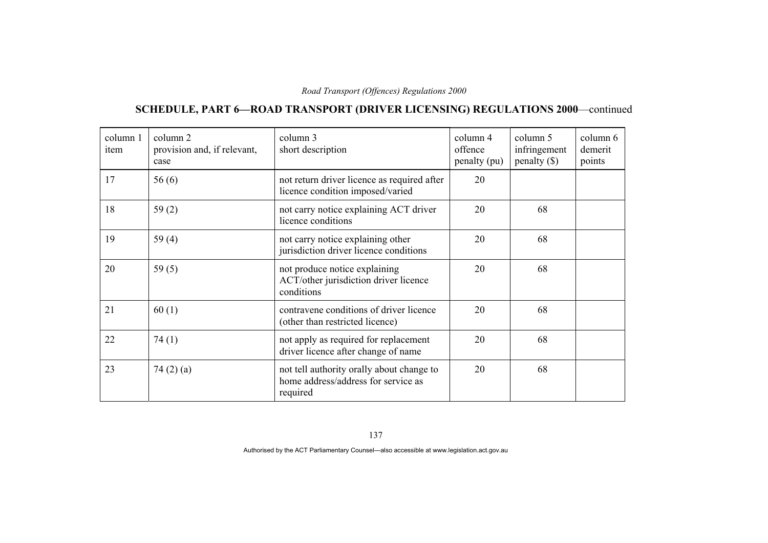## SCHEDULE, PART 6—ROAD TRANSPORT (DRIVER LICENSING) REGULATIONS 2000—continued

| column 1 item | column 2 provision and, if relevant, case | column 3 short description | column 4 offence penalty (pu) | column 5 infringement penalty ($) | column 6 demerit points |
|---|---|---|---|---|---|
| 17 | 56 (6) | not return driver licence as required after licence condition imposed/varied | 20 | | |
| 18 | 59 (2) | not carry notice explaining ACT driver licence conditions | 20 | 68 | |
| 19 | 59 (4) | not carry notice explaining other jurisdiction driver licence conditions | 20 | 68 | |
| 20 | 59 (5) | not produce notice explaining ACT/other jurisdiction driver licence conditions | 20 | 68 | |
| 21 | 60 (1) | contravene conditions of driver licence (other than restricted licence) | 20 | 68 | |
| 22 | 74 (1) | not apply as required for replacement driver licence after change of name | 20 | 68 | |
| 23 | 74 (2) (a) | not tell authority orally about change to home address/address for service as required | 20 | 68 | |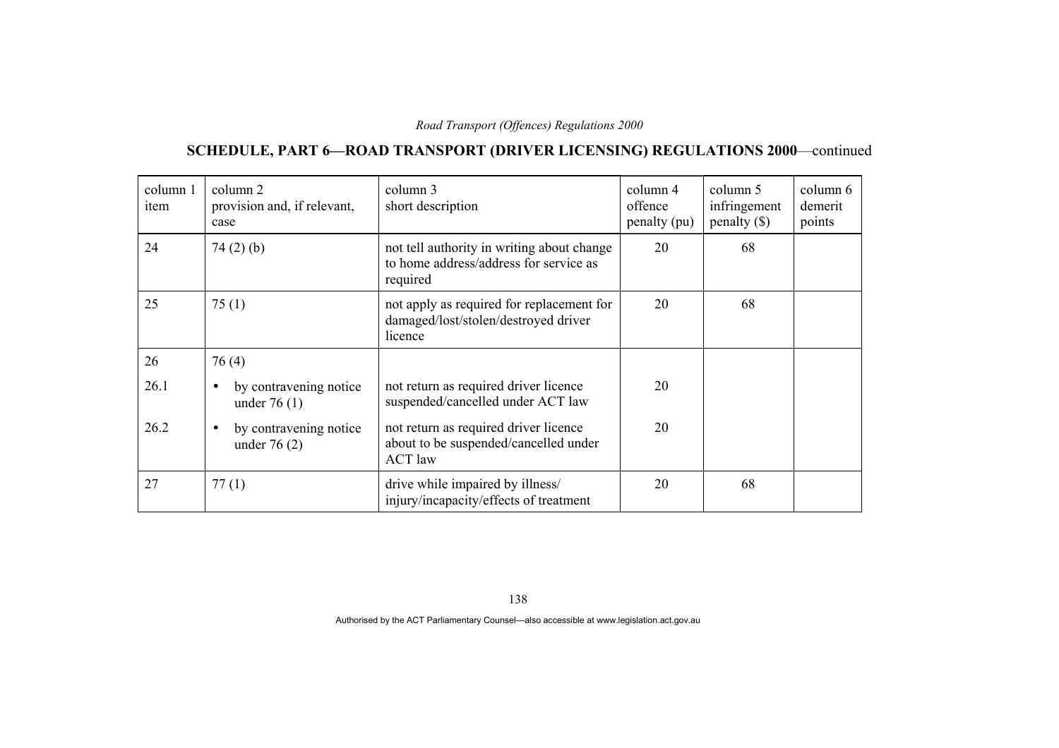## SCHEDULE, PART 6—ROAD TRANSPORT (DRIVER LICENSING) REGULATIONS 2000—continued

| column 1 item | column 2 provision and, if relevant, case | column 3 short description | column 4 offence penalty (pu) | column 5 infringement penalty ($) | column 6 demerit points |
|---|---|---|---|---|---|
| 24 | 74 (2) (b) | not tell authority in writing about change to home address/address for service as required | 20 | 68 | |
| 25 | 75 (1) | not apply as required for replacement for damaged/lost/stolen/destroyed driver licence | 20 | 68 | |
| 26 | 76 (4) | | | | |
| 26.1 | • by contravening notice under 76 (1) | not return as required driver licence suspended/cancelled under ACT law | 20 | | |
| 26.2 | • by contravening notice under 76 (2) | not return as required driver licence about to be suspended/cancelled under ACT law | 20 | | |
| 27 | 77 (1) | drive while impaired by illness/ injury/incapacity/effects of treatment | 20 | 68 | |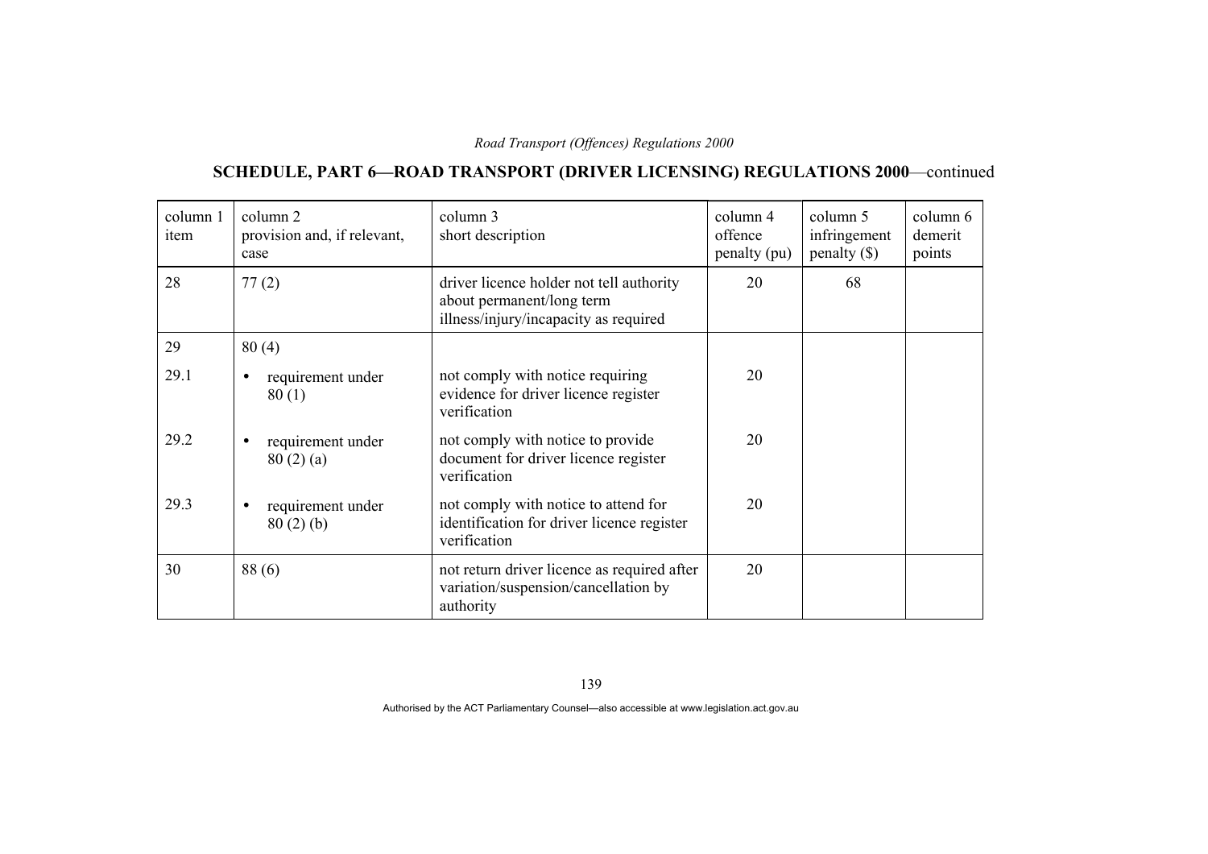## SCHEDULE, PART 6—ROAD TRANSPORT (DRIVER LICENSING) REGULATIONS 2000—continued

| column 1 item | column 2 provision and, if relevant, case | column 3 short description | column 4 offence penalty (pu) | column 5 infringement penalty ($) | column 6 demerit points |
|---|---|---|---|---|---|
| 28 | 77 (2) | driver licence holder not tell authority about permanent/long term illness/injury/incapacity as required | 20 | 68 | |
| 29 | 80 (4) | | | | |
| 29.1 | • requirement under 80 (1) | not comply with notice requiring evidence for driver licence register verification | 20 | | |
| 29.2 | • requirement under 80 (2) (a) | not comply with notice to provide document for driver licence register verification | 20 | | |
| 29.3 | • requirement under 80 (2) (b) | not comply with notice to attend for identification for driver licence register verification | 20 | | |
| 30 | 88 (6) | not return driver licence as required after variation/suspension/cancellation by authority | 20 | | |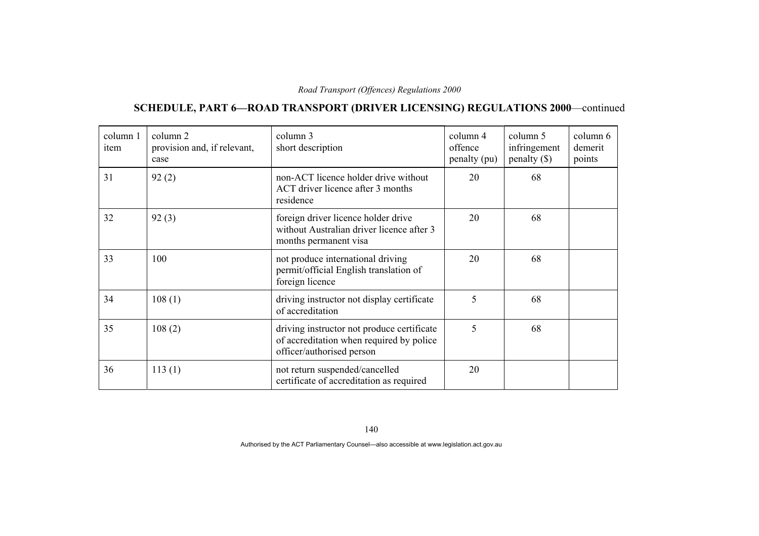## SCHEDULE, PART 6—ROAD TRANSPORT (DRIVER LICENSING) REGULATIONS 2000—continued

| column 1 item | column 2 provision and, if relevant, case | column 3 short description | column 4 offence penalty (pu) | column 5 infringement penalty ($) | column 6 demerit points |
|---|---|---|---|---|---|
| 31 | 92 (2) | non-ACT licence holder drive without ACT driver licence after 3 months residence | 20 | 68 | |
| 32 | 92 (3) | foreign driver licence holder drive without Australian driver licence after 3 months permanent visa | 20 | 68 | |
| 33 | 100 | not produce international driving permit/official English translation of foreign licence | 20 | 68 | |
| 34 | 108 (1) | driving instructor not display certificate of accreditation | 5 | 68 | |
| 35 | 108 (2) | driving instructor not produce certificate of accreditation when required by police officer/authorised person | 5 | 68 | |
| 36 | 113 (1) | not return suspended/cancelled certificate of accreditation as required | 20 | | |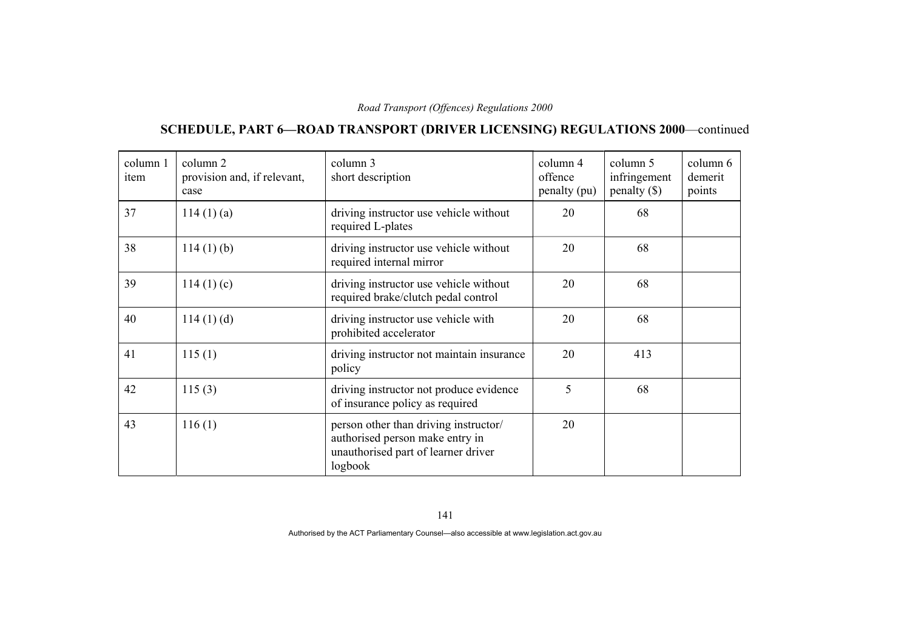## SCHEDULE, PART 6—ROAD TRANSPORT (DRIVER LICENSING) REGULATIONS 2000—continued

| column 1 item | column 2 provision and, if relevant, case | column 3 short description | column 4 offence penalty (pu) | column 5 infringement penalty ($) | column 6 demerit points |
|---|---|---|---|---|---|
| 37 | 114 (1) (a) | driving instructor use vehicle without required L-plates | 20 | 68 | |
| 38 | 114 (1) (b) | driving instructor use vehicle without required internal mirror | 20 | 68 | |
| 39 | 114 (1) (c) | driving instructor use vehicle without required brake/clutch pedal control | 20 | 68 | |
| 40 | 114 (1) (d) | driving instructor use vehicle with prohibited accelerator | 20 | 68 | |
| 41 | 115 (1) | driving instructor not maintain insurance policy | 20 | 413 | |
| 42 | 115 (3) | driving instructor not produce evidence of insurance policy as required | 5 | 68 | |
| 43 | 116 (1) | person other than driving instructor/ authorised person make entry in unauthorised part of learner driver logbook | 20 | | |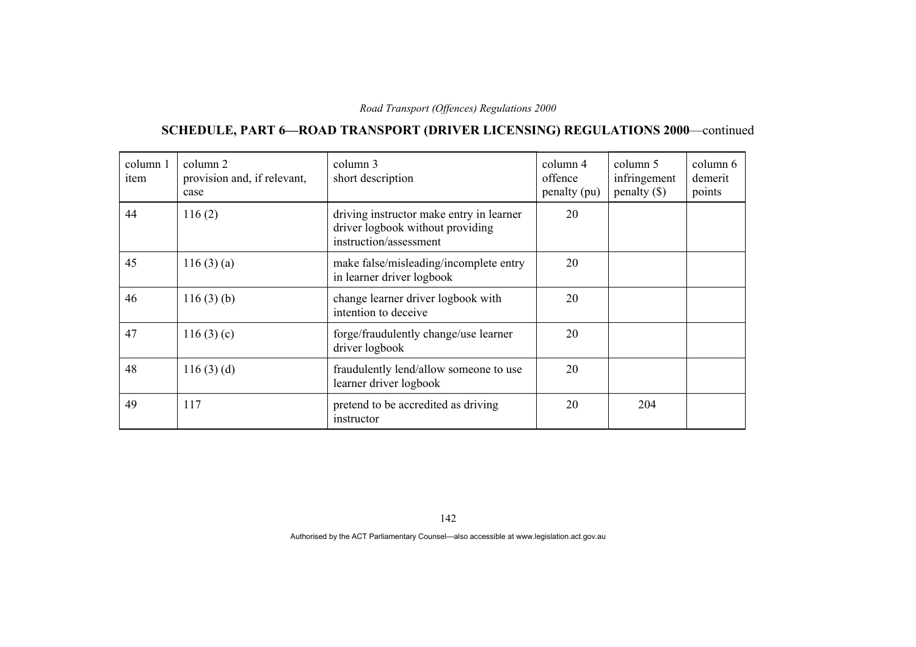## SCHEDULE, PART 6—ROAD TRANSPORT (DRIVER LICENSING) REGULATIONS 2000—continued

| column 1 item | column 2 provision and, if relevant, case | column 3 short description | column 4 offence penalty (pu) | column 5 infringement penalty ($) | column 6 demerit points |
|---|---|---|---|---|---|
| 44 | 116 (2) | driving instructor make entry in learner driver logbook without providing instruction/assessment | 20 | | |
| 45 | 116 (3) (a) | make false/misleading/incomplete entry in learner driver logbook | 20 | | |
| 46 | 116 (3) (b) | change learner driver logbook with intention to deceive | 20 | | |
| 47 | 116 (3) (c) | forge/fraudulently change/use learner driver logbook | 20 | | |
| 48 | 116 (3) (d) | fraudulently lend/allow someone to use learner driver logbook | 20 | | |
| 49 | 117 | pretend to be accredited as driving instructor | 20 | 204 | |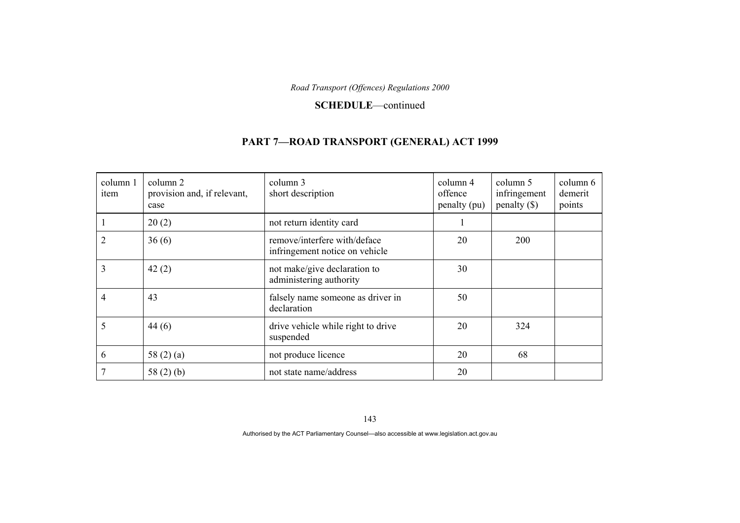**SCHEDULE**—continued

## PART 7—ROAD TRANSPORT (GENERAL) ACT 1999

| column 1 item | column 2 provision and, if relevant, case | column 3 short description | column 4 offence penalty (pu) | column 5 infringement penalty ($) | column 6 demerit points |
|---|---|---|---|---|---|
| 1 | 20 (2) | not return identity card | 1 | | |
| 2 | 36 (6) | remove/interfere with/deface infringement notice on vehicle | 20 | 200 | |
| 3 | 42 (2) | not make/give declaration to administering authority | 30 | | |
| 4 | 43 | falsely name someone as driver in declaration | 50 | | |
| 5 | 44 (6) | drive vehicle while right to drive suspended | 20 | 324 | |
| 6 | 58 (2) (a) | not produce licence | 20 | 68 | |
| 7 | 58 (2) (b) | not state name/address | 20 | | |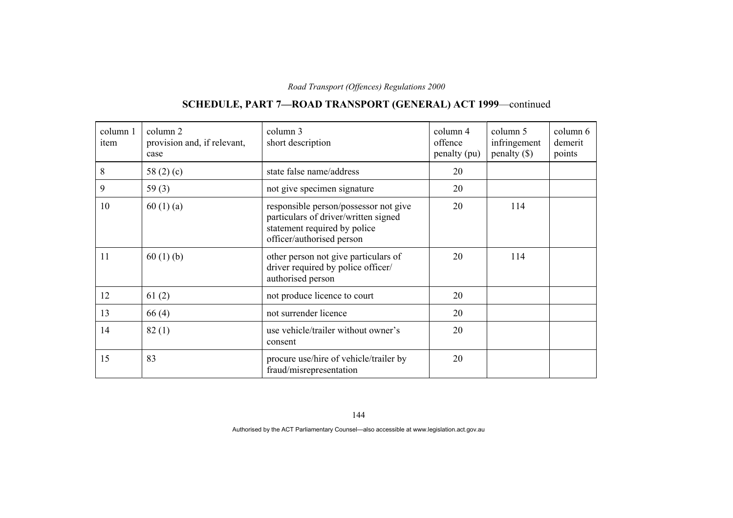## SCHEDULE, PART 7—ROAD TRANSPORT (GENERAL) ACT 1999—continued

| column 1 item | column 2 provision and, if relevant, case | column 3 short description | column 4 offence penalty (pu) | column 5 infringement penalty ($) | column 6 demerit points |
|---|---|---|---|---|---|
| 8 | 58 (2) (c) | state false name/address | 20 | | |
| 9 | 59 (3) | not give specimen signature | 20 | | |
| 10 | 60 (1) (a) | responsible person/possessor not give particulars of driver/written signed statement required by police officer/authorised person | 20 | 114 | |
| 11 | 60 (1) (b) | other person not give particulars of driver required by police officer/ authorised person | 20 | 114 | |
| 12 | 61 (2) | not produce licence to court | 20 | | |
| 13 | 66 (4) | not surrender licence | 20 | | |
| 14 | 82 (1) | use vehicle/trailer without owner's consent | 20 | | |
| 15 | 83 | procure use/hire of vehicle/trailer by fraud/misrepresentation | 20 | | |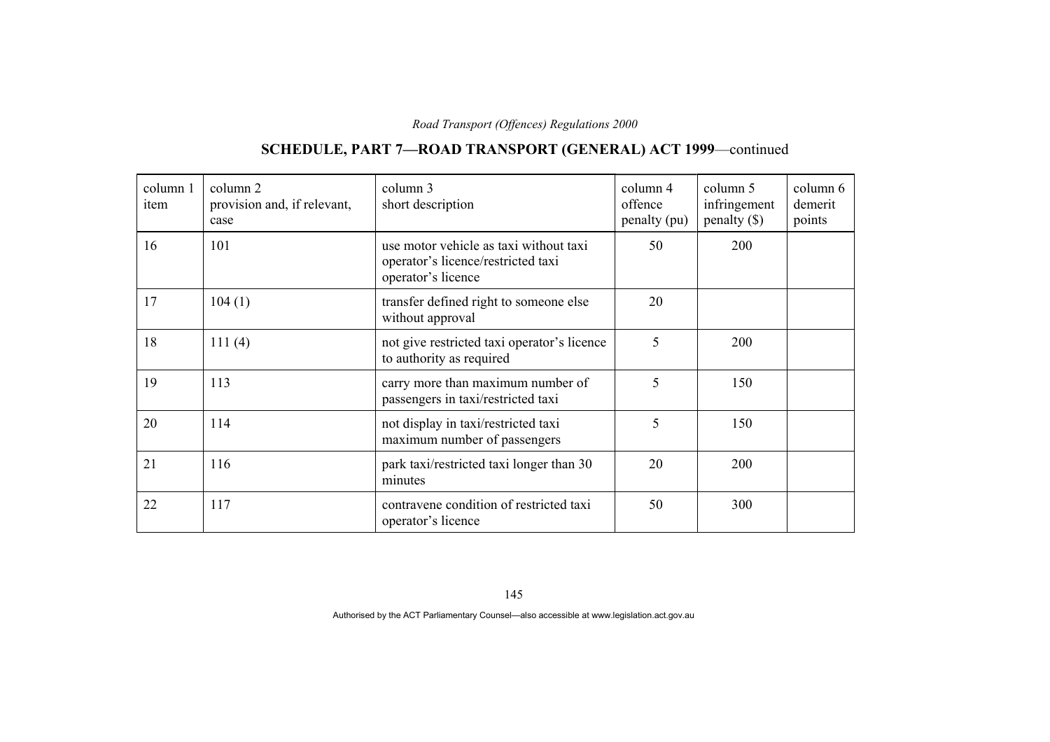## SCHEDULE, PART 7—ROAD TRANSPORT (GENERAL) ACT 1999—continued

| column 1 item | column 2 provision and, if relevant, case | column 3 short description | column 4 offence penalty (pu) | column 5 infringement penalty ($) | column 6 demerit points |
|---|---|---|---|---|---|
| 16 | 101 | use motor vehicle as taxi without taxi operator’s licence/restricted taxi operator’s licence | 50 | 200 | |
| 17 | 104 (1) | transfer defined right to someone else without approval | 20 | | |
| 18 | 111 (4) | not give restricted taxi operator’s licence to authority as required | 5 | 200 | |
| 19 | 113 | carry more than maximum number of passengers in taxi/restricted taxi | 5 | 150 | |
| 20 | 114 | not display in taxi/restricted taxi maximum number of passengers | 5 | 150 | |
| 21 | 116 | park taxi/restricted taxi longer than 30 minutes | 20 | 200 | |
| 22 | 117 | contravene condition of restricted taxi operator’s licence | 50 | 300 | |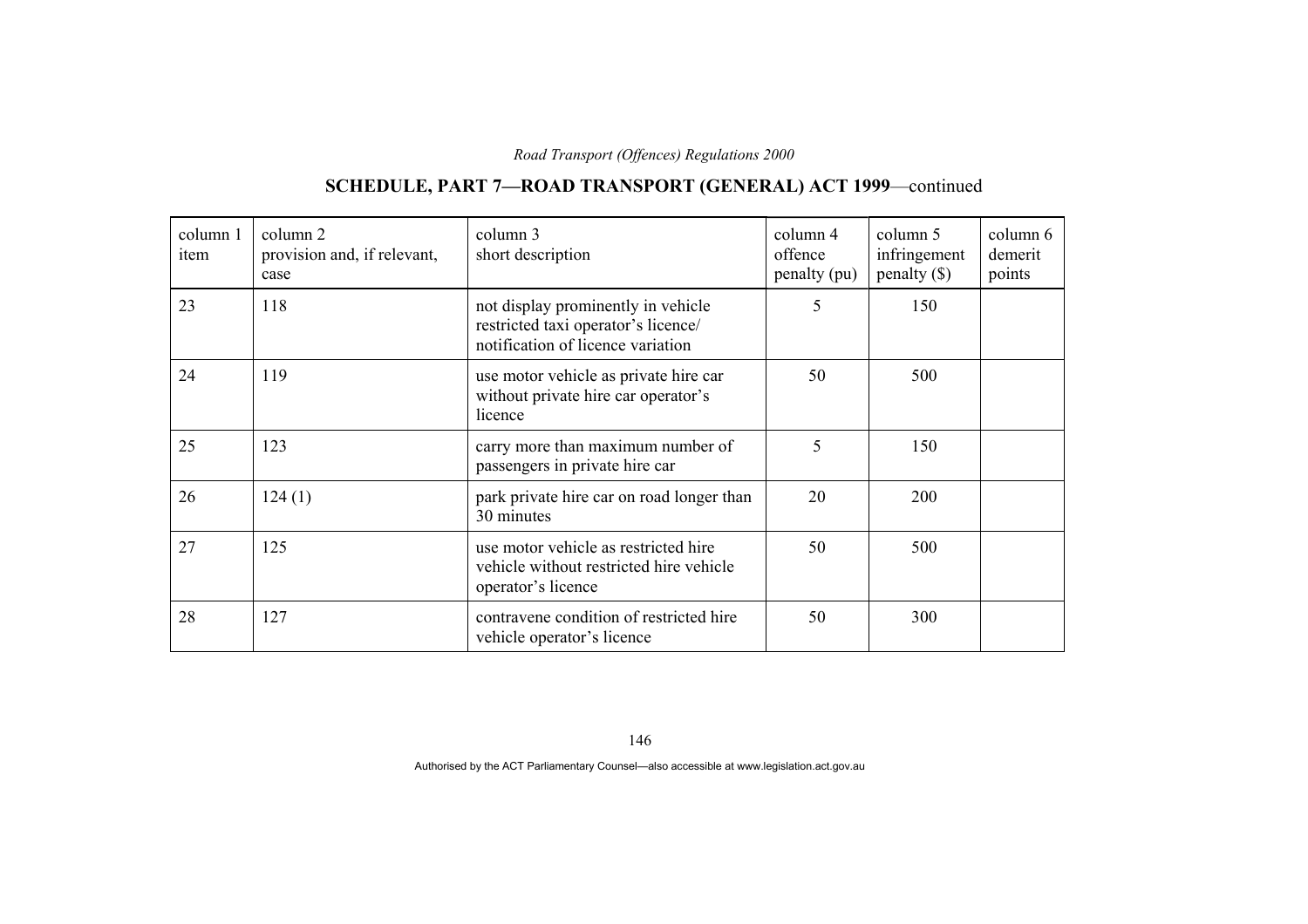## SCHEDULE, PART 7—ROAD TRANSPORT (GENERAL) ACT 1999—continued

| column 1 item | column 2 provision and, if relevant, case | column 3 short description | column 4 offence penalty (pu) | column 5 infringement penalty ($) | column 6 demerit points |
|---|---|---|---|---|---|
| 23 | 118 | not display prominently in vehicle restricted taxi operator's licence/ notification of licence variation | 5 | 150 | |
| 24 | 119 | use motor vehicle as private hire car without private hire car operator's licence | 50 | 500 | |
| 25 | 123 | carry more than maximum number of passengers in private hire car | 5 | 150 | |
| 26 | 124 (1) | park private hire car on road longer than 30 minutes | 20 | 200 | |
| 27 | 125 | use motor vehicle as restricted hire vehicle without restricted hire vehicle operator's licence | 50 | 500 | |
| 28 | 127 | contravene condition of restricted hire vehicle operator's licence | 50 | 300 | |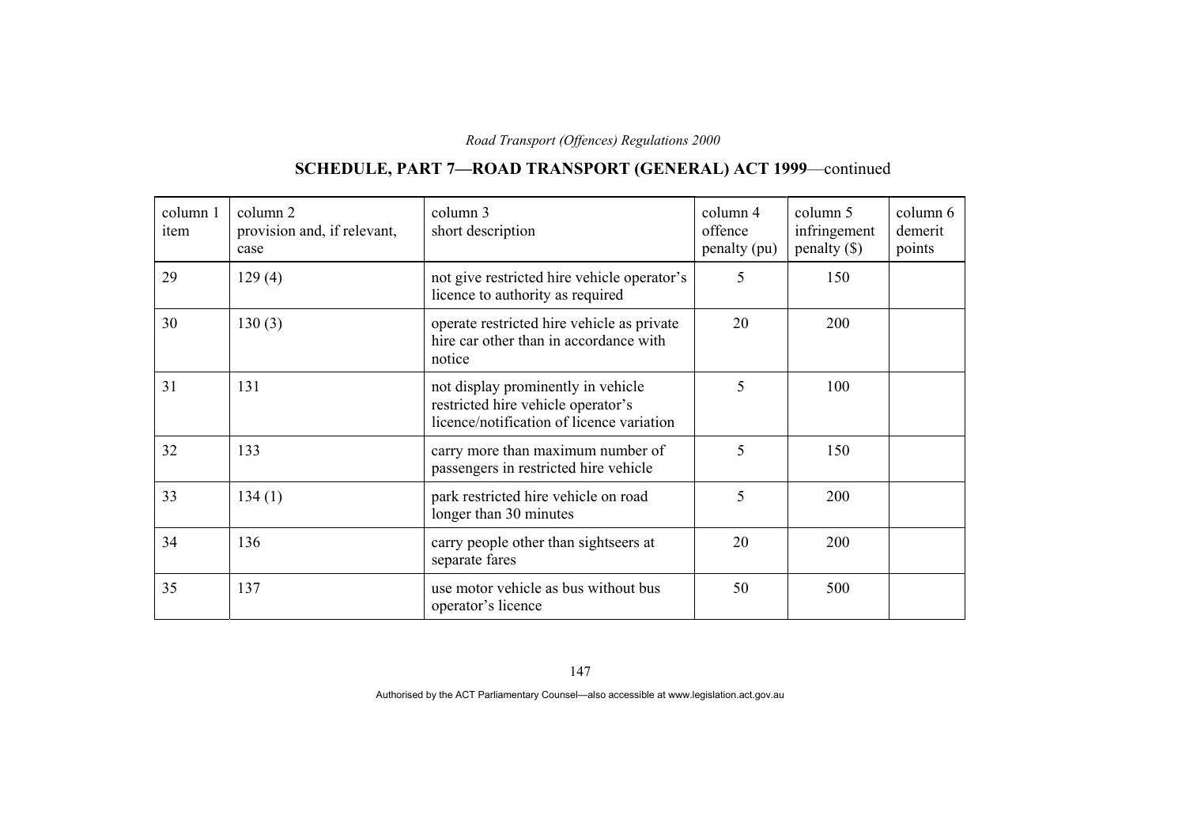## SCHEDULE, PART 7—ROAD TRANSPORT (GENERAL) ACT 1999—continued

| column 1 item | column 2 provision and, if relevant, case | column 3 short description | column 4 offence penalty (pu) | column 5 infringement penalty ($) | column 6 demerit points |
|---|---|---|---|---|---|
| 29 | 129 (4) | not give restricted hire vehicle operator's licence to authority as required | 5 | 150 | |
| 30 | 130 (3) | operate restricted hire vehicle as private hire car other than in accordance with notice | 20 | 200 | |
| 31 | 131 | not display prominently in vehicle restricted hire vehicle operator's licence/notification of licence variation | 5 | 100 | |
| 32 | 133 | carry more than maximum number of passengers in restricted hire vehicle | 5 | 150 | |
| 33 | 134 (1) | park restricted hire vehicle on road longer than 30 minutes | 5 | 200 | |
| 34 | 136 | carry people other than sightseers at separate fares | 20 | 200 | |
| 35 | 137 | use motor vehicle as bus without bus operator's licence | 50 | 500 | |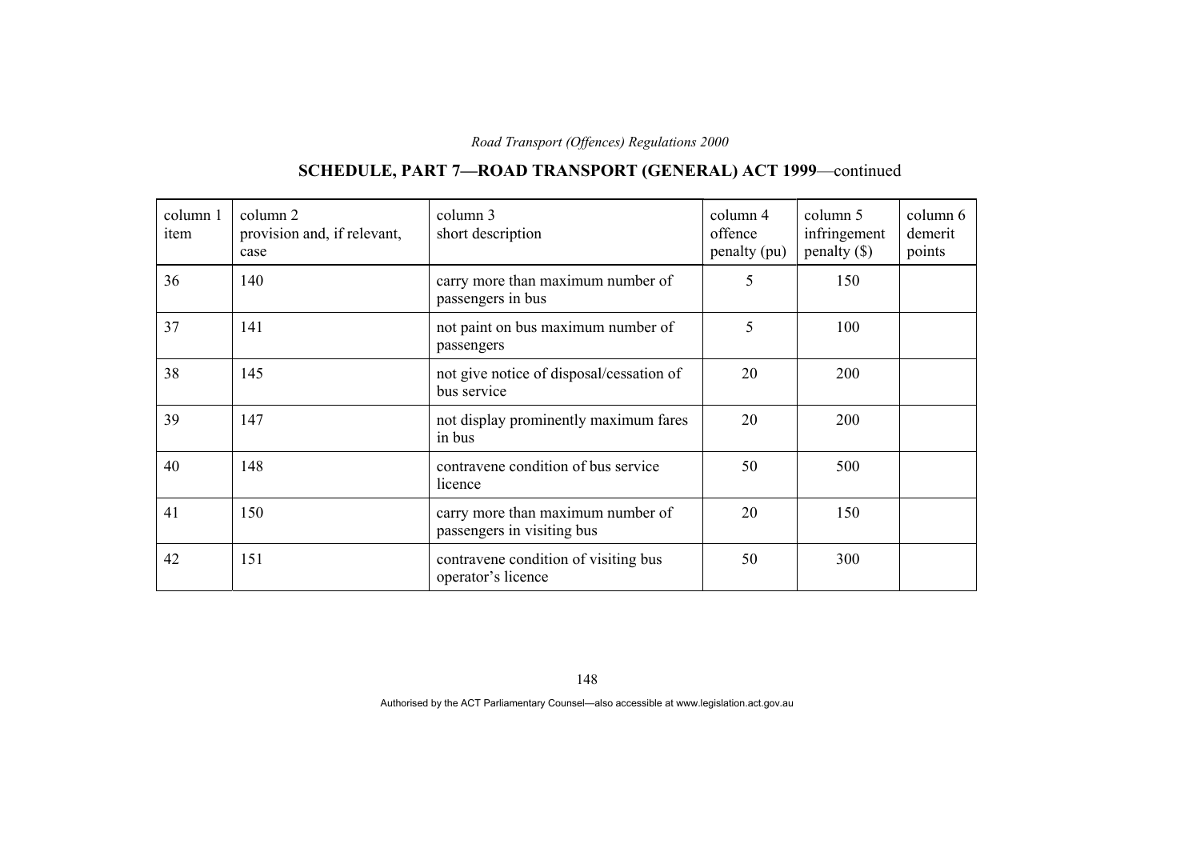## SCHEDULE, PART 7—ROAD TRANSPORT (GENERAL) ACT 1999—continued

| column 1 item | column 2 provision and, if relevant, case | column 3 short description | column 4 offence penalty (pu) | column 5 infringement penalty ($) | column 6 demerit points |
|---|---|---|---|---|---|
| 36 | 140 | carry more than maximum number of passengers in bus | 5 | 150 | |
| 37 | 141 | not paint on bus maximum number of passengers | 5 | 100 | |
| 38 | 145 | not give notice of disposal/cessation of bus service | 20 | 200 | |
| 39 | 147 | not display prominently maximum fares in bus | 20 | 200 | |
| 40 | 148 | contravene condition of bus service licence | 50 | 500 | |
| 41 | 150 | carry more than maximum number of passengers in visiting bus | 20 | 150 | |
| 42 | 151 | contravene condition of visiting bus operator's licence | 50 | 300 | |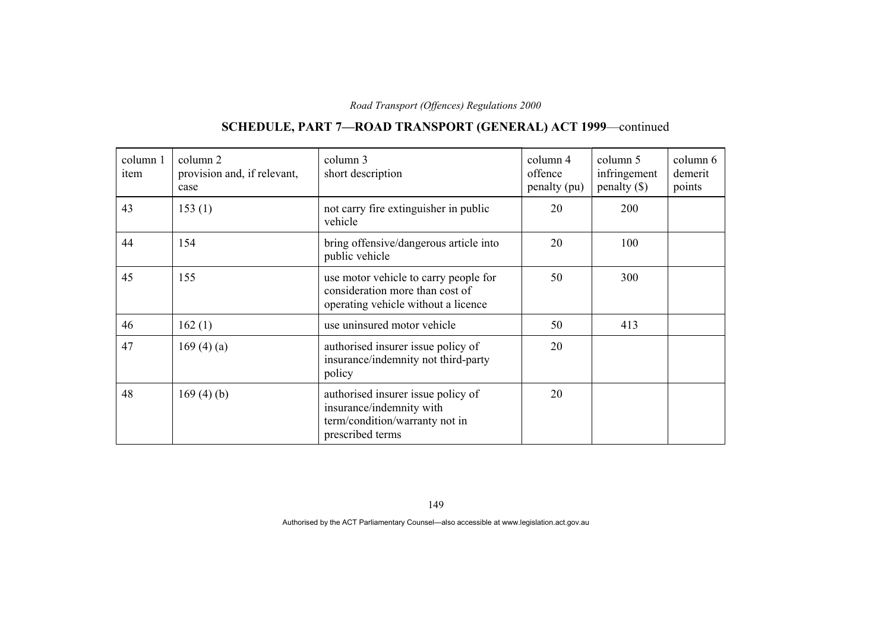## SCHEDULE, PART 7—ROAD TRANSPORT (GENERAL) ACT 1999—continued

| column 1 item | column 2 provision and, if relevant, case | column 3 short description | column 4 offence penalty (pu) | column 5 infringement penalty ($) | column 6 demerit points |
|---|---|---|---|---|---|
| 43 | 153 (1) | not carry fire extinguisher in public vehicle | 20 | 200 | |
| 44 | 154 | bring offensive/dangerous article into public vehicle | 20 | 100 | |
| 45 | 155 | use motor vehicle to carry people for consideration more than cost of operating vehicle without a licence | 50 | 300 | |
| 46 | 162 (1) | use uninsured motor vehicle | 50 | 413 | |
| 47 | 169 (4) (a) | authorised insurer issue policy of insurance/indemnity not third-party policy | 20 | | |
| 48 | 169 (4) (b) | authorised insurer issue policy of insurance/indemnity with term/condition/warranty not in prescribed terms | 20 | | |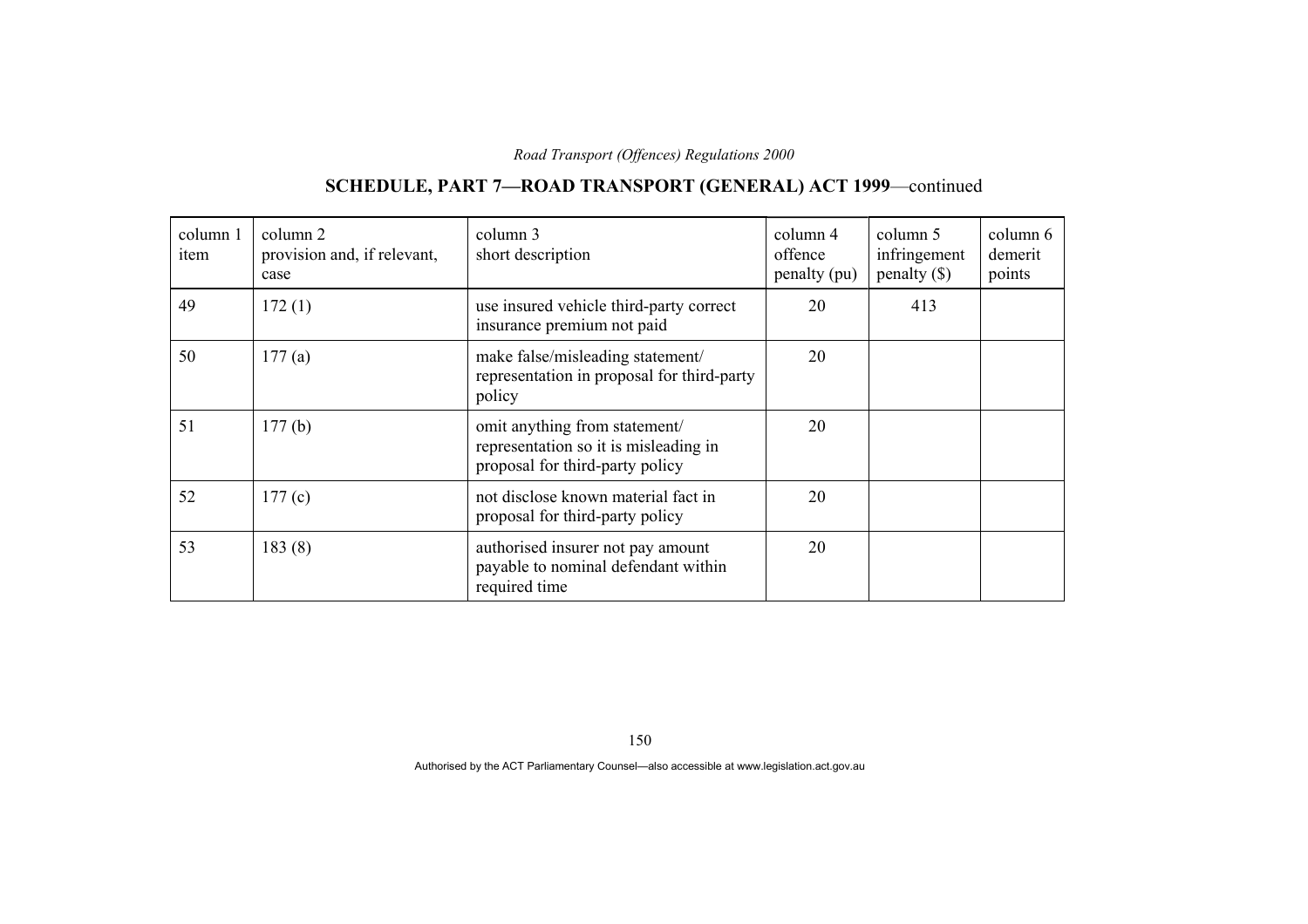## SCHEDULE, PART 7—ROAD TRANSPORT (GENERAL) ACT 1999—continued

| column 1 item | column 2 provision and, if relevant, case | column 3 short description | column 4 offence penalty (pu) | column 5 infringement penalty ($) | column 6 demerit points |
|---|---|---|---|---|---|
| 49 | 172 (1) | use insured vehicle third-party correct insurance premium not paid | 20 | 413 | |
| 50 | 177 (a) | make false/misleading statement/ representation in proposal for third-party policy | 20 | | |
| 51 | 177 (b) | omit anything from statement/ representation so it is misleading in proposal for third-party policy | 20 | | |
| 52 | 177 (c) | not disclose known material fact in proposal for third-party policy | 20 | | |
| 53 | 183 (8) | authorised insurer not pay amount payable to nominal defendant within required time | 20 | | |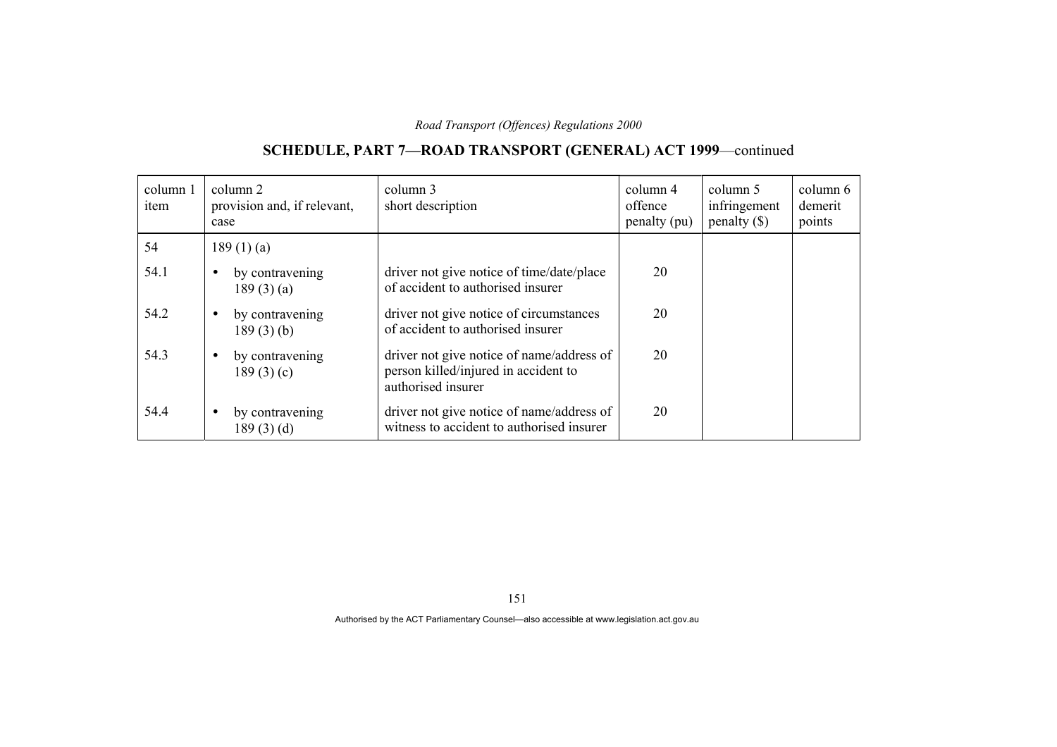## SCHEDULE, PART 7—ROAD TRANSPORT (GENERAL) ACT 1999—continued

| column 1 item | column 2 provision and, if relevant, case | column 3 short description | column 4 offence penalty (pu) | column 5 infringement penalty ($) | column 6 demerit points |
|---|---|---|---|---|---|
| 54 | 189 (1) (a) | | | | |
| 54.1 | • by contravening 189 (3) (a) | driver not give notice of time/date/place of accident to authorised insurer | 20 | | |
| 54.2 | • by contravening 189 (3) (b) | driver not give notice of circumstances of accident to authorised insurer | 20 | | |
| 54.3 | • by contravening 189 (3) (c) | driver not give notice of name/address of person killed/injured in accident to authorised insurer | 20 | | |
| 54.4 | • by contravening 189 (3) (d) | driver not give notice of name/address of witness to accident to authorised insurer | 20 | | |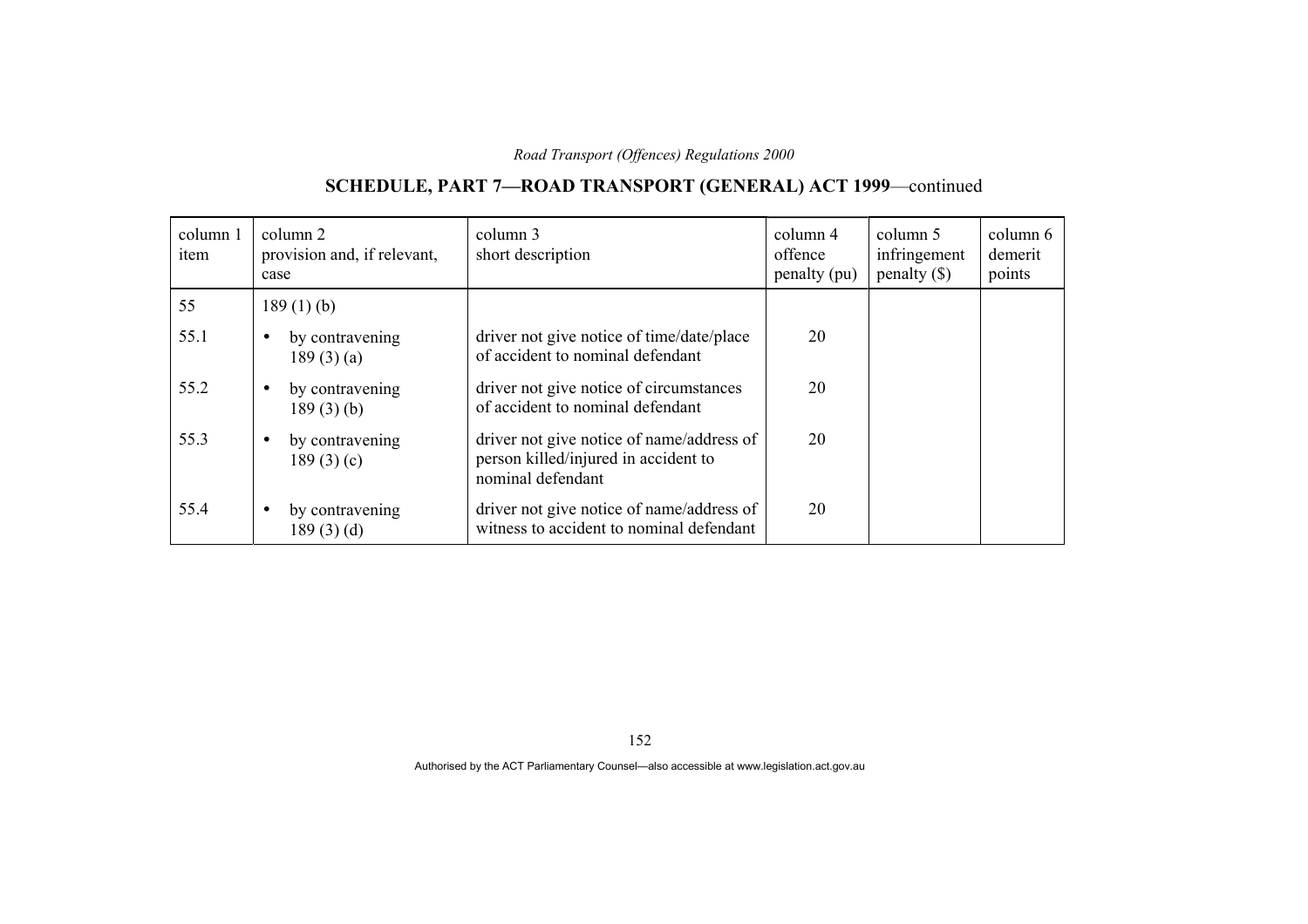## SCHEDULE, PART 7—ROAD TRANSPORT (GENERAL) ACT 1999—continued

| column 1 item | column 2 provision and, if relevant, case | column 3 short description | column 4 offence penalty (pu) | column 5 infringement penalty ($) | column 6 demerit points |
|---|---|---|---|---|---|
| 55 | 189 (1) (b) | | | | |
| 55.1 | • by contravening 189 (3) (a) | driver not give notice of time/date/place of accident to nominal defendant | 20 | | |
| 55.2 | • by contravening 189 (3) (b) | driver not give notice of circumstances of accident to nominal defendant | 20 | | |
| 55.3 | • by contravening 189 (3) (c) | driver not give notice of name/address of person killed/injured in accident to nominal defendant | 20 | | |
| 55.4 | • by contravening 189 (3) (d) | driver not give notice of name/address of witness to accident to nominal defendant | 20 | | |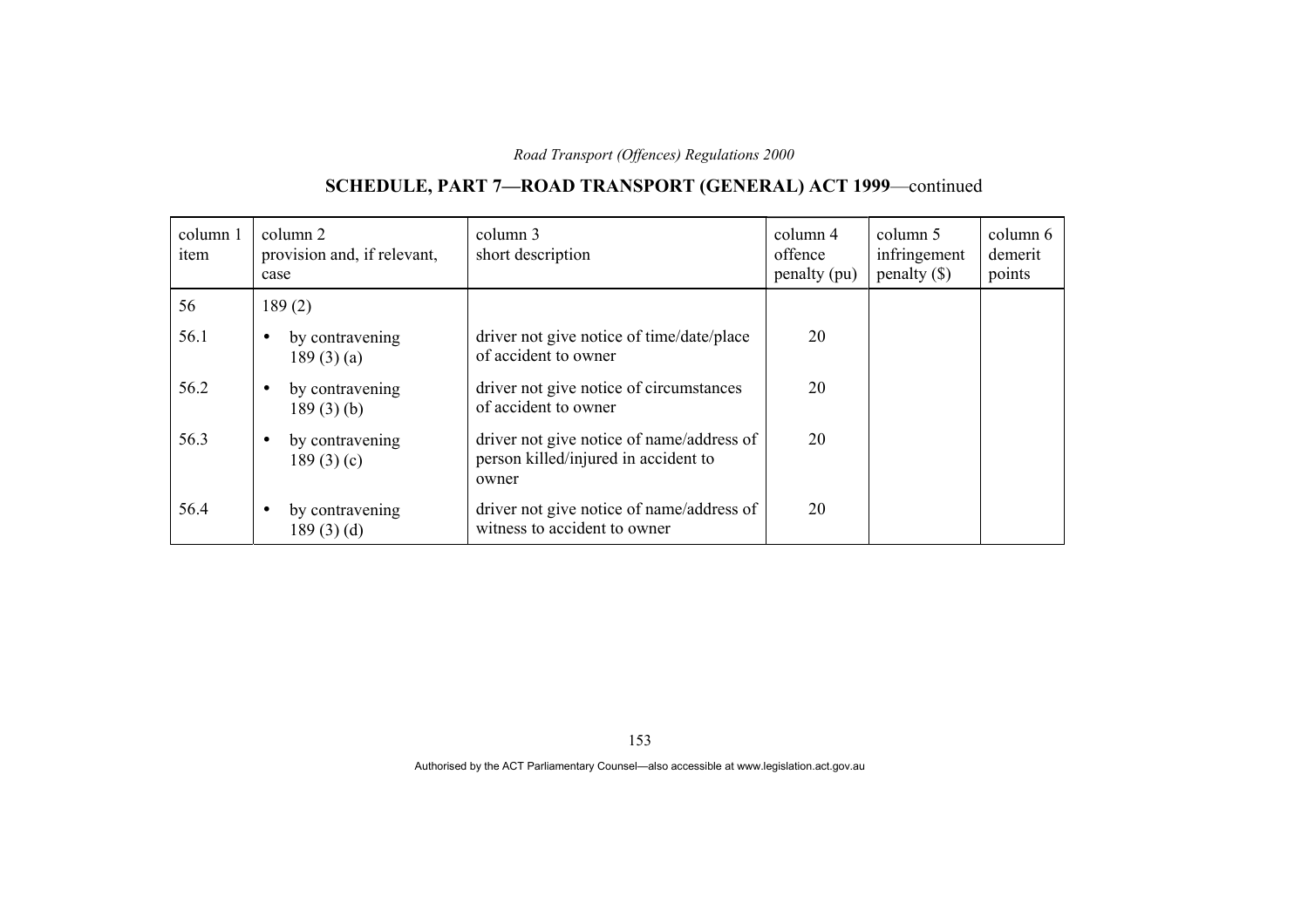## SCHEDULE, PART 7—ROAD TRANSPORT (GENERAL) ACT 1999—continued

| column 1 item | column 2 provision and, if relevant, case | column 3 short description | column 4 offence penalty (pu) | column 5 infringement penalty ($) | column 6 demerit points |
|---|---|---|---|---|---|
| 56 | 189 (2) | | | | |
| 56.1 | • by contravening 189 (3) (a) | driver not give notice of time/date/place of accident to owner | 20 | | |
| 56.2 | • by contravening 189 (3) (b) | driver not give notice of circumstances of accident to owner | 20 | | |
| 56.3 | • by contravening 189 (3) (c) | driver not give notice of name/address of person killed/injured in accident to owner | 20 | | |
| 56.4 | • by contravening 189 (3) (d) | driver not give notice of name/address of witness to accident to owner | 20 | | |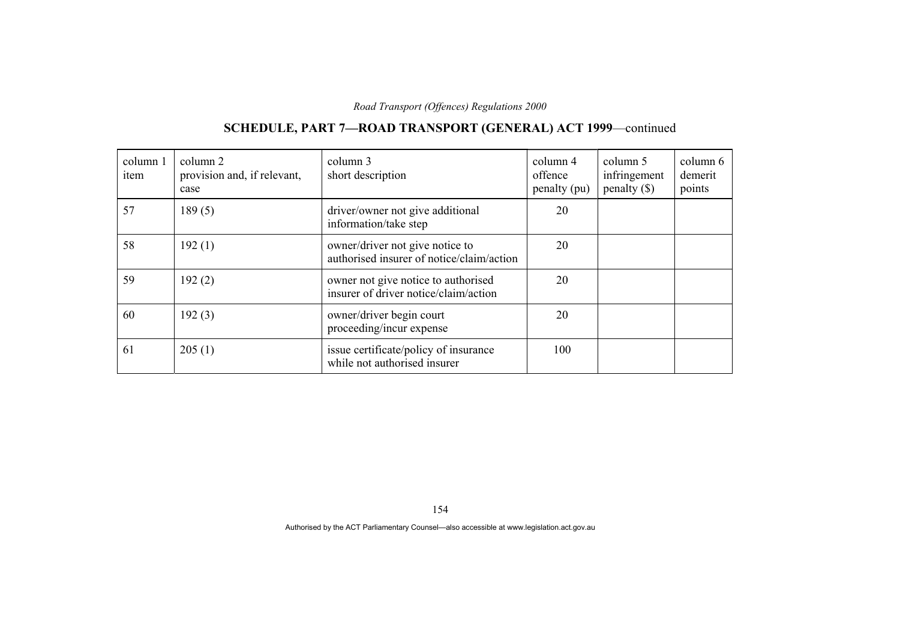## SCHEDULE, PART 7—ROAD TRANSPORT (GENERAL) ACT 1999—continued

| column 1 item | column 2 provision and, if relevant, case | column 3 short description | column 4 offence penalty (pu) | column 5 infringement penalty ($) | column 6 demerit points |
|---|---|---|---|---|---|
| 57 | 189 (5) | driver/owner not give additional information/take step | 20 | | |
| 58 | 192 (1) | owner/driver not give notice to authorised insurer of notice/claim/action | 20 | | |
| 59 | 192 (2) | owner not give notice to authorised insurer of driver notice/claim/action | 20 | | |
| 60 | 192 (3) | owner/driver begin court proceeding/incur expense | 20 | | |
| 61 | 205 (1) | issue certificate/policy of insurance while not authorised insurer | 100 | | |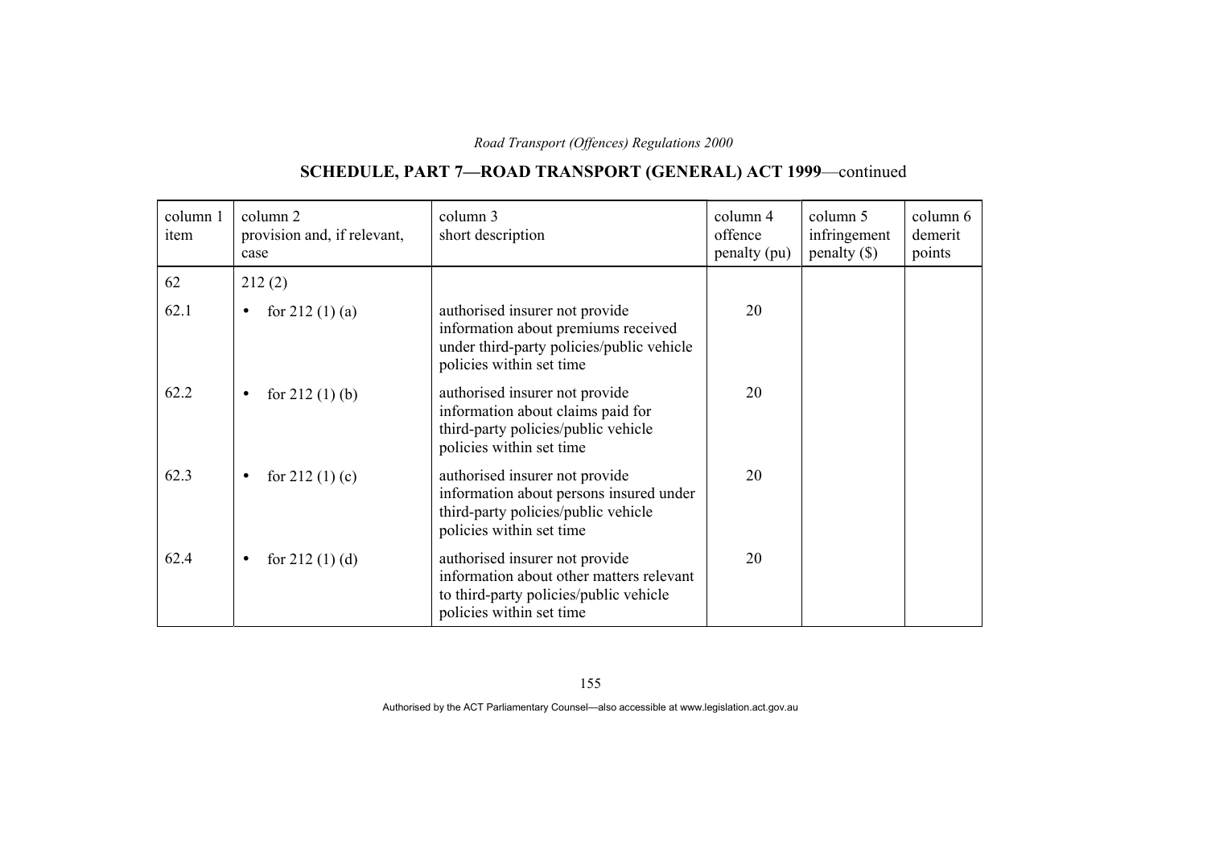## SCHEDULE, PART 7—ROAD TRANSPORT (GENERAL) ACT 1999—continued

| column 1 item | column 2 provision and, if relevant, case | column 3 short description | column 4 offence penalty (pu) | column 5 infringement penalty ($) | column 6 demerit points |
|---|---|---|---|---|---|
| 62 | 212 (2) | | | | |
| 62.1 | • for 212 (1) (a) | authorised insurer not provide information about premiums received under third-party policies/public vehicle policies within set time | 20 | | |
| 62.2 | • for 212 (1) (b) | authorised insurer not provide information about claims paid for third-party policies/public vehicle policies within set time | 20 | | |
| 62.3 | • for 212 (1) (c) | authorised insurer not provide information about persons insured under third-party policies/public vehicle policies within set time | 20 | | |
| 62.4 | • for 212 (1) (d) | authorised insurer not provide information about other matters relevant to third-party policies/public vehicle policies within set time | 20 | | |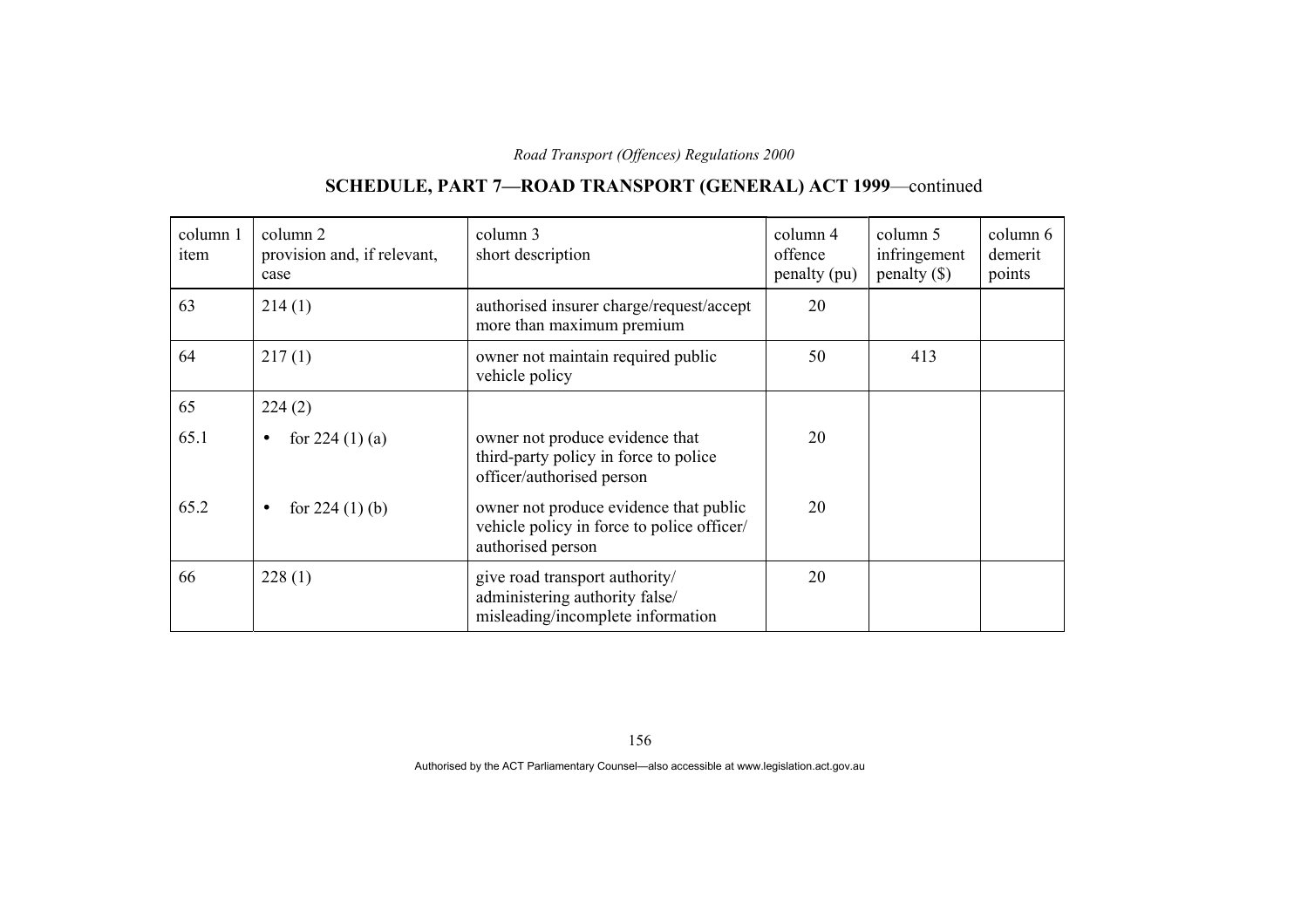## SCHEDULE, PART 7—ROAD TRANSPORT (GENERAL) ACT 1999—continued

| column 1 item | column 2 provision and, if relevant, case | column 3 short description | column 4 offence penalty (pu) | column 5 infringement penalty ($) | column 6 demerit points |
|---|---|---|---|---|---|
| 63 | 214 (1) | authorised insurer charge/request/accept more than maximum premium | 20 | | |
| 64 | 217 (1) | owner not maintain required public vehicle policy | 50 | 413 | |
| 65 | 224 (2) | | | | |
| 65.1 | • for 224 (1) (a) | owner not produce evidence that third-party policy in force to police officer/authorised person | 20 | | |
| 65.2 | • for 224 (1) (b) | owner not produce evidence that public vehicle policy in force to police officer/ authorised person | 20 | | |
| 66 | 228 (1) | give road transport authority/ administering authority false/ misleading/incomplete information | 20 | | |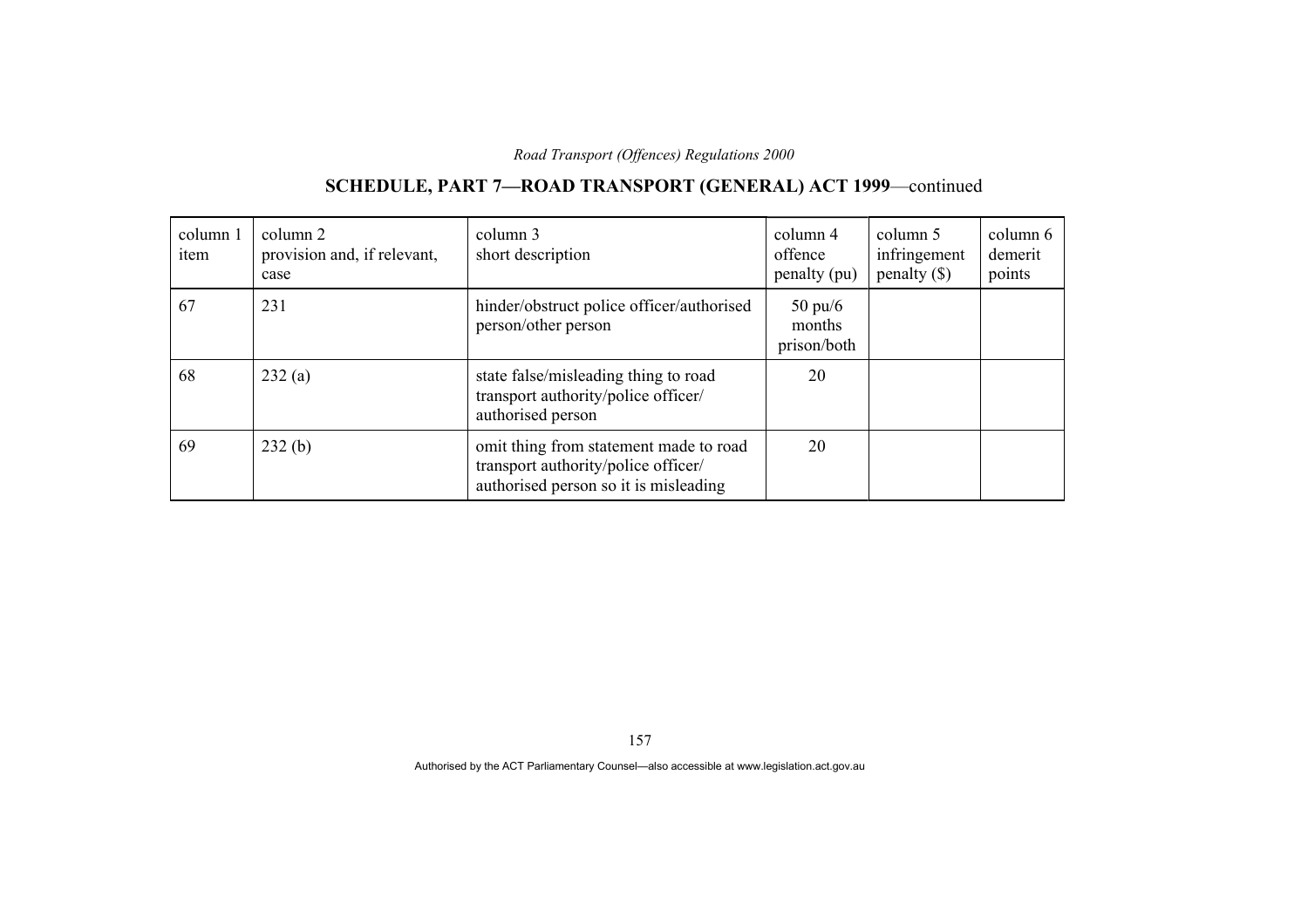## SCHEDULE, PART 7—ROAD TRANSPORT (GENERAL) ACT 1999—continued

| column 1 item | column 2 provision and, if relevant, case | column 3 short description | column 4 offence penalty (pu) | column 5 infringement penalty ($) | column 6 demerit points |
|---|---|---|---|---|---|
| 67 | 231 | hinder/obstruct police officer/authorised person/other person | 50 pu/6 months prison/both | | |
| 68 | 232 (a) | state false/misleading thing to road transport authority/police officer/ authorised person | 20 | | |
| 69 | 232 (b) | omit thing from statement made to road transport authority/police officer/ authorised person so it is misleading | 20 | | |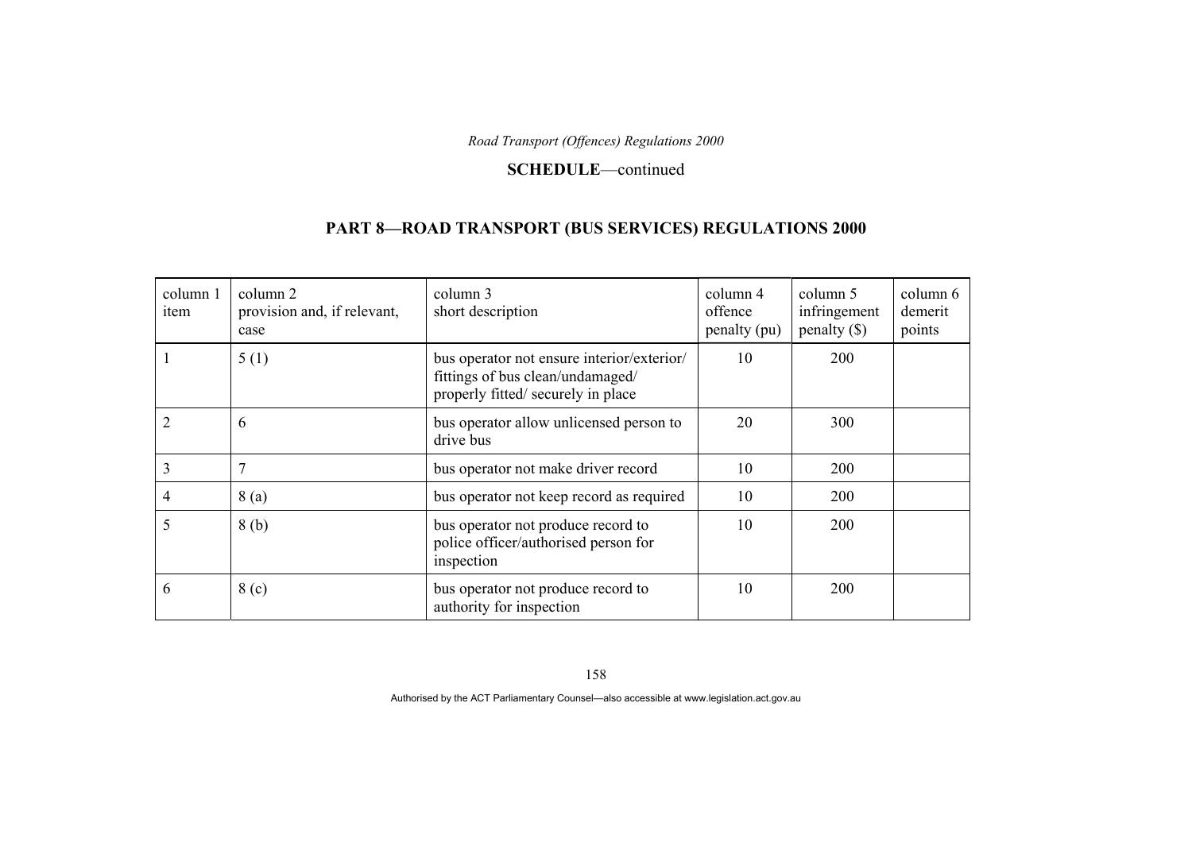**SCHEDULE**—continued

## PART 8—ROAD TRANSPORT (BUS SERVICES) REGULATIONS 2000

| column 1 item | column 2 provision and, if relevant, case | column 3 short description | column 4 offence penalty (pu) | column 5 infringement penalty ($) | column 6 demerit points |
|---|---|---|---|---|---|
| 1 | 5 (1) | bus operator not ensure interior/exterior/ fittings of bus clean/undamaged/ properly fitted/ securely in place | 10 | 200 | |
| 2 | 6 | bus operator allow unlicensed person to drive bus | 20 | 300 | |
| 3 | 7 | bus operator not make driver record | 10 | 200 | |
| 4 | 8 (a) | bus operator not keep record as required | 10 | 200 | |
| 5 | 8 (b) | bus operator not produce record to police officer/authorised person for inspection | 10 | 200 | |
| 6 | 8 (c) | bus operator not produce record to authority for inspection | 10 | 200 | |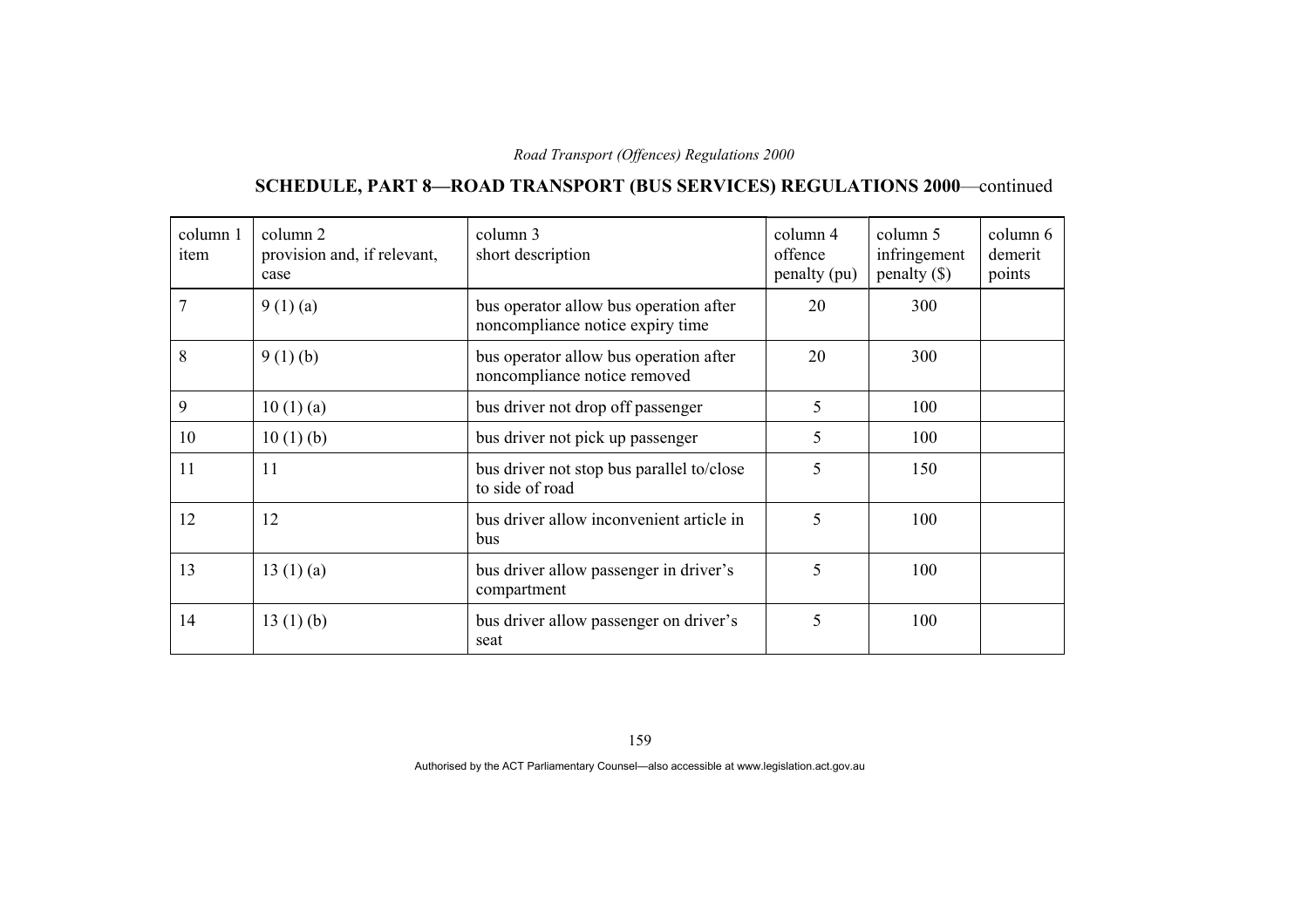## SCHEDULE, PART 8—ROAD TRANSPORT (BUS SERVICES) REGULATIONS 2000—continued

| column 1 item | column 2 provision and, if relevant, case | column 3 short description | column 4 offence penalty (pu) | column 5 infringement penalty ($) | column 6 demerit points |
|---|---|---|---|---|---|
| 7 | 9 (1) (a) | bus operator allow bus operation after noncompliance notice expiry time | 20 | 300 | |
| 8 | 9 (1) (b) | bus operator allow bus operation after noncompliance notice removed | 20 | 300 | |
| 9 | 10 (1) (a) | bus driver not drop off passenger | 5 | 100 | |
| 10 | 10 (1) (b) | bus driver not pick up passenger | 5 | 100 | |
| 11 | 11 | bus driver not stop bus parallel to/close to side of road | 5 | 150 | |
| 12 | 12 | bus driver allow inconvenient article in bus | 5 | 100 | |
| 13 | 13 (1) (a) | bus driver allow passenger in driver's compartment | 5 | 100 | |
| 14 | 13 (1) (b) | bus driver allow passenger on driver's seat | 5 | 100 | |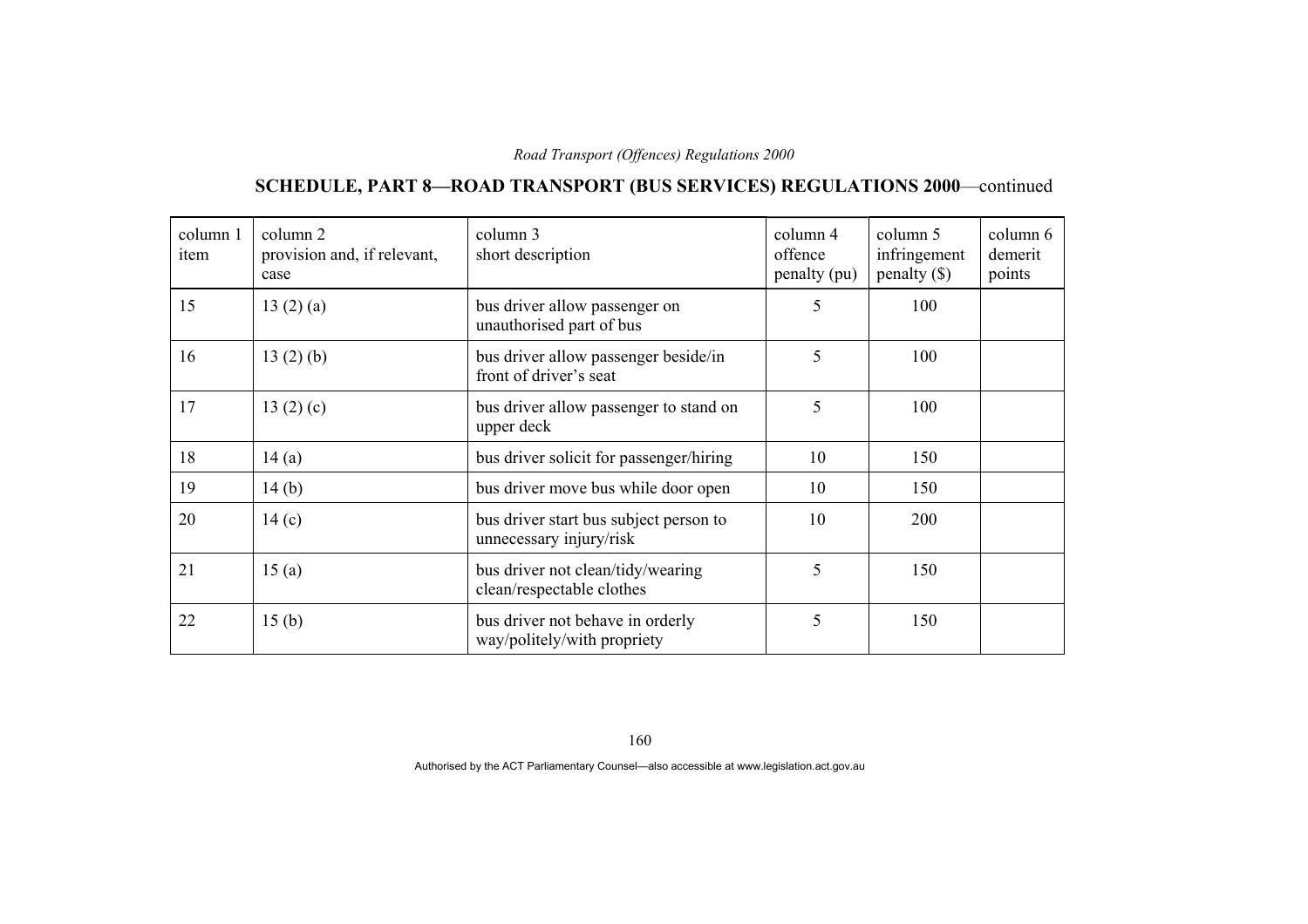## SCHEDULE, PART 8—ROAD TRANSPORT (BUS SERVICES) REGULATIONS 2000—continued

| column 1 item | column 2 provision and, if relevant, case | column 3 short description | column 4 offence penalty (pu) | column 5 infringement penalty ($) | column 6 demerit points |
|---|---|---|---|---|---|
| 15 | 13 (2) (a) | bus driver allow passenger on unauthorised part of bus | 5 | 100 | |
| 16 | 13 (2) (b) | bus driver allow passenger beside/in front of driver's seat | 5 | 100 | |
| 17 | 13 (2) (c) | bus driver allow passenger to stand on upper deck | 5 | 100 | |
| 18 | 14 (a) | bus driver solicit for passenger/hiring | 10 | 150 | |
| 19 | 14 (b) | bus driver move bus while door open | 10 | 150 | |
| 20 | 14 (c) | bus driver start bus subject person to unnecessary injury/risk | 10 | 200 | |
| 21 | 15 (a) | bus driver not clean/tidy/wearing clean/respectable clothes | 5 | 150 | |
| 22 | 15 (b) | bus driver not behave in orderly way/politely/with propriety | 5 | 150 | |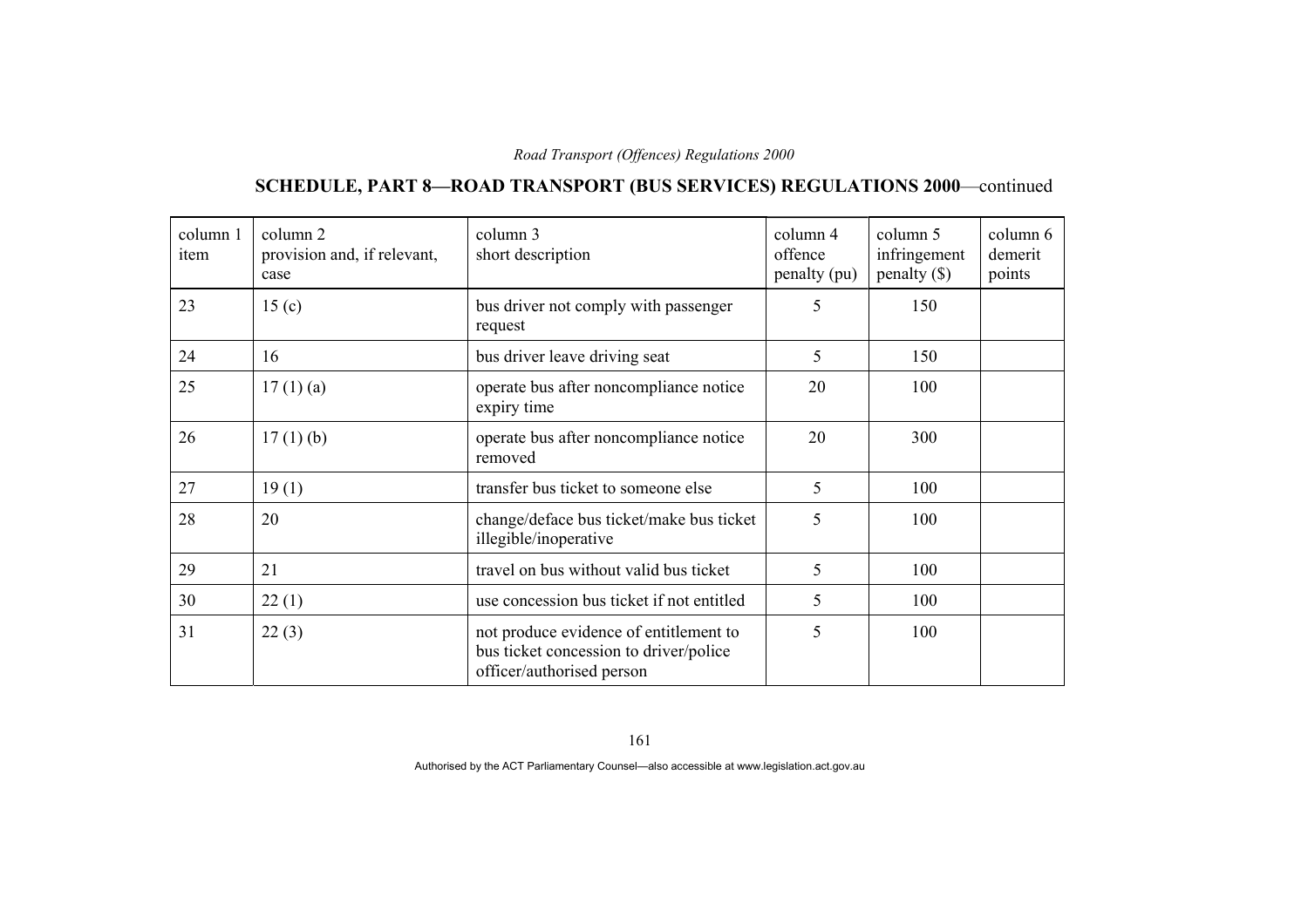## SCHEDULE, PART 8—ROAD TRANSPORT (BUS SERVICES) REGULATIONS 2000—continued

| column 1 item | column 2 provision and, if relevant, case | column 3 short description | column 4 offence penalty (pu) | column 5 infringement penalty ($) | column 6 demerit points |
|---|---|---|---|---|---|
| 23 | 15 (c) | bus driver not comply with passenger request | 5 | 150 | |
| 24 | 16 | bus driver leave driving seat | 5 | 150 | |
| 25 | 17 (1) (a) | operate bus after noncompliance notice expiry time | 20 | 100 | |
| 26 | 17 (1) (b) | operate bus after noncompliance notice removed | 20 | 300 | |
| 27 | 19 (1) | transfer bus ticket to someone else | 5 | 100 | |
| 28 | 20 | change/deface bus ticket/make bus ticket illegible/inoperative | 5 | 100 | |
| 29 | 21 | travel on bus without valid bus ticket | 5 | 100 | |
| 30 | 22 (1) | use concession bus ticket if not entitled | 5 | 100 | |
| 31 | 22 (3) | not produce evidence of entitlement to bus ticket concession to driver/police officer/authorised person | 5 | 100 | |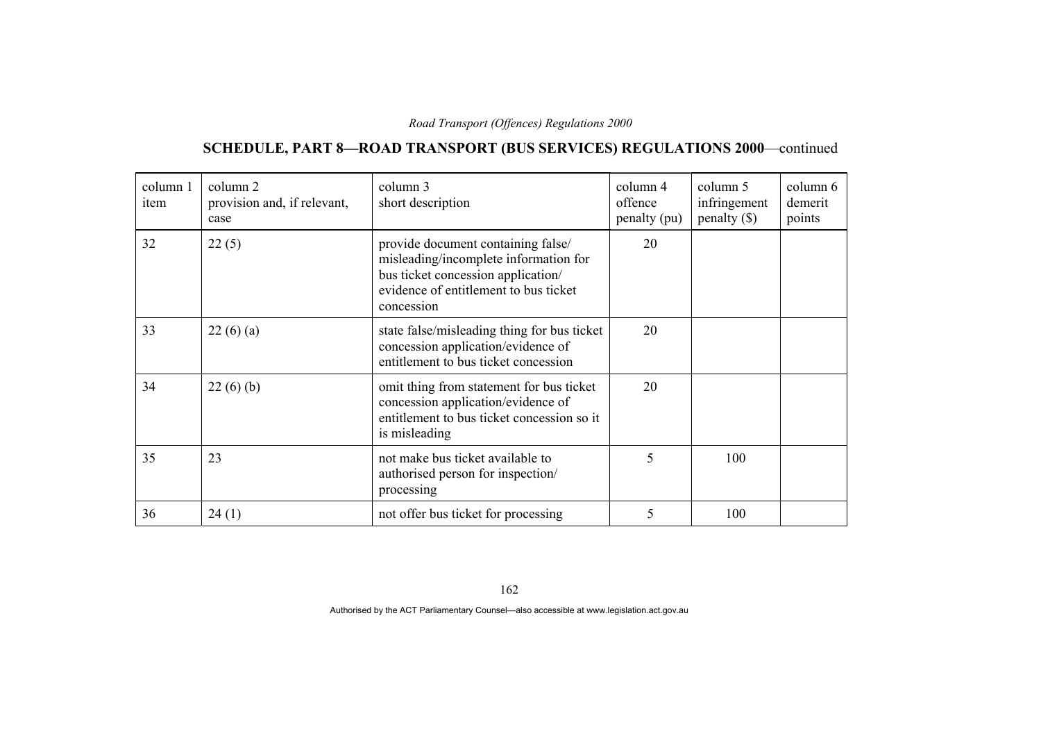## SCHEDULE, PART 8—ROAD TRANSPORT (BUS SERVICES) REGULATIONS 2000—continued

| column 1 item | column 2 provision and, if relevant, case | column 3 short description | column 4 offence penalty (pu) | column 5 infringement penalty ($) | column 6 demerit points |
|---|---|---|---|---|---|
| 32 | 22 (5) | provide document containing false/ misleading/incomplete information for bus ticket concession application/ evidence of entitlement to bus ticket concession | 20 | | |
| 33 | 22 (6) (a) | state false/misleading thing for bus ticket concession application/evidence of entitlement to bus ticket concession | 20 | | |
| 34 | 22 (6) (b) | omit thing from statement for bus ticket concession application/evidence of entitlement to bus ticket concession so it is misleading | 20 | | |
| 35 | 23 | not make bus ticket available to authorised person for inspection/ processing | 5 | 100 | |
| 36 | 24 (1) | not offer bus ticket for processing | 5 | 100 | |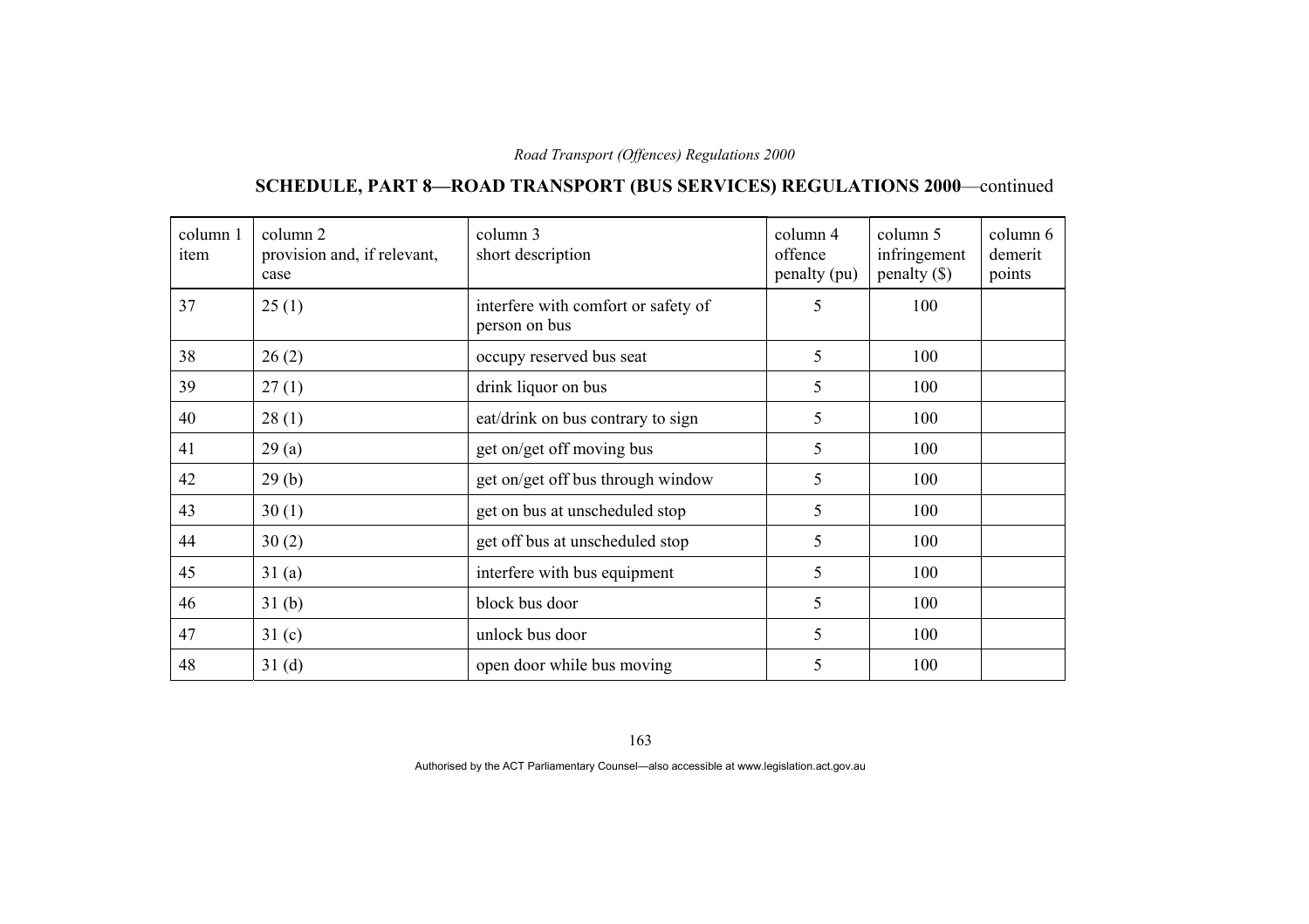## SCHEDULE, PART 8—ROAD TRANSPORT (BUS SERVICES) REGULATIONS 2000—continued

| column 1 item | column 2 provision and, if relevant, case | column 3 short description | column 4 offence penalty (pu) | column 5 infringement penalty ($) | column 6 demerit points |
|---|---|---|---|---|---|
| 37 | 25 (1) | interfere with comfort or safety of person on bus | 5 | 100 | |
| 38 | 26 (2) | occupy reserved bus seat | 5 | 100 | |
| 39 | 27 (1) | drink liquor on bus | 5 | 100 | |
| 40 | 28 (1) | eat/drink on bus contrary to sign | 5 | 100 | |
| 41 | 29 (a) | get on/get off moving bus | 5 | 100 | |
| 42 | 29 (b) | get on/get off bus through window | 5 | 100 | |
| 43 | 30 (1) | get on bus at unscheduled stop | 5 | 100 | |
| 44 | 30 (2) | get off bus at unscheduled stop | 5 | 100 | |
| 45 | 31 (a) | interfere with bus equipment | 5 | 100 | |
| 46 | 31 (b) | block bus door | 5 | 100 | |
| 47 | 31 (c) | unlock bus door | 5 | 100 | |
| 48 | 31 (d) | open door while bus moving | 5 | 100 | |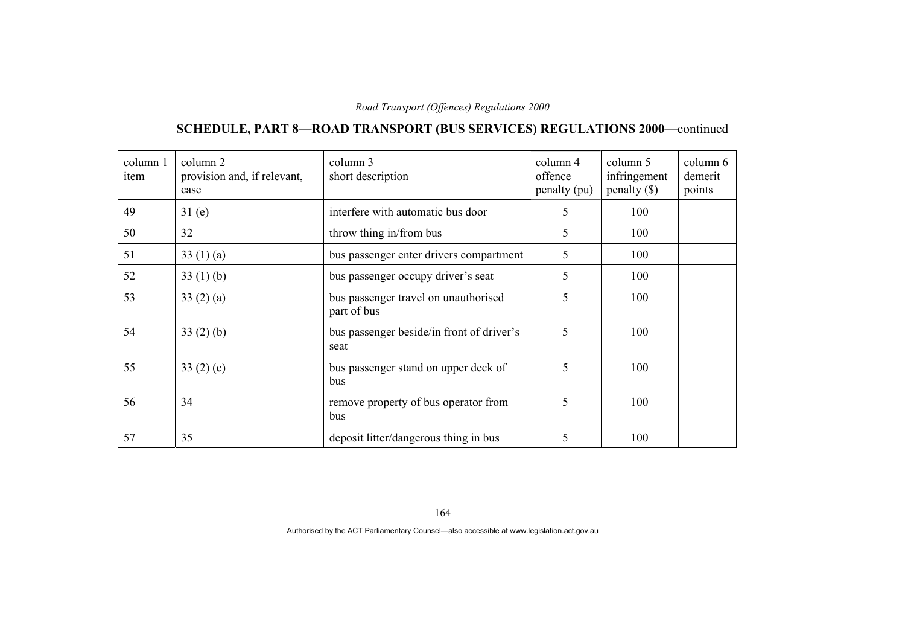## SCHEDULE, PART 8—ROAD TRANSPORT (BUS SERVICES) REGULATIONS 2000—continued

| column 1 item | column 2 provision and, if relevant, case | column 3 short description | column 4 offence penalty (pu) | column 5 infringement penalty ($) | column 6 demerit points |
|---|---|---|---|---|---|
| 49 | 31 (e) | interfere with automatic bus door | 5 | 100 | |
| 50 | 32 | throw thing in/from bus | 5 | 100 | |
| 51 | 33 (1) (a) | bus passenger enter drivers compartment | 5 | 100 | |
| 52 | 33 (1) (b) | bus passenger occupy driver's seat | 5 | 100 | |
| 53 | 33 (2) (a) | bus passenger travel on unauthorised part of bus | 5 | 100 | |
| 54 | 33 (2) (b) | bus passenger beside/in front of driver's seat | 5 | 100 | |
| 55 | 33 (2) (c) | bus passenger stand on upper deck of bus | 5 | 100 | |
| 56 | 34 | remove property of bus operator from bus | 5 | 100 | |
| 57 | 35 | deposit litter/dangerous thing in bus | 5 | 100 | |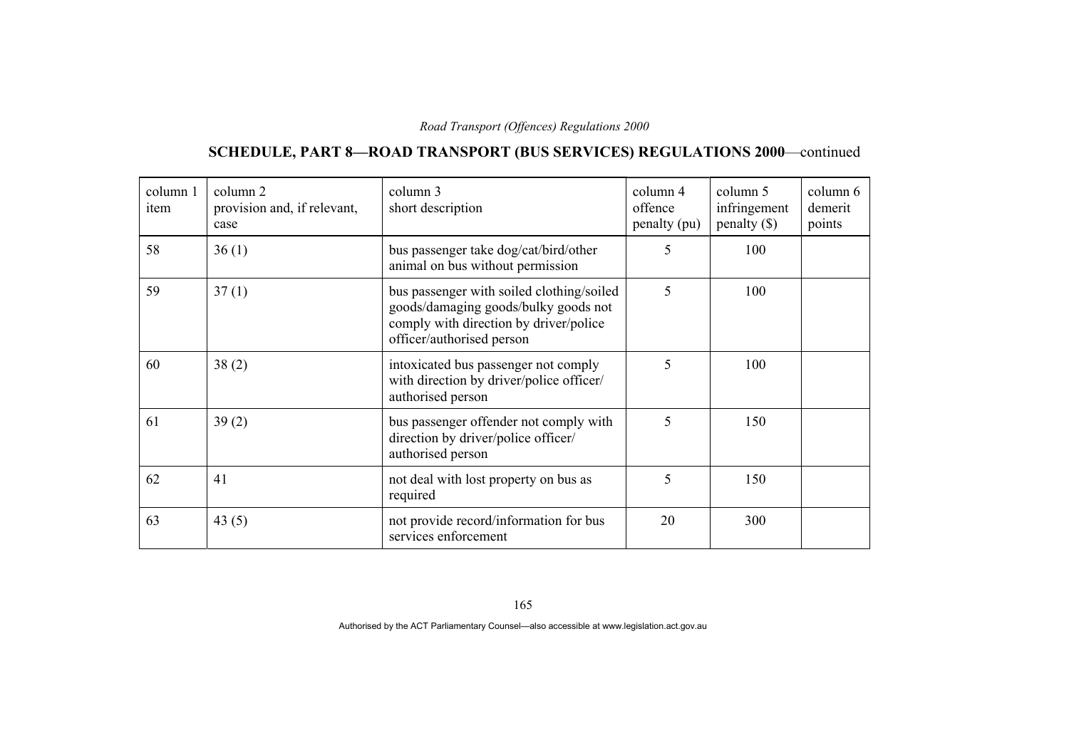## SCHEDULE, PART 8—ROAD TRANSPORT (BUS SERVICES) REGULATIONS 2000—continued

| column 1 item | column 2 provision and, if relevant, case | column 3 short description | column 4 offence penalty (pu) | column 5 infringement penalty ($) | column 6 demerit points |
|---|---|---|---|---|---|
| 58 | 36 (1) | bus passenger take dog/cat/bird/other animal on bus without permission | 5 | 100 | |
| 59 | 37 (1) | bus passenger with soiled clothing/soiled goods/damaging goods/bulky goods not comply with direction by driver/police officer/authorised person | 5 | 100 | |
| 60 | 38 (2) | intoxicated bus passenger not comply with direction by driver/police officer/ authorised person | 5 | 100 | |
| 61 | 39 (2) | bus passenger offender not comply with direction by driver/police officer/ authorised person | 5 | 150 | |
| 62 | 41 | not deal with lost property on bus as required | 5 | 150 | |
| 63 | 43 (5) | not provide record/information for bus services enforcement | 20 | 300 | |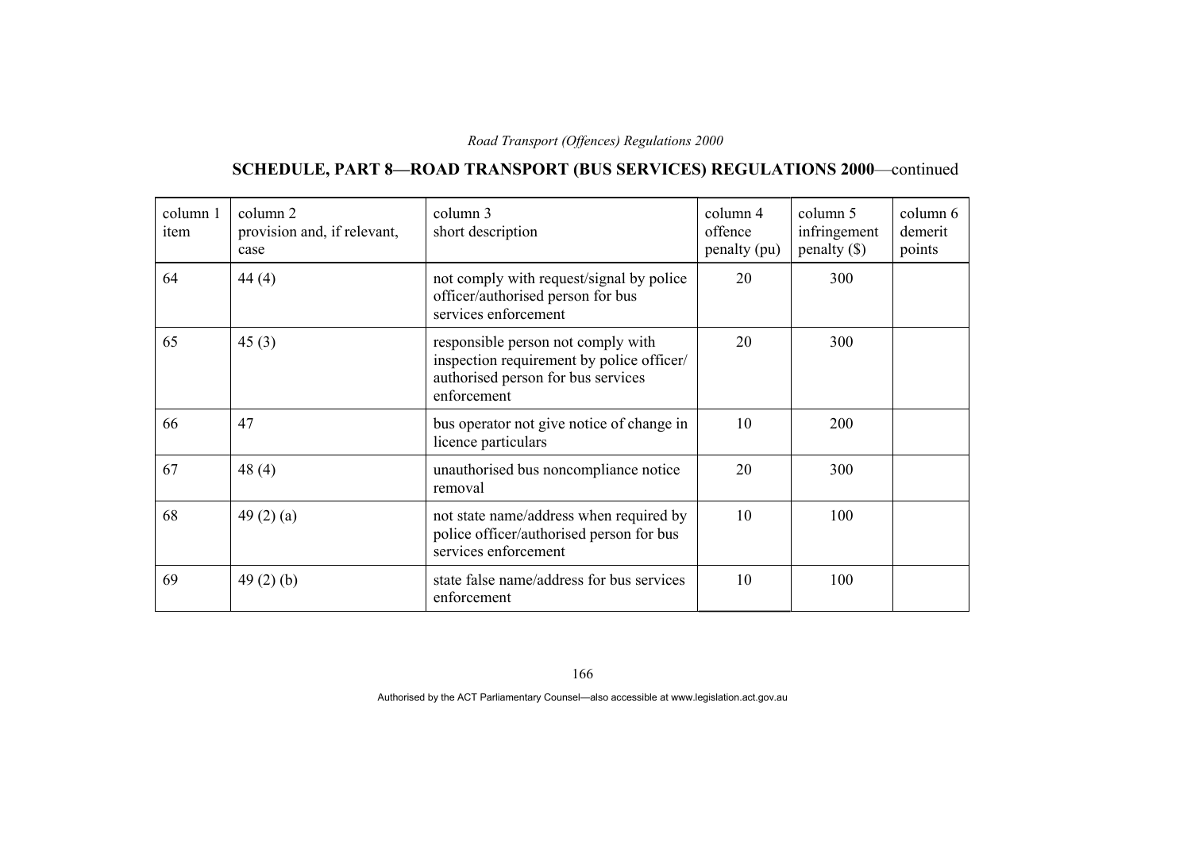## SCHEDULE, PART 8—ROAD TRANSPORT (BUS SERVICES) REGULATIONS 2000—continued

| column 1 item | column 2 provision and, if relevant, case | column 3 short description | column 4 offence penalty (pu) | column 5 infringement penalty ($) | column 6 demerit points |
|---|---|---|---|---|---|
| 64 | 44 (4) | not comply with request/signal by police officer/authorised person for bus services enforcement | 20 | 300 | |
| 65 | 45 (3) | responsible person not comply with inspection requirement by police officer/ authorised person for bus services enforcement | 20 | 300 | |
| 66 | 47 | bus operator not give notice of change in licence particulars | 10 | 200 | |
| 67 | 48 (4) | unauthorised bus noncompliance notice removal | 20 | 300 | |
| 68 | 49 (2) (a) | not state name/address when required by police officer/authorised person for bus services enforcement | 10 | 100 | |
| 69 | 49 (2) (b) | state false name/address for bus services enforcement | 10 | 100 | |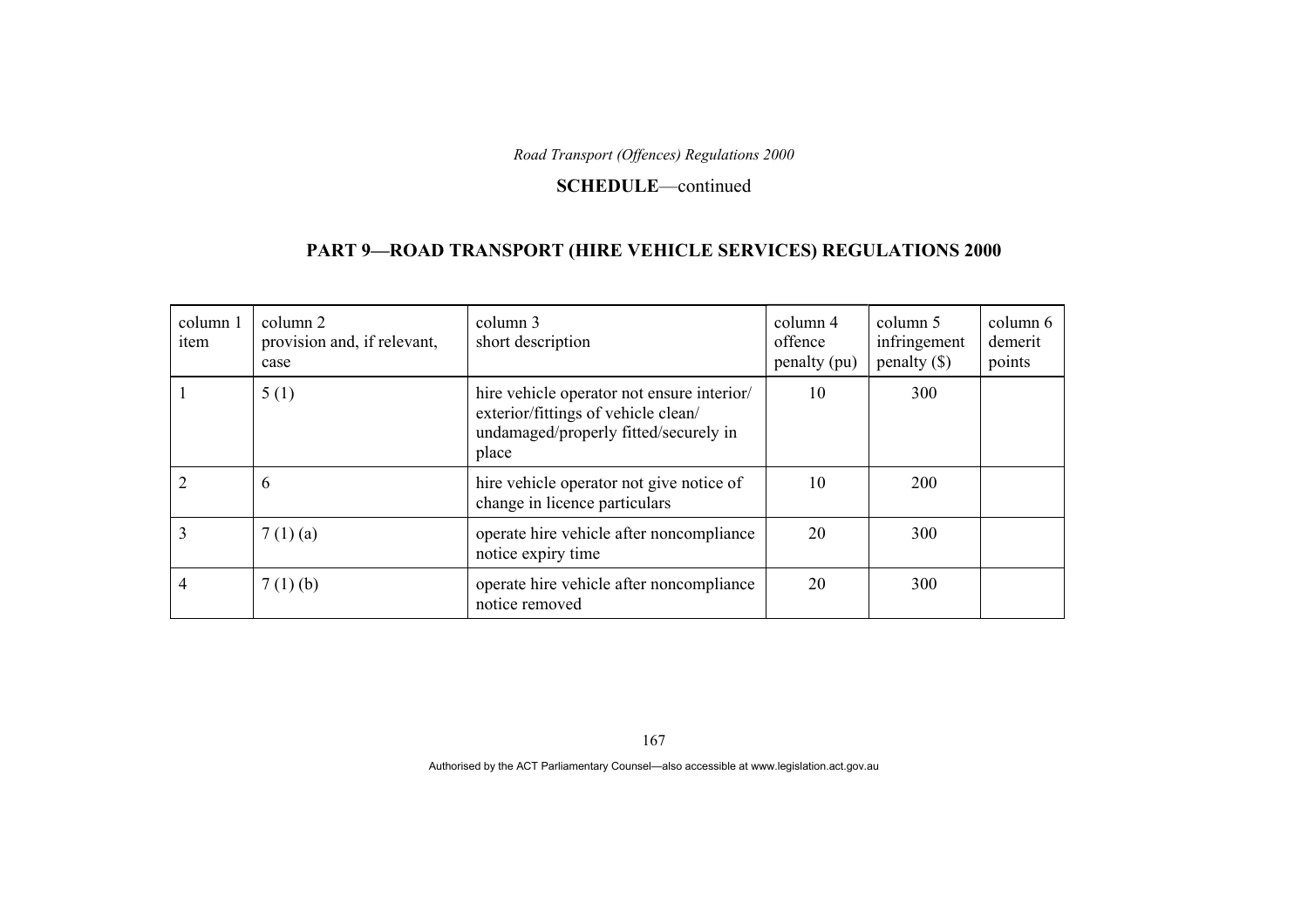**SCHEDULE**—continued

## PART 9—ROAD TRANSPORT (HIRE VEHICLE SERVICES) REGULATIONS 2000

| column 1 item | column 2 provision and, if relevant, case | column 3 short description | column 4 offence penalty (pu) | column 5 infringement penalty ($) | column 6 demerit points |
|---|---|---|---|---|---|
| 1 | 5 (1) | hire vehicle operator not ensure interior/ exterior/fittings of vehicle clean/ undamaged/properly fitted/securely in place | 10 | 300 | |
| 2 | 6 | hire vehicle operator not give notice of change in licence particulars | 10 | 200 | |
| 3 | 7 (1) (a) | operate hire vehicle after noncompliance notice expiry time | 20 | 300 | |
| 4 | 7 (1) (b) | operate hire vehicle after noncompliance notice removed | 20 | 300 | |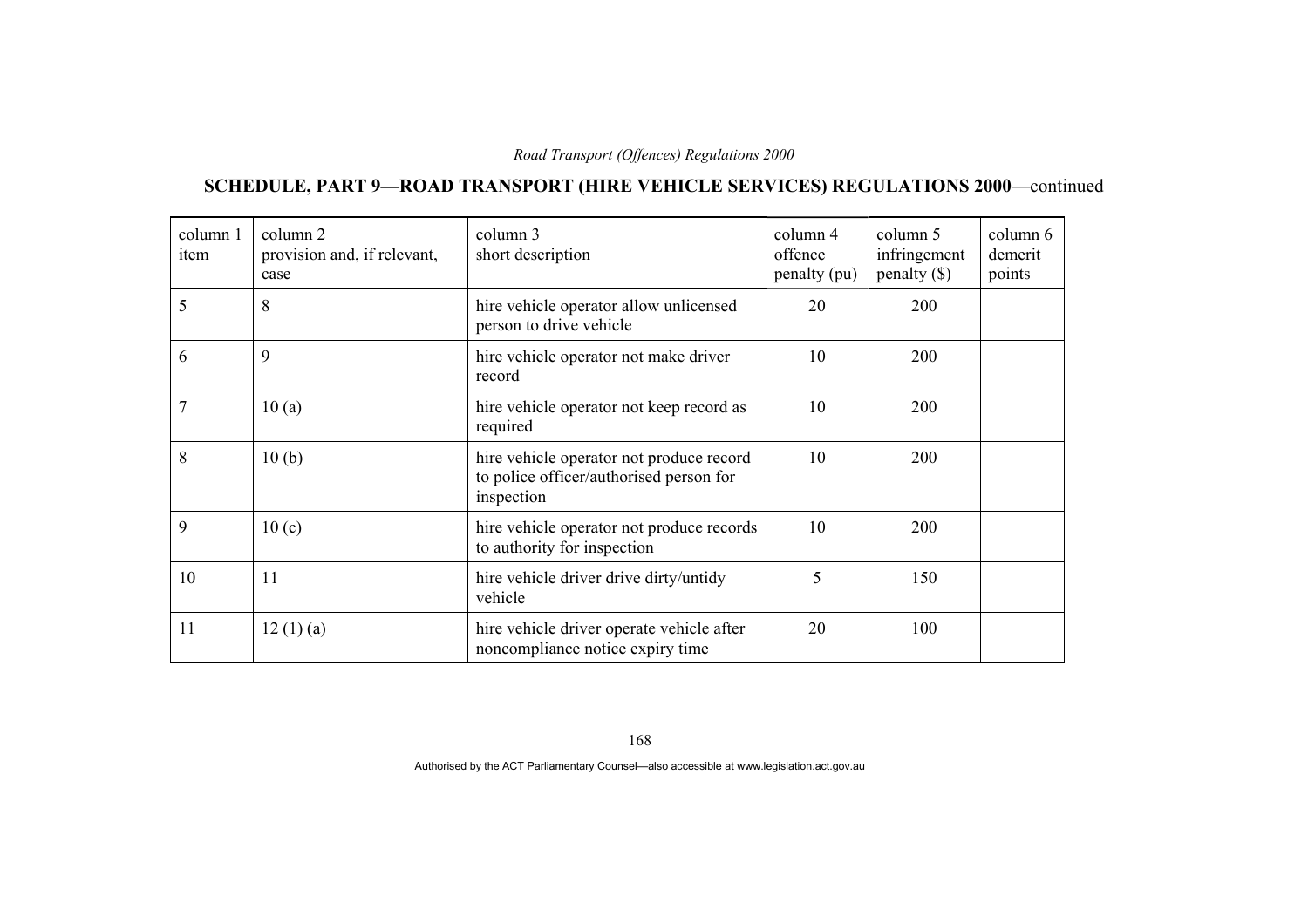## SCHEDULE, PART 9—ROAD TRANSPORT (HIRE VEHICLE SERVICES) REGULATIONS 2000—continued

| column 1 item | column 2 provision and, if relevant, case | column 3 short description | column 4 offence penalty (pu) | column 5 infringement penalty ($) | column 6 demerit points |
|---|---|---|---|---|---|
| 5 | 8 | hire vehicle operator allow unlicensed person to drive vehicle | 20 | 200 | |
| 6 | 9 | hire vehicle operator not make driver record | 10 | 200 | |
| 7 | 10 (a) | hire vehicle operator not keep record as required | 10 | 200 | |
| 8 | 10 (b) | hire vehicle operator not produce record to police officer/authorised person for inspection | 10 | 200 | |
| 9 | 10 (c) | hire vehicle operator not produce records to authority for inspection | 10 | 200 | |
| 10 | 11 | hire vehicle driver drive dirty/untidy vehicle | 5 | 150 | |
| 11 | 12 (1) (a) | hire vehicle driver operate vehicle after noncompliance notice expiry time | 20 | 100 | |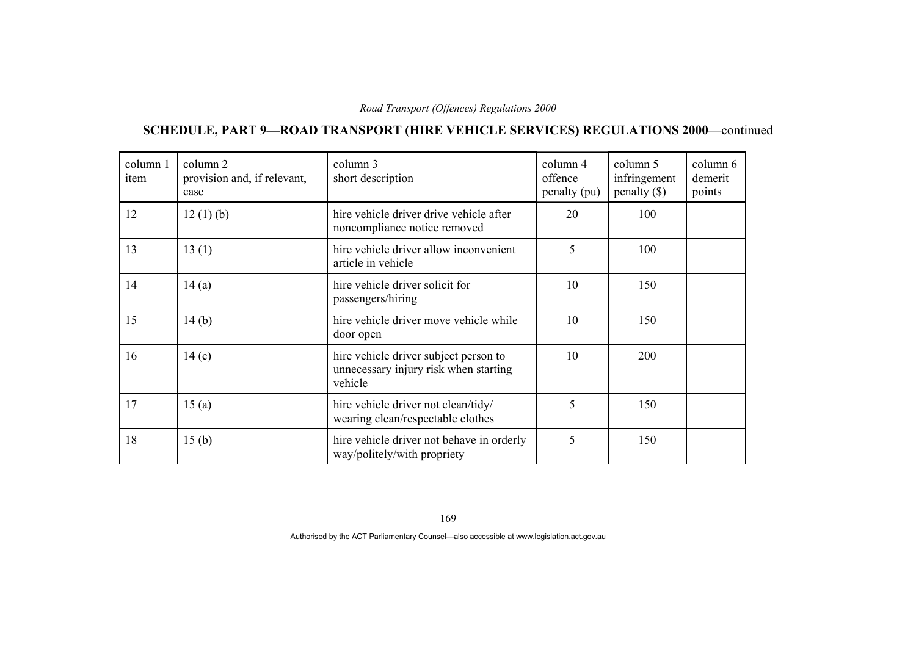## SCHEDULE, PART 9—ROAD TRANSPORT (HIRE VEHICLE SERVICES) REGULATIONS 2000—continued

| column 1 item | column 2 provision and, if relevant, case | column 3 short description | column 4 offence penalty (pu) | column 5 infringement penalty ($) | column 6 demerit points |
|---|---|---|---|---|---|
| 12 | 12 (1) (b) | hire vehicle driver drive vehicle after noncompliance notice removed | 20 | 100 | |
| 13 | 13 (1) | hire vehicle driver allow inconvenient article in vehicle | 5 | 100 | |
| 14 | 14 (a) | hire vehicle driver solicit for passengers/hiring | 10 | 150 | |
| 15 | 14 (b) | hire vehicle driver move vehicle while door open | 10 | 150 | |
| 16 | 14 (c) | hire vehicle driver subject person to unnecessary injury risk when starting vehicle | 10 | 200 | |
| 17 | 15 (a) | hire vehicle driver not clean/tidy/ wearing clean/respectable clothes | 5 | 150 | |
| 18 | 15 (b) | hire vehicle driver not behave in orderly way/politely/with propriety | 5 | 150 | |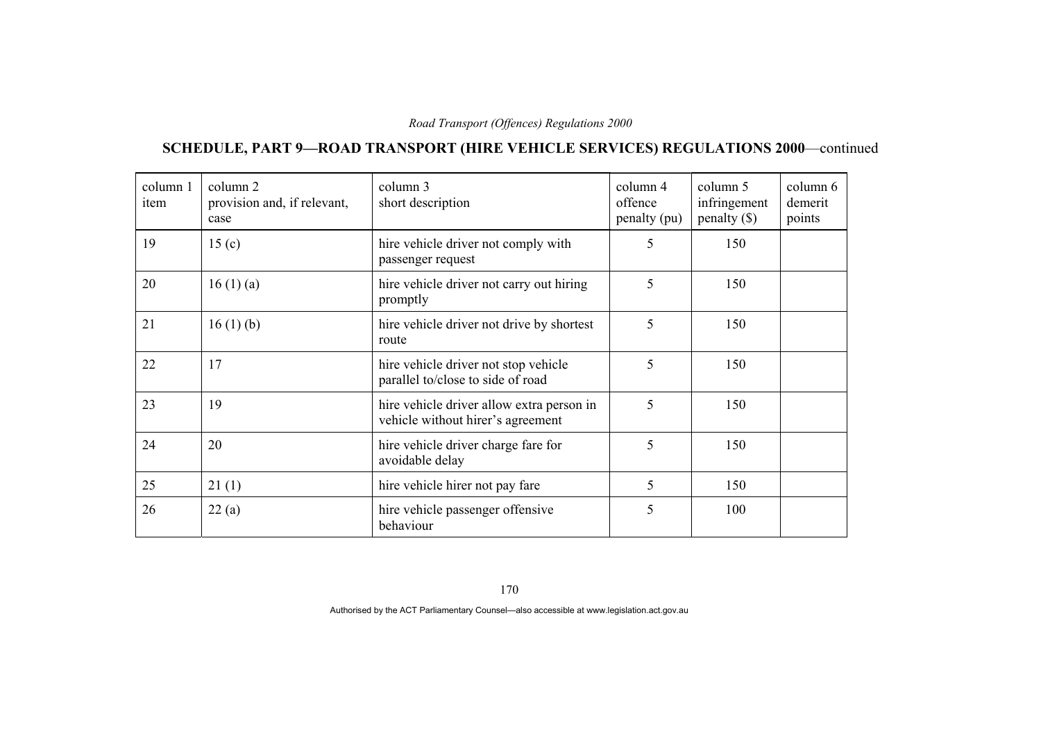## SCHEDULE, PART 9—ROAD TRANSPORT (HIRE VEHICLE SERVICES) REGULATIONS 2000—continued

| column 1 item | column 2 provision and, if relevant, case | column 3 short description | column 4 offence penalty (pu) | column 5 infringement penalty ($) | column 6 demerit points |
|---|---|---|---|---|---|
| 19 | 15 (c) | hire vehicle driver not comply with passenger request | 5 | 150 | |
| 20 | 16 (1) (a) | hire vehicle driver not carry out hiring promptly | 5 | 150 | |
| 21 | 16 (1) (b) | hire vehicle driver not drive by shortest route | 5 | 150 | |
| 22 | 17 | hire vehicle driver not stop vehicle parallel to/close to side of road | 5 | 150 | |
| 23 | 19 | hire vehicle driver allow extra person in vehicle without hirer's agreement | 5 | 150 | |
| 24 | 20 | hire vehicle driver charge fare for avoidable delay | 5 | 150 | |
| 25 | 21 (1) | hire vehicle hirer not pay fare | 5 | 150 | |
| 26 | 22 (a) | hire vehicle passenger offensive behaviour | 5 | 100 | |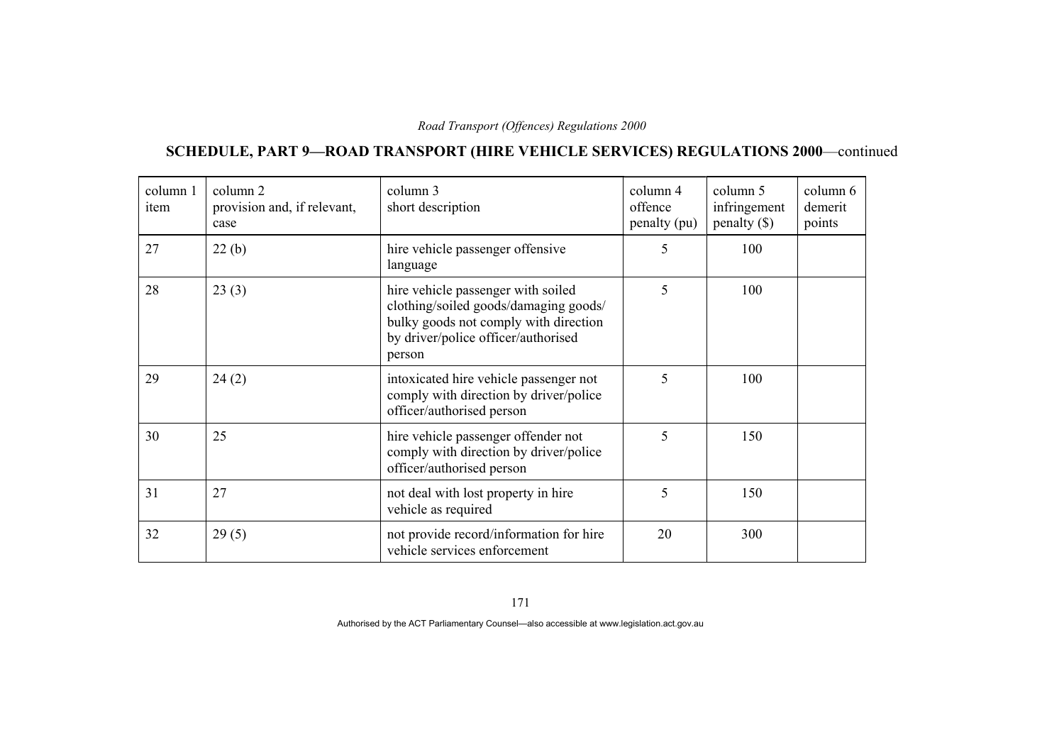## SCHEDULE, PART 9—ROAD TRANSPORT (HIRE VEHICLE SERVICES) REGULATIONS 2000—continued

| column 1 item | column 2 provision and, if relevant, case | column 3 short description | column 4 offence penalty (pu) | column 5 infringement penalty ($) | column 6 demerit points |
|---|---|---|---|---|---|
| 27 | 22 (b) | hire vehicle passenger offensive language | 5 | 100 | |
| 28 | 23 (3) | hire vehicle passenger with soiled clothing/soiled goods/damaging goods/ bulky goods not comply with direction by driver/police officer/authorised person | 5 | 100 | |
| 29 | 24 (2) | intoxicated hire vehicle passenger not comply with direction by driver/police officer/authorised person | 5 | 100 | |
| 30 | 25 | hire vehicle passenger offender not comply with direction by driver/police officer/authorised person | 5 | 150 | |
| 31 | 27 | not deal with lost property in hire vehicle as required | 5 | 150 | |
| 32 | 29 (5) | not provide record/information for hire vehicle services enforcement | 20 | 300 | |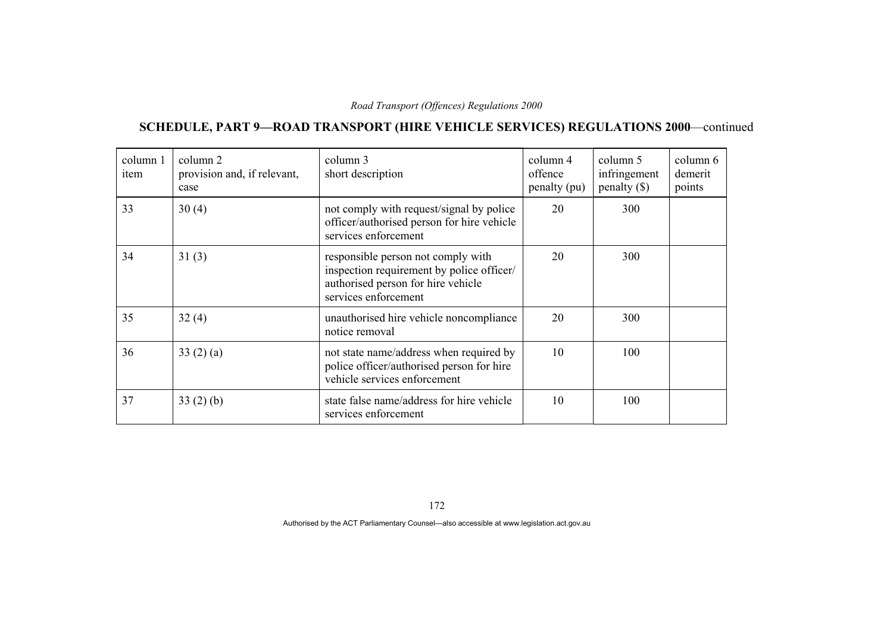## SCHEDULE, PART 9—ROAD TRANSPORT (HIRE VEHICLE SERVICES) REGULATIONS 2000—continued

| column 1 item | column 2 provision and, if relevant, case | column 3 short description | column 4 offence penalty (pu) | column 5 infringement penalty ($) | column 6 demerit points |
|---|---|---|---|---|---|
| 33 | 30 (4) | not comply with request/signal by police officer/authorised person for hire vehicle services enforcement | 20 | 300 | |
| 34 | 31 (3) | responsible person not comply with inspection requirement by police officer/ authorised person for hire vehicle services enforcement | 20 | 300 | |
| 35 | 32 (4) | unauthorised hire vehicle noncompliance notice removal | 20 | 300 | |
| 36 | 33 (2) (a) | not state name/address when required by police officer/authorised person for hire vehicle services enforcement | 10 | 100 | |
| 37 | 33 (2) (b) | state false name/address for hire vehicle services enforcement | 10 | 100 | |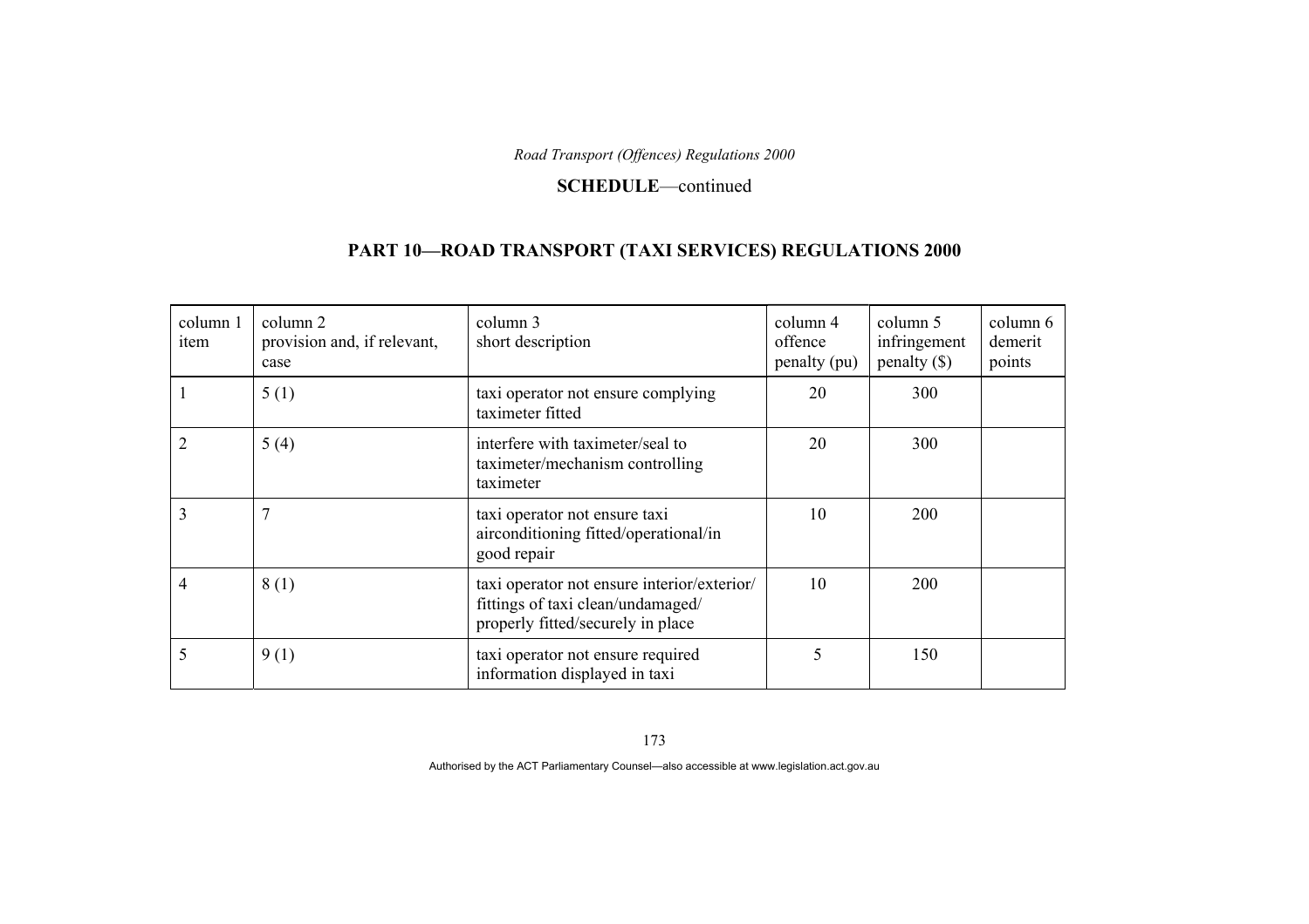**SCHEDULE**—continued

## PART 10—ROAD TRANSPORT (TAXI SERVICES) REGULATIONS 2000

| column 1 item | column 2 provision and, if relevant, case | column 3 short description | column 4 offence penalty (pu) | column 5 infringement penalty ($) | column 6 demerit points |
|---|---|---|---|---|---|
| 1 | 5 (1) | taxi operator not ensure complying taximeter fitted | 20 | 300 | |
| 2 | 5 (4) | interfere with taximeter/seal to taximeter/mechanism controlling taximeter | 20 | 300 | |
| 3 | 7 | taxi operator not ensure taxi airconditioning fitted/operational/in good repair | 10 | 200 | |
| 4 | 8 (1) | taxi operator not ensure interior/exterior/ fittings of taxi clean/undamaged/ properly fitted/securely in place | 10 | 200 | |
| 5 | 9 (1) | taxi operator not ensure required information displayed in taxi | 5 | 150 | |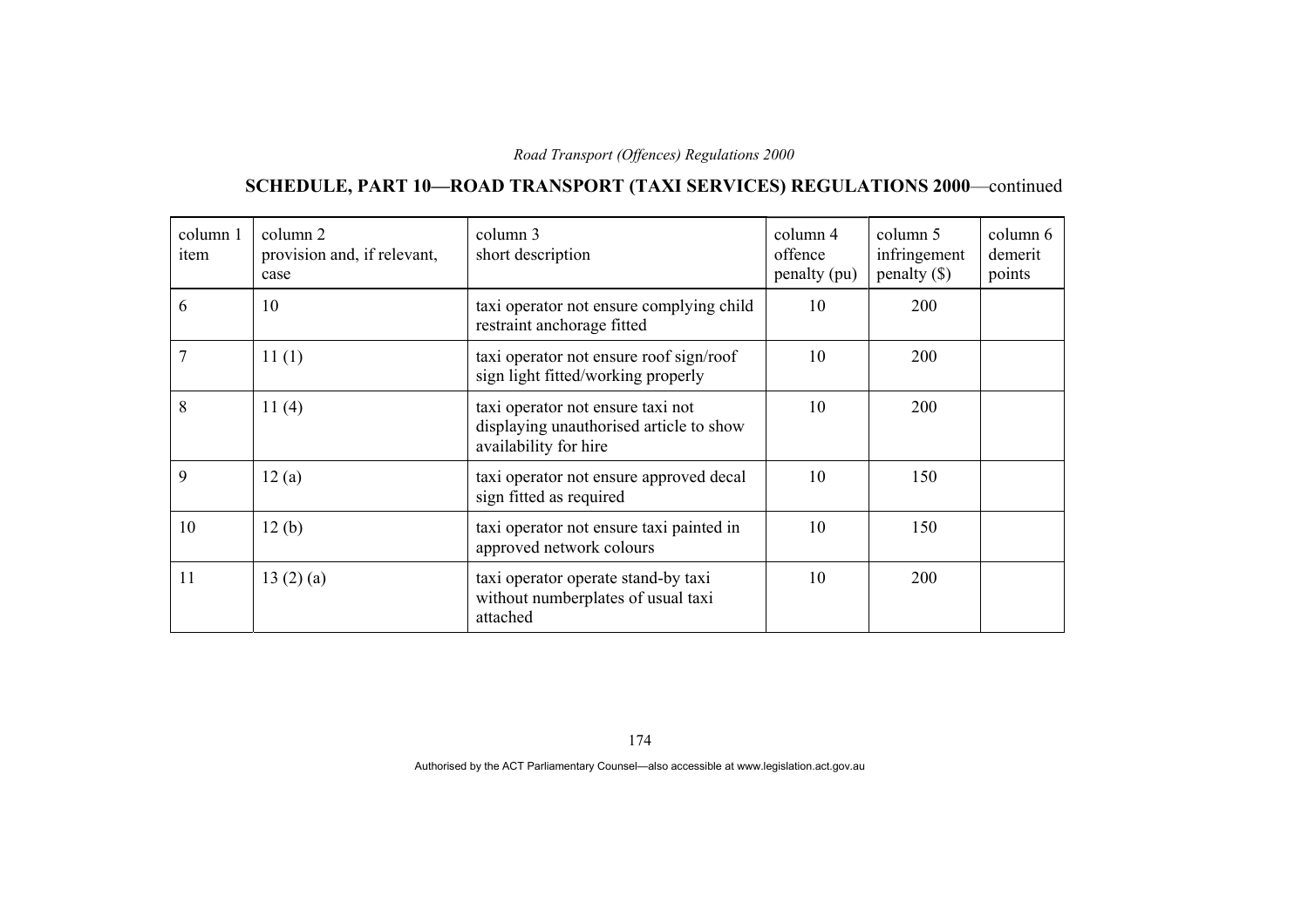## SCHEDULE, PART 10—ROAD TRANSPORT (TAXI SERVICES) REGULATIONS 2000—continued

| column 1 item | column 2 provision and, if relevant, case | column 3 short description | column 4 offence penalty (pu) | column 5 infringement penalty ($) | column 6 demerit points |
|---|---|---|---|---|---|
| 6 | 10 | taxi operator not ensure complying child restraint anchorage fitted | 10 | 200 | |
| 7 | 11 (1) | taxi operator not ensure roof sign/roof sign light fitted/working properly | 10 | 200 | |
| 8 | 11 (4) | taxi operator not ensure taxi not displaying unauthorised article to show availability for hire | 10 | 200 | |
| 9 | 12 (a) | taxi operator not ensure approved decal sign fitted as required | 10 | 150 | |
| 10 | 12 (b) | taxi operator not ensure taxi painted in approved network colours | 10 | 150 | |
| 11 | 13 (2) (a) | taxi operator operate stand-by taxi without numberplates of usual taxi attached | 10 | 200 | |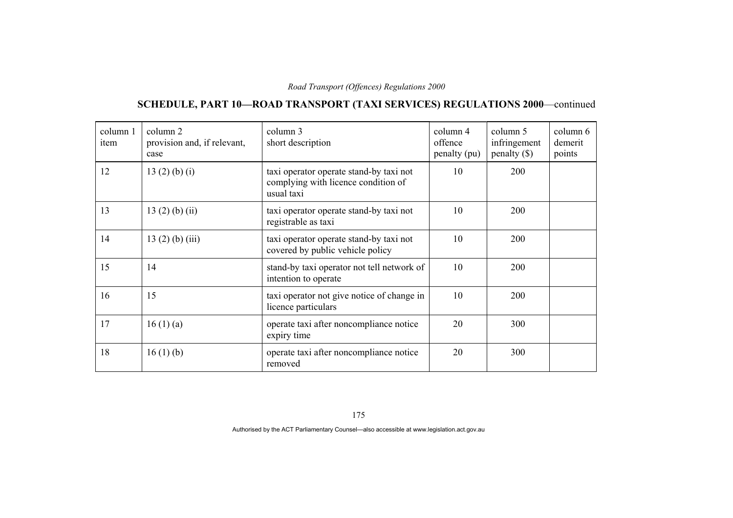## SCHEDULE, PART 10—ROAD TRANSPORT (TAXI SERVICES) REGULATIONS 2000—continued

| column 1 item | column 2 provision and, if relevant, case | column 3 short description | column 4 offence penalty (pu) | column 5 infringement penalty ($) | column 6 demerit points |
|---|---|---|---|---|---|
| 12 | 13 (2) (b) (i) | taxi operator operate stand-by taxi not complying with licence condition of usual taxi | 10 | 200 | |
| 13 | 13 (2) (b) (ii) | taxi operator operate stand-by taxi not registrable as taxi | 10 | 200 | |
| 14 | 13 (2) (b) (iii) | taxi operator operate stand-by taxi not covered by public vehicle policy | 10 | 200 | |
| 15 | 14 | stand-by taxi operator not tell network of intention to operate | 10 | 200 | |
| 16 | 15 | taxi operator not give notice of change in licence particulars | 10 | 200 | |
| 17 | 16 (1) (a) | operate taxi after noncompliance notice expiry time | 20 | 300 | |
| 18 | 16 (1) (b) | operate taxi after noncompliance notice removed | 20 | 300 | |

Authorised by the ACT Parliamentary Counsel—also accessible at www.legislation.act.gov.au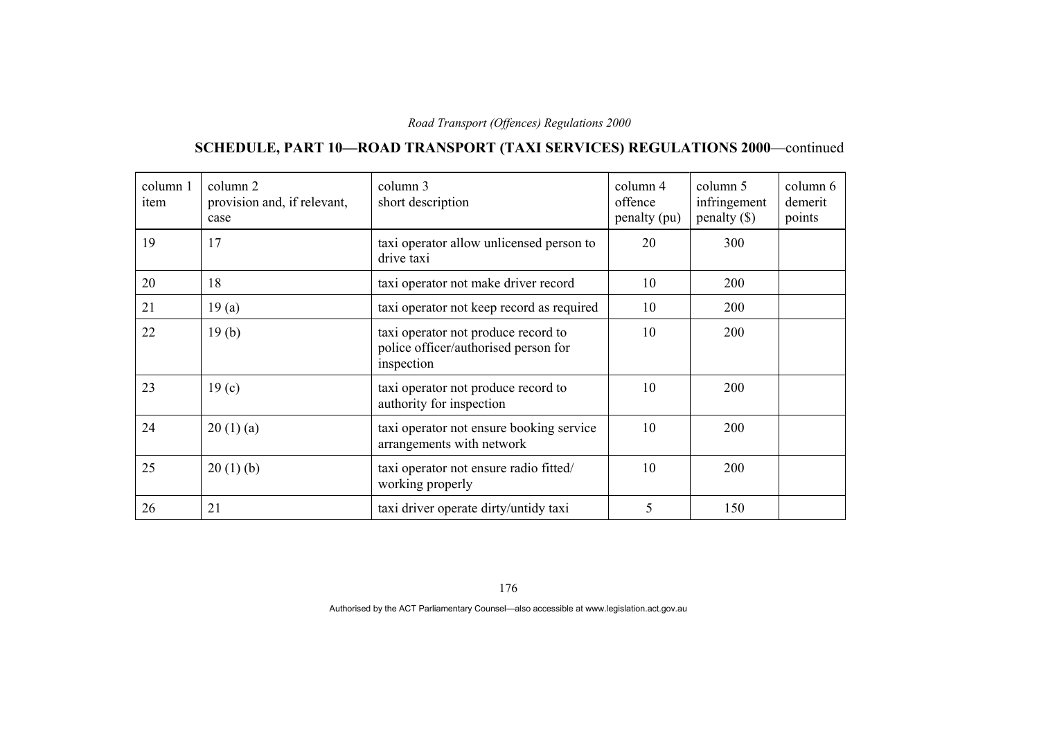## SCHEDULE, PART 10—ROAD TRANSPORT (TAXI SERVICES) REGULATIONS 2000—continued

| column 1 item | column 2 provision and, if relevant, case | column 3 short description | column 4 offence penalty (pu) | column 5 infringement penalty ($) | column 6 demerit points |
|---|---|---|---|---|---|
| 19 | 17 | taxi operator allow unlicensed person to drive taxi | 20 | 300 | |
| 20 | 18 | taxi operator not make driver record | 10 | 200 | |
| 21 | 19 (a) | taxi operator not keep record as required | 10 | 200 | |
| 22 | 19 (b) | taxi operator not produce record to police officer/authorised person for inspection | 10 | 200 | |
| 23 | 19 (c) | taxi operator not produce record to authority for inspection | 10 | 200 | |
| 24 | 20 (1) (a) | taxi operator not ensure booking service arrangements with network | 10 | 200 | |
| 25 | 20 (1) (b) | taxi operator not ensure radio fitted/ working properly | 10 | 200 | |
| 26 | 21 | taxi driver operate dirty/untidy taxi | 5 | 150 | |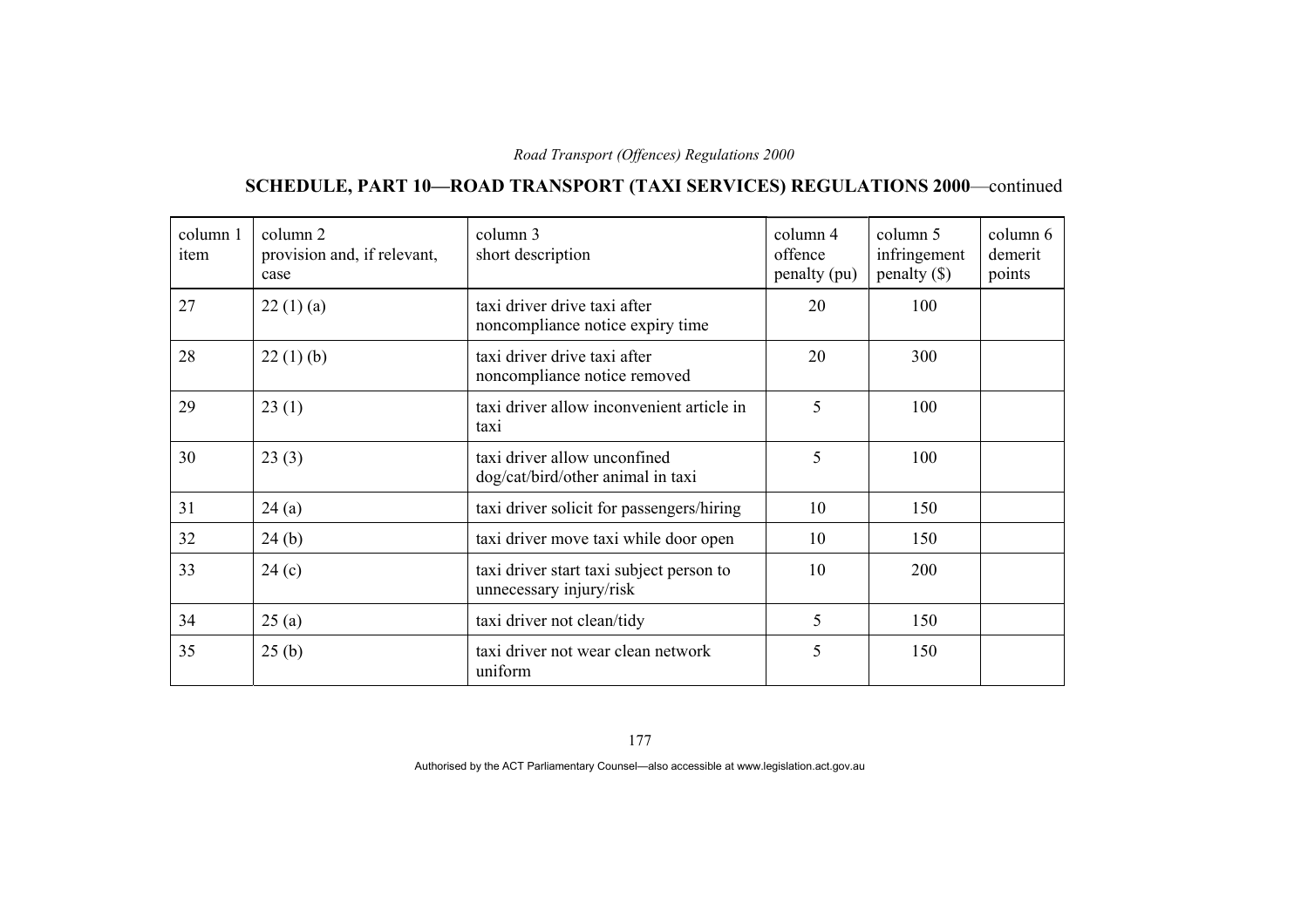## SCHEDULE, PART 10—ROAD TRANSPORT (TAXI SERVICES) REGULATIONS 2000—continued

| column 1 item | column 2 provision and, if relevant, case | column 3 short description | column 4 offence penalty (pu) | column 5 infringement penalty ($) | column 6 demerit points |
|---|---|---|---|---|---|
| 27 | 22 (1) (a) | taxi driver drive taxi after noncompliance notice expiry time | 20 | 100 | |
| 28 | 22 (1) (b) | taxi driver drive taxi after noncompliance notice removed | 20 | 300 | |
| 29 | 23 (1) | taxi driver allow inconvenient article in taxi | 5 | 100 | |
| 30 | 23 (3) | taxi driver allow unconfined dog/cat/bird/other animal in taxi | 5 | 100 | |
| 31 | 24 (a) | taxi driver solicit for passengers/hiring | 10 | 150 | |
| 32 | 24 (b) | taxi driver move taxi while door open | 10 | 150 | |
| 33 | 24 (c) | taxi driver start taxi subject person to unnecessary injury/risk | 10 | 200 | |
| 34 | 25 (a) | taxi driver not clean/tidy | 5 | 150 | |
| 35 | 25 (b) | taxi driver not wear clean network uniform | 5 | 150 | |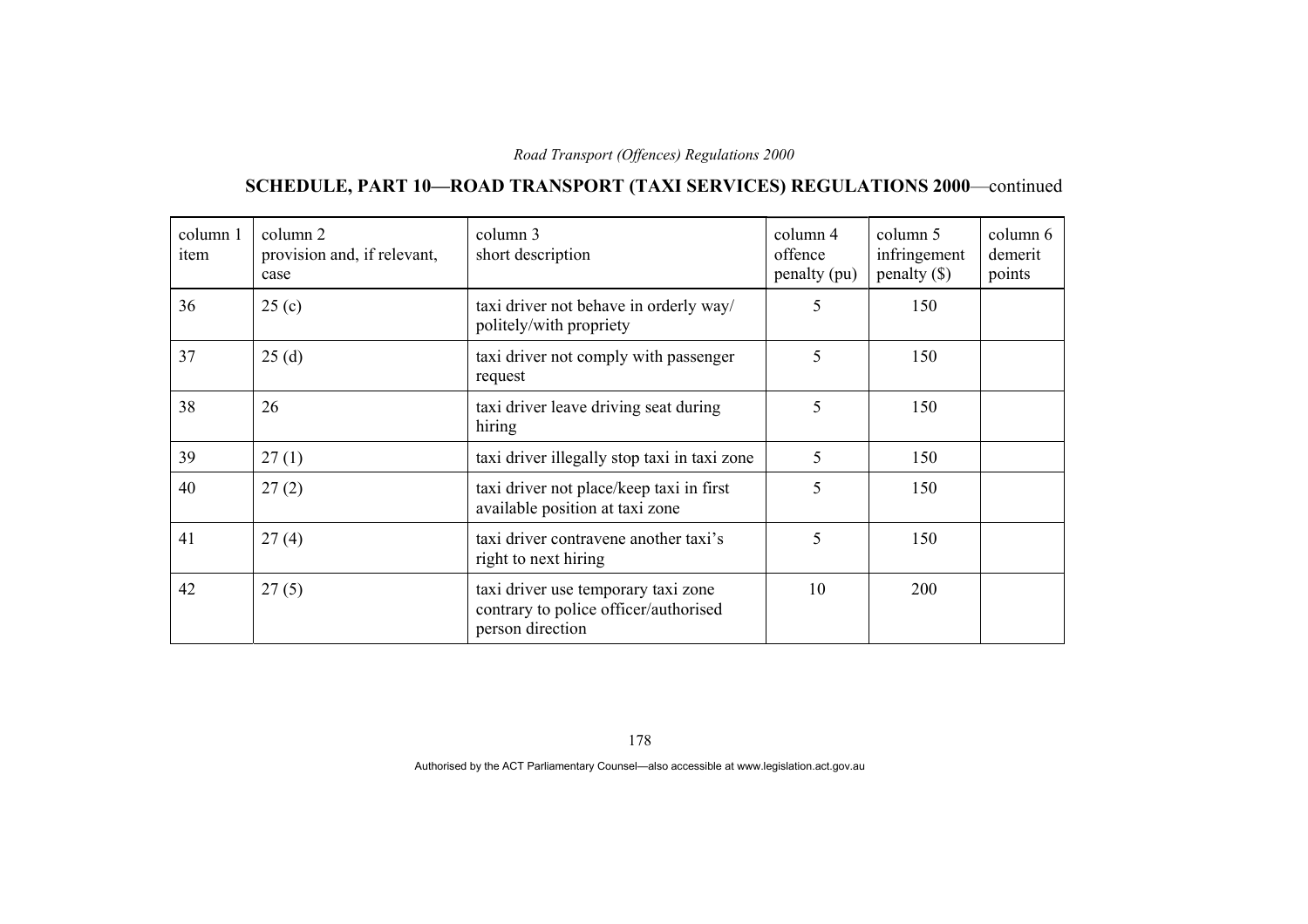## SCHEDULE, PART 10—ROAD TRANSPORT (TAXI SERVICES) REGULATIONS 2000—continued

| column 1 item | column 2 provision and, if relevant, case | column 3 short description | column 4 offence penalty (pu) | column 5 infringement penalty ($) | column 6 demerit points |
|---|---|---|---|---|---|
| 36 | 25 (c) | taxi driver not behave in orderly way/ politely/with propriety | 5 | 150 | |
| 37 | 25 (d) | taxi driver not comply with passenger request | 5 | 150 | |
| 38 | 26 | taxi driver leave driving seat during hiring | 5 | 150 | |
| 39 | 27 (1) | taxi driver illegally stop taxi in taxi zone | 5 | 150 | |
| 40 | 27 (2) | taxi driver not place/keep taxi in first available position at taxi zone | 5 | 150 | |
| 41 | 27 (4) | taxi driver contravene another taxi's right to next hiring | 5 | 150 | |
| 42 | 27 (5) | taxi driver use temporary taxi zone contrary to police officer/authorised person direction | 10 | 200 | |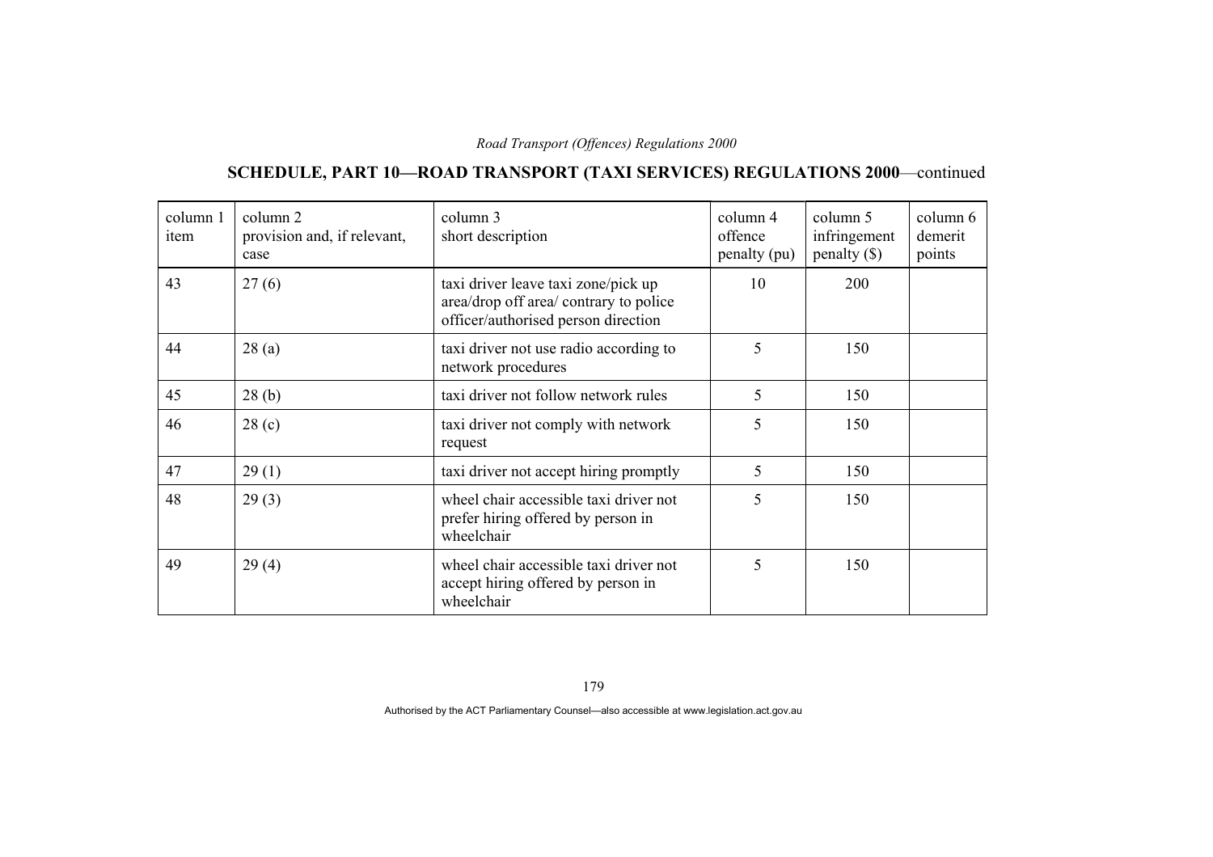## SCHEDULE, PART 10—ROAD TRANSPORT (TAXI SERVICES) REGULATIONS 2000—continued

| column 1 item | column 2 provision and, if relevant, case | column 3 short description | column 4 offence penalty (pu) | column 5 infringement penalty ($) | column 6 demerit points |
|---|---|---|---|---|---|
| 43 | 27 (6) | taxi driver leave taxi zone/pick up area/drop off area/ contrary to police officer/authorised person direction | 10 | 200 | |
| 44 | 28 (a) | taxi driver not use radio according to network procedures | 5 | 150 | |
| 45 | 28 (b) | taxi driver not follow network rules | 5 | 150 | |
| 46 | 28 (c) | taxi driver not comply with network request | 5 | 150 | |
| 47 | 29 (1) | taxi driver not accept hiring promptly | 5 | 150 | |
| 48 | 29 (3) | wheel chair accessible taxi driver not prefer hiring offered by person in wheelchair | 5 | 150 | |
| 49 | 29 (4) | wheel chair accessible taxi driver not accept hiring offered by person in wheelchair | 5 | 150 | |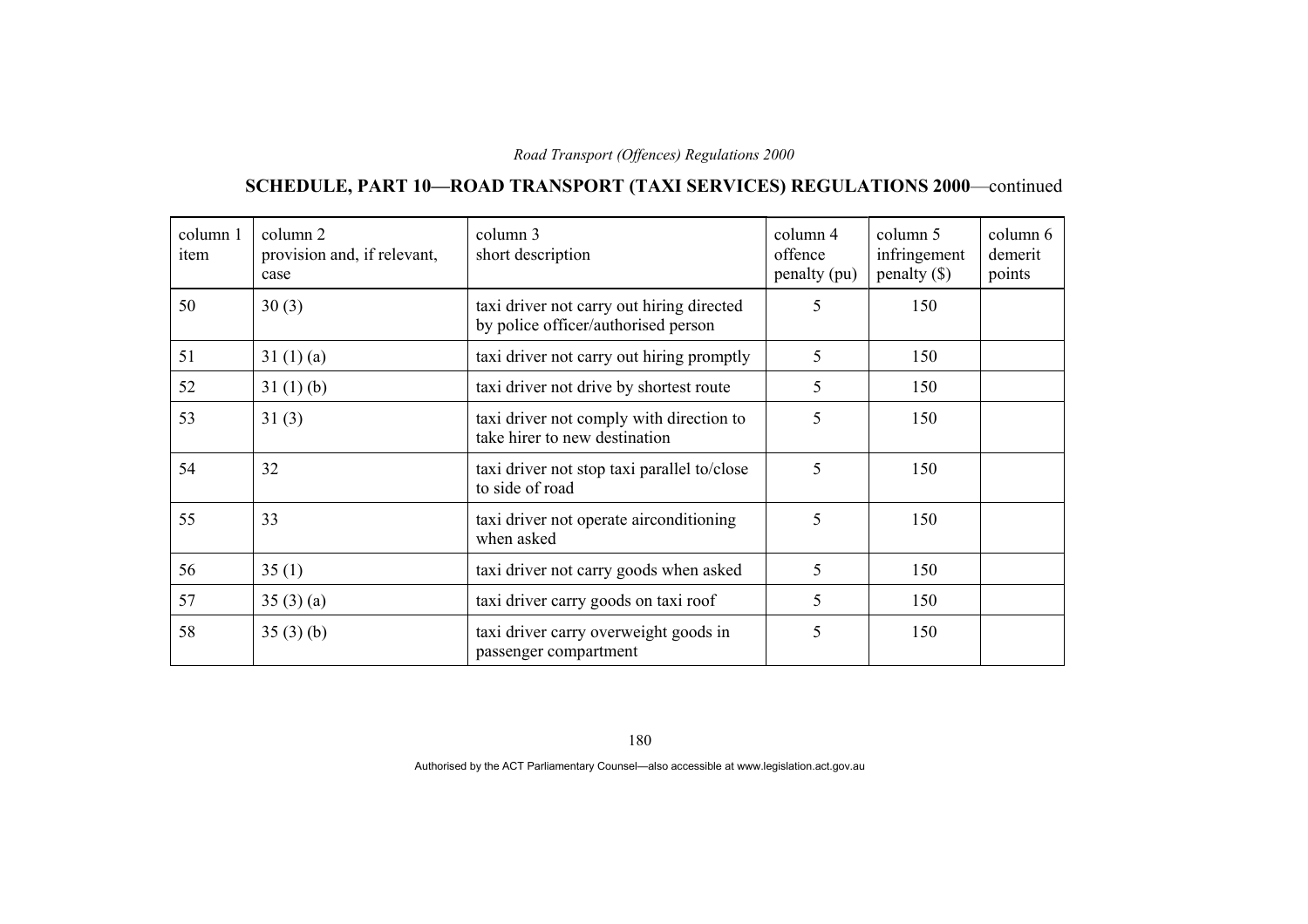## SCHEDULE, PART 10—ROAD TRANSPORT (TAXI SERVICES) REGULATIONS 2000—continued

| column 1 item | column 2 provision and, if relevant, case | column 3 short description | column 4 offence penalty (pu) | column 5 infringement penalty ($) | column 6 demerit points |
|---|---|---|---|---|---|
| 50 | 30 (3) | taxi driver not carry out hiring directed by police officer/authorised person | 5 | 150 | |
| 51 | 31 (1) (a) | taxi driver not carry out hiring promptly | 5 | 150 | |
| 52 | 31 (1) (b) | taxi driver not drive by shortest route | 5 | 150 | |
| 53 | 31 (3) | taxi driver not comply with direction to take hirer to new destination | 5 | 150 | |
| 54 | 32 | taxi driver not stop taxi parallel to/close to side of road | 5 | 150 | |
| 55 | 33 | taxi driver not operate airconditioning when asked | 5 | 150 | |
| 56 | 35 (1) | taxi driver not carry goods when asked | 5 | 150 | |
| 57 | 35 (3) (a) | taxi driver carry goods on taxi roof | 5 | 150 | |
| 58 | 35 (3) (b) | taxi driver carry overweight goods in passenger compartment | 5 | 150 | |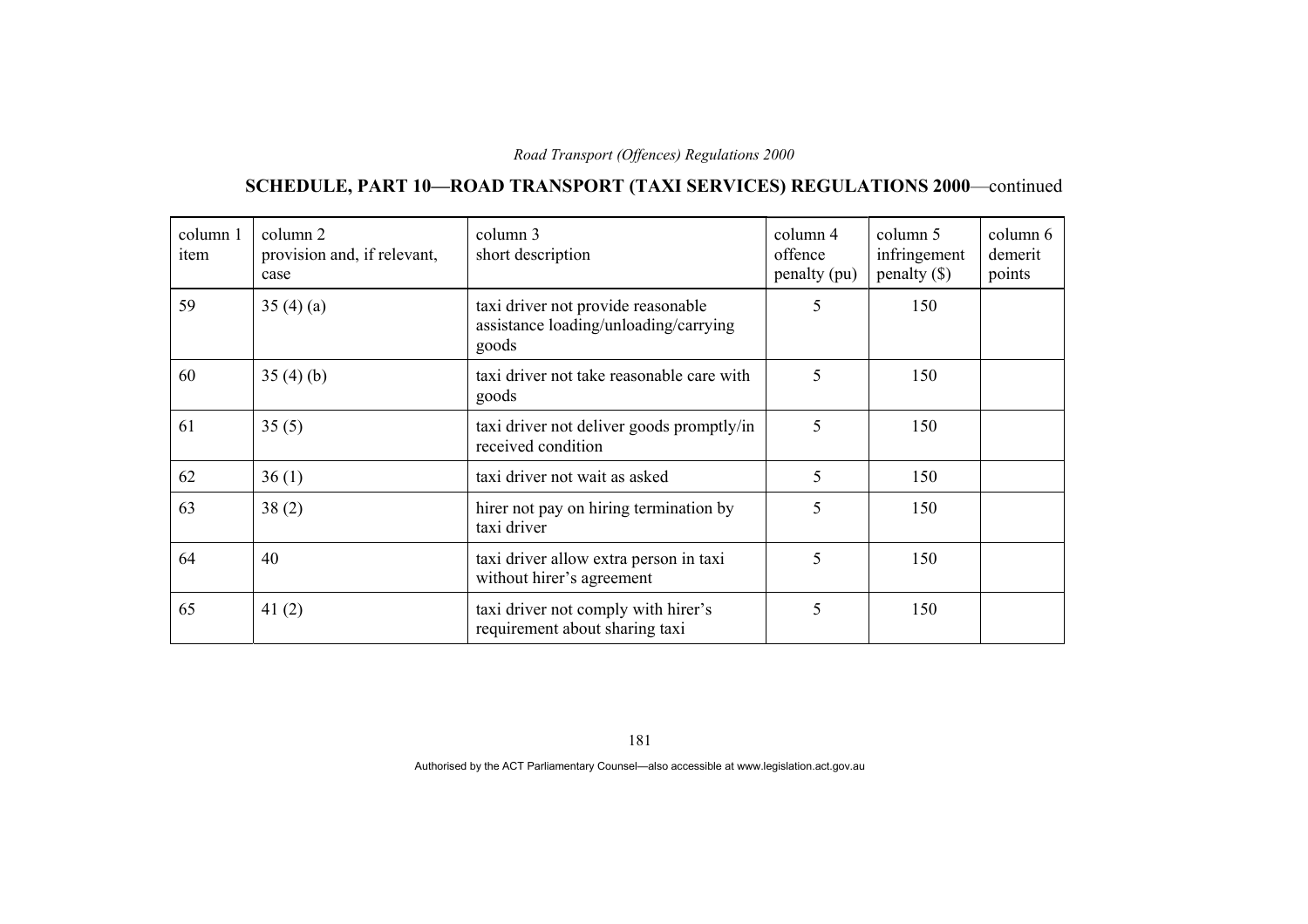## SCHEDULE, PART 10—ROAD TRANSPORT (TAXI SERVICES) REGULATIONS 2000—continued

| column 1 item | column 2 provision and, if relevant, case | column 3 short description | column 4 offence penalty (pu) | column 5 infringement penalty ($) | column 6 demerit points |
|---|---|---|---|---|---|
| 59 | 35 (4) (a) | taxi driver not provide reasonable assistance loading/unloading/carrying goods | 5 | 150 | |
| 60 | 35 (4) (b) | taxi driver not take reasonable care with goods | 5 | 150 | |
| 61 | 35 (5) | taxi driver not deliver goods promptly/in received condition | 5 | 150 | |
| 62 | 36 (1) | taxi driver not wait as asked | 5 | 150 | |
| 63 | 38 (2) | hirer not pay on hiring termination by taxi driver | 5 | 150 | |
| 64 | 40 | taxi driver allow extra person in taxi without hirer's agreement | 5 | 150 | |
| 65 | 41 (2) | taxi driver not comply with hirer's requirement about sharing taxi | 5 | 150 | |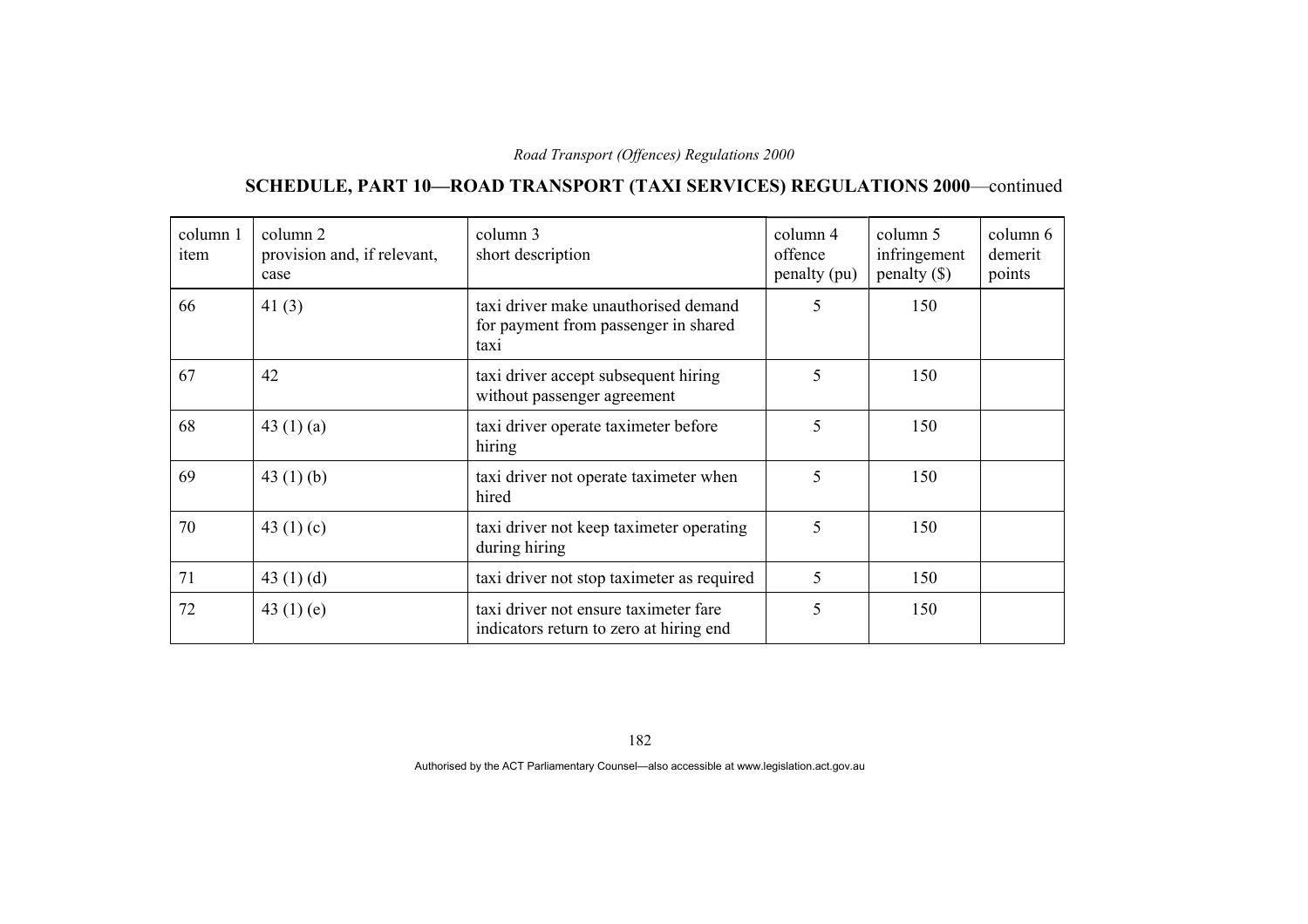## SCHEDULE, PART 10—ROAD TRANSPORT (TAXI SERVICES) REGULATIONS 2000—continued

| column 1 item | column 2 provision and, if relevant, case | column 3 short description | column 4 offence penalty (pu) | column 5 infringement penalty ($) | column 6 demerit points |
|---|---|---|---|---|---|
| 66 | 41 (3) | taxi driver make unauthorised demand for payment from passenger in shared taxi | 5 | 150 | |
| 67 | 42 | taxi driver accept subsequent hiring without passenger agreement | 5 | 150 | |
| 68 | 43 (1) (a) | taxi driver operate taximeter before hiring | 5 | 150 | |
| 69 | 43 (1) (b) | taxi driver not operate taximeter when hired | 5 | 150 | |
| 70 | 43 (1) (c) | taxi driver not keep taximeter operating during hiring | 5 | 150 | |
| 71 | 43 (1) (d) | taxi driver not stop taximeter as required | 5 | 150 | |
| 72 | 43 (1) (e) | taxi driver not ensure taximeter fare indicators return to zero at hiring end | 5 | 150 | |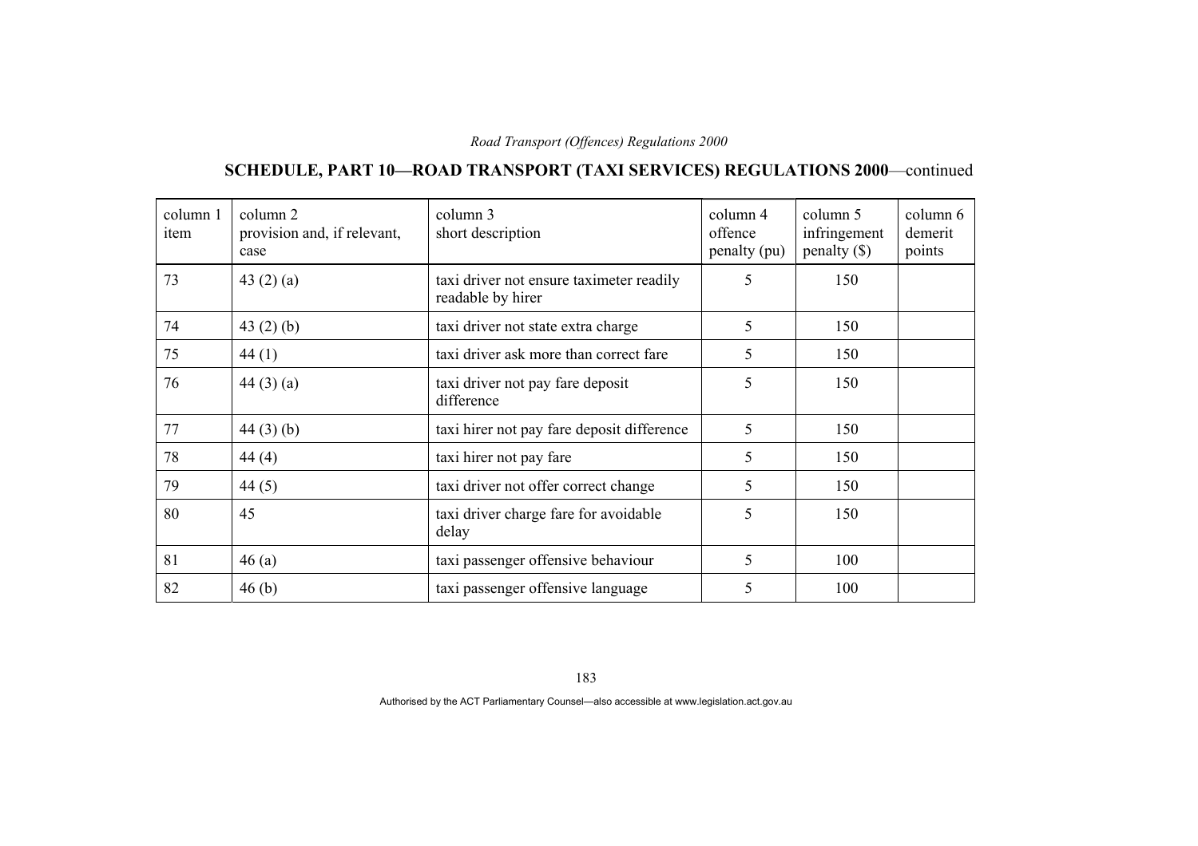## SCHEDULE, PART 10—ROAD TRANSPORT (TAXI SERVICES) REGULATIONS 2000—continued

| column 1 item | column 2 provision and, if relevant, case | column 3 short description | column 4 offence penalty (pu) | column 5 infringement penalty ($) | column 6 demerit points |
|---|---|---|---|---|---|
| 73 | 43 (2) (a) | taxi driver not ensure taximeter readily readable by hirer | 5 | 150 | |
| 74 | 43 (2) (b) | taxi driver not state extra charge | 5 | 150 | |
| 75 | 44 (1) | taxi driver ask more than correct fare | 5 | 150 | |
| 76 | 44 (3) (a) | taxi driver not pay fare deposit difference | 5 | 150 | |
| 77 | 44 (3) (b) | taxi hirer not pay fare deposit difference | 5 | 150 | |
| 78 | 44 (4) | taxi hirer not pay fare | 5 | 150 | |
| 79 | 44 (5) | taxi driver not offer correct change | 5 | 150 | |
| 80 | 45 | taxi driver charge fare for avoidable delay | 5 | 150 | |
| 81 | 46 (a) | taxi passenger offensive behaviour | 5 | 100 | |
| 82 | 46 (b) | taxi passenger offensive language | 5 | 100 | |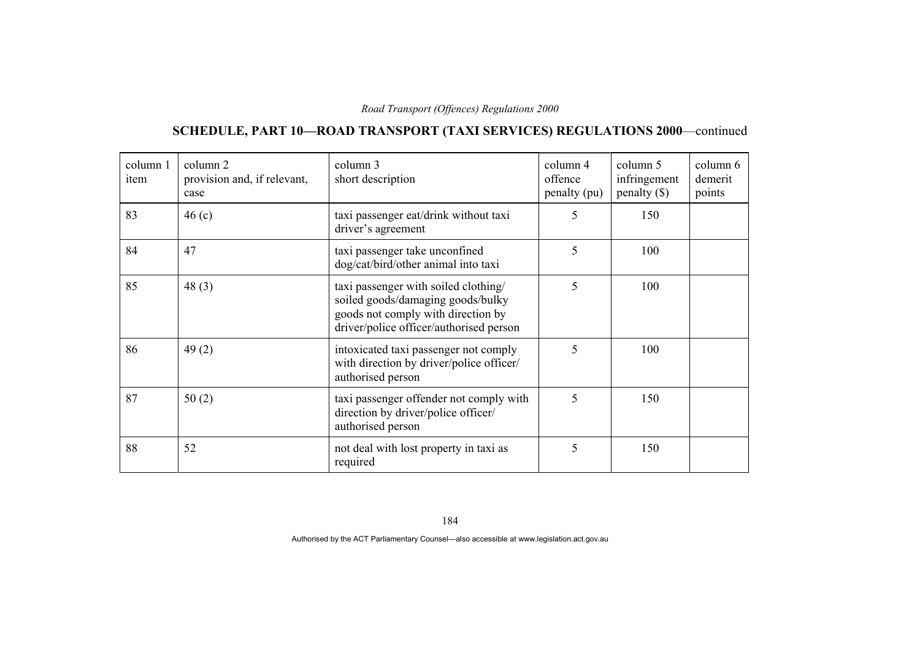## SCHEDULE, PART 10—ROAD TRANSPORT (TAXI SERVICES) REGULATIONS 2000—continued

| column 1 item | column 2 provision and, if relevant, case | column 3 short description | column 4 offence penalty (pu) | column 5 infringement penalty ($) | column 6 demerit points |
|---|---|---|---|---|---|
| 83 | 46 (c) | taxi passenger eat/drink without taxi driver's agreement | 5 | 150 | |
| 84 | 47 | taxi passenger take unconfined dog/cat/bird/other animal into taxi | 5 | 100 | |
| 85 | 48 (3) | taxi passenger with soiled clothing/ soiled goods/damaging goods/bulky goods not comply with direction by driver/police officer/authorised person | 5 | 100 | |
| 86 | 49 (2) | intoxicated taxi passenger not comply with direction by driver/police officer/ authorised person | 5 | 100 | |
| 87 | 50 (2) | taxi passenger offender not comply with direction by driver/police officer/ authorised person | 5 | 150 | |
| 88 | 52 | not deal with lost property in taxi as required | 5 | 150 | |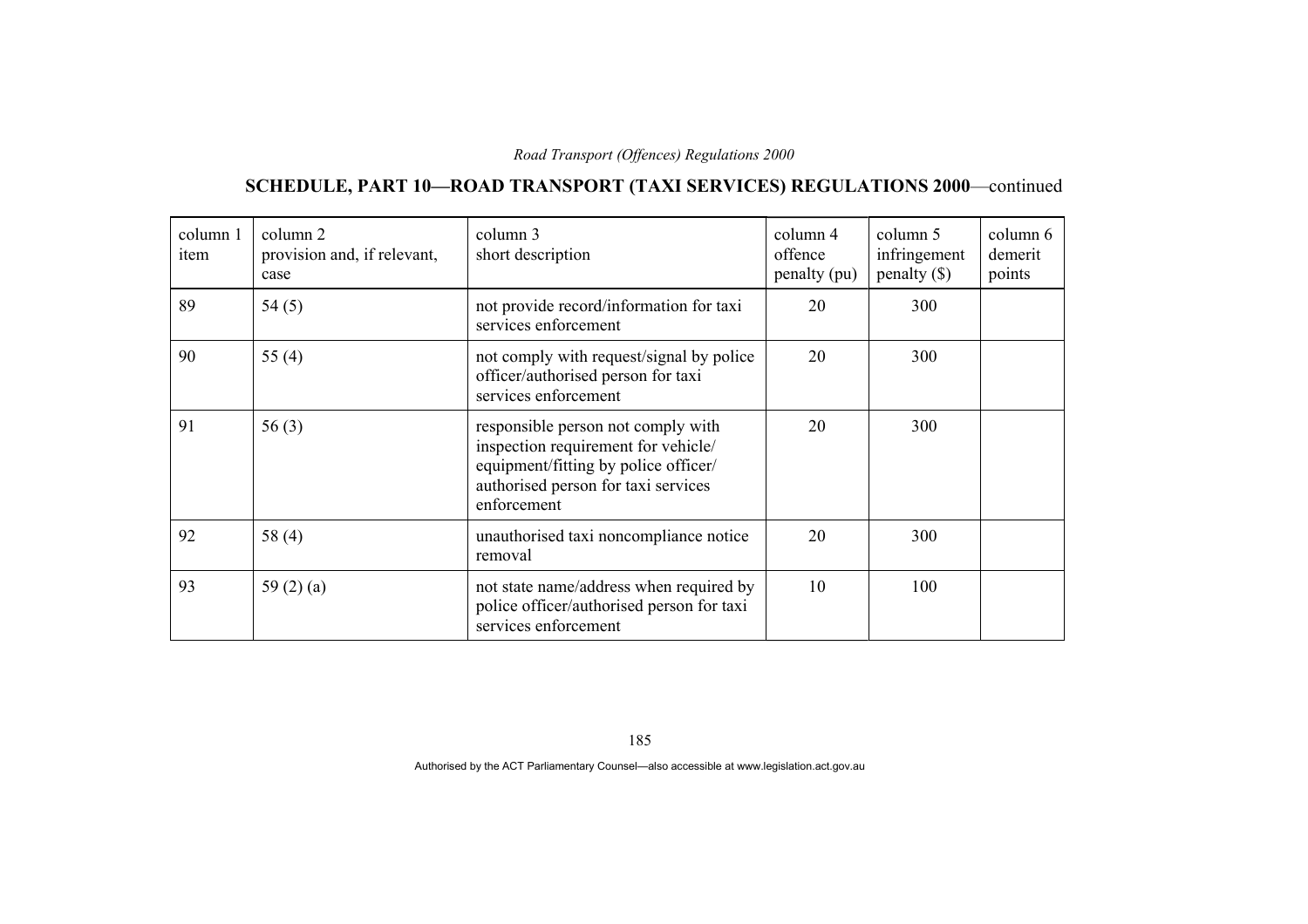## SCHEDULE, PART 10—ROAD TRANSPORT (TAXI SERVICES) REGULATIONS 2000—continued

| column 1 item | column 2 provision and, if relevant, case | column 3 short description | column 4 offence penalty (pu) | column 5 infringement penalty ($) | column 6 demerit points |
|---|---|---|---|---|---|
| 89 | 54 (5) | not provide record/information for taxi services enforcement | 20 | 300 | |
| 90 | 55 (4) | not comply with request/signal by police officer/authorised person for taxi services enforcement | 20 | 300 | |
| 91 | 56 (3) | responsible person not comply with inspection requirement for vehicle/ equipment/fitting by police officer/ authorised person for taxi services enforcement | 20 | 300 | |
| 92 | 58 (4) | unauthorised taxi noncompliance notice removal | 20 | 300 | |
| 93 | 59 (2) (a) | not state name/address when required by police officer/authorised person for taxi services enforcement | 10 | 100 | |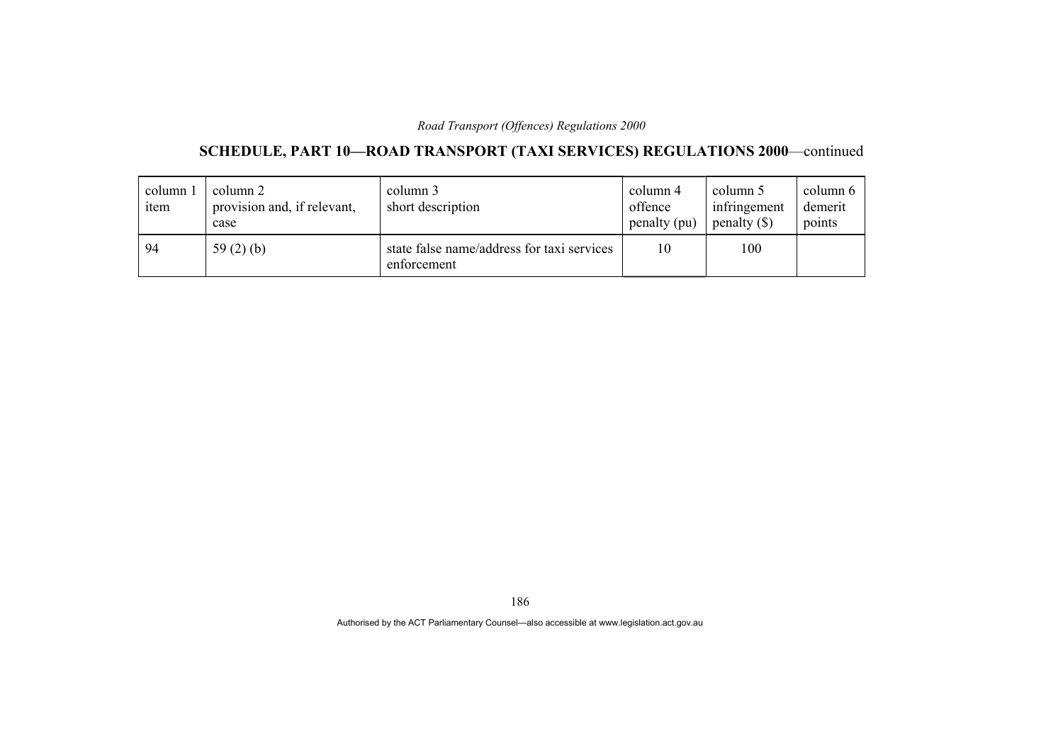## SCHEDULE, PART 10—ROAD TRANSPORT (TAXI SERVICES) REGULATIONS 2000—continued

| column 1 item | column 2 provision and, if relevant, case | column 3 short description | column 4 offence penalty (pu) | column 5 infringement penalty ($) | column 6 demerit points |
|---|---|---|---|---|---|
| 94 | 59 (2) (b) | state false name/address for taxi services enforcement | 10 | 100 | |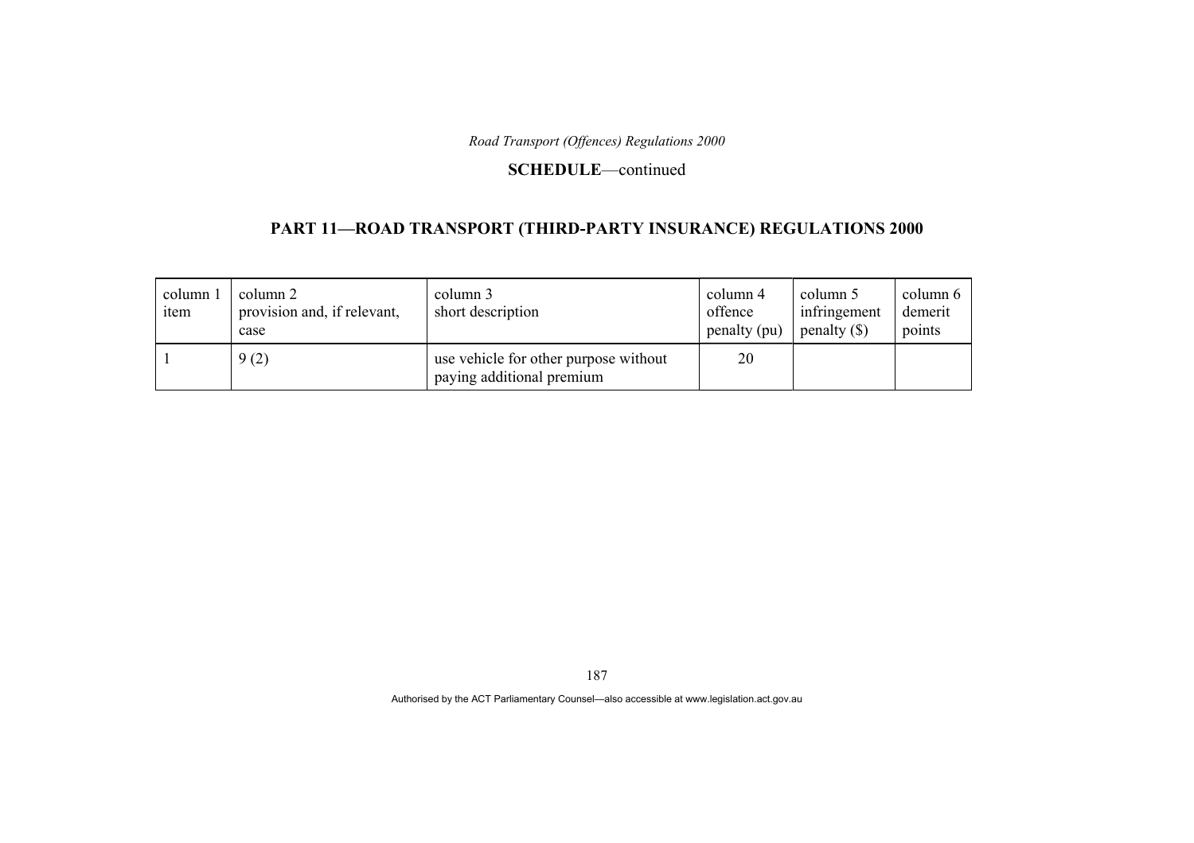## SCHEDULE—continued

### PART 11—ROAD TRANSPORT (THIRD-PARTY INSURANCE) REGULATIONS 2000

| column 1 item | column 2 provision and, if relevant, case | column 3 short description | column 4 offence penalty (pu) | column 5 infringement penalty ($) | column 6 demerit points |
|---|---|---|---|---|---|
| 1 | 9 (2) | use vehicle for other purpose without paying additional premium | 20 | | |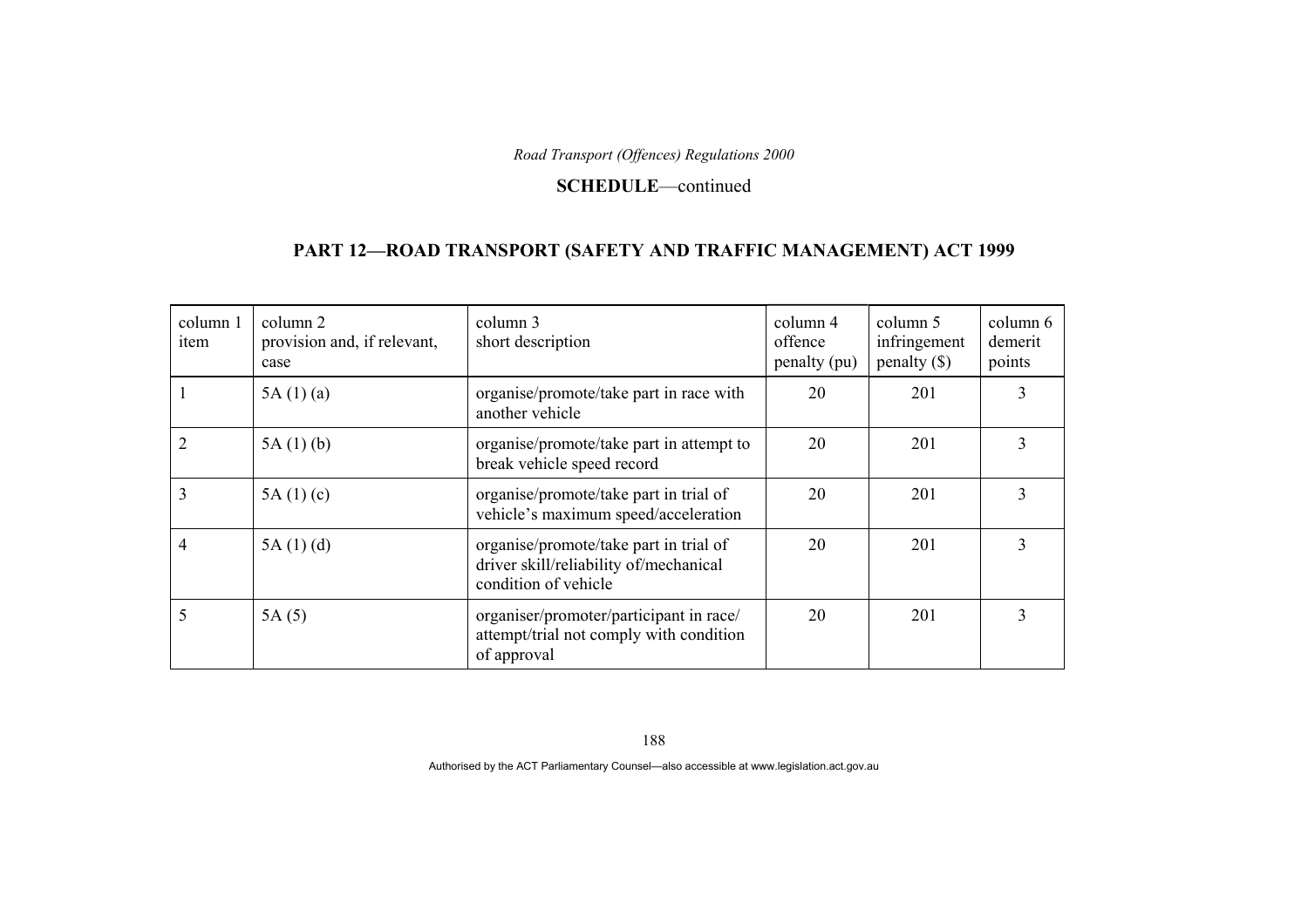**SCHEDULE**—continued

## PART 12—ROAD TRANSPORT (SAFETY AND TRAFFIC MANAGEMENT) ACT 1999

| column 1 item | column 2 provision and, if relevant, case | column 3 short description | column 4 offence penalty (pu) | column 5 infringement penalty ($) | column 6 demerit points |
|---|---|---|---|---|---|
| 1 | 5A (1) (a) | organise/promote/take part in race with another vehicle | 20 | 201 | 3 |
| 2 | 5A (1) (b) | organise/promote/take part in attempt to break vehicle speed record | 20 | 201 | 3 |
| 3 | 5A (1) (c) | organise/promote/take part in trial of vehicle's maximum speed/acceleration | 20 | 201 | 3 |
| 4 | 5A (1) (d) | organise/promote/take part in trial of driver skill/reliability of/mechanical condition of vehicle | 20 | 201 | 3 |
| 5 | 5A (5) | organiser/promoter/participant in race/ attempt/trial not comply with condition of approval | 20 | 201 | 3 |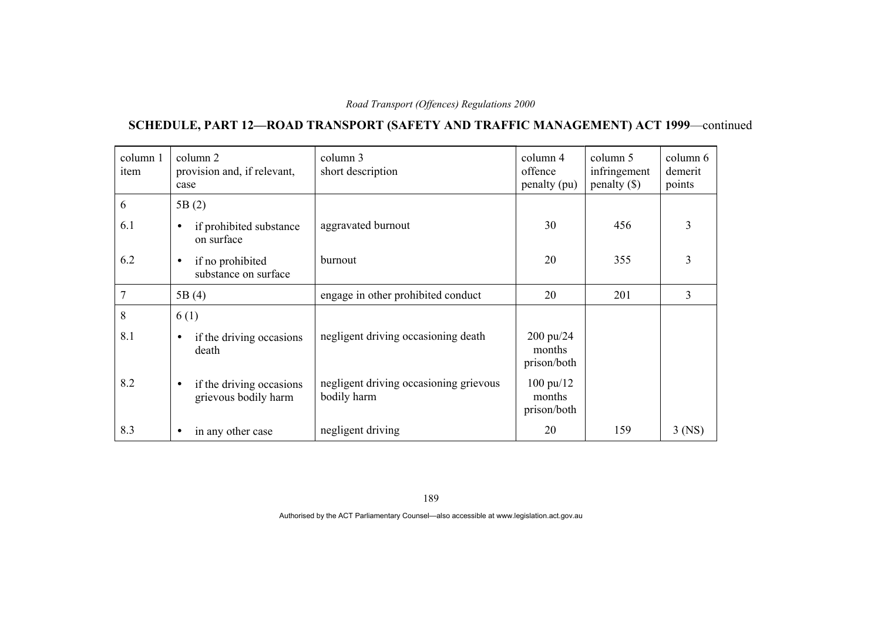## SCHEDULE, PART 12—ROAD TRANSPORT (SAFETY AND TRAFFIC MANAGEMENT) ACT 1999—continued

| column 1 item | column 2 provision and, if relevant, case | column 3 short description | column 4 offence penalty (pu) | column 5 infringement penalty ($) | column 6 demerit points |
|---|---|---|---|---|---|
| 6 | 5B (2) | | | | |
| 6.1 | • if prohibited substance on surface | aggravated burnout | 30 | 456 | 3 |
| 6.2 | • if no prohibited substance on surface | burnout | 20 | 355 | 3 |
| 7 | 5B (4) | engage in other prohibited conduct | 20 | 201 | 3 |
| 8 | 6 (1) | | | | |
| 8.1 | • if the driving occasions death | negligent driving occasioning death | 200 pu/24 months prison/both | | |
| 8.2 | • if the driving occasions grievous bodily harm | negligent driving occasioning grievous bodily harm | 100 pu/12 months prison/both | | |
| 8.3 | • in any other case | negligent driving | 20 | 159 | 3 (NS) |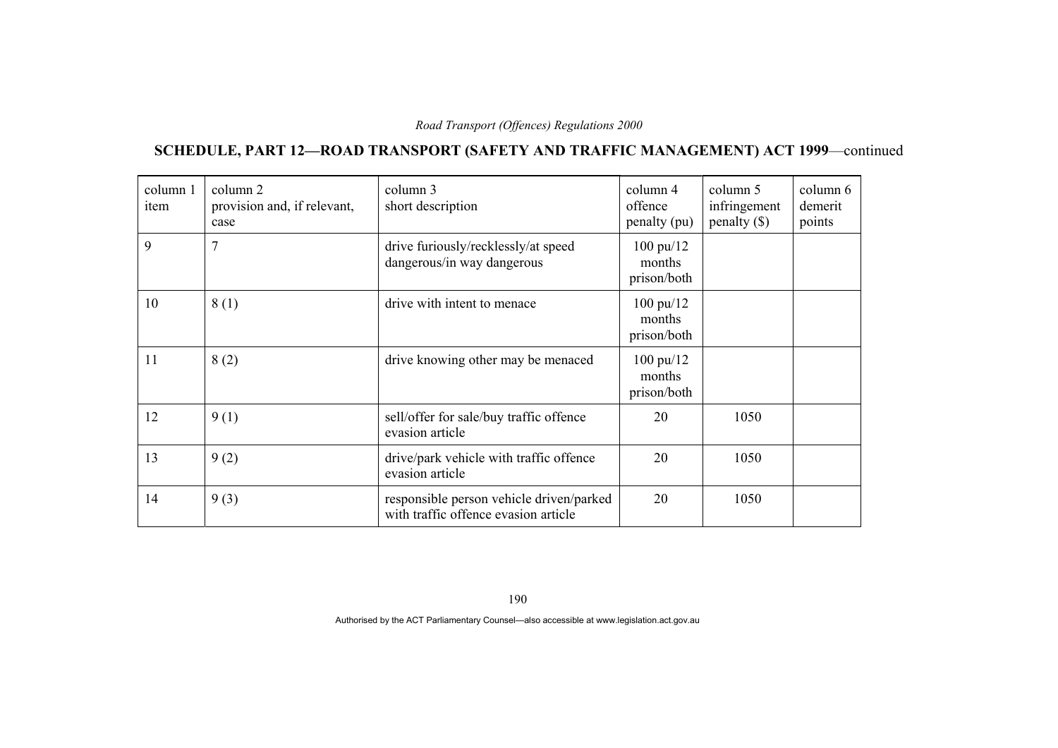## SCHEDULE, PART 12—ROAD TRANSPORT (SAFETY AND TRAFFIC MANAGEMENT) ACT 1999—continued

| column 1 item | column 2 provision and, if relevant, case | column 3 short description | column 4 offence penalty (pu) | column 5 infringement penalty ($) | column 6 demerit points |
|---|---|---|---|---|---|
| 9 | 7 | drive furiously/recklessly/at speed dangerous/in way dangerous | 100 pu/12 months prison/both | | |
| 10 | 8 (1) | drive with intent to menace | 100 pu/12 months prison/both | | |
| 11 | 8 (2) | drive knowing other may be menaced | 100 pu/12 months prison/both | | |
| 12 | 9 (1) | sell/offer for sale/buy traffic offence evasion article | 20 | 1050 | |
| 13 | 9 (2) | drive/park vehicle with traffic offence evasion article | 20 | 1050 | |
| 14 | 9 (3) | responsible person vehicle driven/parked with traffic offence evasion article | 20 | 1050 | |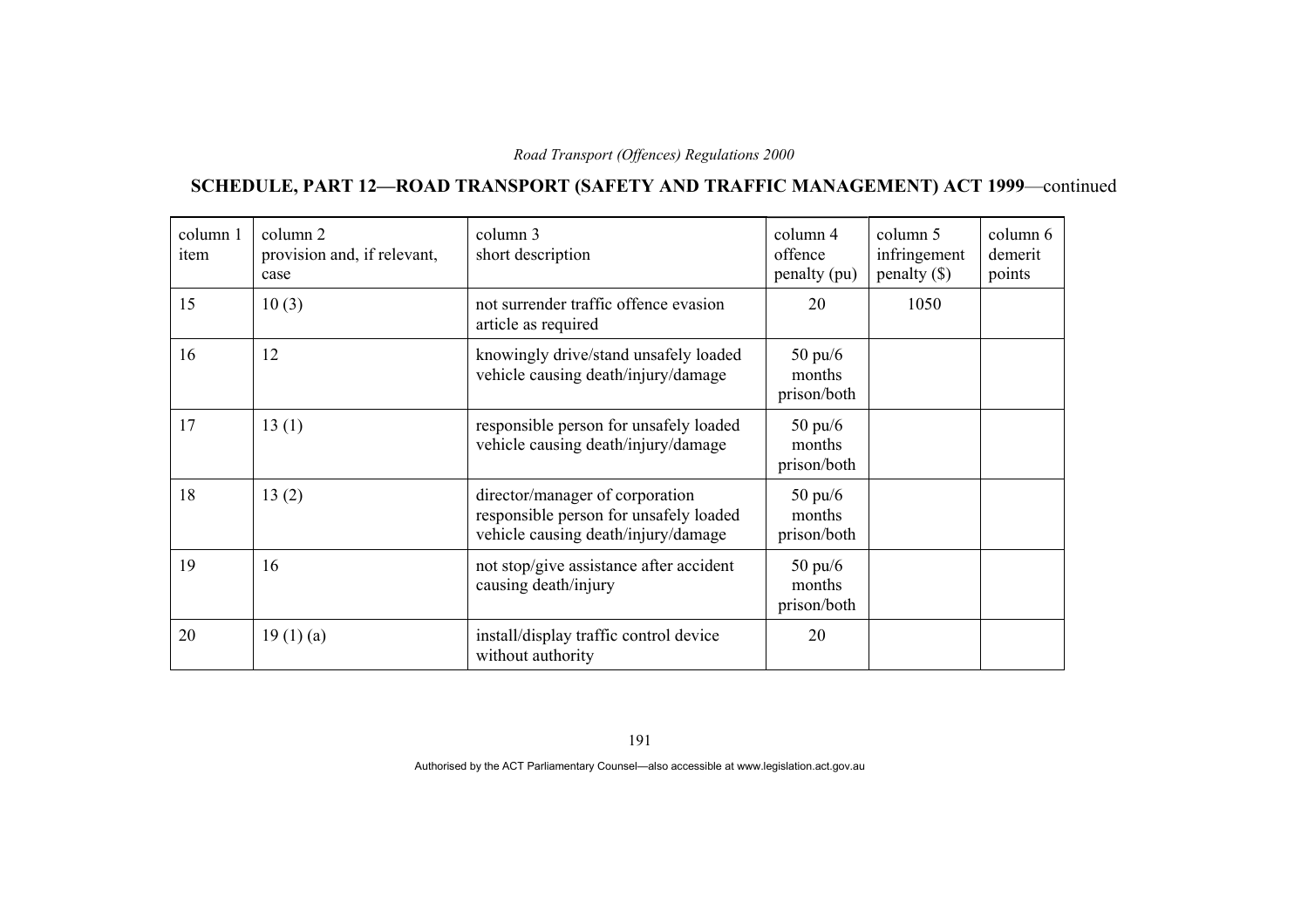## SCHEDULE, PART 12—ROAD TRANSPORT (SAFETY AND TRAFFIC MANAGEMENT) ACT 1999—continued

| column 1 item | column 2 provision and, if relevant, case | column 3 short description | column 4 offence penalty (pu) | column 5 infringement penalty ($) | column 6 demerit points |
|---|---|---|---|---|---|
| 15 | 10 (3) | not surrender traffic offence evasion article as required | 20 | 1050 | |
| 16 | 12 | knowingly drive/stand unsafely loaded vehicle causing death/injury/damage | 50 pu/6 months prison/both | | |
| 17 | 13 (1) | responsible person for unsafely loaded vehicle causing death/injury/damage | 50 pu/6 months prison/both | | |
| 18 | 13 (2) | director/manager of corporation responsible person for unsafely loaded vehicle causing death/injury/damage | 50 pu/6 months prison/both | | |
| 19 | 16 | not stop/give assistance after accident causing death/injury | 50 pu/6 months prison/both | | |
| 20 | 19 (1) (a) | install/display traffic control device without authority | 20 | | |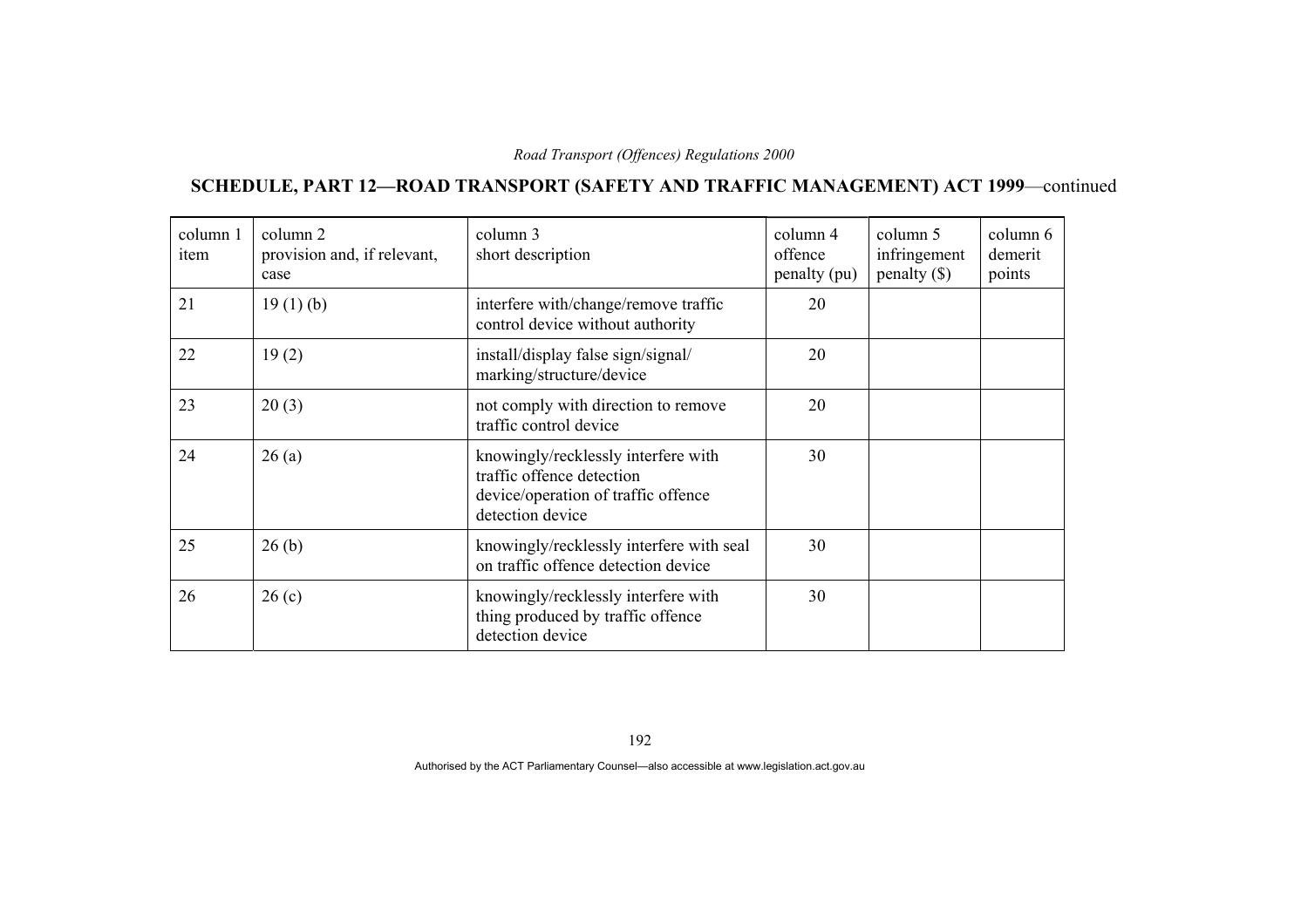## SCHEDULE, PART 12—ROAD TRANSPORT (SAFETY AND TRAFFIC MANAGEMENT) ACT 1999—continued

| column 1 item | column 2 provision and, if relevant, case | column 3 short description | column 4 offence penalty (pu) | column 5 infringement penalty ($) | column 6 demerit points |
|---|---|---|---|---|---|
| 21 | 19 (1) (b) | interfere with/change/remove traffic control device without authority | 20 | | |
| 22 | 19 (2) | install/display false sign/signal/marking/structure/device | 20 | | |
| 23 | 20 (3) | not comply with direction to remove traffic control device | 20 | | |
| 24 | 26 (a) | knowingly/recklessly interfere with traffic offence detection device/operation of traffic offence detection device | 30 | | |
| 25 | 26 (b) | knowingly/recklessly interfere with seal on traffic offence detection device | 30 | | |
| 26 | 26 (c) | knowingly/recklessly interfere with thing produced by traffic offence detection device | 30 | | |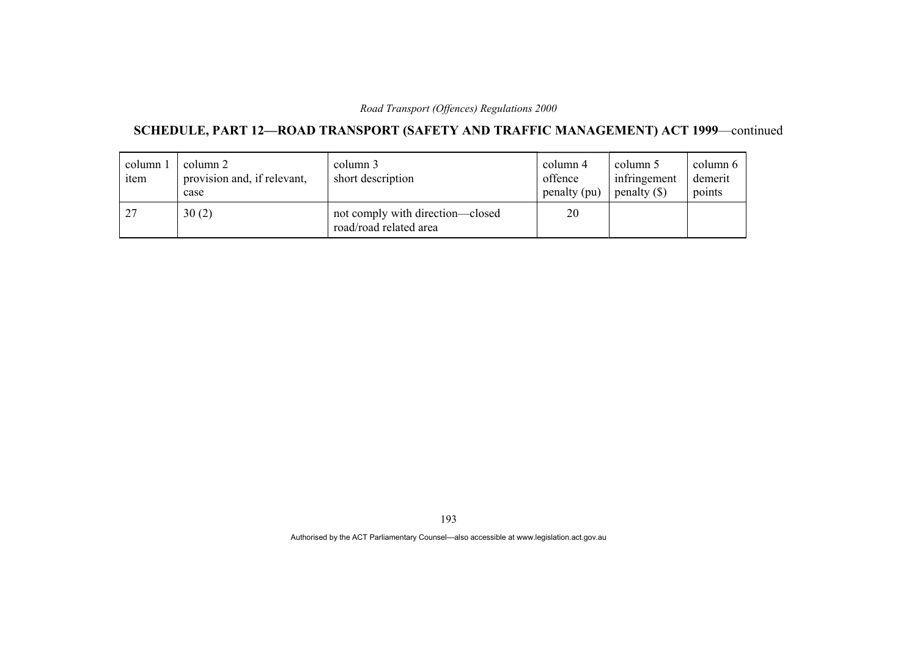## SCHEDULE, PART 12—ROAD TRANSPORT (SAFETY AND TRAFFIC MANAGEMENT) ACT 1999—continued

| column 1 item | column 2 provision and, if relevant, case | column 3 short description | column 4 offence penalty (pu) | column 5 infringement penalty ($) | column 6 demerit points |
|---|---|---|---|---|---|
| 27 | 30 (2) | not comply with direction—closed road/road related area | 20 | | |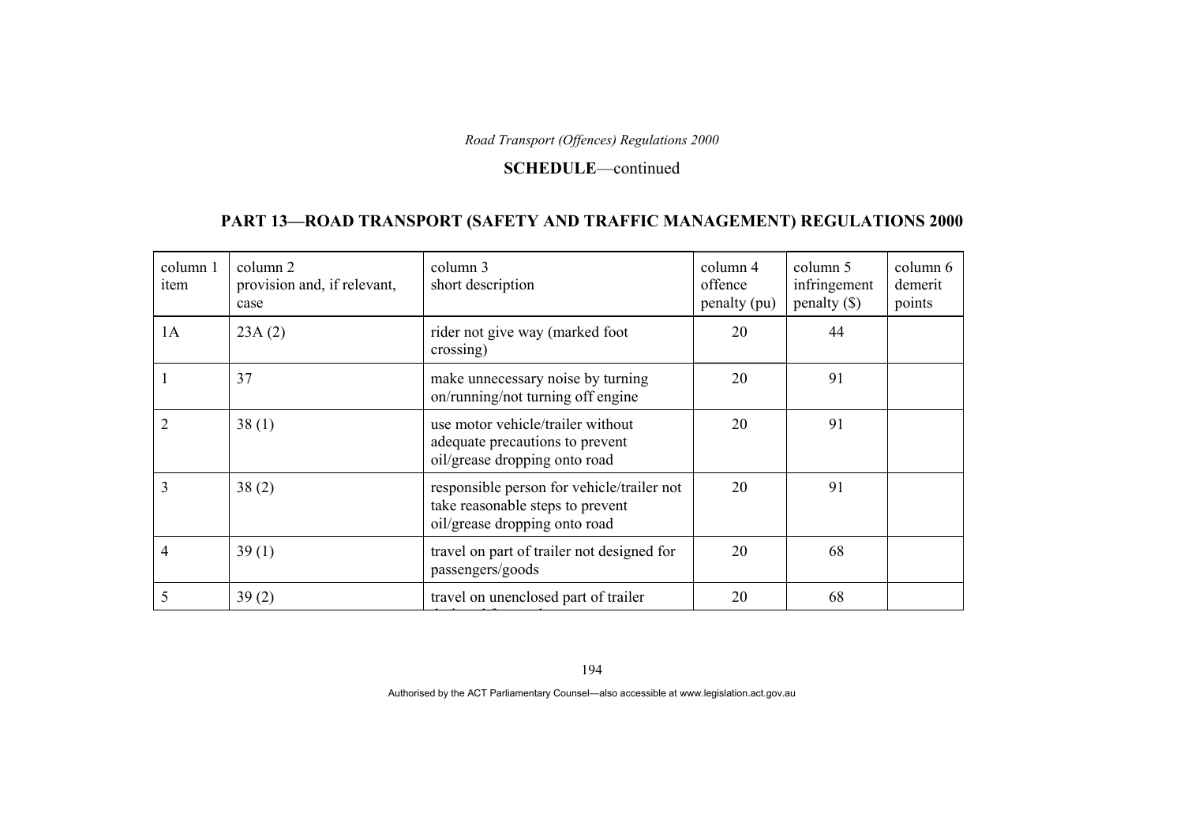**SCHEDULE**—continued

## PART 13—ROAD TRANSPORT (SAFETY AND TRAFFIC MANAGEMENT) REGULATIONS 2000

| column 1 item | column 2 provision and, if relevant, case | column 3 short description | column 4 offence penalty (pu) | column 5 infringement penalty ($) | column 6 demerit points |
|---|---|---|---|---|---|
| 1A | 23A (2) | rider not give way (marked foot crossing) | 20 | 44 | |
| 1 | 37 | make unnecessary noise by turning on/running/not turning off engine | 20 | 91 | |
| 2 | 38 (1) | use motor vehicle/trailer without adequate precautions to prevent oil/grease dropping onto road | 20 | 91 | |
| 3 | 38 (2) | responsible person for vehicle/trailer not take reasonable steps to prevent oil/grease dropping onto road | 20 | 91 | |
| 4 | 39 (1) | travel on part of trailer not designed for passengers/goods | 20 | 68 | |
| 5 | 39 (2) | travel on unenclosed part of trailer | 20 | 68 | |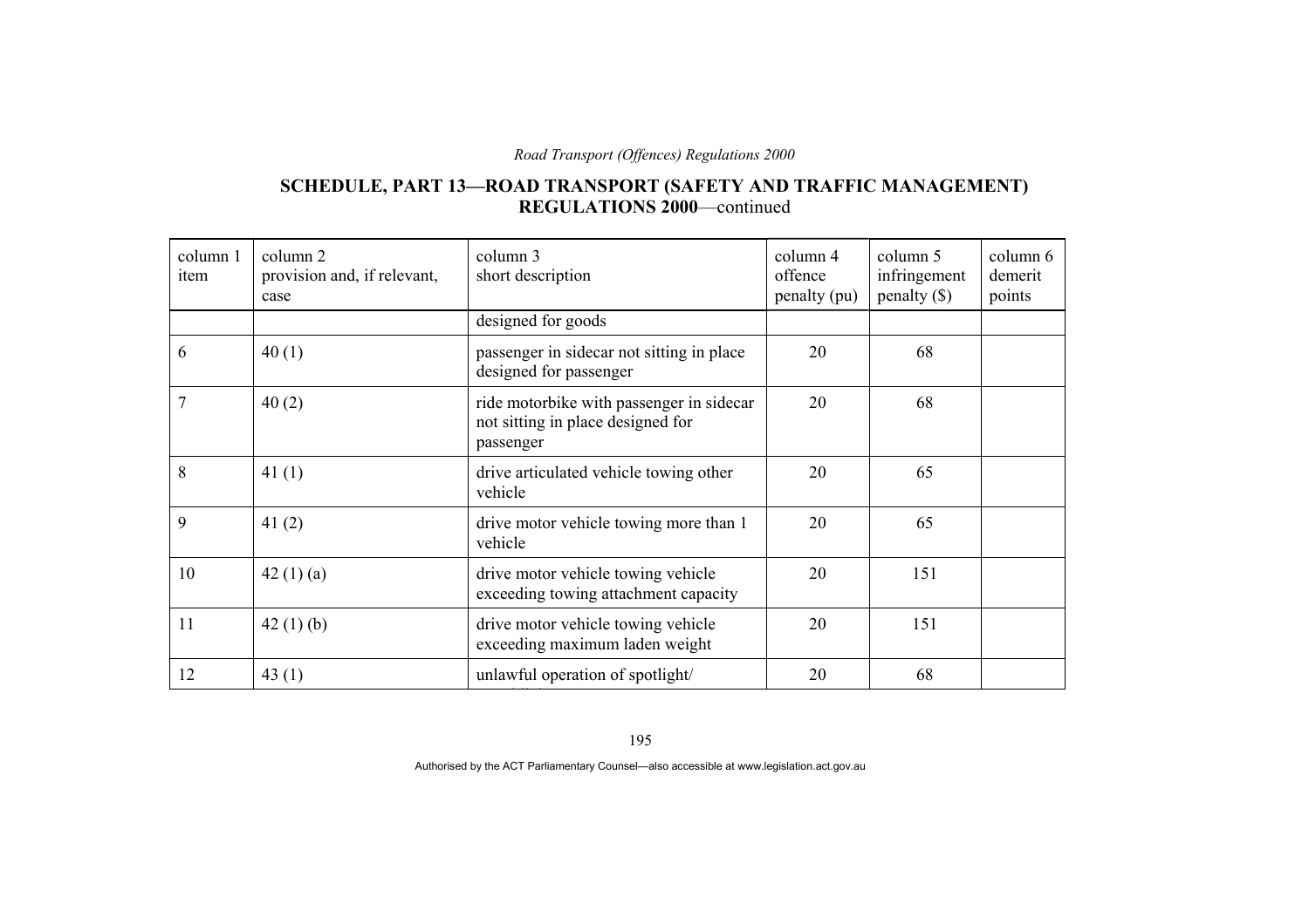## SCHEDULE, PART 13—ROAD TRANSPORT (SAFETY AND TRAFFIC MANAGEMENT) REGULATIONS 2000—continued

| column 1 item | column 2 provision and, if relevant, case | column 3 short description | column 4 offence penalty (pu) | column 5 infringement penalty ($) | column 6 demerit points |
|---|---|---|---|---|---|
| | | designed for goods | | | |
| 6 | 40 (1) | passenger in sidecar not sitting in place designed for passenger | 20 | 68 | |
| 7 | 40 (2) | ride motorbike with passenger in sidecar not sitting in place designed for passenger | 20 | 68 | |
| 8 | 41 (1) | drive articulated vehicle towing other vehicle | 20 | 65 | |
| 9 | 41 (2) | drive motor vehicle towing more than 1 vehicle | 20 | 65 | |
| 10 | 42 (1) (a) | drive motor vehicle towing vehicle exceeding towing attachment capacity | 20 | 151 | |
| 11 | 42 (1) (b) | drive motor vehicle towing vehicle exceeding maximum laden weight | 20 | 151 | |
| 12 | 43 (1) | unlawful operation of spotlight/ | 20 | 68 | |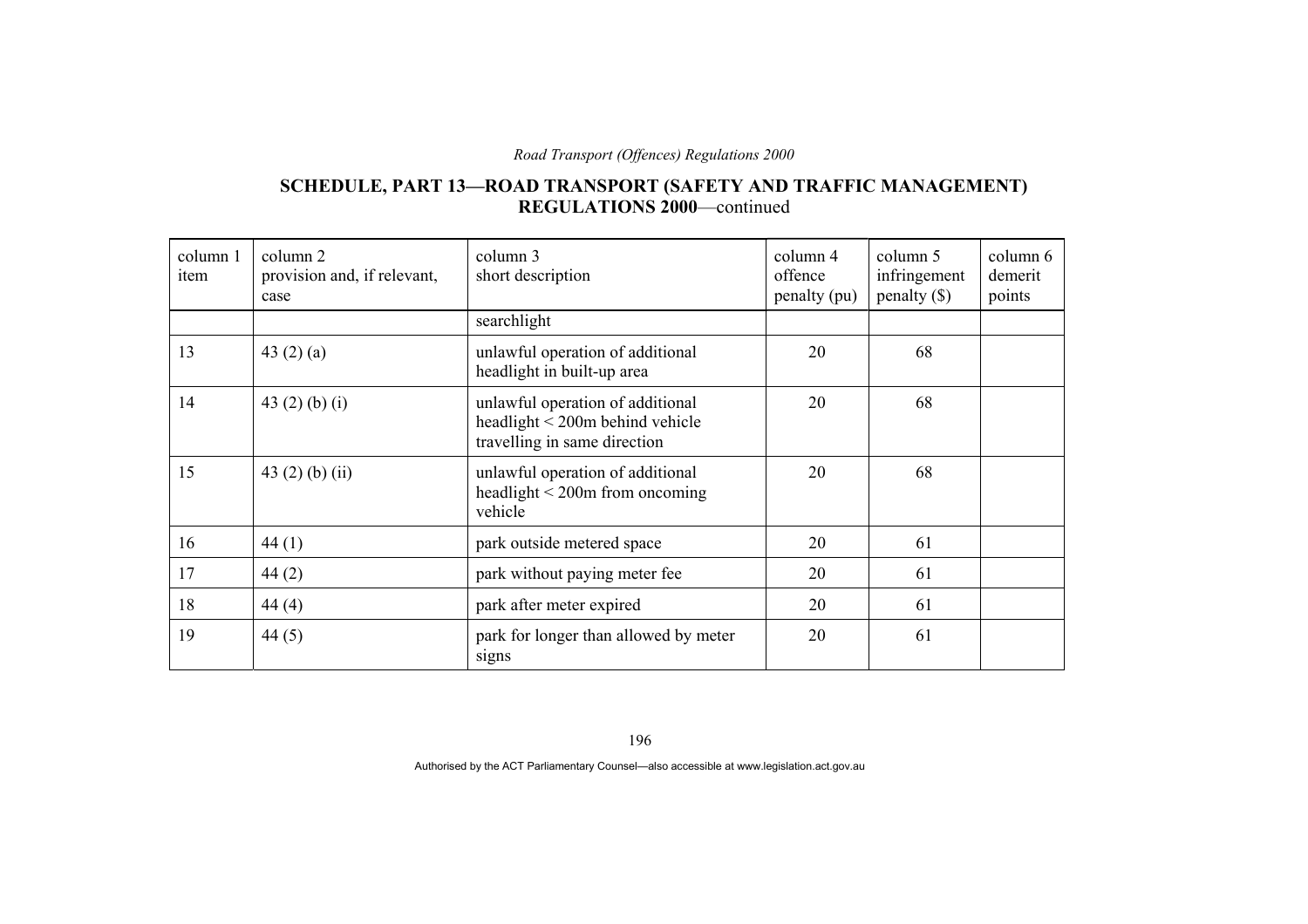**SCHEDULE, PART 13—ROAD TRANSPORT (SAFETY AND TRAFFIC MANAGEMENT) REGULATIONS 2000**—continued

| column 1 item | column 2 provision and, if relevant, case | column 3 short description | column 4 offence penalty (pu) | column 5 infringement penalty ($) | column 6 demerit points |
|---|---|---|---|---|---|
| | | searchlight | | | |
| 13 | 43 (2) (a) | unlawful operation of additional headlight in built-up area | 20 | 68 | |
| 14 | 43 (2) (b) (i) | unlawful operation of additional headlight < 200m behind vehicle travelling in same direction | 20 | 68 | |
| 15 | 43 (2) (b) (ii) | unlawful operation of additional headlight < 200m from oncoming vehicle | 20 | 68 | |
| 16 | 44 (1) | park outside metered space | 20 | 61 | |
| 17 | 44 (2) | park without paying meter fee | 20 | 61 | |
| 18 | 44 (4) | park after meter expired | 20 | 61 | |
| 19 | 44 (5) | park for longer than allowed by meter signs | 20 | 61 | |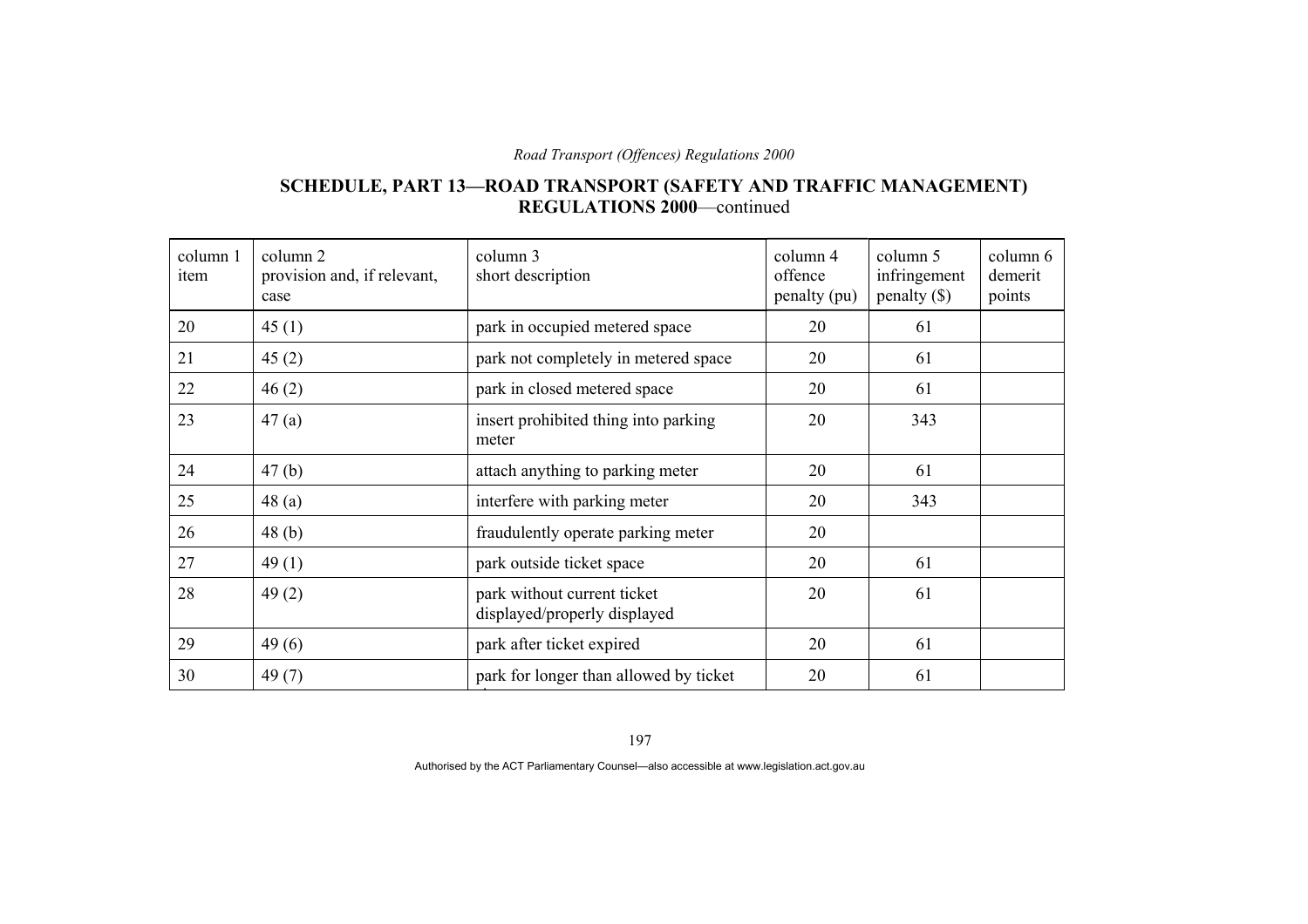## SCHEDULE, PART 13—ROAD TRANSPORT (SAFETY AND TRAFFIC MANAGEMENT) REGULATIONS 2000—continued

| column 1 item | column 2 provision and, if relevant, case | column 3 short description | column 4 offence penalty (pu) | column 5 infringement penalty ($) | column 6 demerit points |
|---|---|---|---|---|---|
| 20 | 45 (1) | park in occupied metered space | 20 | 61 | |
| 21 | 45 (2) | park not completely in metered space | 20 | 61 | |
| 22 | 46 (2) | park in closed metered space | 20 | 61 | |
| 23 | 47 (a) | insert prohibited thing into parking meter | 20 | 343 | |
| 24 | 47 (b) | attach anything to parking meter | 20 | 61 | |
| 25 | 48 (a) | interfere with parking meter | 20 | 343 | |
| 26 | 48 (b) | fraudulently operate parking meter | 20 | | |
| 27 | 49 (1) | park outside ticket space | 20 | 61 | |
| 28 | 49 (2) | park without current ticket displayed/properly displayed | 20 | 61 | |
| 29 | 49 (6) | park after ticket expired | 20 | 61 | |
| 30 | 49 (7) | park for longer than allowed by ticket | 20 | 61 | |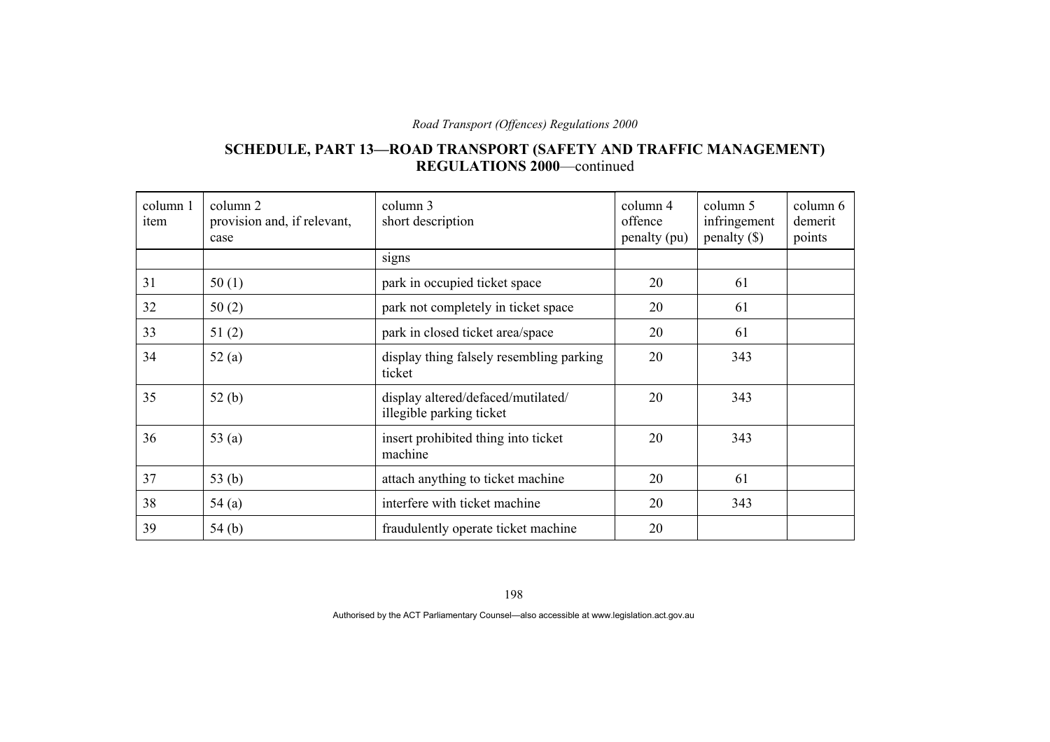## SCHEDULE, PART 13—ROAD TRANSPORT (SAFETY AND TRAFFIC MANAGEMENT) REGULATIONS 2000—continued

| column 1 item | column 2 provision and, if relevant, case | column 3 short description | column 4 offence penalty (pu) | column 5 infringement penalty ($) | column 6 demerit points |
|---|---|---|---|---|---|
| | | signs | | | |
| 31 | 50 (1) | park in occupied ticket space | 20 | 61 | |
| 32 | 50 (2) | park not completely in ticket space | 20 | 61 | |
| 33 | 51 (2) | park in closed ticket area/space | 20 | 61 | |
| 34 | 52 (a) | display thing falsely resembling parking ticket | 20 | 343 | |
| 35 | 52 (b) | display altered/defaced/mutilated/ illegible parking ticket | 20 | 343 | |
| 36 | 53 (a) | insert prohibited thing into ticket machine | 20 | 343 | |
| 37 | 53 (b) | attach anything to ticket machine | 20 | 61 | |
| 38 | 54 (a) | interfere with ticket machine | 20 | 343 | |
| 39 | 54 (b) | fraudulently operate ticket machine | 20 | | |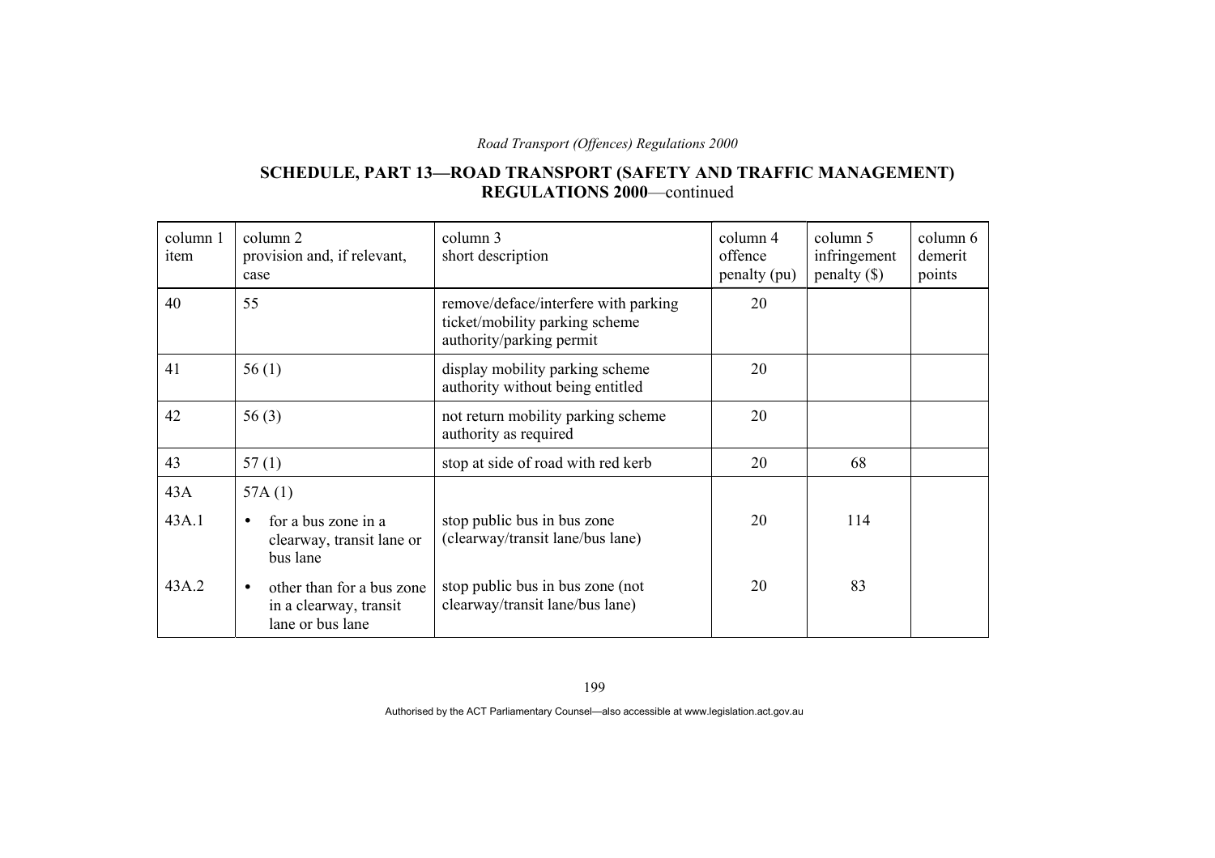**SCHEDULE, PART 13—ROAD TRANSPORT (SAFETY AND TRAFFIC MANAGEMENT) REGULATIONS 2000**—continued

| column 1 item | column 2 provision and, if relevant, case | column 3 short description | column 4 offence penalty (pu) | column 5 infringement penalty ($) | column 6 demerit points |
|---|---|---|---|---|---|
| 40 | 55 | remove/deface/interfere with parking ticket/mobility parking scheme authority/parking permit | 20 | | |
| 41 | 56 (1) | display mobility parking scheme authority without being entitled | 20 | | |
| 42 | 56 (3) | not return mobility parking scheme authority as required | 20 | | |
| 43 | 57 (1) | stop at side of road with red kerb | 20 | 68 | |
| 43A | 57A (1) | | | | |
| 43A.1 | • for a bus zone in a clearway, transit lane or bus lane | stop public bus in bus zone (clearway/transit lane/bus lane) | 20 | 114 | |
| 43A.2 | • other than for a bus zone in a clearway, transit lane or bus lane | stop public bus in bus zone (not clearway/transit lane/bus lane) | 20 | 83 | |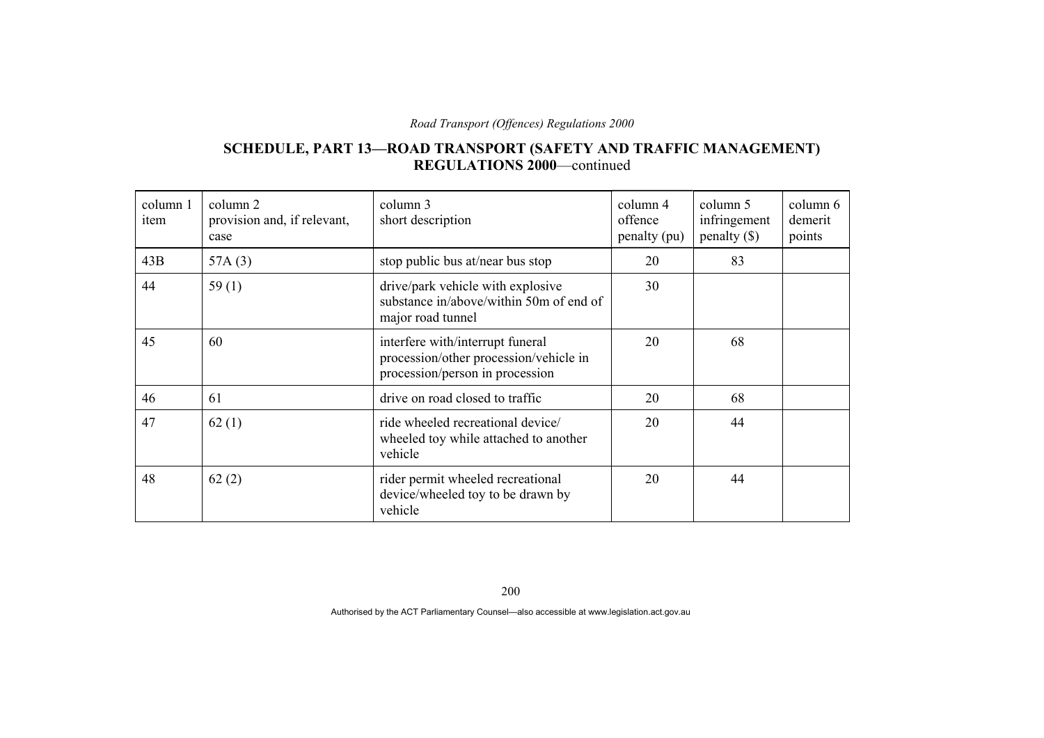## SCHEDULE, PART 13—ROAD TRANSPORT (SAFETY AND TRAFFIC MANAGEMENT) REGULATIONS 2000—continued

| column 1 item | column 2 provision and, if relevant, case | column 3 short description | column 4 offence penalty (pu) | column 5 infringement penalty ($) | column 6 demerit points |
|---|---|---|---|---|---|
| 43B | 57A (3) | stop public bus at/near bus stop | 20 | 83 | |
| 44 | 59 (1) | drive/park vehicle with explosive substance in/above/within 50m of end of major road tunnel | 30 | | |
| 45 | 60 | interfere with/interrupt funeral procession/other procession/vehicle in procession/person in procession | 20 | 68 | |
| 46 | 61 | drive on road closed to traffic | 20 | 68 | |
| 47 | 62 (1) | ride wheeled recreational device/ wheeled toy while attached to another vehicle | 20 | 44 | |
| 48 | 62 (2) | rider permit wheeled recreational device/wheeled toy to be drawn by vehicle | 20 | 44 | |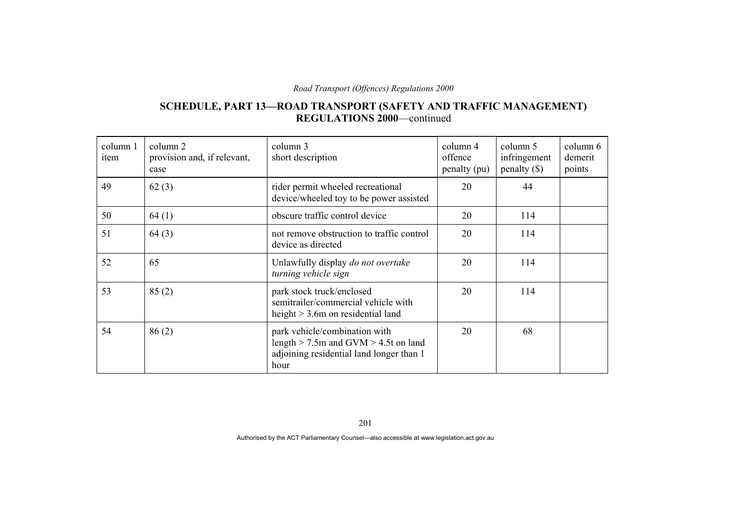## SCHEDULE, PART 13—ROAD TRANSPORT (SAFETY AND TRAFFIC MANAGEMENT) REGULATIONS 2000—continued

| column 1 item | column 2 provision and, if relevant, case | column 3 short description | column 4 offence penalty (pu) | column 5 infringement penalty ($) | column 6 demerit points |
|---|---|---|---|---|---|
| 49 | 62 (3) | rider permit wheeled recreational device/wheeled toy to be power assisted | 20 | 44 | |
| 50 | 64 (1) | obscure traffic control device | 20 | 114 | |
| 51 | 64 (3) | not remove obstruction to traffic control device as directed | 20 | 114 | |
| 52 | 65 | Unlawfully display *do not overtake turning vehicle sign* | 20 | 114 | |
| 53 | 85 (2) | park stock truck/enclosed semitrailer/commercial vehicle with height > 3.6m on residential land | 20 | 114 | |
| 54 | 86 (2) | park vehicle/combination with length > 7.5m and GVM > 4.5t on land adjoining residential land longer than 1 hour | 20 | 68 | |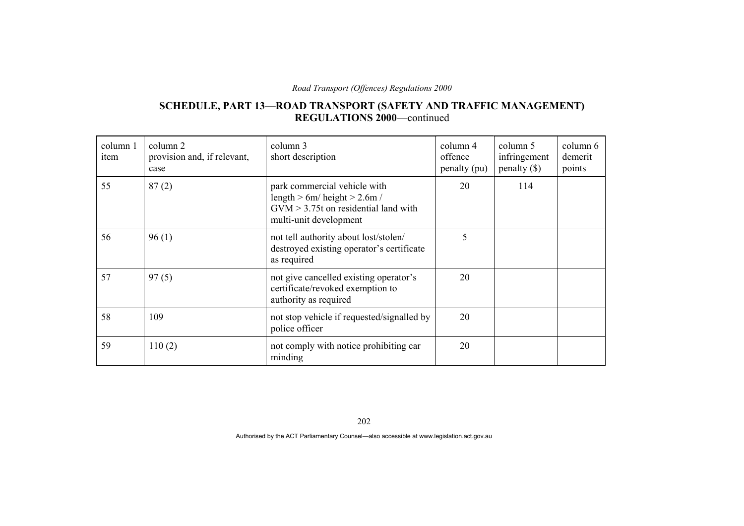## SCHEDULE, PART 13—ROAD TRANSPORT (SAFETY AND TRAFFIC MANAGEMENT) REGULATIONS 2000—continued

| column 1 item | column 2 provision and, if relevant, case | column 3 short description | column 4 offence penalty (pu) | column 5 infringement penalty ($) | column 6 demerit points |
|---|---|---|---|---|---|
| 55 | 87 (2) | park commercial vehicle with length > 6m/ height > 2.6m / GVM > 3.75t on residential land with multi-unit development | 20 | 114 | |
| 56 | 96 (1) | not tell authority about lost/stolen/ destroyed existing operator's certificate as required | 5 | | |
| 57 | 97 (5) | not give cancelled existing operator's certificate/revoked exemption to authority as required | 20 | | |
| 58 | 109 | not stop vehicle if requested/signalled by police officer | 20 | | |
| 59 | 110 (2) | not comply with notice prohibiting car minding | 20 | | |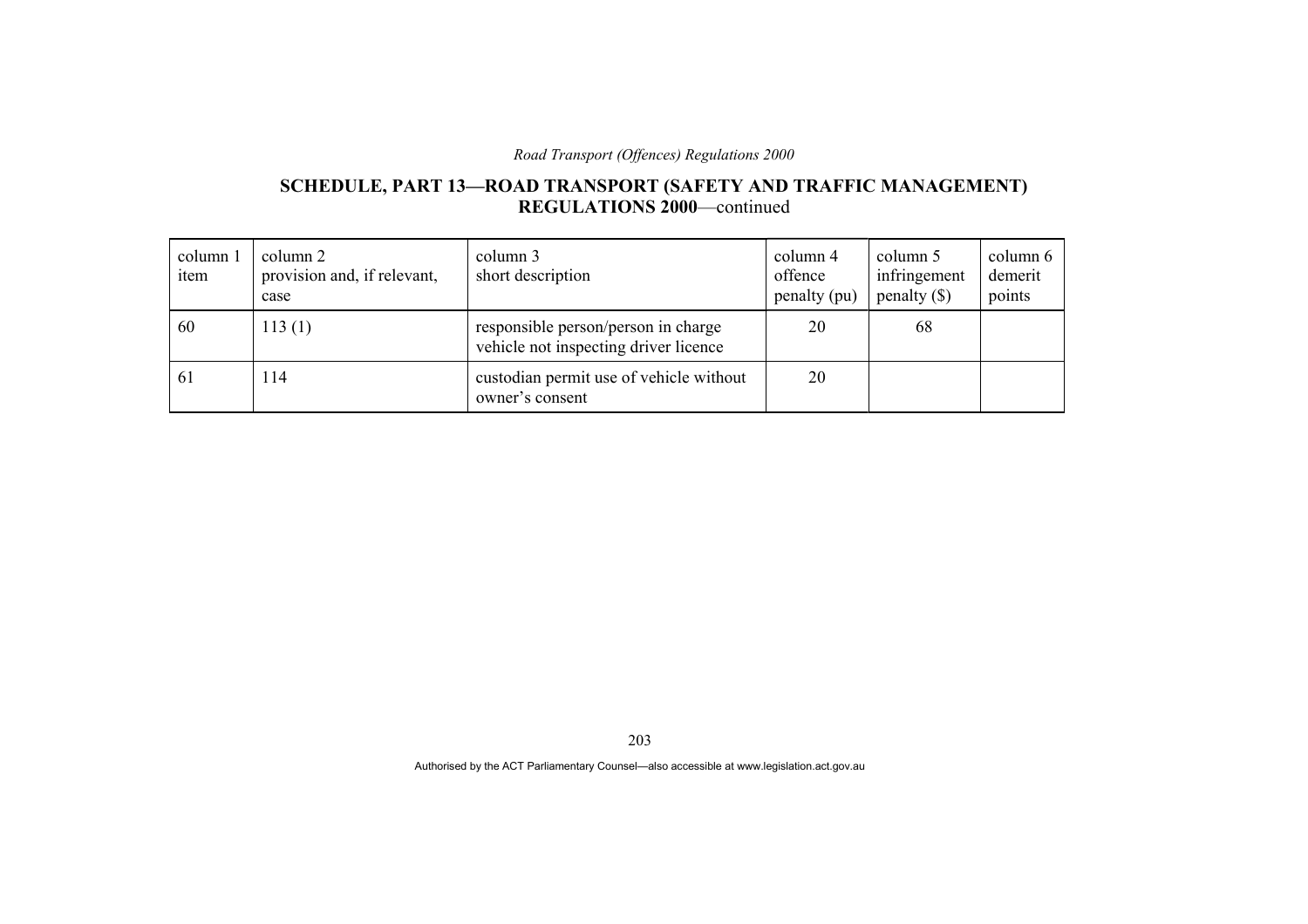## SCHEDULE, PART 13—ROAD TRANSPORT (SAFETY AND TRAFFIC MANAGEMENT) REGULATIONS 2000—continued

| column 1 item | column 2 provision and, if relevant, case | column 3 short description | column 4 offence penalty (pu) | column 5 infringement penalty ($) | column 6 demerit points |
|---|---|---|---|---|---|
| 60 | 113 (1) | responsible person/person in charge vehicle not inspecting driver licence | 20 | 68 | |
| 61 | 114 | custodian permit use of vehicle without owner's consent | 20 | | |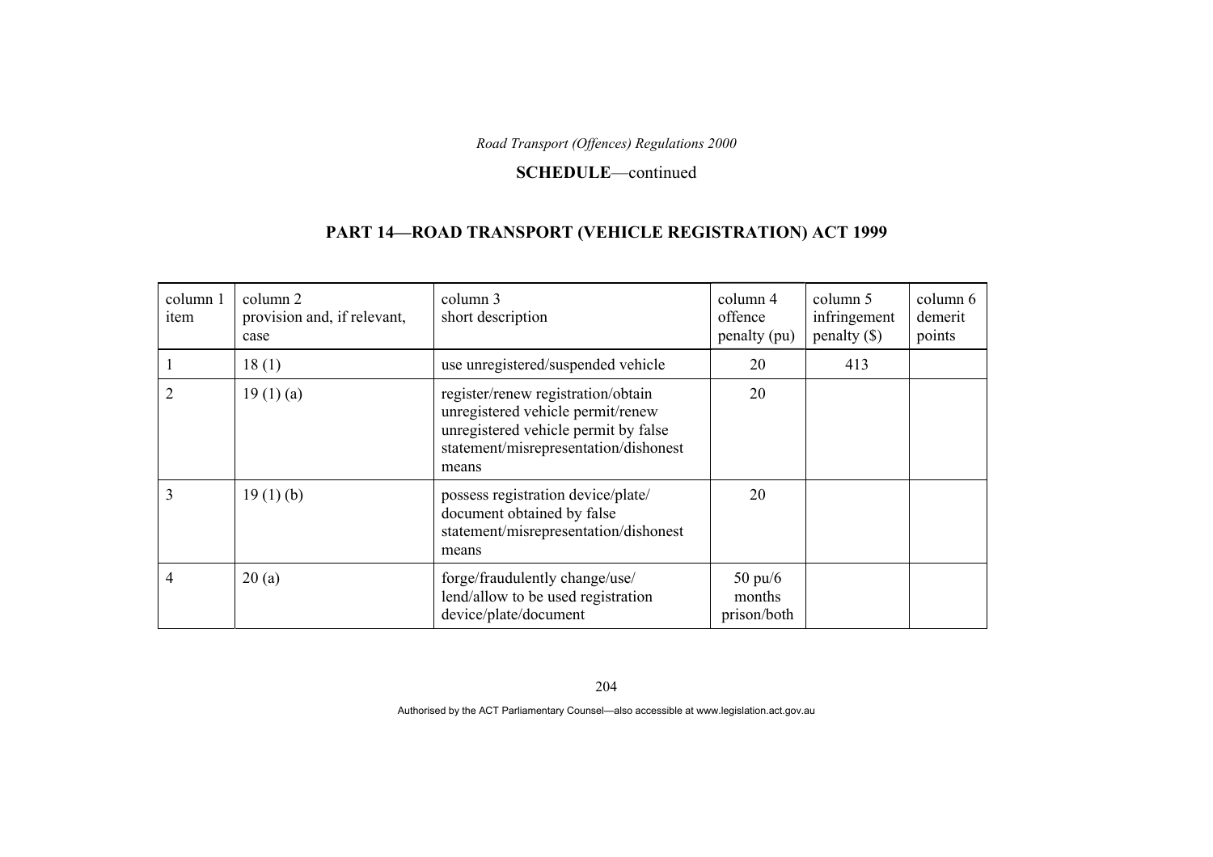**SCHEDULE**—continued

## PART 14—ROAD TRANSPORT (VEHICLE REGISTRATION) ACT 1999

| column 1 item | column 2 provision and, if relevant, case | column 3 short description | column 4 offence penalty (pu) | column 5 infringement penalty ($) | column 6 demerit points |
|---|---|---|---|---|---|
| 1 | 18 (1) | use unregistered/suspended vehicle | 20 | 413 | |
| 2 | 19 (1) (a) | register/renew registration/obtain unregistered vehicle permit/renew unregistered vehicle permit by false statement/misrepresentation/dishonest means | 20 | | |
| 3 | 19 (1) (b) | possess registration device/plate/ document obtained by false statement/misrepresentation/dishonest means | 20 | | |
| 4 | 20 (a) | forge/fraudulently change/use/ lend/allow to be used registration device/plate/document | 50 pu/6 months prison/both | | |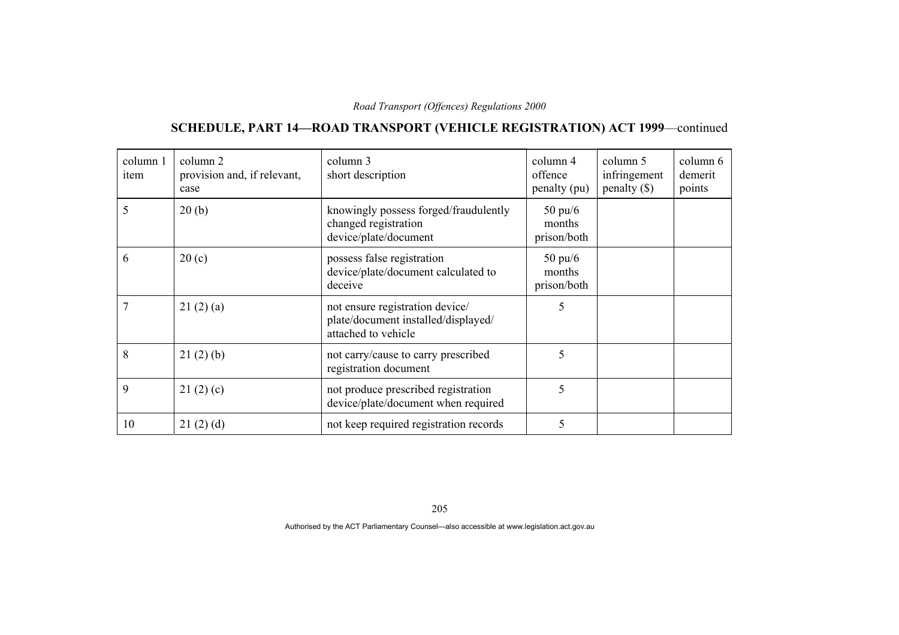## SCHEDULE, PART 14—ROAD TRANSPORT (VEHICLE REGISTRATION) ACT 1999—continued

| column 1 item | column 2 provision and, if relevant, case | column 3 short description | column 4 offence penalty (pu) | column 5 infringement penalty ($) | column 6 demerit points |
|---|---|---|---|---|---|
| 5 | 20 (b) | knowingly possess forged/fraudulently changed registration device/plate/document | 50 pu/6 months prison/both | | |
| 6 | 20 (c) | possess false registration device/plate/document calculated to deceive | 50 pu/6 months prison/both | | |
| 7 | 21 (2) (a) | not ensure registration device/ plate/document installed/displayed/ attached to vehicle | 5 | | |
| 8 | 21 (2) (b) | not carry/cause to carry prescribed registration document | 5 | | |
| 9 | 21 (2) (c) | not produce prescribed registration device/plate/document when required | 5 | | |
| 10 | 21 (2) (d) | not keep required registration records | 5 | | |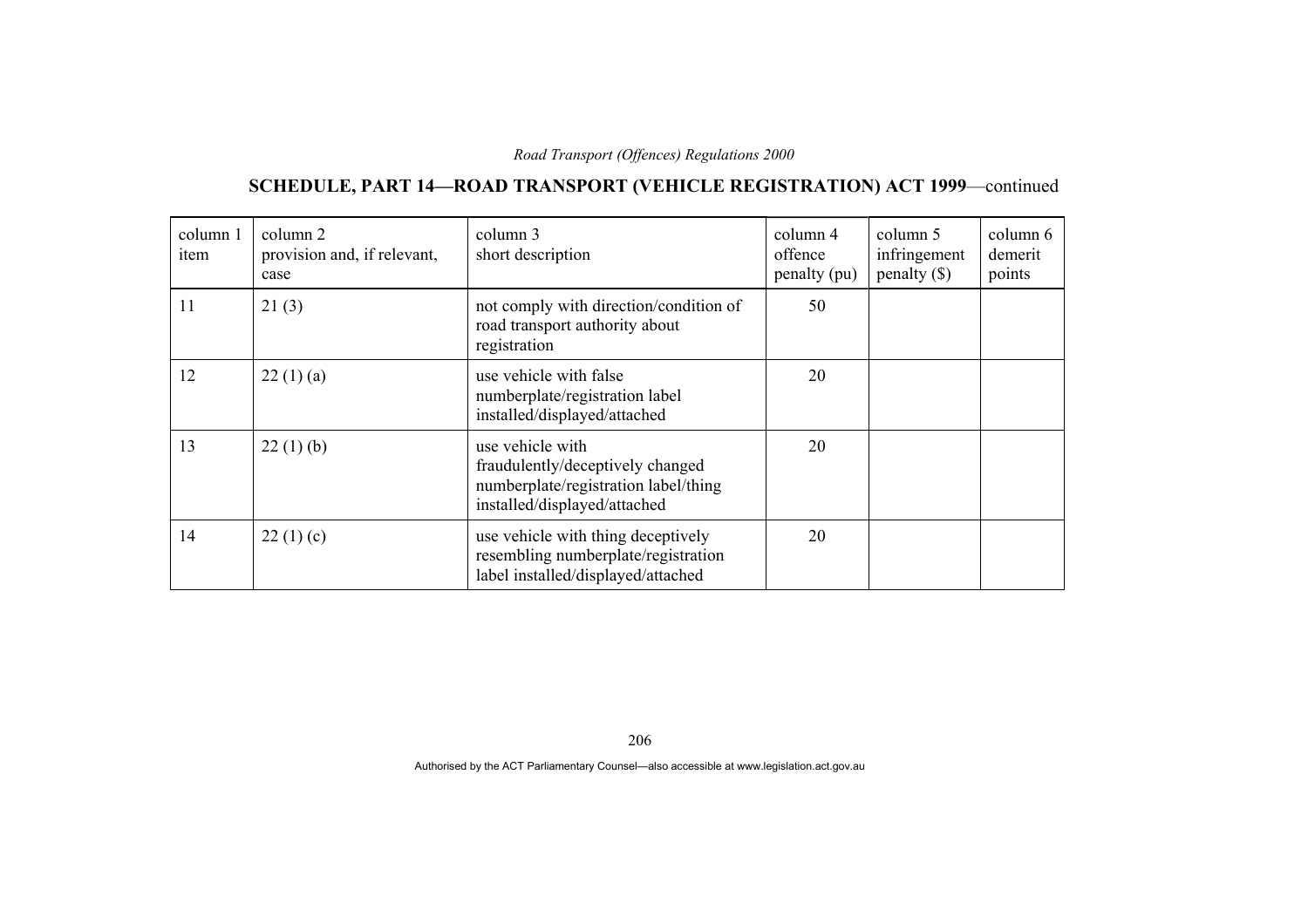## SCHEDULE, PART 14—ROAD TRANSPORT (VEHICLE REGISTRATION) ACT 1999—continued

| column 1 item | column 2 provision and, if relevant, case | column 3 short description | column 4 offence penalty (pu) | column 5 infringement penalty ($) | column 6 demerit points |
|---|---|---|---|---|---|
| 11 | 21 (3) | not comply with direction/condition of road transport authority about registration | 50 | | |
| 12 | 22 (1) (a) | use vehicle with false numberplate/registration label installed/displayed/attached | 20 | | |
| 13 | 22 (1) (b) | use vehicle with fraudulently/deceptively changed numberplate/registration label/thing installed/displayed/attached | 20 | | |
| 14 | 22 (1) (c) | use vehicle with thing deceptively resembling numberplate/registration label installed/displayed/attached | 20 | | |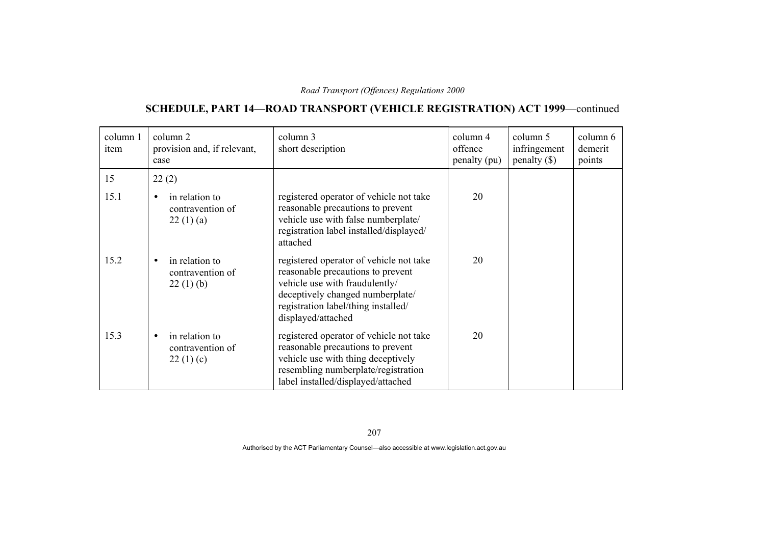## SCHEDULE, PART 14—ROAD TRANSPORT (VEHICLE REGISTRATION) ACT 1999—continued

| column 1 item | column 2 provision and, if relevant, case | column 3 short description | column 4 offence penalty (pu) | column 5 infringement penalty ($) | column 6 demerit points |
|---|---|---|---|---|---|
| 15 | 22 (2) | | | | |
| 15.1 | • in relation to contravention of 22 (1) (a) | registered operator of vehicle not take reasonable precautions to prevent vehicle use with false numberplate/ registration label installed/displayed/ attached | 20 | | |
| 15.2 | • in relation to contravention of 22 (1) (b) | registered operator of vehicle not take reasonable precautions to prevent vehicle use with fraudulently/ deceptively changed numberplate/ registration label/thing installed/ displayed/attached | 20 | | |
| 15.3 | • in relation to contravention of 22 (1) (c) | registered operator of vehicle not take reasonable precautions to prevent vehicle use with thing deceptively resembling numberplate/registration label installed/displayed/attached | 20 | | |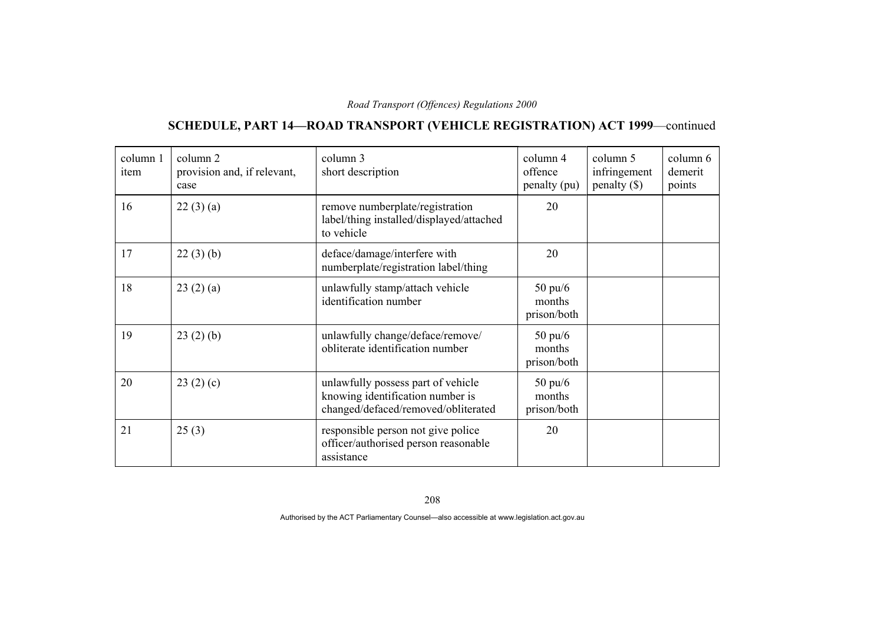## SCHEDULE, PART 14—ROAD TRANSPORT (VEHICLE REGISTRATION) ACT 1999—continued

| column 1 item | column 2 provision and, if relevant, case | column 3 short description | column 4 offence penalty (pu) | column 5 infringement penalty ($) | column 6 demerit points |
|---|---|---|---|---|---|
| 16 | 22 (3) (a) | remove numberplate/registration label/thing installed/displayed/attached to vehicle | 20 | | |
| 17 | 22 (3) (b) | deface/damage/interfere with numberplate/registration label/thing | 20 | | |
| 18 | 23 (2) (a) | unlawfully stamp/attach vehicle identification number | 50 pu/6 months prison/both | | |
| 19 | 23 (2) (b) | unlawfully change/deface/remove/ obliterate identification number | 50 pu/6 months prison/both | | |
| 20 | 23 (2) (c) | unlawfully possess part of vehicle knowing identification number is changed/defaced/removed/obliterated | 50 pu/6 months prison/both | | |
| 21 | 25 (3) | responsible person not give police officer/authorised person reasonable assistance | 20 | | |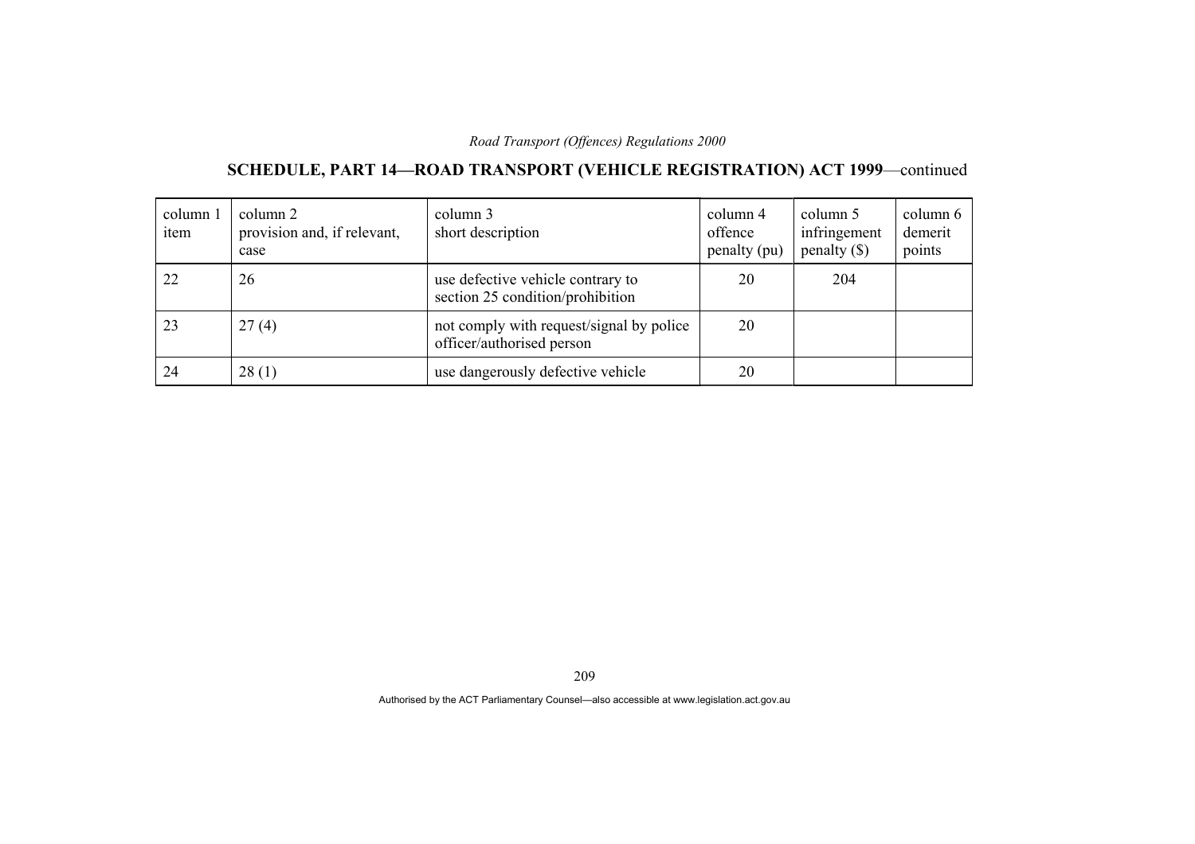## SCHEDULE, PART 14—ROAD TRANSPORT (VEHICLE REGISTRATION) ACT 1999—continued

| column 1 item | column 2 provision and, if relevant, case | column 3 short description | column 4 offence penalty (pu) | column 5 infringement penalty ($) | column 6 demerit points |
|---|---|---|---|---|---|
| 22 | 26 | use defective vehicle contrary to section 25 condition/prohibition | 20 | 204 | |
| 23 | 27 (4) | not comply with request/signal by police officer/authorised person | 20 | | |
| 24 | 28 (1) | use dangerously defective vehicle | 20 | | |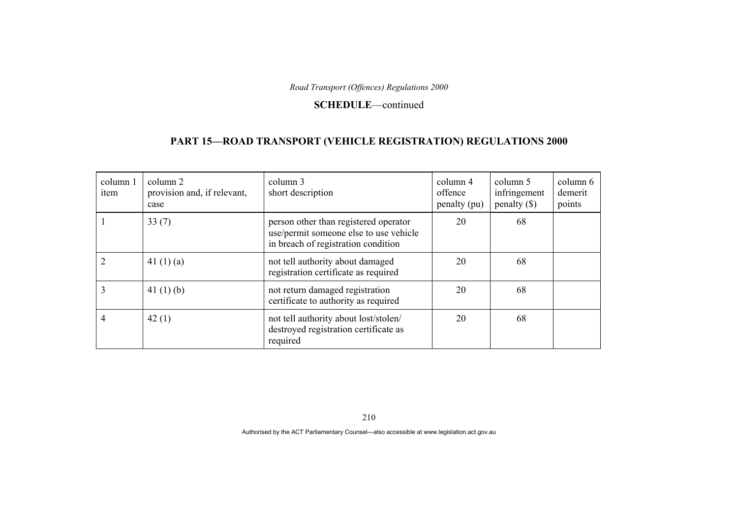**SCHEDULE**—continued

## PART 15—ROAD TRANSPORT (VEHICLE REGISTRATION) REGULATIONS 2000

| column 1 item | column 2 provision and, if relevant, case | column 3 short description | column 4 offence penalty (pu) | column 5 infringement penalty ($) | column 6 demerit points |
|---|---|---|---|---|---|
| 1 | 33 (7) | person other than registered operator use/permit someone else to use vehicle in breach of registration condition | 20 | 68 | |
| 2 | 41 (1) (a) | not tell authority about damaged registration certificate as required | 20 | 68 | |
| 3 | 41 (1) (b) | not return damaged registration certificate to authority as required | 20 | 68 | |
| 4 | 42 (1) | not tell authority about lost/stolen/ destroyed registration certificate as required | 20 | 68 | |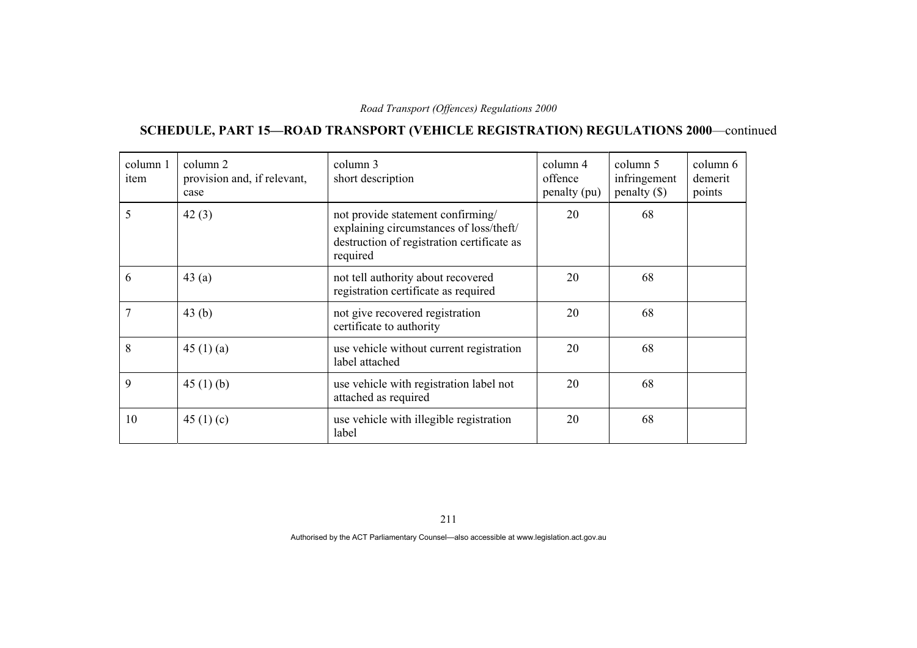## SCHEDULE, PART 15—ROAD TRANSPORT (VEHICLE REGISTRATION) REGULATIONS 2000—continued

| column 1 item | column 2 provision and, if relevant, case | column 3 short description | column 4 offence penalty (pu) | column 5 infringement penalty ($) | column 6 demerit points |
|---|---|---|---|---|---|
| 5 | 42 (3) | not provide statement confirming/ explaining circumstances of loss/theft/ destruction of registration certificate as required | 20 | 68 | |
| 6 | 43 (a) | not tell authority about recovered registration certificate as required | 20 | 68 | |
| 7 | 43 (b) | not give recovered registration certificate to authority | 20 | 68 | |
| 8 | 45 (1) (a) | use vehicle without current registration label attached | 20 | 68 | |
| 9 | 45 (1) (b) | use vehicle with registration label not attached as required | 20 | 68 | |
| 10 | 45 (1) (c) | use vehicle with illegible registration label | 20 | 68 | |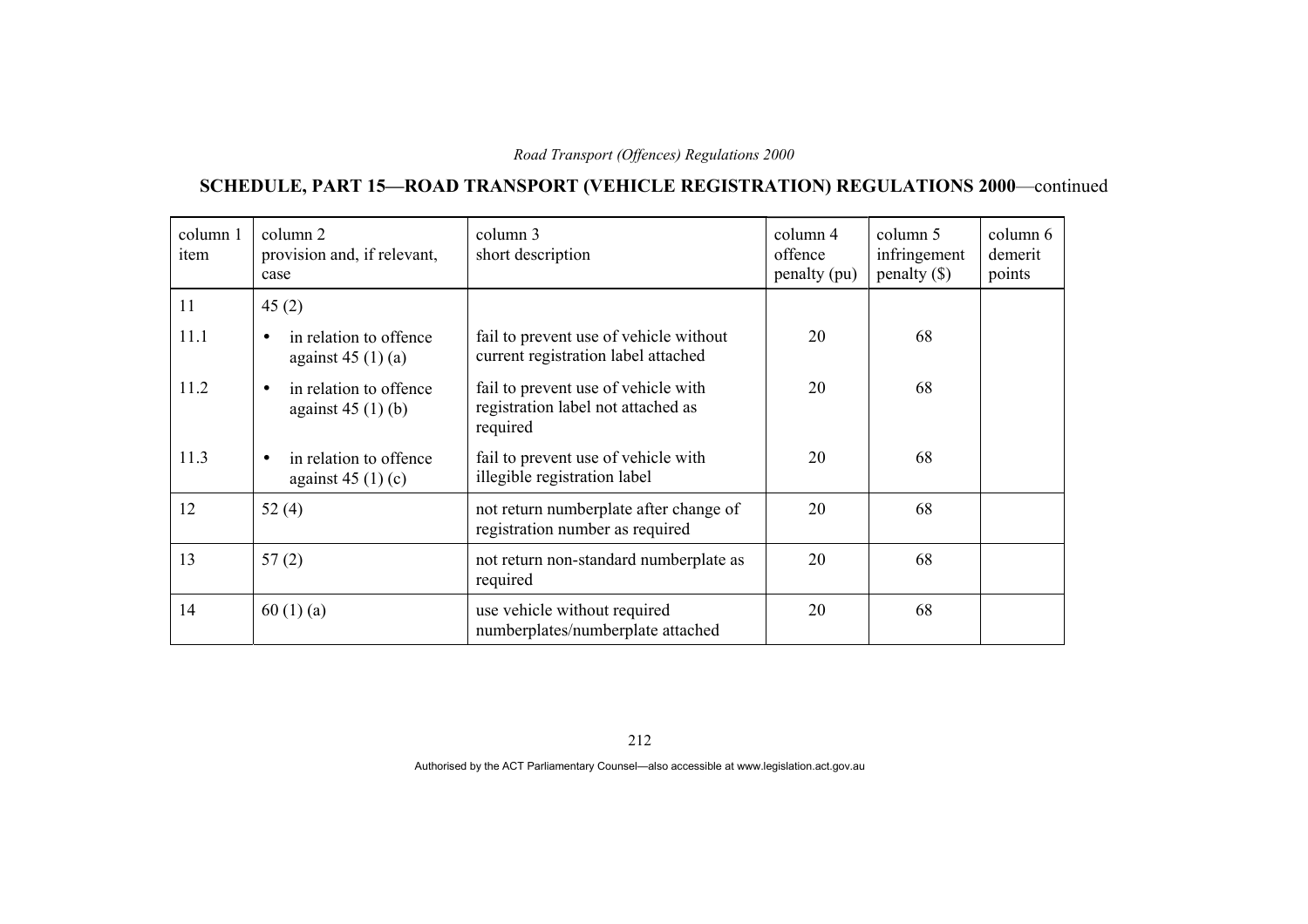## SCHEDULE, PART 15—ROAD TRANSPORT (VEHICLE REGISTRATION) REGULATIONS 2000—continued

| column 1 item | column 2 provision and, if relevant, case | column 3 short description | column 4 offence penalty (pu) | column 5 infringement penalty ($) | column 6 demerit points |
|---|---|---|---|---|---|
| 11 | 45 (2) | | | | |
| 11.1 | • in relation to offence against 45 (1) (a) | fail to prevent use of vehicle without current registration label attached | 20 | 68 | |
| 11.2 | • in relation to offence against 45 (1) (b) | fail to prevent use of vehicle with registration label not attached as required | 20 | 68 | |
| 11.3 | • in relation to offence against 45 (1) (c) | fail to prevent use of vehicle with illegible registration label | 20 | 68 | |
| 12 | 52 (4) | not return numberplate after change of registration number as required | 20 | 68 | |
| 13 | 57 (2) | not return non-standard numberplate as required | 20 | 68 | |
| 14 | 60 (1) (a) | use vehicle without required numberplates/numberplate attached | 20 | 68 | |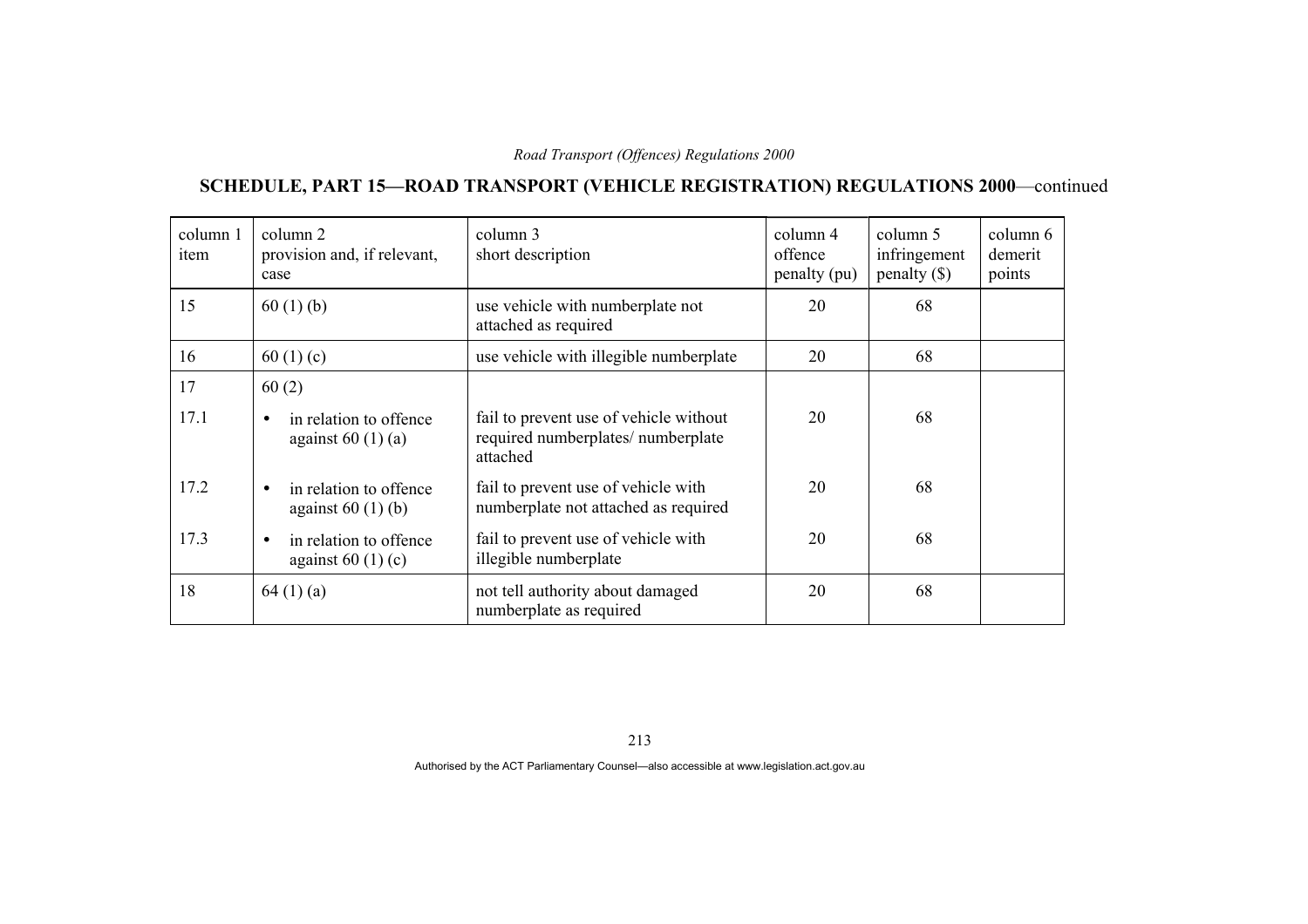## SCHEDULE, PART 15—ROAD TRANSPORT (VEHICLE REGISTRATION) REGULATIONS 2000—continued

| column 1 item | column 2 provision and, if relevant, case | column 3 short description | column 4 offence penalty (pu) | column 5 infringement penalty ($) | column 6 demerit points |
|---|---|---|---|---|---|
| 15 | 60 (1) (b) | use vehicle with numberplate not attached as required | 20 | 68 | |
| 16 | 60 (1) (c) | use vehicle with illegible numberplate | 20 | 68 | |
| 17 | 60 (2) | | | | |
| 17.1 | • in relation to offence against 60 (1) (a) | fail to prevent use of vehicle without required numberplates/ numberplate attached | 20 | 68 | |
| 17.2 | • in relation to offence against 60 (1) (b) | fail to prevent use of vehicle with numberplate not attached as required | 20 | 68 | |
| 17.3 | • in relation to offence against 60 (1) (c) | fail to prevent use of vehicle with illegible numberplate | 20 | 68 | |
| 18 | 64 (1) (a) | not tell authority about damaged numberplate as required | 20 | 68 | |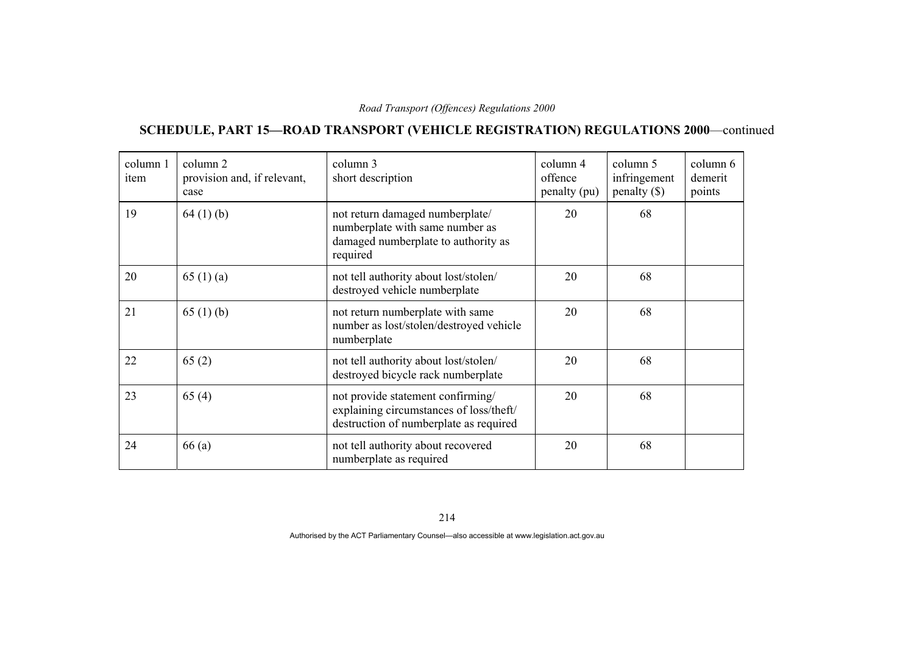## SCHEDULE, PART 15—ROAD TRANSPORT (VEHICLE REGISTRATION) REGULATIONS 2000—continued

| column 1 item | column 2 provision and, if relevant, case | column 3 short description | column 4 offence penalty (pu) | column 5 infringement penalty ($) | column 6 demerit points |
|---|---|---|---|---|---|
| 19 | 64 (1) (b) | not return damaged numberplate/ numberplate with same number as damaged numberplate to authority as required | 20 | 68 | |
| 20 | 65 (1) (a) | not tell authority about lost/stolen/ destroyed vehicle numberplate | 20 | 68 | |
| 21 | 65 (1) (b) | not return numberplate with same number as lost/stolen/destroyed vehicle numberplate | 20 | 68 | |
| 22 | 65 (2) | not tell authority about lost/stolen/ destroyed bicycle rack numberplate | 20 | 68 | |
| 23 | 65 (4) | not provide statement confirming/ explaining circumstances of loss/theft/ destruction of numberplate as required | 20 | 68 | |
| 24 | 66 (a) | not tell authority about recovered numberplate as required | 20 | 68 | |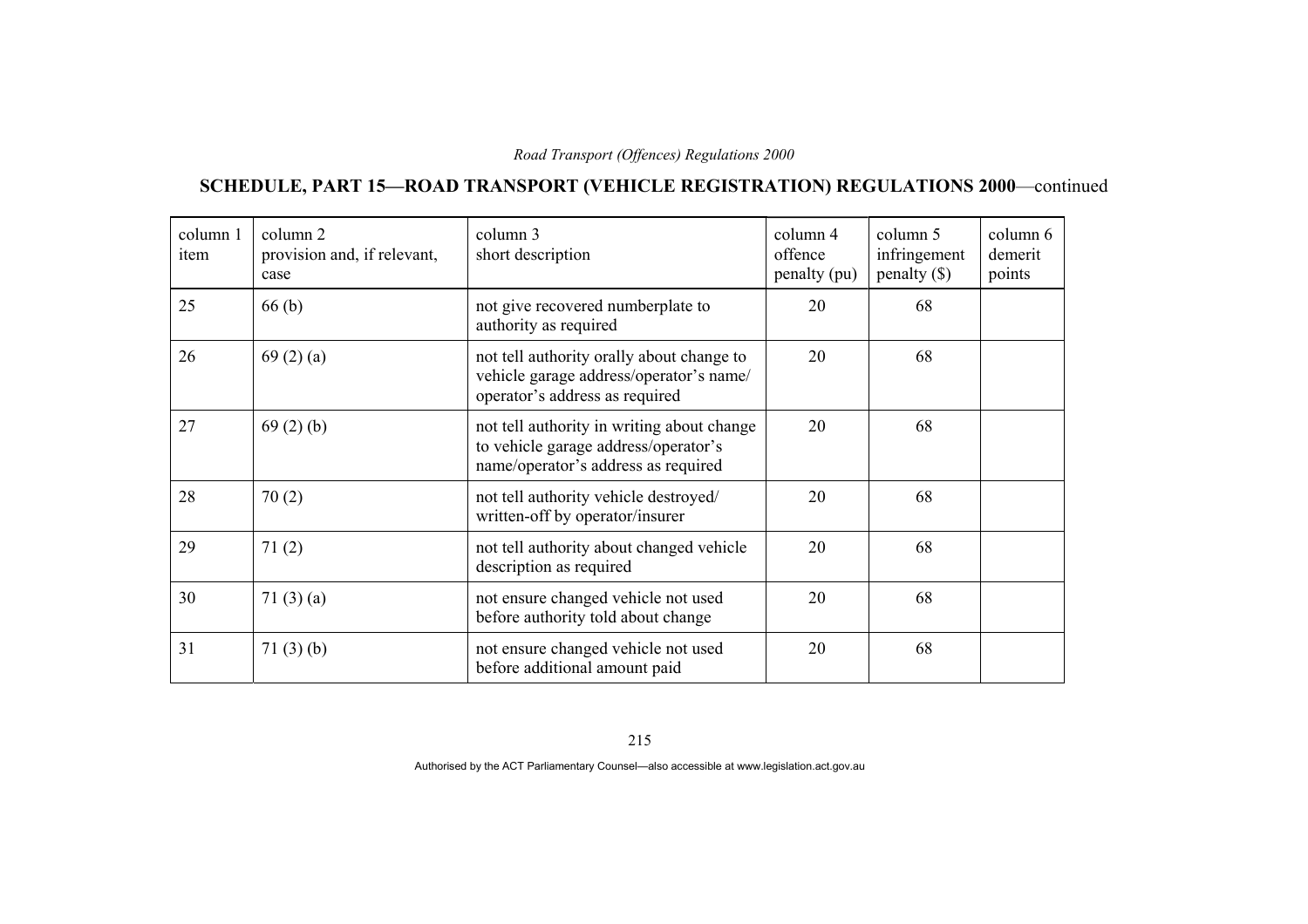## SCHEDULE, PART 15—ROAD TRANSPORT (VEHICLE REGISTRATION) REGULATIONS 2000—continued

| column 1 item | column 2 provision and, if relevant, case | column 3 short description | column 4 offence penalty (pu) | column 5 infringement penalty ($) | column 6 demerit points |
|---|---|---|---|---|---|
| 25 | 66 (b) | not give recovered numberplate to authority as required | 20 | 68 | |
| 26 | 69 (2) (a) | not tell authority orally about change to vehicle garage address/operator's name/ operator's address as required | 20 | 68 | |
| 27 | 69 (2) (b) | not tell authority in writing about change to vehicle garage address/operator's name/operator's address as required | 20 | 68 | |
| 28 | 70 (2) | not tell authority vehicle destroyed/ written-off by operator/insurer | 20 | 68 | |
| 29 | 71 (2) | not tell authority about changed vehicle description as required | 20 | 68 | |
| 30 | 71 (3) (a) | not ensure changed vehicle not used before authority told about change | 20 | 68 | |
| 31 | 71 (3) (b) | not ensure changed vehicle not used before additional amount paid | 20 | 68 | |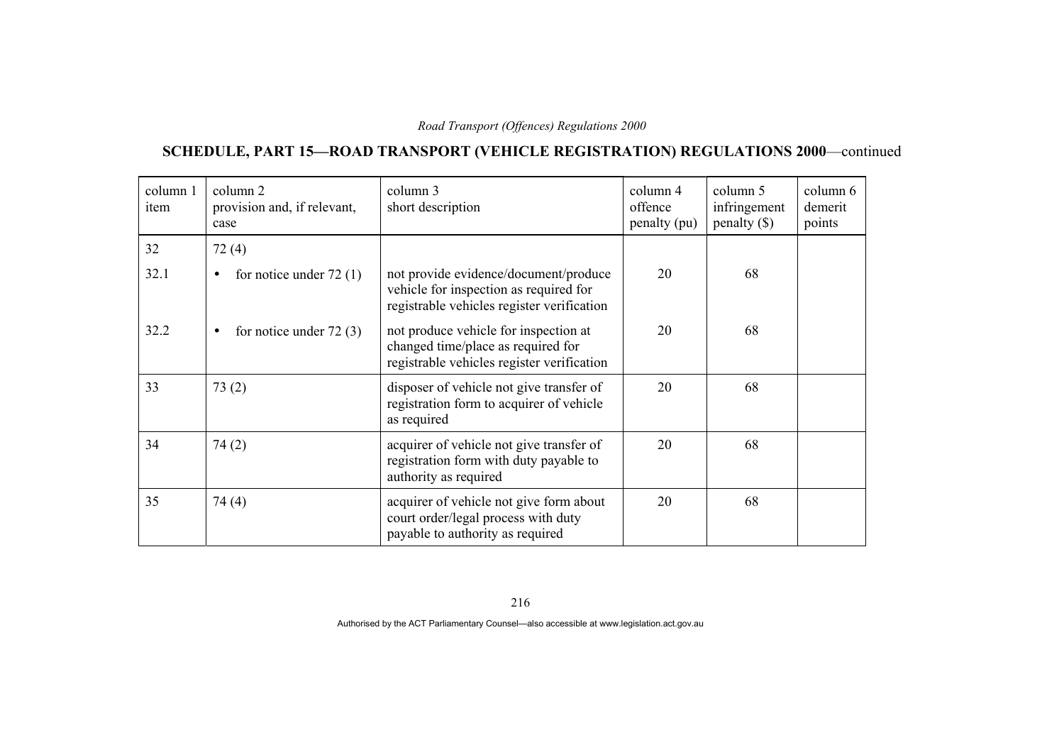## SCHEDULE, PART 15—ROAD TRANSPORT (VEHICLE REGISTRATION) REGULATIONS 2000—continued

| column 1 item | column 2 provision and, if relevant, case | column 3 short description | column 4 offence penalty (pu) | column 5 infringement penalty ($) | column 6 demerit points |
|---|---|---|---|---|---|
| 32 | 72 (4) | | | | |
| 32.1 | • for notice under 72 (1) | not provide evidence/document/produce vehicle for inspection as required for registrable vehicles register verification | 20 | 68 | |
| 32.2 | • for notice under 72 (3) | not produce vehicle for inspection at changed time/place as required for registrable vehicles register verification | 20 | 68 | |
| 33 | 73 (2) | disposer of vehicle not give transfer of registration form to acquirer of vehicle as required | 20 | 68 | |
| 34 | 74 (2) | acquirer of vehicle not give transfer of registration form with duty payable to authority as required | 20 | 68 | |
| 35 | 74 (4) | acquirer of vehicle not give form about court order/legal process with duty payable to authority as required | 20 | 68 | |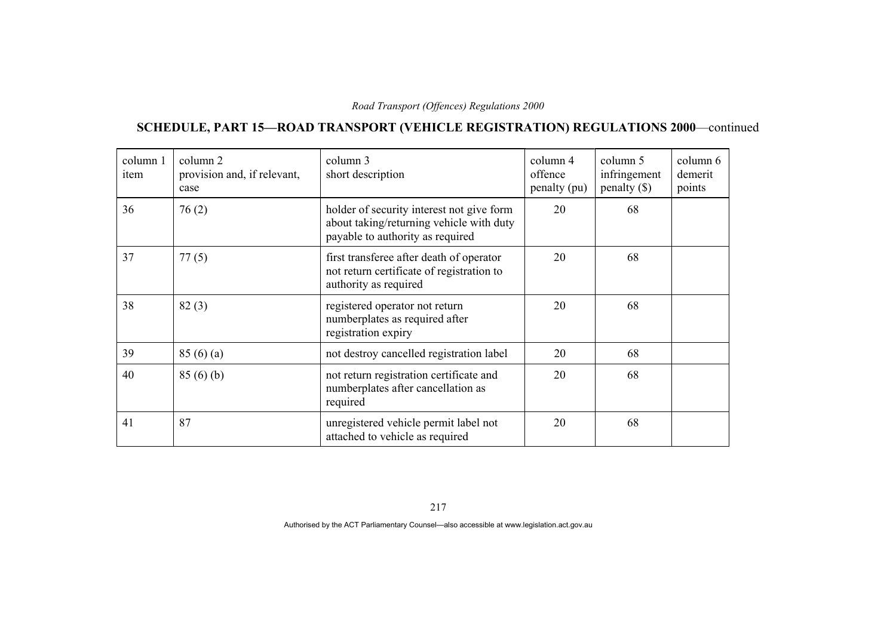## SCHEDULE, PART 15—ROAD TRANSPORT (VEHICLE REGISTRATION) REGULATIONS 2000—continued

| column 1 item | column 2 provision and, if relevant, case | column 3 short description | column 4 offence penalty (pu) | column 5 infringement penalty ($) | column 6 demerit points |
|---|---|---|---|---|---|
| 36 | 76 (2) | holder of security interest not give form about taking/returning vehicle with duty payable to authority as required | 20 | 68 | |
| 37 | 77 (5) | first transferee after death of operator not return certificate of registration to authority as required | 20 | 68 | |
| 38 | 82 (3) | registered operator not return numberplates as required after registration expiry | 20 | 68 | |
| 39 | 85 (6) (a) | not destroy cancelled registration label | 20 | 68 | |
| 40 | 85 (6) (b) | not return registration certificate and numberplates after cancellation as required | 20 | 68 | |
| 41 | 87 | unregistered vehicle permit label not attached to vehicle as required | 20 | 68 | |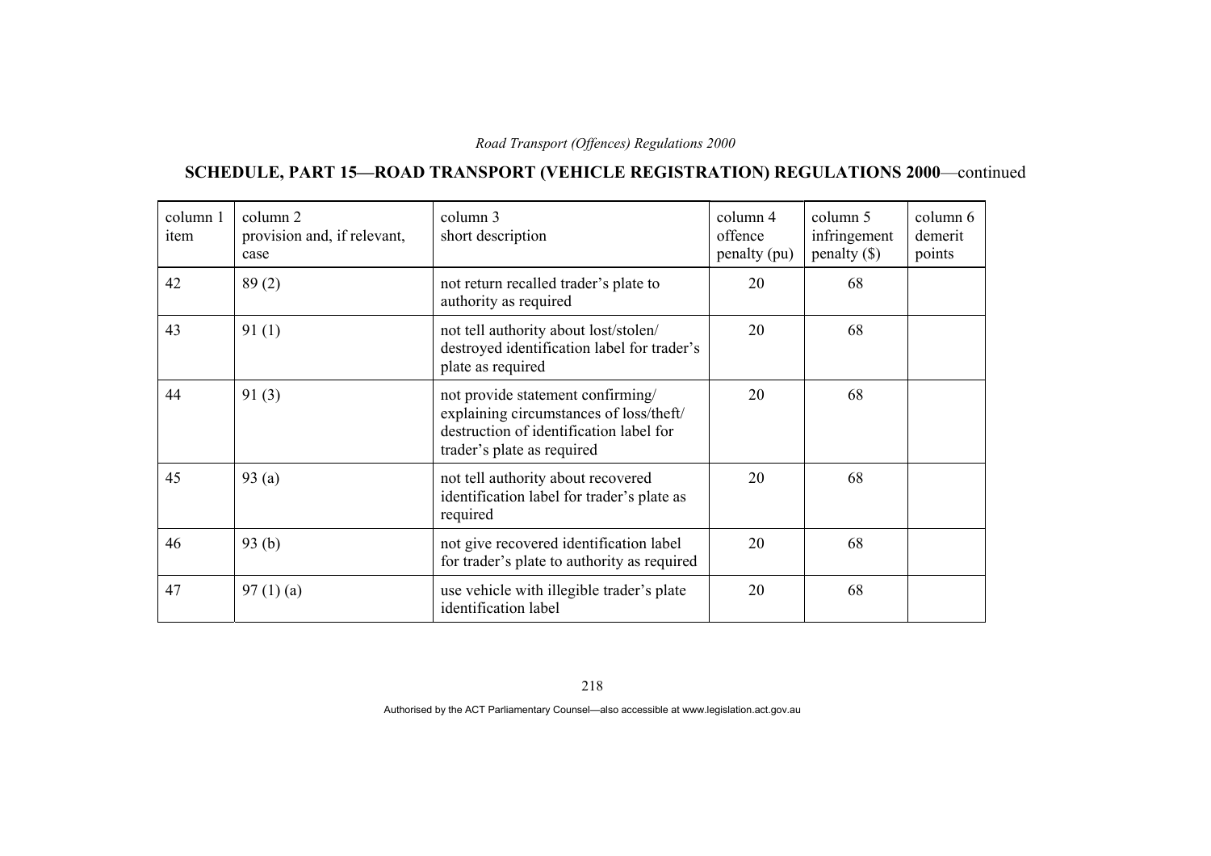## SCHEDULE, PART 15—ROAD TRANSPORT (VEHICLE REGISTRATION) REGULATIONS 2000—continued

| column 1 item | column 2 provision and, if relevant, case | column 3 short description | column 4 offence penalty (pu) | column 5 infringement penalty ($) | column 6 demerit points |
|---|---|---|---|---|---|
| 42 | 89 (2) | not return recalled trader's plate to authority as required | 20 | 68 | |
| 43 | 91 (1) | not tell authority about lost/stolen/ destroyed identification label for trader's plate as required | 20 | 68 | |
| 44 | 91 (3) | not provide statement confirming/ explaining circumstances of loss/theft/ destruction of identification label for trader's plate as required | 20 | 68 | |
| 45 | 93 (a) | not tell authority about recovered identification label for trader's plate as required | 20 | 68 | |
| 46 | 93 (b) | not give recovered identification label for trader's plate to authority as required | 20 | 68 | |
| 47 | 97 (1) (a) | use vehicle with illegible trader's plate identification label | 20 | 68 | |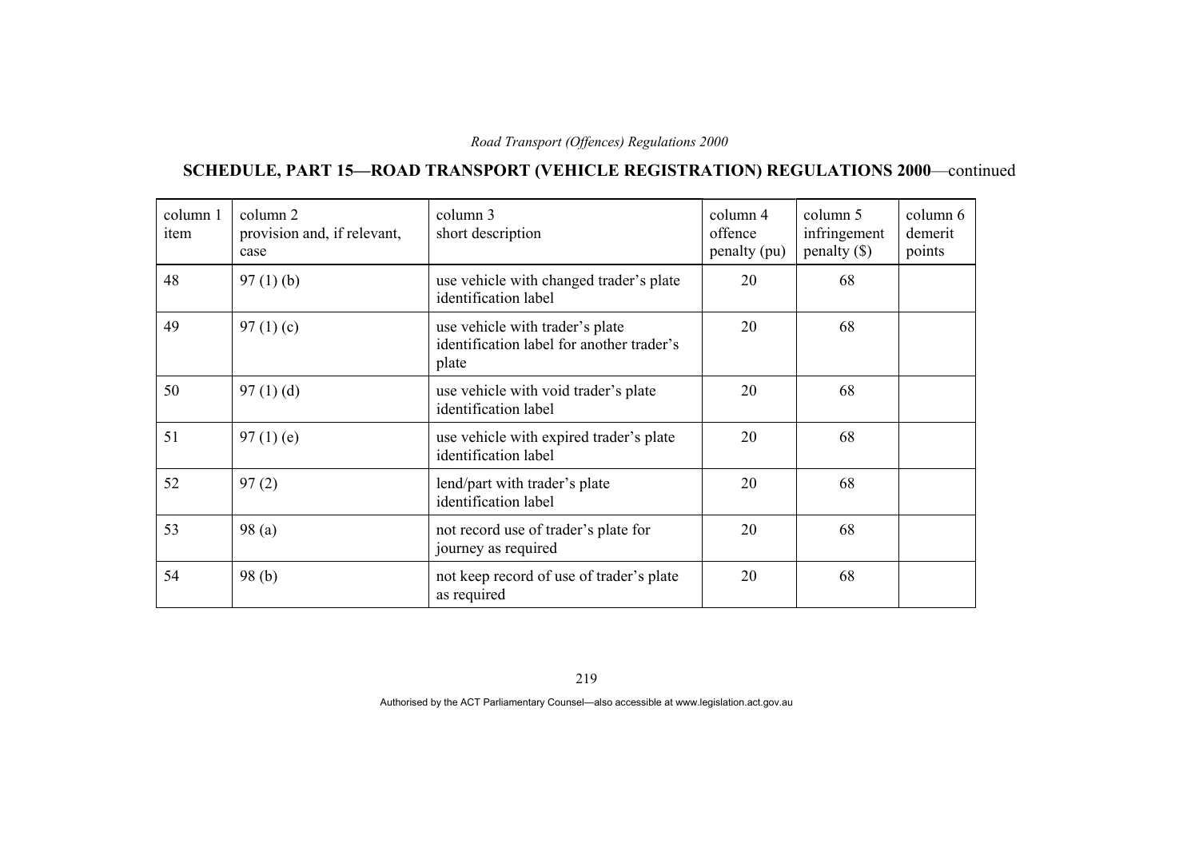## SCHEDULE, PART 15—ROAD TRANSPORT (VEHICLE REGISTRATION) REGULATIONS 2000—continued

| column 1 item | column 2 provision and, if relevant, case | column 3 short description | column 4 offence penalty (pu) | column 5 infringement penalty ($) | column 6 demerit points |
|---|---|---|---|---|---|
| 48 | 97 (1) (b) | use vehicle with changed trader's plate identification label | 20 | 68 | |
| 49 | 97 (1) (c) | use vehicle with trader's plate identification label for another trader's plate | 20 | 68 | |
| 50 | 97 (1) (d) | use vehicle with void trader's plate identification label | 20 | 68 | |
| 51 | 97 (1) (e) | use vehicle with expired trader's plate identification label | 20 | 68 | |
| 52 | 97 (2) | lend/part with trader's plate identification label | 20 | 68 | |
| 53 | 98 (a) | not record use of trader's plate for journey as required | 20 | 68 | |
| 54 | 98 (b) | not keep record of use of trader's plate as required | 20 | 68 | |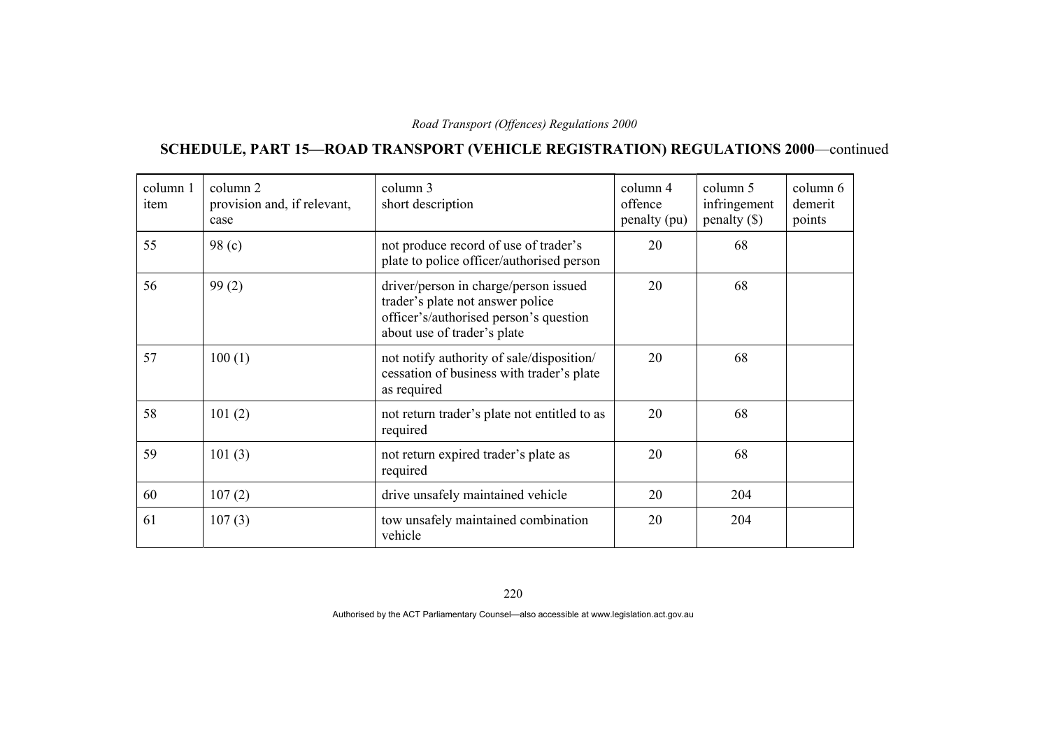## SCHEDULE, PART 15—ROAD TRANSPORT (VEHICLE REGISTRATION) REGULATIONS 2000—continued

| column 1 item | column 2 provision and, if relevant, case | column 3 short description | column 4 offence penalty (pu) | column 5 infringement penalty ($) | column 6 demerit points |
|---|---|---|---|---|---|
| 55 | 98 (c) | not produce record of use of trader's plate to police officer/authorised person | 20 | 68 | |
| 56 | 99 (2) | driver/person in charge/person issued trader's plate not answer police officer's/authorised person's question about use of trader's plate | 20 | 68 | |
| 57 | 100 (1) | not notify authority of sale/disposition/ cessation of business with trader's plate as required | 20 | 68 | |
| 58 | 101 (2) | not return trader's plate not entitled to as required | 20 | 68 | |
| 59 | 101 (3) | not return expired trader's plate as required | 20 | 68 | |
| 60 | 107 (2) | drive unsafely maintained vehicle | 20 | 204 | |
| 61 | 107 (3) | tow unsafely maintained combination vehicle | 20 | 204 | |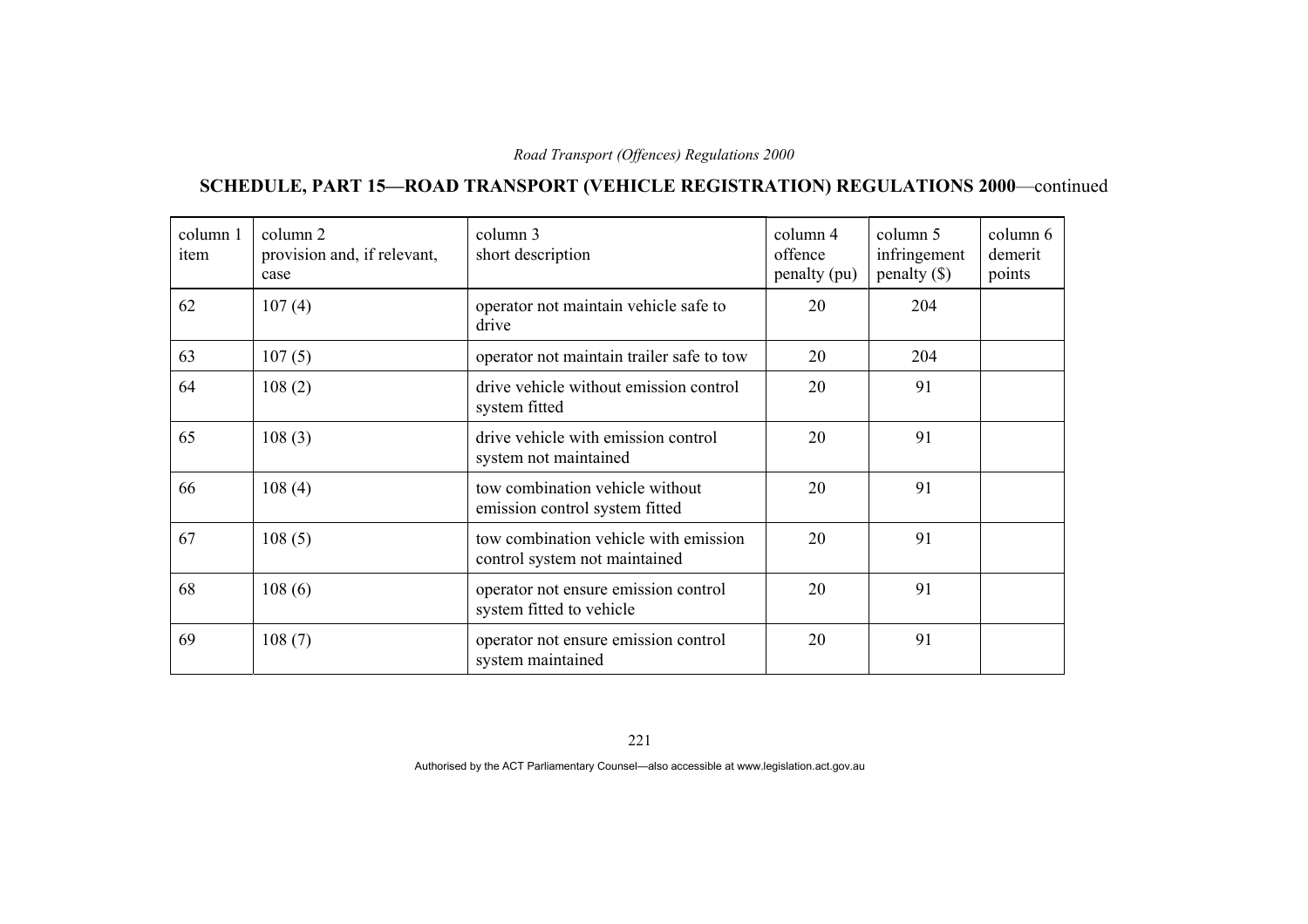## SCHEDULE, PART 15—ROAD TRANSPORT (VEHICLE REGISTRATION) REGULATIONS 2000—continued

| column 1 item | column 2 provision and, if relevant, case | column 3 short description | column 4 offence penalty (pu) | column 5 infringement penalty ($) | column 6 demerit points |
|---|---|---|---|---|---|
| 62 | 107 (4) | operator not maintain vehicle safe to drive | 20 | 204 | |
| 63 | 107 (5) | operator not maintain trailer safe to tow | 20 | 204 | |
| 64 | 108 (2) | drive vehicle without emission control system fitted | 20 | 91 | |
| 65 | 108 (3) | drive vehicle with emission control system not maintained | 20 | 91 | |
| 66 | 108 (4) | tow combination vehicle without emission control system fitted | 20 | 91 | |
| 67 | 108 (5) | tow combination vehicle with emission control system not maintained | 20 | 91 | |
| 68 | 108 (6) | operator not ensure emission control system fitted to vehicle | 20 | 91 | |
| 69 | 108 (7) | operator not ensure emission control system maintained | 20 | 91 | |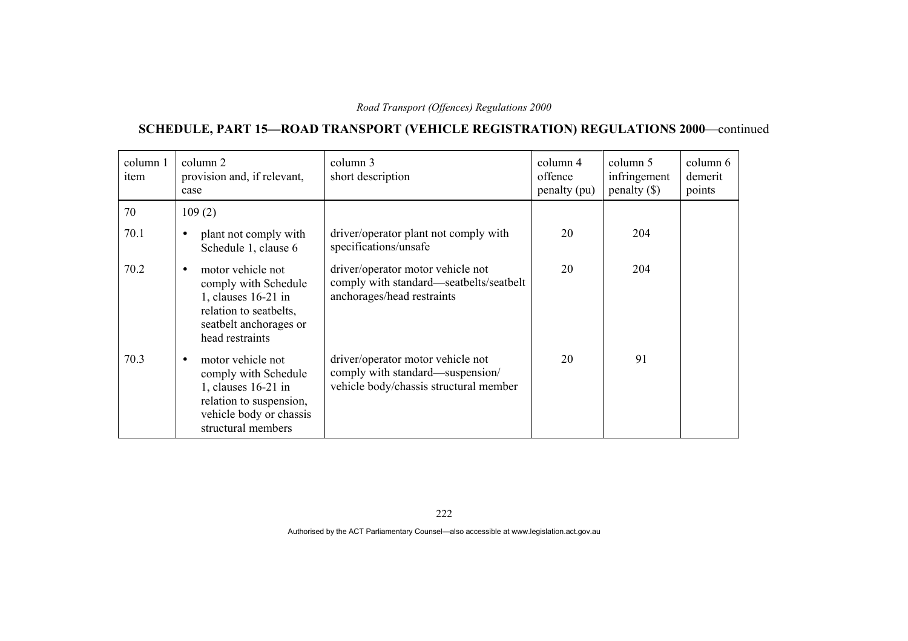## SCHEDULE, PART 15—ROAD TRANSPORT (VEHICLE REGISTRATION) REGULATIONS 2000—continued

| column 1 item | column 2 provision and, if relevant, case | column 3 short description | column 4 offence penalty (pu) | column 5 infringement penalty ($) | column 6 demerit points |
|---|---|---|---|---|---|
| 70 | 109 (2) | | | | |
| 70.1 | • plant not comply with Schedule 1, clause 6 | driver/operator plant not comply with specifications/unsafe | 20 | 204 | |
| 70.2 | • motor vehicle not comply with Schedule 1, clauses 16-21 in relation to seatbelts, seatbelt anchorages or head restraints | driver/operator motor vehicle not comply with standard—seatbelts/seatbelt anchorages/head restraints | 20 | 204 | |
| 70.3 | • motor vehicle not comply with Schedule 1, clauses 16-21 in relation to suspension, vehicle body or chassis structural members | driver/operator motor vehicle not comply with standard—suspension/ vehicle body/chassis structural member | 20 | 91 | |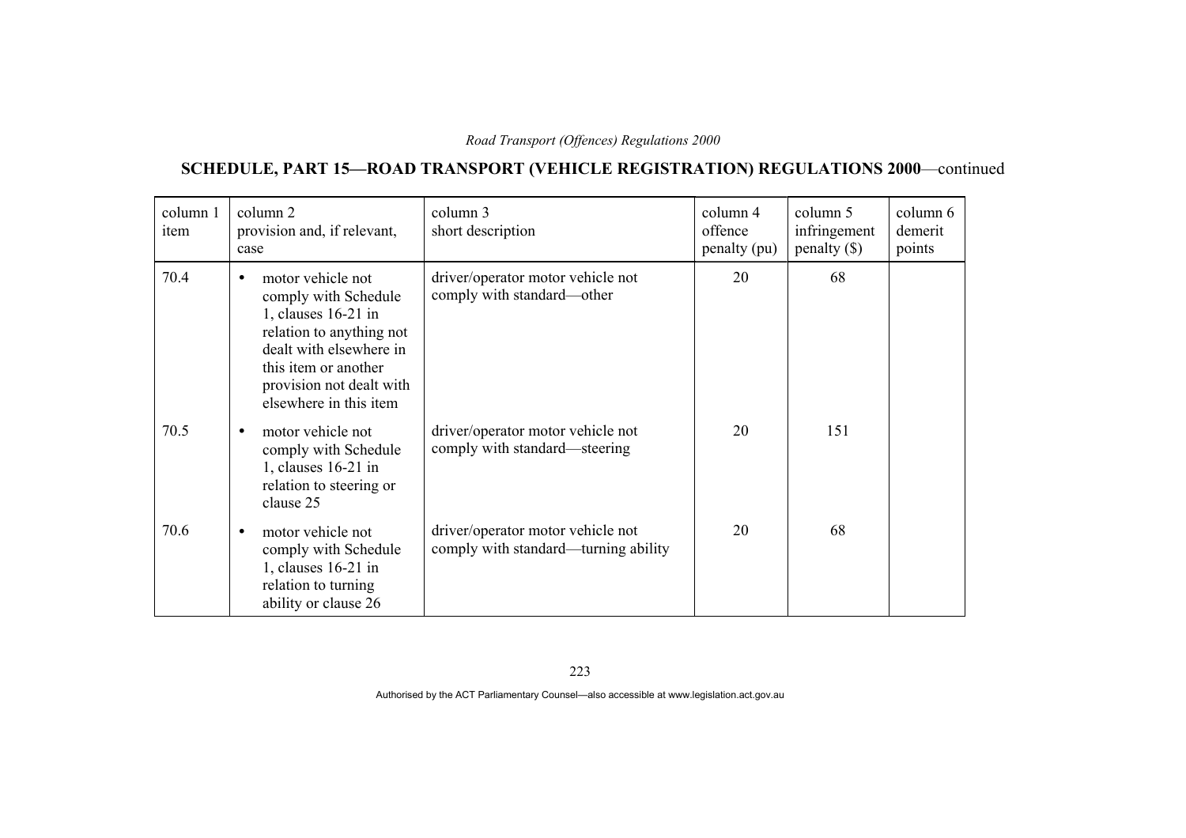## SCHEDULE, PART 15—ROAD TRANSPORT (VEHICLE REGISTRATION) REGULATIONS 2000—continued

| column 1 item | column 2 provision and, if relevant, case | column 3 short description | column 4 offence penalty (pu) | column 5 infringement penalty ($) | column 6 demerit points |
|---|---|---|---|---|---|
| 70.4 | • motor vehicle not comply with Schedule 1, clauses 16-21 in relation to anything not dealt with elsewhere in this item or another provision not dealt with elsewhere in this item | driver/operator motor vehicle not comply with standard—other | 20 | 68 | |
| 70.5 | • motor vehicle not comply with Schedule 1, clauses 16-21 in relation to steering or clause 25 | driver/operator motor vehicle not comply with standard—steering | 20 | 151 | |
| 70.6 | • motor vehicle not comply with Schedule 1, clauses 16-21 in relation to turning ability or clause 26 | driver/operator motor vehicle not comply with standard—turning ability | 20 | 68 | |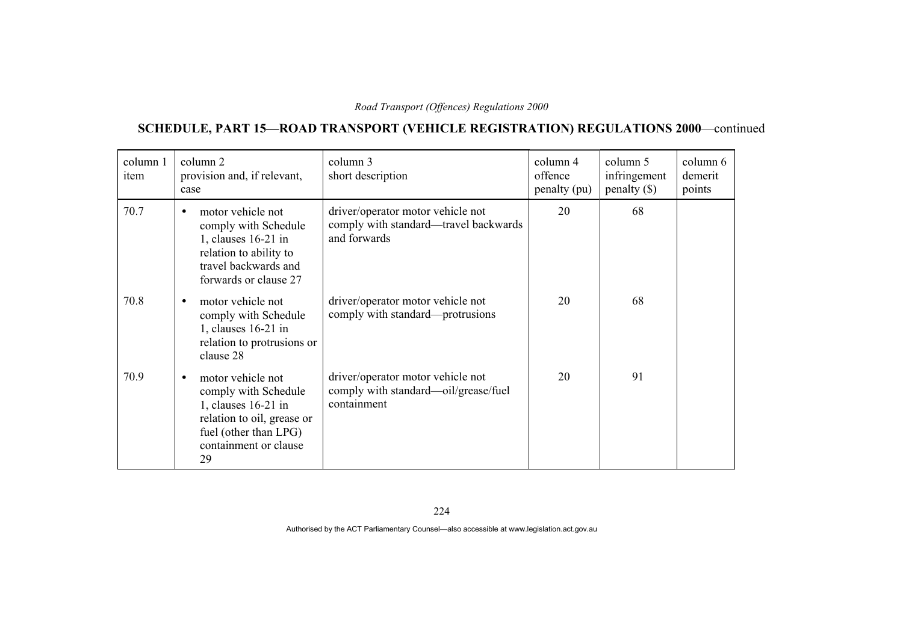## SCHEDULE, PART 15—ROAD TRANSPORT (VEHICLE REGISTRATION) REGULATIONS 2000—continued

| column 1 item | column 2 provision and, if relevant, case | column 3 short description | column 4 offence penalty (pu) | column 5 infringement penalty ($) | column 6 demerit points |
|---|---|---|---|---|---|
| 70.7 | • motor vehicle not comply with Schedule 1, clauses 16-21 in relation to ability to travel backwards and forwards or clause 27 | driver/operator motor vehicle not comply with standard—travel backwards and forwards | 20 | 68 | |
| 70.8 | • motor vehicle not comply with Schedule 1, clauses 16-21 in relation to protrusions or clause 28 | driver/operator motor vehicle not comply with standard—protrusions | 20 | 68 | |
| 70.9 | • motor vehicle not comply with Schedule 1, clauses 16-21 in relation to oil, grease or fuel (other than LPG) containment or clause 29 | driver/operator motor vehicle not comply with standard—oil/grease/fuel containment | 20 | 91 | |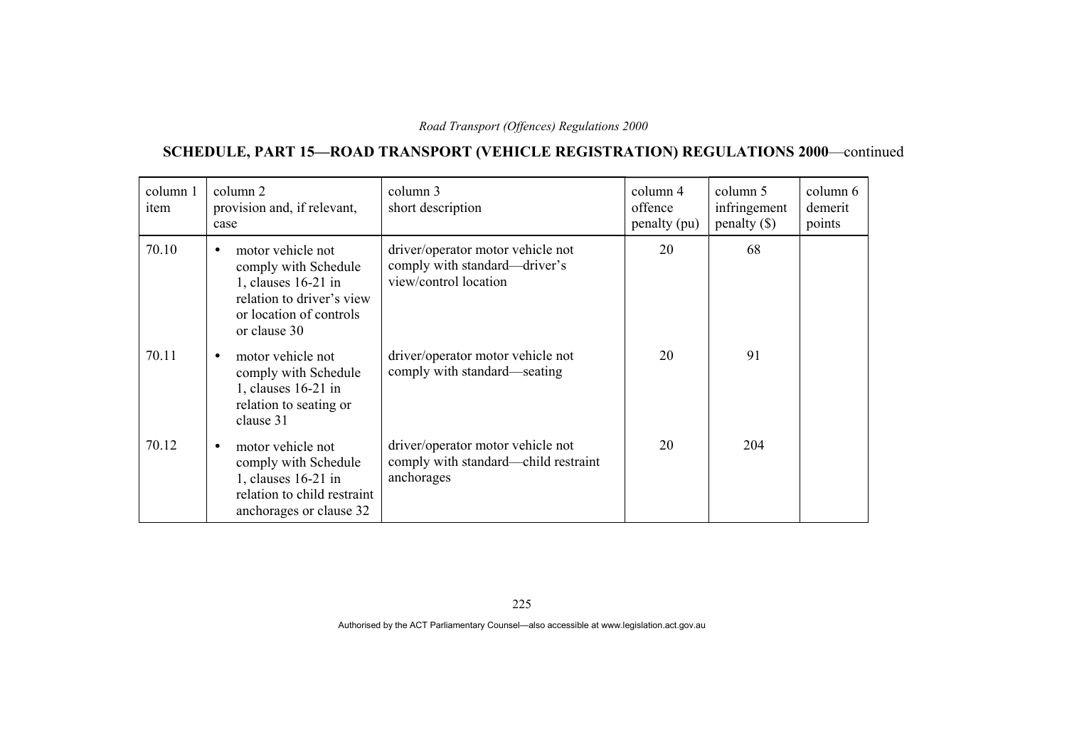## SCHEDULE, PART 15—ROAD TRANSPORT (VEHICLE REGISTRATION) REGULATIONS 2000—continued

| column 1 item | column 2 provision and, if relevant, case | column 3 short description | column 4 offence penalty (pu) | column 5 infringement penalty ($) | column 6 demerit points |
|---|---|---|---|---|---|
| 70.10 | • motor vehicle not comply with Schedule 1, clauses 16-21 in relation to driver's view or location of controls or clause 30 | driver/operator motor vehicle not comply with standard—driver's view/control location | 20 | 68 | |
| 70.11 | • motor vehicle not comply with Schedule 1, clauses 16-21 in relation to seating or clause 31 | driver/operator motor vehicle not comply with standard—seating | 20 | 91 | |
| 70.12 | • motor vehicle not comply with Schedule 1, clauses 16-21 in relation to child restraint anchorages or clause 32 | driver/operator motor vehicle not comply with standard—child restraint anchorages | 20 | 204 | |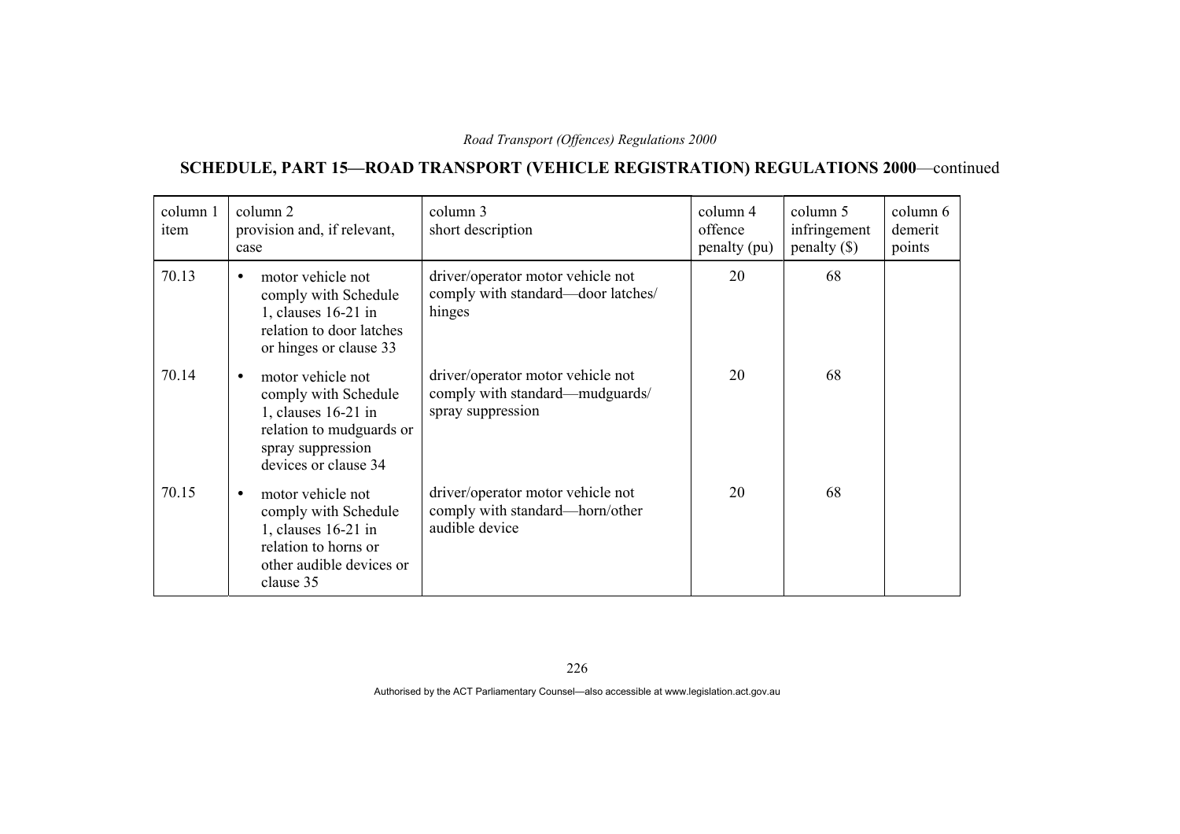## SCHEDULE, PART 15—ROAD TRANSPORT (VEHICLE REGISTRATION) REGULATIONS 2000—continued

| column 1 item | column 2 provision and, if relevant, case | column 3 short description | column 4 offence penalty (pu) | column 5 infringement penalty ($) | column 6 demerit points |
|---|---|---|---|---|---|
| 70.13 | • motor vehicle not comply with Schedule 1, clauses 16-21 in relation to door latches or hinges or clause 33 | driver/operator motor vehicle not comply with standard—door latches/ hinges | 20 | 68 | |
| 70.14 | • motor vehicle not comply with Schedule 1, clauses 16-21 in relation to mudguards or spray suppression devices or clause 34 | driver/operator motor vehicle not comply with standard—mudguards/ spray suppression | 20 | 68 | |
| 70.15 | • motor vehicle not comply with Schedule 1, clauses 16-21 in relation to horns or other audible devices or clause 35 | driver/operator motor vehicle not comply with standard—horn/other audible device | 20 | 68 | |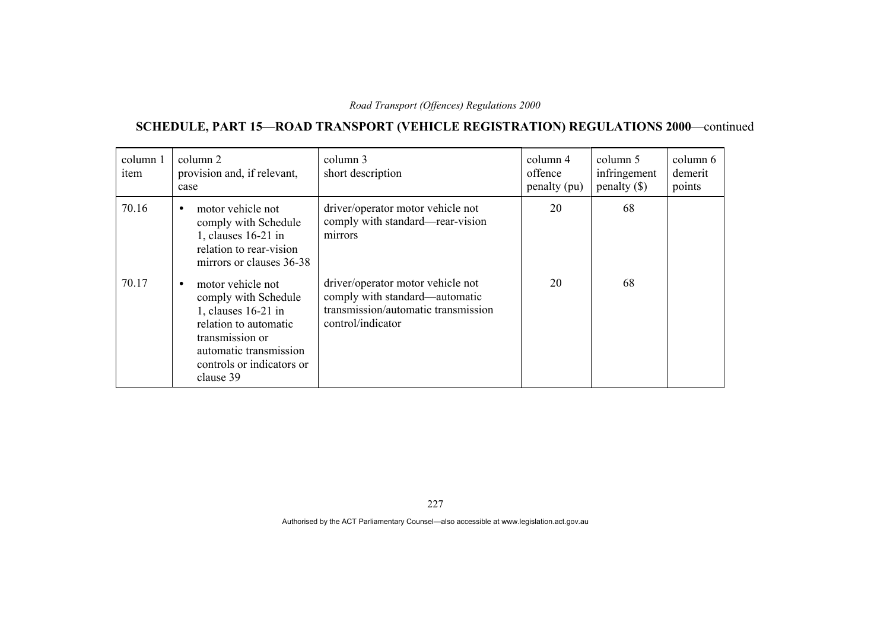## SCHEDULE, PART 15—ROAD TRANSPORT (VEHICLE REGISTRATION) REGULATIONS 2000—continued

| column 1 item | column 2 provision and, if relevant, case | column 3 short description | column 4 offence penalty (pu) | column 5 infringement penalty ($) | column 6 demerit points |
|---|---|---|---|---|---|
| 70.16 | • motor vehicle not comply with Schedule 1, clauses 16-21 in relation to rear-vision mirrors or clauses 36-38 | driver/operator motor vehicle not comply with standard—rear-vision mirrors | 20 | 68 | |
| 70.17 | • motor vehicle not comply with Schedule 1, clauses 16-21 in relation to automatic transmission or automatic transmission controls or indicators or clause 39 | driver/operator motor vehicle not comply with standard—automatic transmission/automatic transmission control/indicator | 20 | 68 | |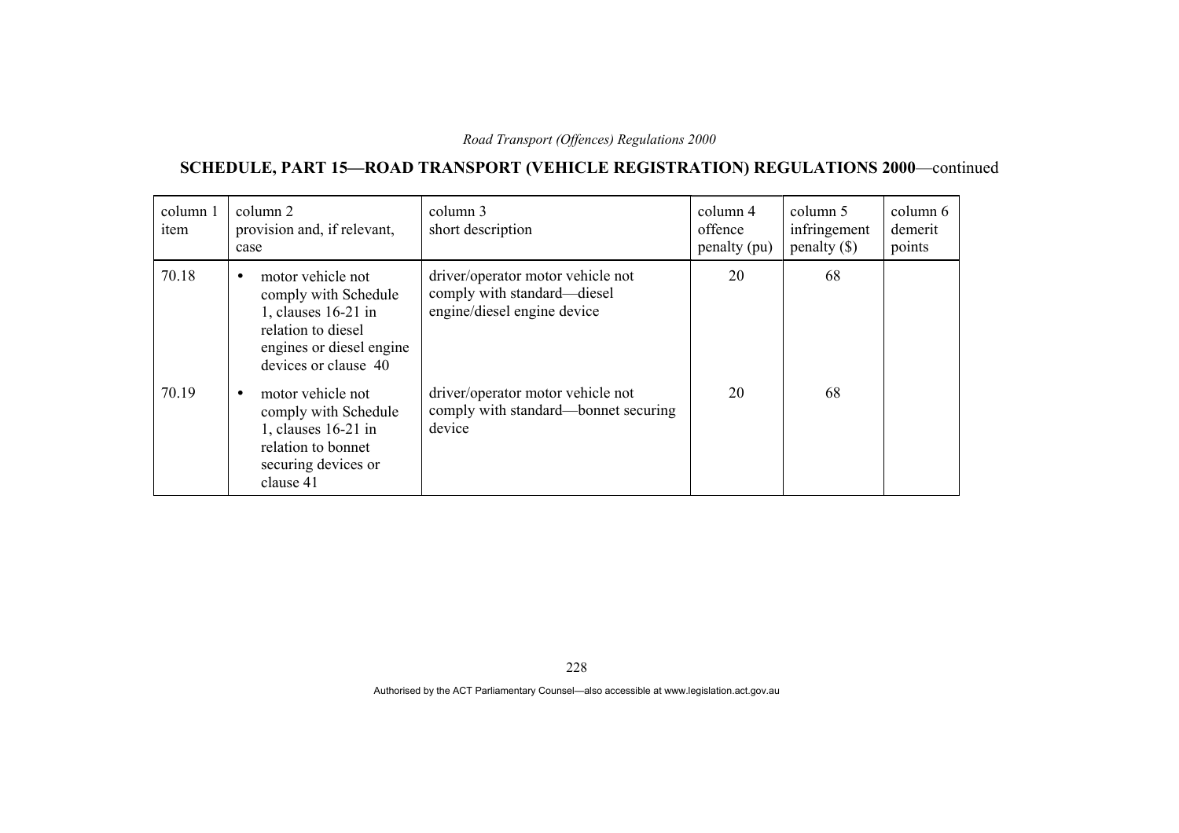## SCHEDULE, PART 15—ROAD TRANSPORT (VEHICLE REGISTRATION) REGULATIONS 2000—continued

| column 1 item | column 2 provision and, if relevant, case | column 3 short description | column 4 offence penalty (pu) | column 5 infringement penalty ($) | column 6 demerit points |
|---|---|---|---|---|---|
| 70.18 | • motor vehicle not comply with Schedule 1, clauses 16-21 in relation to diesel engines or diesel engine devices or clause 40 | driver/operator motor vehicle not comply with standard—diesel engine/diesel engine device | 20 | 68 | |
| 70.19 | • motor vehicle not comply with Schedule 1, clauses 16-21 in relation to bonnet securing devices or clause 41 | driver/operator motor vehicle not comply with standard—bonnet securing device | 20 | 68 | |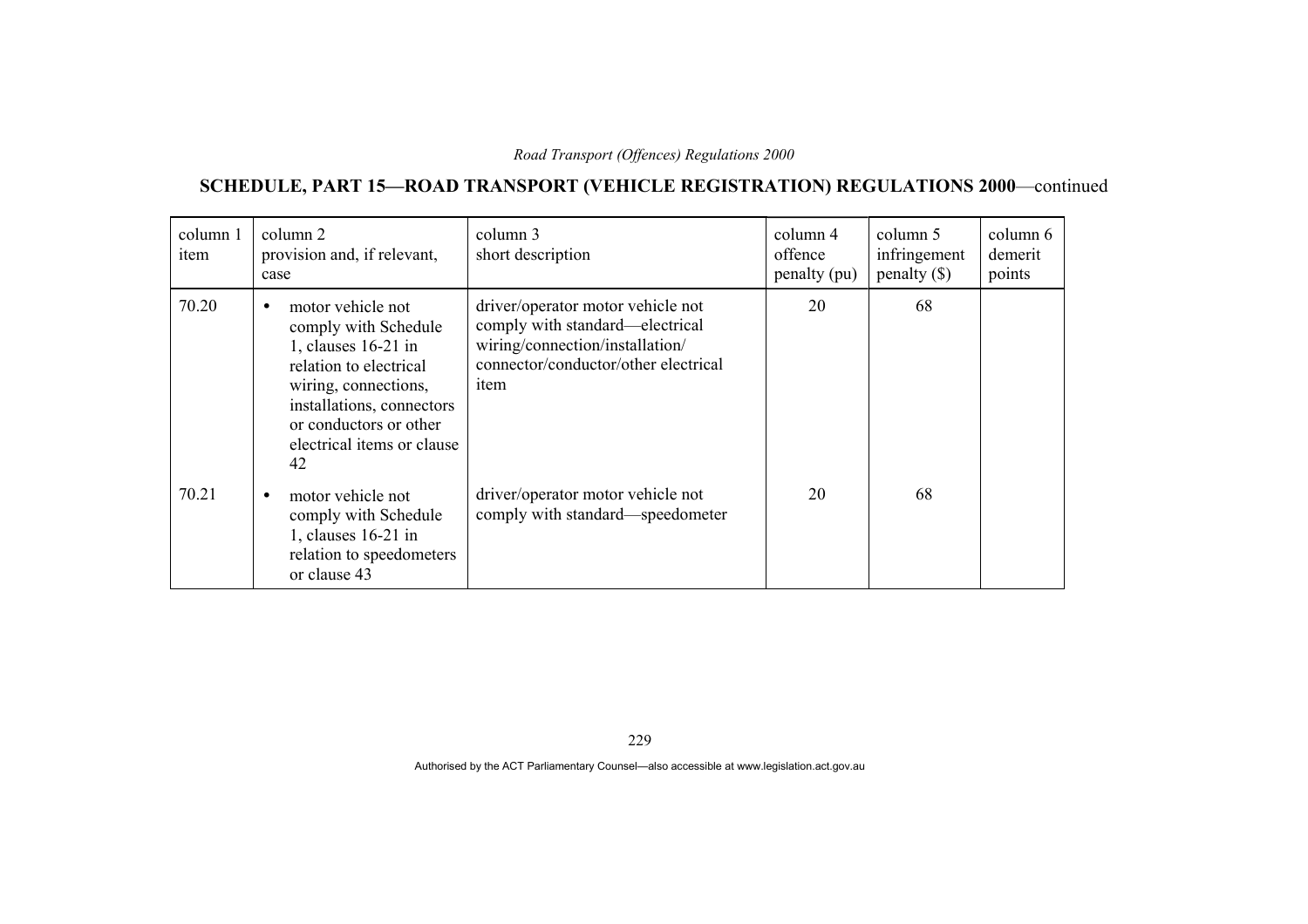## SCHEDULE, PART 15—ROAD TRANSPORT (VEHICLE REGISTRATION) REGULATIONS 2000—continued

| column 1 item | column 2 provision and, if relevant, case | column 3 short description | column 4 offence penalty (pu) | column 5 infringement penalty ($) | column 6 demerit points |
|---|---|---|---|---|---|
| 70.20 | • motor vehicle not comply with Schedule 1, clauses 16-21 in relation to electrical wiring, connections, installations, connectors or conductors or other electrical items or clause 42 | driver/operator motor vehicle not comply with standard—electrical wiring/connection/installation/ connector/conductor/other electrical item | 20 | 68 | |
| 70.21 | • motor vehicle not comply with Schedule 1, clauses 16-21 in relation to speedometers or clause 43 | driver/operator motor vehicle not comply with standard—speedometer | 20 | 68 | |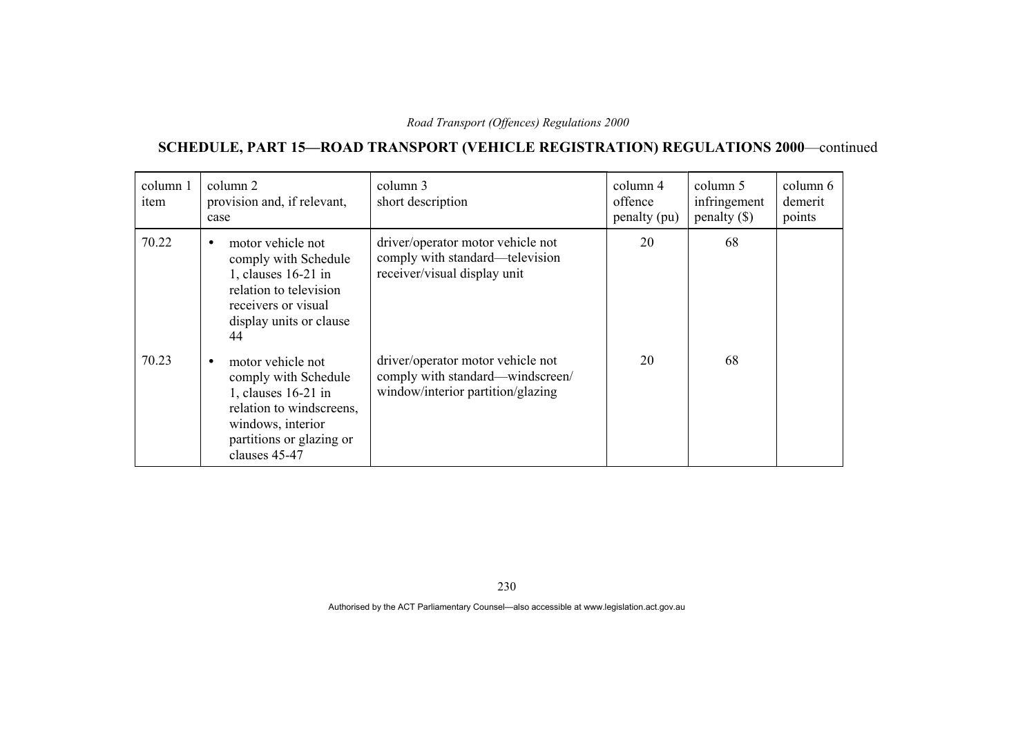## SCHEDULE, PART 15—ROAD TRANSPORT (VEHICLE REGISTRATION) REGULATIONS 2000—continued

| column 1 item | column 2 provision and, if relevant, case | column 3 short description | column 4 offence penalty (pu) | column 5 infringement penalty ($) | column 6 demerit points |
|---|---|---|---|---|---|
| 70.22 | • motor vehicle not comply with Schedule 1, clauses 16-21 in relation to television receivers or visual display units or clause 44 | driver/operator motor vehicle not comply with standard—television receiver/visual display unit | 20 | 68 | |
| 70.23 | • motor vehicle not comply with Schedule 1, clauses 16-21 in relation to windscreens, windows, interior partitions or glazing or clauses 45-47 | driver/operator motor vehicle not comply with standard—windscreen/ window/interior partition/glazing | 20 | 68 | |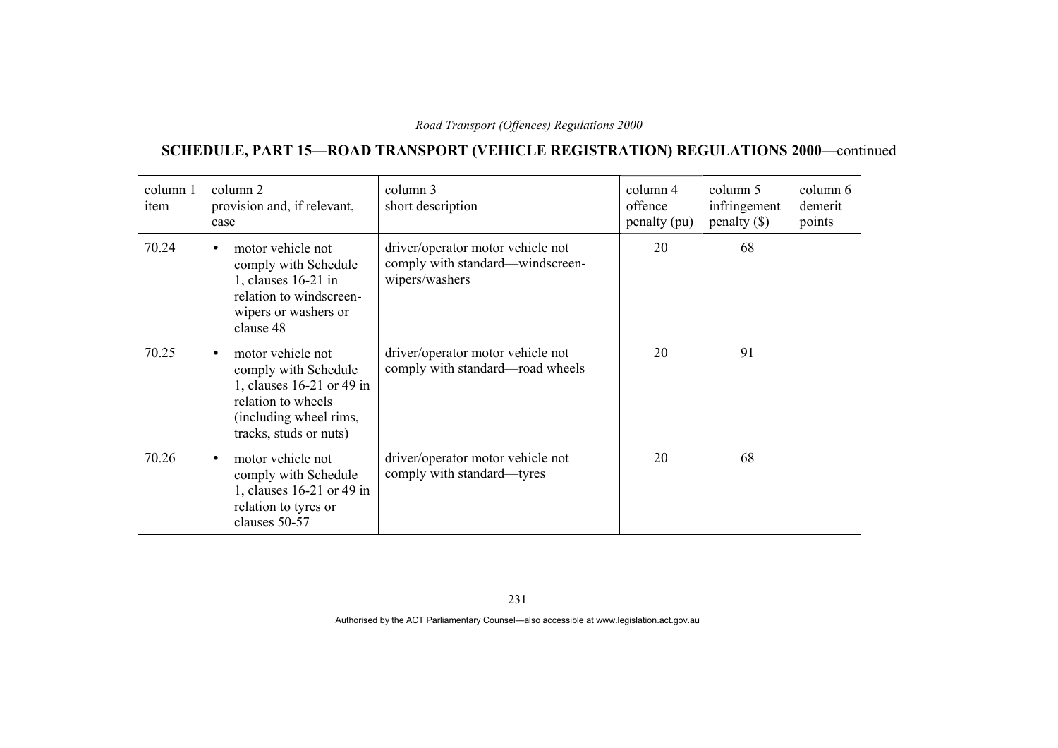## SCHEDULE, PART 15—ROAD TRANSPORT (VEHICLE REGISTRATION) REGULATIONS 2000—continued

| column 1 item | column 2 provision and, if relevant, case | column 3 short description | column 4 offence penalty (pu) | column 5 infringement penalty ($) | column 6 demerit points |
|---|---|---|---|---|---|
| 70.24 | • motor vehicle not comply with Schedule 1, clauses 16-21 in relation to windscreen-wipers or washers or clause 48 | driver/operator motor vehicle not comply with standard—windscreen-wipers/washers | 20 | 68 | |
| 70.25 | • motor vehicle not comply with Schedule 1, clauses 16-21 or 49 in relation to wheels (including wheel rims, tracks, studs or nuts) | driver/operator motor vehicle not comply with standard—road wheels | 20 | 91 | |
| 70.26 | • motor vehicle not comply with Schedule 1, clauses 16-21 or 49 in relation to tyres or clauses 50-57 | driver/operator motor vehicle not comply with standard—tyres | 20 | 68 | |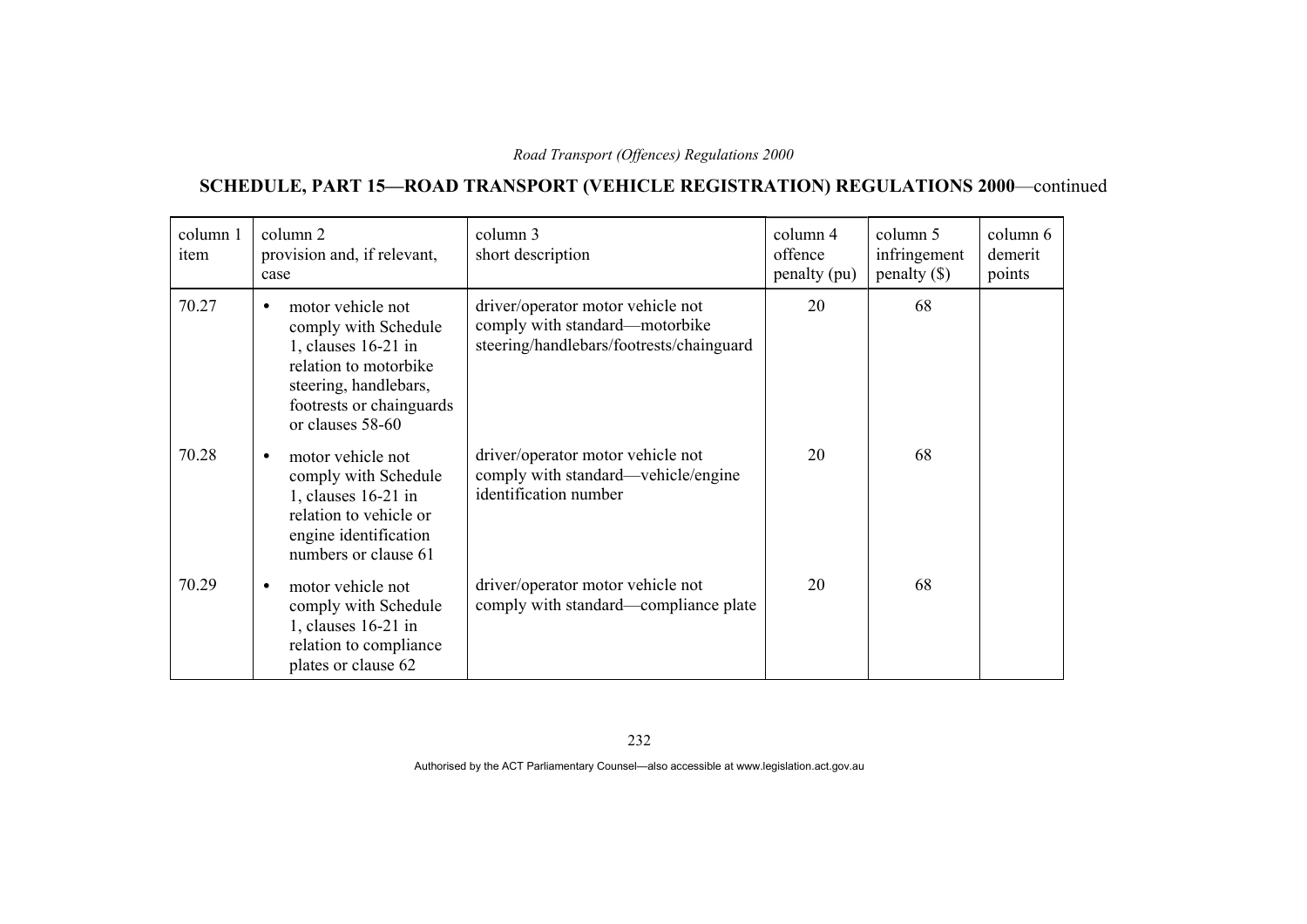## SCHEDULE, PART 15—ROAD TRANSPORT (VEHICLE REGISTRATION) REGULATIONS 2000—continued

| column 1 item | column 2 provision and, if relevant, case | column 3 short description | column 4 offence penalty (pu) | column 5 infringement penalty ($) | column 6 demerit points |
|---|---|---|---|---|---|
| 70.27 | • motor vehicle not comply with Schedule 1, clauses 16-21 in relation to motorbike steering, handlebars, footrests or chainguards or clauses 58-60 | driver/operator motor vehicle not comply with standard—motorbike steering/handlebars/footrests/chainguard | 20 | 68 | |
| 70.28 | • motor vehicle not comply with Schedule 1, clauses 16-21 in relation to vehicle or engine identification numbers or clause 61 | driver/operator motor vehicle not comply with standard—vehicle/engine identification number | 20 | 68 | |
| 70.29 | • motor vehicle not comply with Schedule 1, clauses 16-21 in relation to compliance plates or clause 62 | driver/operator motor vehicle not comply with standard—compliance plate | 20 | 68 | |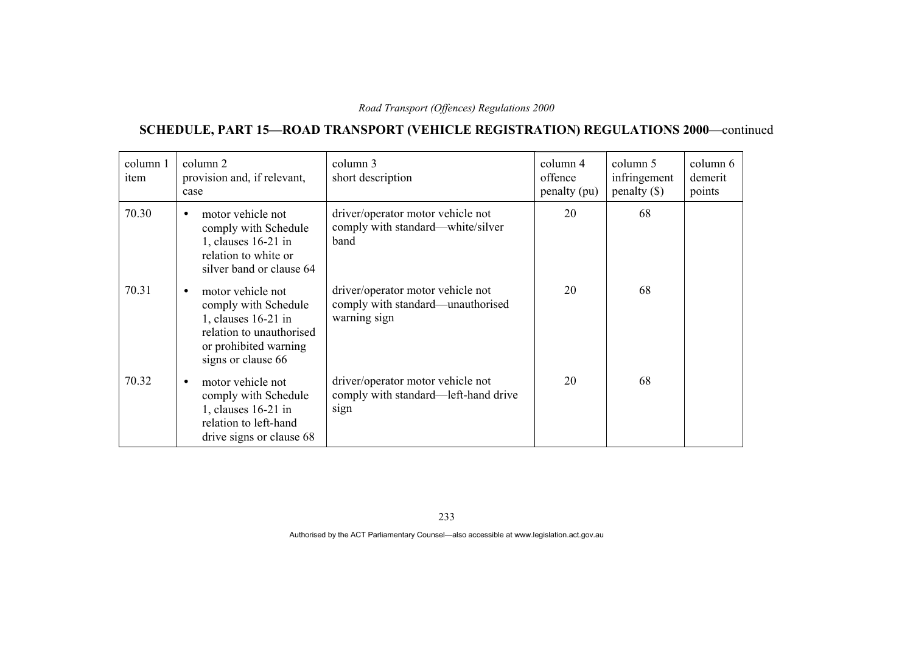## SCHEDULE, PART 15—ROAD TRANSPORT (VEHICLE REGISTRATION) REGULATIONS 2000—continued

| column 1 item | column 2 provision and, if relevant, case | column 3 short description | column 4 offence penalty (pu) | column 5 infringement penalty ($) | column 6 demerit points |
|---|---|---|---|---|---|
| 70.30 | • motor vehicle not comply with Schedule 1, clauses 16-21 in relation to white or silver band or clause 64 | driver/operator motor vehicle not comply with standard—white/silver band | 20 | 68 | |
| 70.31 | • motor vehicle not comply with Schedule 1, clauses 16-21 in relation to unauthorised or prohibited warning signs or clause 66 | driver/operator motor vehicle not comply with standard—unauthorised warning sign | 20 | 68 | |
| 70.32 | • motor vehicle not comply with Schedule 1, clauses 16-21 in relation to left-hand drive signs or clause 68 | driver/operator motor vehicle not comply with standard—left-hand drive sign | 20 | 68 | |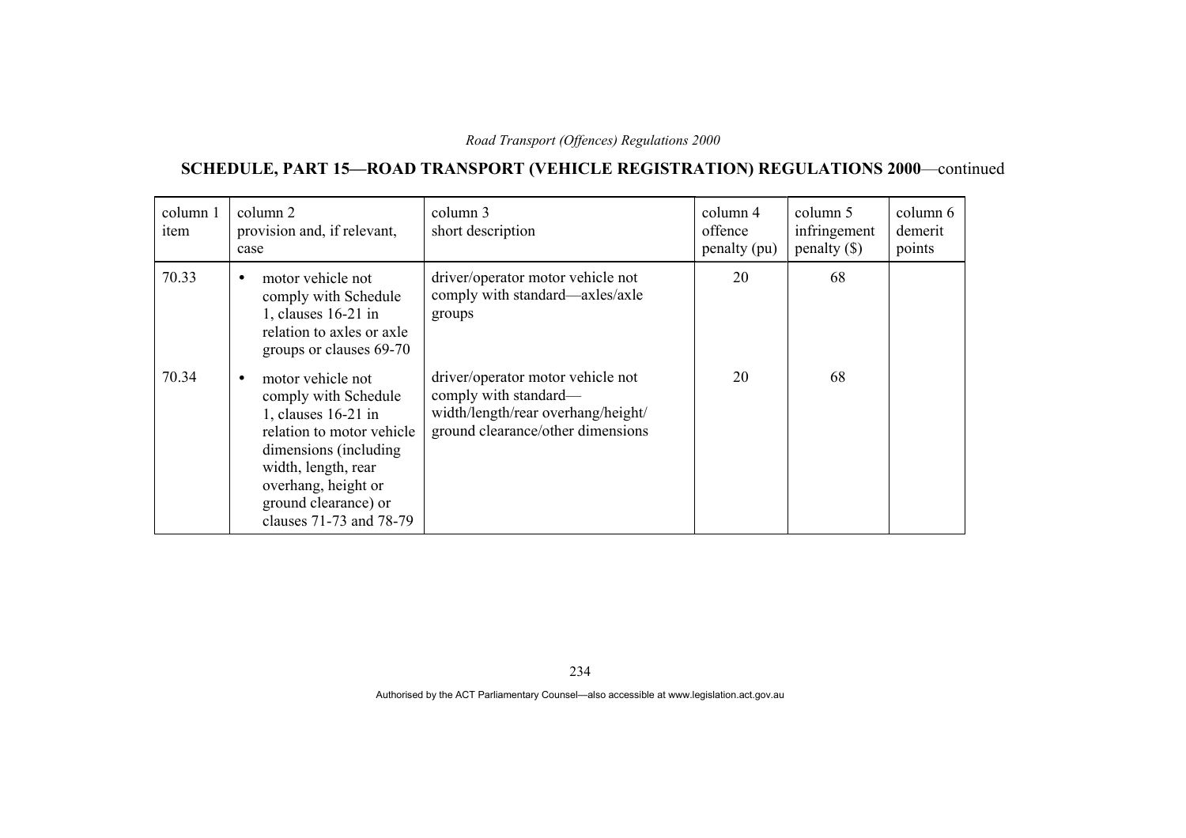## SCHEDULE, PART 15—ROAD TRANSPORT (VEHICLE REGISTRATION) REGULATIONS 2000—continued

| column 1 item | column 2 provision and, if relevant, case | column 3 short description | column 4 offence penalty (pu) | column 5 infringement penalty ($) | column 6 demerit points |
|---|---|---|---|---|---|
| 70.33 | • motor vehicle not comply with Schedule 1, clauses 16-21 in relation to axles or axle groups or clauses 69-70 | driver/operator motor vehicle not comply with standard—axles/axle groups | 20 | 68 | |
| 70.34 | • motor vehicle not comply with Schedule 1, clauses 16-21 in relation to motor vehicle dimensions (including width, length, rear overhang, height or ground clearance) or clauses 71-73 and 78-79 | driver/operator motor vehicle not comply with standard—width/length/rear overhang/height/ground clearance/other dimensions | 20 | 68 | |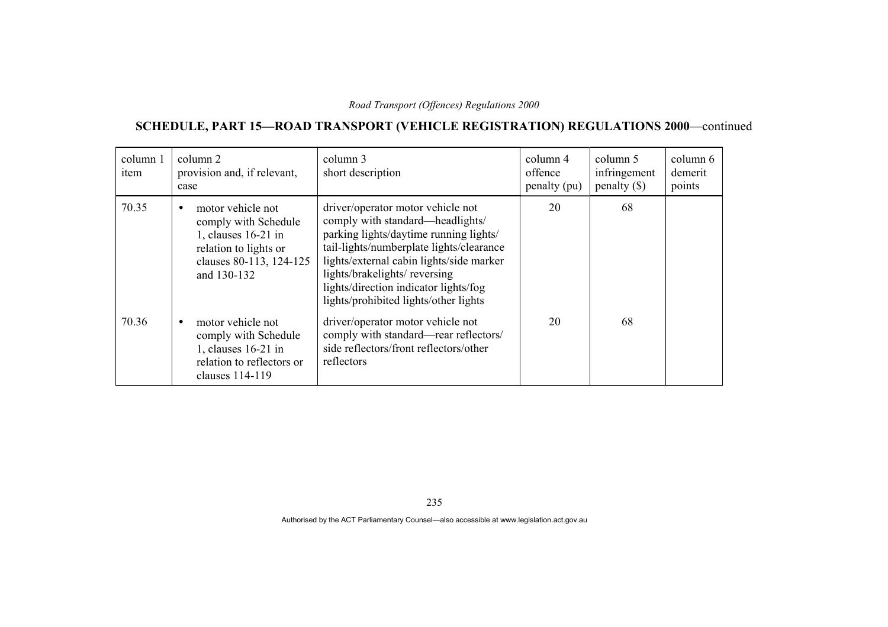## SCHEDULE, PART 15—ROAD TRANSPORT (VEHICLE REGISTRATION) REGULATIONS 2000—continued

| column 1 item | column 2 provision and, if relevant, case | column 3 short description | column 4 offence penalty (pu) | column 5 infringement penalty ($) | column 6 demerit points |
|---|---|---|---|---|---|
| 70.35 | • motor vehicle not comply with Schedule 1, clauses 16-21 in relation to lights or clauses 80-113, 124-125 and 130-132 | driver/operator motor vehicle not comply with standard—headlights/ parking lights/daytime running lights/ tail-lights/numberplate lights/clearance lights/external cabin lights/side marker lights/brakelights/ reversing lights/direction indicator lights/fog lights/prohibited lights/other lights | 20 | 68 | |
| 70.36 | • motor vehicle not comply with Schedule 1, clauses 16-21 in relation to reflectors or clauses 114-119 | driver/operator motor vehicle not comply with standard—rear reflectors/ side reflectors/front reflectors/other reflectors | 20 | 68 | |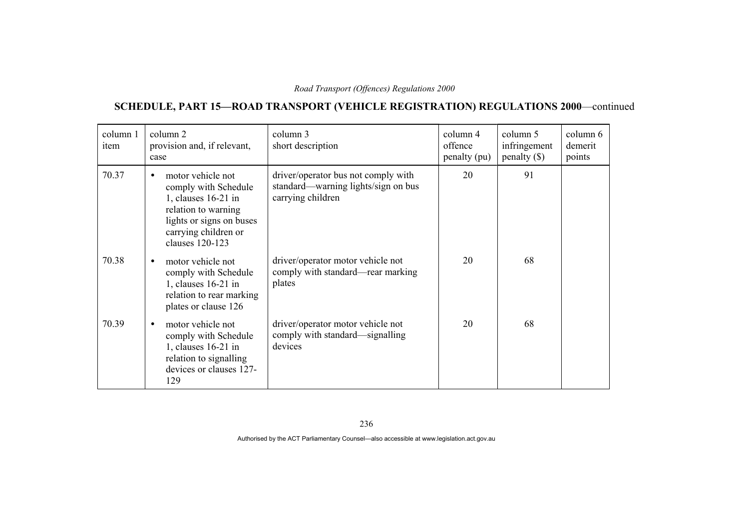## SCHEDULE, PART 15—ROAD TRANSPORT (VEHICLE REGISTRATION) REGULATIONS 2000—continued

| column 1 item | column 2 provision and, if relevant, case | column 3 short description | column 4 offence penalty (pu) | column 5 infringement penalty ($) | column 6 demerit points |
|---|---|---|---|---|---|
| 70.37 | • motor vehicle not comply with Schedule 1, clauses 16-21 in relation to warning lights or signs on buses carrying children or clauses 120-123 | driver/operator bus not comply with standard—warning lights/sign on bus carrying children | 20 | 91 | |
| 70.38 | • motor vehicle not comply with Schedule 1, clauses 16-21 in relation to rear marking plates or clause 126 | driver/operator motor vehicle not comply with standard—rear marking plates | 20 | 68 | |
| 70.39 | • motor vehicle not comply with Schedule 1, clauses 16-21 in relation to signalling devices or clauses 127-129 | driver/operator motor vehicle not comply with standard—signalling devices | 20 | 68 | |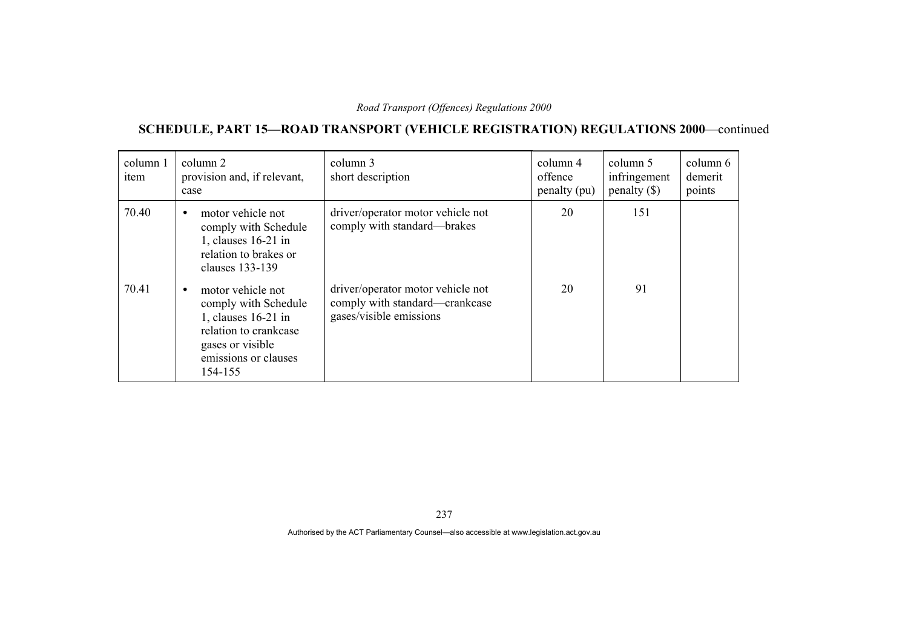## SCHEDULE, PART 15—ROAD TRANSPORT (VEHICLE REGISTRATION) REGULATIONS 2000—continued

| column 1 item | column 2 provision and, if relevant, case | column 3 short description | column 4 offence penalty (pu) | column 5 infringement penalty ($) | column 6 demerit points |
|---|---|---|---|---|---|
| 70.40 | • motor vehicle not comply with Schedule 1, clauses 16-21 in relation to brakes or clauses 133-139 | driver/operator motor vehicle not comply with standard—brakes | 20 | 151 | |
| 70.41 | • motor vehicle not comply with Schedule 1, clauses 16-21 in relation to crankcase gases or visible emissions or clauses 154-155 | driver/operator motor vehicle not comply with standard—crankcase gases/visible emissions | 20 | 91 | |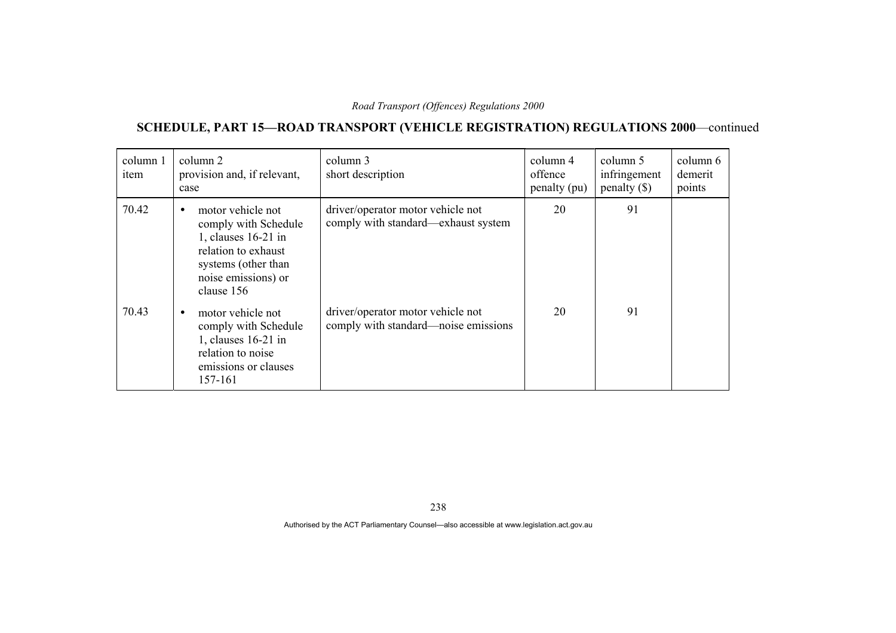## SCHEDULE, PART 15—ROAD TRANSPORT (VEHICLE REGISTRATION) REGULATIONS 2000—continued

| column 1 item | column 2 provision and, if relevant, case | column 3 short description | column 4 offence penalty (pu) | column 5 infringement penalty ($) | column 6 demerit points |
|---|---|---|---|---|---|
| 70.42 | • motor vehicle not comply with Schedule 1, clauses 16-21 in relation to exhaust systems (other than noise emissions) or clause 156 | driver/operator motor vehicle not comply with standard—exhaust system | 20 | 91 | |
| 70.43 | • motor vehicle not comply with Schedule 1, clauses 16-21 in relation to noise emissions or clauses 157-161 | driver/operator motor vehicle not comply with standard—noise emissions | 20 | 91 | |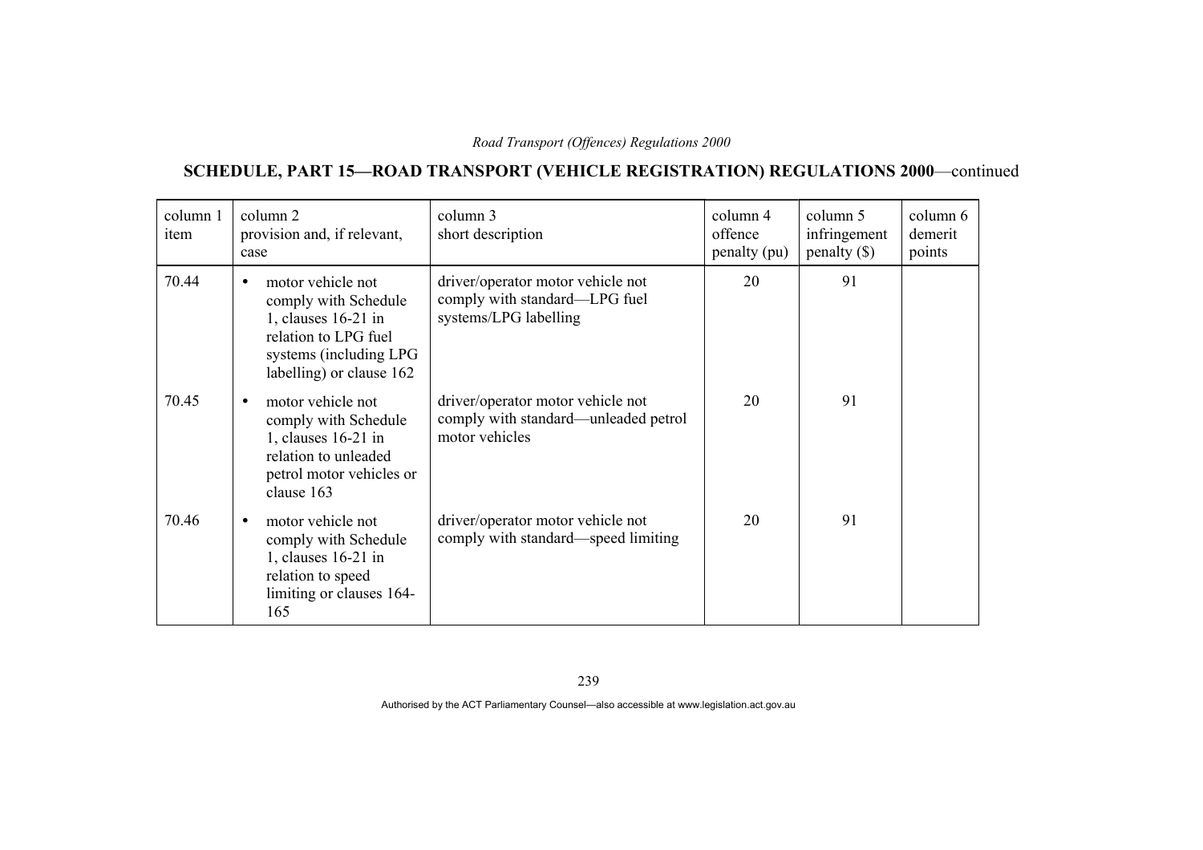## SCHEDULE, PART 15—ROAD TRANSPORT (VEHICLE REGISTRATION) REGULATIONS 2000—continued

| column 1 item | column 2 provision and, if relevant, case | column 3 short description | column 4 offence penalty (pu) | column 5 infringement penalty ($) | column 6 demerit points |
|---|---|---|---|---|---|
| 70.44 | • motor vehicle not comply with Schedule 1, clauses 16-21 in relation to LPG fuel systems (including LPG labelling) or clause 162 | driver/operator motor vehicle not comply with standard—LPG fuel systems/LPG labelling | 20 | 91 | |
| 70.45 | • motor vehicle not comply with Schedule 1, clauses 16-21 in relation to unleaded petrol motor vehicles or clause 163 | driver/operator motor vehicle not comply with standard—unleaded petrol motor vehicles | 20 | 91 | |
| 70.46 | • motor vehicle not comply with Schedule 1, clauses 16-21 in relation to speed limiting or clauses 164-165 | driver/operator motor vehicle not comply with standard—speed limiting | 20 | 91 | |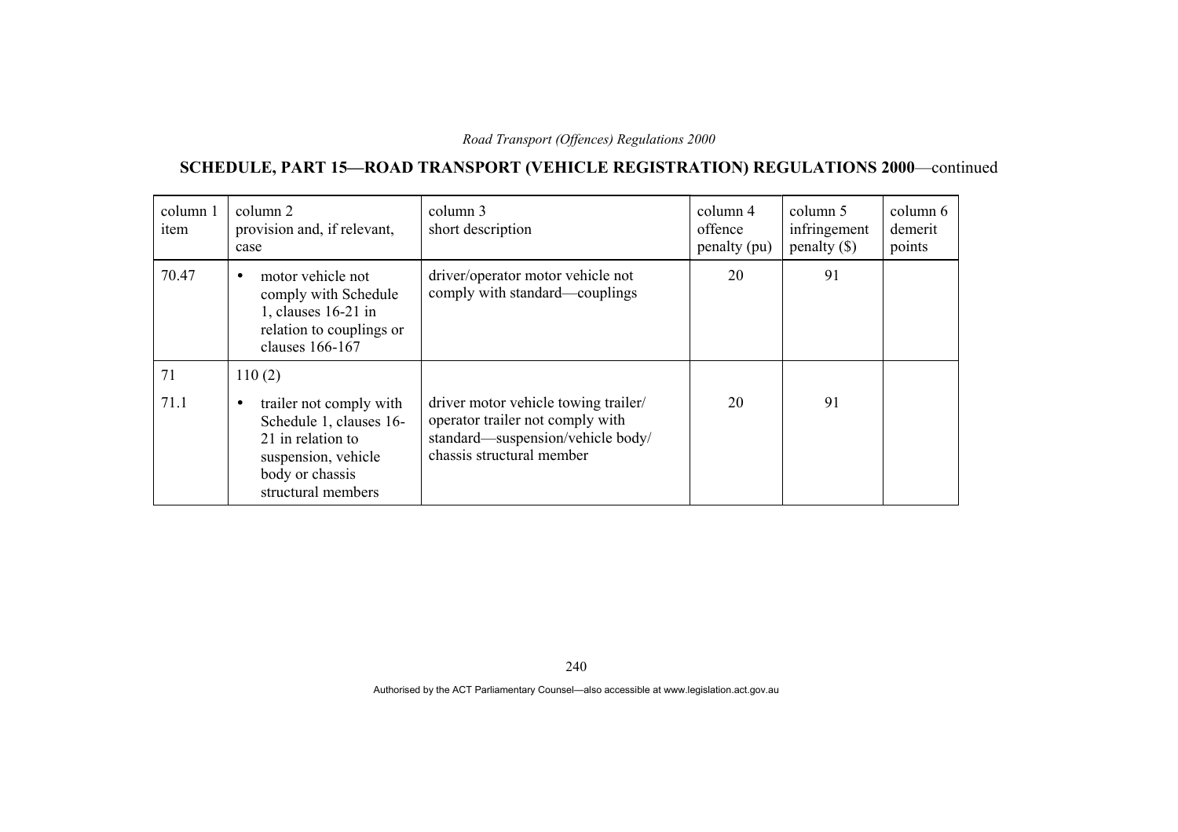## SCHEDULE, PART 15—ROAD TRANSPORT (VEHICLE REGISTRATION) REGULATIONS 2000—continued

| column 1 item | column 2 provision and, if relevant, case | column 3 short description | column 4 offence penalty (pu) | column 5 infringement penalty ($) | column 6 demerit points |
|---|---|---|---|---|---|
| 70.47 | • motor vehicle not comply with Schedule 1, clauses 16-21 in relation to couplings or clauses 166-167 | driver/operator motor vehicle not comply with standard—couplings | 20 | 91 | |
| 71 | 110 (2) | | | | |
| 71.1 | • trailer not comply with Schedule 1, clauses 16-21 in relation to suspension, vehicle body or chassis structural members | driver motor vehicle towing trailer/ operator trailer not comply with standard—suspension/vehicle body/ chassis structural member | 20 | 91 | |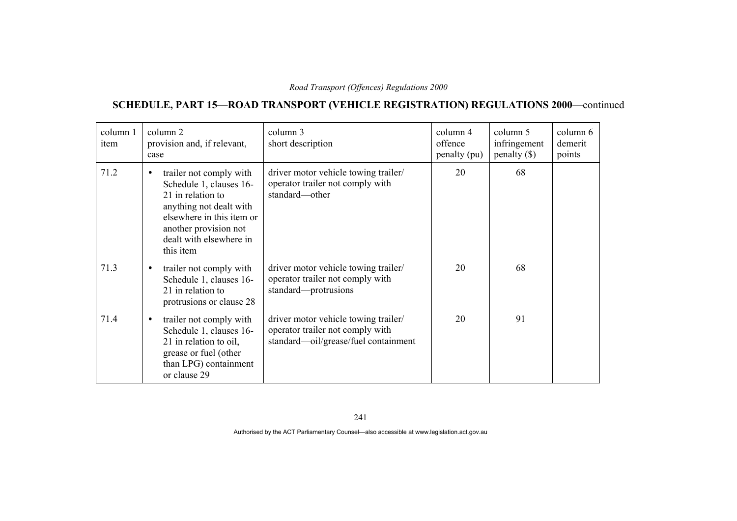## SCHEDULE, PART 15—ROAD TRANSPORT (VEHICLE REGISTRATION) REGULATIONS 2000—continued

| column 1 item | column 2 provision and, if relevant, case | column 3 short description | column 4 offence penalty (pu) | column 5 infringement penalty ($) | column 6 demerit points |
|---|---|---|---|---|---|
| 71.2 | • trailer not comply with Schedule 1, clauses 16-21 in relation to anything not dealt with elsewhere in this item or another provision not dealt with elsewhere in this item | driver motor vehicle towing trailer/ operator trailer not comply with standard—other | 20 | 68 | |
| 71.3 | • trailer not comply with Schedule 1, clauses 16-21 in relation to protrusions or clause 28 | driver motor vehicle towing trailer/ operator trailer not comply with standard—protrusions | 20 | 68 | |
| 71.4 | • trailer not comply with Schedule 1, clauses 16-21 in relation to oil, grease or fuel (other than LPG) containment or clause 29 | driver motor vehicle towing trailer/ operator trailer not comply with standard—oil/grease/fuel containment | 20 | 91 | |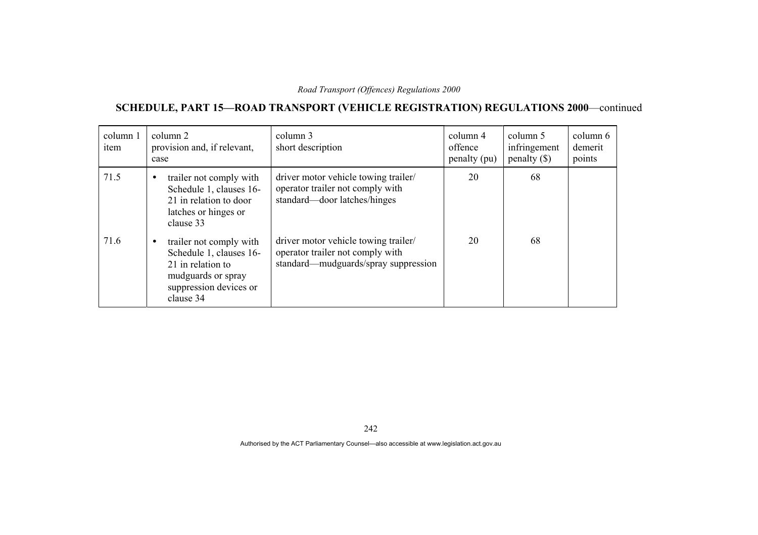## SCHEDULE, PART 15—ROAD TRANSPORT (VEHICLE REGISTRATION) REGULATIONS 2000—continued

| column 1 item | column 2 provision and, if relevant, case | column 3 short description | column 4 offence penalty (pu) | column 5 infringement penalty ($) | column 6 demerit points |
|---|---|---|---|---|---|
| 71.5 | • trailer not comply with Schedule 1, clauses 16-21 in relation to door latches or hinges or clause 33 | driver motor vehicle towing trailer/ operator trailer not comply with standard—door latches/hinges | 20 | 68 | |
| 71.6 | • trailer not comply with Schedule 1, clauses 16-21 in relation to mudguards or spray suppression devices or clause 34 | driver motor vehicle towing trailer/ operator trailer not comply with standard—mudguards/spray suppression | 20 | 68 | |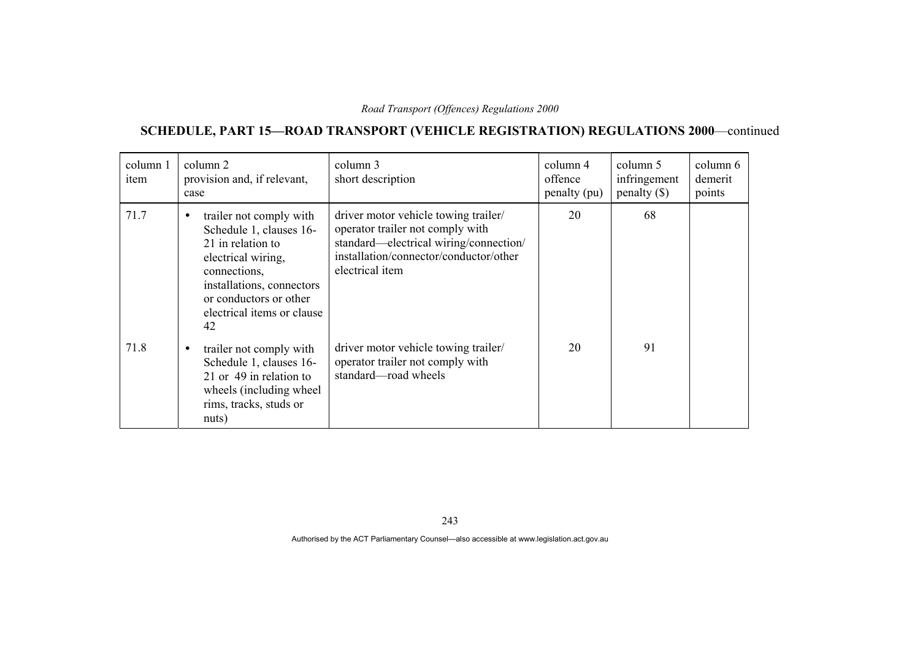## SCHEDULE, PART 15—ROAD TRANSPORT (VEHICLE REGISTRATION) REGULATIONS 2000—continued

| column 1 item | column 2 provision and, if relevant, case | column 3 short description | column 4 offence penalty (pu) | column 5 infringement penalty ($) | column 6 demerit points |
|---|---|---|---|---|---|
| 71.7 | • trailer not comply with Schedule 1, clauses 16-21 in relation to electrical wiring, connections, installations, connectors or conductors or other electrical items or clause 42 | driver motor vehicle towing trailer/ operator trailer not comply with standard—electrical wiring/connection/ installation/connector/conductor/other electrical item | 20 | 68 | |
| 71.8 | • trailer not comply with Schedule 1, clauses 16-21 or 49 in relation to wheels (including wheel rims, tracks, studs or nuts) | driver motor vehicle towing trailer/ operator trailer not comply with standard—road wheels | 20 | 91 | |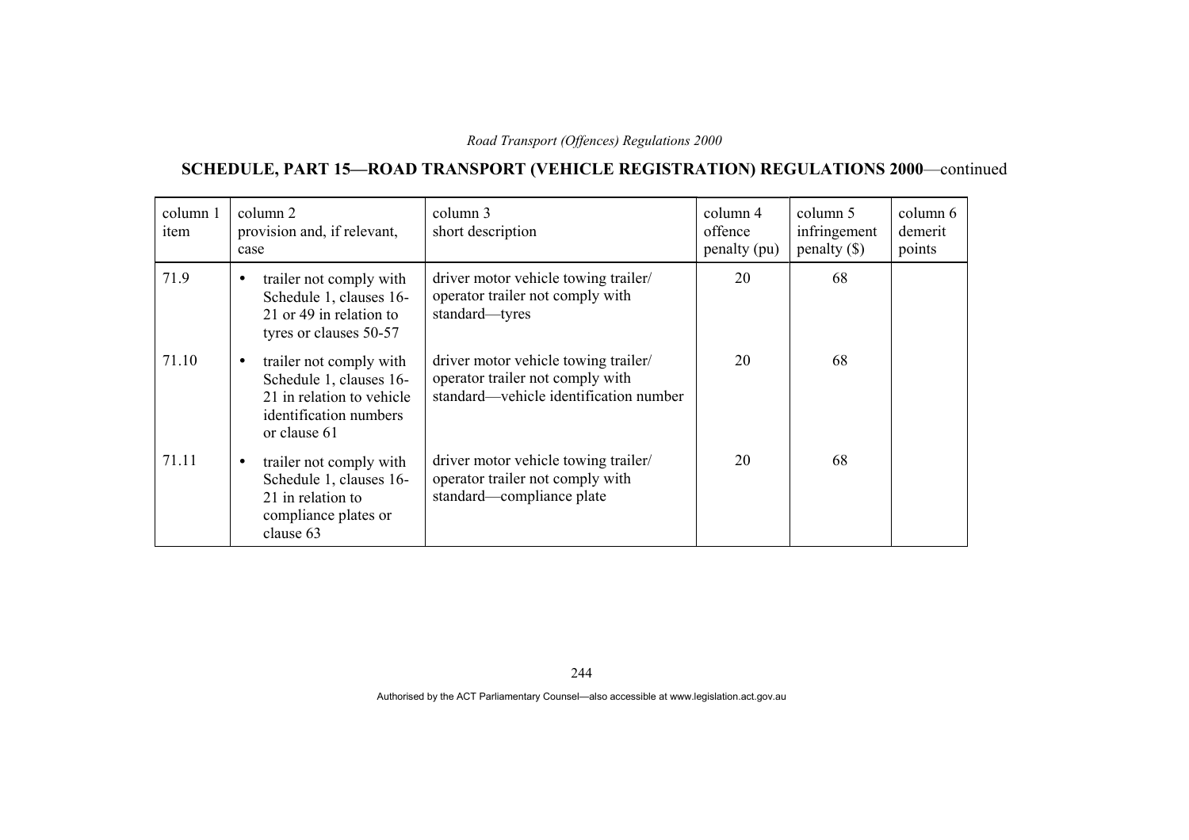## SCHEDULE, PART 15—ROAD TRANSPORT (VEHICLE REGISTRATION) REGULATIONS 2000—continued

| column 1 item | column 2 provision and, if relevant, case | column 3 short description | column 4 offence penalty (pu) | column 5 infringement penalty ($) | column 6 demerit points |
|---|---|---|---|---|---|
| 71.9 | • trailer not comply with Schedule 1, clauses 16-21 or 49 in relation to tyres or clauses 50-57 | driver motor vehicle towing trailer/ operator trailer not comply with standard—tyres | 20 | 68 | |
| 71.10 | • trailer not comply with Schedule 1, clauses 16-21 in relation to vehicle identification numbers or clause 61 | driver motor vehicle towing trailer/ operator trailer not comply with standard—vehicle identification number | 20 | 68 | |
| 71.11 | • trailer not comply with Schedule 1, clauses 16-21 in relation to compliance plates or clause 63 | driver motor vehicle towing trailer/ operator trailer not comply with standard—compliance plate | 20 | 68 | |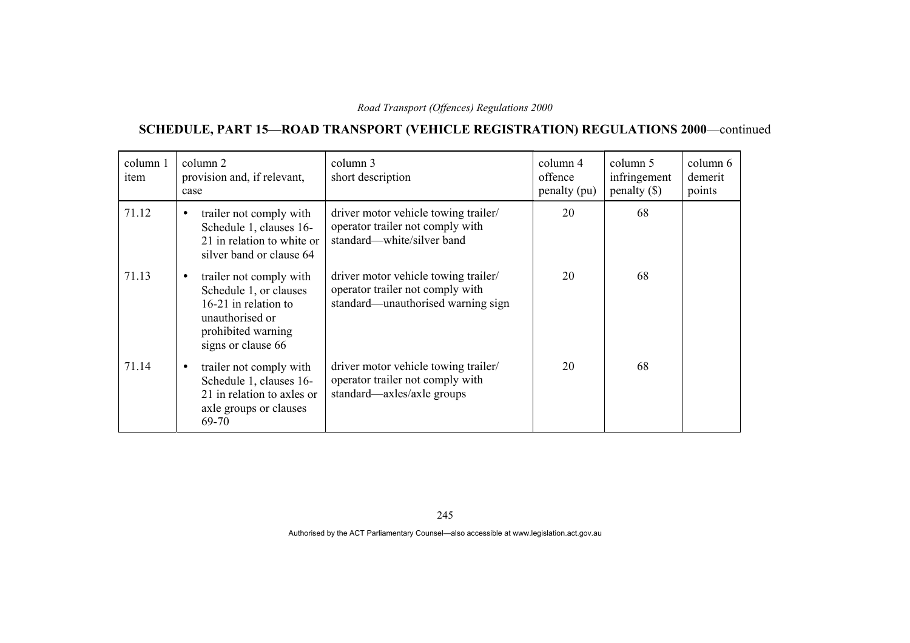## SCHEDULE, PART 15—ROAD TRANSPORT (VEHICLE REGISTRATION) REGULATIONS 2000—continued

| column 1 item | column 2 provision and, if relevant, case | column 3 short description | column 4 offence penalty (pu) | column 5 infringement penalty ($) | column 6 demerit points |
|---|---|---|---|---|---|
| 71.12 | • trailer not comply with Schedule 1, clauses 16-21 in relation to white or silver band or clause 64 | driver motor vehicle towing trailer/ operator trailer not comply with standard—white/silver band | 20 | 68 | |
| 71.13 | • trailer not comply with Schedule 1, or clauses 16-21 in relation to unauthorised or prohibited warning signs or clause 66 | driver motor vehicle towing trailer/ operator trailer not comply with standard—unauthorised warning sign | 20 | 68 | |
| 71.14 | • trailer not comply with Schedule 1, clauses 16-21 in relation to axles or axle groups or clauses 69-70 | driver motor vehicle towing trailer/ operator trailer not comply with standard—axles/axle groups | 20 | 68 | |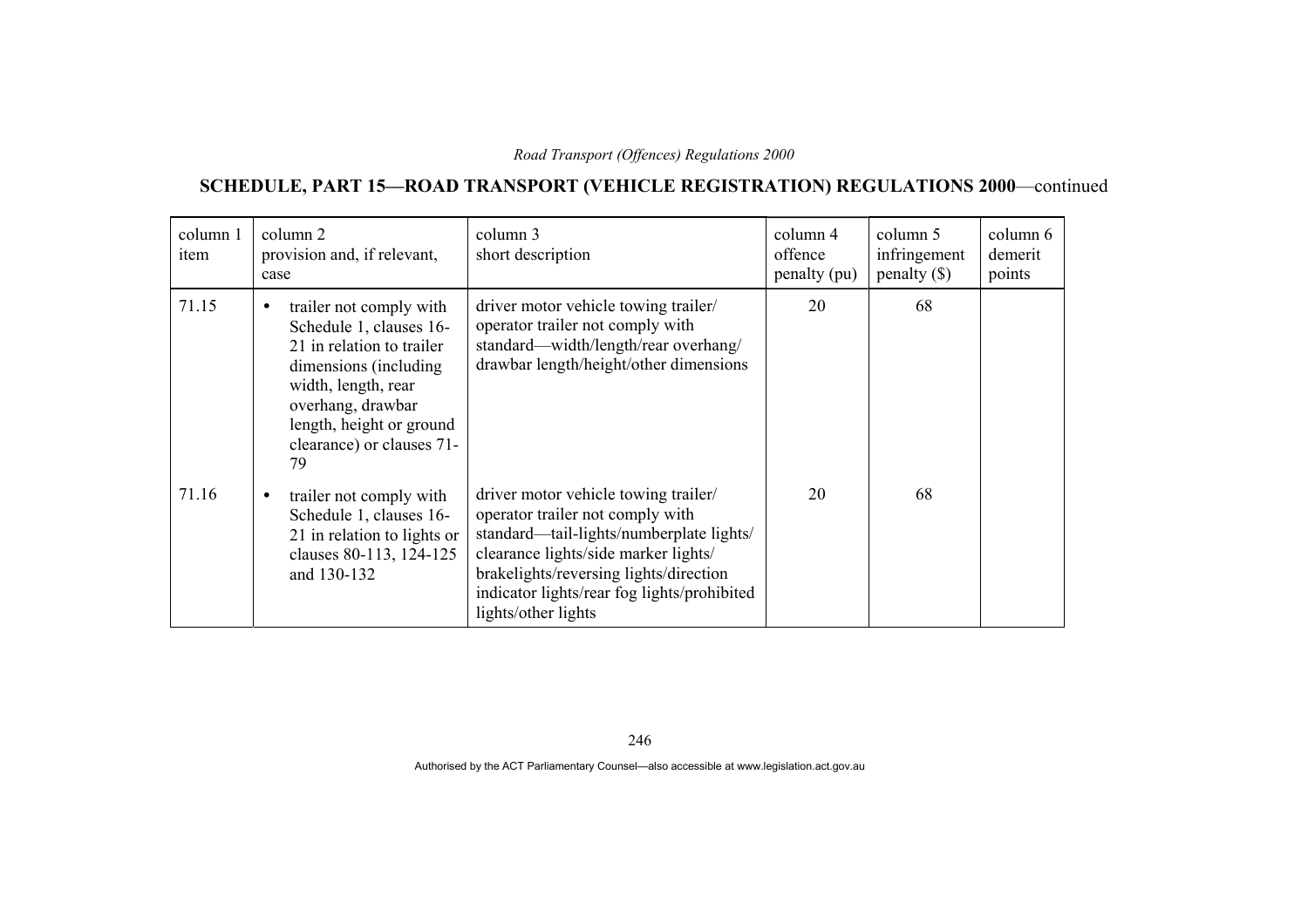## SCHEDULE, PART 15—ROAD TRANSPORT (VEHICLE REGISTRATION) REGULATIONS 2000—continued

| column 1 item | column 2 provision and, if relevant, case | column 3 short description | column 4 offence penalty (pu) | column 5 infringement penalty ($) | column 6 demerit points |
|---|---|---|---|---|---|
| 71.15 | • trailer not comply with Schedule 1, clauses 16-21 in relation to trailer dimensions (including width, length, rear overhang, drawbar length, height or ground clearance) or clauses 71-79 | driver motor vehicle towing trailer/ operator trailer not comply with standard—width/length/rear overhang/ drawbar length/height/other dimensions | 20 | 68 | |
| 71.16 | • trailer not comply with Schedule 1, clauses 16-21 in relation to lights or clauses 80-113, 124-125 and 130-132 | driver motor vehicle towing trailer/ operator trailer not comply with standard—tail-lights/numberplate lights/ clearance lights/side marker lights/ brakelights/reversing lights/direction indicator lights/rear fog lights/prohibited lights/other lights | 20 | 68 | |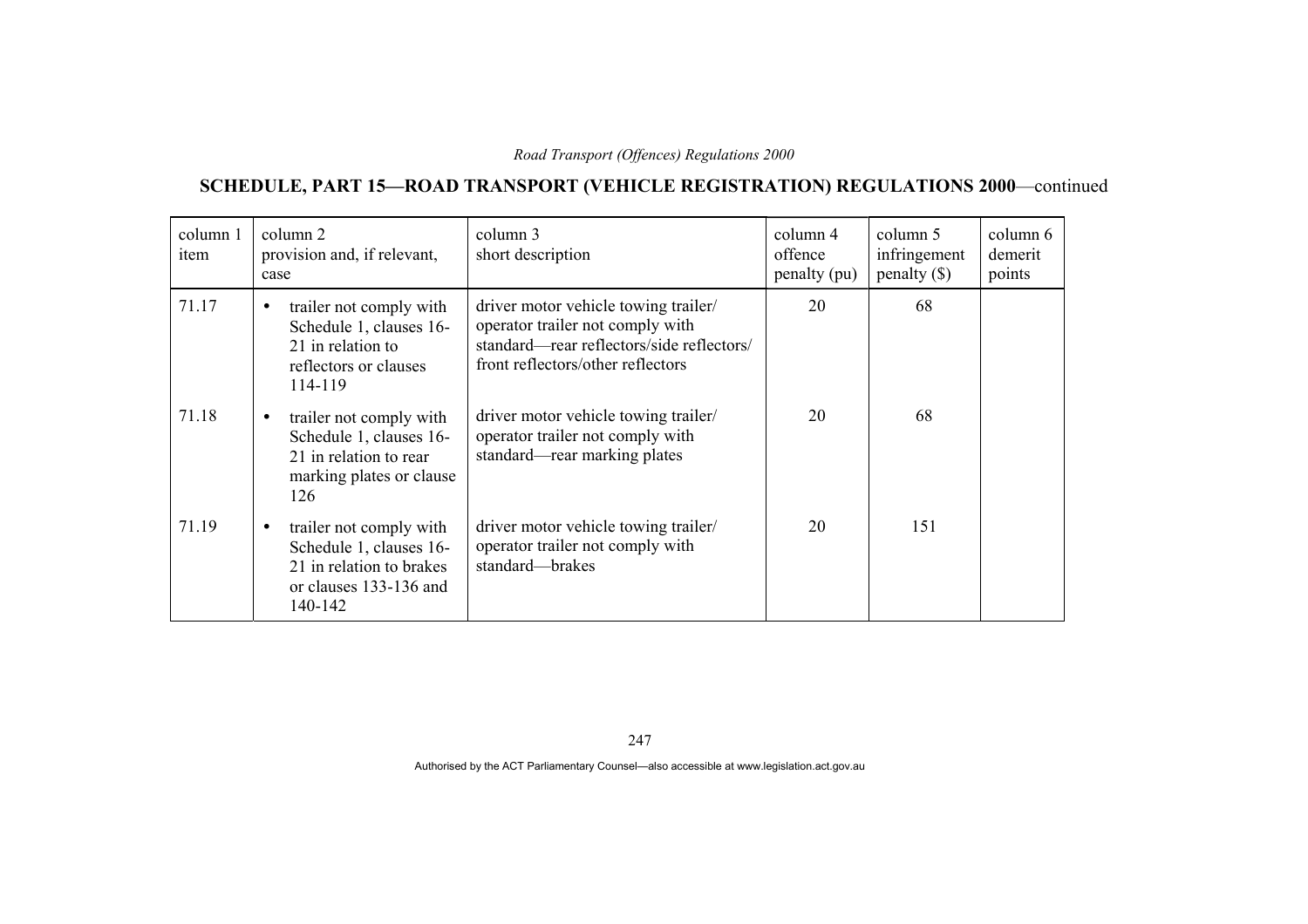## SCHEDULE, PART 15—ROAD TRANSPORT (VEHICLE REGISTRATION) REGULATIONS 2000—continued

| column 1 item | column 2 provision and, if relevant, case | column 3 short description | column 4 offence penalty (pu) | column 5 infringement penalty ($) | column 6 demerit points |
|---|---|---|---|---|---|
| 71.17 | • trailer not comply with Schedule 1, clauses 16-21 in relation to reflectors or clauses 114-119 | driver motor vehicle towing trailer/ operator trailer not comply with standard—rear reflectors/side reflectors/ front reflectors/other reflectors | 20 | 68 | |
| 71.18 | • trailer not comply with Schedule 1, clauses 16-21 in relation to rear marking plates or clause 126 | driver motor vehicle towing trailer/ operator trailer not comply with standard—rear marking plates | 20 | 68 | |
| 71.19 | • trailer not comply with Schedule 1, clauses 16-21 in relation to brakes or clauses 133-136 and 140-142 | driver motor vehicle towing trailer/ operator trailer not comply with standard—brakes | 20 | 151 | |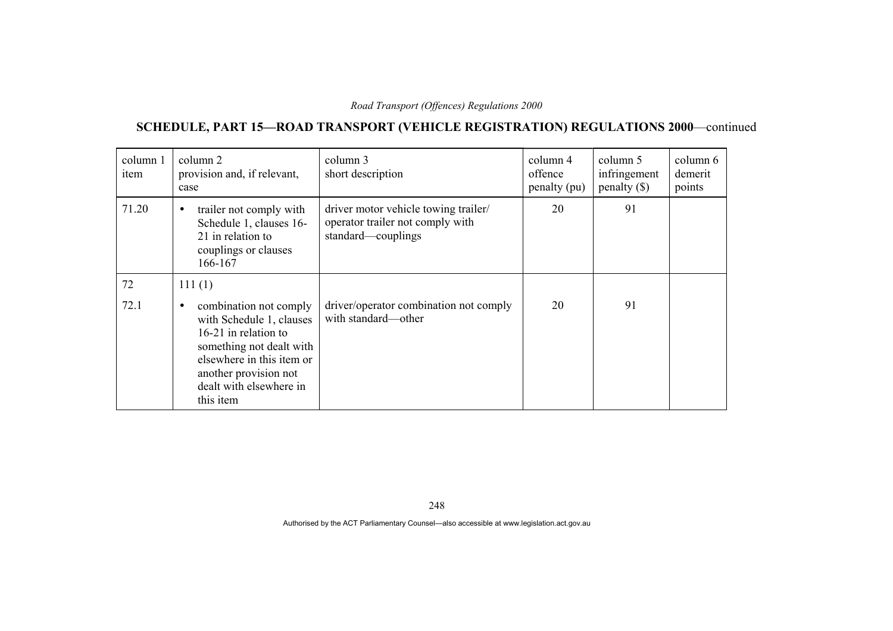## SCHEDULE, PART 15—ROAD TRANSPORT (VEHICLE REGISTRATION) REGULATIONS 2000—continued

| column 1 item | column 2 provision and, if relevant, case | column 3 short description | column 4 offence penalty (pu) | column 5 infringement penalty ($) | column 6 demerit points |
|---|---|---|---|---|---|
| 71.20 | • trailer not comply with Schedule 1, clauses 16-21 in relation to couplings or clauses 166-167 | driver motor vehicle towing trailer/ operator trailer not comply with standard—couplings | 20 | 91 | |
| 72 | 111 (1) | | | | |
| 72.1 | • combination not comply with Schedule 1, clauses 16-21 in relation to something not dealt with elsewhere in this item or another provision not dealt with elsewhere in this item | driver/operator combination not comply with standard—other | 20 | 91 | |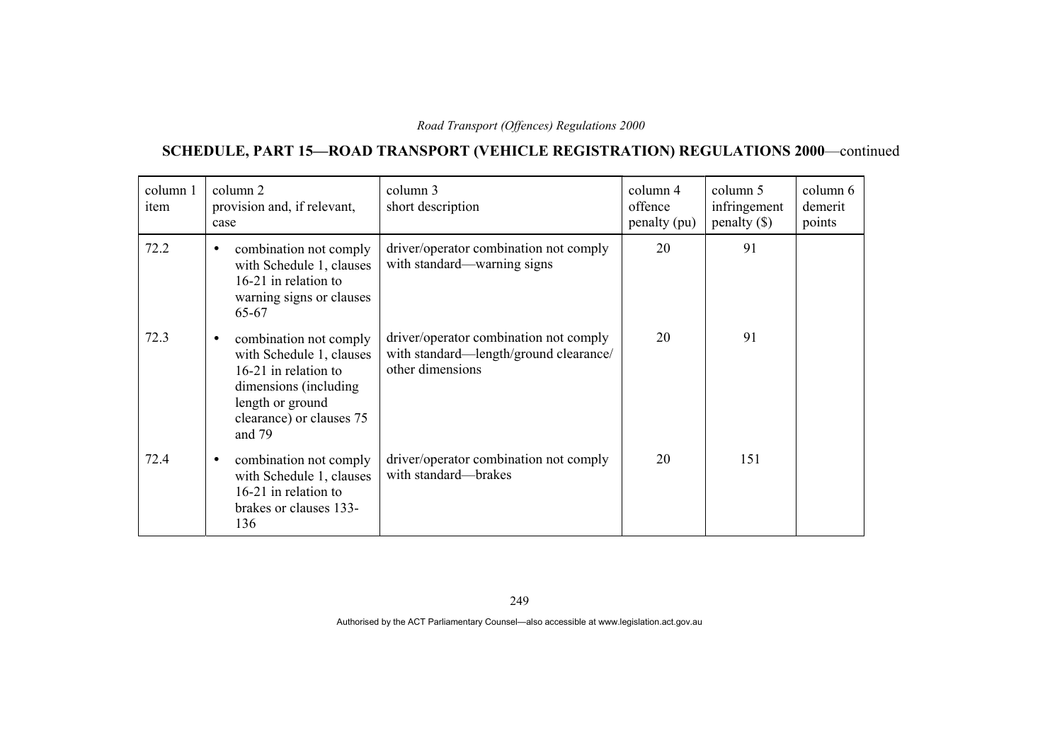## SCHEDULE, PART 15—ROAD TRANSPORT (VEHICLE REGISTRATION) REGULATIONS 2000—continued

| column 1 item | column 2 provision and, if relevant, case | column 3 short description | column 4 offence penalty (pu) | column 5 infringement penalty ($) | column 6 demerit points |
|---|---|---|---|---|---|
| 72.2 | • combination not comply with Schedule 1, clauses 16-21 in relation to warning signs or clauses 65-67 | driver/operator combination not comply with standard—warning signs | 20 | 91 | |
| 72.3 | • combination not comply with Schedule 1, clauses 16-21 in relation to dimensions (including length or ground clearance) or clauses 75 and 79 | driver/operator combination not comply with standard—length/ground clearance/ other dimensions | 20 | 91 | |
| 72.4 | • combination not comply with Schedule 1, clauses 16-21 in relation to brakes or clauses 133-136 | driver/operator combination not comply with standard—brakes | 20 | 151 | |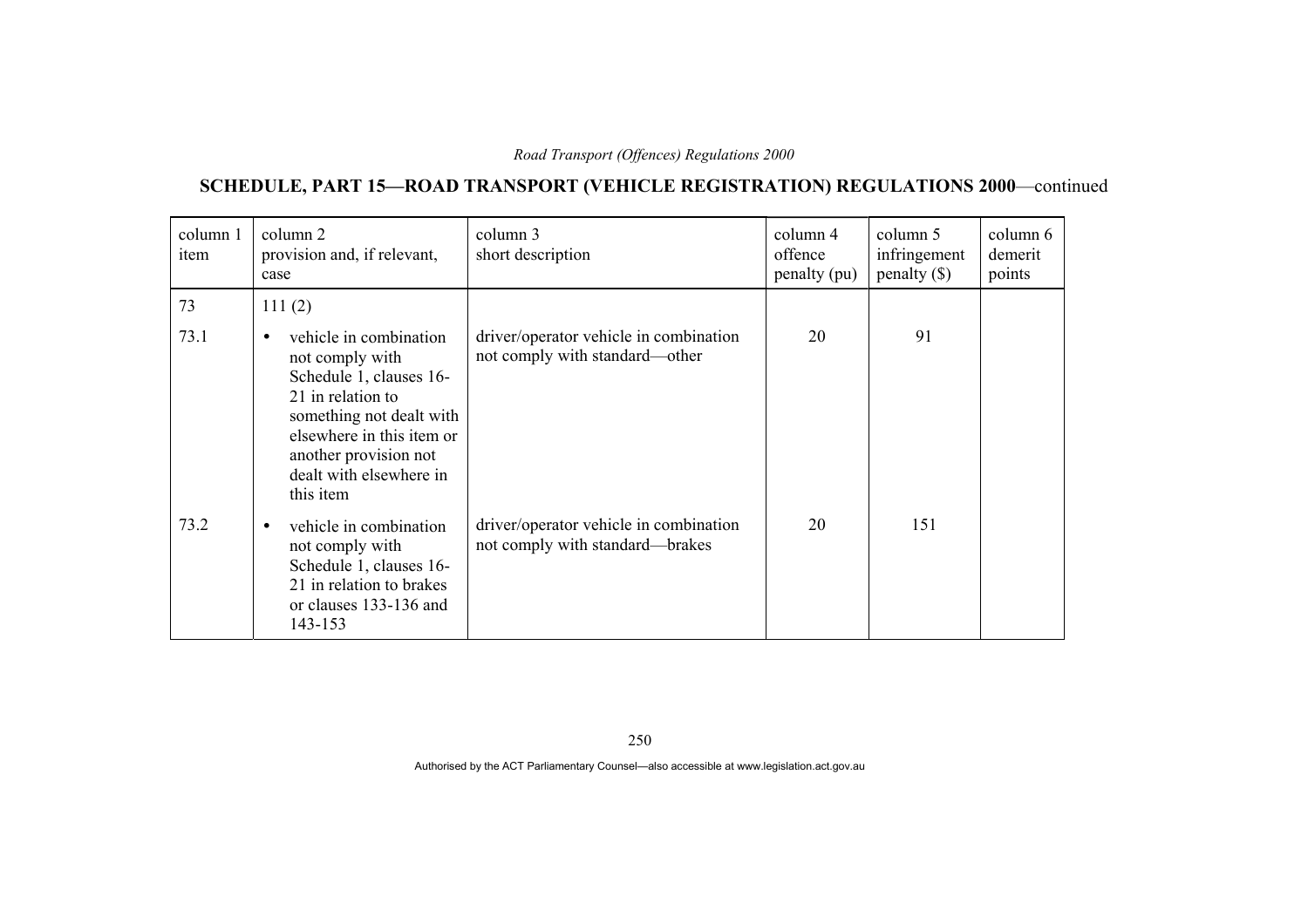## SCHEDULE, PART 15—ROAD TRANSPORT (VEHICLE REGISTRATION) REGULATIONS 2000—continued

| column 1 item | column 2 provision and, if relevant, case | column 3 short description | column 4 offence penalty (pu) | column 5 infringement penalty ($) | column 6 demerit points |
|---|---|---|---|---|---|
| 73 | 111 (2) | | | | |
| 73.1 | • vehicle in combination not comply with Schedule 1, clauses 16-21 in relation to something not dealt with elsewhere in this item or another provision not dealt with elsewhere in this item | driver/operator vehicle in combination not comply with standard—other | 20 | 91 | |
| 73.2 | • vehicle in combination not comply with Schedule 1, clauses 16-21 in relation to brakes or clauses 133-136 and 143-153 | driver/operator vehicle in combination not comply with standard—brakes | 20 | 151 | |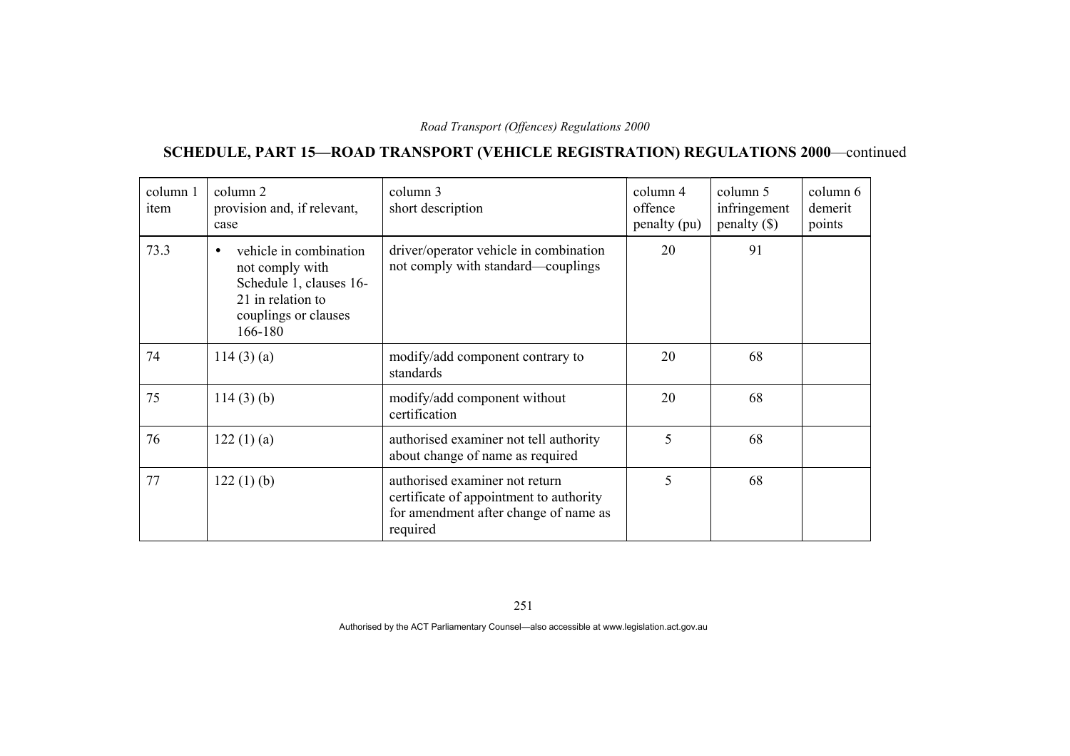## SCHEDULE, PART 15—ROAD TRANSPORT (VEHICLE REGISTRATION) REGULATIONS 2000—continued

| column 1 item | column 2 provision and, if relevant, case | column 3 short description | column 4 offence penalty (pu) | column 5 infringement penalty ($) | column 6 demerit points |
|---|---|---|---|---|---|
| 73.3 | • vehicle in combination not comply with Schedule 1, clauses 16-21 in relation to couplings or clauses 166-180 | driver/operator vehicle in combination not comply with standard—couplings | 20 | 91 | |
| 74 | 114 (3) (a) | modify/add component contrary to standards | 20 | 68 | |
| 75 | 114 (3) (b) | modify/add component without certification | 20 | 68 | |
| 76 | 122 (1) (a) | authorised examiner not tell authority about change of name as required | 5 | 68 | |
| 77 | 122 (1) (b) | authorised examiner not return certificate of appointment to authority for amendment after change of name as required | 5 | 68 | |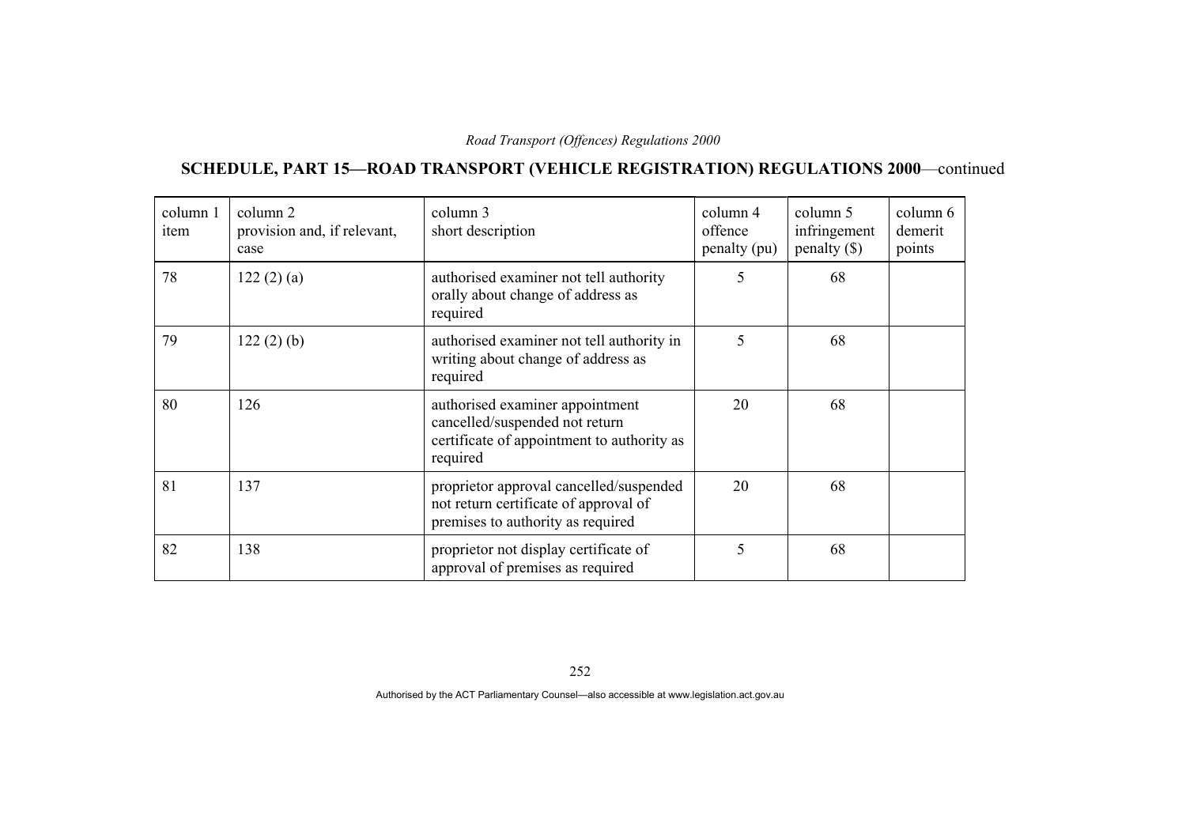## SCHEDULE, PART 15—ROAD TRANSPORT (VEHICLE REGISTRATION) REGULATIONS 2000—continued

| column 1 item | column 2 provision and, if relevant, case | column 3 short description | column 4 offence penalty (pu) | column 5 infringement penalty ($) | column 6 demerit points |
|---|---|---|---|---|---|
| 78 | 122 (2) (a) | authorised examiner not tell authority orally about change of address as required | 5 | 68 | |
| 79 | 122 (2) (b) | authorised examiner not tell authority in writing about change of address as required | 5 | 68 | |
| 80 | 126 | authorised examiner appointment cancelled/suspended not return certificate of appointment to authority as required | 20 | 68 | |
| 81 | 137 | proprietor approval cancelled/suspended not return certificate of approval of premises to authority as required | 20 | 68 | |
| 82 | 138 | proprietor not display certificate of approval of premises as required | 5 | 68 | |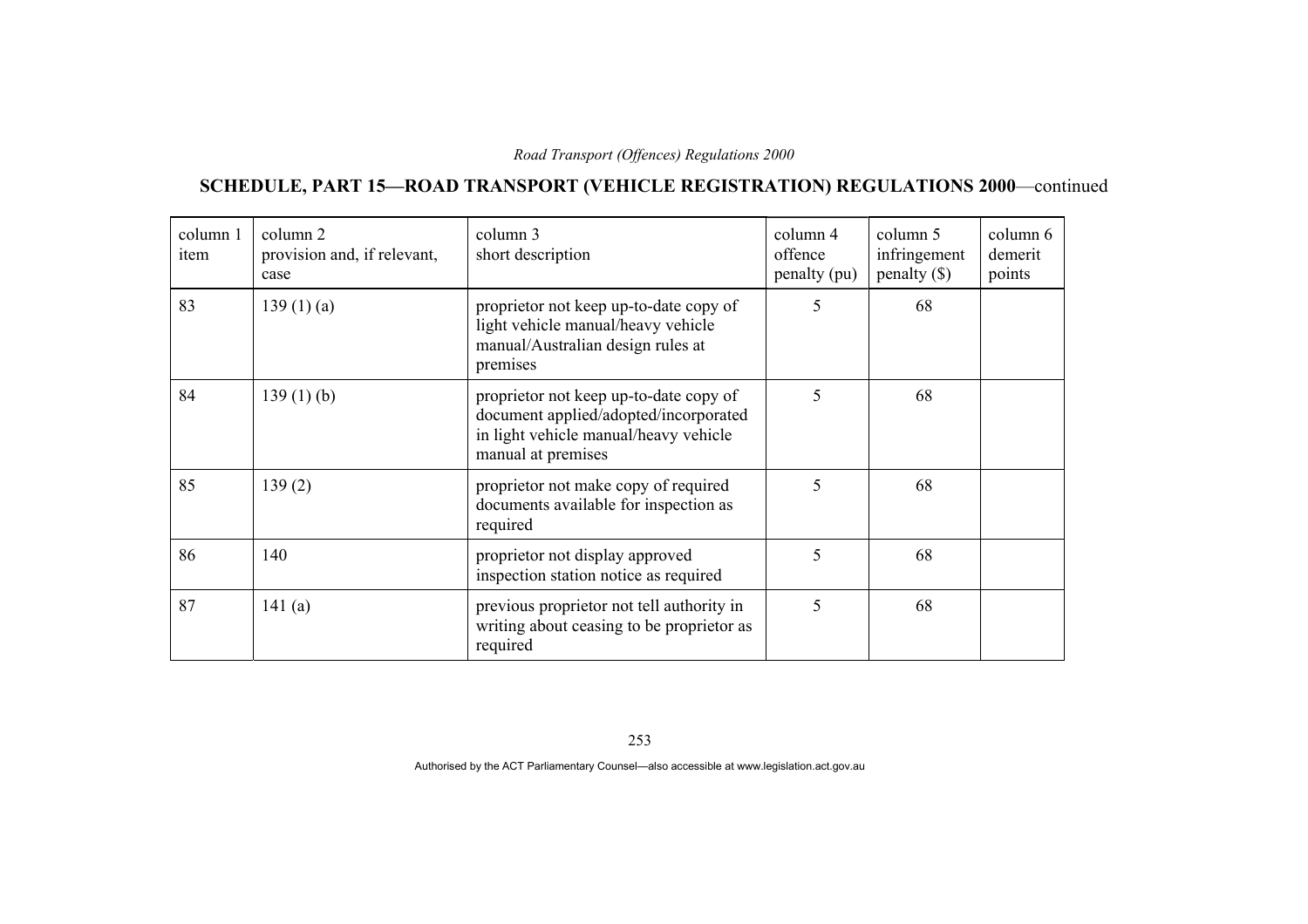## SCHEDULE, PART 15—ROAD TRANSPORT (VEHICLE REGISTRATION) REGULATIONS 2000—continued

| column 1 item | column 2 provision and, if relevant, case | column 3 short description | column 4 offence penalty (pu) | column 5 infringement penalty ($) | column 6 demerit points |
|---|---|---|---|---|---|
| 83 | 139 (1) (a) | proprietor not keep up-to-date copy of light vehicle manual/heavy vehicle manual/Australian design rules at premises | 5 | 68 | |
| 84 | 139 (1) (b) | proprietor not keep up-to-date copy of document applied/adopted/incorporated in light vehicle manual/heavy vehicle manual at premises | 5 | 68 | |
| 85 | 139 (2) | proprietor not make copy of required documents available for inspection as required | 5 | 68 | |
| 86 | 140 | proprietor not display approved inspection station notice as required | 5 | 68 | |
| 87 | 141 (a) | previous proprietor not tell authority in writing about ceasing to be proprietor as required | 5 | 68 | |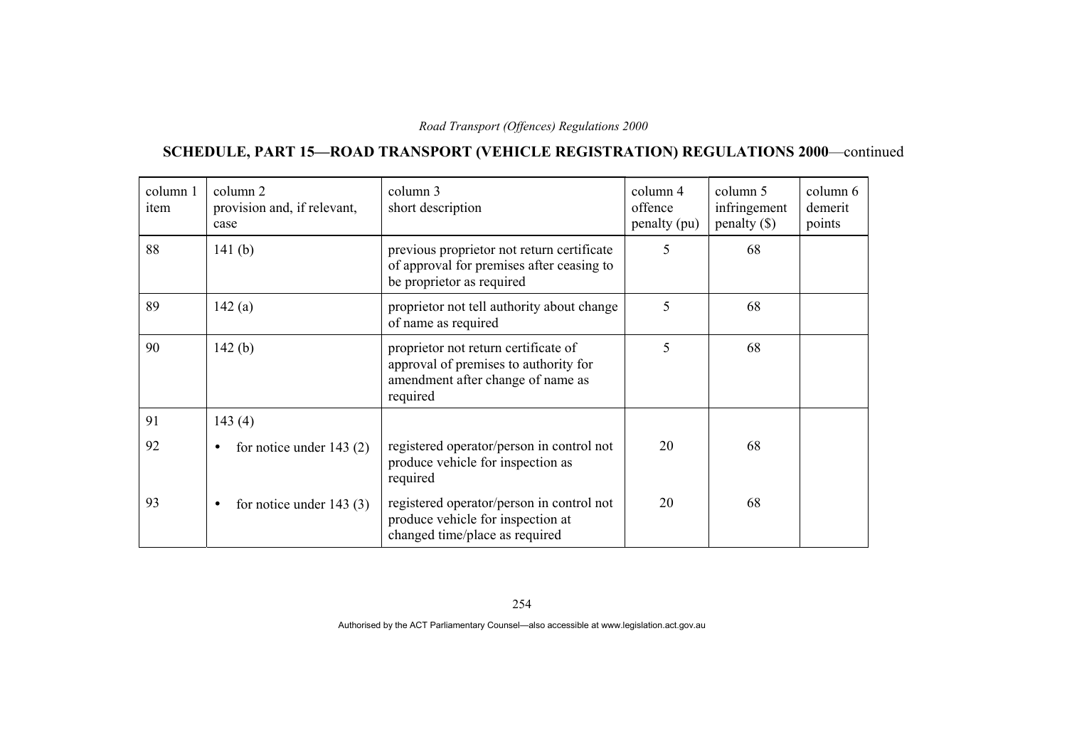## SCHEDULE, PART 15—ROAD TRANSPORT (VEHICLE REGISTRATION) REGULATIONS 2000—continued

| column 1 item | column 2 provision and, if relevant, case | column 3 short description | column 4 offence penalty (pu) | column 5 infringement penalty ($) | column 6 demerit points |
|---|---|---|---|---|---|
| 88 | 141 (b) | previous proprietor not return certificate of approval for premises after ceasing to be proprietor as required | 5 | 68 | |
| 89 | 142 (a) | proprietor not tell authority about change of name as required | 5 | 68 | |
| 90 | 142 (b) | proprietor not return certificate of approval of premises to authority for amendment after change of name as required | 5 | 68 | |
| 91 | 143 (4) | | | | |
| 92 | • for notice under 143 (2) | registered operator/person in control not produce vehicle for inspection as required | 20 | 68 | |
| 93 | • for notice under 143 (3) | registered operator/person in control not produce vehicle for inspection at changed time/place as required | 20 | 68 | |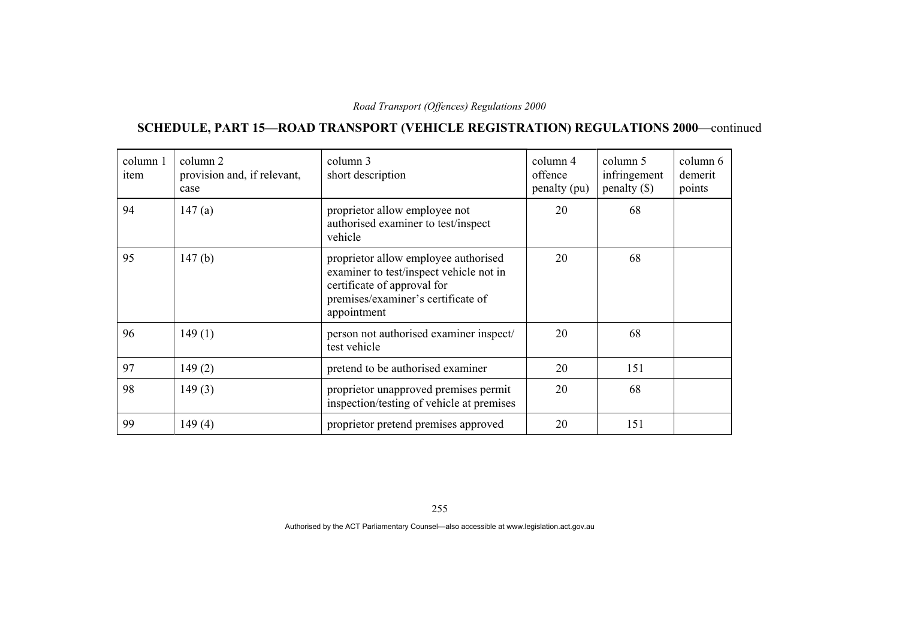## SCHEDULE, PART 15—ROAD TRANSPORT (VEHICLE REGISTRATION) REGULATIONS 2000—continued

| column 1 item | column 2 provision and, if relevant, case | column 3 short description | column 4 offence penalty (pu) | column 5 infringement penalty ($) | column 6 demerit points |
|---|---|---|---|---|---|
| 94 | 147 (a) | proprietor allow employee not authorised examiner to test/inspect vehicle | 20 | 68 | |
| 95 | 147 (b) | proprietor allow employee authorised examiner to test/inspect vehicle not in certificate of approval for premises/examiner's certificate of appointment | 20 | 68 | |
| 96 | 149 (1) | person not authorised examiner inspect/ test vehicle | 20 | 68 | |
| 97 | 149 (2) | pretend to be authorised examiner | 20 | 151 | |
| 98 | 149 (3) | proprietor unapproved premises permit inspection/testing of vehicle at premises | 20 | 68 | |
| 99 | 149 (4) | proprietor pretend premises approved | 20 | 151 | |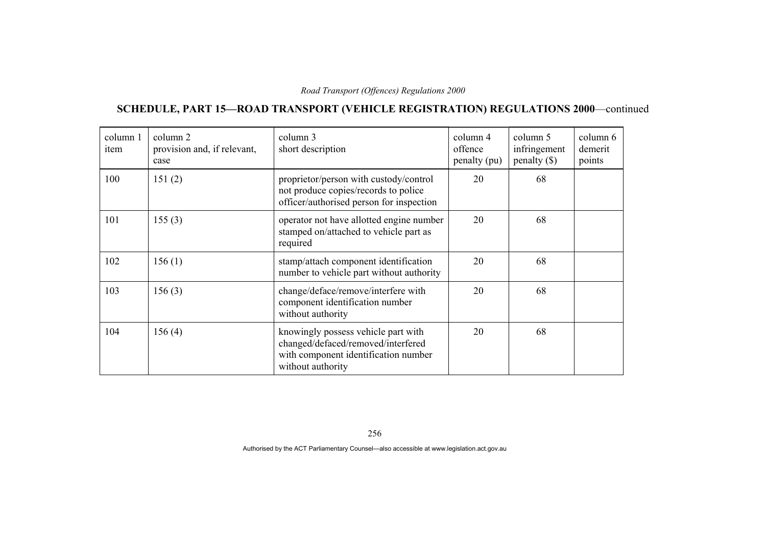## SCHEDULE, PART 15—ROAD TRANSPORT (VEHICLE REGISTRATION) REGULATIONS 2000—continued

| column 1 item | column 2 provision and, if relevant, case | column 3 short description | column 4 offence penalty (pu) | column 5 infringement penalty ($) | column 6 demerit points |
|---|---|---|---|---|---|
| 100 | 151 (2) | proprietor/person with custody/control not produce copies/records to police officer/authorised person for inspection | 20 | 68 | |
| 101 | 155 (3) | operator not have allotted engine number stamped on/attached to vehicle part as required | 20 | 68 | |
| 102 | 156 (1) | stamp/attach component identification number to vehicle part without authority | 20 | 68 | |
| 103 | 156 (3) | change/deface/remove/interfere with component identification number without authority | 20 | 68 | |
| 104 | 156 (4) | knowingly possess vehicle part with changed/defaced/removed/interfered with component identification number without authority | 20 | 68 | |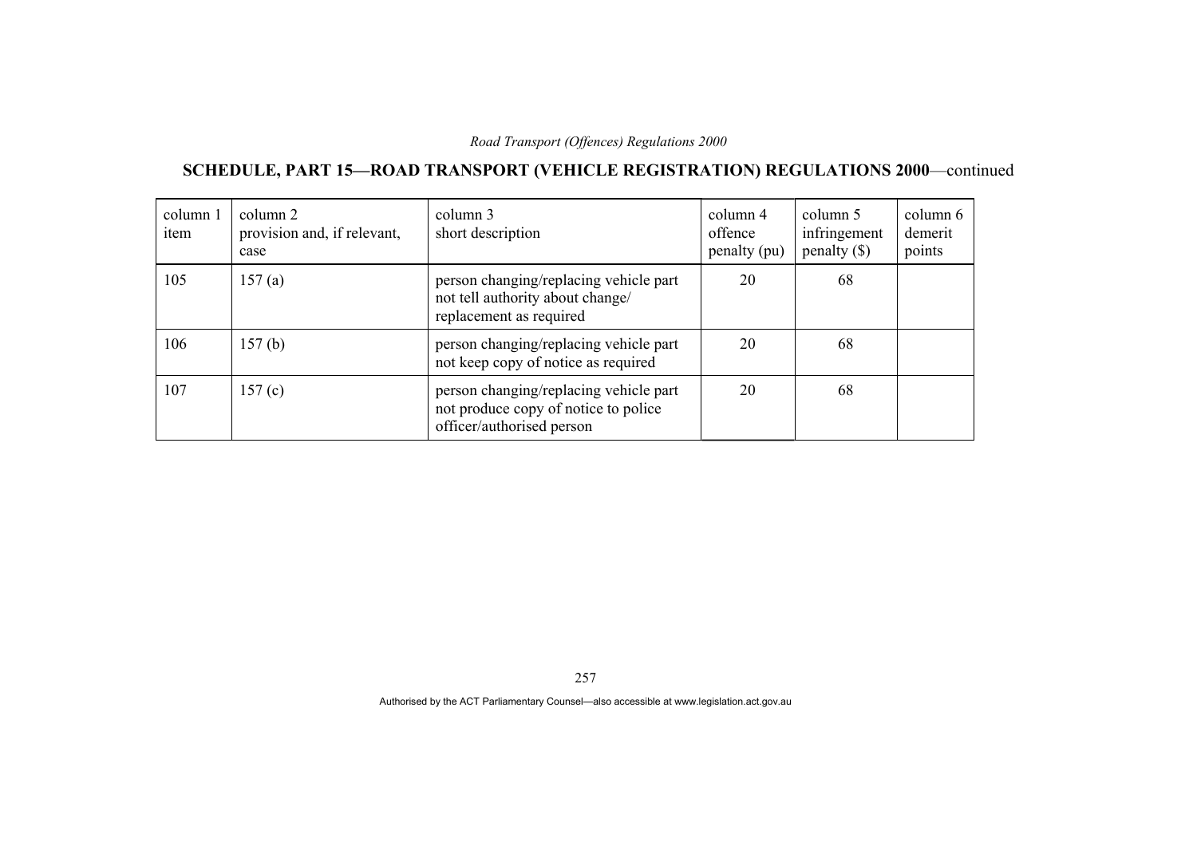## SCHEDULE, PART 15—ROAD TRANSPORT (VEHICLE REGISTRATION) REGULATIONS 2000—continued

| column 1 item | column 2 provision and, if relevant, case | column 3 short description | column 4 offence penalty (pu) | column 5 infringement penalty ($) | column 6 demerit points |
|---|---|---|---|---|---|
| 105 | 157 (a) | person changing/replacing vehicle part not tell authority about change/ replacement as required | 20 | 68 | |
| 106 | 157 (b) | person changing/replacing vehicle part not keep copy of notice as required | 20 | 68 | |
| 107 | 157 (c) | person changing/replacing vehicle part not produce copy of notice to police officer/authorised person | 20 | 68 | |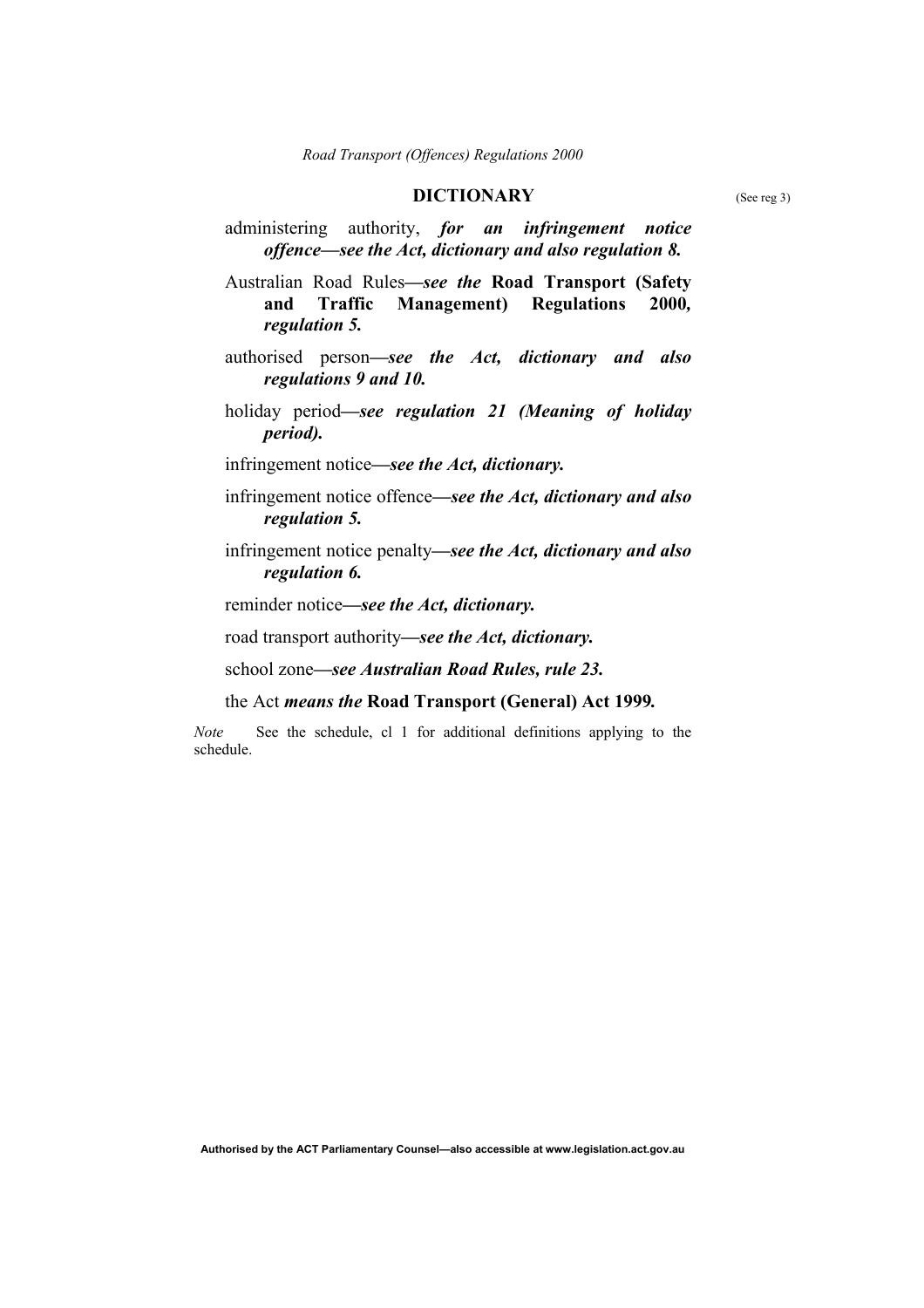## DICTIONARY

(See reg 3)

administering authority, *for an infringement notice offence***—***see the Act, dictionary and also regulation 8.*

Australian Road Rules**—***see the* **Road Transport (Safety and Traffic Management) Regulations 2000***, regulation 5.*

authorised person**—***see the Act, dictionary and also regulations 9 and 10.*

holiday period**—***see regulation 21 (Meaning of holiday period).*

infringement notice**—***see the Act, dictionary.*

infringement notice offence**—***see the Act, dictionary and also regulation 5.*

infringement notice penalty**—***see the Act, dictionary and also regulation 6.*

reminder notice**—***see the Act, dictionary.*

road transport authority**—***see the Act, dictionary.*

school zone**—***see Australian Road Rules, rule 23.*

the Act *means the* **Road Transport (General) Act 1999***.*

*Note* See the schedule, cl 1 for additional definitions applying to the schedule.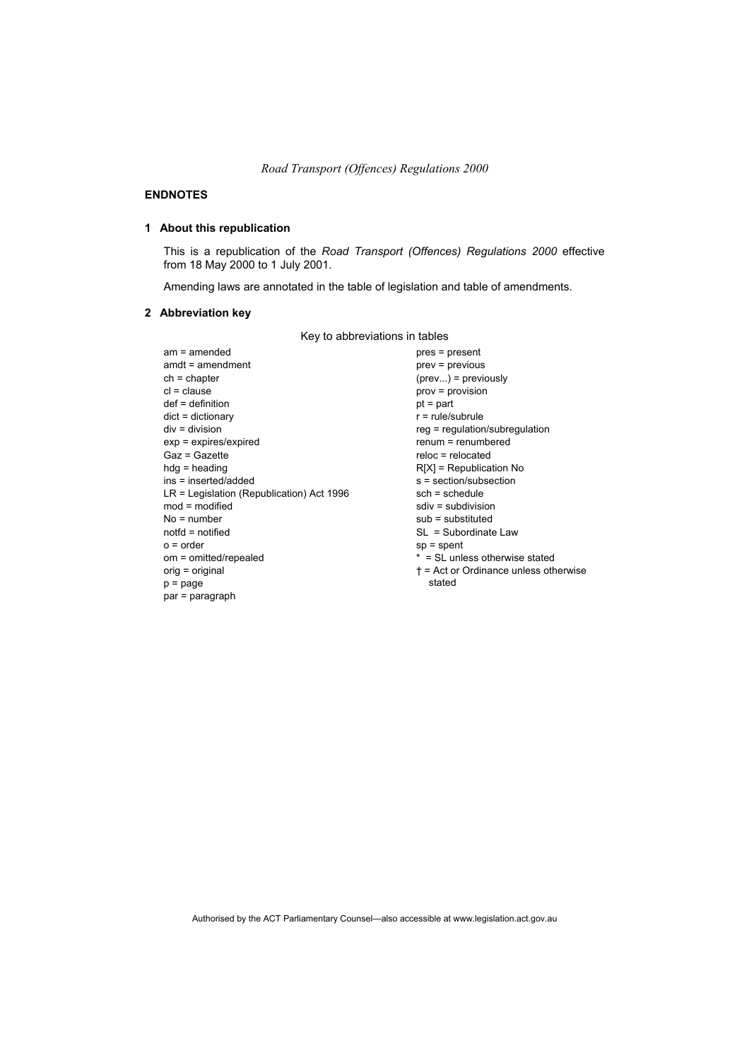## ENDNOTES

### 1 About this republication

This is a republication of the *Road Transport (Offences) Regulations 2000* effective from 18 May 2000 to 1 July 2001.

Amending laws are annotated in the table of legislation and table of amendments.

### 2 Abbreviation key

Key to abbreviations in tables

am = amended
amdt = amendment
ch = chapter
cl = clause
def = definition
dict = dictionary
div = division
exp = expires/expired
Gaz = Gazette
hdg = heading
ins = inserted/added
LR = Legislation (Republication) Act 1996
mod = modified
No = number
notfd = notified
o = order
om = omitted/repealed
orig = original
p = page
par = paragraph
pres = present
prev = previous
(prev...) = previously
prov = provision
pt = part
r = rule/subrule
reg = regulation/subregulation
renum = renumbered
reloc = relocated
R[X] = Republication No
s = section/subsection
sch = schedule
sdiv = subdivision
sub = substituted
SL = Subordinate Law
sp = spent
* = SL unless otherwise stated
† = Act or Ordinance unless otherwise stated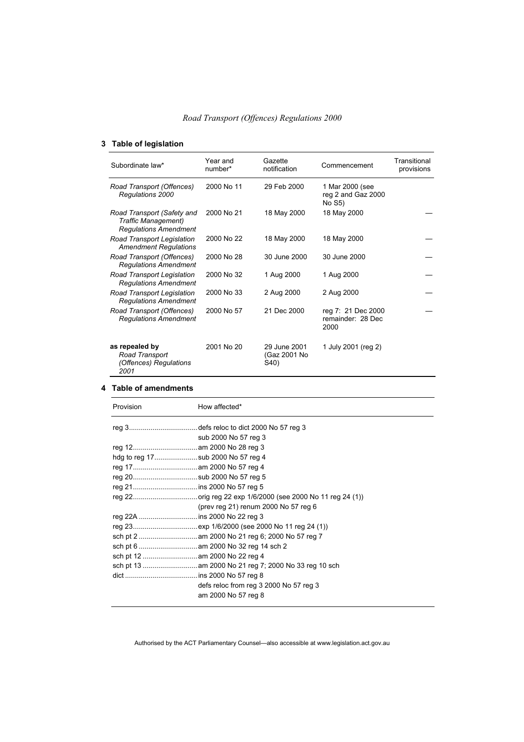## 3 Table of legislation

| Subordinate law* | Year and number* | Gazette notification | Commencement | Transitional provisions |
|---|---|---|---|---|
| *Road Transport (Offences) Regulations 2000* | 2000 No 11 | 29 Feb 2000 | 1 Mar 2000 (see reg 2 and Gaz 2000 No S5) | |
| *Road Transport (Safety and Traffic Management) Regulations Amendment* | 2000 No 21 | 18 May 2000 | 18 May 2000 | — |
| *Road Transport Legislation Amendment Regulations* | 2000 No 22 | 18 May 2000 | 18 May 2000 | — |
| *Road Transport (Offences) Regulations Amendment* | 2000 No 28 | 30 June 2000 | 30 June 2000 | — |
| *Road Transport Legislation Regulations Amendment* | 2000 No 32 | 1 Aug 2000 | 1 Aug 2000 | — |
| *Road Transport Legislation Regulations Amendment* | 2000 No 33 | 2 Aug 2000 | 2 Aug 2000 | — |
| *Road Transport (Offences) Regulations Amendment* | 2000 No 57 | 21 Dec 2000 | reg 7: 21 Dec 2000 remainder: 28 Dec 2000 | — |
| **as repealed by** *Road Transport (Offences) Regulations 2001* | 2001 No 20 | 29 June 2001 (Gaz 2001 No S40) | 1 July 2001 (reg 2) | |

## 4 Table of amendments

| Provision | How affected* |
|---|---|
| reg 3 | defs reloc to dict 2000 No 57 reg 3 |
| | sub 2000 No 57 reg 3 |
| reg 12 | am 2000 No 28 reg 3 |
| hdg to reg 17 | sub 2000 No 57 reg 4 |
| reg 17 | am 2000 No 57 reg 4 |
| reg 20 | sub 2000 No 57 reg 5 |
| reg 21 | ins 2000 No 57 reg 5 |
| reg 22 | orig reg 22 exp 1/6/2000 (see 2000 No 11 reg 24 (1)) |
| | (prev reg 21) renum 2000 No 57 reg 6 |
| reg 22A | ins 2000 No 22 reg 3 |
| reg 23 | exp 1/6/2000 (see 2000 No 11 reg 24 (1)) |
| sch pt 2 | am 2000 No 21 reg 6; 2000 No 57 reg 7 |
| sch pt 6 | am 2000 No 32 reg 14 sch 2 |
| sch pt 12 | am 2000 No 22 reg 4 |
| sch pt 13 | am 2000 No 21 reg 7; 2000 No 33 reg 10 sch |
| dict | ins 2000 No 57 reg 8 |
| | defs reloc from reg 3 2000 No 57 reg 3 |
| | am 2000 No 57 reg 8 |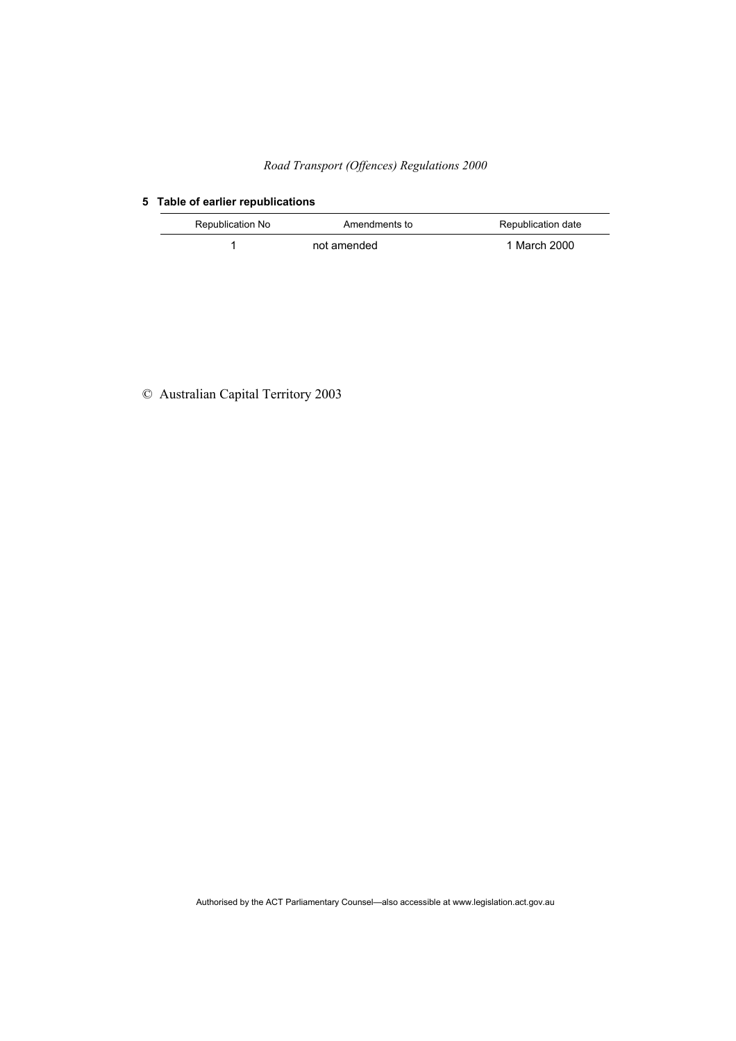### 5 Table of earlier republications

| Republication No | Amendments to | Republication date |
|---|---|---|
| 1 | not amended | 1 March 2000 |

© Australian Capital Territory 2003